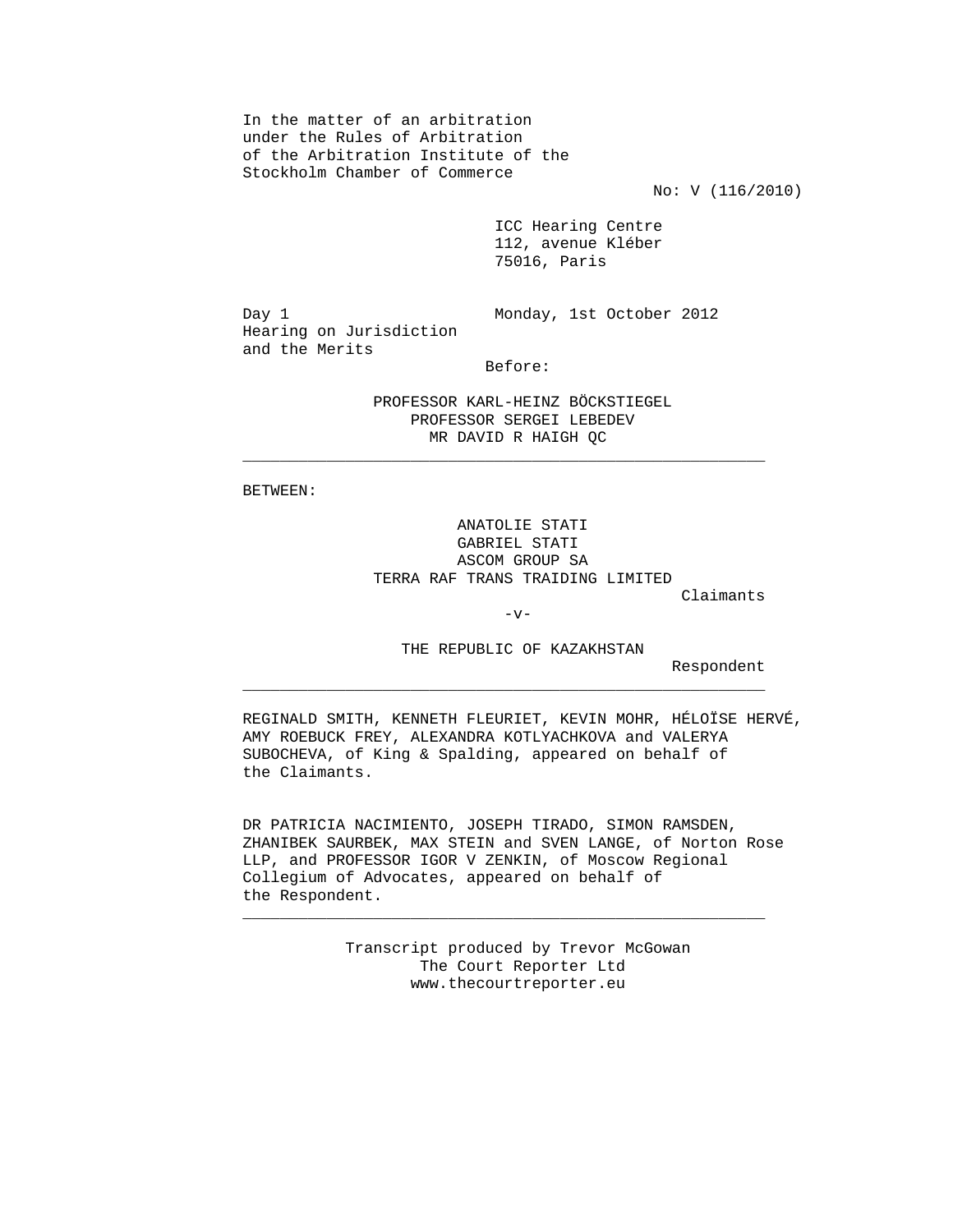In the matter of an arbitration
under the Rules of Arbitration
of the Arbitration Institute of the
Stockholm Chamber of Commerce

No: V (116/2010)

ICC Hearing Centre
112, avenue Kléber
75016, Paris

Day 1
Hearing on Jurisdiction
and the Merits

Monday, 1st October 2012

Before:

PROFESSOR KARL-HEINZ BÖCKSTIEGEL
PROFESSOR SERGEI LEBEDEV
MR DAVID R HAIGH QC

---

BETWEEN:

ANATOLIE STATI
GABRIEL STATI
ASCOM GROUP SA
TERRA RAF TRANS TRAIDING LIMITED

Claimants

-v-

THE REPUBLIC OF KAZAKHSTAN

Respondent

---

REGINALD SMITH, KENNETH FLEURIET, KEVIN MOHR, HÉLOÏSE HERVÉ, AMY ROEBUCK FREY, ALEXANDRA KOTLYACHKOVA and VALERYA SUBOCHEVA, of King & Spalding, appeared on behalf of the Claimants.

DR PATRICIA NACIMIENTO, JOSEPH TIRADO, SIMON RAMSDEN, ZHANIBEK SAURBEK, MAX STEIN and SVEN LANGE, of Norton Rose LLP, and PROFESSOR IGOR V ZENKIN, of Moscow Regional Collegium of Advocates, appeared on behalf of the Respondent.

---

Transcript produced by Trevor McGowan
The Court Reporter Ltd
www.thecourtreporter.eu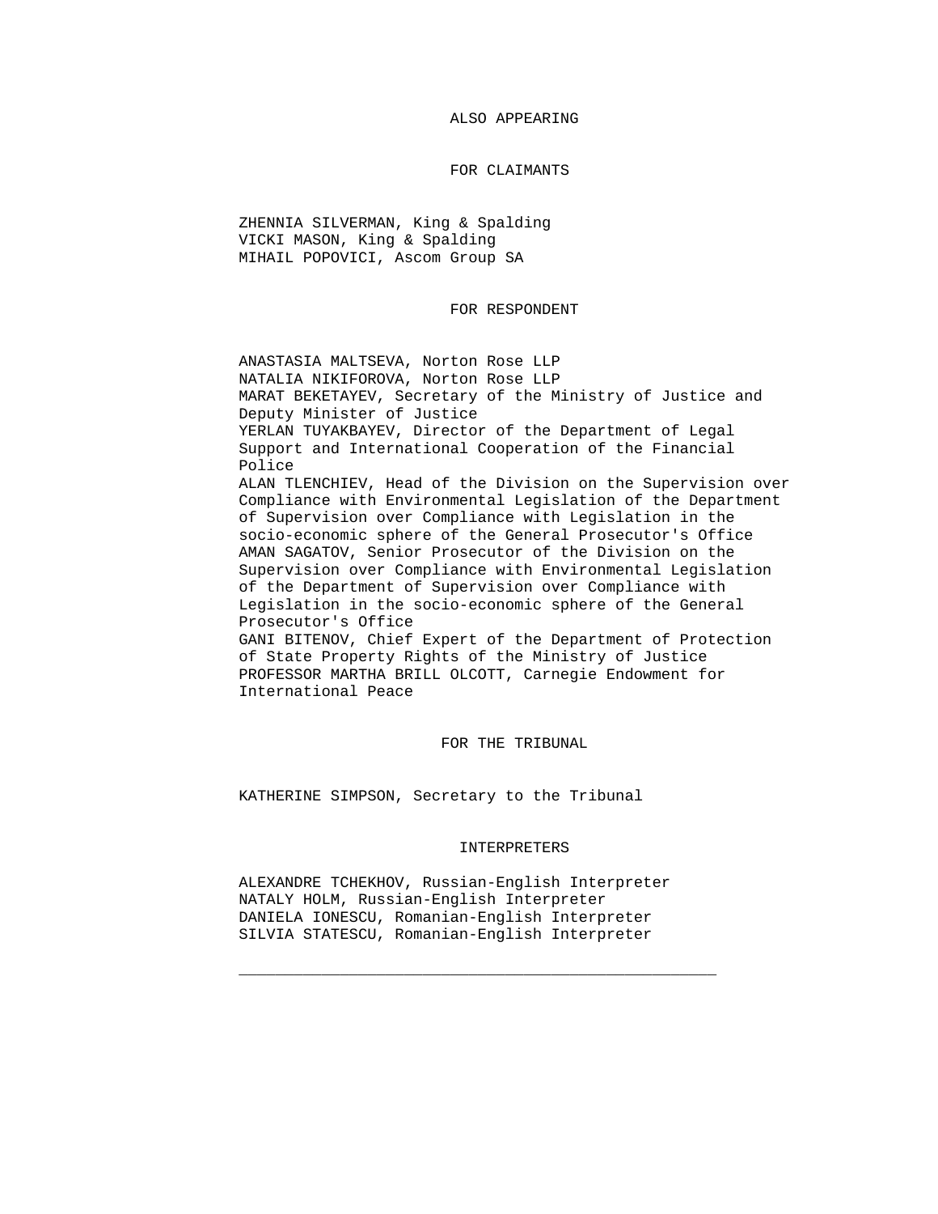## ALSO APPEARING

### FOR CLAIMANTS

ZHENNIA SILVERMAN, King & Spalding
VICKI MASON, King & Spalding
MIHAIL POPOVICI, Ascom Group SA

### FOR RESPONDENT

ANASTASIA MALTSEVA, Norton Rose LLP
NATALIA NIKIFOROVA, Norton Rose LLP
MARAT BEKETAYEV, Secretary of the Ministry of Justice and Deputy Minister of Justice
YERLAN TUYAKBAYEV, Director of the Department of Legal Support and International Cooperation of the Financial Police
ALAN TLENCHIEV, Head of the Division on the Supervision over Compliance with Environmental Legislation of the Department of Supervision over Compliance with Legislation in the socio-economic sphere of the General Prosecutor's Office
AMAN SAGATOV, Senior Prosecutor of the Division on the Supervision over Compliance with Environmental Legislation of the Department of Supervision over Compliance with Legislation in the socio-economic sphere of the General Prosecutor's Office
GANI BITENOV, Chief Expert of the Department of Protection of State Property Rights of the Ministry of Justice
PROFESSOR MARTHA BRILL OLCOTT, Carnegie Endowment for International Peace

### FOR THE TRIBUNAL

KATHERINE SIMPSON, Secretary to the Tribunal

### INTERPRETERS

ALEXANDRE TCHEKHOV, Russian-English Interpreter
NATALY HOLM, Russian-English Interpreter
DANIELA IONESCU, Romanian-English Interpreter
SILVIA STATESCU, Romanian-English Interpreter

---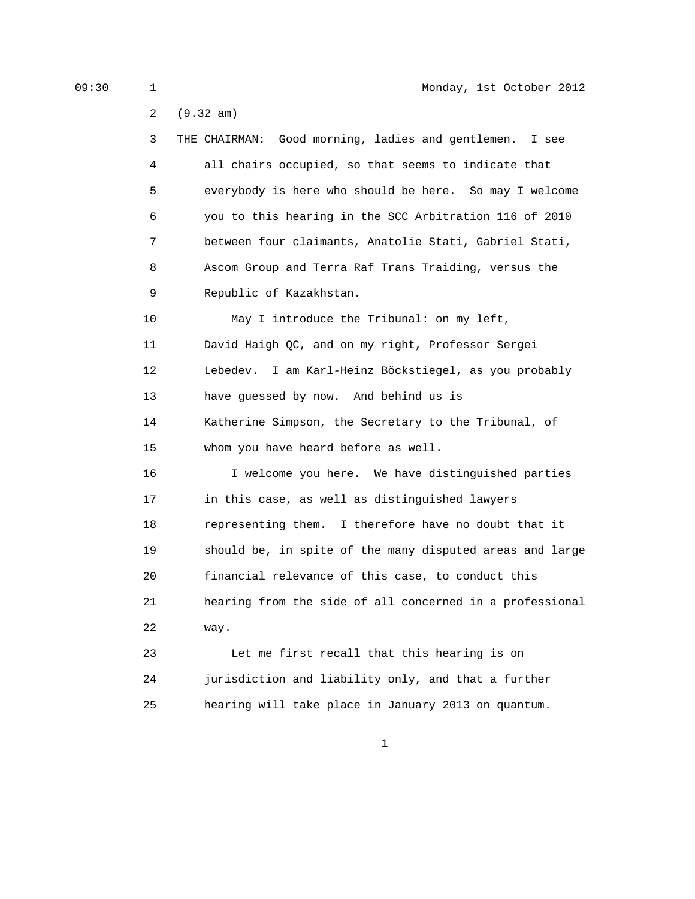Monday, 1st October 2012

(9.32 am)

THE CHAIRMAN: Good morning, ladies and gentlemen. I see all chairs occupied, so that seems to indicate that everybody is here who should be here. So may I welcome you to this hearing in the SCC Arbitration 116 of 2010 between four claimants, Anatolie Stati, Gabriel Stati, Ascom Group and Terra Raf Trans Traiding, versus the Republic of Kazakhstan.

May I introduce the Tribunal: on my left, David Haigh QC, and on my right, Professor Sergei Lebedev. I am Karl-Heinz Böckstiegel, as you probably have guessed by now. And behind us is Katherine Simpson, the Secretary to the Tribunal, of whom you have heard before as well.

I welcome you here. We have distinguished parties in this case, as well as distinguished lawyers representing them. I therefore have no doubt that it should be, in spite of the many disputed areas and large financial relevance of this case, to conduct this hearing from the side of all concerned in a professional way.

Let me first recall that this hearing is on jurisdiction and liability only, and that a further hearing will take place in January 2013 on quantum.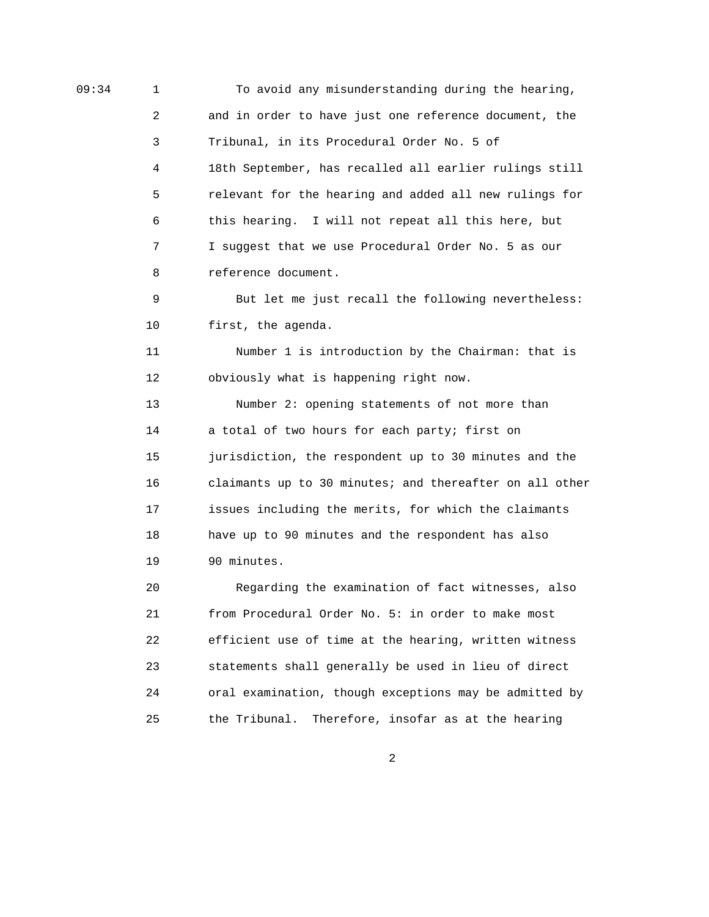To avoid any misunderstanding during the hearing, and in order to have just one reference document, the Tribunal, in its Procedural Order No. 5 of 18th September, has recalled all earlier rulings still relevant for the hearing and added all new rulings for this hearing. I will not repeat all this here, but I suggest that we use Procedural Order No. 5 as our reference document.

But let me just recall the following nevertheless: first, the agenda.

Number 1 is introduction by the Chairman: that is obviously what is happening right now.

Number 2: opening statements of not more than a total of two hours for each party; first on jurisdiction, the respondent up to 30 minutes and the claimants up to 30 minutes; and thereafter on all other issues including the merits, for which the claimants have up to 90 minutes and the respondent has also 90 minutes.

Regarding the examination of fact witnesses, also from Procedural Order No. 5: in order to make most efficient use of time at the hearing, written witness statements shall generally be used in lieu of direct oral examination, though exceptions may be admitted by the Tribunal. Therefore, insofar as at the hearing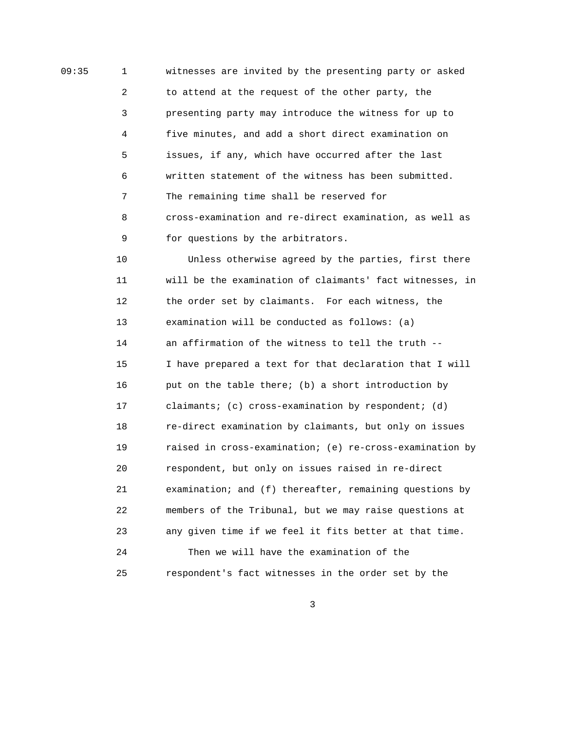witnesses are invited by the presenting party or asked to attend at the request of the other party, the presenting party may introduce the witness for up to five minutes, and add a short direct examination on issues, if any, which have occurred after the last written statement of the witness has been submitted. The remaining time shall be reserved for cross-examination and re-direct examination, as well as for questions by the arbitrators.

Unless otherwise agreed by the parties, first there will be the examination of claimants' fact witnesses, in the order set by claimants. For each witness, the examination will be conducted as follows: (a) an affirmation of the witness to tell the truth -- I have prepared a text for that declaration that I will put on the table there; (b) a short introduction by claimants; (c) cross-examination by respondent; (d) re-direct examination by claimants, but only on issues raised in cross-examination; (e) re-cross-examination by respondent, but only on issues raised in re-direct examination; and (f) thereafter, remaining questions by members of the Tribunal, but we may raise questions at any given time if we feel it fits better at that time.

Then we will have the examination of the respondent's fact witnesses in the order set by the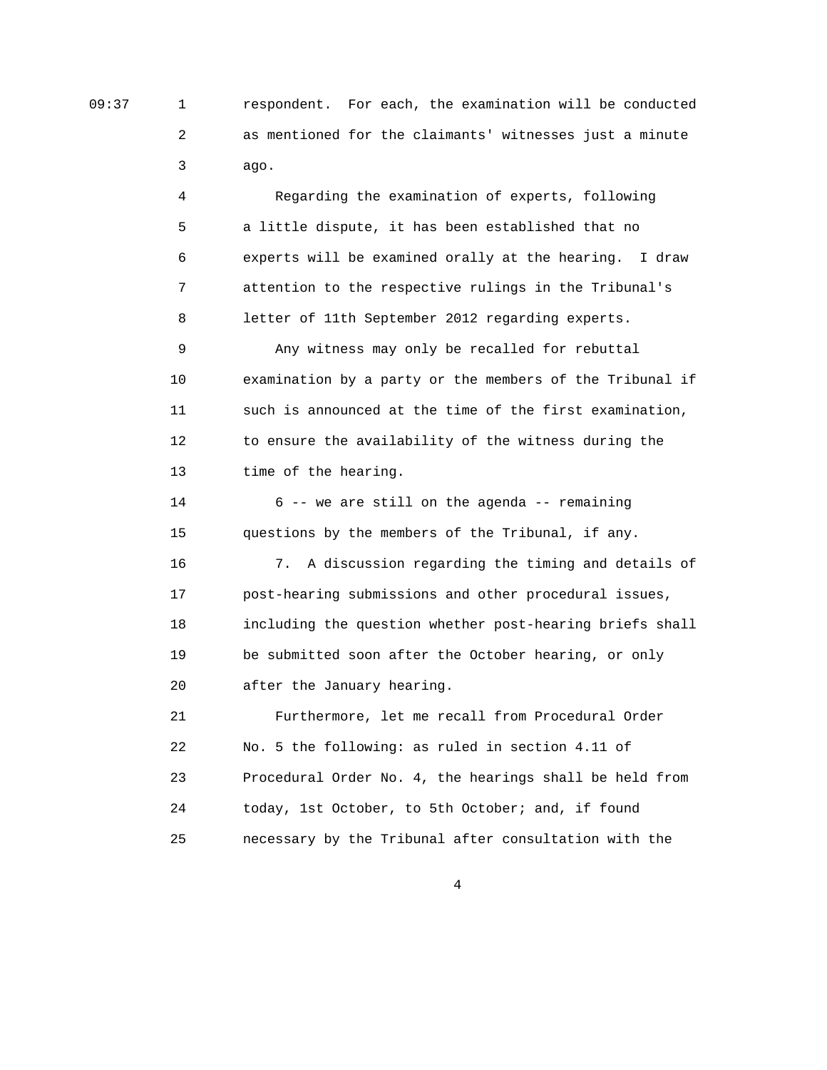respondent. For each, the examination will be conducted as mentioned for the claimants' witnesses just a minute ago.

Regarding the examination of experts, following a little dispute, it has been established that no experts will be examined orally at the hearing. I draw attention to the respective rulings in the Tribunal's letter of 11th September 2012 regarding experts.

Any witness may only be recalled for rebuttal examination by a party or the members of the Tribunal if such is announced at the time of the first examination, to ensure the availability of the witness during the time of the hearing.

6 -- we are still on the agenda -- remaining questions by the members of the Tribunal, if any.

7. A discussion regarding the timing and details of post-hearing submissions and other procedural issues, including the question whether post-hearing briefs shall be submitted soon after the October hearing, or only after the January hearing.

Furthermore, let me recall from Procedural Order No. 5 the following: as ruled in section 4.11 of Procedural Order No. 4, the hearings shall be held from today, 1st October, to 5th October; and, if found necessary by the Tribunal after consultation with the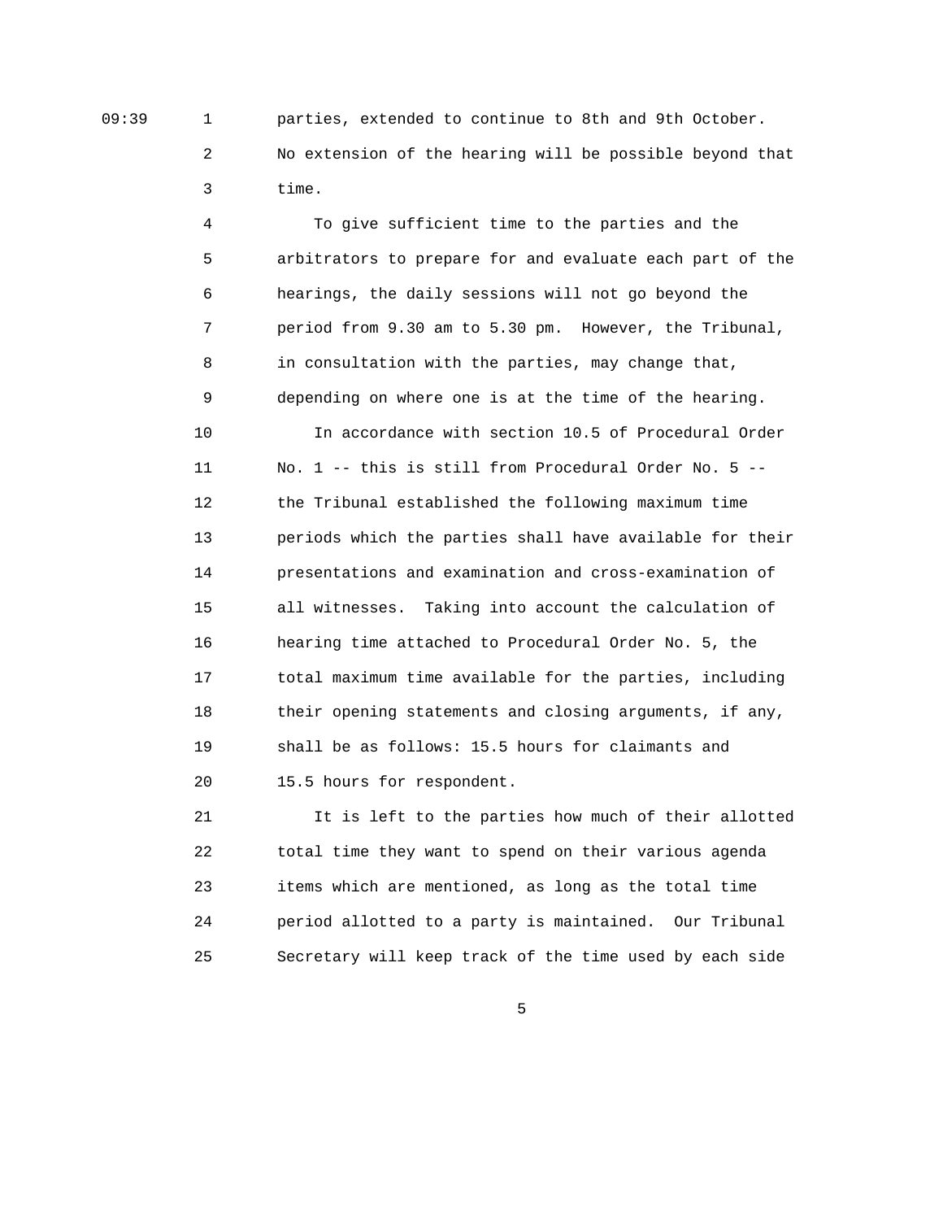parties, extended to continue to 8th and 9th October. No extension of the hearing will be possible beyond that time.

To give sufficient time to the parties and the arbitrators to prepare for and evaluate each part of the hearings, the daily sessions will not go beyond the period from 9.30 am to 5.30 pm. However, the Tribunal, in consultation with the parties, may change that, depending on where one is at the time of the hearing.

In accordance with section 10.5 of Procedural Order No. 1 -- this is still from Procedural Order No. 5 -- the Tribunal established the following maximum time periods which the parties shall have available for their presentations and examination and cross-examination of all witnesses. Taking into account the calculation of hearing time attached to Procedural Order No. 5, the total maximum time available for the parties, including their opening statements and closing arguments, if any, shall be as follows: 15.5 hours for claimants and 15.5 hours for respondent.

It is left to the parties how much of their allotted total time they want to spend on their various agenda items which are mentioned, as long as the total time period allotted to a party is maintained. Our Tribunal Secretary will keep track of the time used by each side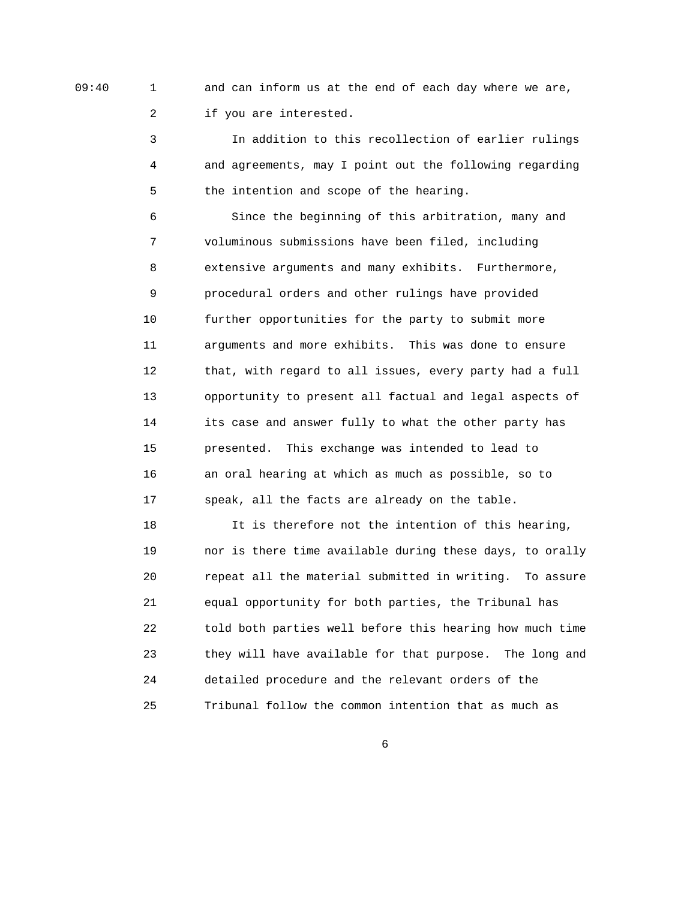and can inform us at the end of each day where we are, if you are interested.

In addition to this recollection of earlier rulings and agreements, may I point out the following regarding the intention and scope of the hearing.

Since the beginning of this arbitration, many and voluminous submissions have been filed, including extensive arguments and many exhibits. Furthermore, procedural orders and other rulings have provided further opportunities for the party to submit more arguments and more exhibits. This was done to ensure that, with regard to all issues, every party had a full opportunity to present all factual and legal aspects of its case and answer fully to what the other party has presented. This exchange was intended to lead to an oral hearing at which as much as possible, so to speak, all the facts are already on the table.

It is therefore not the intention of this hearing, nor is there time available during these days, to orally repeat all the material submitted in writing. To assure equal opportunity for both parties, the Tribunal has told both parties well before this hearing how much time they will have available for that purpose. The long and detailed procedure and the relevant orders of the Tribunal follow the common intention that as much as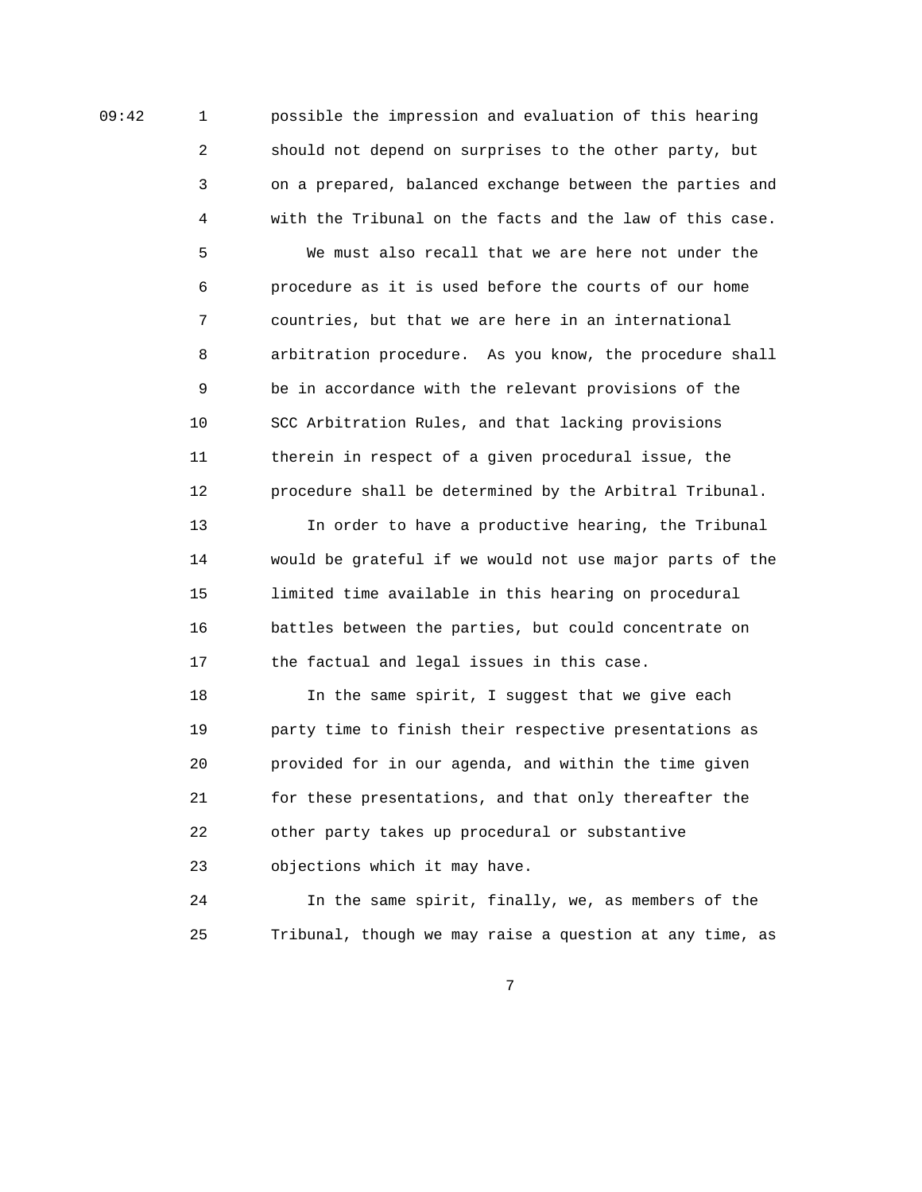possible the impression and evaluation of this hearing should not depend on surprises to the other party, but on a prepared, balanced exchange between the parties and with the Tribunal on the facts and the law of this case.

We must also recall that we are here not under the procedure as it is used before the courts of our home countries, but that we are here in an international arbitration procedure. As you know, the procedure shall be in accordance with the relevant provisions of the SCC Arbitration Rules, and that lacking provisions therein in respect of a given procedural issue, the procedure shall be determined by the Arbitral Tribunal.

In order to have a productive hearing, the Tribunal would be grateful if we would not use major parts of the limited time available in this hearing on procedural battles between the parties, but could concentrate on the factual and legal issues in this case.

In the same spirit, I suggest that we give each party time to finish their respective presentations as provided for in our agenda, and within the time given for these presentations, and that only thereafter the other party takes up procedural or substantive objections which it may have.

In the same spirit, finally, we, as members of the Tribunal, though we may raise a question at any time, as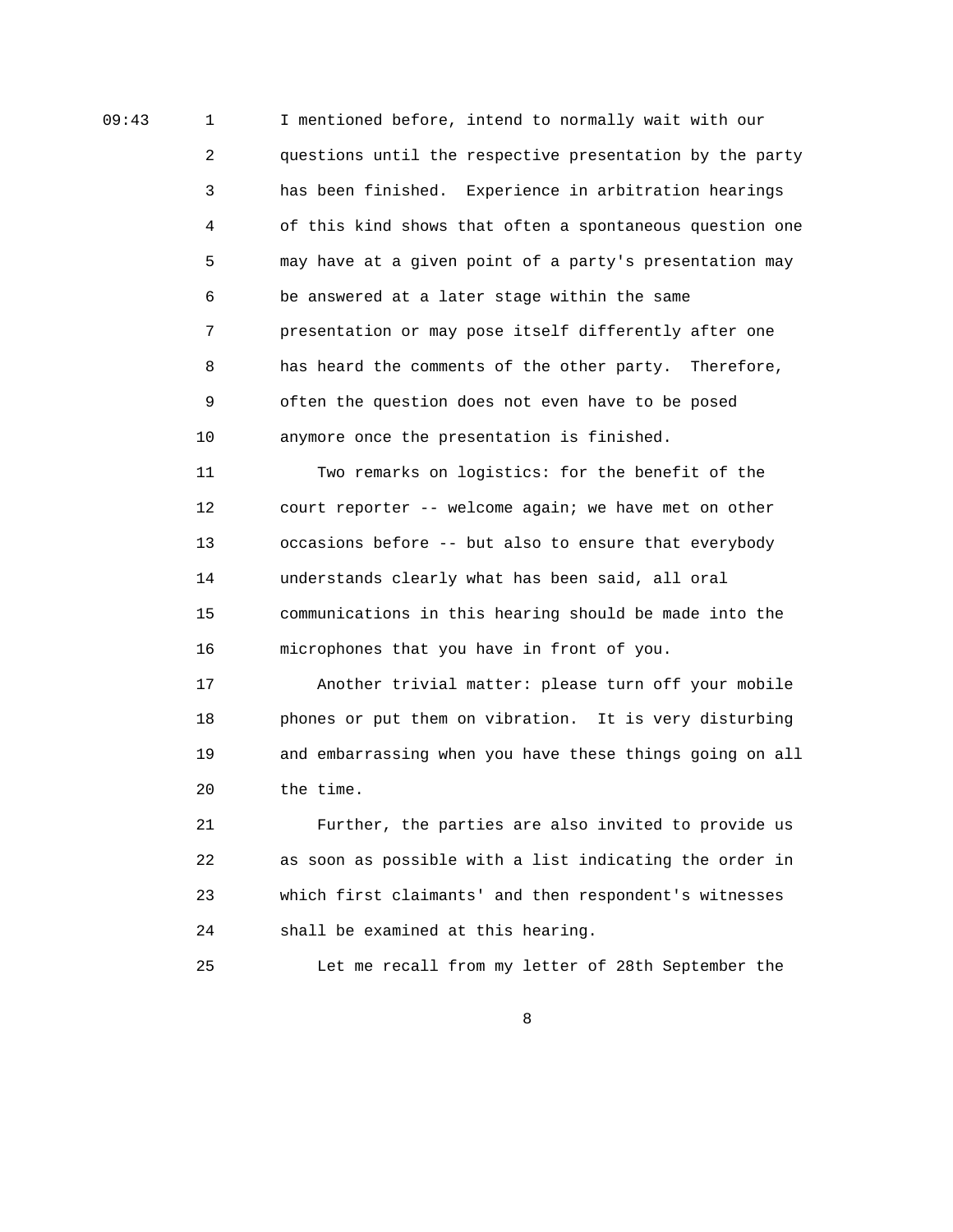I mentioned before, intend to normally wait with our questions until the respective presentation by the party has been finished. Experience in arbitration hearings of this kind shows that often a spontaneous question one may have at a given point of a party's presentation may be answered at a later stage within the same presentation or may pose itself differently after one has heard the comments of the other party. Therefore, often the question does not even have to be posed anymore once the presentation is finished.

Two remarks on logistics: for the benefit of the court reporter -- welcome again; we have met on other occasions before -- but also to ensure that everybody understands clearly what has been said, all oral communications in this hearing should be made into the microphones that you have in front of you.

Another trivial matter: please turn off your mobile phones or put them on vibration. It is very disturbing and embarrassing when you have these things going on all the time.

Further, the parties are also invited to provide us as soon as possible with a list indicating the order in which first claimants' and then respondent's witnesses shall be examined at this hearing.

Let me recall from my letter of 28th September the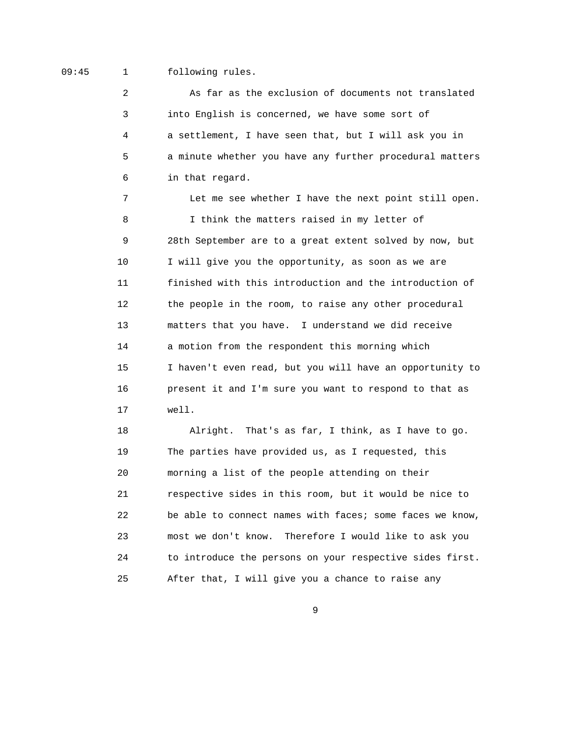following rules.

As far as the exclusion of documents not translated into English is concerned, we have some sort of a settlement, I have seen that, but I will ask you in a minute whether you have any further procedural matters in that regard.

Let me see whether I have the next point still open.

I think the matters raised in my letter of 28th September are to a great extent solved by now, but I will give you the opportunity, as soon as we are finished with this introduction and the introduction of the people in the room, to raise any other procedural matters that you have. I understand we did receive a motion from the respondent this morning which I haven't even read, but you will have an opportunity to present it and I'm sure you want to respond to that as well.

Alright. That's as far, I think, as I have to go. The parties have provided us, as I requested, this morning a list of the people attending on their respective sides in this room, but it would be nice to be able to connect names with faces; some faces we know, most we don't know. Therefore I would like to ask you to introduce the persons on your respective sides first. After that, I will give you a chance to raise any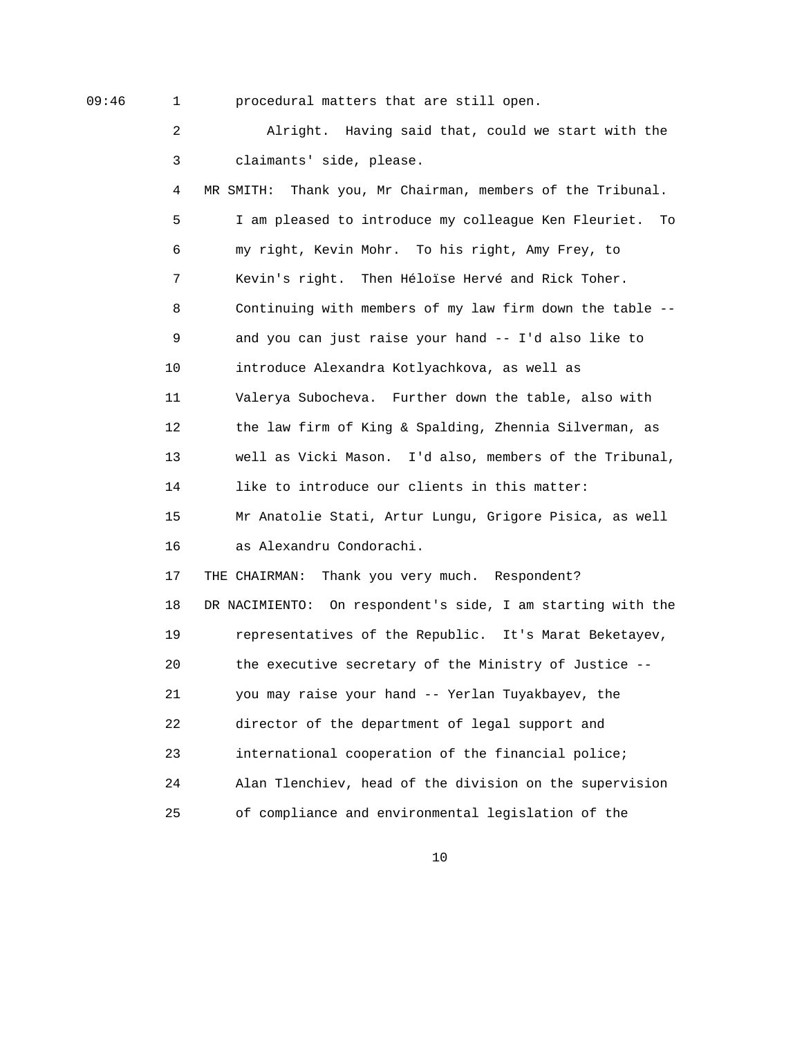09:46 1 procedural matters that are still open.

2 Alright. Having said that, could we start with the

3 claimants' side, please.

4 MR SMITH: Thank you, Mr Chairman, members of the Tribunal.

5 I am pleased to introduce my colleague Ken Fleuriet. To

6 my right, Kevin Mohr. To his right, Amy Frey, to

7 Kevin's right. Then Héloïse Hervé and Rick Toher.

8 Continuing with members of my law firm down the table --

9 and you can just raise your hand -- I'd also like to

10 introduce Alexandra Kotlyachkova, as well as

11 Valerya Subocheva. Further down the table, also with

12 the law firm of King & Spalding, Zhennia Silverman, as

13 well as Vicki Mason. I'd also, members of the Tribunal,

14 like to introduce our clients in this matter:

15 Mr Anatolie Stati, Artur Lungu, Grigore Pisica, as well

16 as Alexandru Condorachi.

17 THE CHAIRMAN: Thank you very much. Respondent?

18 DR NACIMIENTO: On respondent's side, I am starting with the

19 representatives of the Republic. It's Marat Beketayev,

20 the executive secretary of the Ministry of Justice --

21 you may raise your hand -- Yerlan Tuyakbayev, the

22 director of the department of legal support and

23 international cooperation of the financial police;

24 Alan Tlenchiev, head of the division on the supervision

25 of compliance and environmental legislation of the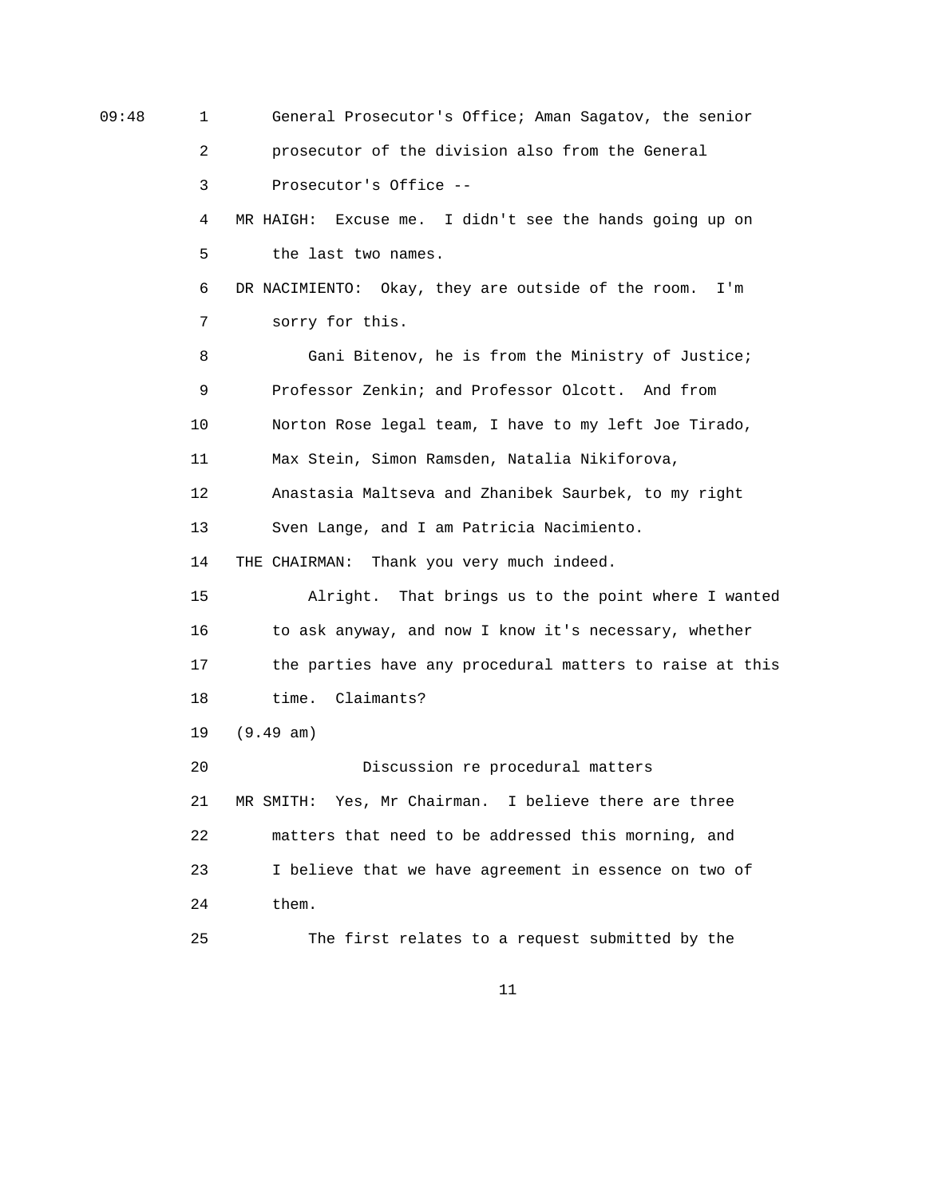General Prosecutor's Office; Aman Sagatov, the senior prosecutor of the division also from the General Prosecutor's Office --

MR HAIGH: Excuse me. I didn't see the hands going up on the last two names.

DR NACIMIENTO: Okay, they are outside of the room. I'm sorry for this.

Gani Bitenov, he is from the Ministry of Justice; Professor Zenkin; and Professor Olcott. And from Norton Rose legal team, I have to my left Joe Tirado, Max Stein, Simon Ramsden, Natalia Nikiforova, Anastasia Maltseva and Zhanibek Saurbek, to my right Sven Lange, and I am Patricia Nacimiento.

THE CHAIRMAN: Thank you very much indeed.

Alright. That brings us to the point where I wanted to ask anyway, and now I know it's necessary, whether the parties have any procedural matters to raise at this time. Claimants?

(9.49 am)

## Discussion re procedural matters

MR SMITH: Yes, Mr Chairman. I believe there are three matters that need to be addressed this morning, and I believe that we have agreement in essence on two of them.

The first relates to a request submitted by the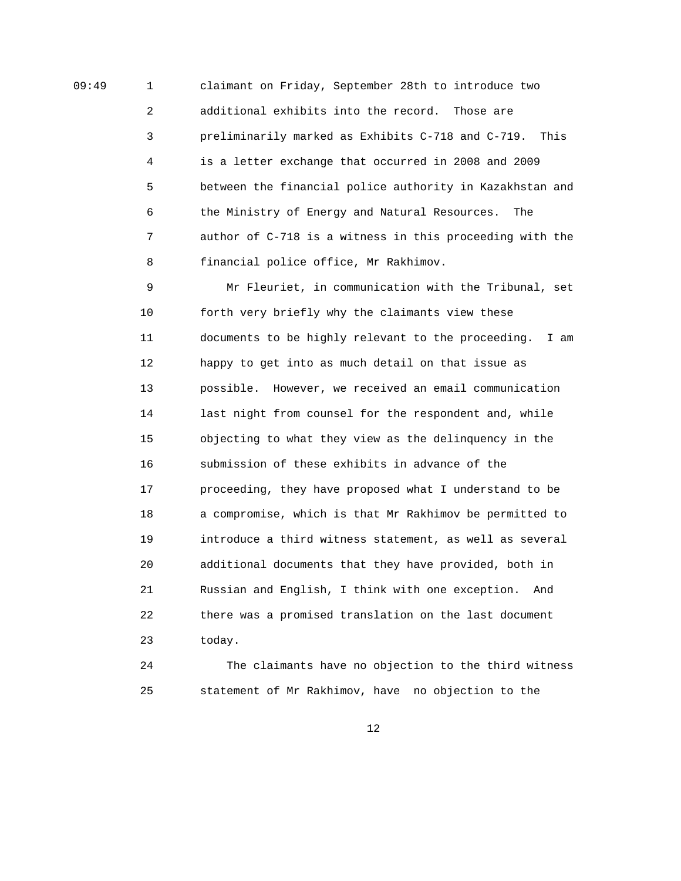claimant on Friday, September 28th to introduce two additional exhibits into the record. Those are preliminarily marked as Exhibits C-718 and C-719. This is a letter exchange that occurred in 2008 and 2009 between the financial police authority in Kazakhstan and the Ministry of Energy and Natural Resources. The author of C-718 is a witness in this proceeding with the financial police office, Mr Rakhimov.

Mr Fleuriet, in communication with the Tribunal, set forth very briefly why the claimants view these documents to be highly relevant to the proceeding. I am happy to get into as much detail on that issue as possible. However, we received an email communication last night from counsel for the respondent and, while objecting to what they view as the delinquency in the submission of these exhibits in advance of the proceeding, they have proposed what I understand to be a compromise, which is that Mr Rakhimov be permitted to introduce a third witness statement, as well as several additional documents that they have provided, both in Russian and English, I think with one exception. And there was a promised translation on the last document today.

The claimants have no objection to the third witness statement of Mr Rakhimov, have no objection to the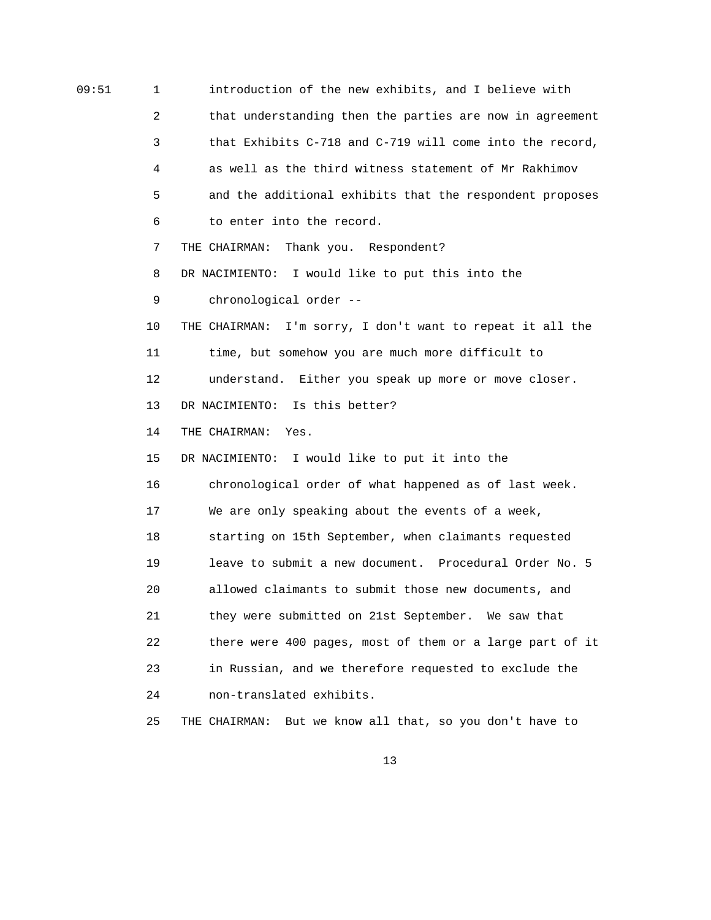09:51 1 introduction of the new exhibits, and I believe with
2 that understanding then the parties are now in agreement
3 that Exhibits C-718 and C-719 will come into the record,
4 as well as the third witness statement of Mr Rakhimov
5 and the additional exhibits that the respondent proposes
6 to enter into the record.

7 THE CHAIRMAN: Thank you. Respondent?

8 DR NACIMIENTO: I would like to put this into the
9 chronological order --

10 THE CHAIRMAN: I'm sorry, I don't want to repeat it all the
11 time, but somehow you are much more difficult to
12 understand. Either you speak up more or move closer.

13 DR NACIMIENTO: Is this better?

14 THE CHAIRMAN: Yes.

15 DR NACIMIENTO: I would like to put it into the
16 chronological order of what happened as of last week.
17 We are only speaking about the events of a week,
18 starting on 15th September, when claimants requested
19 leave to submit a new document. Procedural Order No. 5
20 allowed claimants to submit those new documents, and
21 they were submitted on 21st September. We saw that
22 there were 400 pages, most of them or a large part of it
23 in Russian, and we therefore requested to exclude the
24 non-translated exhibits.

25 THE CHAIRMAN: But we know all that, so you don't have to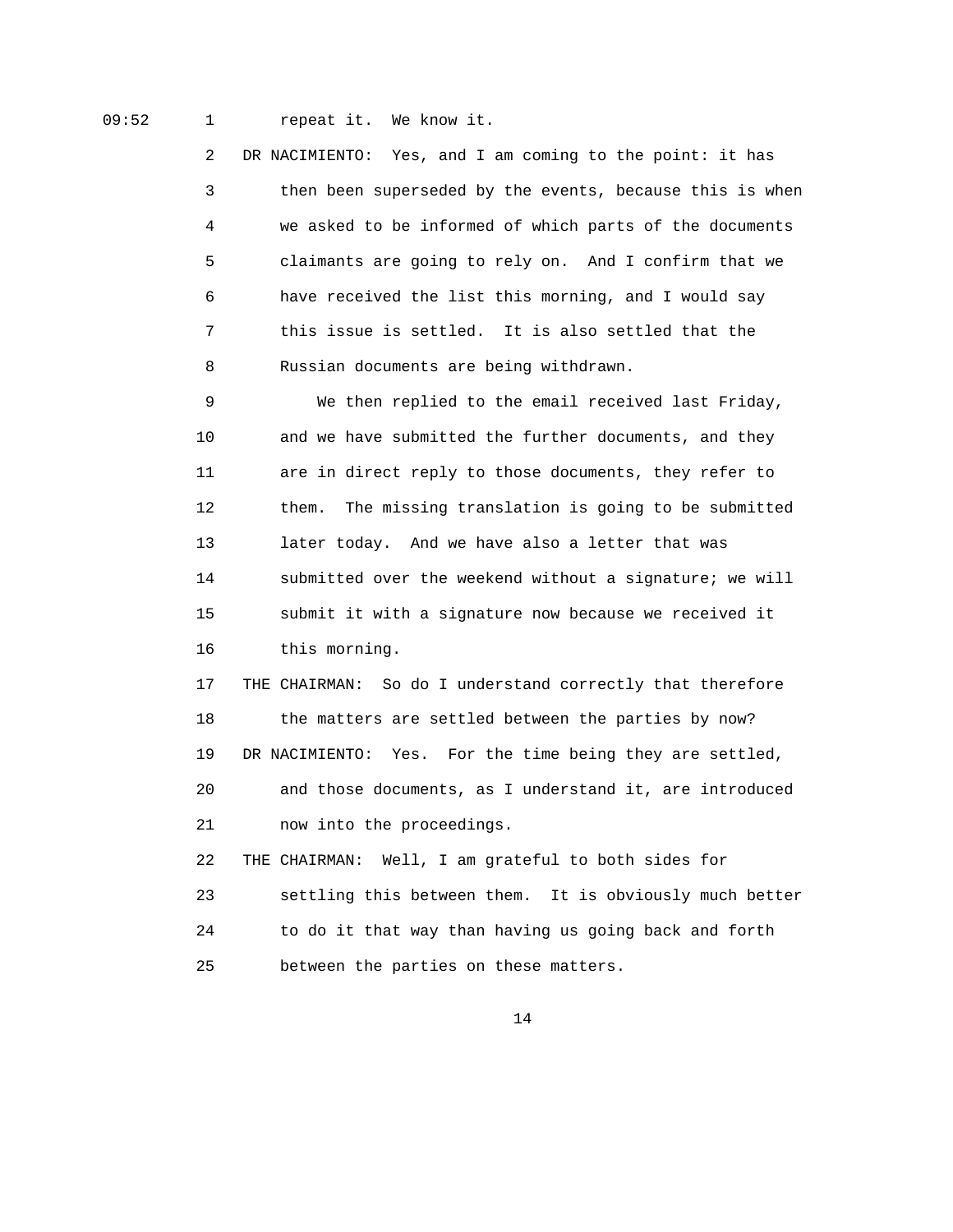repeat it. We know it.

DR NACIMIENTO: Yes, and I am coming to the point: it has then been superseded by the events, because this is when we asked to be informed of which parts of the documents claimants are going to rely on. And I confirm that we have received the list this morning, and I would say this issue is settled. It is also settled that the Russian documents are being withdrawn.

We then replied to the email received last Friday, and we have submitted the further documents, and they are in direct reply to those documents, they refer to them. The missing translation is going to be submitted later today. And we have also a letter that was submitted over the weekend without a signature; we will submit it with a signature now because we received it this morning.

THE CHAIRMAN: So do I understand correctly that therefore the matters are settled between the parties by now?

DR NACIMIENTO: Yes. For the time being they are settled, and those documents, as I understand it, are introduced now into the proceedings.

THE CHAIRMAN: Well, I am grateful to both sides for settling this between them. It is obviously much better to do it that way than having us going back and forth between the parties on these matters.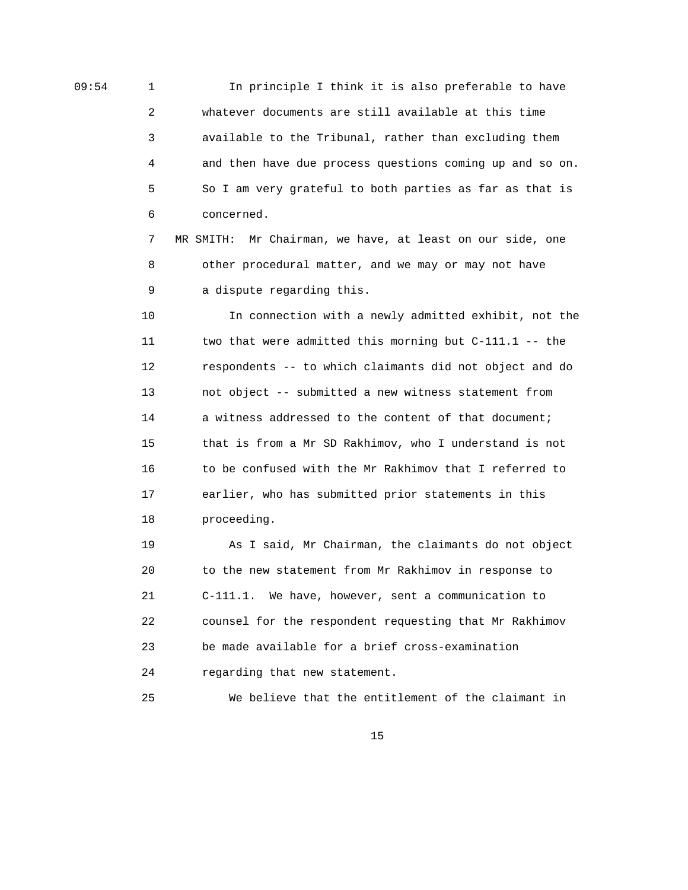In principle I think it is also preferable to have whatever documents are still available at this time available to the Tribunal, rather than excluding them and then have due process questions coming up and so on. So I am very grateful to both parties as far as that is concerned.

MR SMITH: Mr Chairman, we have, at least on our side, one other procedural matter, and we may or may not have a dispute regarding this.

In connection with a newly admitted exhibit, not the two that were admitted this morning but C-111.1 -- the respondents -- to which claimants did not object and do not object -- submitted a new witness statement from a witness addressed to the content of that document; that is from a Mr SD Rakhimov, who I understand is not to be confused with the Mr Rakhimov that I referred to earlier, who has submitted prior statements in this proceeding.

As I said, Mr Chairman, the claimants do not object to the new statement from Mr Rakhimov in response to C-111.1. We have, however, sent a communication to counsel for the respondent requesting that Mr Rakhimov be made available for a brief cross-examination regarding that new statement.

We believe that the entitlement of the claimant in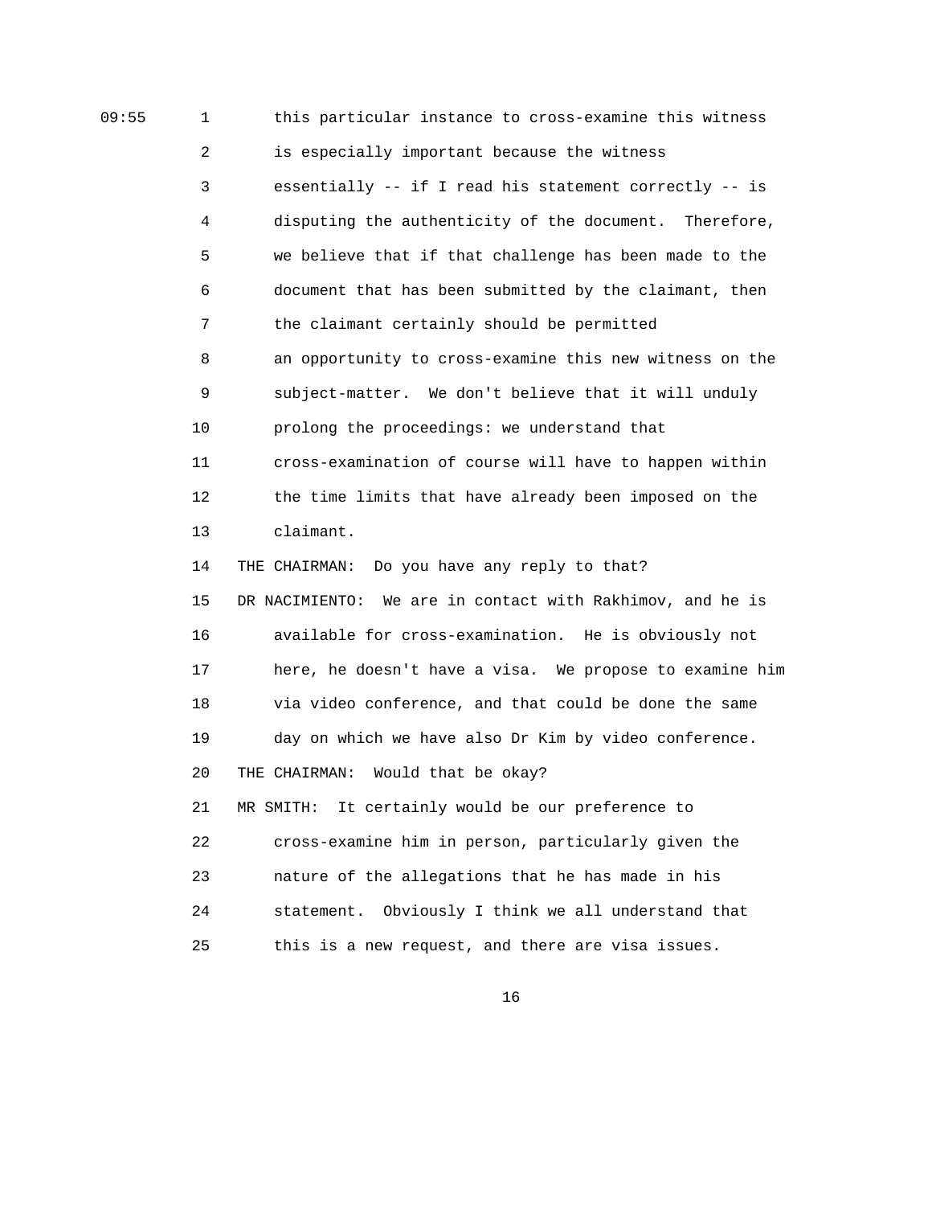09:55 1 this particular instance to cross-examine this witness
2 is especially important because the witness
3 essentially -- if I read his statement correctly -- is
4 disputing the authenticity of the document. Therefore,
5 we believe that if that challenge has been made to the
6 document that has been submitted by the claimant, then
7 the claimant certainly should be permitted
8 an opportunity to cross-examine this new witness on the
9 subject-matter. We don't believe that it will unduly
10 prolong the proceedings: we understand that
11 cross-examination of course will have to happen within
12 the time limits that have already been imposed on the
13 claimant.

14 THE CHAIRMAN: Do you have any reply to that?

15 DR NACIMIENTO: We are in contact with Rakhimov, and he is
16 available for cross-examination. He is obviously not
17 here, he doesn't have a visa. We propose to examine him
18 via video conference, and that could be done the same
19 day on which we have also Dr Kim by video conference.

20 THE CHAIRMAN: Would that be okay?

21 MR SMITH: It certainly would be our preference to
22 cross-examine him in person, particularly given the
23 nature of the allegations that he has made in his
24 statement. Obviously I think we all understand that
25 this is a new request, and there are visa issues.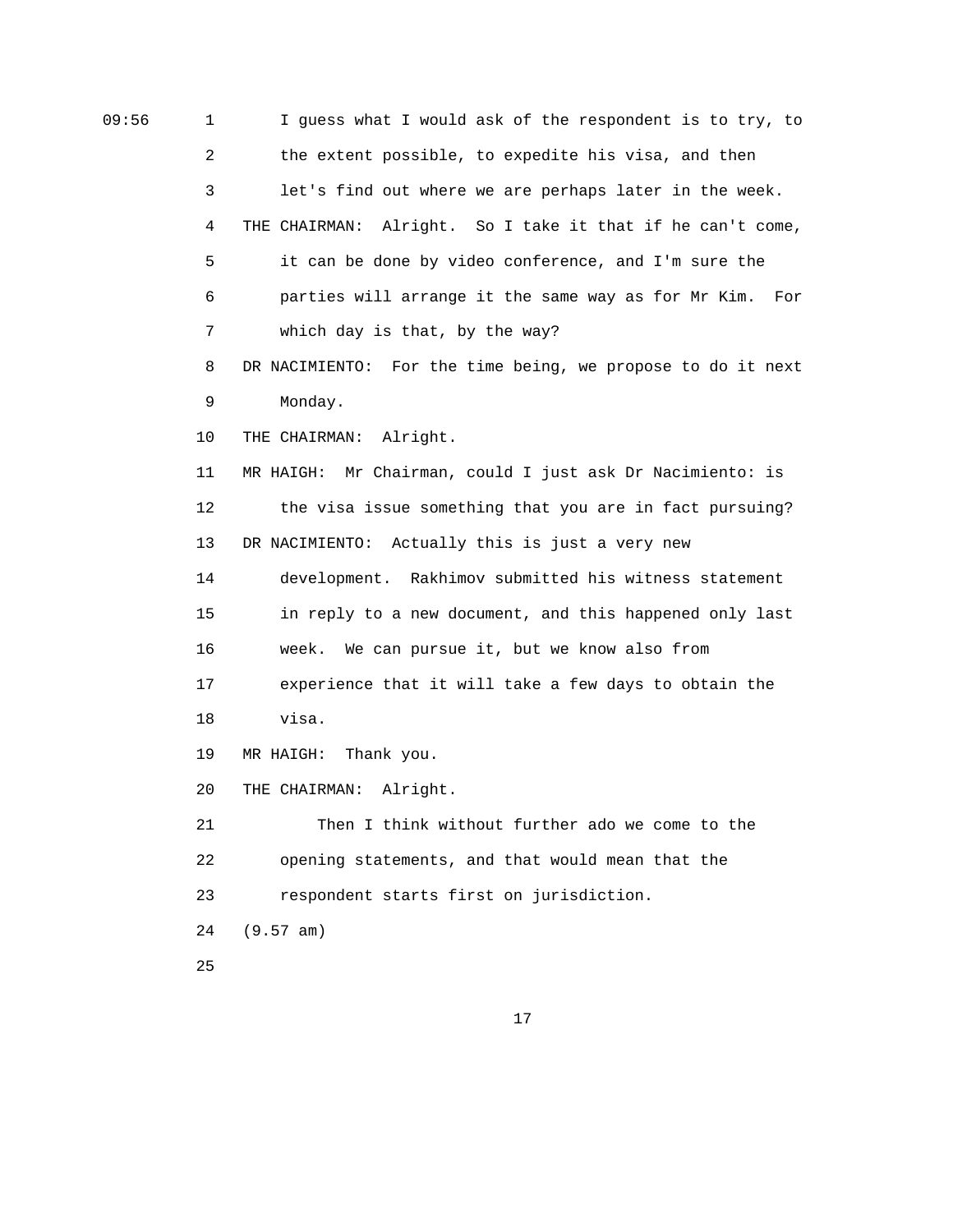I guess what I would ask of the respondent is to try, to the extent possible, to expedite his visa, and then let's find out where we are perhaps later in the week.

THE CHAIRMAN: Alright. So I take it that if he can't come, it can be done by video conference, and I'm sure the parties will arrange it the same way as for Mr Kim. For which day is that, by the way?

DR NACIMIENTO: For the time being, we propose to do it next Monday.

THE CHAIRMAN: Alright.

MR HAIGH: Mr Chairman, could I just ask Dr Nacimiento: is the visa issue something that you are in fact pursuing?

DR NACIMIENTO: Actually this is just a very new development. Rakhimov submitted his witness statement in reply to a new document, and this happened only last week. We can pursue it, but we know also from experience that it will take a few days to obtain the visa.

MR HAIGH: Thank you.

THE CHAIRMAN: Alright.

Then I think without further ado we come to the opening statements, and that would mean that the respondent starts first on jurisdiction.

(9.57 am)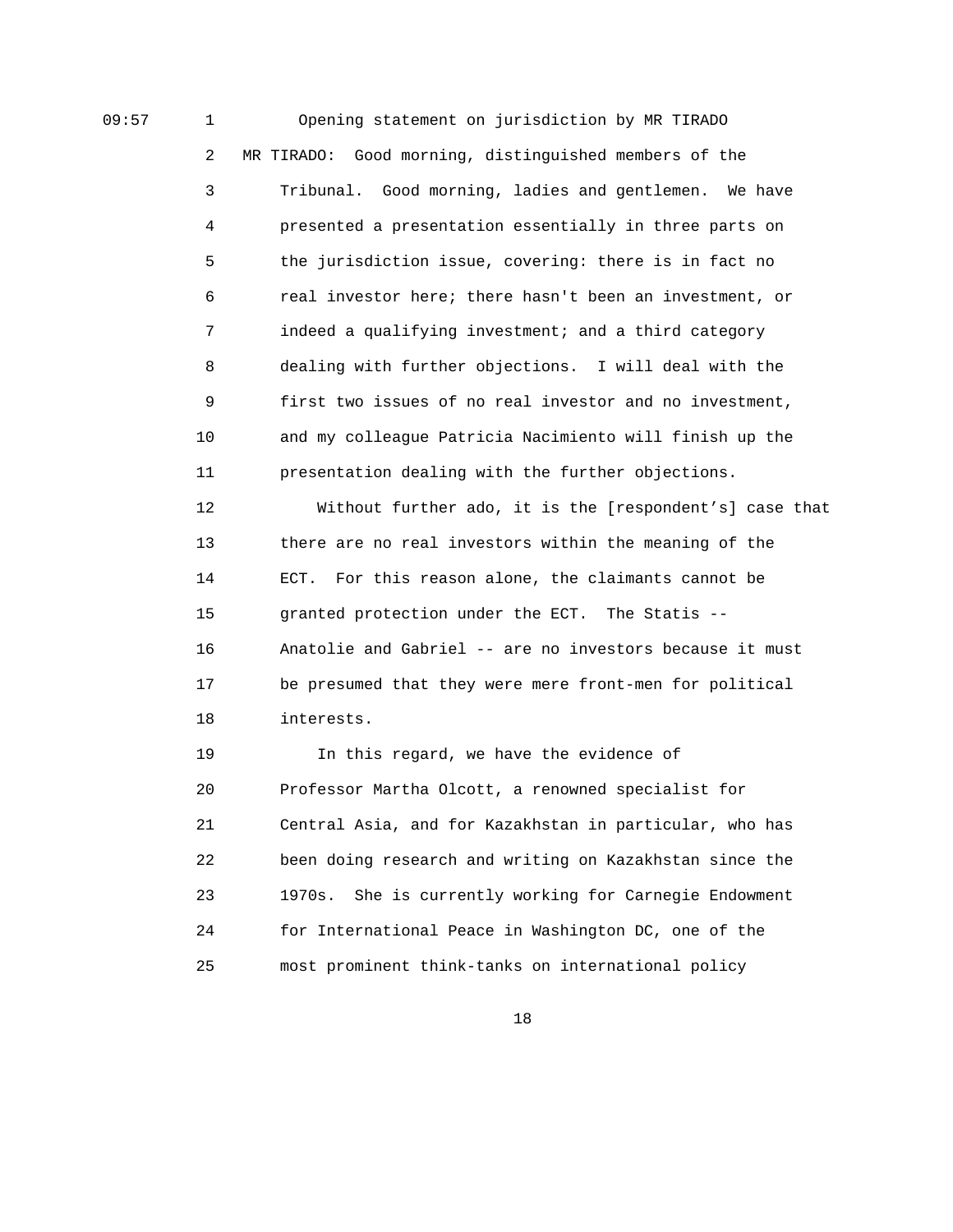Opening statement on jurisdiction by MR TIRADO

MR TIRADO: Good morning, distinguished members of the Tribunal. Good morning, ladies and gentlemen. We have presented a presentation essentially in three parts on the jurisdiction issue, covering: there is in fact no real investor here; there hasn't been an investment, or indeed a qualifying investment; and a third category dealing with further objections. I will deal with the first two issues of no real investor and no investment, and my colleague Patricia Nacimiento will finish up the presentation dealing with the further objections.

Without further ado, it is the [respondent’s] case that there are no real investors within the meaning of the ECT. For this reason alone, the claimants cannot be granted protection under the ECT. The Statis -- Anatolie and Gabriel -- are no investors because it must be presumed that they were mere front-men for political interests.

In this regard, we have the evidence of Professor Martha Olcott, a renowned specialist for Central Asia, and for Kazakhstan in particular, who has been doing research and writing on Kazakhstan since the 1970s. She is currently working for Carnegie Endowment for International Peace in Washington DC, one of the most prominent think-tanks on international policy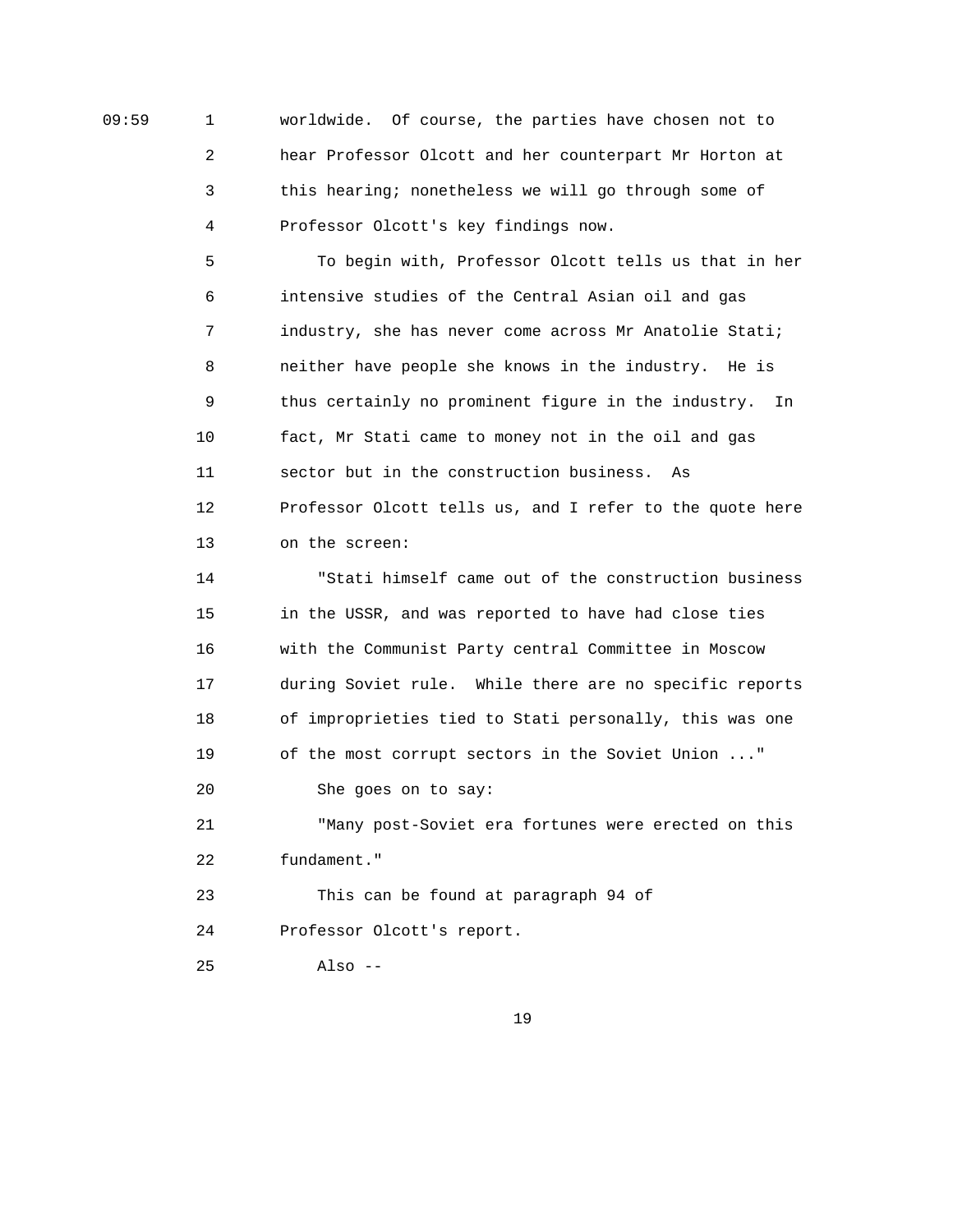worldwide. Of course, the parties have chosen not to hear Professor Olcott and her counterpart Mr Horton at this hearing; nonetheless we will go through some of Professor Olcott's key findings now.

To begin with, Professor Olcott tells us that in her intensive studies of the Central Asian oil and gas industry, she has never come across Mr Anatolie Stati; neither have people she knows in the industry. He is thus certainly no prominent figure in the industry. In fact, Mr Stati came to money not in the oil and gas sector but in the construction business. As Professor Olcott tells us, and I refer to the quote here on the screen:

"Stati himself came out of the construction business in the USSR, and was reported to have had close ties with the Communist Party central Committee in Moscow during Soviet rule. While there are no specific reports of improprieties tied to Stati personally, this was one of the most corrupt sectors in the Soviet Union ..."

She goes on to say:

"Many post-Soviet era fortunes were erected on this fundament."

This can be found at paragraph 94 of Professor Olcott's report.

Also --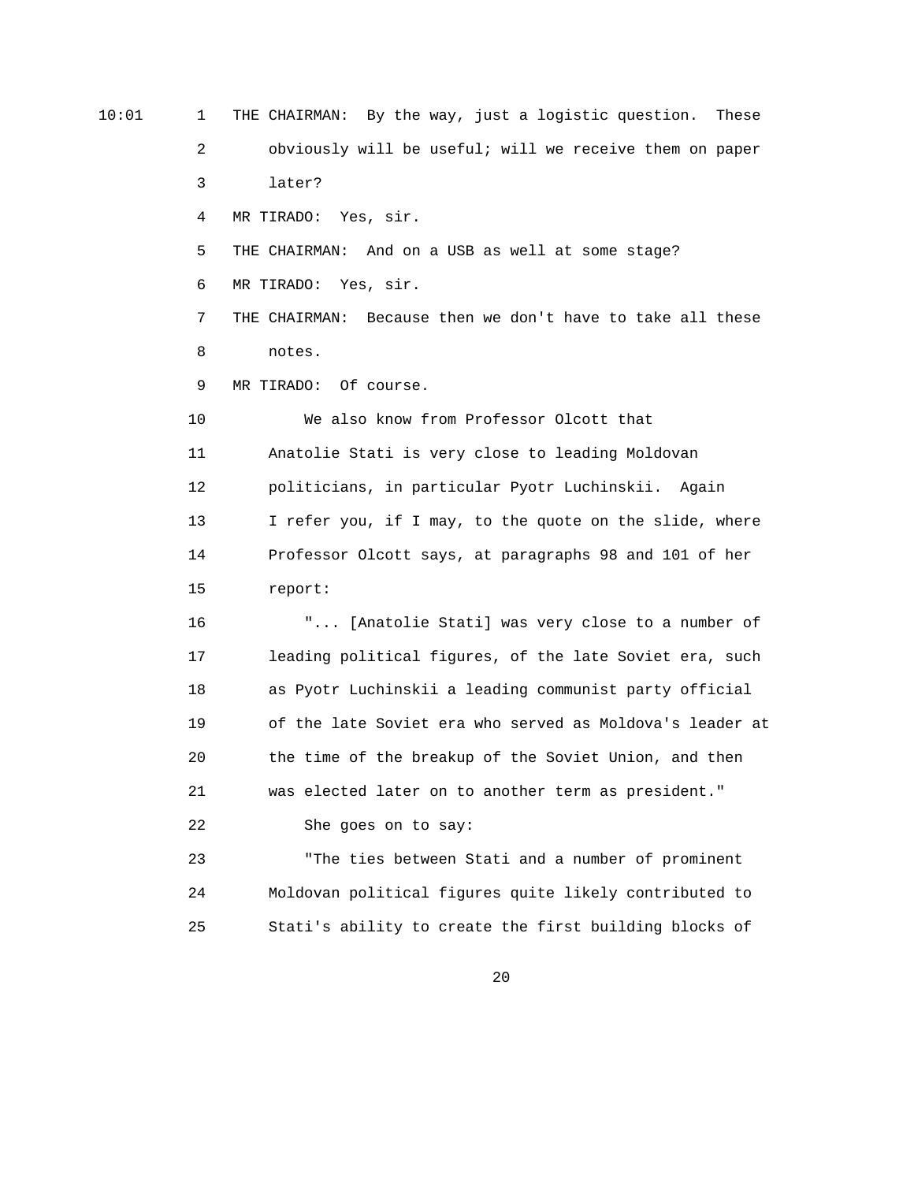THE CHAIRMAN: By the way, just a logistic question. These obviously will be useful; will we receive them on paper later?

MR TIRADO: Yes, sir.

THE CHAIRMAN: And on a USB as well at some stage?

MR TIRADO: Yes, sir.

THE CHAIRMAN: Because then we don't have to take all these notes.

MR TIRADO: Of course.

We also know from Professor Olcott that Anatolie Stati is very close to leading Moldovan politicians, in particular Pyotr Luchinskii. Again I refer you, if I may, to the quote on the slide, where Professor Olcott says, at paragraphs 98 and 101 of her report:

"... [Anatolie Stati] was very close to a number of leading political figures, of the late Soviet era, such as Pyotr Luchinskii a leading communist party official of the late Soviet era who served as Moldova's leader at the time of the breakup of the Soviet Union, and then was elected later on to another term as president."

She goes on to say:

"The ties between Stati and a number of prominent Moldovan political figures quite likely contributed to Stati's ability to create the first building blocks of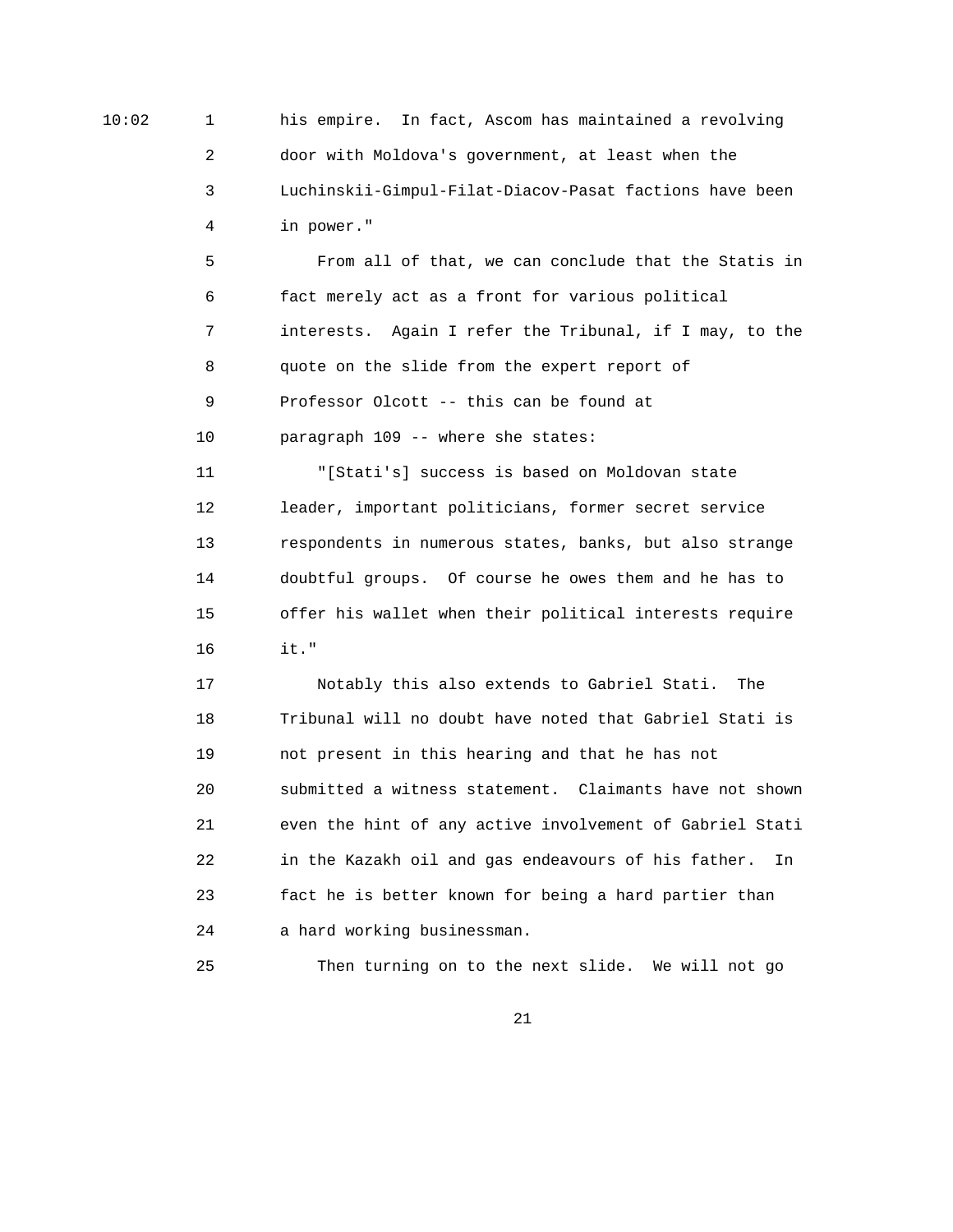his empire. In fact, Ascom has maintained a revolving door with Moldova's government, at least when the Luchinskii-Gimpul-Filat-Diacov-Pasat factions have been in power."

From all of that, we can conclude that the Statis in fact merely act as a front for various political interests. Again I refer the Tribunal, if I may, to the quote on the slide from the expert report of Professor Olcott -- this can be found at paragraph 109 -- where she states:

"[Stati's] success is based on Moldovan state leader, important politicians, former secret service respondents in numerous states, banks, but also strange doubtful groups. Of course he owes them and he has to offer his wallet when their political interests require it."

Notably this also extends to Gabriel Stati. The Tribunal will no doubt have noted that Gabriel Stati is not present in this hearing and that he has not submitted a witness statement. Claimants have not shown even the hint of any active involvement of Gabriel Stati in the Kazakh oil and gas endeavours of his father. In fact he is better known for being a hard partier than a hard working businessman.

Then turning on to the next slide. We will not go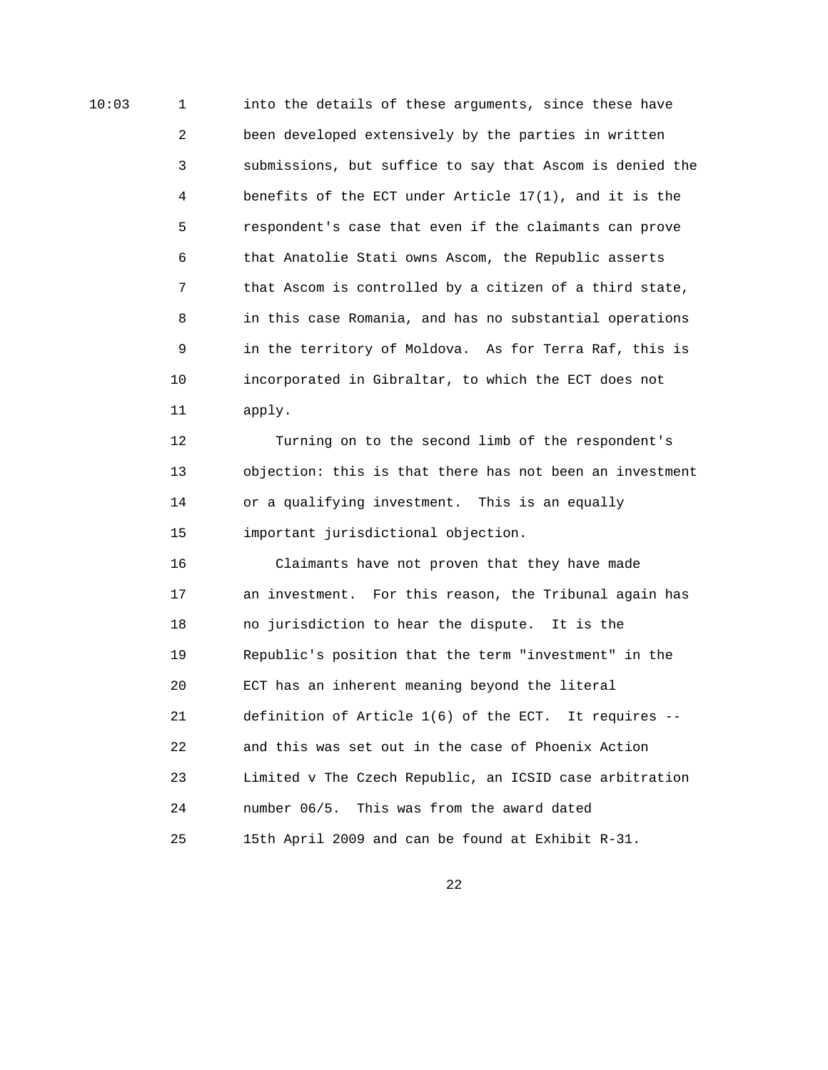into the details of these arguments, since these have been developed extensively by the parties in written submissions, but suffice to say that Ascom is denied the benefits of the ECT under Article 17(1), and it is the respondent's case that even if the claimants can prove that Anatolie Stati owns Ascom, the Republic asserts that Ascom is controlled by a citizen of a third state, in this case Romania, and has no substantial operations in the territory of Moldova. As for Terra Raf, this is incorporated in Gibraltar, to which the ECT does not apply.

Turning on to the second limb of the respondent's objection: this is that there has not been an investment or a qualifying investment. This is an equally important jurisdictional objection.

Claimants have not proven that they have made an investment. For this reason, the Tribunal again has no jurisdiction to hear the dispute. It is the Republic's position that the term "investment" in the ECT has an inherent meaning beyond the literal definition of Article 1(6) of the ECT. It requires -- and this was set out in the case of Phoenix Action Limited v The Czech Republic, an ICSID case arbitration number 06/5. This was from the award dated 15th April 2009 and can be found at Exhibit R-31.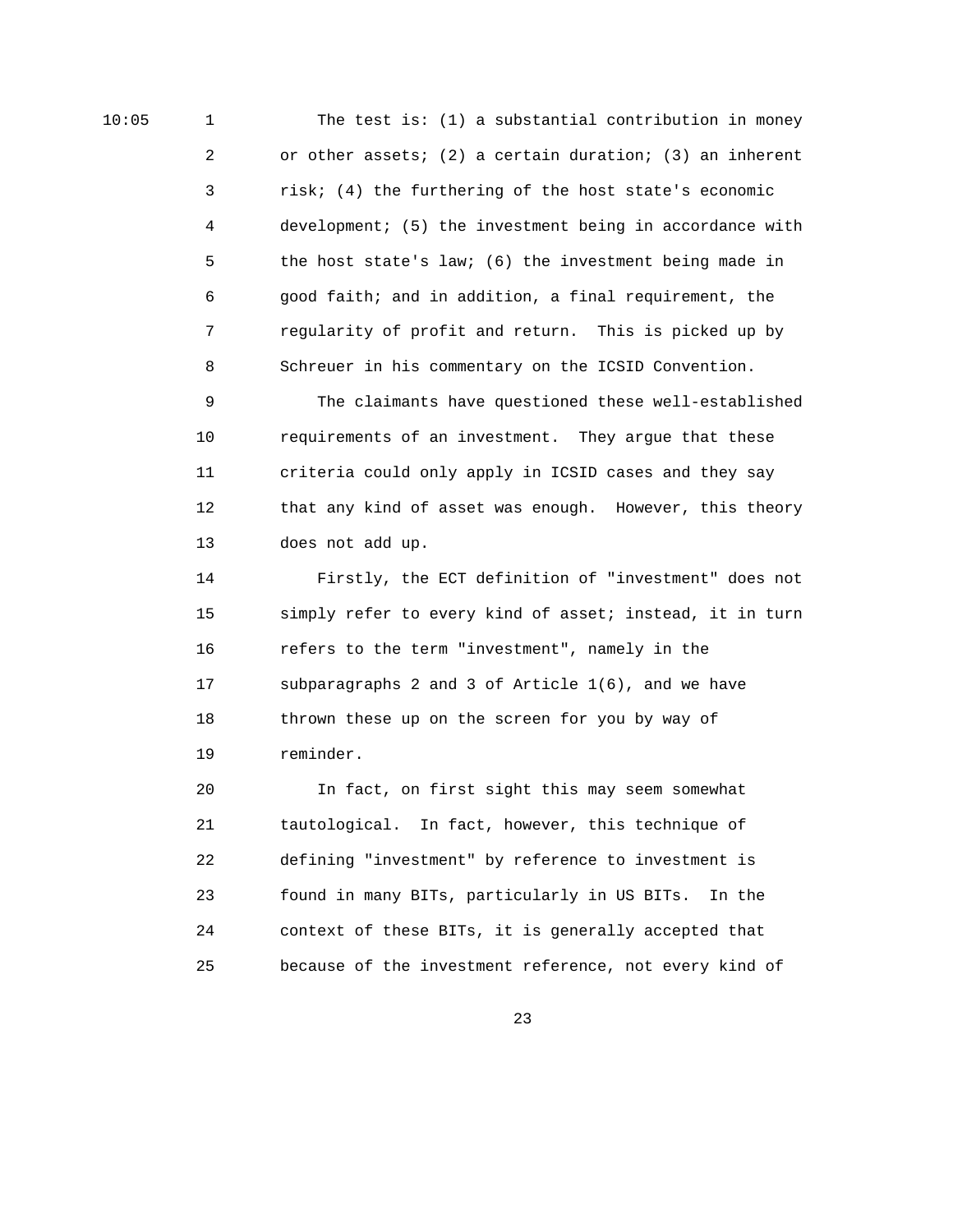The test is: (1) a substantial contribution in money or other assets; (2) a certain duration; (3) an inherent risk; (4) the furthering of the host state's economic development; (5) the investment being in accordance with the host state's law; (6) the investment being made in good faith; and in addition, a final requirement, the regularity of profit and return. This is picked up by Schreuer in his commentary on the ICSID Convention.

The claimants have questioned these well-established requirements of an investment. They argue that these criteria could only apply in ICSID cases and they say that any kind of asset was enough. However, this theory does not add up.

Firstly, the ECT definition of "investment" does not simply refer to every kind of asset; instead, it in turn refers to the term "investment", namely in the subparagraphs 2 and 3 of Article 1(6), and we have thrown these up on the screen for you by way of reminder.

In fact, on first sight this may seem somewhat tautological. In fact, however, this technique of defining "investment" by reference to investment is found in many BITs, particularly in US BITs. In the context of these BITs, it is generally accepted that because of the investment reference, not every kind of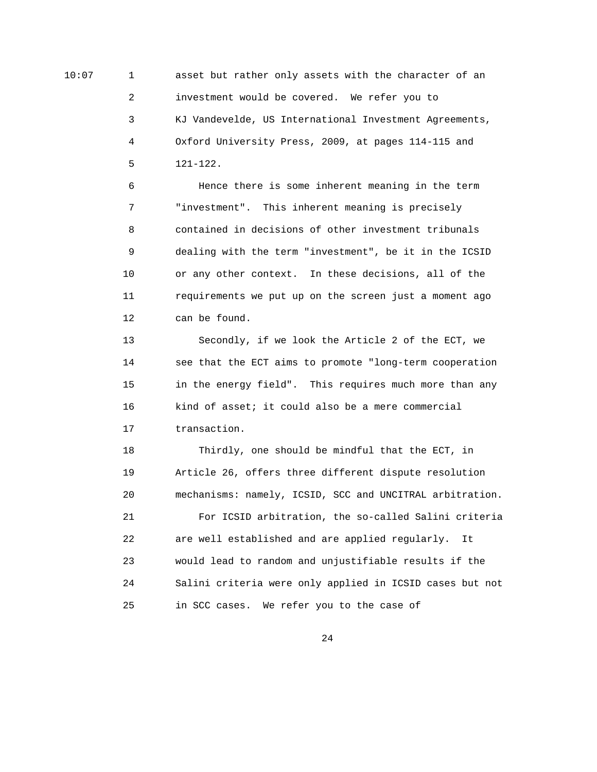asset but rather only assets with the character of an investment would be covered. We refer you to KJ Vandevelde, US International Investment Agreements, Oxford University Press, 2009, at pages 114-115 and 121-122.

Hence there is some inherent meaning in the term "investment". This inherent meaning is precisely contained in decisions of other investment tribunals dealing with the term "investment", be it in the ICSID or any other context. In these decisions, all of the requirements we put up on the screen just a moment ago can be found.

Secondly, if we look the Article 2 of the ECT, we see that the ECT aims to promote "long-term cooperation in the energy field". This requires much more than any kind of asset; it could also be a mere commercial transaction.

Thirdly, one should be mindful that the ECT, in Article 26, offers three different dispute resolution mechanisms: namely, ICSID, SCC and UNCITRAL arbitration.

For ICSID arbitration, the so-called Salini criteria are well established and are applied regularly. It would lead to random and unjustifiable results if the Salini criteria were only applied in ICSID cases but not in SCC cases. We refer you to the case of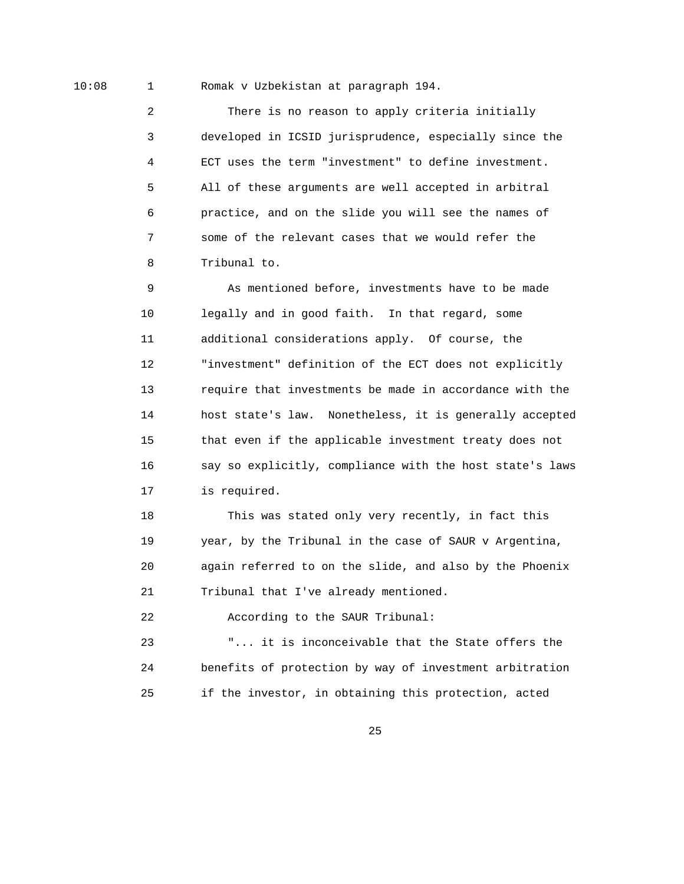Romak v Uzbekistan at paragraph 194.

There is no reason to apply criteria initially developed in ICSID jurisprudence, especially since the ECT uses the term "investment" to define investment. All of these arguments are well accepted in arbitral practice, and on the slide you will see the names of some of the relevant cases that we would refer the Tribunal to.

As mentioned before, investments have to be made legally and in good faith. In that regard, some additional considerations apply. Of course, the "investment" definition of the ECT does not explicitly require that investments be made in accordance with the host state's law. Nonetheless, it is generally accepted that even if the applicable investment treaty does not say so explicitly, compliance with the host state's laws is required.

This was stated only very recently, in fact this year, by the Tribunal in the case of SAUR v Argentina, again referred to on the slide, and also by the Phoenix Tribunal that I've already mentioned.

According to the SAUR Tribunal:

"... it is inconceivable that the State offers the benefits of protection by way of investment arbitration if the investor, in obtaining this protection, acted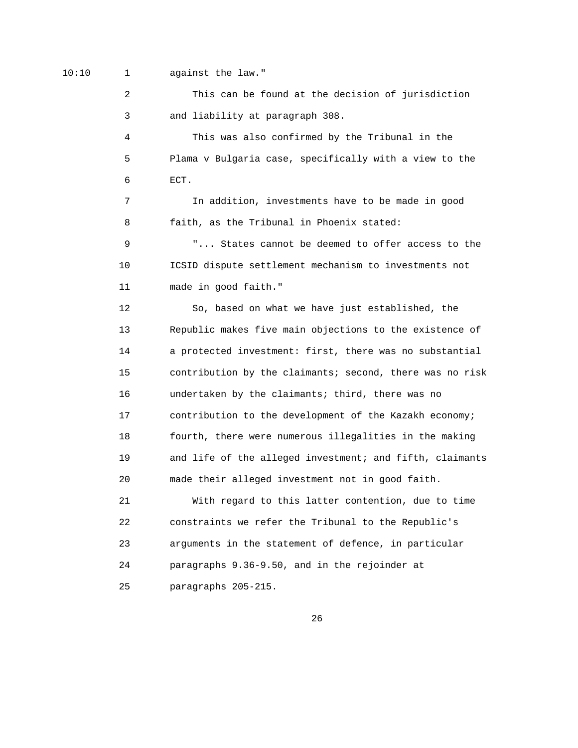against the law."

This can be found at the decision of jurisdiction and liability at paragraph 308.

This was also confirmed by the Tribunal in the Plama v Bulgaria case, specifically with a view to the ECT.

In addition, investments have to be made in good faith, as the Tribunal in Phoenix stated:

"... States cannot be deemed to offer access to the ICSID dispute settlement mechanism to investments not made in good faith."

So, based on what we have just established, the Republic makes five main objections to the existence of a protected investment: first, there was no substantial contribution by the claimants; second, there was no risk undertaken by the claimants; third, there was no contribution to the development of the Kazakh economy; fourth, there were numerous illegalities in the making and life of the alleged investment; and fifth, claimants made their alleged investment not in good faith.

With regard to this latter contention, due to time constraints we refer the Tribunal to the Republic's arguments in the statement of defence, in particular paragraphs 9.36-9.50, and in the rejoinder at paragraphs 205-215.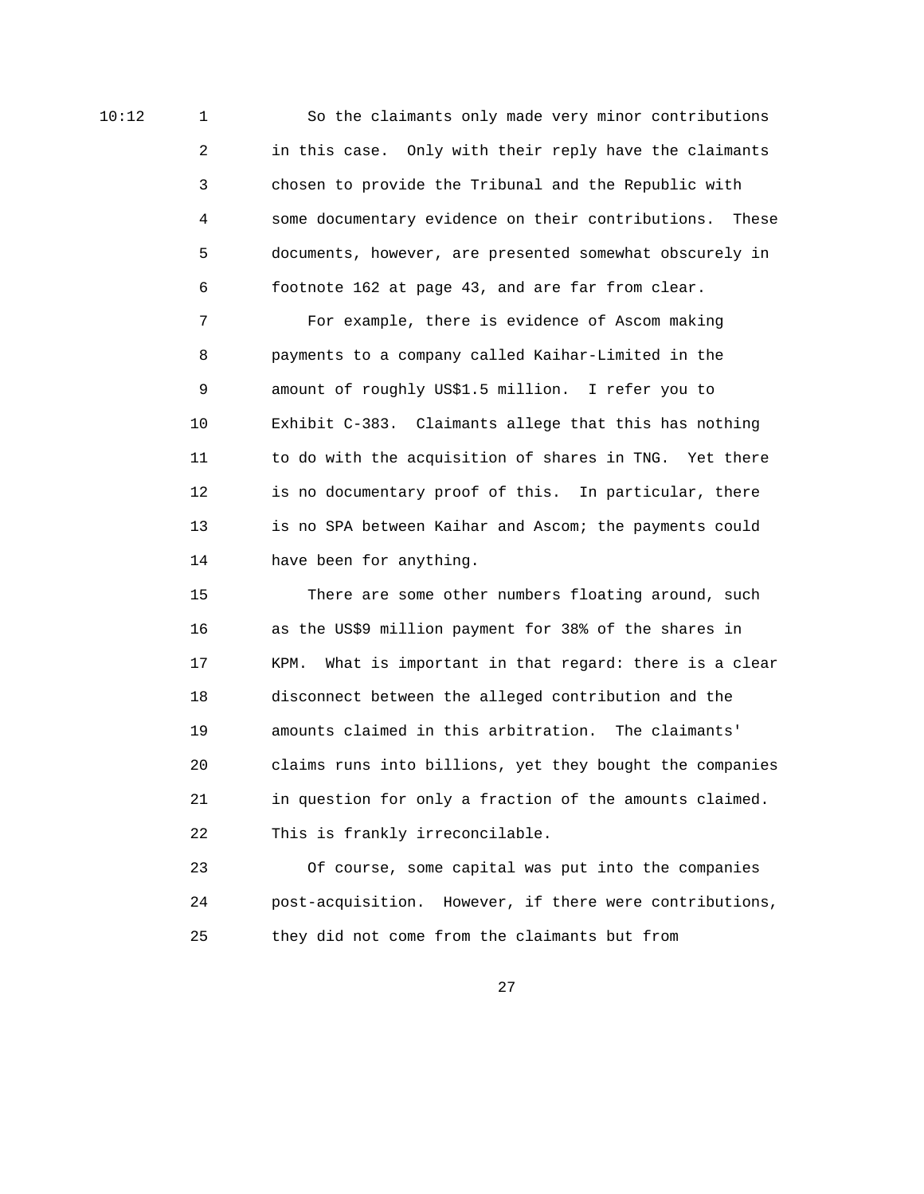So the claimants only made very minor contributions in this case. Only with their reply have the claimants chosen to provide the Tribunal and the Republic with some documentary evidence on their contributions. These documents, however, are presented somewhat obscurely in footnote 162 at page 43, and are far from clear.

For example, there is evidence of Ascom making payments to a company called Kaihar-Limited in the amount of roughly US$1.5 million. I refer you to Exhibit C-383. Claimants allege that this has nothing to do with the acquisition of shares in TNG. Yet there is no documentary proof of this. In particular, there is no SPA between Kaihar and Ascom; the payments could have been for anything.

There are some other numbers floating around, such as the US$9 million payment for 38% of the shares in KPM. What is important in that regard: there is a clear disconnect between the alleged contribution and the amounts claimed in this arbitration. The claimants' claims runs into billions, yet they bought the companies in question for only a fraction of the amounts claimed. This is frankly irreconcilable.

Of course, some capital was put into the companies post-acquisition. However, if there were contributions, they did not come from the claimants but from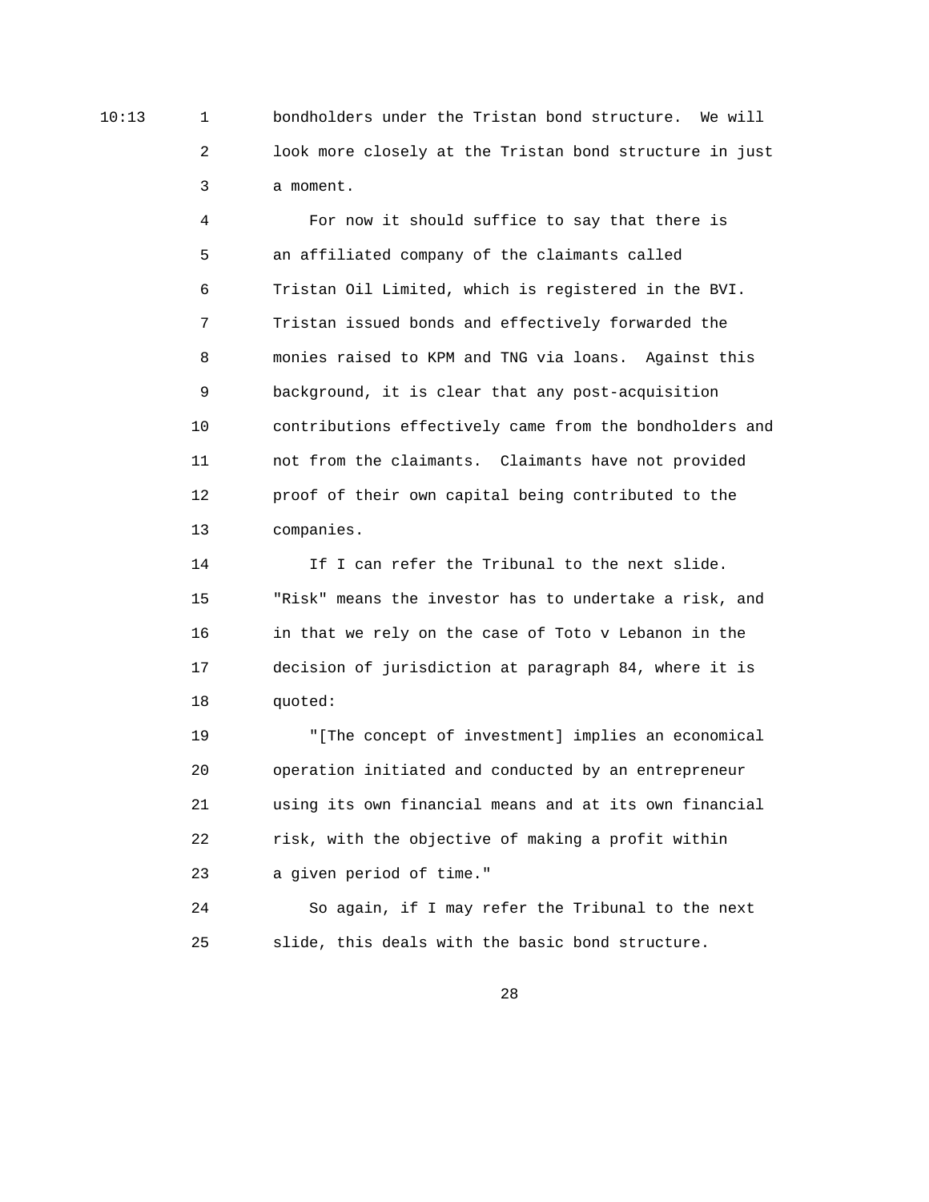bondholders under the Tristan bond structure. We will look more closely at the Tristan bond structure in just a moment.

For now it should suffice to say that there is an affiliated company of the claimants called Tristan Oil Limited, which is registered in the BVI. Tristan issued bonds and effectively forwarded the monies raised to KPM and TNG via loans. Against this background, it is clear that any post-acquisition contributions effectively came from the bondholders and not from the claimants. Claimants have not provided proof of their own capital being contributed to the companies.

If I can refer the Tribunal to the next slide. "Risk" means the investor has to undertake a risk, and in that we rely on the case of Toto v Lebanon in the decision of jurisdiction at paragraph 84, where it is quoted:

"[The concept of investment] implies an economical operation initiated and conducted by an entrepreneur using its own financial means and at its own financial risk, with the objective of making a profit within a given period of time."

So again, if I may refer the Tribunal to the next slide, this deals with the basic bond structure.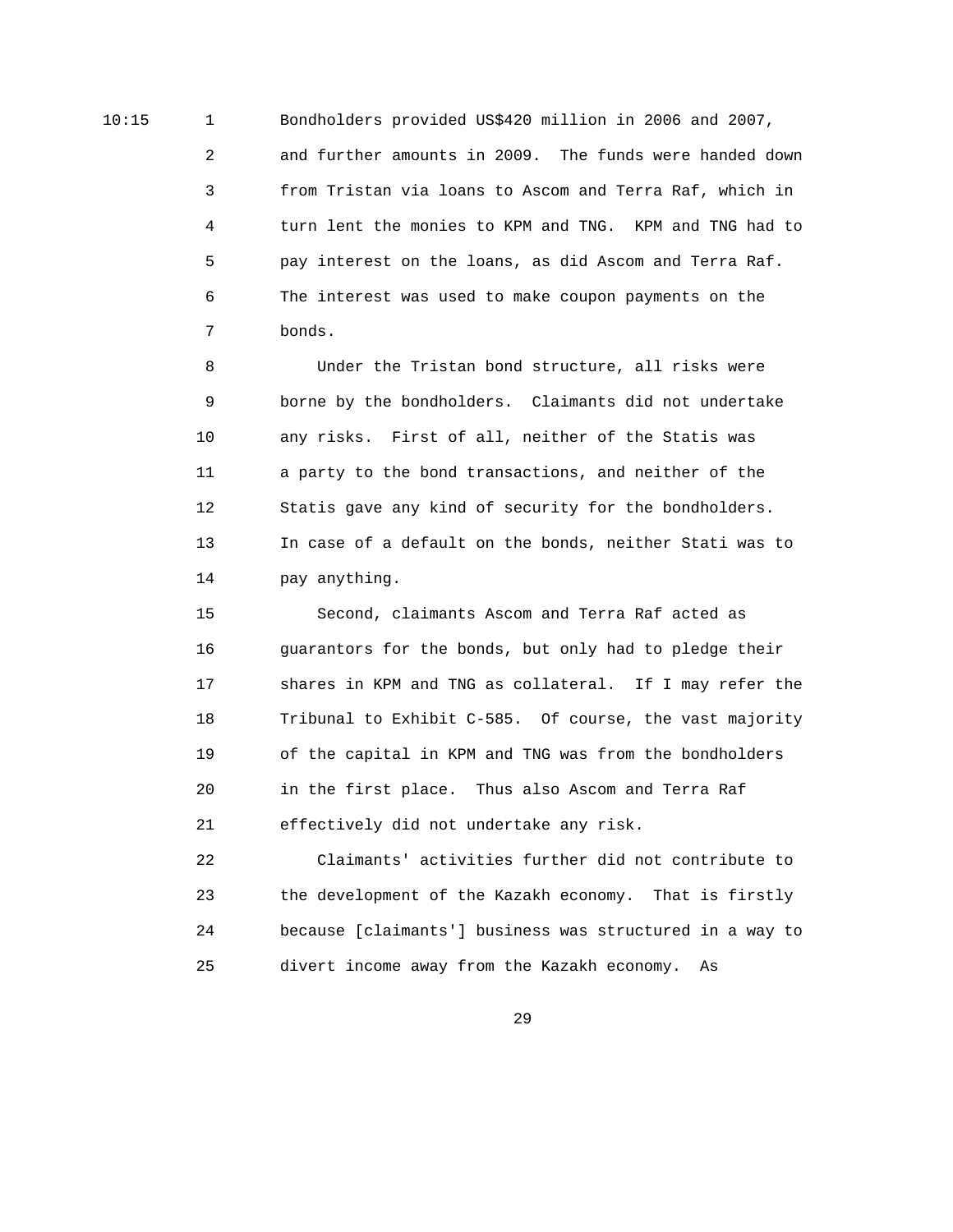Bondholders provided US$420 million in 2006 and 2007, and further amounts in 2009. The funds were handed down from Tristan via loans to Ascom and Terra Raf, which in turn lent the monies to KPM and TNG. KPM and TNG had to pay interest on the loans, as did Ascom and Terra Raf. The interest was used to make coupon payments on the bonds.

Under the Tristan bond structure, all risks were borne by the bondholders. Claimants did not undertake any risks. First of all, neither of the Statis was a party to the bond transactions, and neither of the Statis gave any kind of security for the bondholders. In case of a default on the bonds, neither Stati was to pay anything.

Second, claimants Ascom and Terra Raf acted as guarantors for the bonds, but only had to pledge their shares in KPM and TNG as collateral. If I may refer the Tribunal to Exhibit C-585. Of course, the vast majority of the capital in KPM and TNG was from the bondholders in the first place. Thus also Ascom and Terra Raf effectively did not undertake any risk.

Claimants' activities further did not contribute to the development of the Kazakh economy. That is firstly because [claimants'] business was structured in a way to divert income away from the Kazakh economy. As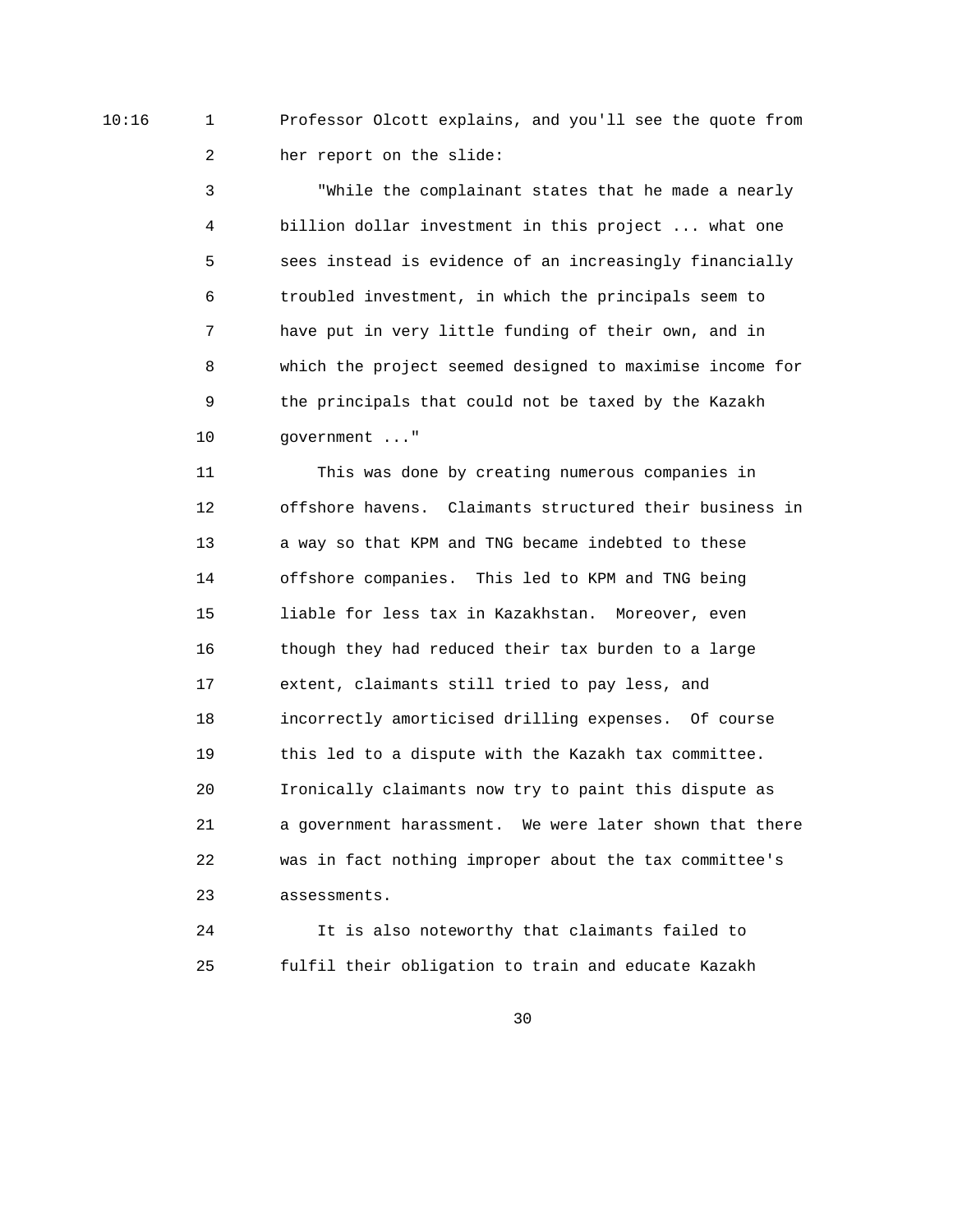Professor Olcott explains, and you'll see the quote from her report on the slide:

"While the complainant states that he made a nearly billion dollar investment in this project ... what one sees instead is evidence of an increasingly financially troubled investment, in which the principals seem to have put in very little funding of their own, and in which the project seemed designed to maximise income for the principals that could not be taxed by the Kazakh government ..."

This was done by creating numerous companies in offshore havens. Claimants structured their business in a way so that KPM and TNG became indebted to these offshore companies. This led to KPM and TNG being liable for less tax in Kazakhstan. Moreover, even though they had reduced their tax burden to a large extent, claimants still tried to pay less, and incorrectly amorticised drilling expenses. Of course this led to a dispute with the Kazakh tax committee. Ironically claimants now try to paint this dispute as a government harassment. We were later shown that there was in fact nothing improper about the tax committee's assessments.

It is also noteworthy that claimants failed to fulfil their obligation to train and educate Kazakh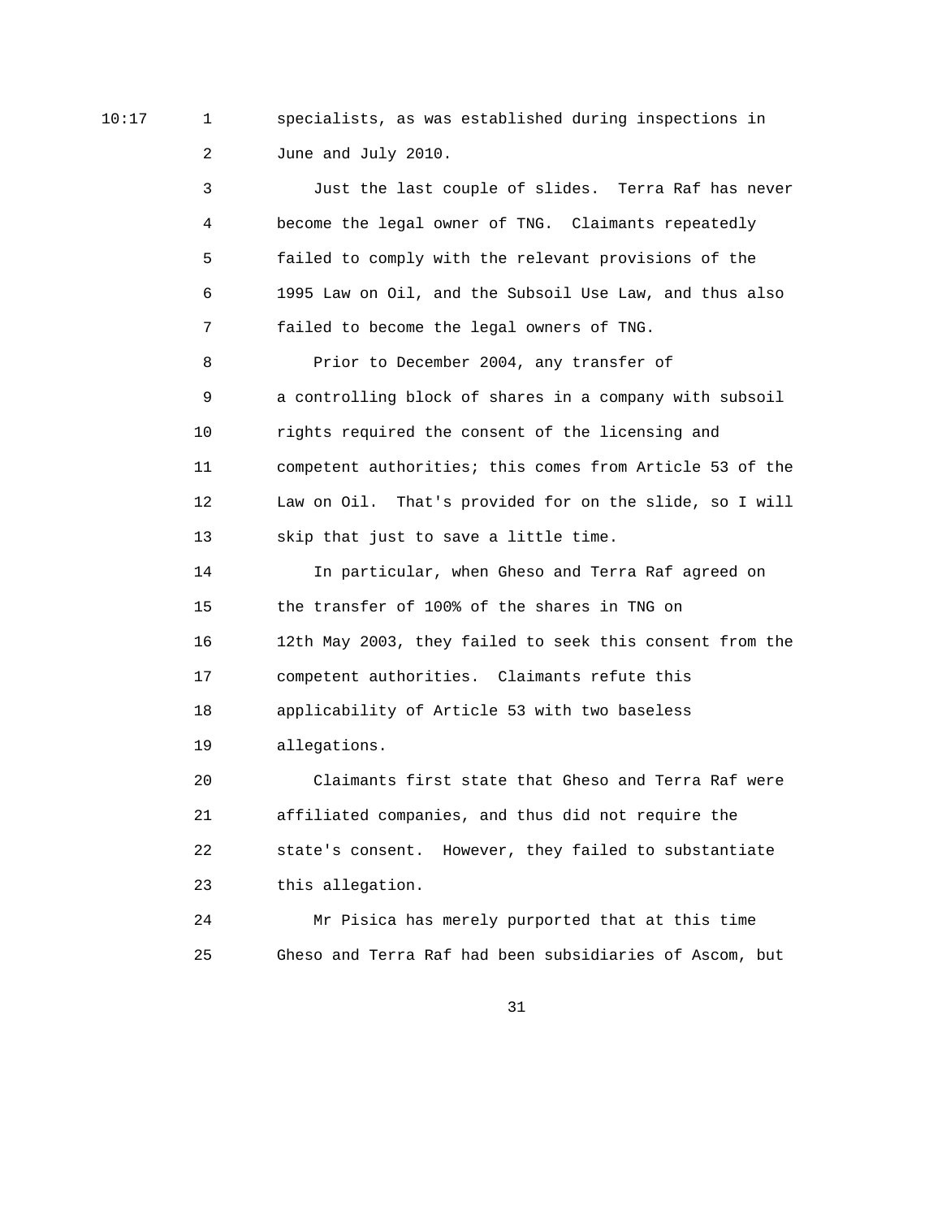specialists, as was established during inspections in June and July 2010.

Just the last couple of slides. Terra Raf has never become the legal owner of TNG. Claimants repeatedly failed to comply with the relevant provisions of the 1995 Law on Oil, and the Subsoil Use Law, and thus also failed to become the legal owners of TNG.

Prior to December 2004, any transfer of a controlling block of shares in a company with subsoil rights required the consent of the licensing and competent authorities; this comes from Article 53 of the Law on Oil. That's provided for on the slide, so I will skip that just to save a little time.

In particular, when Gheso and Terra Raf agreed on the transfer of 100% of the shares in TNG on 12th May 2003, they failed to seek this consent from the competent authorities. Claimants refute this applicability of Article 53 with two baseless allegations.

Claimants first state that Gheso and Terra Raf were affiliated companies, and thus did not require the state's consent. However, they failed to substantiate this allegation.

Mr Pisica has merely purported that at this time Gheso and Terra Raf had been subsidiaries of Ascom, but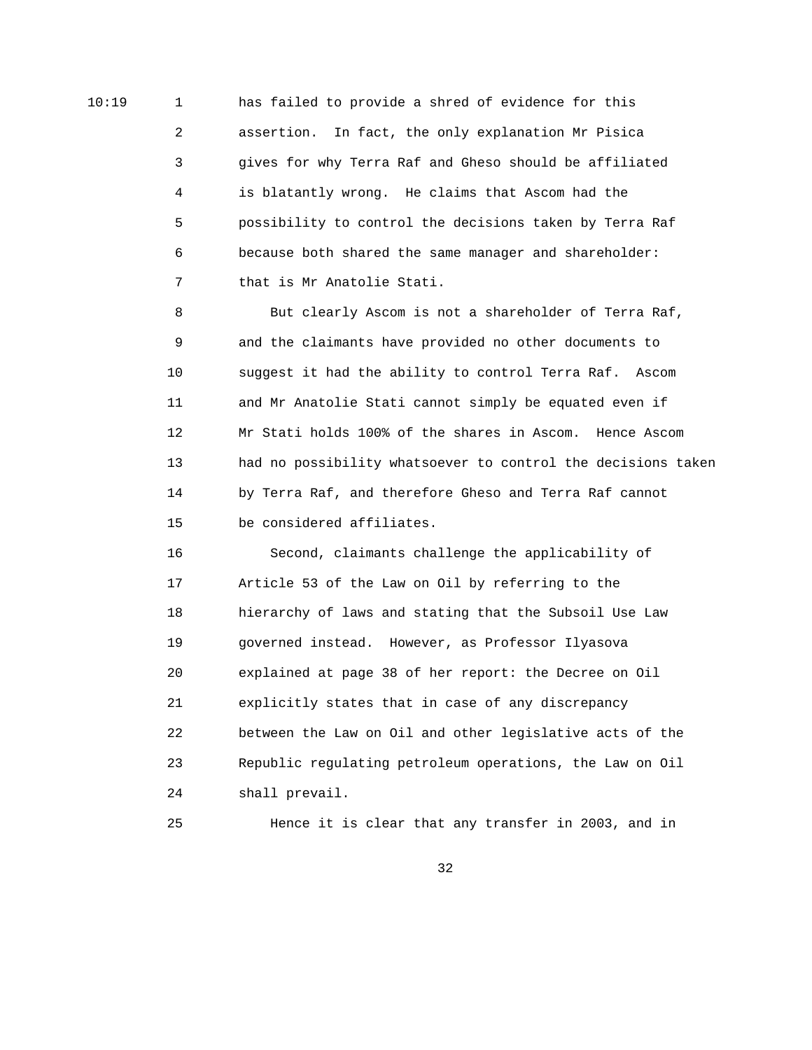has failed to provide a shred of evidence for this assertion. In fact, the only explanation Mr Pisica gives for why Terra Raf and Gheso should be affiliated is blatantly wrong. He claims that Ascom had the possibility to control the decisions taken by Terra Raf because both shared the same manager and shareholder: that is Mr Anatolie Stati.

But clearly Ascom is not a shareholder of Terra Raf, and the claimants have provided no other documents to suggest it had the ability to control Terra Raf. Ascom and Mr Anatolie Stati cannot simply be equated even if Mr Stati holds 100% of the shares in Ascom. Hence Ascom had no possibility whatsoever to control the decisions taken by Terra Raf, and therefore Gheso and Terra Raf cannot be considered affiliates.

Second, claimants challenge the applicability of Article 53 of the Law on Oil by referring to the hierarchy of laws and stating that the Subsoil Use Law governed instead. However, as Professor Ilyasova explained at page 38 of her report: the Decree on Oil explicitly states that in case of any discrepancy between the Law on Oil and other legislative acts of the Republic regulating petroleum operations, the Law on Oil shall prevail.

Hence it is clear that any transfer in 2003, and in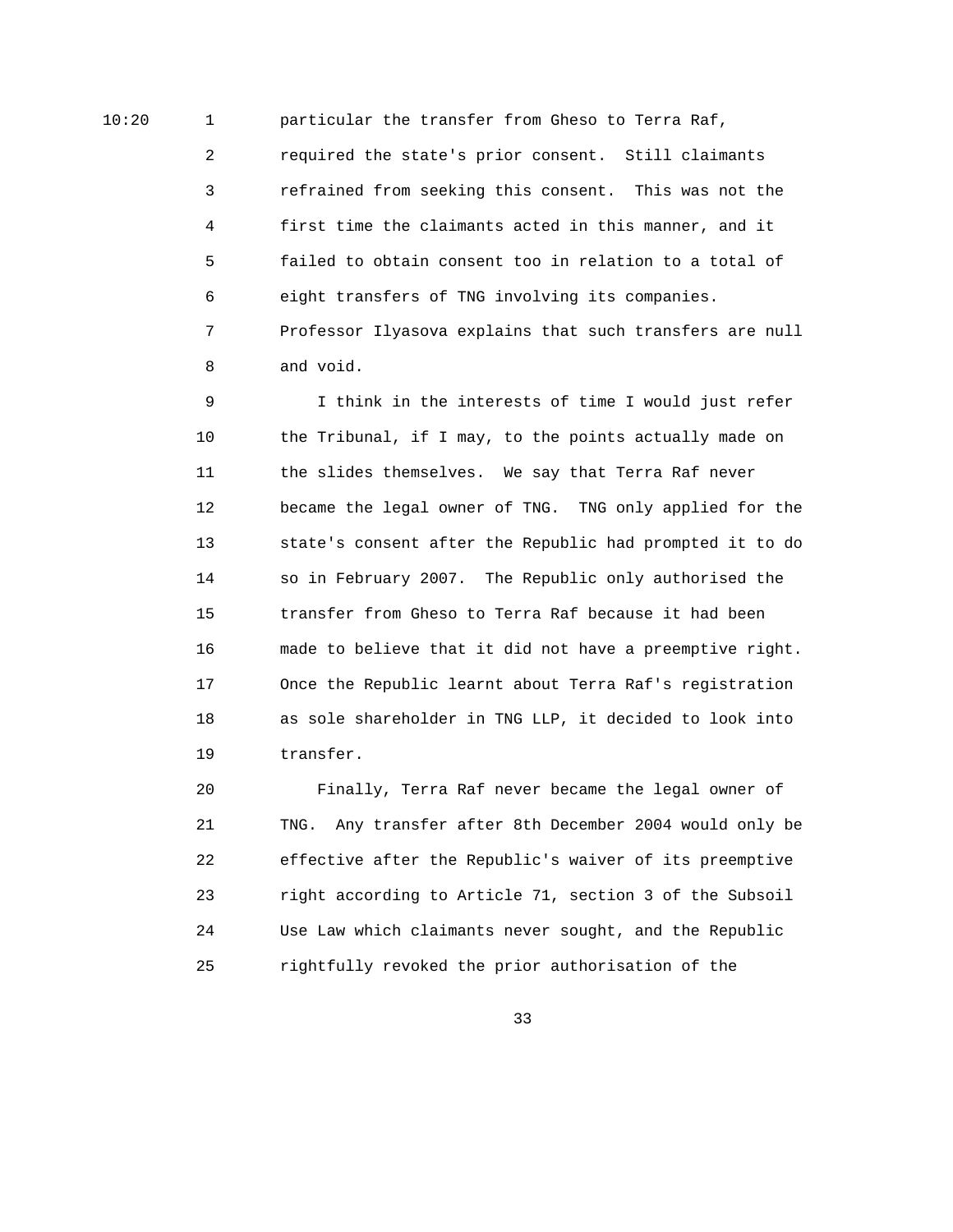particular the transfer from Gheso to Terra Raf, required the state's prior consent. Still claimants refrained from seeking this consent. This was not the first time the claimants acted in this manner, and it failed to obtain consent too in relation to a total of eight transfers of TNG involving its companies. Professor Ilyasova explains that such transfers are null and void.

I think in the interests of time I would just refer the Tribunal, if I may, to the points actually made on the slides themselves. We say that Terra Raf never became the legal owner of TNG. TNG only applied for the state's consent after the Republic had prompted it to do so in February 2007. The Republic only authorised the transfer from Gheso to Terra Raf because it had been made to believe that it did not have a preemptive right. Once the Republic learnt about Terra Raf's registration as sole shareholder in TNG LLP, it decided to look into transfer.

Finally, Terra Raf never became the legal owner of TNG. Any transfer after 8th December 2004 would only be effective after the Republic's waiver of its preemptive right according to Article 71, section 3 of the Subsoil Use Law which claimants never sought, and the Republic rightfully revoked the prior authorisation of the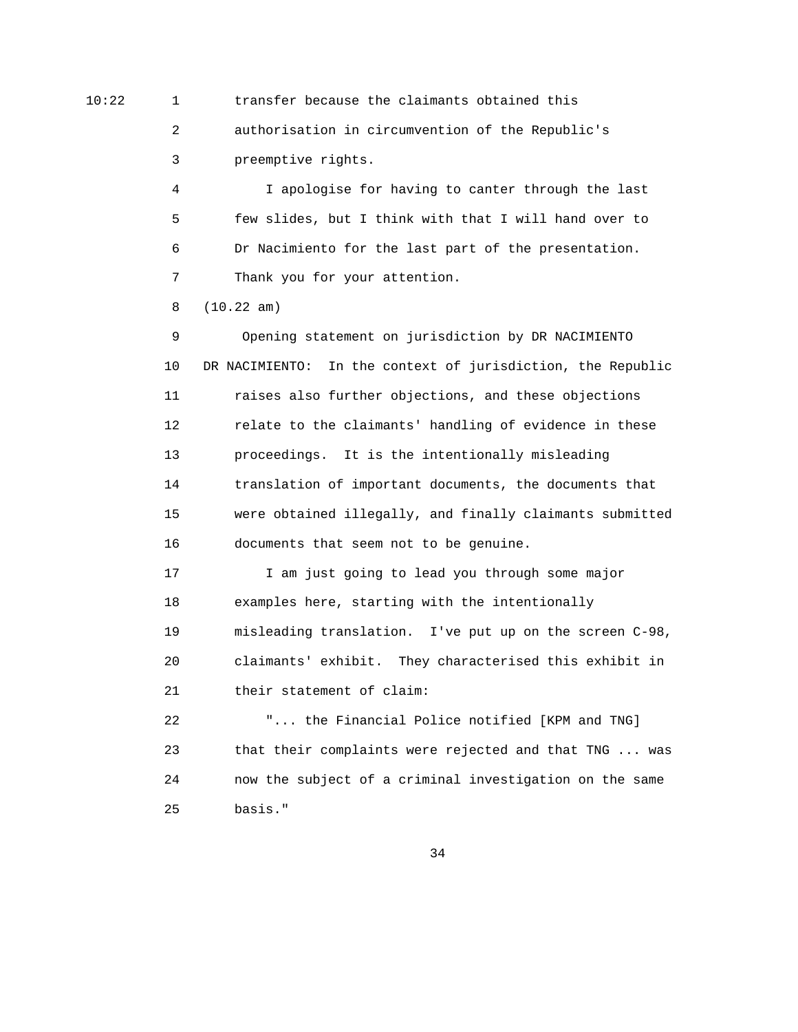transfer because the claimants obtained this authorisation in circumvention of the Republic's preemptive rights.

I apologise for having to canter through the last few slides, but I think with that I will hand over to Dr Nacimiento for the last part of the presentation. Thank you for your attention.

(10.22 am)

Opening statement on jurisdiction by DR NACIMIENTO

DR NACIMIENTO: In the context of jurisdiction, the Republic raises also further objections, and these objections relate to the claimants' handling of evidence in these proceedings. It is the intentionally misleading translation of important documents, the documents that were obtained illegally, and finally claimants submitted documents that seem not to be genuine.

I am just going to lead you through some major examples here, starting with the intentionally misleading translation. I've put up on the screen C-98, claimants' exhibit. They characterised this exhibit in their statement of claim:

"... the Financial Police notified [KPM and TNG] that their complaints were rejected and that TNG ... was now the subject of a criminal investigation on the same basis."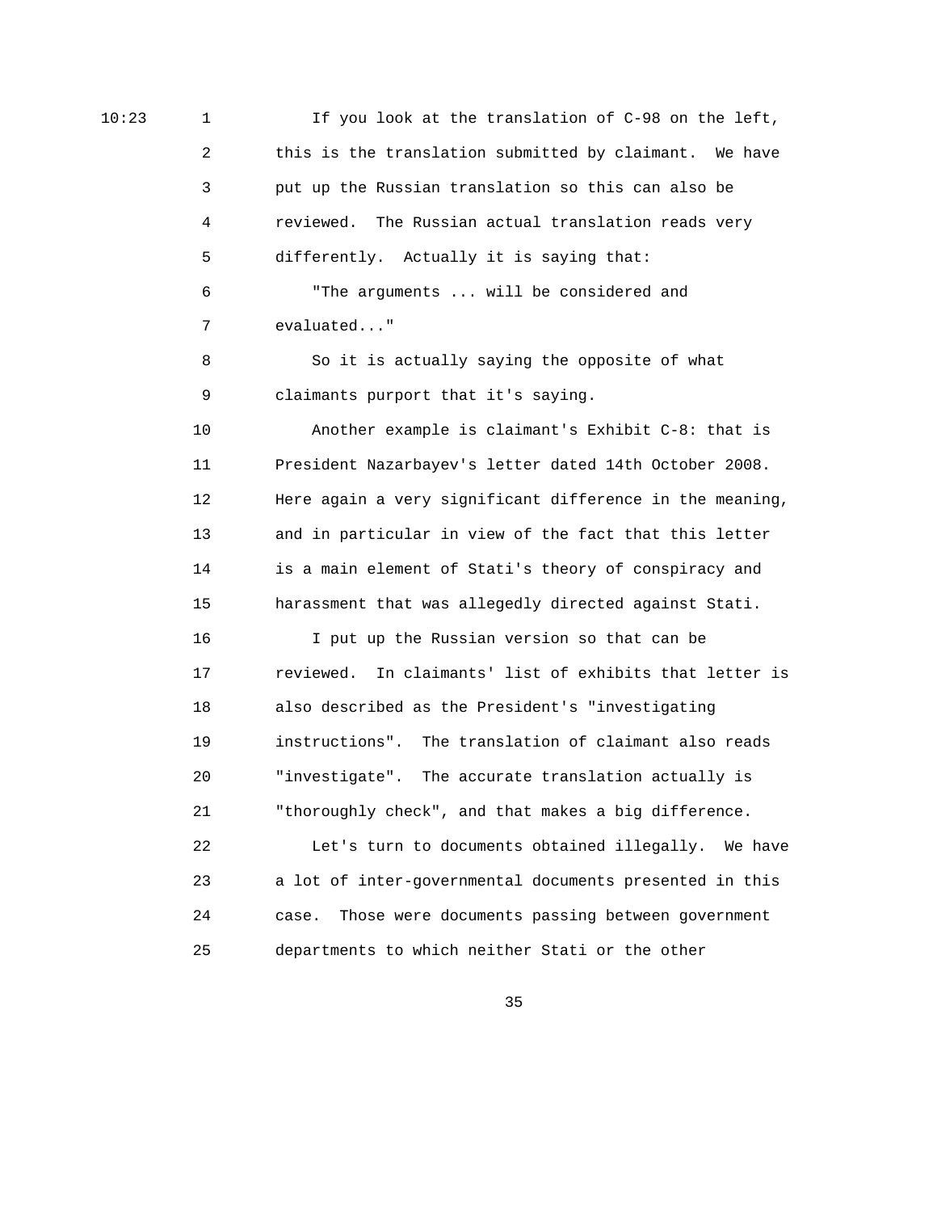10:23 1 If you look at the translation of C-98 on the left,
2 this is the translation submitted by claimant. We have
3 put up the Russian translation so this can also be
4 reviewed. The Russian actual translation reads very
5 differently. Actually it is saying that:

6 "The arguments ... will be considered and
7 evaluated..."

8 So it is actually saying the opposite of what
9 claimants purport that it's saying.

10 Another example is claimant's Exhibit C-8: that is
11 President Nazarbayev's letter dated 14th October 2008.
12 Here again a very significant difference in the meaning,
13 and in particular in view of the fact that this letter
14 is a main element of Stati's theory of conspiracy and
15 harassment that was allegedly directed against Stati.

16 I put up the Russian version so that can be
17 reviewed. In claimants' list of exhibits that letter is
18 also described as the President's "investigating
19 instructions". The translation of claimant also reads
20 "investigate". The accurate translation actually is
21 "thoroughly check", and that makes a big difference.

22 Let's turn to documents obtained illegally. We have
23 a lot of inter-governmental documents presented in this
24 case. Those were documents passing between government
25 departments to which neither Stati or the other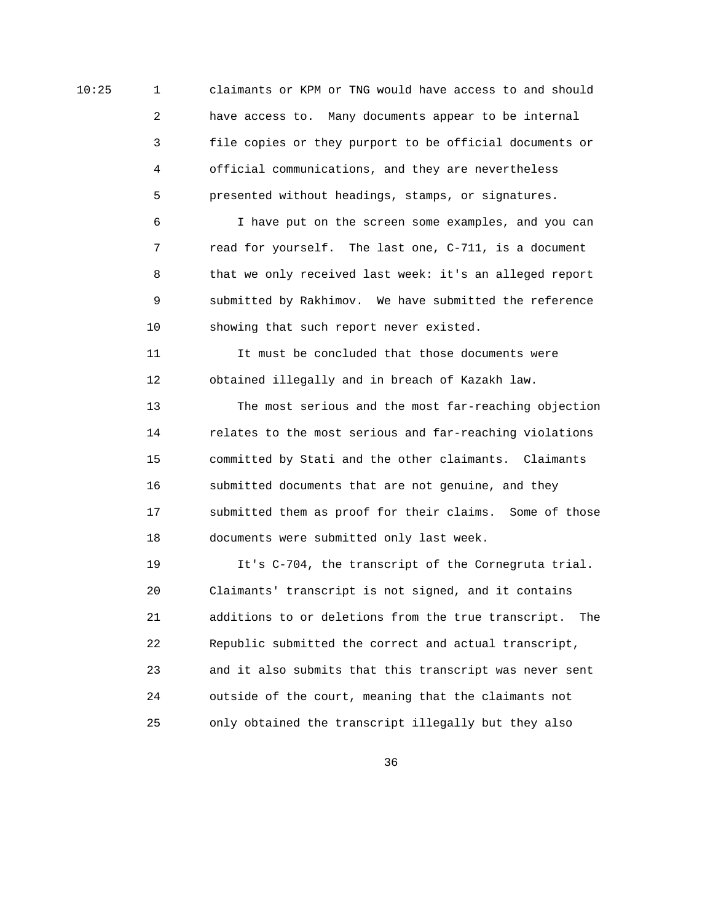claimants or KPM or TNG would have access to and should have access to. Many documents appear to be internal file copies or they purport to be official documents or official communications, and they are nevertheless presented without headings, stamps, or signatures.

I have put on the screen some examples, and you can read for yourself. The last one, C-711, is a document that we only received last week: it's an alleged report submitted by Rakhimov. We have submitted the reference showing that such report never existed.

It must be concluded that those documents were obtained illegally and in breach of Kazakh law.

The most serious and the most far-reaching objection relates to the most serious and far-reaching violations committed by Stati and the other claimants. Claimants submitted documents that are not genuine, and they submitted them as proof for their claims. Some of those documents were submitted only last week.

It's C-704, the transcript of the Cornegruta trial. Claimants' transcript is not signed, and it contains additions to or deletions from the true transcript. The Republic submitted the correct and actual transcript, and it also submits that this transcript was never sent outside of the court, meaning that the claimants not only obtained the transcript illegally but they also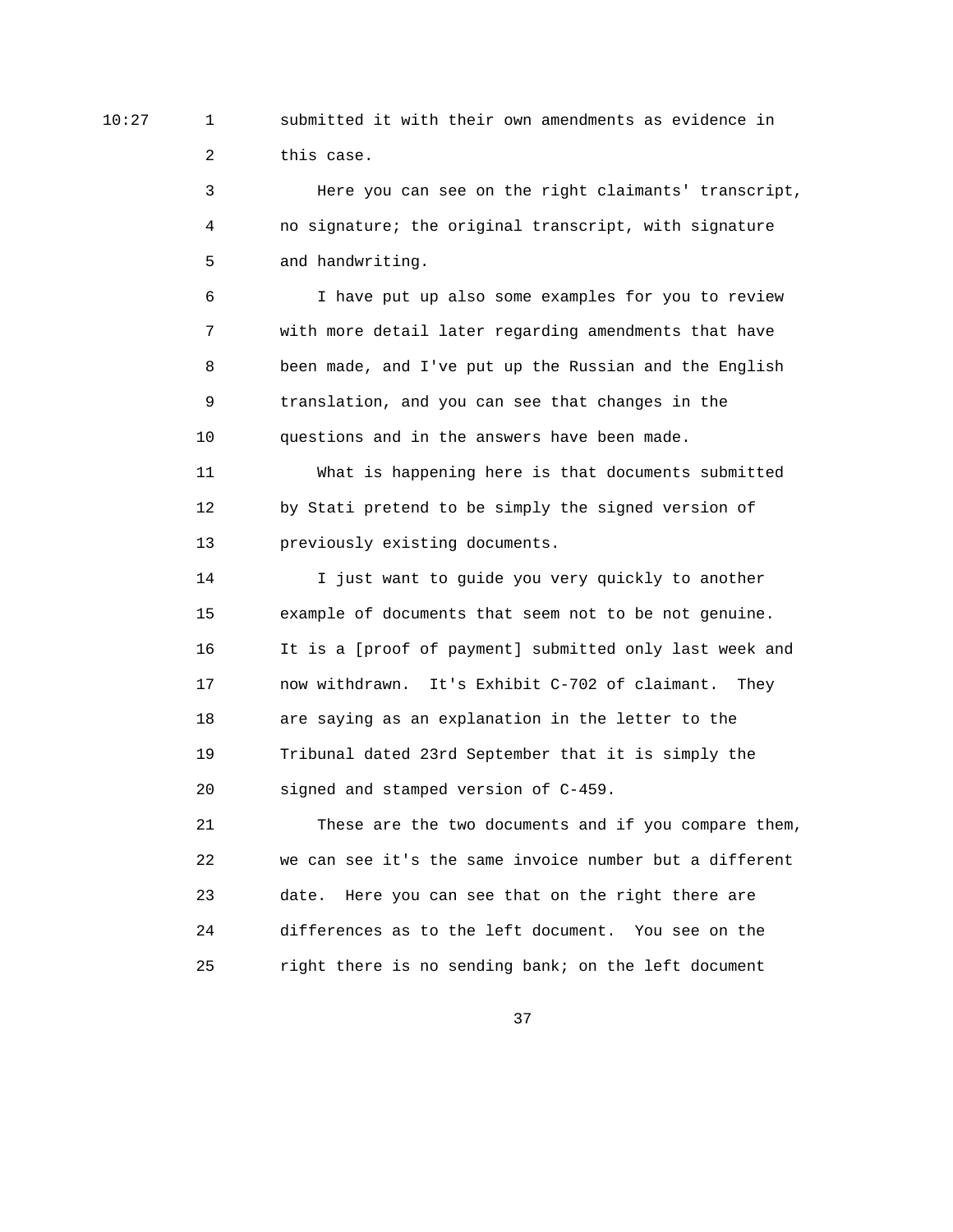10:27 1 submitted it with their own amendments as evidence in
2 this case.

3 Here you can see on the right claimants' transcript,
4 no signature; the original transcript, with signature
5 and handwriting.

6 I have put up also some examples for you to review
7 with more detail later regarding amendments that have
8 been made, and I've put up the Russian and the English
9 translation, and you can see that changes in the
10 questions and in the answers have been made.

11 What is happening here is that documents submitted
12 by Stati pretend to be simply the signed version of
13 previously existing documents.

14 I just want to guide you very quickly to another
15 example of documents that seem not to be not genuine.
16 It is a [proof of payment] submitted only last week and
17 now withdrawn. It's Exhibit C-702 of claimant. They
18 are saying as an explanation in the letter to the
19 Tribunal dated 23rd September that it is simply the
20 signed and stamped version of C-459.

21 These are the two documents and if you compare them,
22 we can see it's the same invoice number but a different
23 date. Here you can see that on the right there are
24 differences as to the left document. You see on the
25 right there is no sending bank; on the left document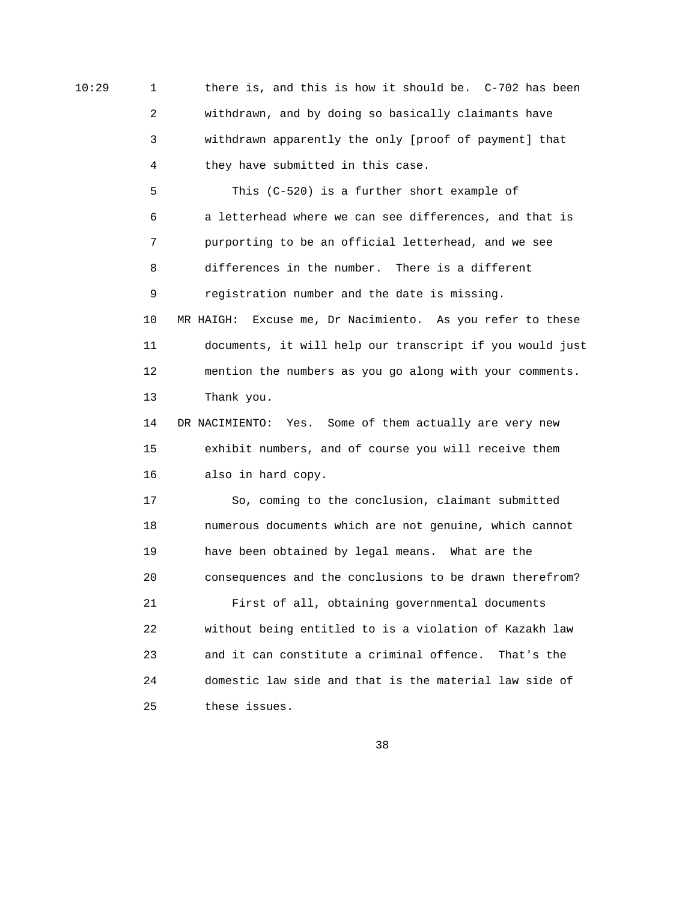there is, and this is how it should be. C-702 has been withdrawn, and by doing so basically claimants have withdrawn apparently the only [proof of payment] that they have submitted in this case.

This (C-520) is a further short example of a letterhead where we can see differences, and that is purporting to be an official letterhead, and we see differences in the number. There is a different registration number and the date is missing.

MR HAIGH: Excuse me, Dr Nacimiento. As you refer to these documents, it will help our transcript if you would just mention the numbers as you go along with your comments. Thank you.

DR NACIMIENTO: Yes. Some of them actually are very new exhibit numbers, and of course you will receive them also in hard copy.

So, coming to the conclusion, claimant submitted numerous documents which are not genuine, which cannot have been obtained by legal means. What are the consequences and the conclusions to be drawn therefrom?

First of all, obtaining governmental documents without being entitled to is a violation of Kazakh law and it can constitute a criminal offence. That's the domestic law side and that is the material law side of these issues.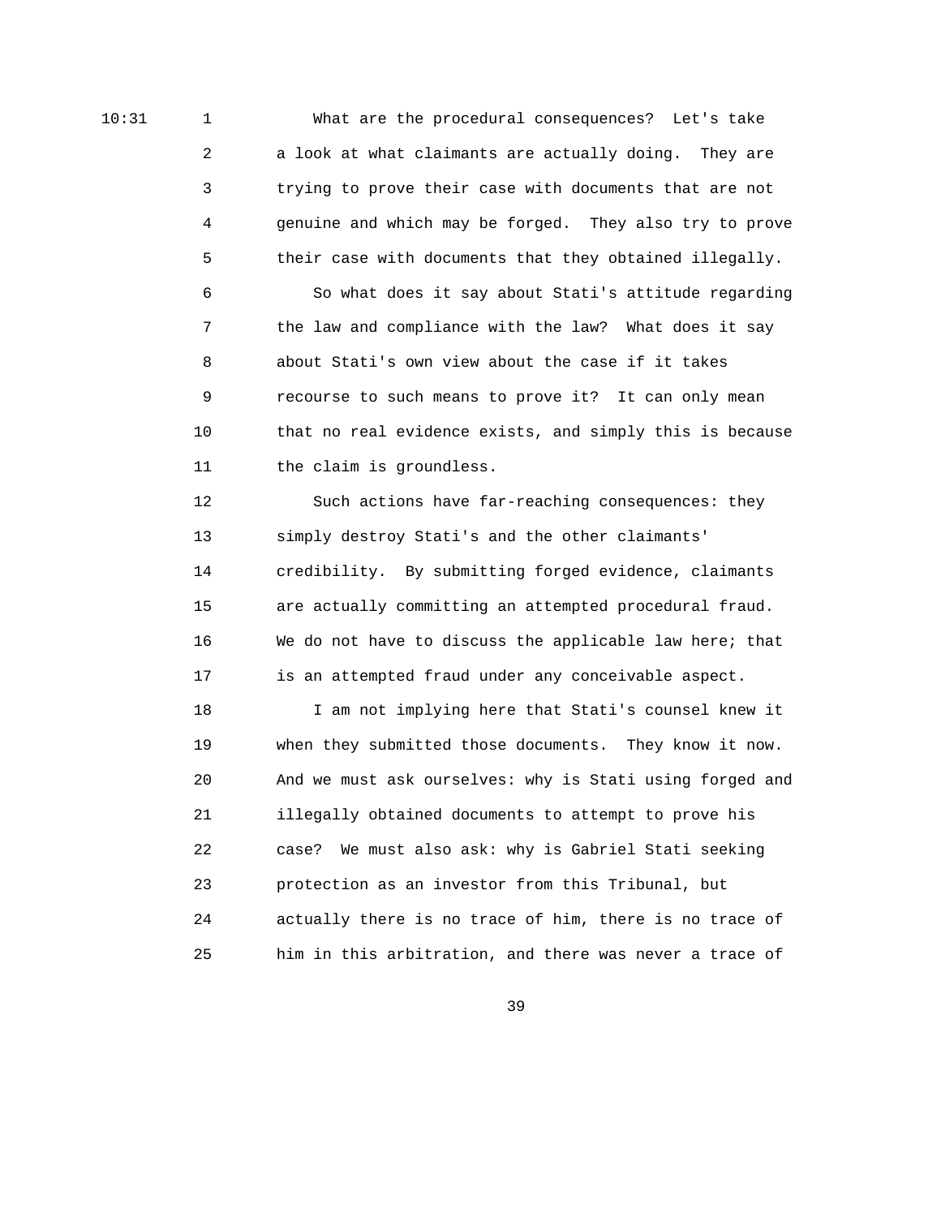10:31 1 What are the procedural consequences? Let's take
2 a look at what claimants are actually doing. They are
3 trying to prove their case with documents that are not
4 genuine and which may be forged. They also try to prove
5 their case with documents that they obtained illegally.
6 So what does it say about Stati's attitude regarding
7 the law and compliance with the law? What does it say
8 about Stati's own view about the case if it takes
9 recourse to such means to prove it? It can only mean
10 that no real evidence exists, and simply this is because
11 the claim is groundless.
12 Such actions have far-reaching consequences: they
13 simply destroy Stati's and the other claimants'
14 credibility. By submitting forged evidence, claimants
15 are actually committing an attempted procedural fraud.
16 We do not have to discuss the applicable law here; that
17 is an attempted fraud under any conceivable aspect.
18 I am not implying here that Stati's counsel knew it
19 when they submitted those documents. They know it now.
20 And we must ask ourselves: why is Stati using forged and
21 illegally obtained documents to attempt to prove his
22 case? We must also ask: why is Gabriel Stati seeking
23 protection as an investor from this Tribunal, but
24 actually there is no trace of him, there is no trace of
25 him in this arbitration, and there was never a trace of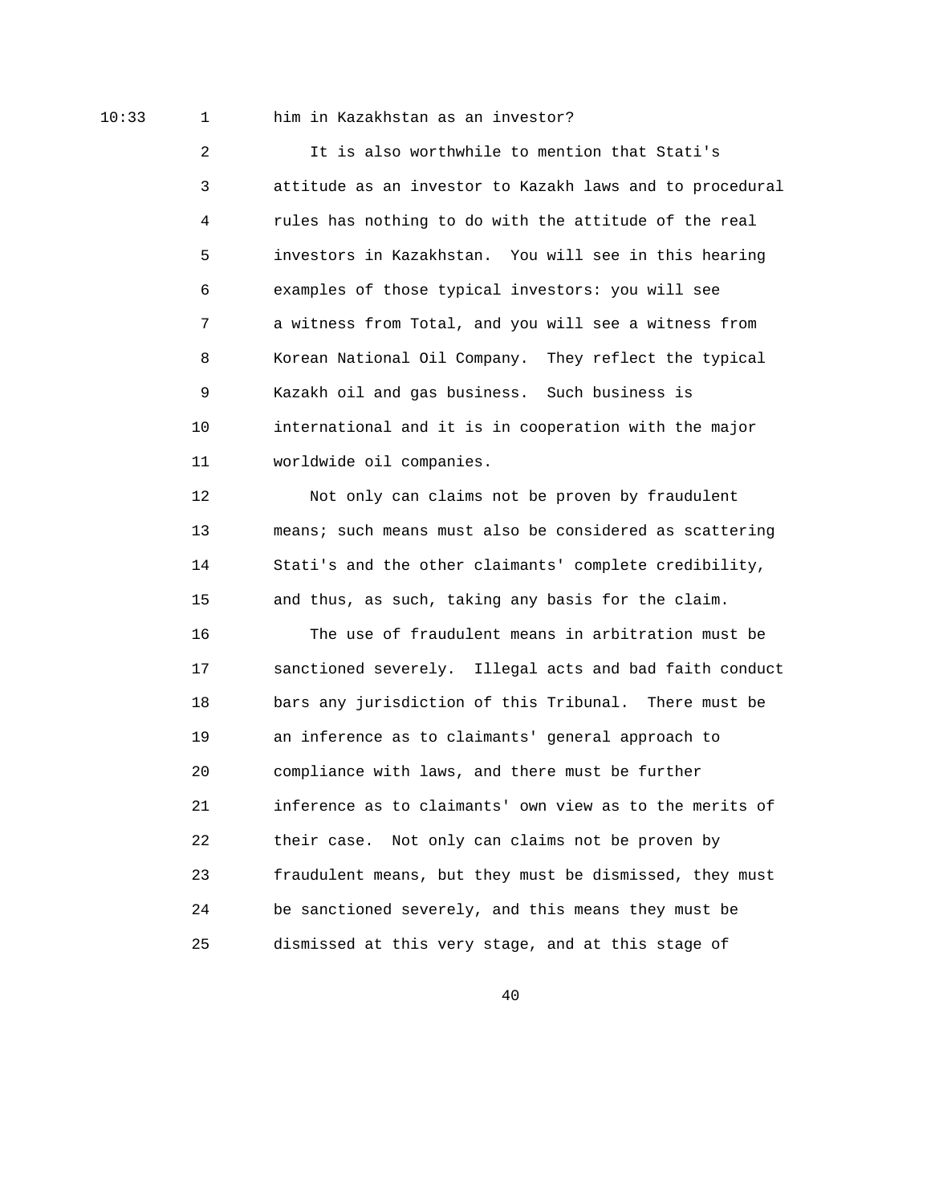him in Kazakhstan as an investor?

It is also worthwhile to mention that Stati's attitude as an investor to Kazakh laws and to procedural rules has nothing to do with the attitude of the real investors in Kazakhstan. You will see in this hearing examples of those typical investors: you will see a witness from Total, and you will see a witness from Korean National Oil Company. They reflect the typical Kazakh oil and gas business. Such business is international and it is in cooperation with the major worldwide oil companies.

Not only can claims not be proven by fraudulent means; such means must also be considered as scattering Stati's and the other claimants' complete credibility, and thus, as such, taking any basis for the claim.

The use of fraudulent means in arbitration must be sanctioned severely. Illegal acts and bad faith conduct bars any jurisdiction of this Tribunal. There must be an inference as to claimants' general approach to compliance with laws, and there must be further inference as to claimants' own view as to the merits of their case. Not only can claims not be proven by fraudulent means, but they must be dismissed, they must be sanctioned severely, and this means they must be dismissed at this very stage, and at this stage of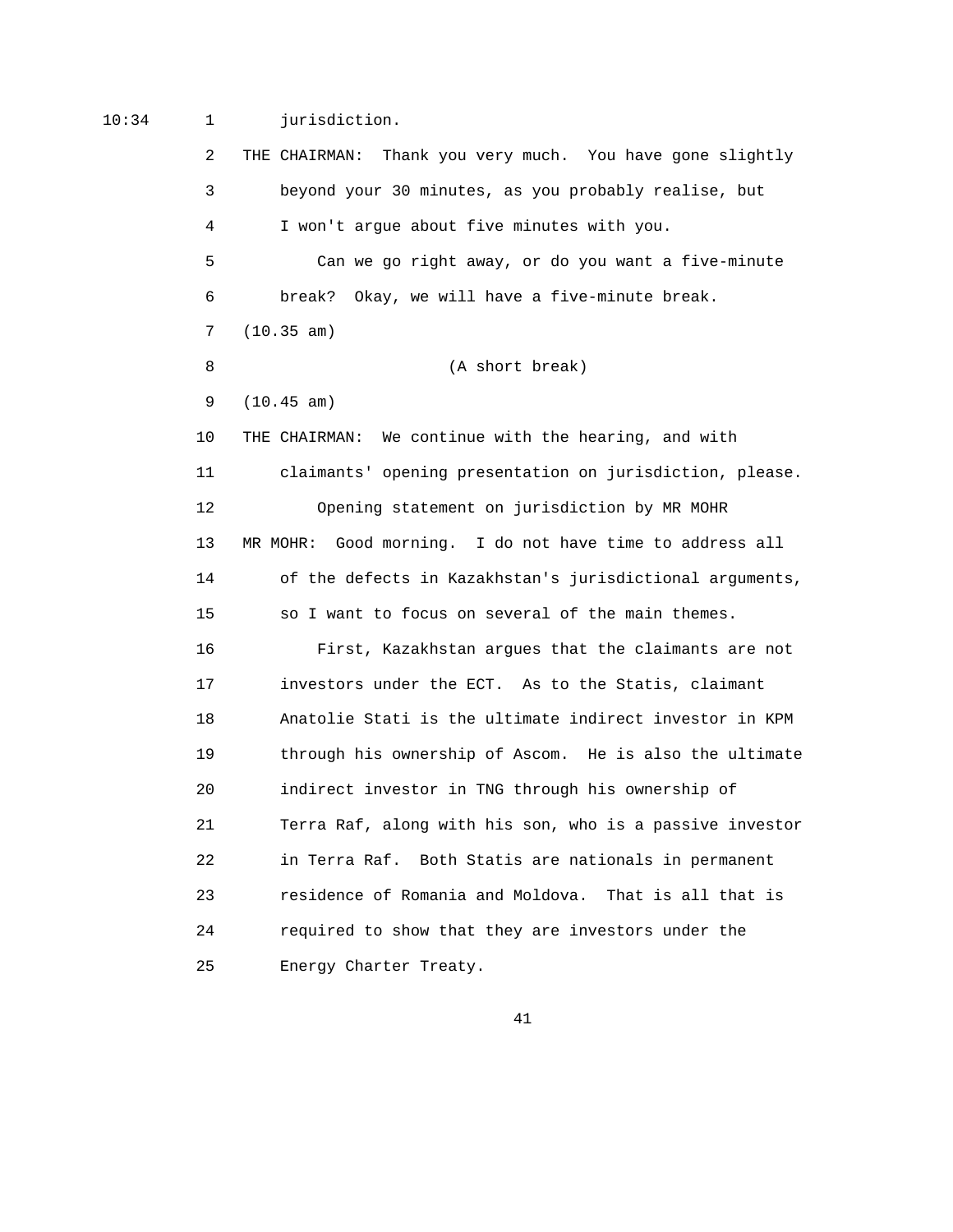jurisdiction.

THE CHAIRMAN: Thank you very much. You have gone slightly beyond your 30 minutes, as you probably realise, but I won't argue about five minutes with you.

Can we go right away, or do you want a five-minute break? Okay, we will have a five-minute break.

(10.35 am)

(A short break)

(10.45 am)

THE CHAIRMAN: We continue with the hearing, and with claimants' opening presentation on jurisdiction, please.

Opening statement on jurisdiction by MR MOHR

MR MOHR: Good morning. I do not have time to address all of the defects in Kazakhstan's jurisdictional arguments, so I want to focus on several of the main themes.

First, Kazakhstan argues that the claimants are not investors under the ECT. As to the Statis, claimant Anatolie Stati is the ultimate indirect investor in KPM through his ownership of Ascom. He is also the ultimate indirect investor in TNG through his ownership of Terra Raf, along with his son, who is a passive investor in Terra Raf. Both Statis are nationals in permanent residence of Romania and Moldova. That is all that is required to show that they are investors under the Energy Charter Treaty.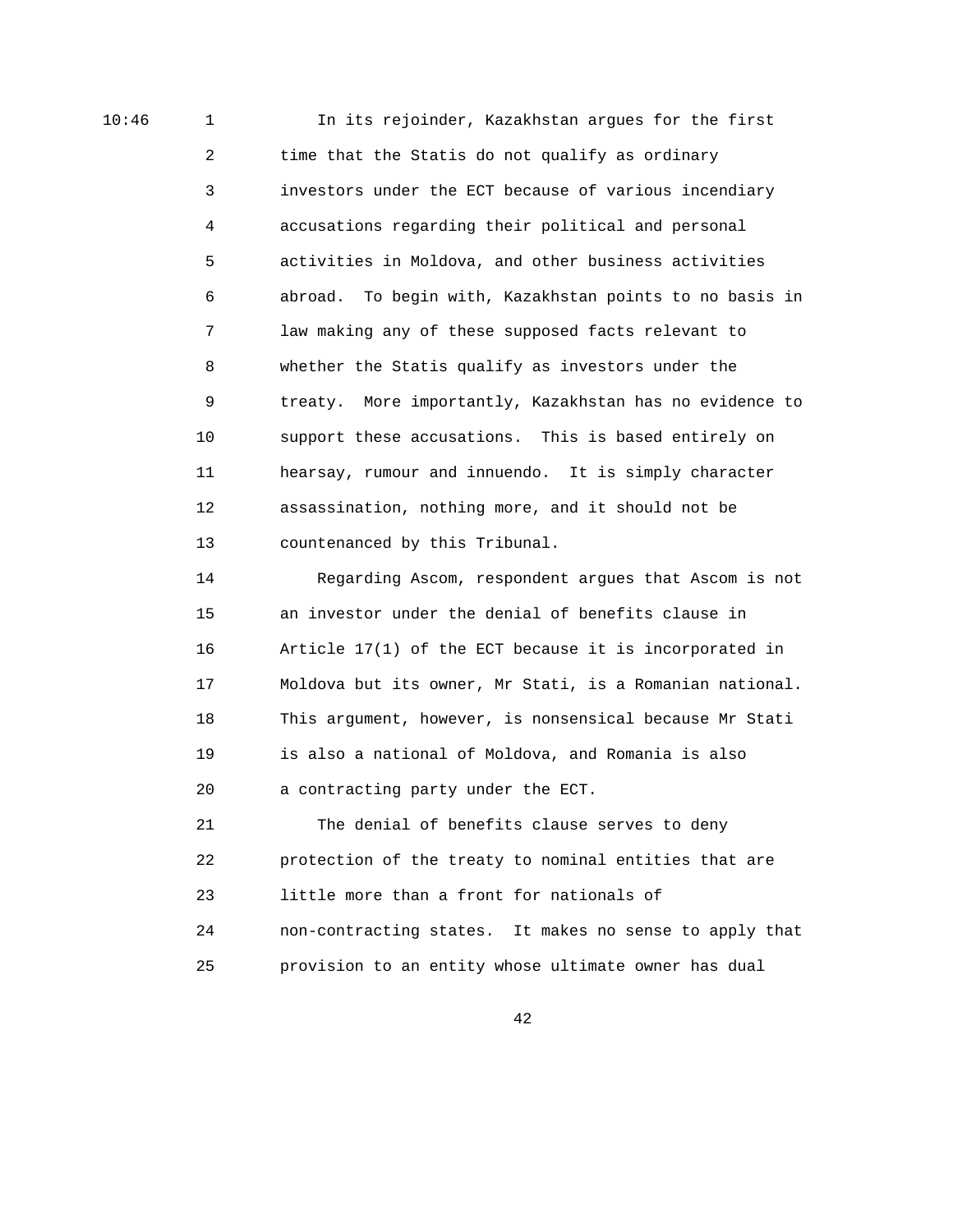In its rejoinder, Kazakhstan argues for the first time that the Statis do not qualify as ordinary investors under the ECT because of various incendiary accusations regarding their political and personal activities in Moldova, and other business activities abroad. To begin with, Kazakhstan points to no basis in law making any of these supposed facts relevant to whether the Statis qualify as investors under the treaty. More importantly, Kazakhstan has no evidence to support these accusations. This is based entirely on hearsay, rumour and innuendo. It is simply character assassination, nothing more, and it should not be countenanced by this Tribunal.

Regarding Ascom, respondent argues that Ascom is not an investor under the denial of benefits clause in Article 17(1) of the ECT because it is incorporated in Moldova but its owner, Mr Stati, is a Romanian national. This argument, however, is nonsensical because Mr Stati is also a national of Moldova, and Romania is also a contracting party under the ECT.

The denial of benefits clause serves to deny protection of the treaty to nominal entities that are little more than a front for nationals of non-contracting states. It makes no sense to apply that provision to an entity whose ultimate owner has dual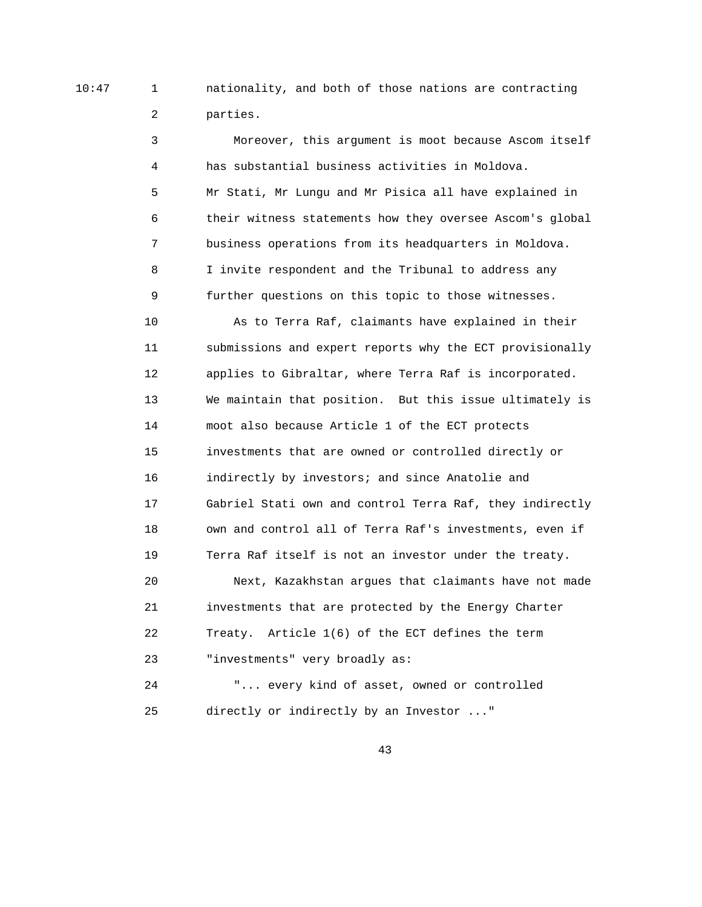nationality, and both of those nations are contracting parties.

Moreover, this argument is moot because Ascom itself has substantial business activities in Moldova. Mr Stati, Mr Lungu and Mr Pisica all have explained in their witness statements how they oversee Ascom's global business operations from its headquarters in Moldova. I invite respondent and the Tribunal to address any further questions on this topic to those witnesses.

As to Terra Raf, claimants have explained in their submissions and expert reports why the ECT provisionally applies to Gibraltar, where Terra Raf is incorporated. We maintain that position. But this issue ultimately is moot also because Article 1 of the ECT protects investments that are owned or controlled directly or indirectly by investors; and since Anatolie and Gabriel Stati own and control Terra Raf, they indirectly own and control all of Terra Raf's investments, even if Terra Raf itself is not an investor under the treaty.

Next, Kazakhstan argues that claimants have not made investments that are protected by the Energy Charter Treaty. Article 1(6) of the ECT defines the term "investments" very broadly as:

"... every kind of asset, owned or controlled directly or indirectly by an Investor ..."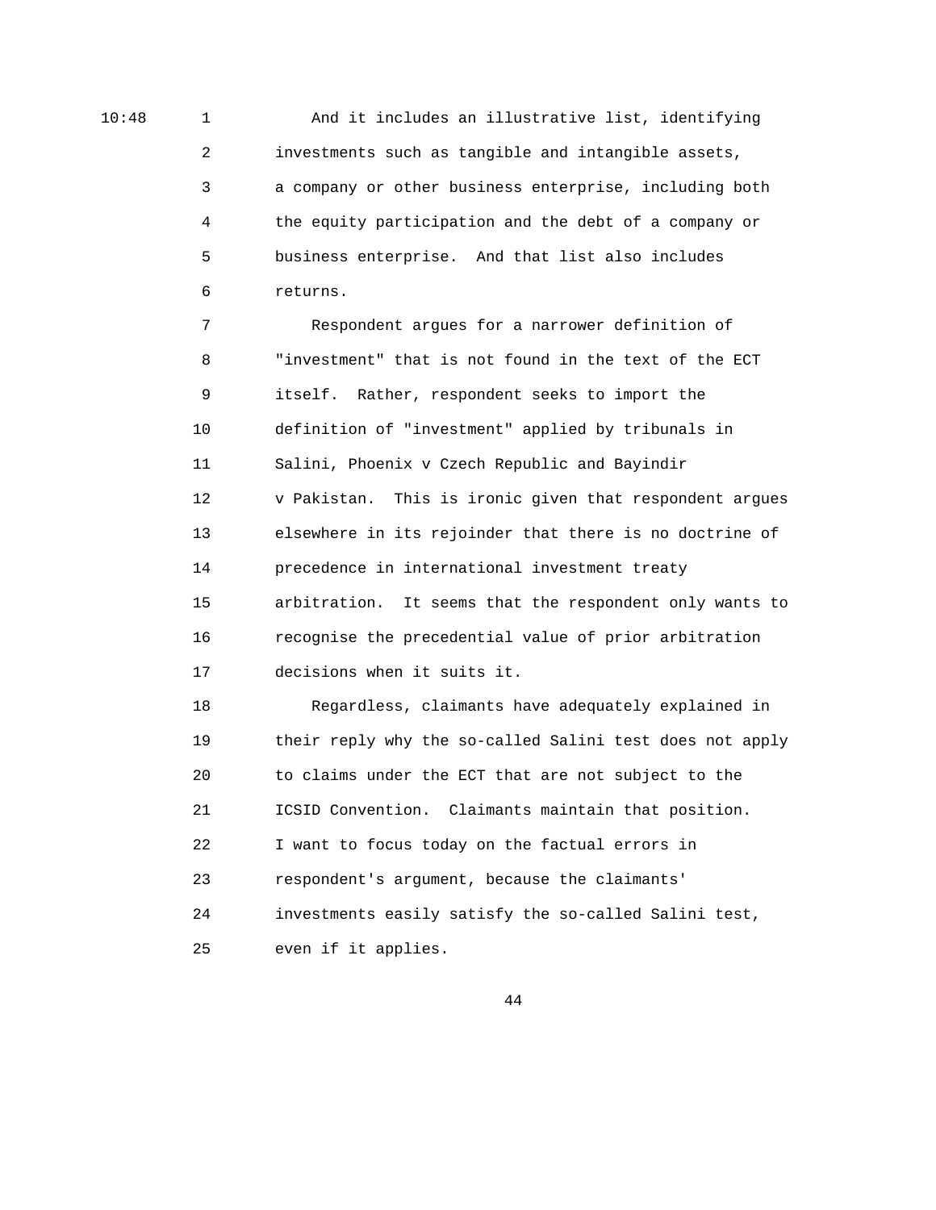And it includes an illustrative list, identifying investments such as tangible and intangible assets, a company or other business enterprise, including both the equity participation and the debt of a company or business enterprise. And that list also includes returns.

Respondent argues for a narrower definition of "investment" that is not found in the text of the ECT itself. Rather, respondent seeks to import the definition of "investment" applied by tribunals in Salini, Phoenix v Czech Republic and Bayindir v Pakistan. This is ironic given that respondent argues elsewhere in its rejoinder that there is no doctrine of precedence in international investment treaty arbitration. It seems that the respondent only wants to recognise the precedential value of prior arbitration decisions when it suits it.

Regardless, claimants have adequately explained in their reply why the so-called Salini test does not apply to claims under the ECT that are not subject to the ICSID Convention. Claimants maintain that position. I want to focus today on the factual errors in respondent's argument, because the claimants' investments easily satisfy the so-called Salini test, even if it applies.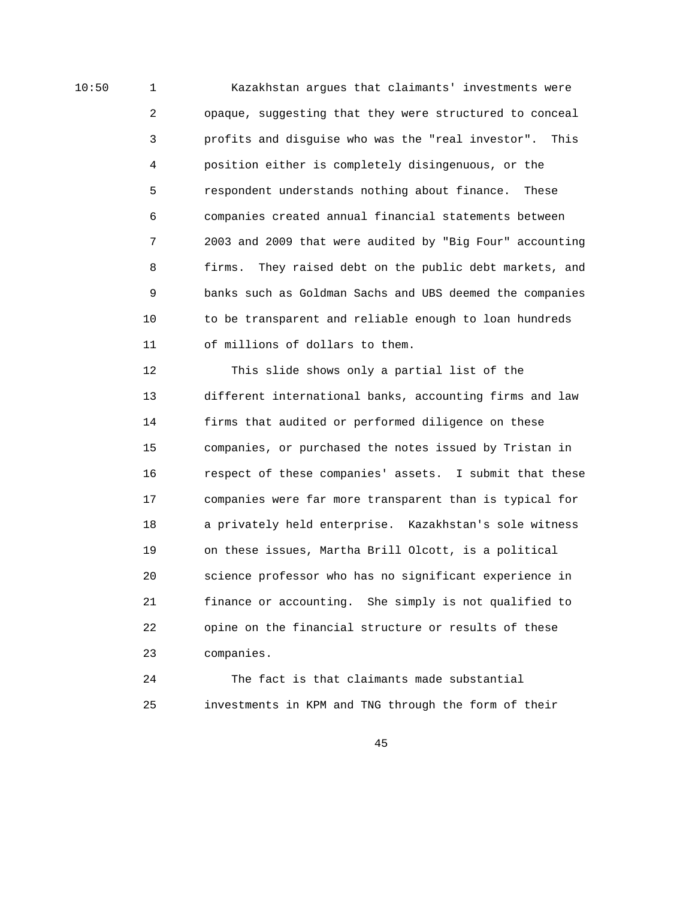Kazakhstan argues that claimants' investments were opaque, suggesting that they were structured to conceal profits and disguise who was the "real investor". This position either is completely disingenuous, or the respondent understands nothing about finance. These companies created annual financial statements between 2003 and 2009 that were audited by "Big Four" accounting firms. They raised debt on the public debt markets, and banks such as Goldman Sachs and UBS deemed the companies to be transparent and reliable enough to loan hundreds of millions of dollars to them.

This slide shows only a partial list of the different international banks, accounting firms and law firms that audited or performed diligence on these companies, or purchased the notes issued by Tristan in respect of these companies' assets. I submit that these companies were far more transparent than is typical for a privately held enterprise. Kazakhstan's sole witness on these issues, Martha Brill Olcott, is a political science professor who has no significant experience in finance or accounting. She simply is not qualified to opine on the financial structure or results of these companies.

The fact is that claimants made substantial investments in KPM and TNG through the form of their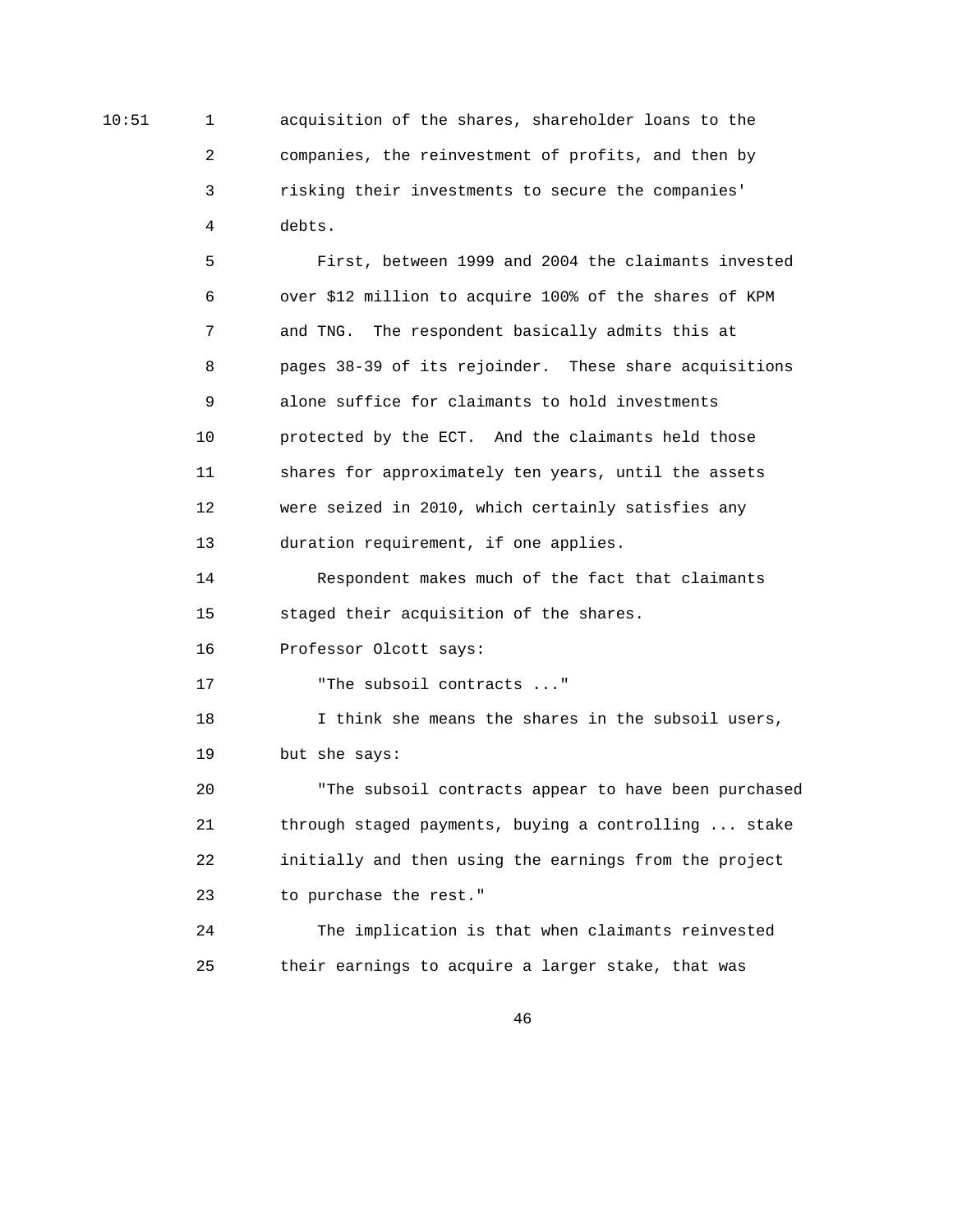acquisition of the shares, shareholder loans to the companies, the reinvestment of profits, and then by risking their investments to secure the companies' debts.

First, between 1999 and 2004 the claimants invested over $12 million to acquire 100% of the shares of KPM and TNG. The respondent basically admits this at pages 38-39 of its rejoinder. These share acquisitions alone suffice for claimants to hold investments protected by the ECT. And the claimants held those shares for approximately ten years, until the assets were seized in 2010, which certainly satisfies any duration requirement, if one applies.

Respondent makes much of the fact that claimants staged their acquisition of the shares.

Professor Olcott says:

"The subsoil contracts ..."

I think she means the shares in the subsoil users, but she says:

"The subsoil contracts appear to have been purchased through staged payments, buying a controlling ... stake initially and then using the earnings from the project to purchase the rest."

The implication is that when claimants reinvested their earnings to acquire a larger stake, that was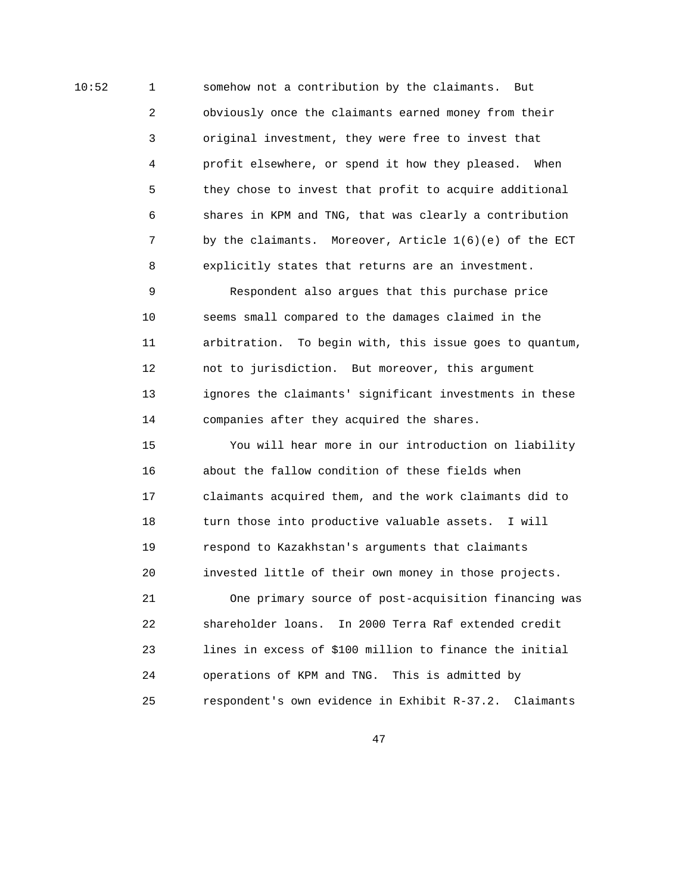somehow not a contribution by the claimants. But obviously once the claimants earned money from their original investment, they were free to invest that profit elsewhere, or spend it how they pleased. When they chose to invest that profit to acquire additional shares in KPM and TNG, that was clearly a contribution by the claimants. Moreover, Article 1(6)(e) of the ECT explicitly states that returns are an investment.

Respondent also argues that this purchase price seems small compared to the damages claimed in the arbitration. To begin with, this issue goes to quantum, not to jurisdiction. But moreover, this argument ignores the claimants' significant investments in these companies after they acquired the shares.

You will hear more in our introduction on liability about the fallow condition of these fields when claimants acquired them, and the work claimants did to turn those into productive valuable assets. I will respond to Kazakhstan's arguments that claimants invested little of their own money in those projects.

One primary source of post-acquisition financing was shareholder loans. In 2000 Terra Raf extended credit lines in excess of $100 million to finance the initial operations of KPM and TNG. This is admitted by respondent's own evidence in Exhibit R-37.2. Claimants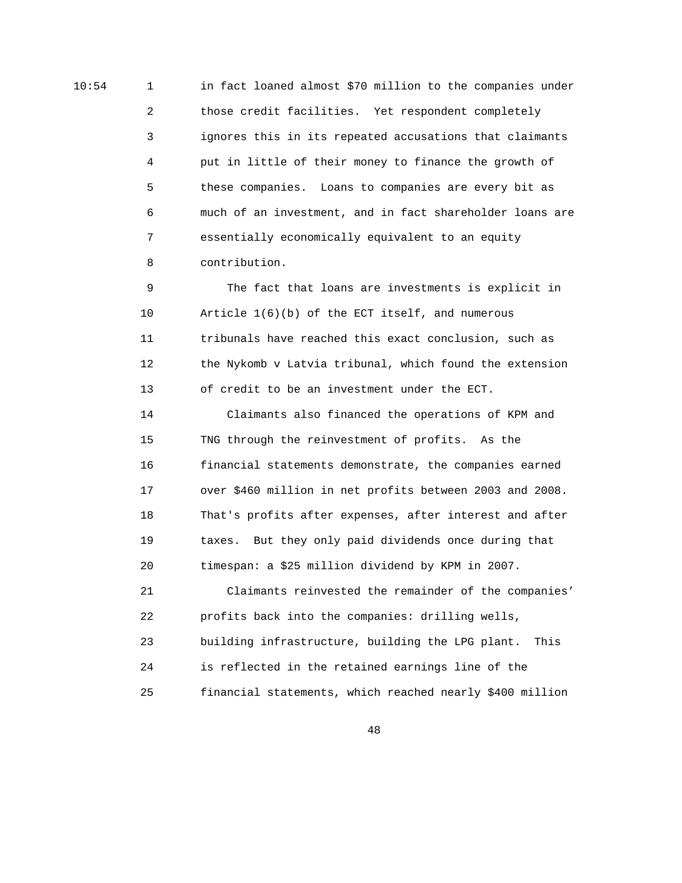in fact loaned almost $70 million to the companies under those credit facilities. Yet respondent completely ignores this in its repeated accusations that claimants put in little of their money to finance the growth of these companies. Loans to companies are every bit as much of an investment, and in fact shareholder loans are essentially economically equivalent to an equity contribution.

The fact that loans are investments is explicit in Article 1(6)(b) of the ECT itself, and numerous tribunals have reached this exact conclusion, such as the Nykomb v Latvia tribunal, which found the extension of credit to be an investment under the ECT.

Claimants also financed the operations of KPM and TNG through the reinvestment of profits. As the financial statements demonstrate, the companies earned over $460 million in net profits between 2003 and 2008. That's profits after expenses, after interest and after taxes. But they only paid dividends once during that timespan: a $25 million dividend by KPM in 2007.

Claimants reinvested the remainder of the companies' profits back into the companies: drilling wells, building infrastructure, building the LPG plant. This is reflected in the retained earnings line of the financial statements, which reached nearly $400 million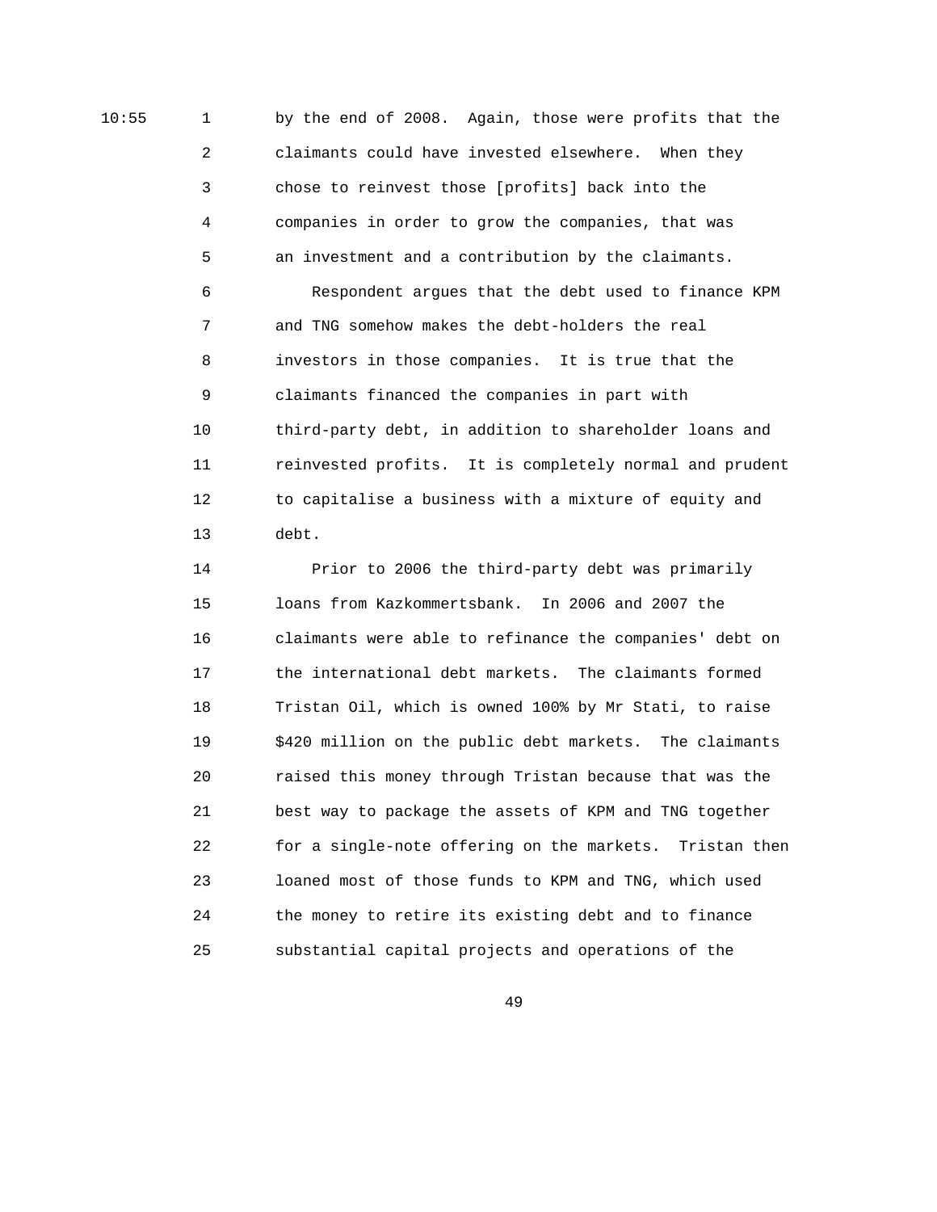by the end of 2008. Again, those were profits that the claimants could have invested elsewhere. When they chose to reinvest those [profits] back into the companies in order to grow the companies, that was an investment and a contribution by the claimants.

Respondent argues that the debt used to finance KPM and TNG somehow makes the debt-holders the real investors in those companies. It is true that the claimants financed the companies in part with third-party debt, in addition to shareholder loans and reinvested profits. It is completely normal and prudent to capitalise a business with a mixture of equity and debt.

Prior to 2006 the third-party debt was primarily loans from Kazkommertsbank. In 2006 and 2007 the claimants were able to refinance the companies' debt on the international debt markets. The claimants formed Tristan Oil, which is owned 100% by Mr Stati, to raise $420 million on the public debt markets. The claimants raised this money through Tristan because that was the best way to package the assets of KPM and TNG together for a single-note offering on the markets. Tristan then loaned most of those funds to KPM and TNG, which used the money to retire its existing debt and to finance substantial capital projects and operations of the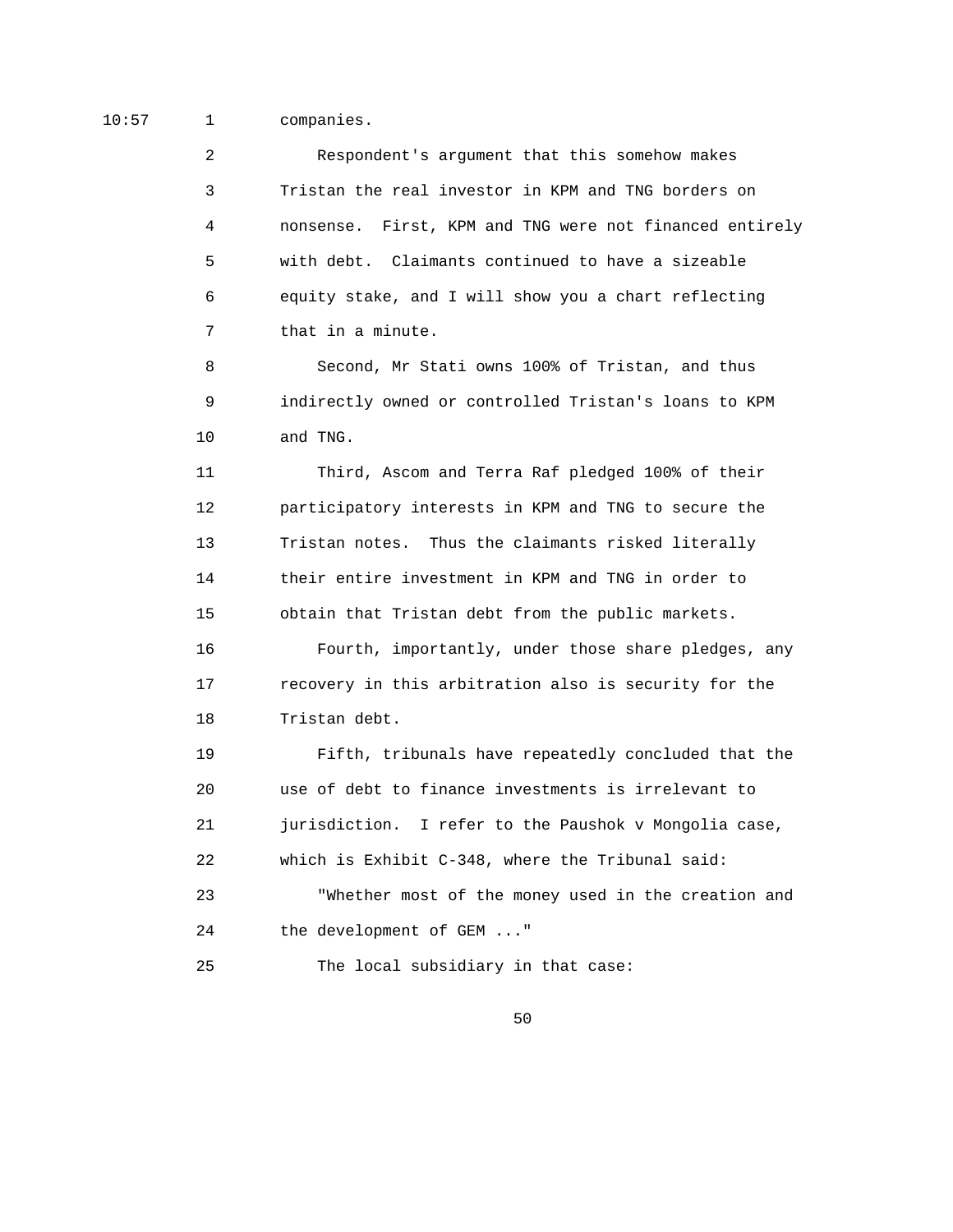companies.

Respondent's argument that this somehow makes Tristan the real investor in KPM and TNG borders on nonsense. First, KPM and TNG were not financed entirely with debt. Claimants continued to have a sizeable equity stake, and I will show you a chart reflecting that in a minute.

Second, Mr Stati owns 100% of Tristan, and thus indirectly owned or controlled Tristan's loans to KPM and TNG.

Third, Ascom and Terra Raf pledged 100% of their participatory interests in KPM and TNG to secure the Tristan notes. Thus the claimants risked literally their entire investment in KPM and TNG in order to obtain that Tristan debt from the public markets.

Fourth, importantly, under those share pledges, any recovery in this arbitration also is security for the Tristan debt.

Fifth, tribunals have repeatedly concluded that the use of debt to finance investments is irrelevant to jurisdiction. I refer to the Paushok v Mongolia case, which is Exhibit C-348, where the Tribunal said:

"Whether most of the money used in the creation and the development of GEM ..."

The local subsidiary in that case: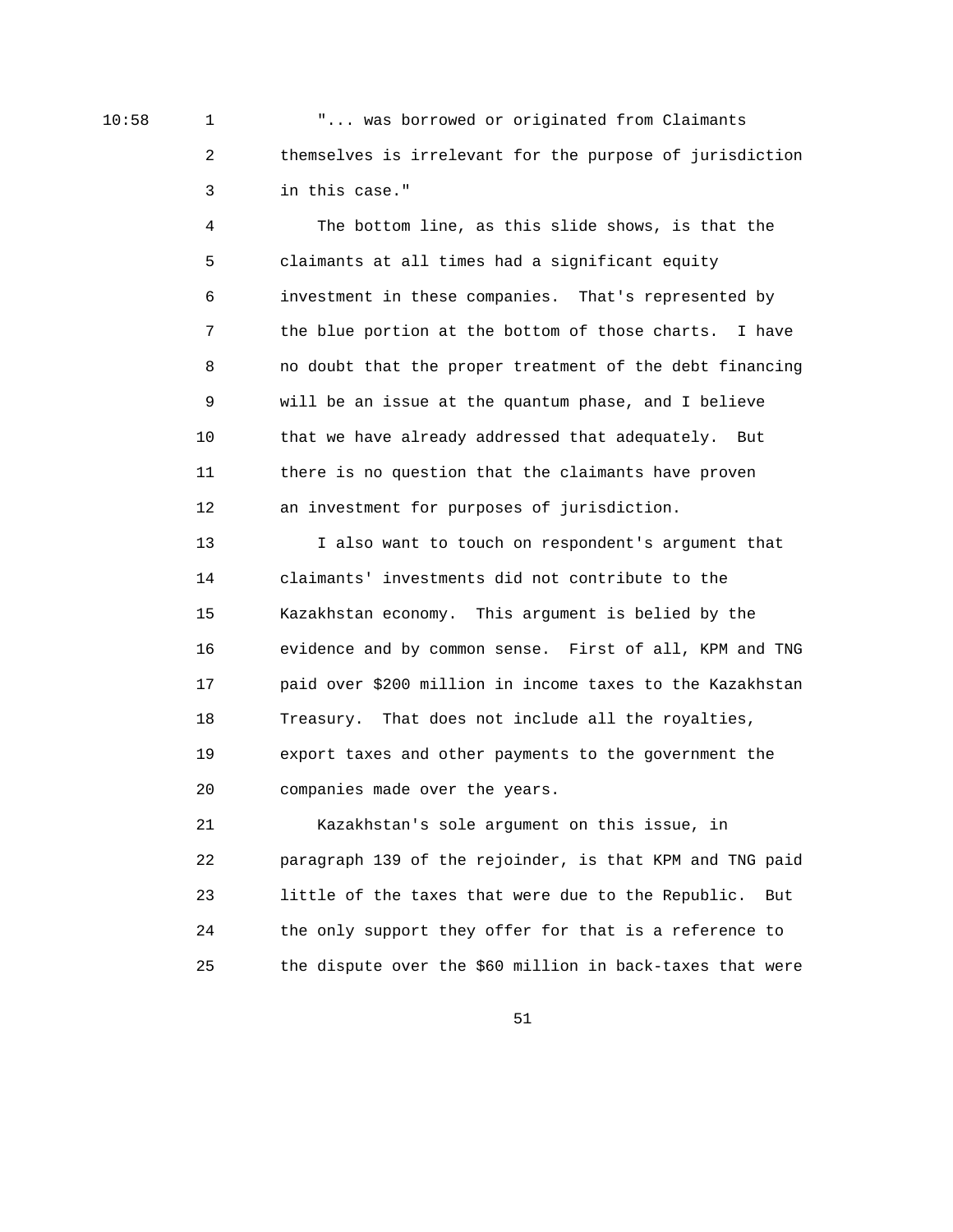"... was borrowed or originated from Claimants themselves is irrelevant for the purpose of jurisdiction in this case."

The bottom line, as this slide shows, is that the claimants at all times had a significant equity investment in these companies. That's represented by the blue portion at the bottom of those charts. I have no doubt that the proper treatment of the debt financing will be an issue at the quantum phase, and I believe that we have already addressed that adequately. But there is no question that the claimants have proven an investment for purposes of jurisdiction.

I also want to touch on respondent's argument that claimants' investments did not contribute to the Kazakhstan economy. This argument is belied by the evidence and by common sense. First of all, KPM and TNG paid over $200 million in income taxes to the Kazakhstan Treasury. That does not include all the royalties, export taxes and other payments to the government the companies made over the years.

Kazakhstan's sole argument on this issue, in paragraph 139 of the rejoinder, is that KPM and TNG paid little of the taxes that were due to the Republic. But the only support they offer for that is a reference to the dispute over the $60 million in back-taxes that were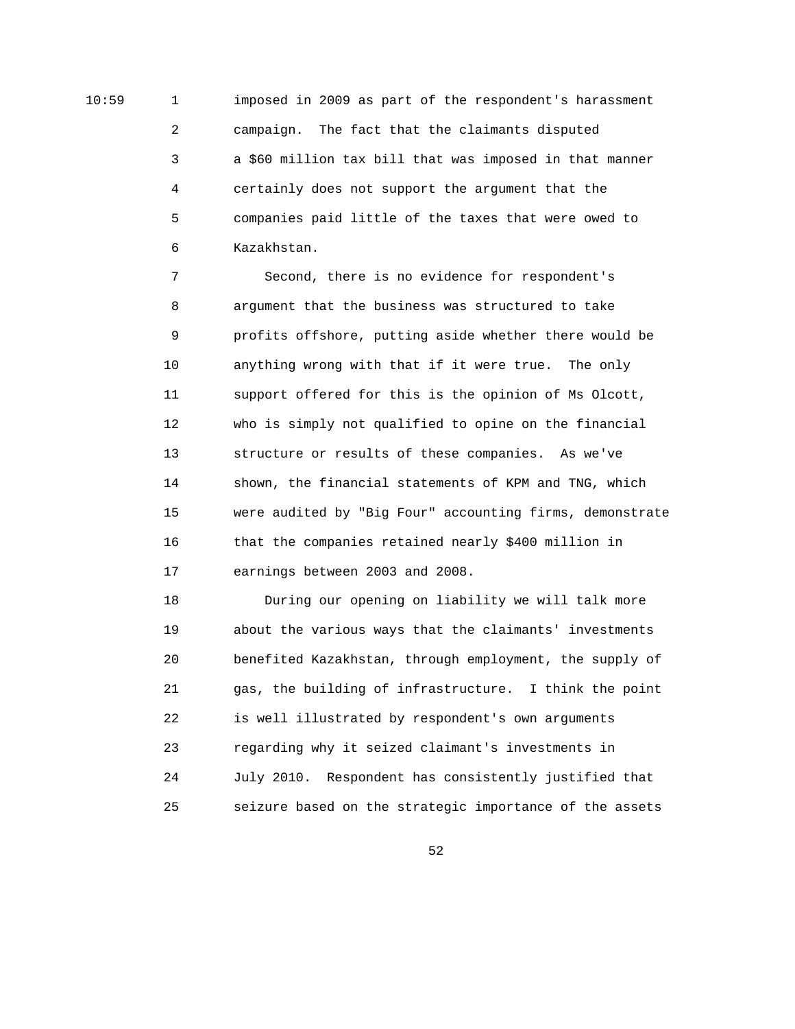imposed in 2009 as part of the respondent's harassment campaign. The fact that the claimants disputed a $60 million tax bill that was imposed in that manner certainly does not support the argument that the companies paid little of the taxes that were owed to Kazakhstan.

Second, there is no evidence for respondent's argument that the business was structured to take profits offshore, putting aside whether there would be anything wrong with that if it were true. The only support offered for this is the opinion of Ms Olcott, who is simply not qualified to opine on the financial structure or results of these companies. As we've shown, the financial statements of KPM and TNG, which were audited by "Big Four" accounting firms, demonstrate that the companies retained nearly $400 million in earnings between 2003 and 2008.

During our opening on liability we will talk more about the various ways that the claimants' investments benefited Kazakhstan, through employment, the supply of gas, the building of infrastructure. I think the point is well illustrated by respondent's own arguments regarding why it seized claimant's investments in July 2010. Respondent has consistently justified that seizure based on the strategic importance of the assets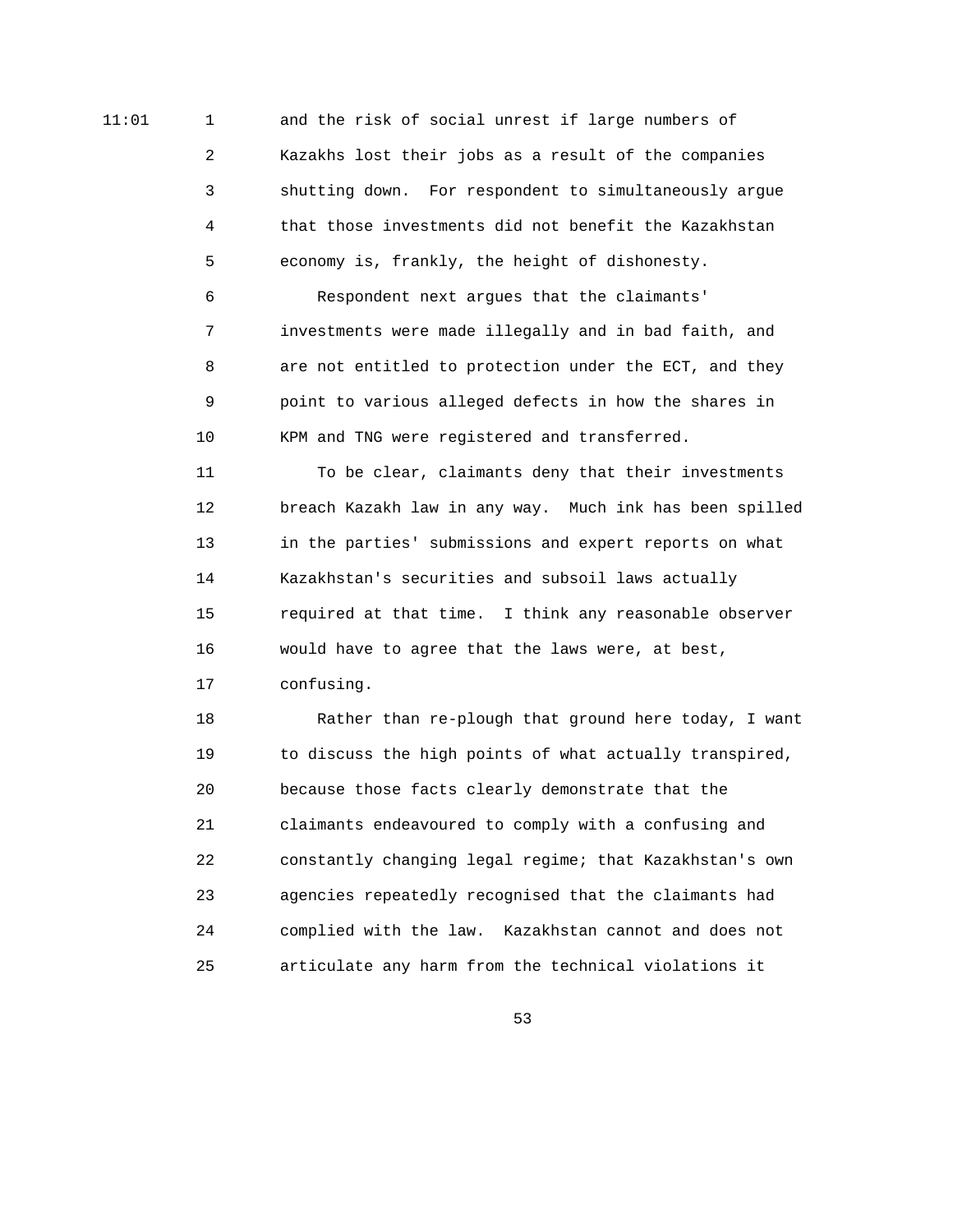and the risk of social unrest if large numbers of Kazakhs lost their jobs as a result of the companies shutting down. For respondent to simultaneously argue that those investments did not benefit the Kazakhstan economy is, frankly, the height of dishonesty.

Respondent next argues that the claimants' investments were made illegally and in bad faith, and are not entitled to protection under the ECT, and they point to various alleged defects in how the shares in KPM and TNG were registered and transferred.

To be clear, claimants deny that their investments breach Kazakh law in any way. Much ink has been spilled in the parties' submissions and expert reports on what Kazakhstan's securities and subsoil laws actually required at that time. I think any reasonable observer would have to agree that the laws were, at best, confusing.

Rather than re-plough that ground here today, I want to discuss the high points of what actually transpired, because those facts clearly demonstrate that the claimants endeavoured to comply with a confusing and constantly changing legal regime; that Kazakhstan's own agencies repeatedly recognised that the claimants had complied with the law. Kazakhstan cannot and does not articulate any harm from the technical violations it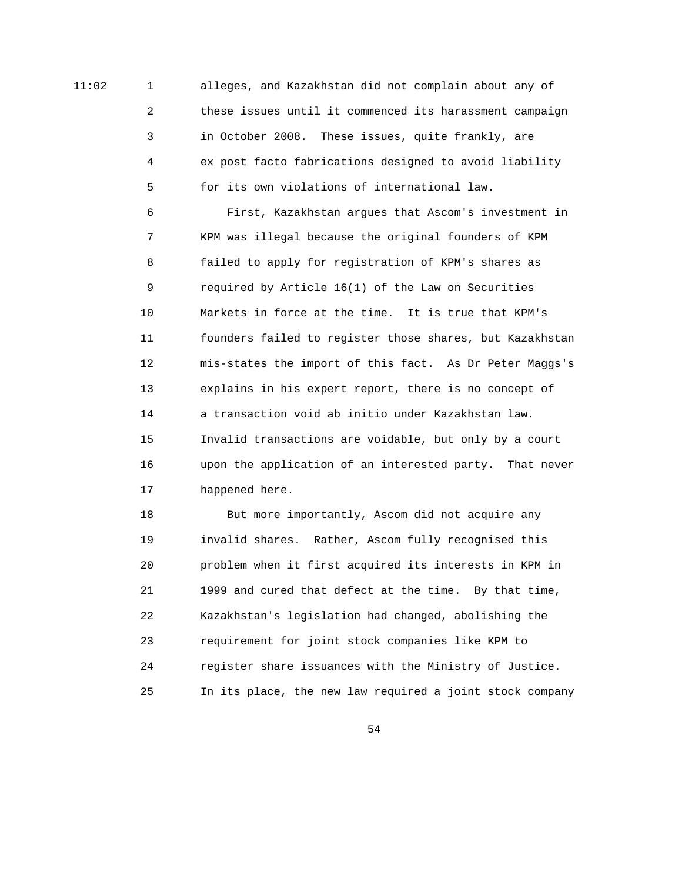alleges, and Kazakhstan did not complain about any of these issues until it commenced its harassment campaign in October 2008. These issues, quite frankly, are ex post facto fabrications designed to avoid liability for its own violations of international law.

First, Kazakhstan argues that Ascom's investment in KPM was illegal because the original founders of KPM failed to apply for registration of KPM's shares as required by Article 16(1) of the Law on Securities Markets in force at the time. It is true that KPM's founders failed to register those shares, but Kazakhstan mis-states the import of this fact. As Dr Peter Maggs's explains in his expert report, there is no concept of a transaction void ab initio under Kazakhstan law. Invalid transactions are voidable, but only by a court upon the application of an interested party. That never happened here.

But more importantly, Ascom did not acquire any invalid shares. Rather, Ascom fully recognised this problem when it first acquired its interests in KPM in 1999 and cured that defect at the time. By that time, Kazakhstan's legislation had changed, abolishing the requirement for joint stock companies like KPM to register share issuances with the Ministry of Justice. In its place, the new law required a joint stock company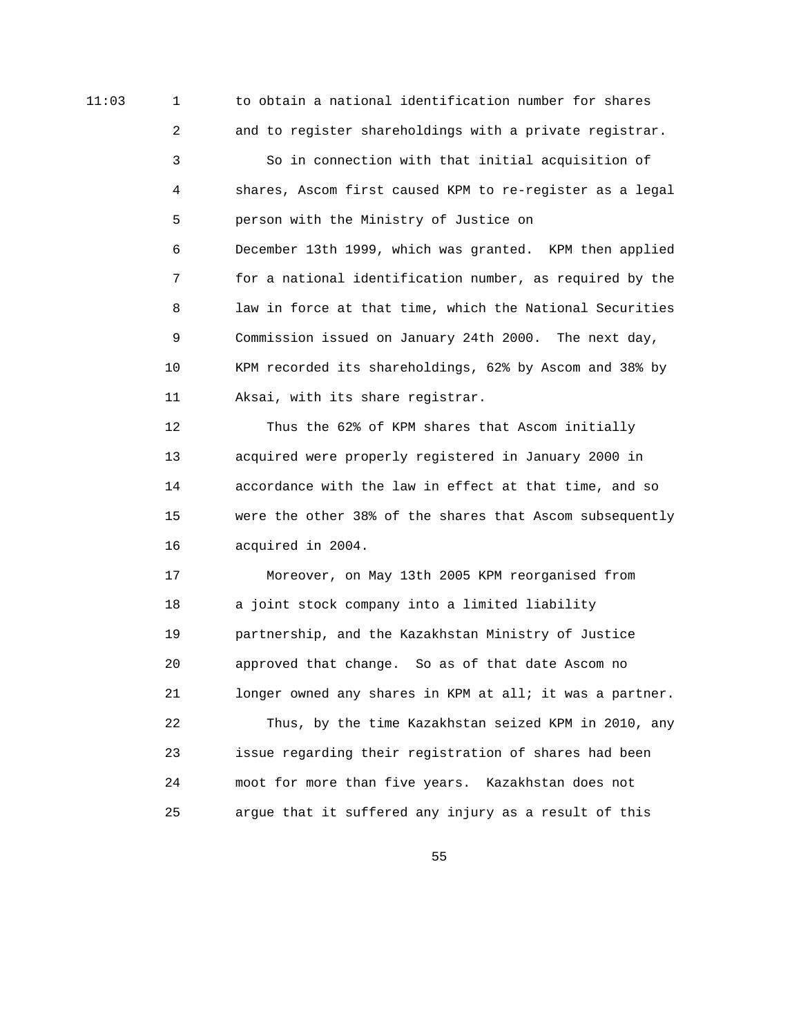to obtain a national identification number for shares and to register shareholdings with a private registrar.

So in connection with that initial acquisition of shares, Ascom first caused KPM to re-register as a legal person with the Ministry of Justice on December 13th 1999, which was granted. KPM then applied for a national identification number, as required by the law in force at that time, which the National Securities Commission issued on January 24th 2000. The next day, KPM recorded its shareholdings, 62% by Ascom and 38% by Aksai, with its share registrar.

Thus the 62% of KPM shares that Ascom initially acquired were properly registered in January 2000 in accordance with the law in effect at that time, and so were the other 38% of the shares that Ascom subsequently acquired in 2004.

Moreover, on May 13th 2005 KPM reorganised from a joint stock company into a limited liability partnership, and the Kazakhstan Ministry of Justice approved that change. So as of that date Ascom no longer owned any shares in KPM at all; it was a partner.

Thus, by the time Kazakhstan seized KPM in 2010, any issue regarding their registration of shares had been moot for more than five years. Kazakhstan does not argue that it suffered any injury as a result of this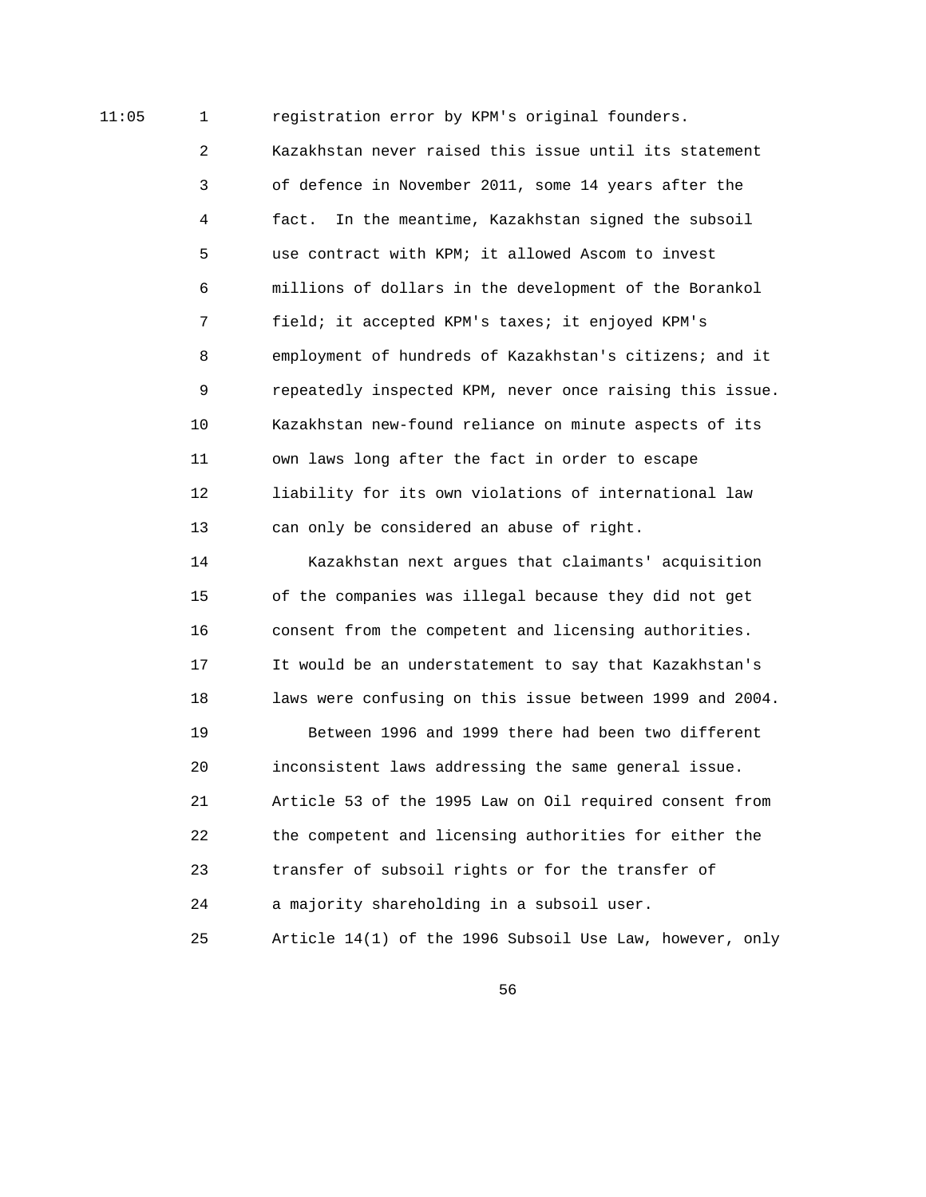registration error by KPM's original founders. Kazakhstan never raised this issue until its statement of defence in November 2011, some 14 years after the fact. In the meantime, Kazakhstan signed the subsoil use contract with KPM; it allowed Ascom to invest millions of dollars in the development of the Borankol field; it accepted KPM's taxes; it enjoyed KPM's employment of hundreds of Kazakhstan's citizens; and it repeatedly inspected KPM, never once raising this issue. Kazakhstan new-found reliance on minute aspects of its own laws long after the fact in order to escape liability for its own violations of international law can only be considered an abuse of right.

Kazakhstan next argues that claimants' acquisition of the companies was illegal because they did not get consent from the competent and licensing authorities. It would be an understatement to say that Kazakhstan's laws were confusing on this issue between 1999 and 2004.

Between 1996 and 1999 there had been two different inconsistent laws addressing the same general issue. Article 53 of the 1995 Law on Oil required consent from the competent and licensing authorities for either the transfer of subsoil rights or for the transfer of a majority shareholding in a subsoil user. Article 14(1) of the 1996 Subsoil Use Law, however, only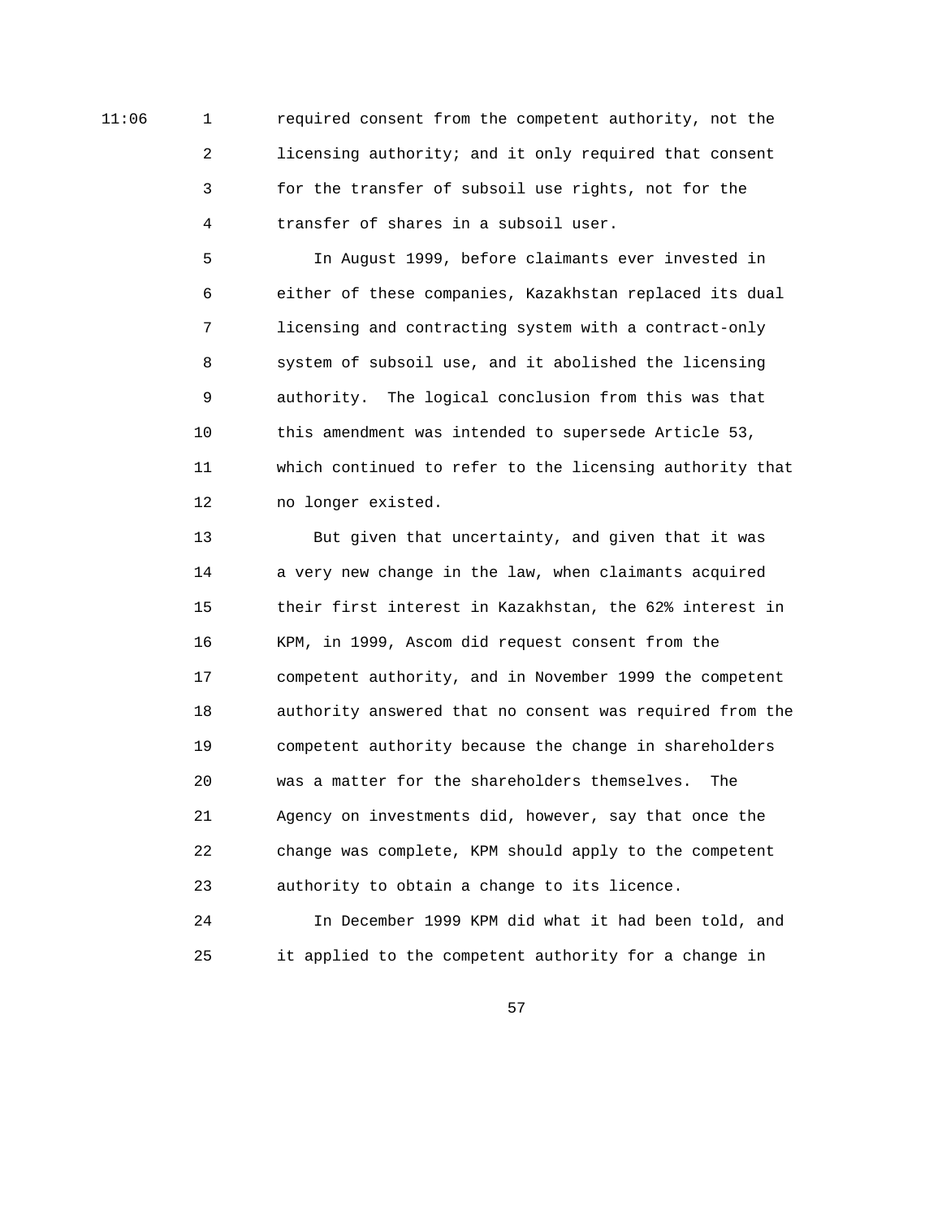required consent from the competent authority, not the licensing authority; and it only required that consent for the transfer of subsoil use rights, not for the transfer of shares in a subsoil user.

In August 1999, before claimants ever invested in either of these companies, Kazakhstan replaced its dual licensing and contracting system with a contract-only system of subsoil use, and it abolished the licensing authority. The logical conclusion from this was that this amendment was intended to supersede Article 53, which continued to refer to the licensing authority that no longer existed.

But given that uncertainty, and given that it was a very new change in the law, when claimants acquired their first interest in Kazakhstan, the 62% interest in KPM, in 1999, Ascom did request consent from the competent authority, and in November 1999 the competent authority answered that no consent was required from the competent authority because the change in shareholders was a matter for the shareholders themselves. The Agency on investments did, however, say that once the change was complete, KPM should apply to the competent authority to obtain a change to its licence.

In December 1999 KPM did what it had been told, and it applied to the competent authority for a change in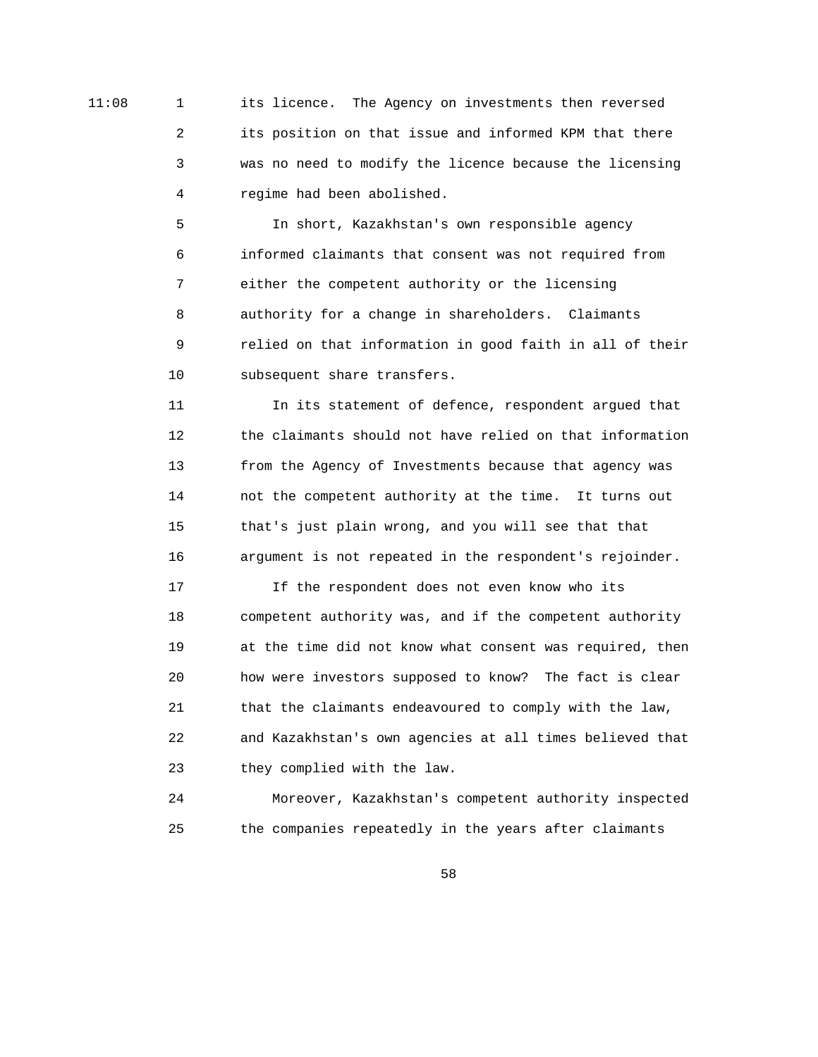its licence. The Agency on investments then reversed its position on that issue and informed KPM that there was no need to modify the licence because the licensing regime had been abolished.

In short, Kazakhstan's own responsible agency informed claimants that consent was not required from either the competent authority or the licensing authority for a change in shareholders. Claimants relied on that information in good faith in all of their subsequent share transfers.

In its statement of defence, respondent argued that the claimants should not have relied on that information from the Agency of Investments because that agency was not the competent authority at the time. It turns out that's just plain wrong, and you will see that that argument is not repeated in the respondent's rejoinder.

If the respondent does not even know who its competent authority was, and if the competent authority at the time did not know what consent was required, then how were investors supposed to know? The fact is clear that the claimants endeavoured to comply with the law, and Kazakhstan's own agencies at all times believed that they complied with the law.

Moreover, Kazakhstan's competent authority inspected the companies repeatedly in the years after claimants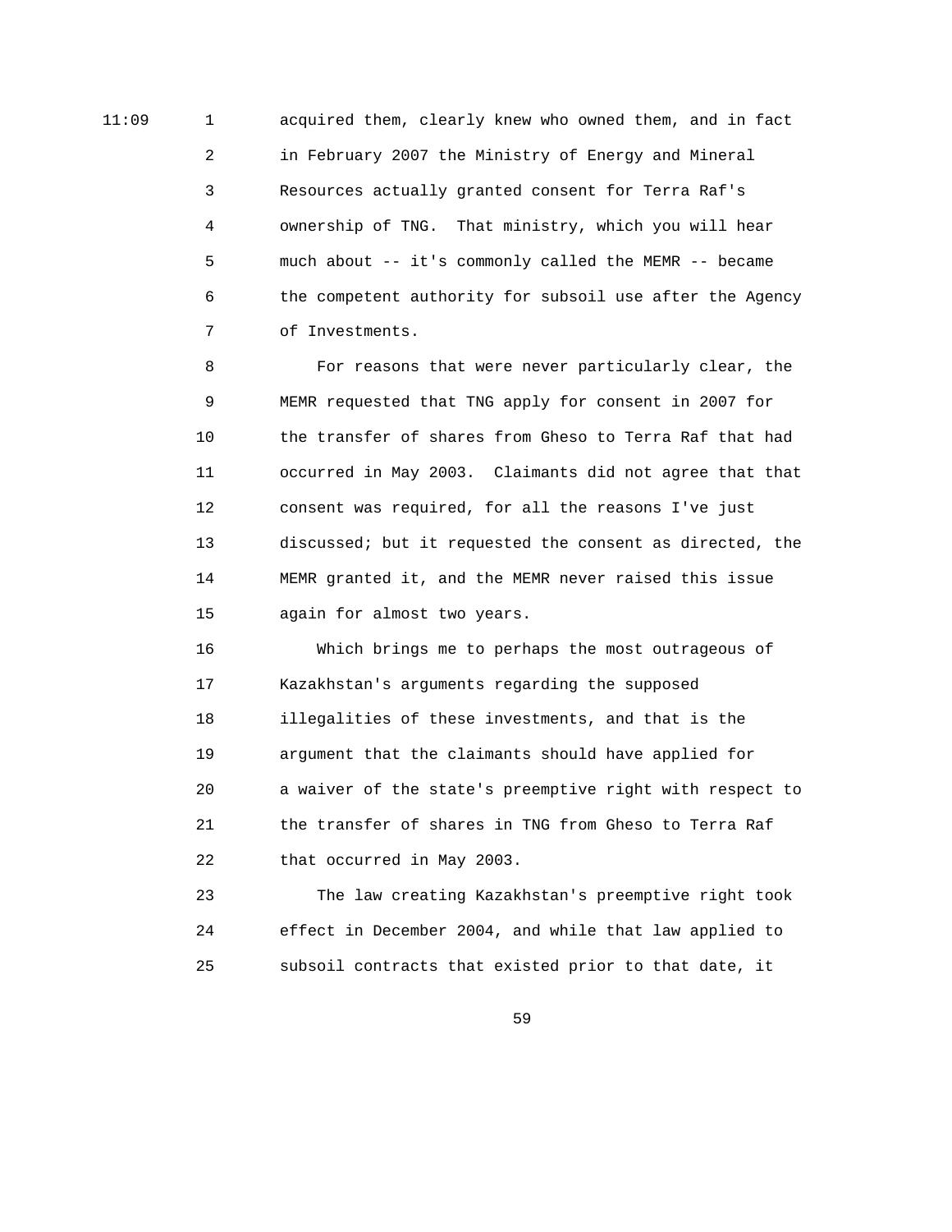acquired them, clearly knew who owned them, and in fact in February 2007 the Ministry of Energy and Mineral Resources actually granted consent for Terra Raf's ownership of TNG. That ministry, which you will hear much about -- it's commonly called the MEMR -- became the competent authority for subsoil use after the Agency of Investments.

For reasons that were never particularly clear, the MEMR requested that TNG apply for consent in 2007 for the transfer of shares from Gheso to Terra Raf that had occurred in May 2003. Claimants did not agree that that consent was required, for all the reasons I've just discussed; but it requested the consent as directed, the MEMR granted it, and the MEMR never raised this issue again for almost two years.

Which brings me to perhaps the most outrageous of Kazakhstan's arguments regarding the supposed illegalities of these investments, and that is the argument that the claimants should have applied for a waiver of the state's preemptive right with respect to the transfer of shares in TNG from Gheso to Terra Raf that occurred in May 2003.

The law creating Kazakhstan's preemptive right took effect in December 2004, and while that law applied to subsoil contracts that existed prior to that date, it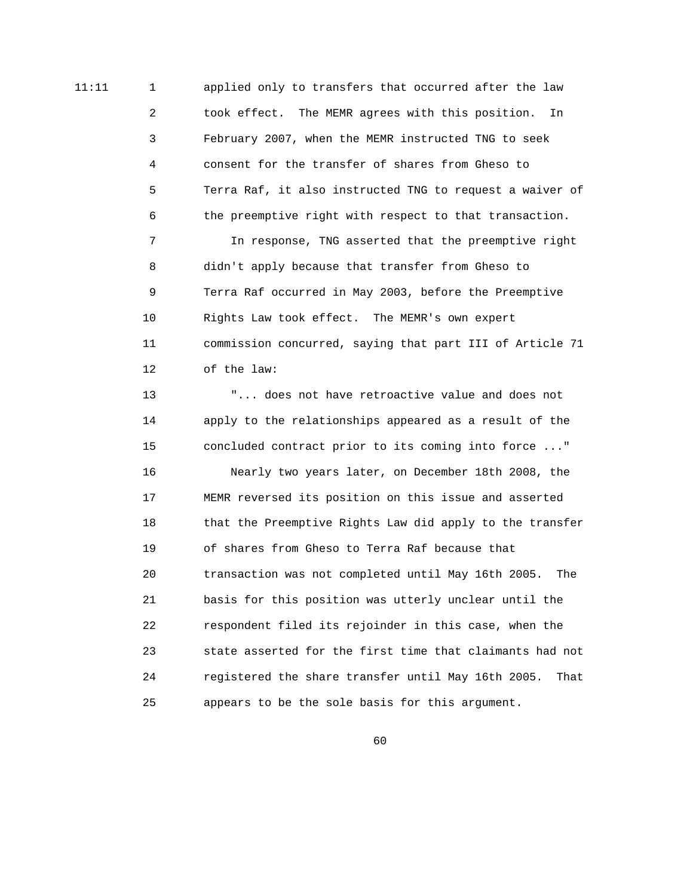applied only to transfers that occurred after the law took effect. The MEMR agrees with this position. In February 2007, when the MEMR instructed TNG to seek consent for the transfer of shares from Gheso to Terra Raf, it also instructed TNG to request a waiver of the preemptive right with respect to that transaction.

In response, TNG asserted that the preemptive right didn't apply because that transfer from Gheso to Terra Raf occurred in May 2003, before the Preemptive Rights Law took effect. The MEMR's own expert commission concurred, saying that part III of Article 71 of the law:

"... does not have retroactive value and does not apply to the relationships appeared as a result of the concluded contract prior to its coming into force ..."

Nearly two years later, on December 18th 2008, the MEMR reversed its position on this issue and asserted that the Preemptive Rights Law did apply to the transfer of shares from Gheso to Terra Raf because that transaction was not completed until May 16th 2005. The basis for this position was utterly unclear until the respondent filed its rejoinder in this case, when the state asserted for the first time that claimants had not registered the share transfer until May 16th 2005. That appears to be the sole basis for this argument.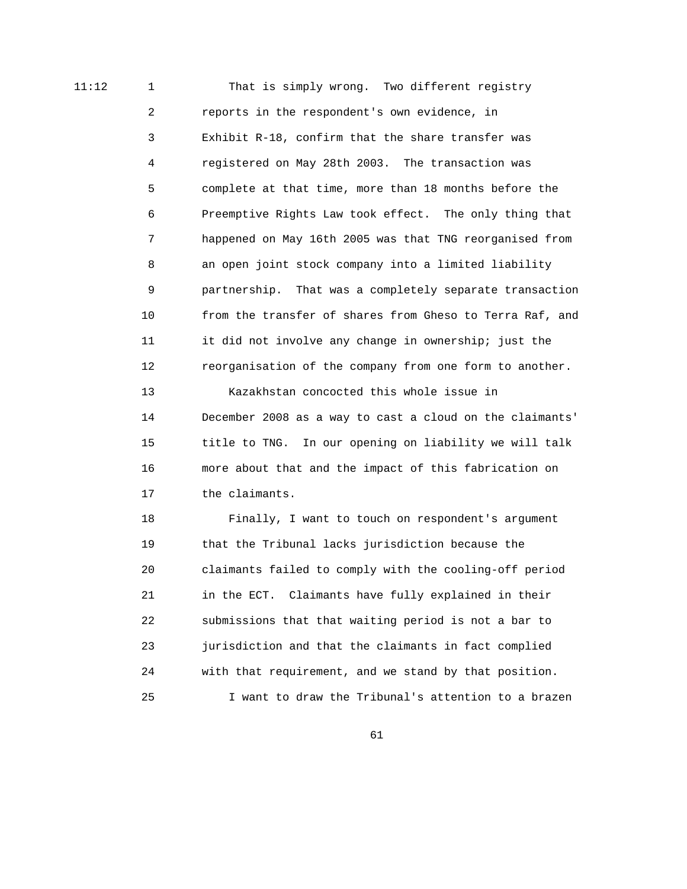That is simply wrong. Two different registry reports in the respondent's own evidence, in Exhibit R-18, confirm that the share transfer was registered on May 28th 2003. The transaction was complete at that time, more than 18 months before the Preemptive Rights Law took effect. The only thing that happened on May 16th 2005 was that TNG reorganised from an open joint stock company into a limited liability partnership. That was a completely separate transaction from the transfer of shares from Gheso to Terra Raf, and it did not involve any change in ownership; just the reorganisation of the company from one form to another.

Kazakhstan concocted this whole issue in December 2008 as a way to cast a cloud on the claimants' title to TNG. In our opening on liability we will talk more about that and the impact of this fabrication on the claimants.

Finally, I want to touch on respondent's argument that the Tribunal lacks jurisdiction because the claimants failed to comply with the cooling-off period in the ECT. Claimants have fully explained in their submissions that that waiting period is not a bar to jurisdiction and that the claimants in fact complied with that requirement, and we stand by that position.

I want to draw the Tribunal's attention to a brazen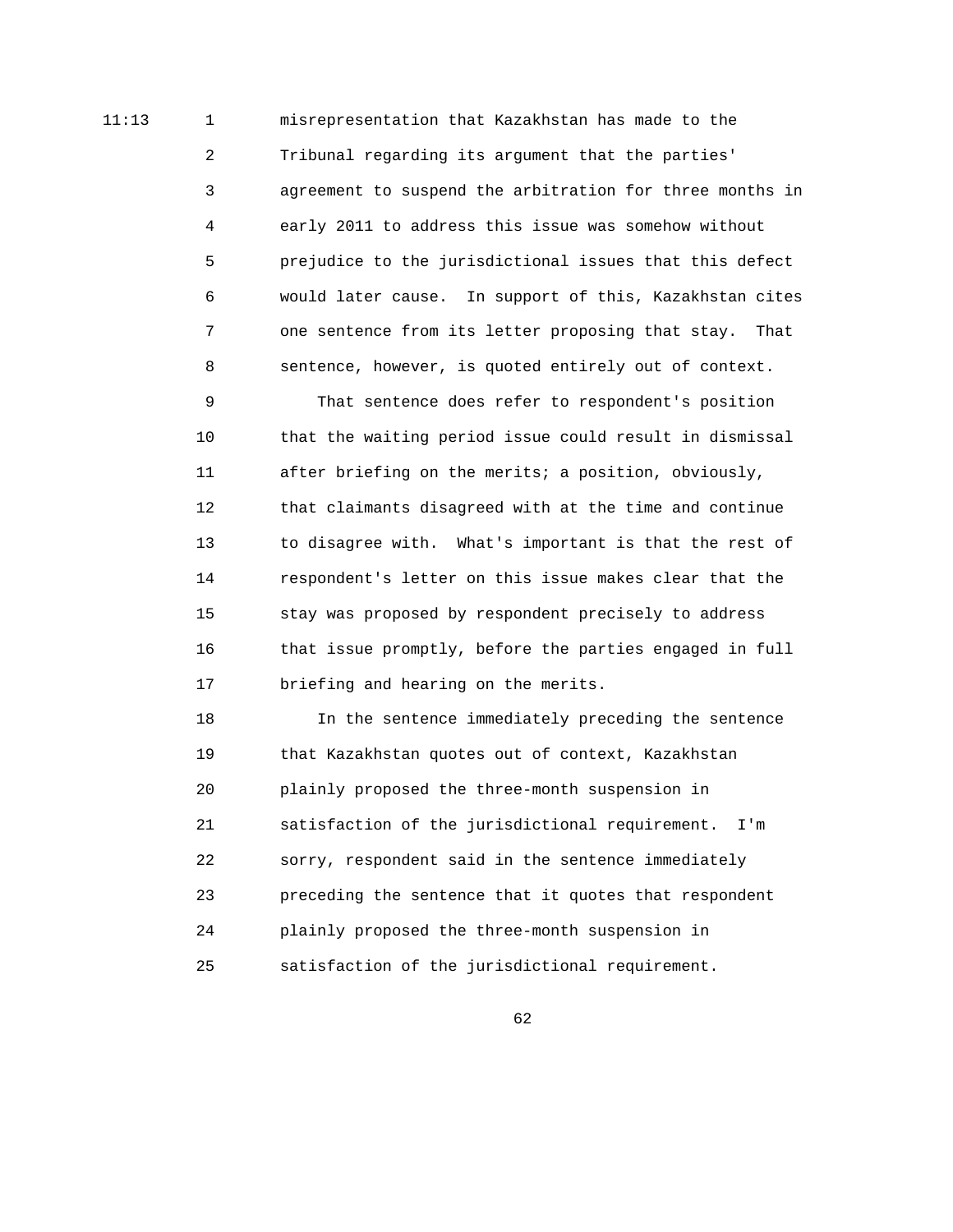misrepresentation that Kazakhstan has made to the Tribunal regarding its argument that the parties' agreement to suspend the arbitration for three months in early 2011 to address this issue was somehow without prejudice to the jurisdictional issues that this defect would later cause. In support of this, Kazakhstan cites one sentence from its letter proposing that stay. That sentence, however, is quoted entirely out of context.

That sentence does refer to respondent's position that the waiting period issue could result in dismissal after briefing on the merits; a position, obviously, that claimants disagreed with at the time and continue to disagree with. What's important is that the rest of respondent's letter on this issue makes clear that the stay was proposed by respondent precisely to address that issue promptly, before the parties engaged in full briefing and hearing on the merits.

In the sentence immediately preceding the sentence that Kazakhstan quotes out of context, Kazakhstan plainly proposed the three-month suspension in satisfaction of the jurisdictional requirement. I'm sorry, respondent said in the sentence immediately preceding the sentence that it quotes that respondent plainly proposed the three-month suspension in satisfaction of the jurisdictional requirement.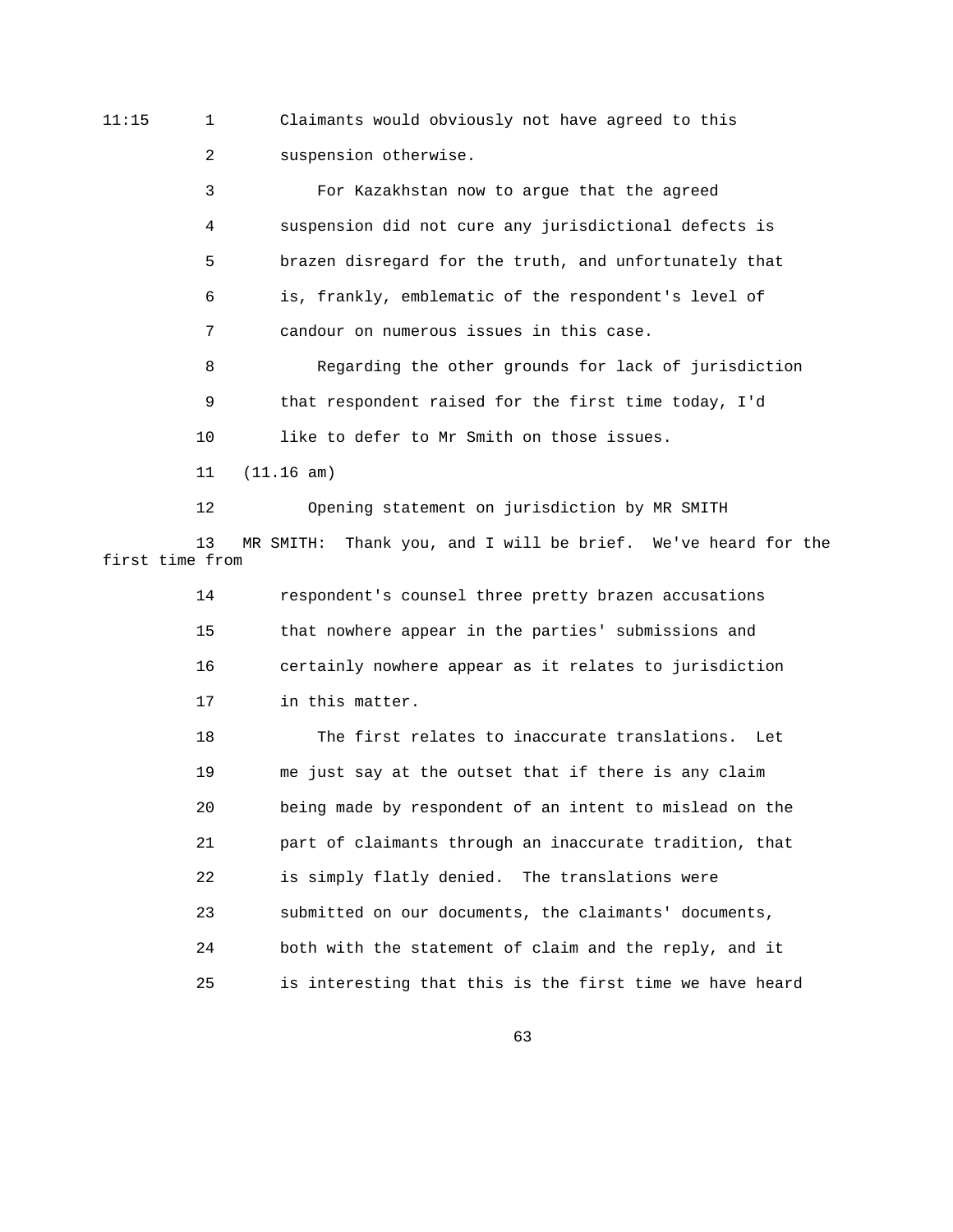11:15 1 Claimants would obviously not have agreed to this

2 suspension otherwise.

3 For Kazakhstan now to argue that the agreed

4 suspension did not cure any jurisdictional defects is

5 brazen disregard for the truth, and unfortunately that

6 is, frankly, emblematic of the respondent's level of

7 candour on numerous issues in this case.

8 Regarding the other grounds for lack of jurisdiction

9 that respondent raised for the first time today, I'd

10 like to defer to Mr Smith on those issues.

11 (11.16 am)

12 Opening statement on jurisdiction by MR SMITH

13 MR SMITH: Thank you, and I will be brief. We've heard for the first time from

14 respondent's counsel three pretty brazen accusations

15 that nowhere appear in the parties' submissions and

16 certainly nowhere appear as it relates to jurisdiction

17 in this matter.

18 The first relates to inaccurate translations. Let

19 me just say at the outset that if there is any claim

20 being made by respondent of an intent to mislead on the

21 part of claimants through an inaccurate tradition, that

22 is simply flatly denied. The translations were

23 submitted on our documents, the claimants' documents,

24 both with the statement of claim and the reply, and it

25 is interesting that this is the first time we have heard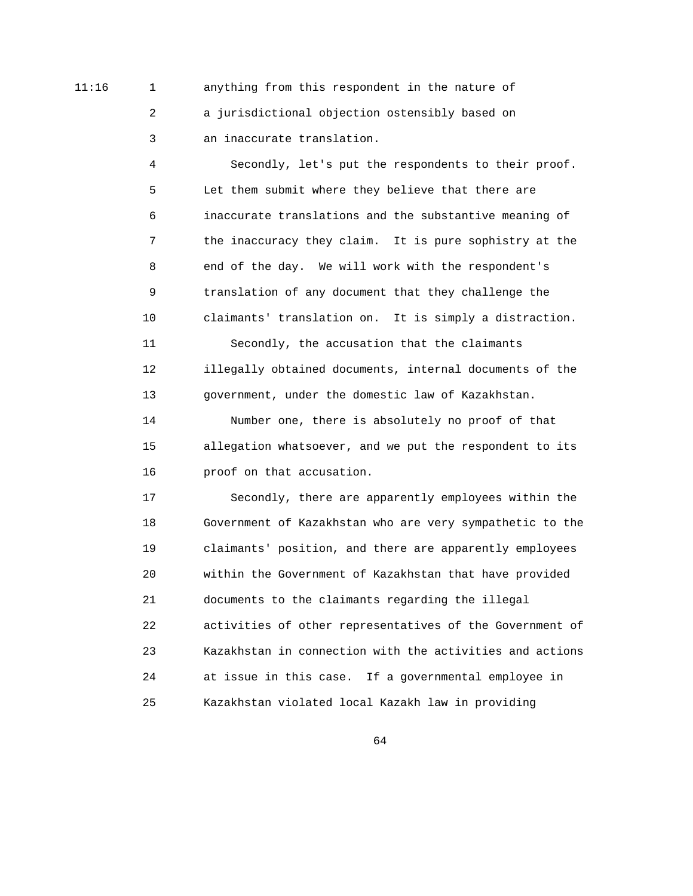anything from this respondent in the nature of a jurisdictional objection ostensibly based on an inaccurate translation.

Secondly, let's put the respondents to their proof. Let them submit where they believe that there are inaccurate translations and the substantive meaning of the inaccuracy they claim. It is pure sophistry at the end of the day. We will work with the respondent's translation of any document that they challenge the claimants' translation on. It is simply a distraction.

Secondly, the accusation that the claimants illegally obtained documents, internal documents of the government, under the domestic law of Kazakhstan.

Number one, there is absolutely no proof of that allegation whatsoever, and we put the respondent to its proof on that accusation.

Secondly, there are apparently employees within the Government of Kazakhstan who are very sympathetic to the claimants' position, and there are apparently employees within the Government of Kazakhstan that have provided documents to the claimants regarding the illegal activities of other representatives of the Government of Kazakhstan in connection with the activities and actions at issue in this case. If a governmental employee in Kazakhstan violated local Kazakh law in providing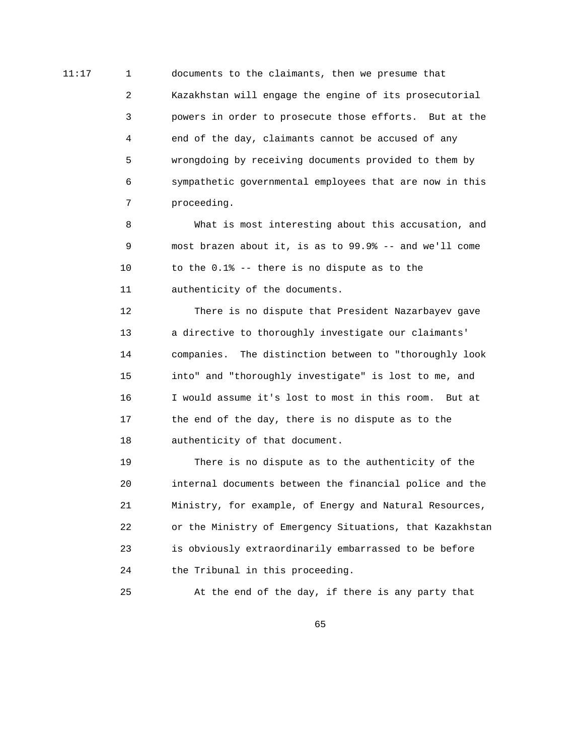documents to the claimants, then we presume that Kazakhstan will engage the engine of its prosecutorial powers in order to prosecute those efforts. But at the end of the day, claimants cannot be accused of any wrongdoing by receiving documents provided to them by sympathetic governmental employees that are now in this proceeding.

What is most interesting about this accusation, and most brazen about it, is as to 99.9% -- and we'll come to the 0.1% -- there is no dispute as to the authenticity of the documents.

There is no dispute that President Nazarbayev gave a directive to thoroughly investigate our claimants' companies. The distinction between to "thoroughly look into" and "thoroughly investigate" is lost to me, and I would assume it's lost to most in this room. But at the end of the day, there is no dispute as to the authenticity of that document.

There is no dispute as to the authenticity of the internal documents between the financial police and the Ministry, for example, of Energy and Natural Resources, or the Ministry of Emergency Situations, that Kazakhstan is obviously extraordinarily embarrassed to be before the Tribunal in this proceeding.

At the end of the day, if there is any party that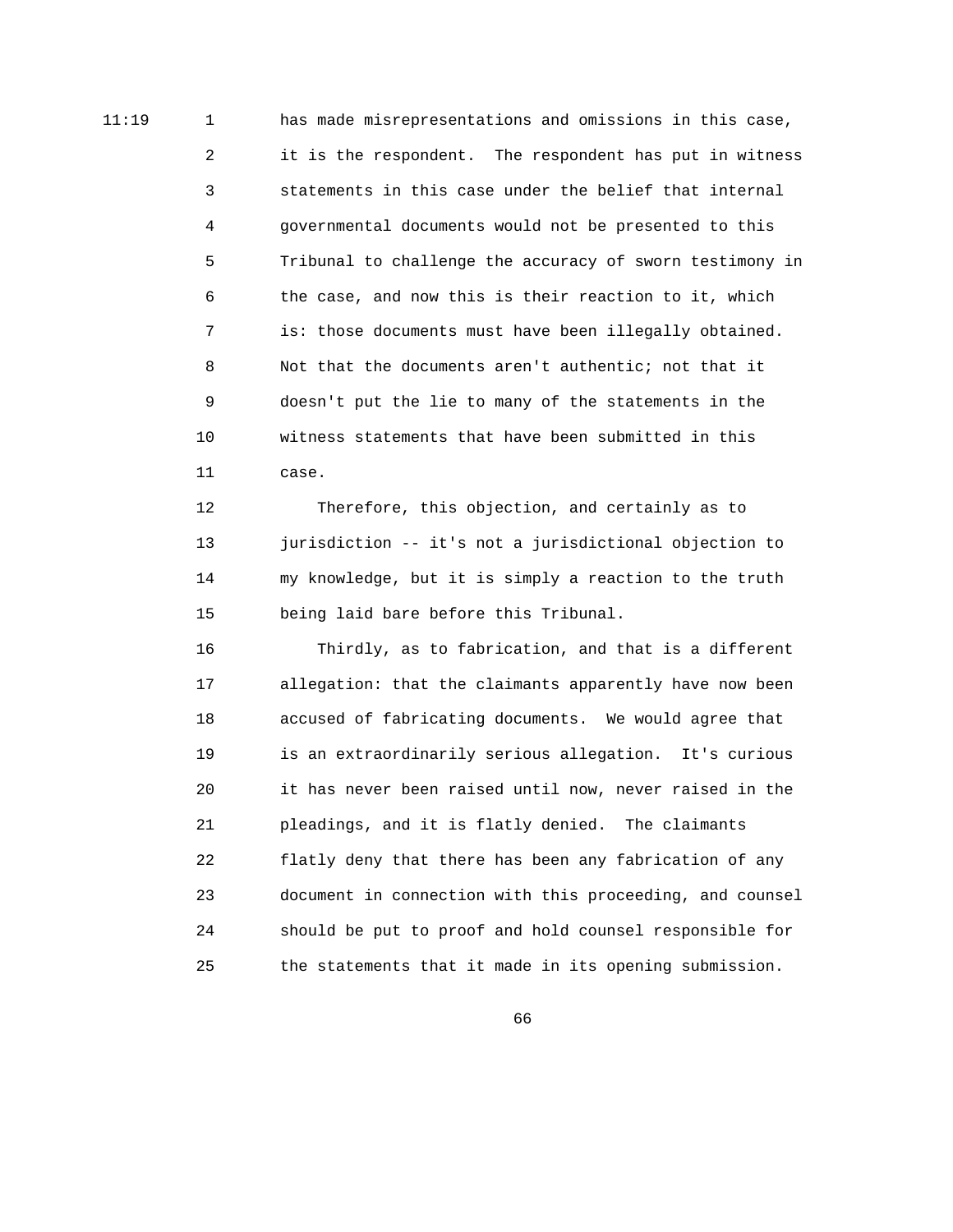has made misrepresentations and omissions in this case, it is the respondent. The respondent has put in witness statements in this case under the belief that internal governmental documents would not be presented to this Tribunal to challenge the accuracy of sworn testimony in the case, and now this is their reaction to it, which is: those documents must have been illegally obtained. Not that the documents aren't authentic; not that it doesn't put the lie to many of the statements in the witness statements that have been submitted in this case.

Therefore, this objection, and certainly as to jurisdiction -- it's not a jurisdictional objection to my knowledge, but it is simply a reaction to the truth being laid bare before this Tribunal.

Thirdly, as to fabrication, and that is a different allegation: that the claimants apparently have now been accused of fabricating documents. We would agree that is an extraordinarily serious allegation. It's curious it has never been raised until now, never raised in the pleadings, and it is flatly denied. The claimants flatly deny that there has been any fabrication of any document in connection with this proceeding, and counsel should be put to proof and hold counsel responsible for the statements that it made in its opening submission.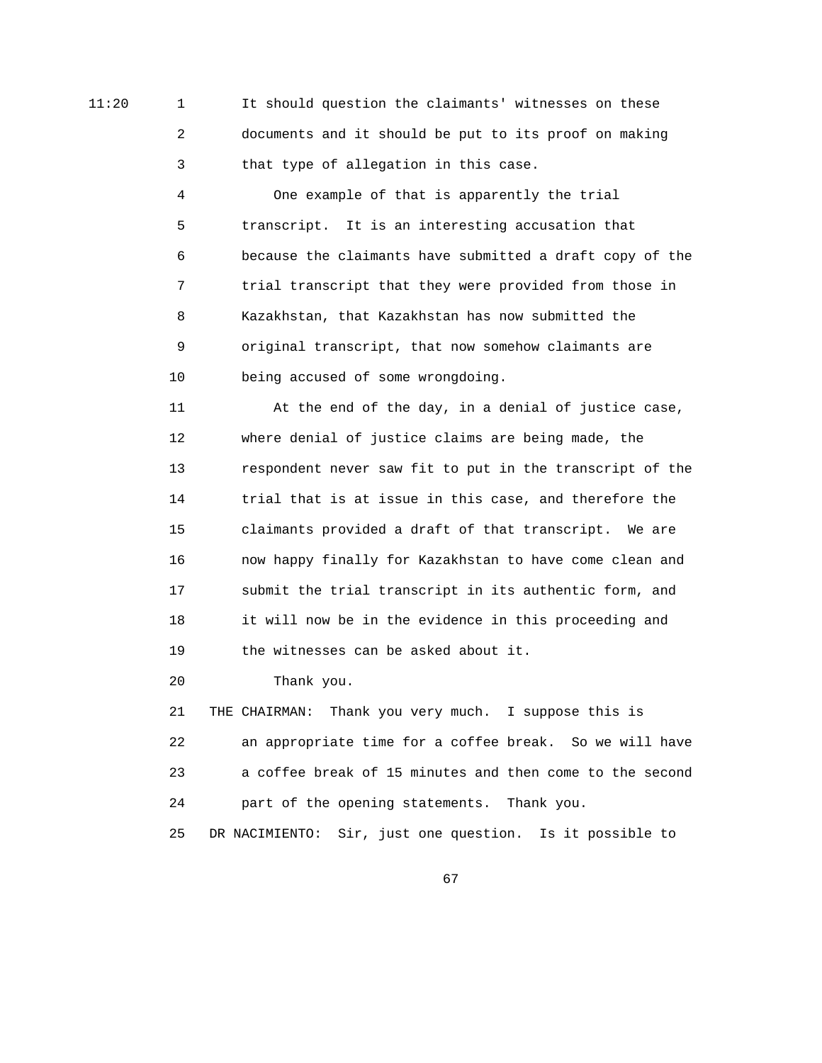11:20 1 It should question the claimants' witnesses on these
2 documents and it should be put to its proof on making
3 that type of allegation in this case.

4 One example of that is apparently the trial
5 transcript. It is an interesting accusation that
6 because the claimants have submitted a draft copy of the
7 trial transcript that they were provided from those in
8 Kazakhstan, that Kazakhstan has now submitted the
9 original transcript, that now somehow claimants are
10 being accused of some wrongdoing.

11 At the end of the day, in a denial of justice case,
12 where denial of justice claims are being made, the
13 respondent never saw fit to put in the transcript of the
14 trial that is at issue in this case, and therefore the
15 claimants provided a draft of that transcript. We are
16 now happy finally for Kazakhstan to have come clean and
17 submit the trial transcript in its authentic form, and
18 it will now be in the evidence in this proceeding and
19 the witnesses can be asked about it.

20 Thank you.

21 THE CHAIRMAN: Thank you very much. I suppose this is
22 an appropriate time for a coffee break. So we will have
23 a coffee break of 15 minutes and then come to the second
24 part of the opening statements. Thank you.

25 DR NACIMIENTO: Sir, just one question. Is it possible to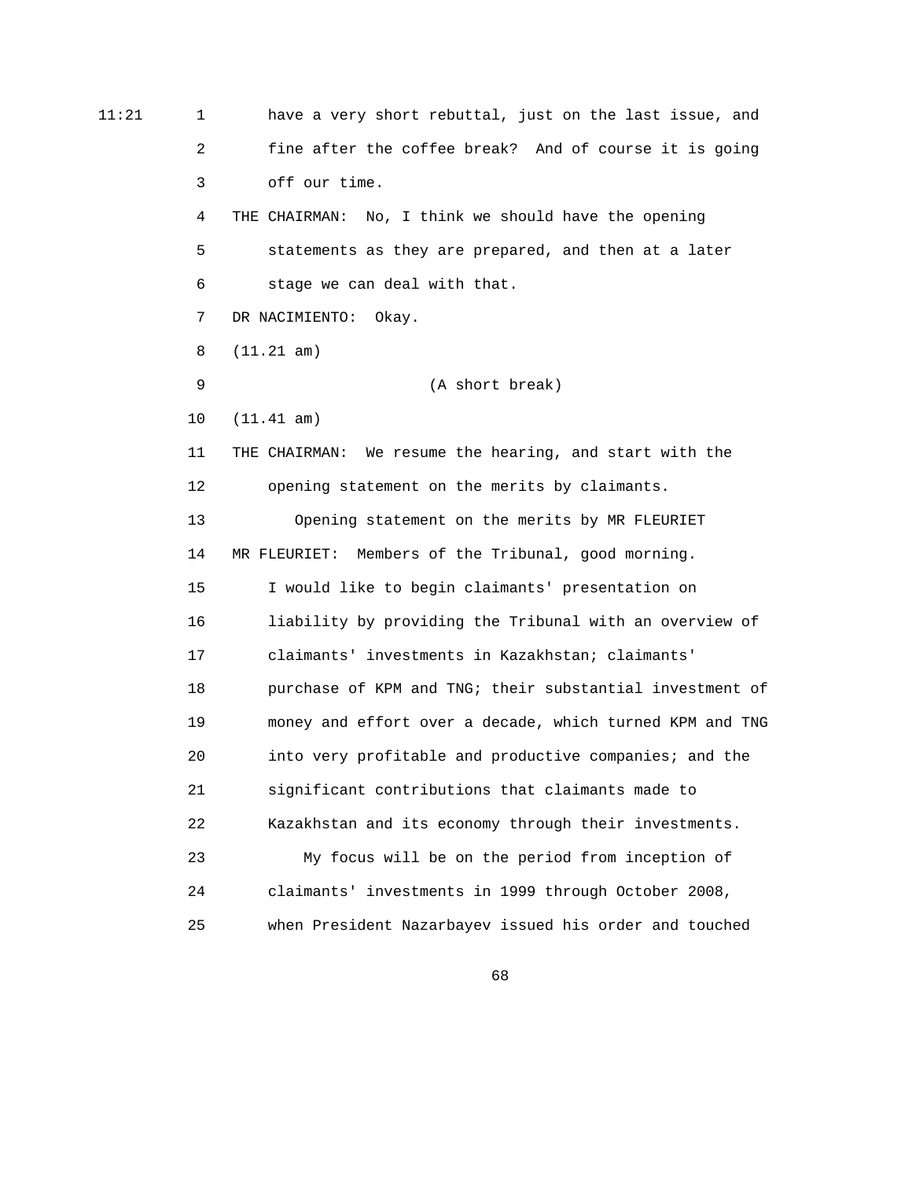11:21 1 have a very short rebuttal, just on the last issue, and
2 fine after the coffee break? And of course it is going
3 off our time.
4 THE CHAIRMAN: No, I think we should have the opening
5 statements as they are prepared, and then at a later
6 stage we can deal with that.
7 DR NACIMIENTO: Okay.
8 (11.21 am)
9 (A short break)
10 (11.41 am)
11 THE CHAIRMAN: We resume the hearing, and start with the
12 opening statement on the merits by claimants.
13 Opening statement on the merits by MR FLEURIET
14 MR FLEURIET: Members of the Tribunal, good morning.
15 I would like to begin claimants' presentation on
16 liability by providing the Tribunal with an overview of
17 claimants' investments in Kazakhstan; claimants'
18 purchase of KPM and TNG; their substantial investment of
19 money and effort over a decade, which turned KPM and TNG
20 into very profitable and productive companies; and the
21 significant contributions that claimants made to
22 Kazakhstan and its economy through their investments.
23 My focus will be on the period from inception of
24 claimants' investments in 1999 through October 2008,
25 when President Nazarbayev issued his order and touched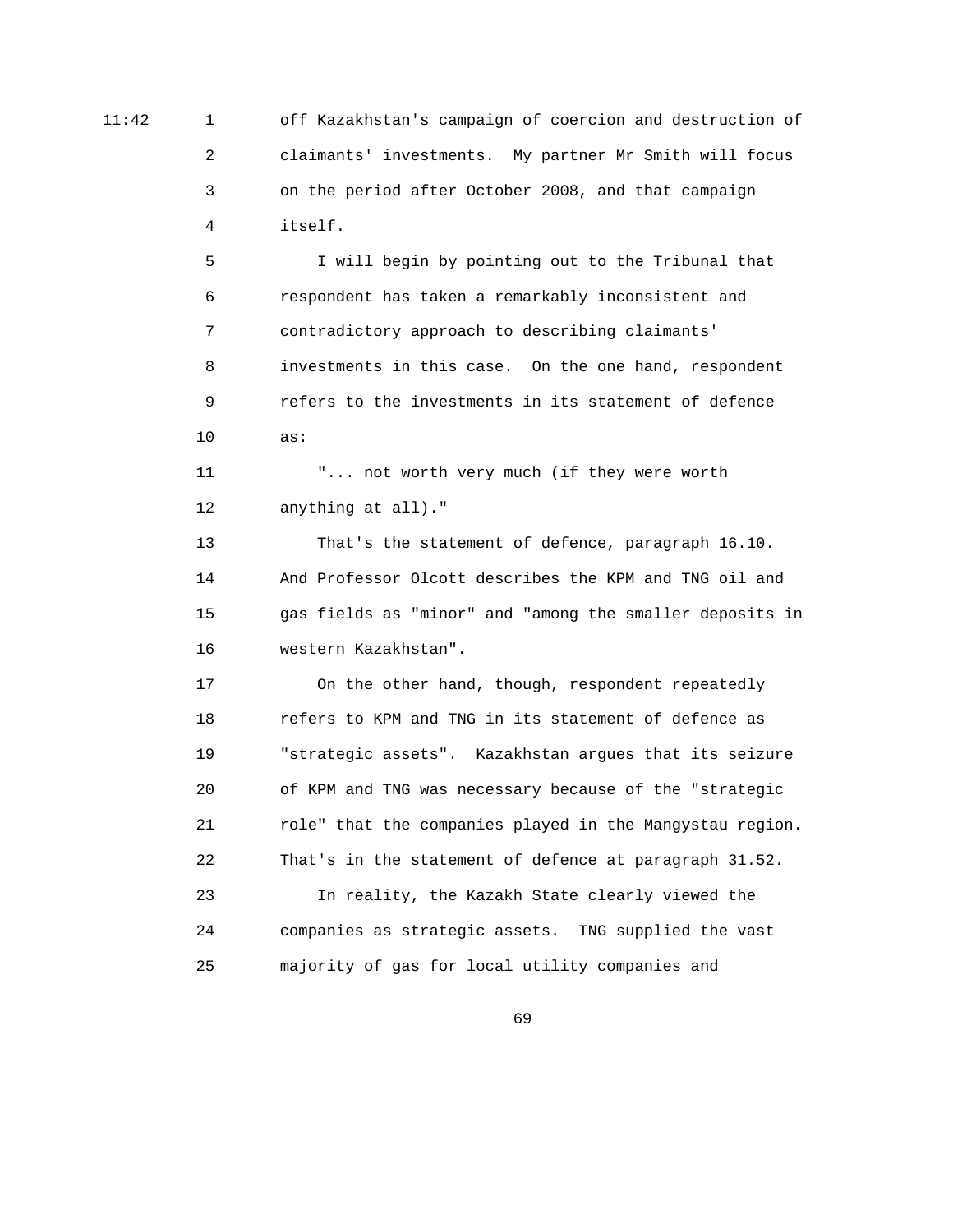off Kazakhstan's campaign of coercion and destruction of claimants' investments. My partner Mr Smith will focus on the period after October 2008, and that campaign itself.

I will begin by pointing out to the Tribunal that respondent has taken a remarkably inconsistent and contradictory approach to describing claimants' investments in this case. On the one hand, respondent refers to the investments in its statement of defence as:

"... not worth very much (if they were worth anything at all)."

That's the statement of defence, paragraph 16.10. And Professor Olcott describes the KPM and TNG oil and gas fields as "minor" and "among the smaller deposits in western Kazakhstan".

On the other hand, though, respondent repeatedly refers to KPM and TNG in its statement of defence as "strategic assets". Kazakhstan argues that its seizure of KPM and TNG was necessary because of the "strategic role" that the companies played in the Mangystau region. That's in the statement of defence at paragraph 31.52.

In reality, the Kazakh State clearly viewed the companies as strategic assets. TNG supplied the vast majority of gas for local utility companies and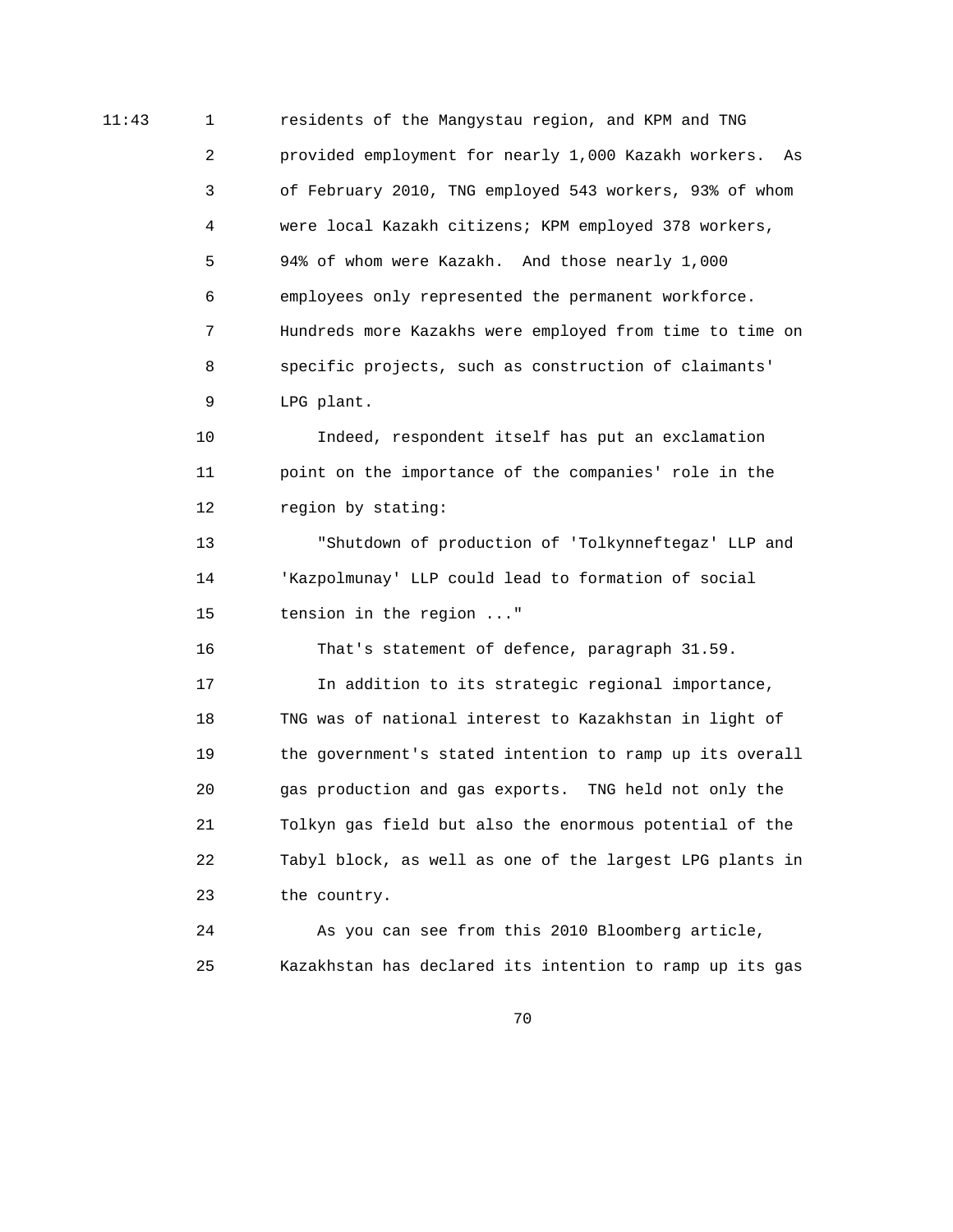residents of the Mangystau region, and KPM and TNG provided employment for nearly 1,000 Kazakh workers. As of February 2010, TNG employed 543 workers, 93% of whom were local Kazakh citizens; KPM employed 378 workers, 94% of whom were Kazakh. And those nearly 1,000 employees only represented the permanent workforce. Hundreds more Kazakhs were employed from time to time on specific projects, such as construction of claimants' LPG plant.

Indeed, respondent itself has put an exclamation point on the importance of the companies' role in the region by stating:

"Shutdown of production of 'Tolkynneftegaz' LLP and 'Kazpolmunay' LLP could lead to formation of social tension in the region ..."

That's statement of defence, paragraph 31.59.

In addition to its strategic regional importance, TNG was of national interest to Kazakhstan in light of the government's stated intention to ramp up its overall gas production and gas exports. TNG held not only the Tolkyn gas field but also the enormous potential of the Tabyl block, as well as one of the largest LPG plants in the country.

As you can see from this 2010 Bloomberg article, Kazakhstan has declared its intention to ramp up its gas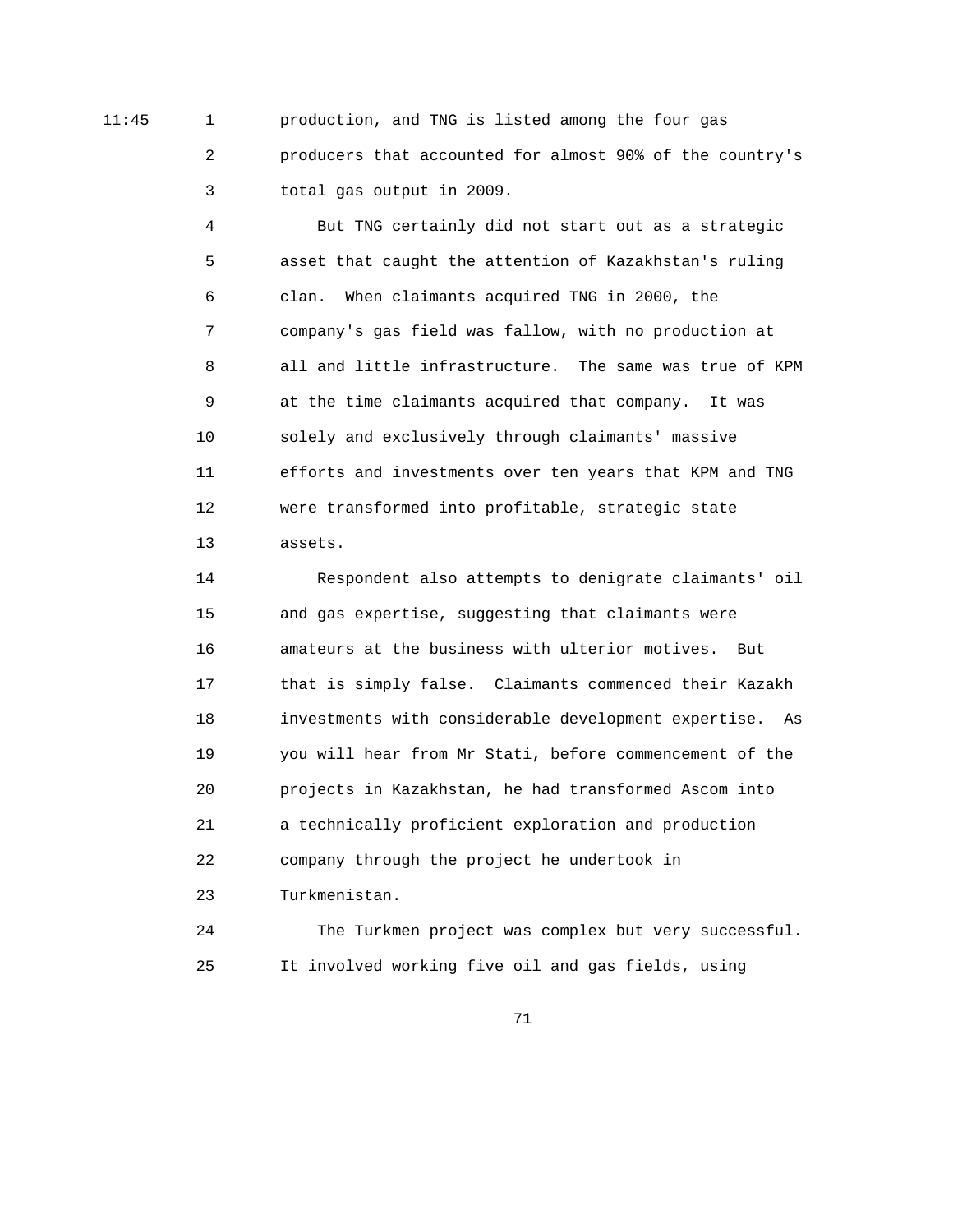production, and TNG is listed among the four gas producers that accounted for almost 90% of the country's total gas output in 2009.

But TNG certainly did not start out as a strategic asset that caught the attention of Kazakhstan's ruling clan. When claimants acquired TNG in 2000, the company's gas field was fallow, with no production at all and little infrastructure. The same was true of KPM at the time claimants acquired that company. It was solely and exclusively through claimants' massive efforts and investments over ten years that KPM and TNG were transformed into profitable, strategic state assets.

Respondent also attempts to denigrate claimants' oil and gas expertise, suggesting that claimants were amateurs at the business with ulterior motives. But that is simply false. Claimants commenced their Kazakh investments with considerable development expertise. As you will hear from Mr Stati, before commencement of the projects in Kazakhstan, he had transformed Ascom into a technically proficient exploration and production company through the project he undertook in Turkmenistan.

The Turkmen project was complex but very successful. It involved working five oil and gas fields, using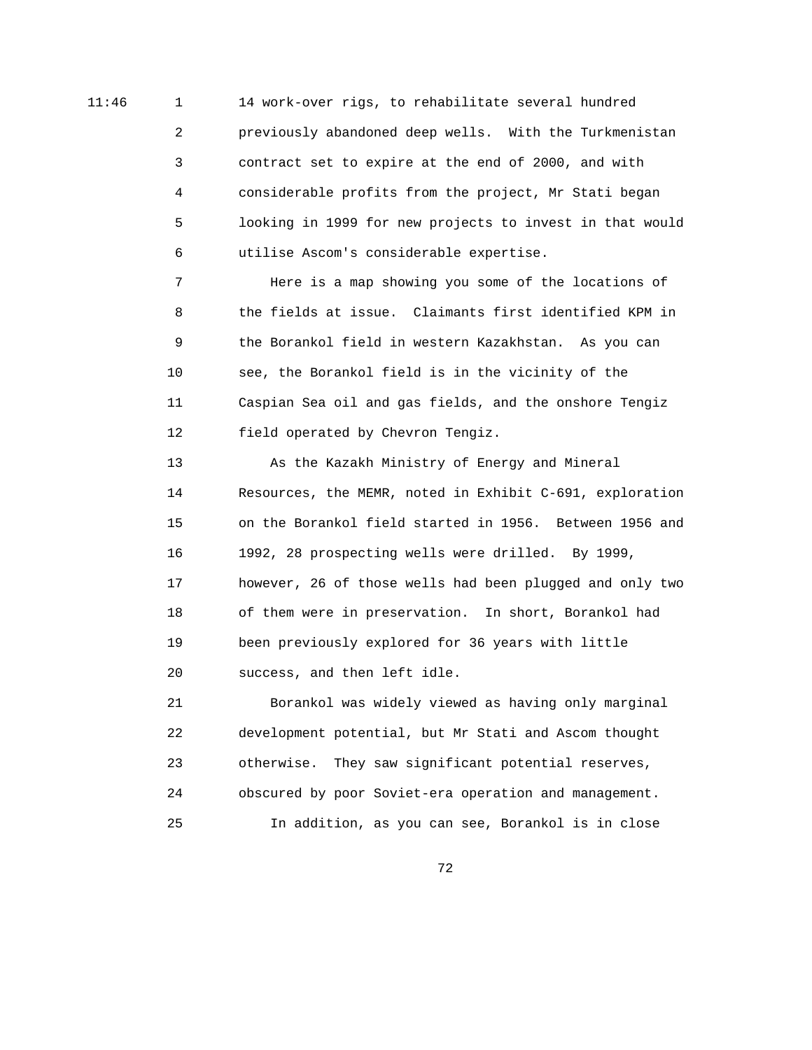14 work-over rigs, to rehabilitate several hundred previously abandoned deep wells. With the Turkmenistan contract set to expire at the end of 2000, and with considerable profits from the project, Mr Stati began looking in 1999 for new projects to invest in that would utilise Ascom's considerable expertise.

Here is a map showing you some of the locations of the fields at issue. Claimants first identified KPM in the Borankol field in western Kazakhstan. As you can see, the Borankol field is in the vicinity of the Caspian Sea oil and gas fields, and the onshore Tengiz field operated by Chevron Tengiz.

As the Kazakh Ministry of Energy and Mineral Resources, the MEMR, noted in Exhibit C-691, exploration on the Borankol field started in 1956. Between 1956 and 1992, 28 prospecting wells were drilled. By 1999, however, 26 of those wells had been plugged and only two of them were in preservation. In short, Borankol had been previously explored for 36 years with little success, and then left idle.

Borankol was widely viewed as having only marginal development potential, but Mr Stati and Ascom thought otherwise. They saw significant potential reserves, obscured by poor Soviet-era operation and management.

In addition, as you can see, Borankol is in close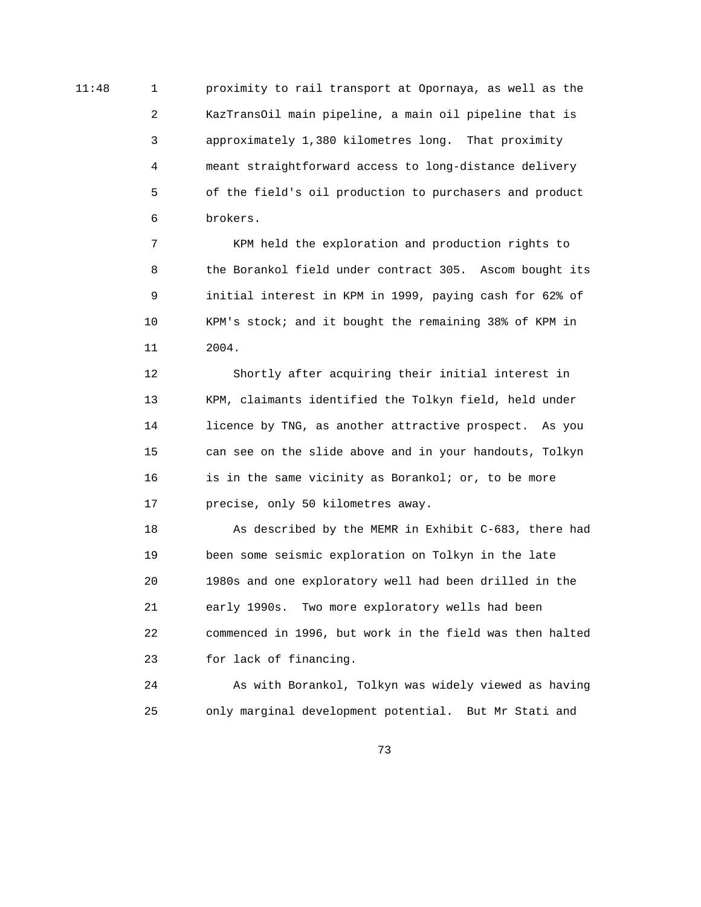proximity to rail transport at Opornaya, as well as the KazTransOil main pipeline, a main oil pipeline that is approximately 1,380 kilometres long. That proximity meant straightforward access to long-distance delivery of the field's oil production to purchasers and product brokers.

KPM held the exploration and production rights to the Borankol field under contract 305. Ascom bought its initial interest in KPM in 1999, paying cash for 62% of KPM's stock; and it bought the remaining 38% of KPM in 2004.

Shortly after acquiring their initial interest in KPM, claimants identified the Tolkyn field, held under licence by TNG, as another attractive prospect. As you can see on the slide above and in your handouts, Tolkyn is in the same vicinity as Borankol; or, to be more precise, only 50 kilometres away.

As described by the MEMR in Exhibit C-683, there had been some seismic exploration on Tolkyn in the late 1980s and one exploratory well had been drilled in the early 1990s. Two more exploratory wells had been commenced in 1996, but work in the field was then halted for lack of financing.

As with Borankol, Tolkyn was widely viewed as having only marginal development potential. But Mr Stati and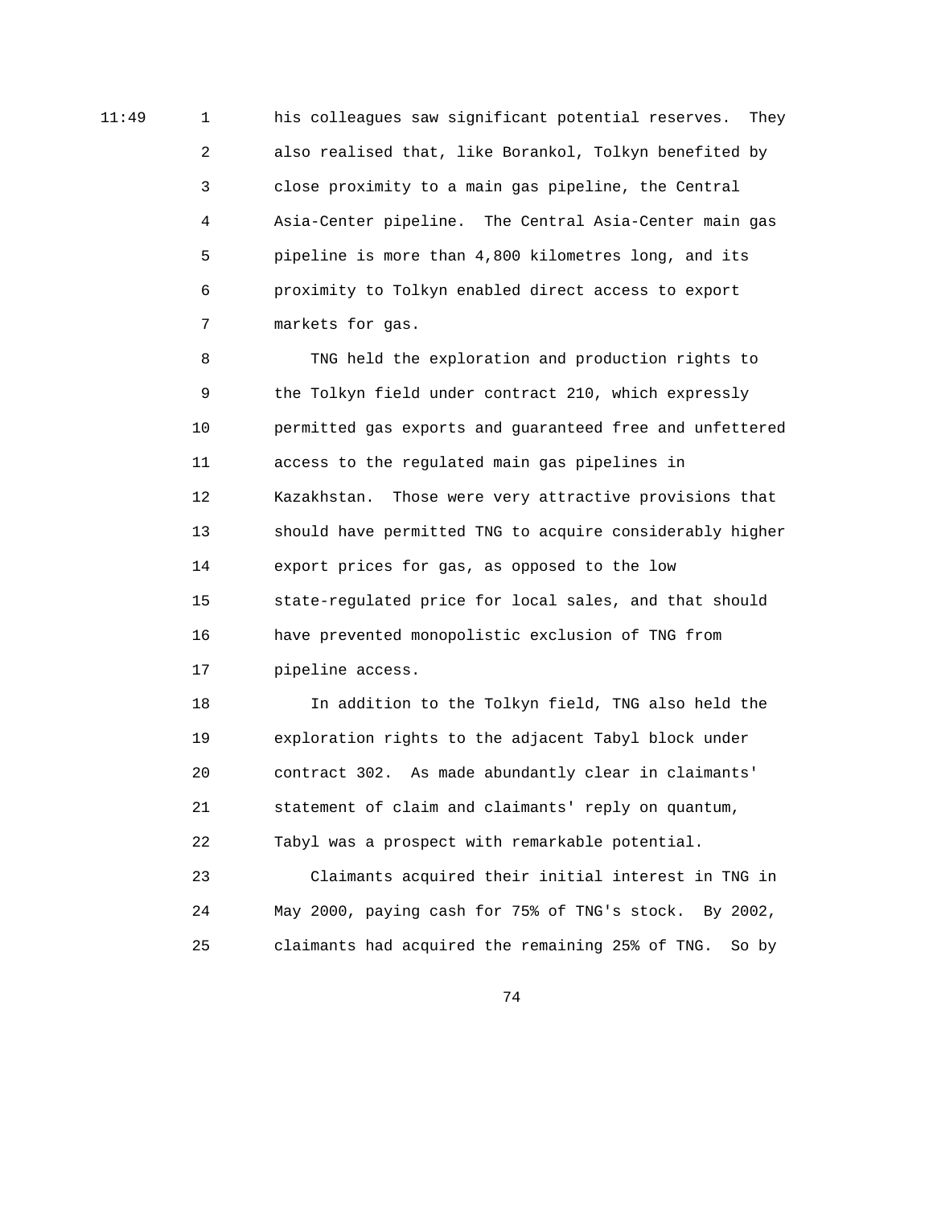his colleagues saw significant potential reserves. They also realised that, like Borankol, Tolkyn benefited by close proximity to a main gas pipeline, the Central Asia-Center pipeline. The Central Asia-Center main gas pipeline is more than 4,800 kilometres long, and its proximity to Tolkyn enabled direct access to export markets for gas.

TNG held the exploration and production rights to the Tolkyn field under contract 210, which expressly permitted gas exports and guaranteed free and unfettered access to the regulated main gas pipelines in Kazakhstan. Those were very attractive provisions that should have permitted TNG to acquire considerably higher export prices for gas, as opposed to the low state-regulated price for local sales, and that should have prevented monopolistic exclusion of TNG from pipeline access.

In addition to the Tolkyn field, TNG also held the exploration rights to the adjacent Tabyl block under contract 302. As made abundantly clear in claimants' statement of claim and claimants' reply on quantum, Tabyl was a prospect with remarkable potential.

Claimants acquired their initial interest in TNG in May 2000, paying cash for 75% of TNG's stock. By 2002, claimants had acquired the remaining 25% of TNG. So by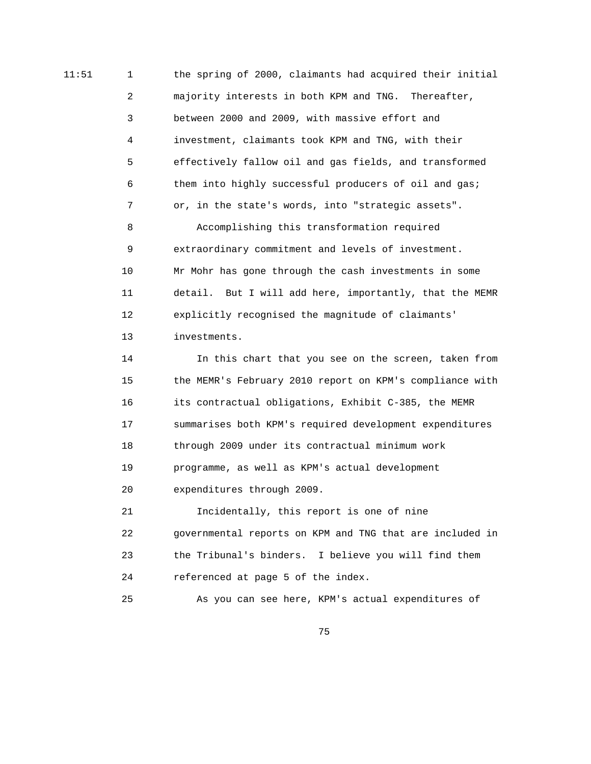the spring of 2000, claimants had acquired their initial majority interests in both KPM and TNG. Thereafter, between 2000 and 2009, with massive effort and investment, claimants took KPM and TNG, with their effectively fallow oil and gas fields, and transformed them into highly successful producers of oil and gas; or, in the state's words, into "strategic assets".

Accomplishing this transformation required extraordinary commitment and levels of investment. Mr Mohr has gone through the cash investments in some detail. But I will add here, importantly, that the MEMR explicitly recognised the magnitude of claimants' investments.

In this chart that you see on the screen, taken from the MEMR's February 2010 report on KPM's compliance with its contractual obligations, Exhibit C-385, the MEMR summarises both KPM's required development expenditures through 2009 under its contractual minimum work programme, as well as KPM's actual development expenditures through 2009.

Incidentally, this report is one of nine governmental reports on KPM and TNG that are included in the Tribunal's binders. I believe you will find them referenced at page 5 of the index.

As you can see here, KPM's actual expenditures of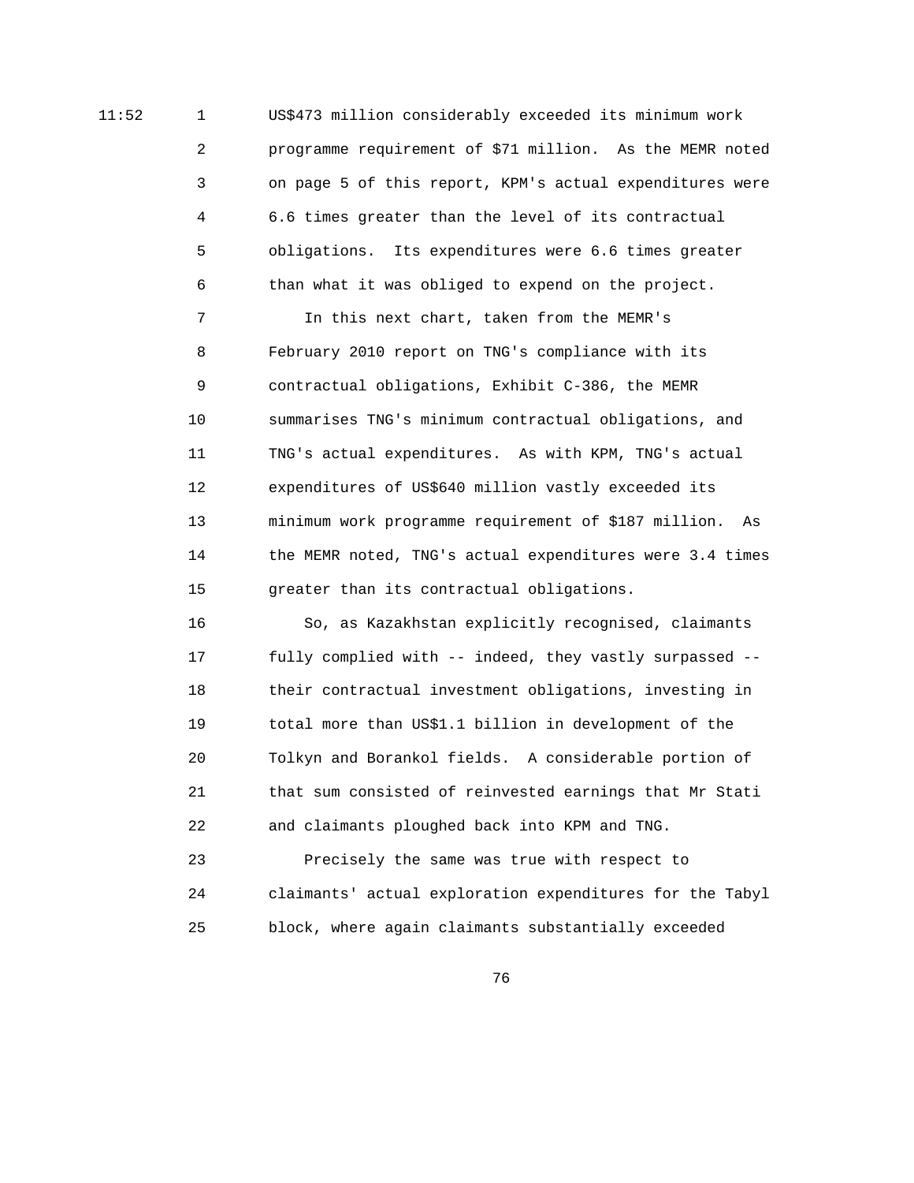US$473 million considerably exceeded its minimum work programme requirement of $71 million. As the MEMR noted on page 5 of this report, KPM's actual expenditures were 6.6 times greater than the level of its contractual obligations. Its expenditures were 6.6 times greater than what it was obliged to expend on the project.

In this next chart, taken from the MEMR's February 2010 report on TNG's compliance with its contractual obligations, Exhibit C-386, the MEMR summarises TNG's minimum contractual obligations, and TNG's actual expenditures. As with KPM, TNG's actual expenditures of US$640 million vastly exceeded its minimum work programme requirement of $187 million. As the MEMR noted, TNG's actual expenditures were 3.4 times greater than its contractual obligations.

So, as Kazakhstan explicitly recognised, claimants fully complied with -- indeed, they vastly surpassed -- their contractual investment obligations, investing in total more than US$1.1 billion in development of the Tolkyn and Borankol fields. A considerable portion of that sum consisted of reinvested earnings that Mr Stati and claimants ploughed back into KPM and TNG.

Precisely the same was true with respect to claimants' actual exploration expenditures for the Tabyl block, where again claimants substantially exceeded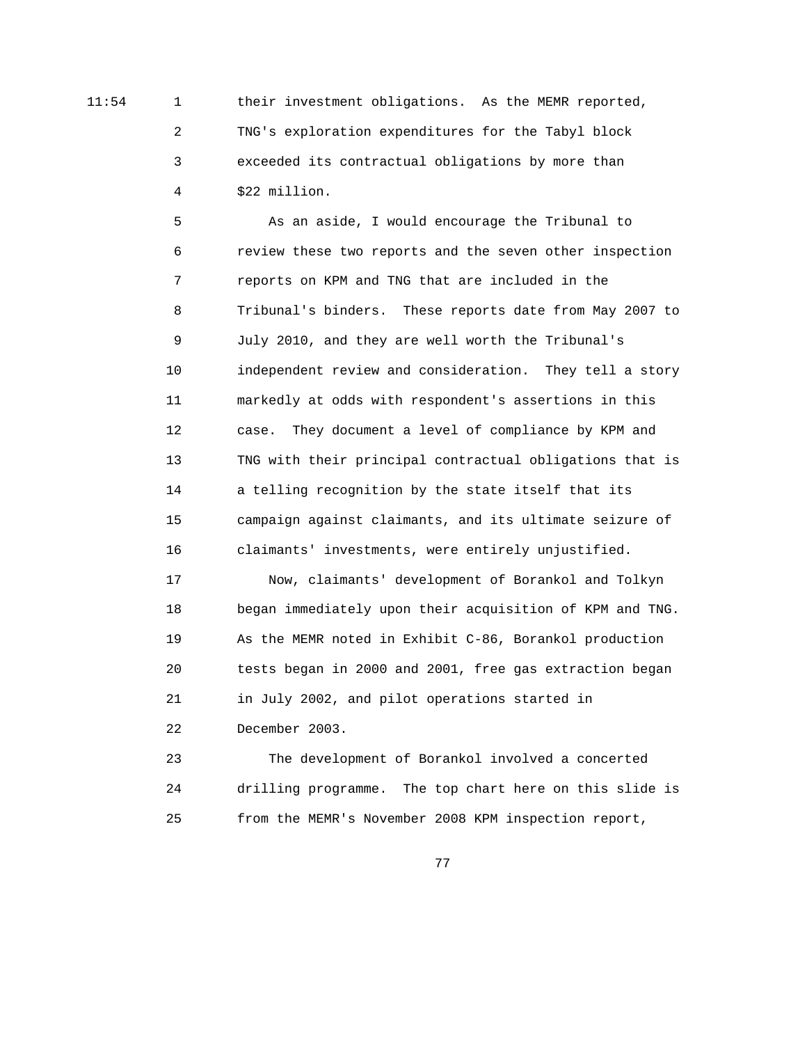their investment obligations. As the MEMR reported, TNG's exploration expenditures for the Tabyl block exceeded its contractual obligations by more than $22 million.

As an aside, I would encourage the Tribunal to review these two reports and the seven other inspection reports on KPM and TNG that are included in the Tribunal's binders. These reports date from May 2007 to July 2010, and they are well worth the Tribunal's independent review and consideration. They tell a story markedly at odds with respondent's assertions in this case. They document a level of compliance by KPM and TNG with their principal contractual obligations that is a telling recognition by the state itself that its campaign against claimants, and its ultimate seizure of claimants' investments, were entirely unjustified.

Now, claimants' development of Borankol and Tolkyn began immediately upon their acquisition of KPM and TNG. As the MEMR noted in Exhibit C-86, Borankol production tests began in 2000 and 2001, free gas extraction began in July 2002, and pilot operations started in December 2003.

The development of Borankol involved a concerted drilling programme. The top chart here on this slide is from the MEMR's November 2008 KPM inspection report,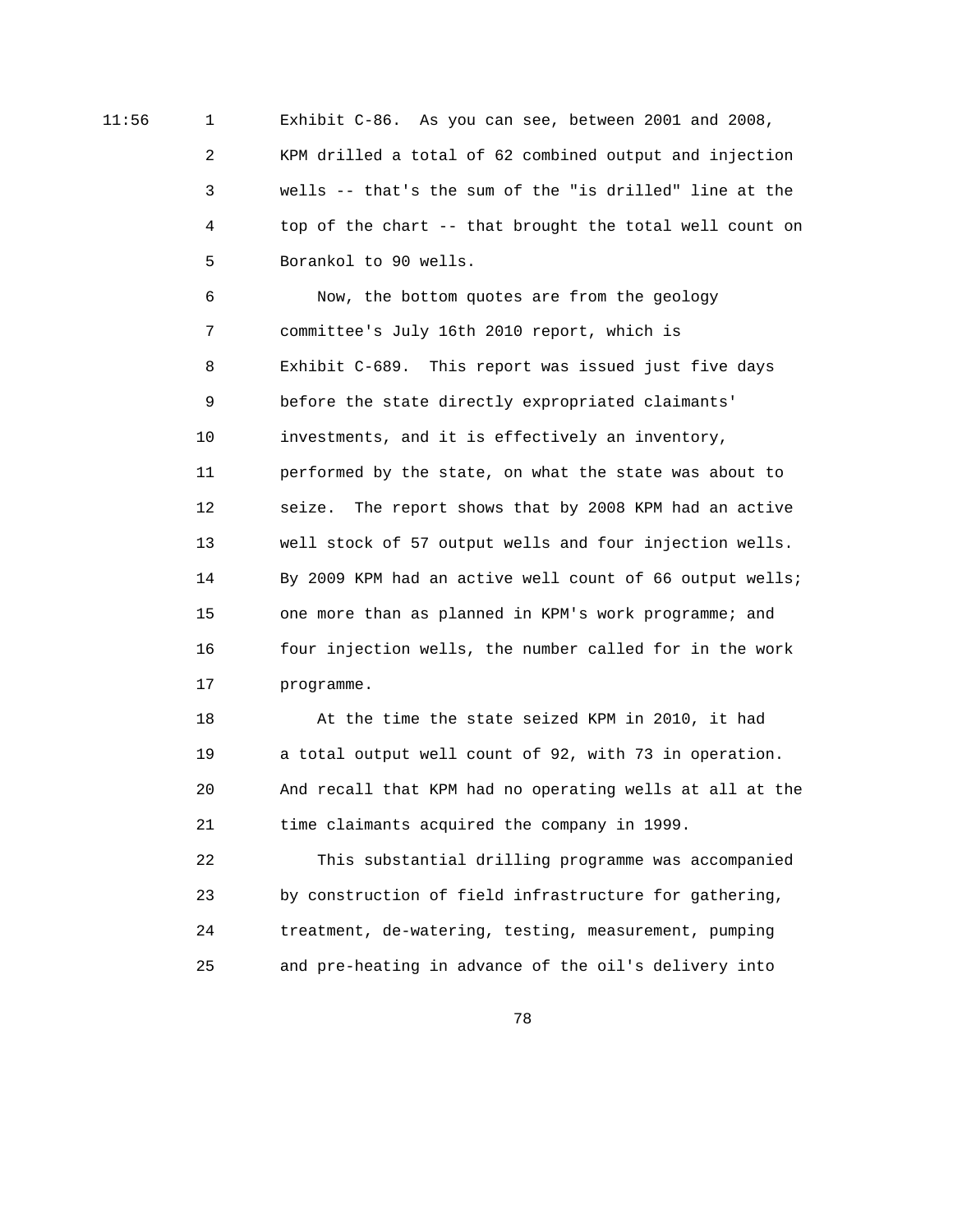Exhibit C-86. As you can see, between 2001 and 2008, KPM drilled a total of 62 combined output and injection wells -- that's the sum of the "is drilled" line at the top of the chart -- that brought the total well count on Borankol to 90 wells.

Now, the bottom quotes are from the geology committee's July 16th 2010 report, which is Exhibit C-689. This report was issued just five days before the state directly expropriated claimants' investments, and it is effectively an inventory, performed by the state, on what the state was about to seize. The report shows that by 2008 KPM had an active well stock of 57 output wells and four injection wells. By 2009 KPM had an active well count of 66 output wells; one more than as planned in KPM's work programme; and four injection wells, the number called for in the work programme.

At the time the state seized KPM in 2010, it had a total output well count of 92, with 73 in operation. And recall that KPM had no operating wells at all at the time claimants acquired the company in 1999.

This substantial drilling programme was accompanied by construction of field infrastructure for gathering, treatment, de-watering, testing, measurement, pumping and pre-heating in advance of the oil's delivery into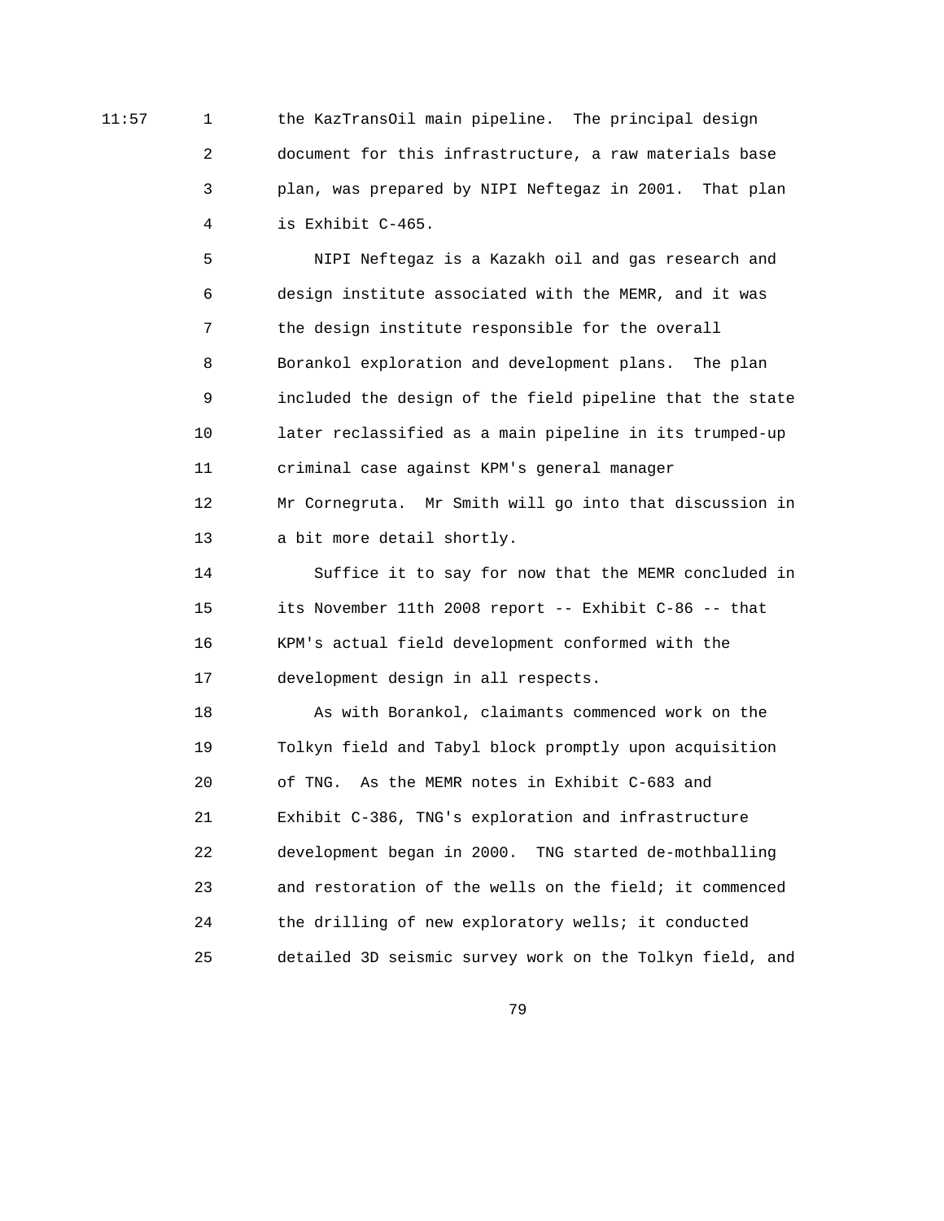the KazTransOil main pipeline. The principal design document for this infrastructure, a raw materials base plan, was prepared by NIPI Neftegaz in 2001. That plan is Exhibit C-465.

NIPI Neftegaz is a Kazakh oil and gas research and design institute associated with the MEMR, and it was the design institute responsible for the overall Borankol exploration and development plans. The plan included the design of the field pipeline that the state later reclassified as a main pipeline in its trumped-up criminal case against KPM's general manager Mr Cornegruta. Mr Smith will go into that discussion in a bit more detail shortly.

Suffice it to say for now that the MEMR concluded in its November 11th 2008 report -- Exhibit C-86 -- that KPM's actual field development conformed with the development design in all respects.

As with Borankol, claimants commenced work on the Tolkyn field and Tabyl block promptly upon acquisition of TNG. As the MEMR notes in Exhibit C-683 and Exhibit C-386, TNG's exploration and infrastructure development began in 2000. TNG started de-mothballing and restoration of the wells on the field; it commenced the drilling of new exploratory wells; it conducted detailed 3D seismic survey work on the Tolkyn field, and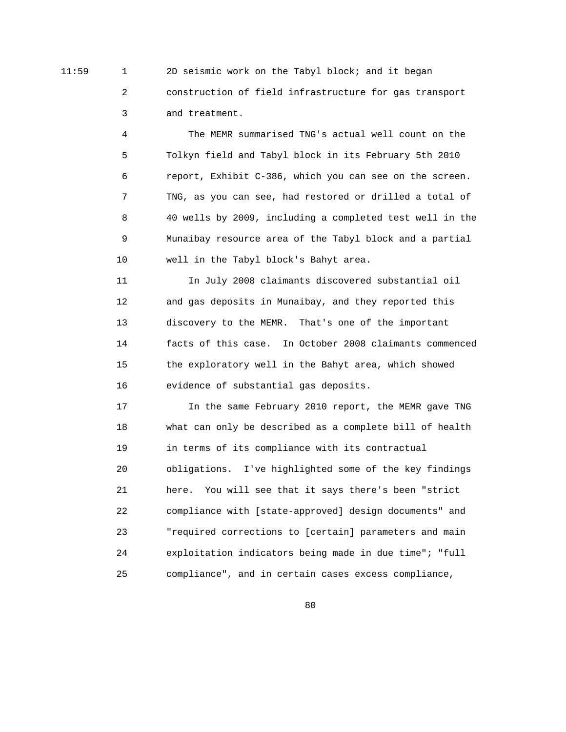2D seismic work on the Tabyl block; and it began construction of field infrastructure for gas transport and treatment.

The MEMR summarised TNG's actual well count on the Tolkyn field and Tabyl block in its February 5th 2010 report, Exhibit C-386, which you can see on the screen. TNG, as you can see, had restored or drilled a total of 40 wells by 2009, including a completed test well in the Munaibay resource area of the Tabyl block and a partial well in the Tabyl block's Bahyt area.

In July 2008 claimants discovered substantial oil and gas deposits in Munaibay, and they reported this discovery to the MEMR. That's one of the important facts of this case. In October 2008 claimants commenced the exploratory well in the Bahyt area, which showed evidence of substantial gas deposits.

In the same February 2010 report, the MEMR gave TNG what can only be described as a complete bill of health in terms of its compliance with its contractual obligations. I've highlighted some of the key findings here. You will see that it says there's been "strict compliance with [state-approved] design documents" and "required corrections to [certain] parameters and main exploitation indicators being made in due time"; "full compliance", and in certain cases excess compliance,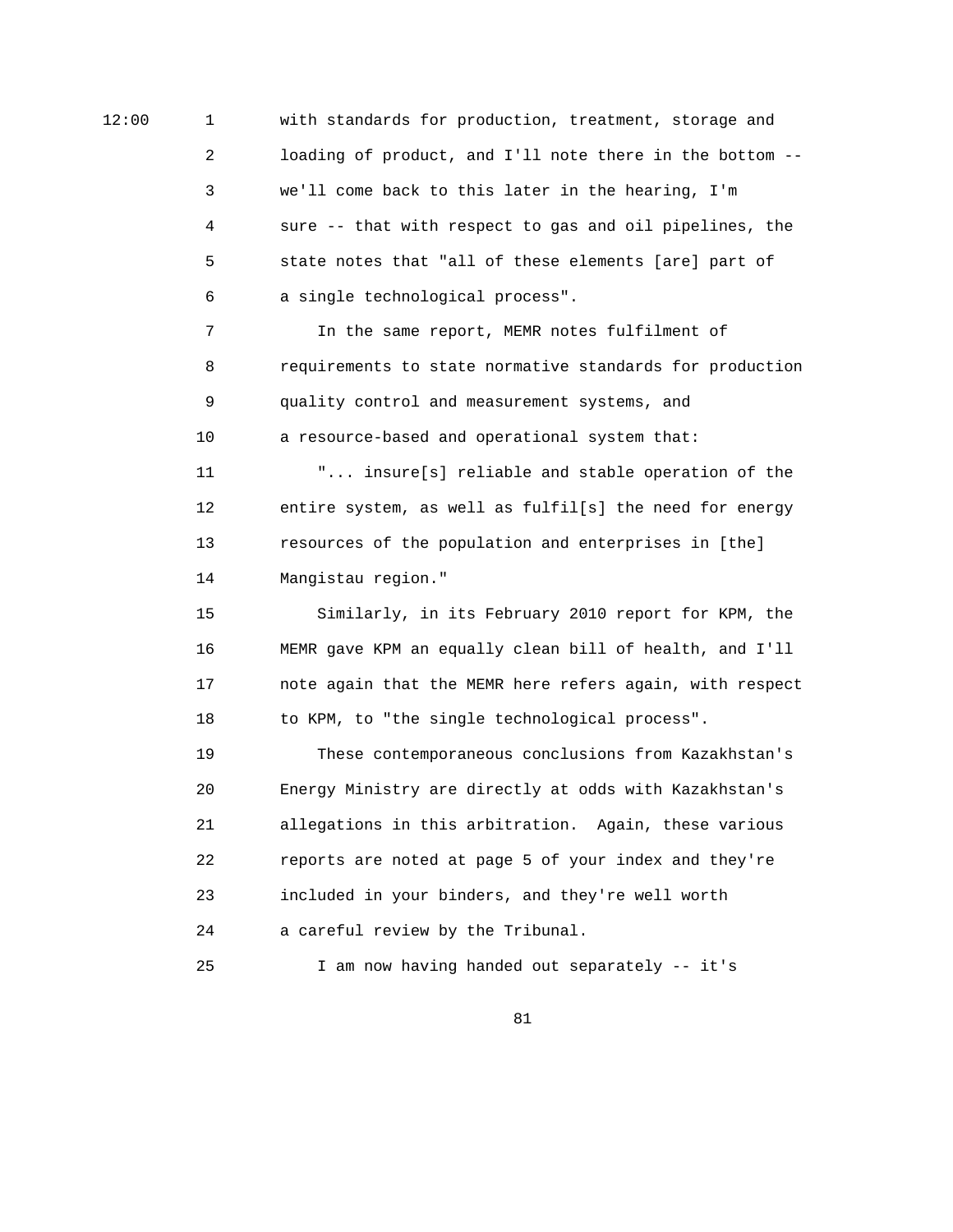with standards for production, treatment, storage and loading of product, and I'll note there in the bottom -- we'll come back to this later in the hearing, I'm sure -- that with respect to gas and oil pipelines, the state notes that "all of these elements [are] part of a single technological process".

In the same report, MEMR notes fulfilment of requirements to state normative standards for production quality control and measurement systems, and a resource-based and operational system that:

"... insure[s] reliable and stable operation of the entire system, as well as fulfil[s] the need for energy resources of the population and enterprises in [the] Mangistau region."

Similarly, in its February 2010 report for KPM, the MEMR gave KPM an equally clean bill of health, and I'll note again that the MEMR here refers again, with respect to KPM, to "the single technological process".

These contemporaneous conclusions from Kazakhstan's Energy Ministry are directly at odds with Kazakhstan's allegations in this arbitration. Again, these various reports are noted at page 5 of your index and they're included in your binders, and they're well worth a careful review by the Tribunal.

I am now having handed out separately -- it's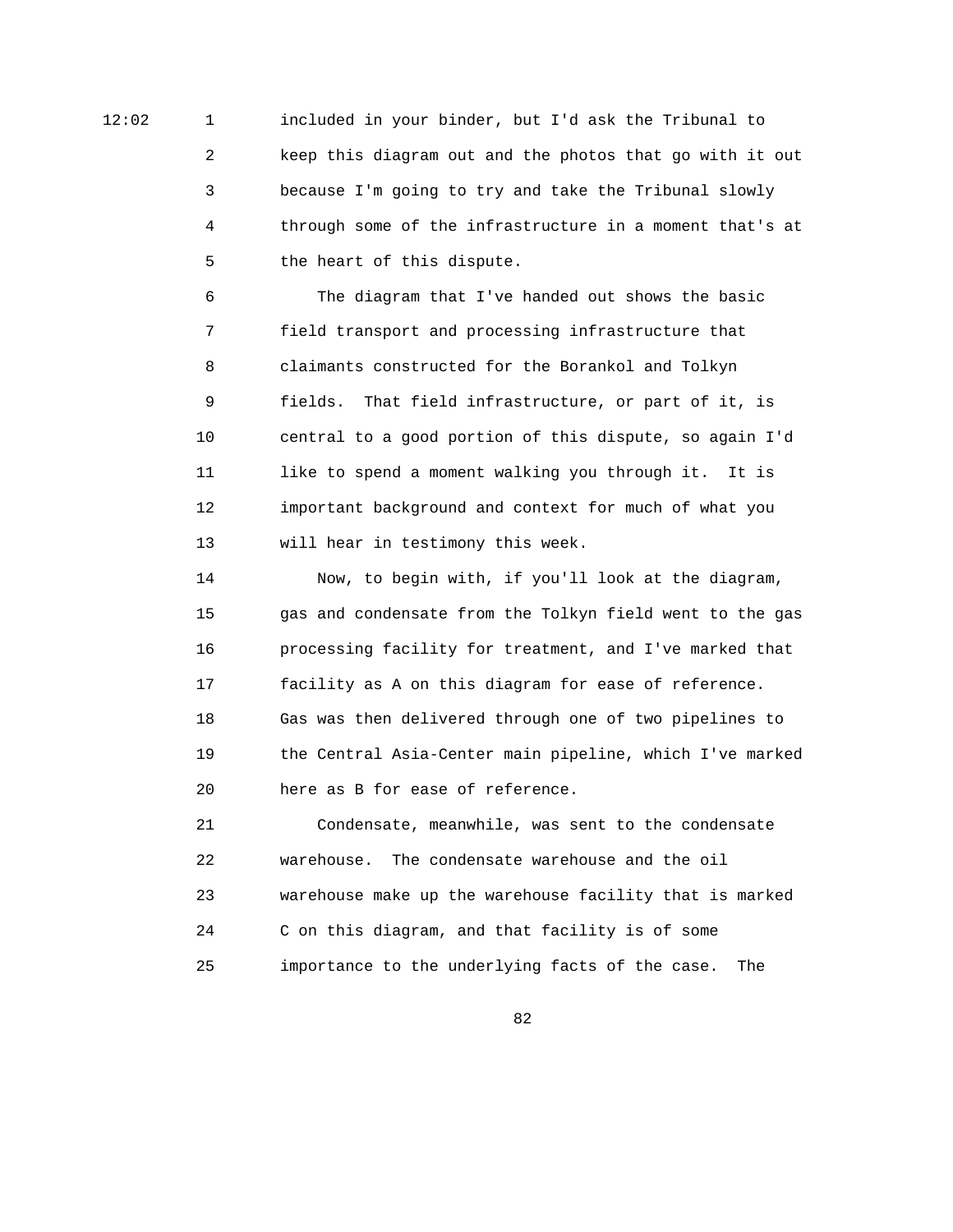included in your binder, but I'd ask the Tribunal to keep this diagram out and the photos that go with it out because I'm going to try and take the Tribunal slowly through some of the infrastructure in a moment that's at the heart of this dispute.

The diagram that I've handed out shows the basic field transport and processing infrastructure that claimants constructed for the Borankol and Tolkyn fields. That field infrastructure, or part of it, is central to a good portion of this dispute, so again I'd like to spend a moment walking you through it. It is important background and context for much of what you will hear in testimony this week.

Now, to begin with, if you'll look at the diagram, gas and condensate from the Tolkyn field went to the gas processing facility for treatment, and I've marked that facility as A on this diagram for ease of reference. Gas was then delivered through one of two pipelines to the Central Asia-Center main pipeline, which I've marked here as B for ease of reference.

Condensate, meanwhile, was sent to the condensate warehouse. The condensate warehouse and the oil warehouse make up the warehouse facility that is marked C on this diagram, and that facility is of some importance to the underlying facts of the case. The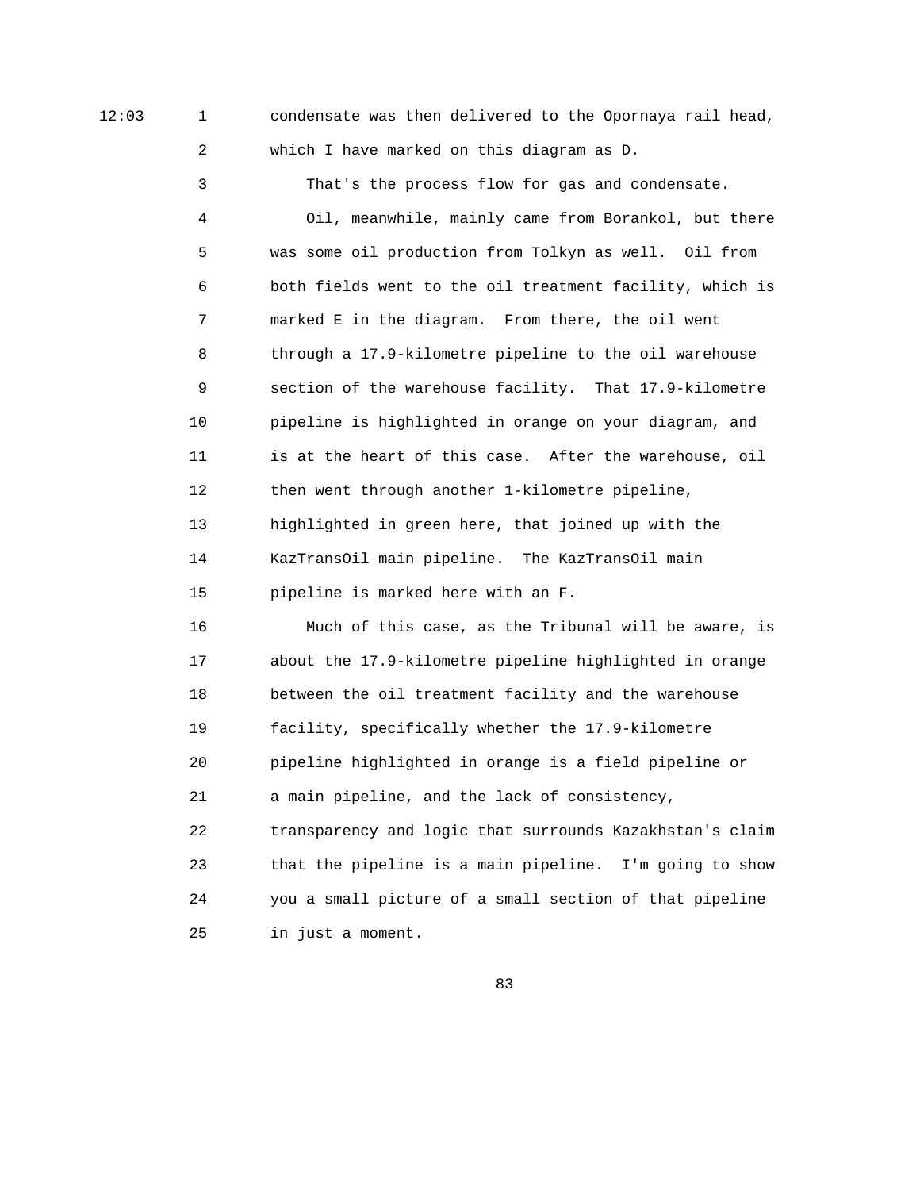condensate was then delivered to the Opornaya rail head, which I have marked on this diagram as D.

That's the process flow for gas and condensate.

Oil, meanwhile, mainly came from Borankol, but there was some oil production from Tolkyn as well. Oil from both fields went to the oil treatment facility, which is marked E in the diagram. From there, the oil went through a 17.9-kilometre pipeline to the oil warehouse section of the warehouse facility. That 17.9-kilometre pipeline is highlighted in orange on your diagram, and is at the heart of this case. After the warehouse, oil then went through another 1-kilometre pipeline, highlighted in green here, that joined up with the KazTransOil main pipeline. The KazTransOil main pipeline is marked here with an F.

Much of this case, as the Tribunal will be aware, is about the 17.9-kilometre pipeline highlighted in orange between the oil treatment facility and the warehouse facility, specifically whether the 17.9-kilometre pipeline highlighted in orange is a field pipeline or a main pipeline, and the lack of consistency, transparency and logic that surrounds Kazakhstan's claim that the pipeline is a main pipeline. I'm going to show you a small picture of a small section of that pipeline in just a moment.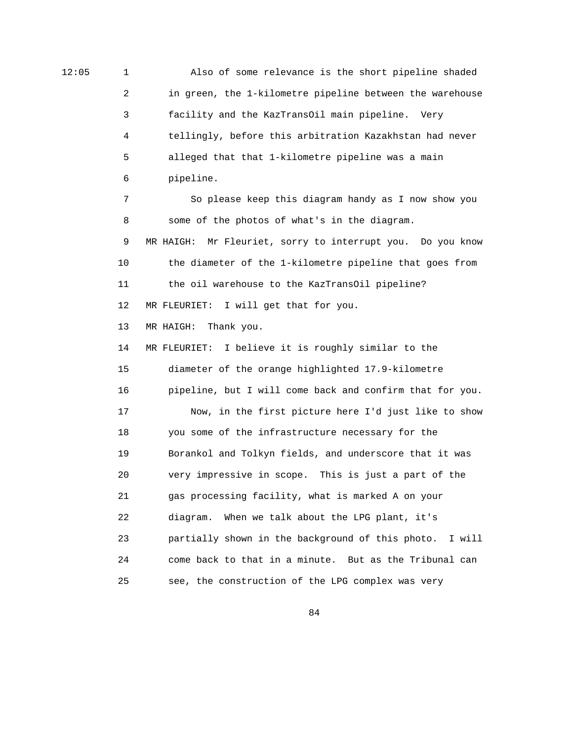Also of some relevance is the short pipeline shaded in green, the 1-kilometre pipeline between the warehouse facility and the KazTransOil main pipeline. Very tellingly, before this arbitration Kazakhstan had never alleged that that 1-kilometre pipeline was a main pipeline.

So please keep this diagram handy as I now show you some of the photos of what's in the diagram.

MR HAIGH: Mr Fleuriet, sorry to interrupt you. Do you know the diameter of the 1-kilometre pipeline that goes from the oil warehouse to the KazTransOil pipeline?

MR FLEURIET: I will get that for you.

MR HAIGH: Thank you.

MR FLEURIET: I believe it is roughly similar to the diameter of the orange highlighted 17.9-kilometre pipeline, but I will come back and confirm that for you.

Now, in the first picture here I'd just like to show you some of the infrastructure necessary for the Borankol and Tolkyn fields, and underscore that it was very impressive in scope. This is just a part of the gas processing facility, what is marked A on your diagram. When we talk about the LPG plant, it's partially shown in the background of this photo. I will come back to that in a minute. But as the Tribunal can see, the construction of the LPG complex was very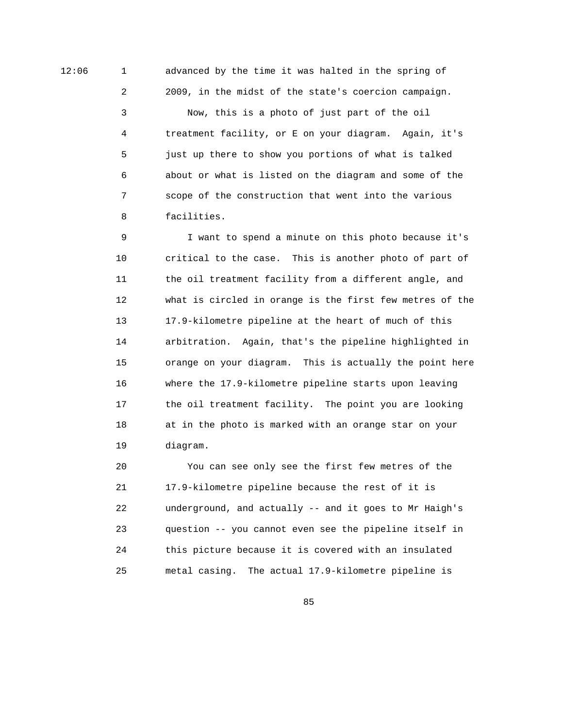advanced by the time it was halted in the spring of 2009, in the midst of the state's coercion campaign.

Now, this is a photo of just part of the oil treatment facility, or E on your diagram. Again, it's just up there to show you portions of what is talked about or what is listed on the diagram and some of the scope of the construction that went into the various facilities.

I want to spend a minute on this photo because it's critical to the case. This is another photo of part of the oil treatment facility from a different angle, and what is circled in orange is the first few metres of the 17.9-kilometre pipeline at the heart of much of this arbitration. Again, that's the pipeline highlighted in orange on your diagram. This is actually the point here where the 17.9-kilometre pipeline starts upon leaving the oil treatment facility. The point you are looking at in the photo is marked with an orange star on your diagram.

You can see only see the first few metres of the 17.9-kilometre pipeline because the rest of it is underground, and actually -- and it goes to Mr Haigh's question -- you cannot even see the pipeline itself in this picture because it is covered with an insulated metal casing. The actual 17.9-kilometre pipeline is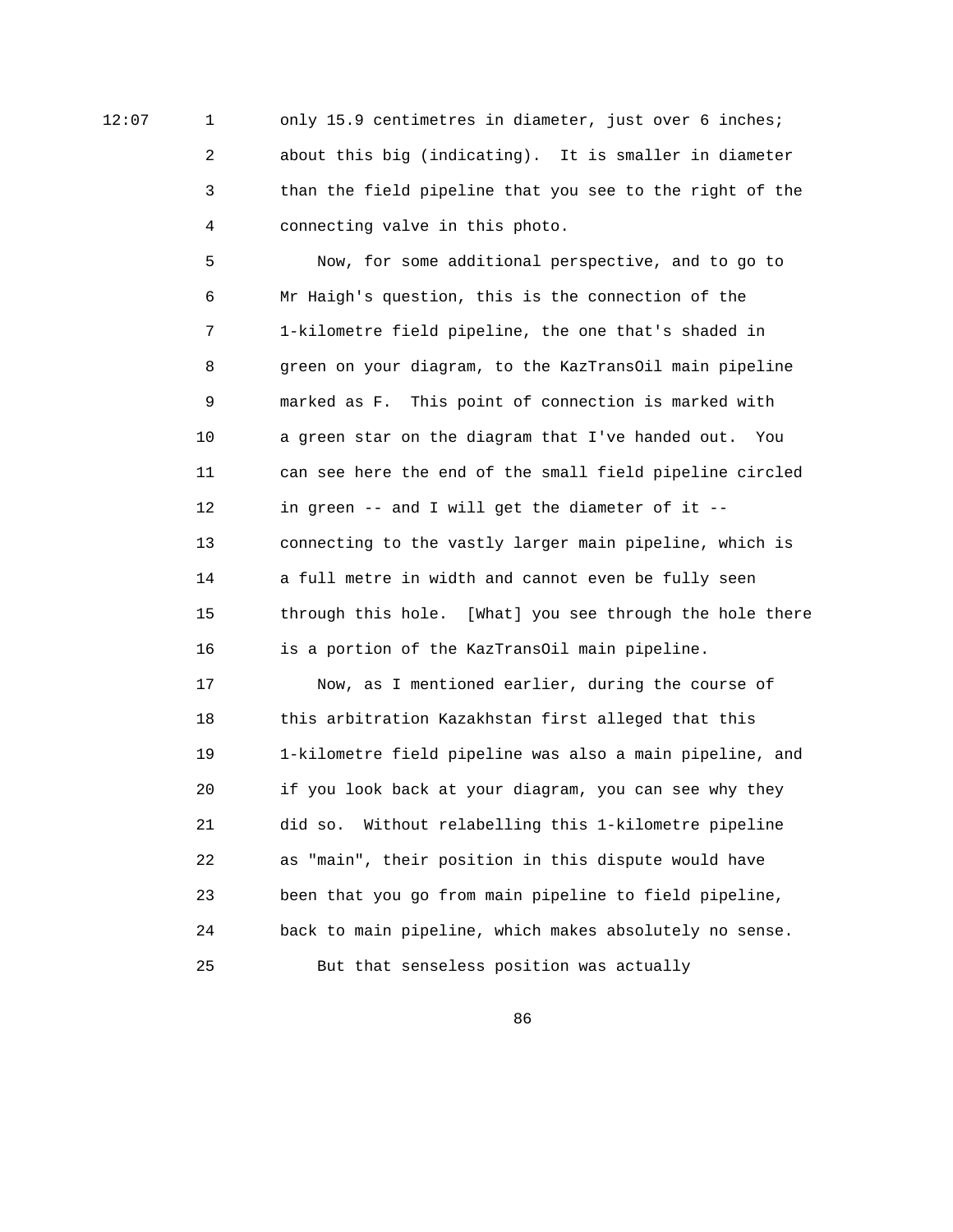only 15.9 centimetres in diameter, just over 6 inches; about this big (indicating). It is smaller in diameter than the field pipeline that you see to the right of the connecting valve in this photo.

Now, for some additional perspective, and to go to Mr Haigh's question, this is the connection of the 1-kilometre field pipeline, the one that's shaded in green on your diagram, to the KazTransOil main pipeline marked as F. This point of connection is marked with a green star on the diagram that I've handed out. You can see here the end of the small field pipeline circled in green -- and I will get the diameter of it -- connecting to the vastly larger main pipeline, which is a full metre in width and cannot even be fully seen through this hole. [What] you see through the hole there is a portion of the KazTransOil main pipeline.

Now, as I mentioned earlier, during the course of this arbitration Kazakhstan first alleged that this 1-kilometre field pipeline was also a main pipeline, and if you look back at your diagram, you can see why they did so. Without relabelling this 1-kilometre pipeline as "main", their position in this dispute would have been that you go from main pipeline to field pipeline, back to main pipeline, which makes absolutely no sense.

But that senseless position was actually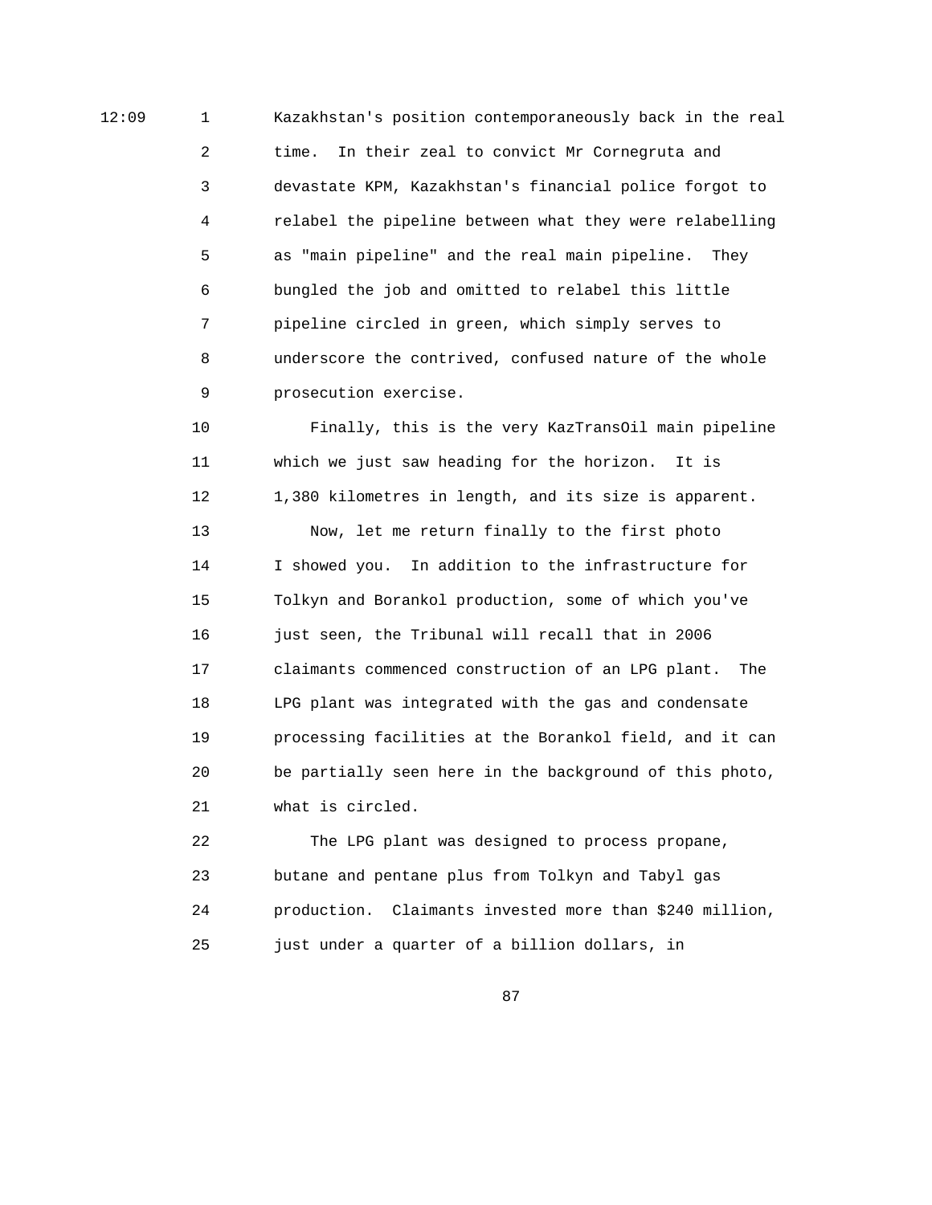Kazakhstan's position contemporaneously back in the real time. In their zeal to convict Mr Cornegruta and devastate KPM, Kazakhstan's financial police forgot to relabel the pipeline between what they were relabelling as "main pipeline" and the real main pipeline. They bungled the job and omitted to relabel this little pipeline circled in green, which simply serves to underscore the contrived, confused nature of the whole prosecution exercise.

Finally, this is the very KazTransOil main pipeline which we just saw heading for the horizon. It is 1,380 kilometres in length, and its size is apparent.

Now, let me return finally to the first photo I showed you. In addition to the infrastructure for Tolkyn and Borankol production, some of which you've just seen, the Tribunal will recall that in 2006 claimants commenced construction of an LPG plant. The LPG plant was integrated with the gas and condensate processing facilities at the Borankol field, and it can be partially seen here in the background of this photo, what is circled.

The LPG plant was designed to process propane, butane and pentane plus from Tolkyn and Tabyl gas production. Claimants invested more than $240 million, just under a quarter of a billion dollars, in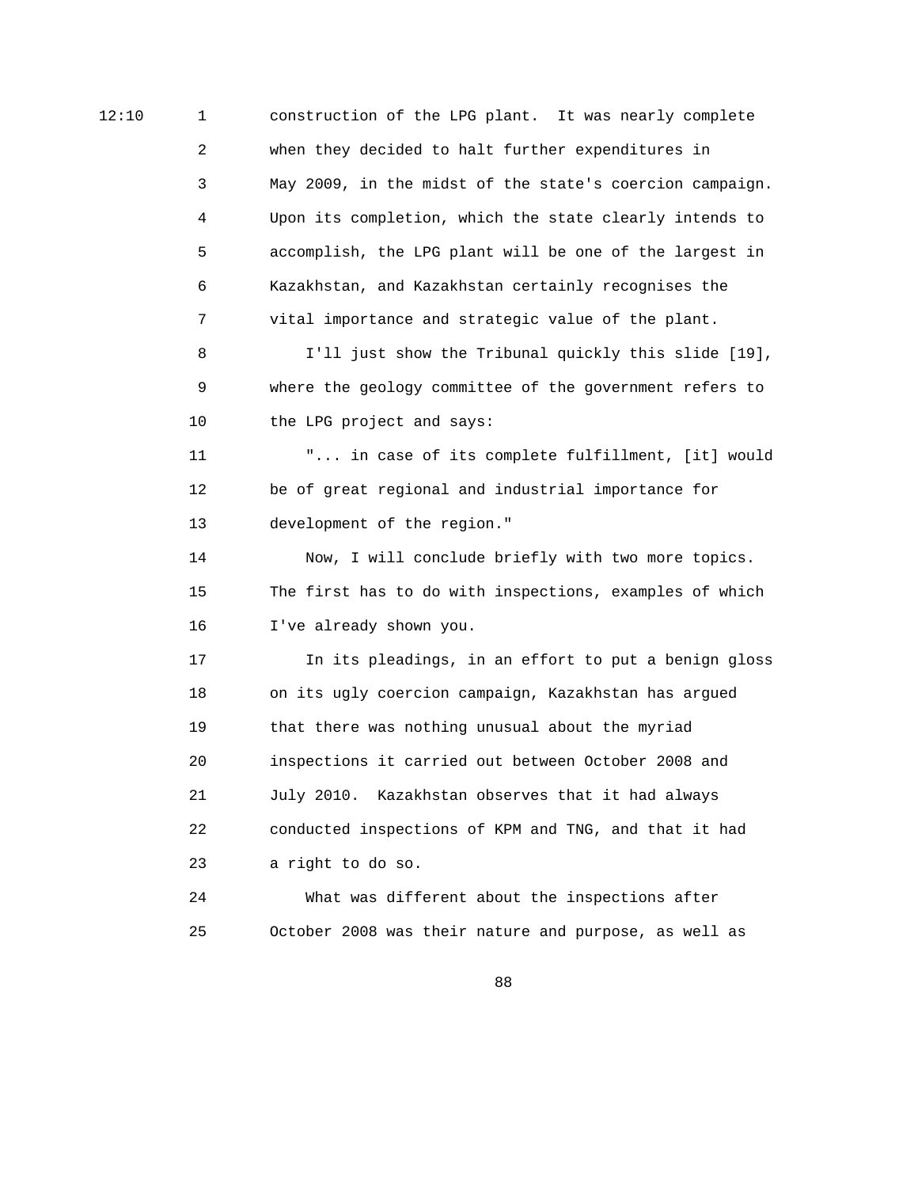construction of the LPG plant. It was nearly complete when they decided to halt further expenditures in May 2009, in the midst of the state's coercion campaign. Upon its completion, which the state clearly intends to accomplish, the LPG plant will be one of the largest in Kazakhstan, and Kazakhstan certainly recognises the vital importance and strategic value of the plant.

I'll just show the Tribunal quickly this slide [19], where the geology committee of the government refers to the LPG project and says:

"... in case of its complete fulfillment, [it] would be of great regional and industrial importance for development of the region."

Now, I will conclude briefly with two more topics. The first has to do with inspections, examples of which I've already shown you.

In its pleadings, in an effort to put a benign gloss on its ugly coercion campaign, Kazakhstan has argued that there was nothing unusual about the myriad inspections it carried out between October 2008 and July 2010. Kazakhstan observes that it had always conducted inspections of KPM and TNG, and that it had a right to do so.

What was different about the inspections after October 2008 was their nature and purpose, as well as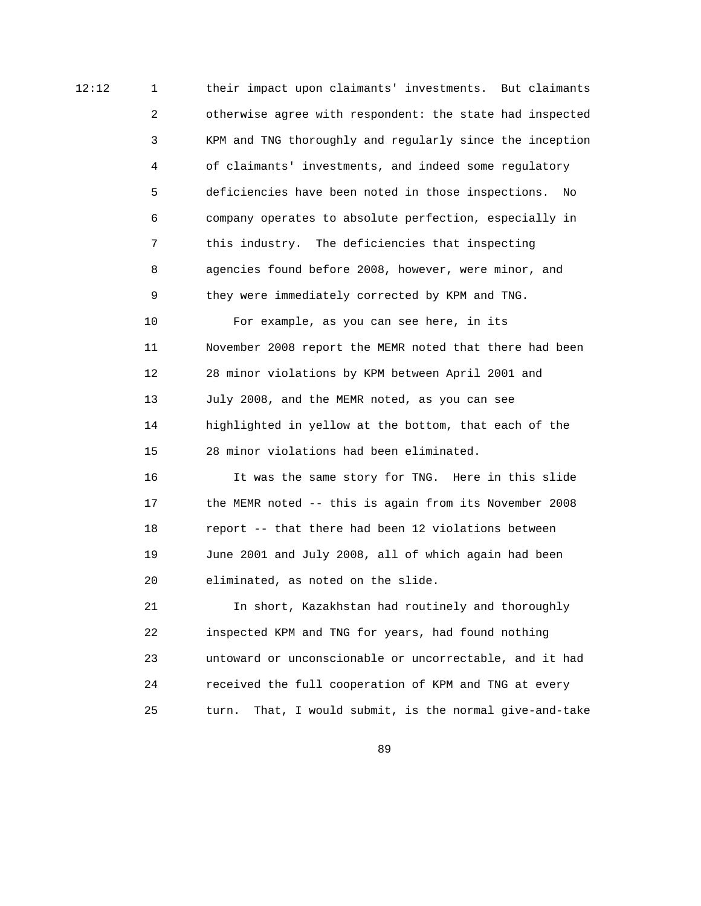their impact upon claimants' investments. But claimants otherwise agree with respondent: the state had inspected KPM and TNG thoroughly and regularly since the inception of claimants' investments, and indeed some regulatory deficiencies have been noted in those inspections. No company operates to absolute perfection, especially in this industry. The deficiencies that inspecting agencies found before 2008, however, were minor, and they were immediately corrected by KPM and TNG.

For example, as you can see here, in its November 2008 report the MEMR noted that there had been 28 minor violations by KPM between April 2001 and July 2008, and the MEMR noted, as you can see highlighted in yellow at the bottom, that each of the 28 minor violations had been eliminated.

It was the same story for TNG. Here in this slide the MEMR noted -- this is again from its November 2008 report -- that there had been 12 violations between June 2001 and July 2008, all of which again had been eliminated, as noted on the slide.

In short, Kazakhstan had routinely and thoroughly inspected KPM and TNG for years, had found nothing untoward or unconscionable or uncorrectable, and it had received the full cooperation of KPM and TNG at every turn. That, I would submit, is the normal give-and-take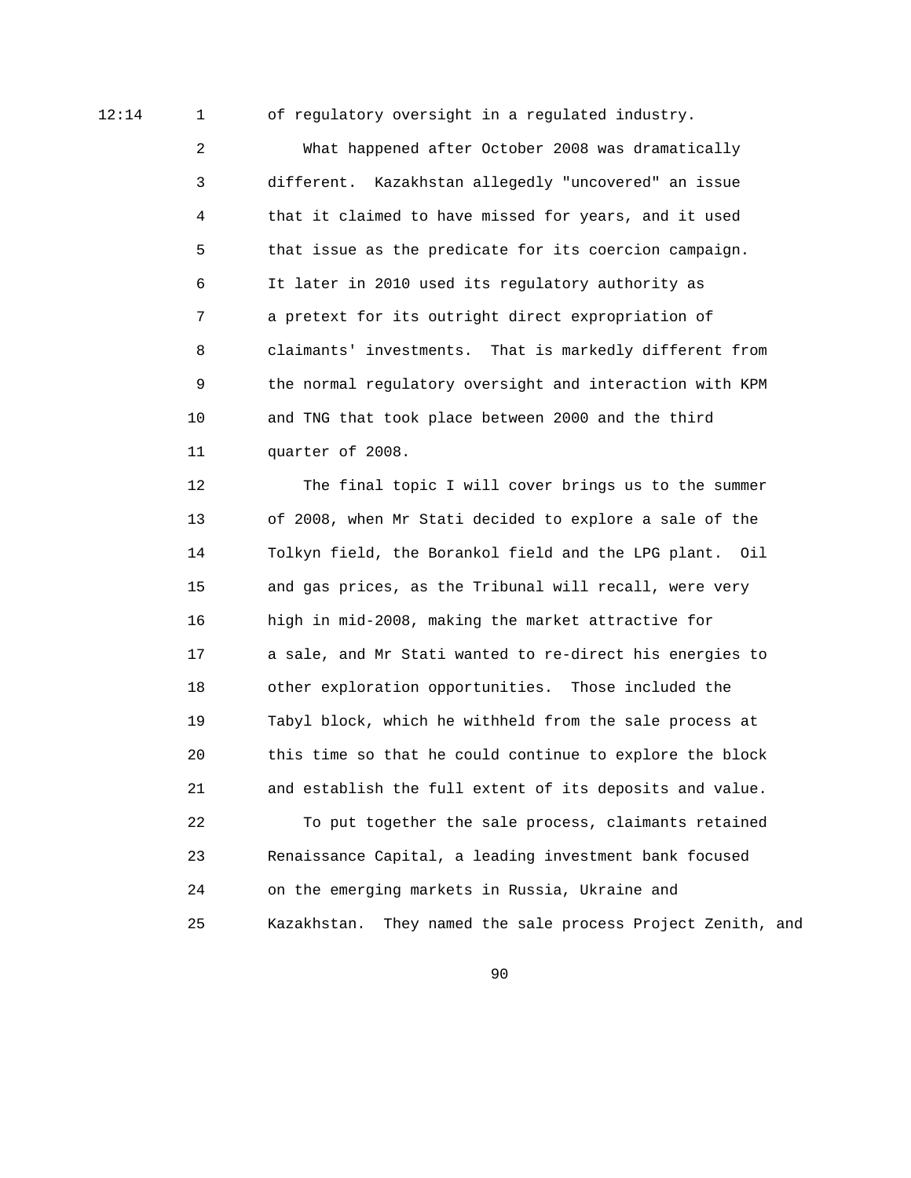of regulatory oversight in a regulated industry.

What happened after October 2008 was dramatically different. Kazakhstan allegedly "uncovered" an issue that it claimed to have missed for years, and it used that issue as the predicate for its coercion campaign. It later in 2010 used its regulatory authority as a pretext for its outright direct expropriation of claimants' investments. That is markedly different from the normal regulatory oversight and interaction with KPM and TNG that took place between 2000 and the third quarter of 2008.

The final topic I will cover brings us to the summer of 2008, when Mr Stati decided to explore a sale of the Tolkyn field, the Borankol field and the LPG plant. Oil and gas prices, as the Tribunal will recall, were very high in mid-2008, making the market attractive for a sale, and Mr Stati wanted to re-direct his energies to other exploration opportunities. Those included the Tabyl block, which he withheld from the sale process at this time so that he could continue to explore the block and establish the full extent of its deposits and value.

To put together the sale process, claimants retained Renaissance Capital, a leading investment bank focused on the emerging markets in Russia, Ukraine and Kazakhstan. They named the sale process Project Zenith, and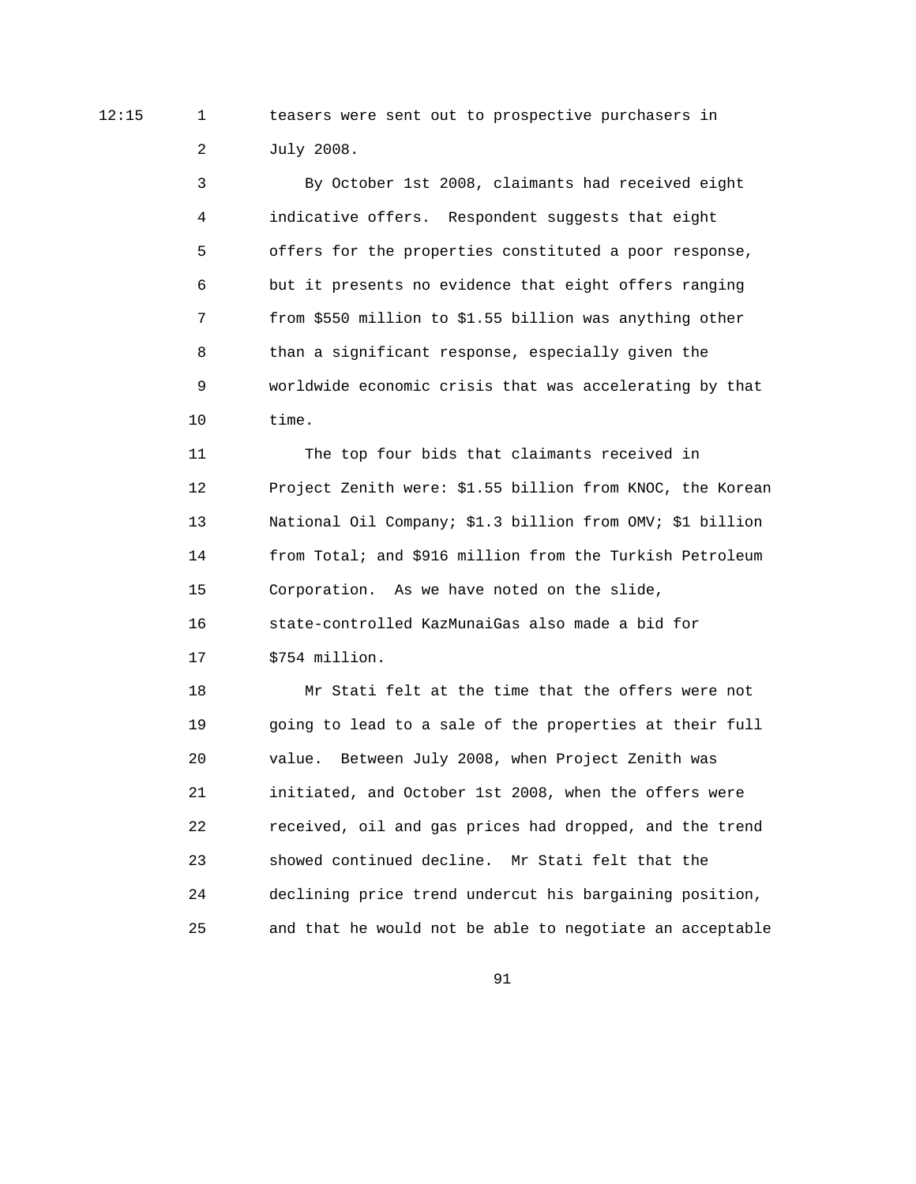teasers were sent out to prospective purchasers in July 2008.

By October 1st 2008, claimants had received eight indicative offers. Respondent suggests that eight offers for the properties constituted a poor response, but it presents no evidence that eight offers ranging from $550 million to $1.55 billion was anything other than a significant response, especially given the worldwide economic crisis that was accelerating by that time.

The top four bids that claimants received in Project Zenith were: $1.55 billion from KNOC, the Korean National Oil Company; $1.3 billion from OMV; $1 billion from Total; and $916 million from the Turkish Petroleum Corporation. As we have noted on the slide, state-controlled KazMunaiGas also made a bid for $754 million.

Mr Stati felt at the time that the offers were not going to lead to a sale of the properties at their full value. Between July 2008, when Project Zenith was initiated, and October 1st 2008, when the offers were received, oil and gas prices had dropped, and the trend showed continued decline. Mr Stati felt that the declining price trend undercut his bargaining position, and that he would not be able to negotiate an acceptable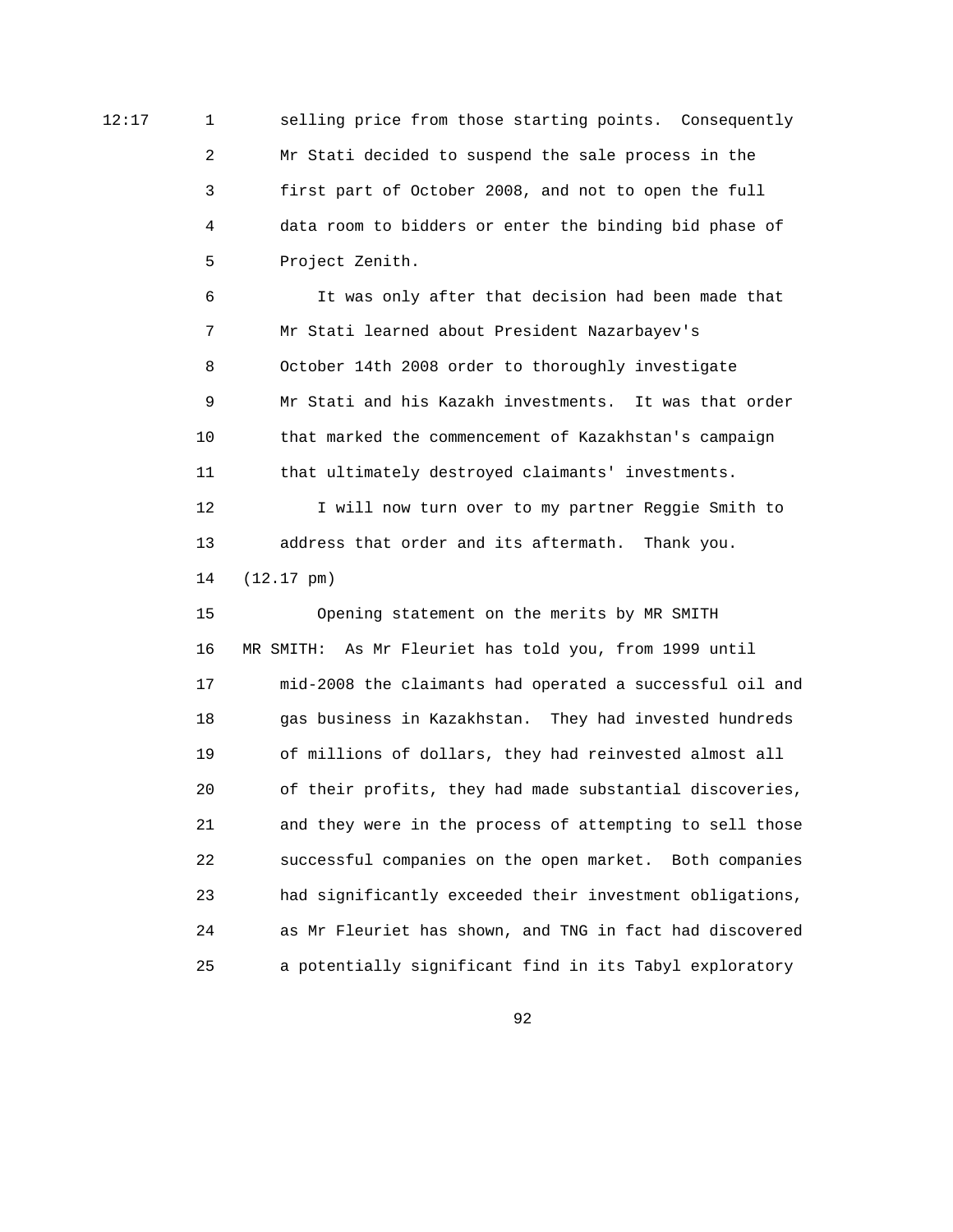selling price from those starting points. Consequently Mr Stati decided to suspend the sale process in the first part of October 2008, and not to open the full data room to bidders or enter the binding bid phase of Project Zenith.

It was only after that decision had been made that Mr Stati learned about President Nazarbayev's October 14th 2008 order to thoroughly investigate Mr Stati and his Kazakh investments. It was that order that marked the commencement of Kazakhstan's campaign that ultimately destroyed claimants' investments.

I will now turn over to my partner Reggie Smith to address that order and its aftermath. Thank you.

(12.17 pm)

Opening statement on the merits by MR SMITH

MR SMITH: As Mr Fleuriet has told you, from 1999 until mid-2008 the claimants had operated a successful oil and gas business in Kazakhstan. They had invested hundreds of millions of dollars, they had reinvested almost all of their profits, they had made substantial discoveries, and they were in the process of attempting to sell those successful companies on the open market. Both companies had significantly exceeded their investment obligations, as Mr Fleuriet has shown, and TNG in fact had discovered a potentially significant find in its Tabyl exploratory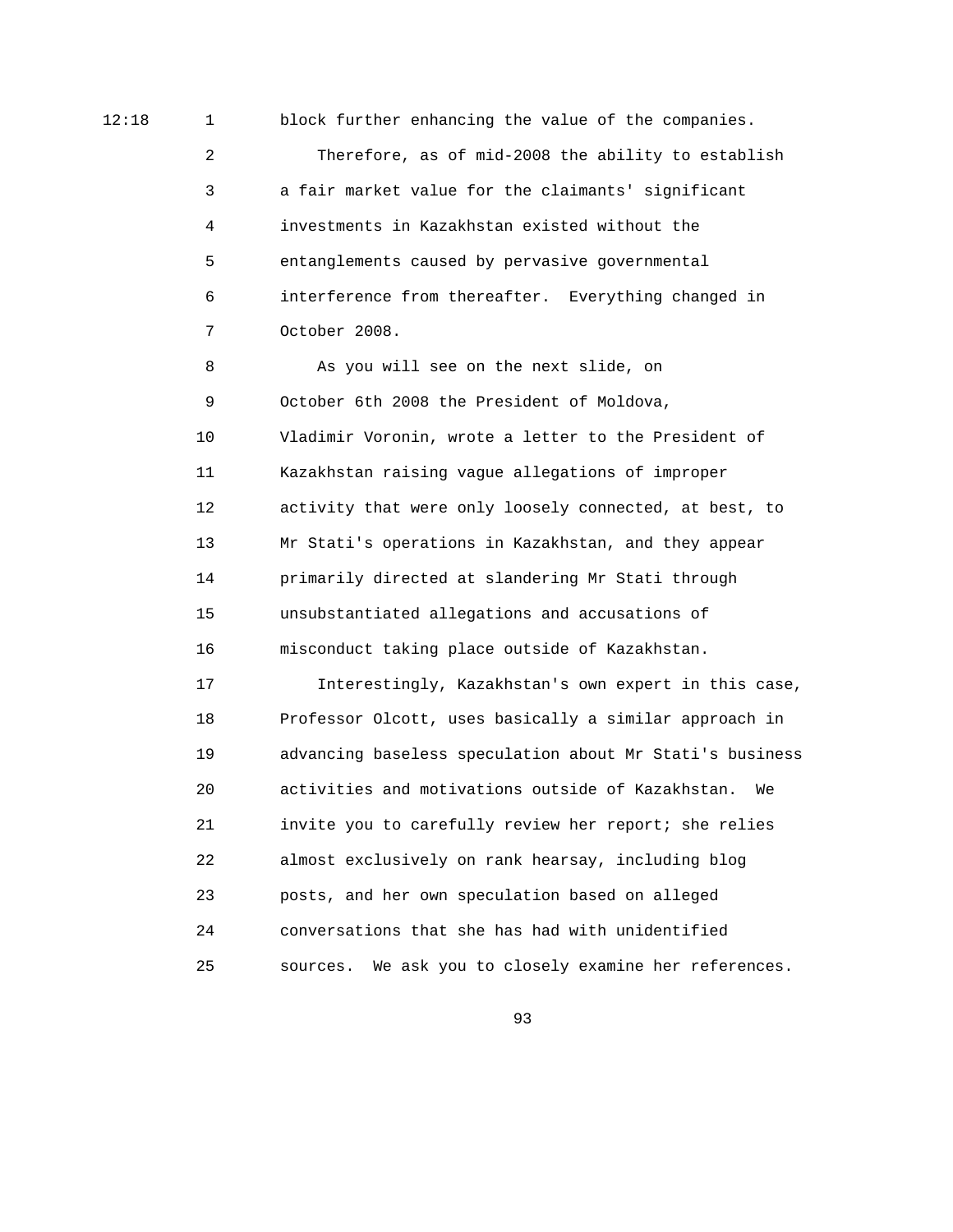block further enhancing the value of the companies.

Therefore, as of mid-2008 the ability to establish a fair market value for the claimants' significant investments in Kazakhstan existed without the entanglements caused by pervasive governmental interference from thereafter. Everything changed in October 2008.

As you will see on the next slide, on October 6th 2008 the President of Moldova, Vladimir Voronin, wrote a letter to the President of Kazakhstan raising vague allegations of improper activity that were only loosely connected, at best, to Mr Stati's operations in Kazakhstan, and they appear primarily directed at slandering Mr Stati through unsubstantiated allegations and accusations of misconduct taking place outside of Kazakhstan.

Interestingly, Kazakhstan's own expert in this case, Professor Olcott, uses basically a similar approach in advancing baseless speculation about Mr Stati's business activities and motivations outside of Kazakhstan. We invite you to carefully review her report; she relies almost exclusively on rank hearsay, including blog posts, and her own speculation based on alleged conversations that she has had with unidentified sources. We ask you to closely examine her references.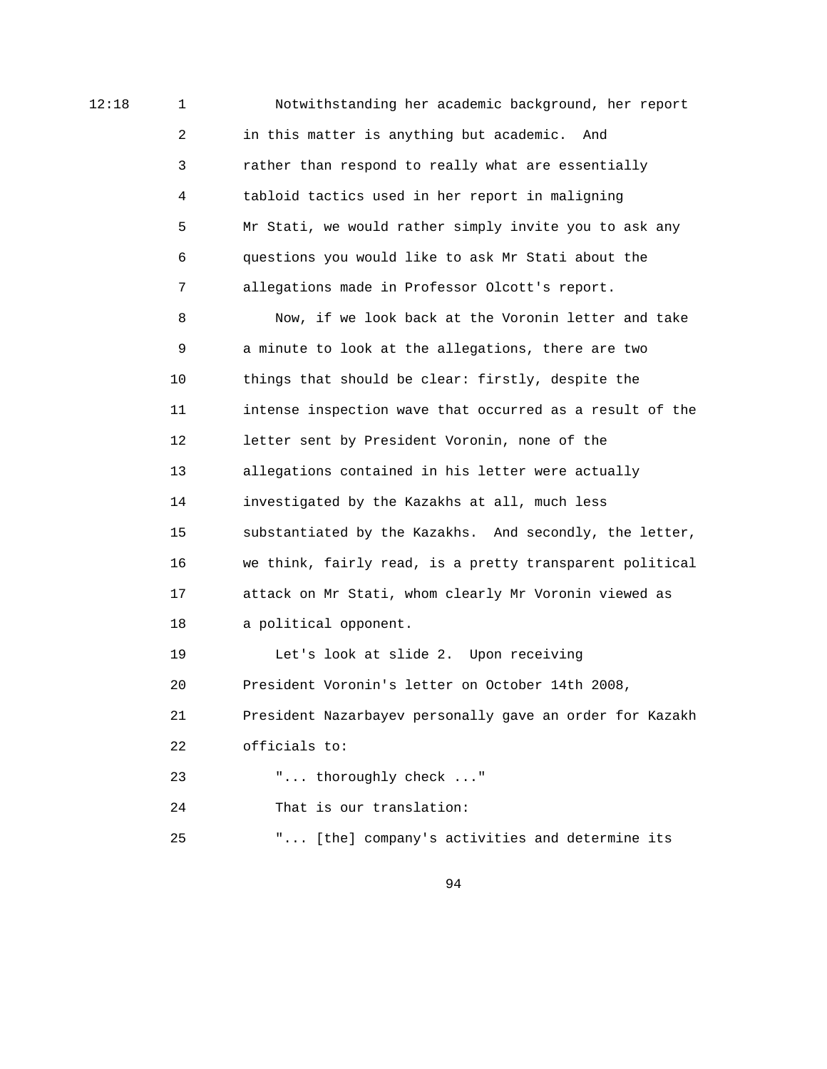Notwithstanding her academic background, her report in this matter is anything but academic. And rather than respond to really what are essentially tabloid tactics used in her report in maligning Mr Stati, we would rather simply invite you to ask any questions you would like to ask Mr Stati about the allegations made in Professor Olcott's report.

Now, if we look back at the Voronin letter and take a minute to look at the allegations, there are two things that should be clear: firstly, despite the intense inspection wave that occurred as a result of the letter sent by President Voronin, none of the allegations contained in his letter were actually investigated by the Kazakhs at all, much less substantiated by the Kazakhs. And secondly, the letter, we think, fairly read, is a pretty transparent political attack on Mr Stati, whom clearly Mr Voronin viewed as a political opponent.

Let's look at slide 2. Upon receiving President Voronin's letter on October 14th 2008, President Nazarbayev personally gave an order for Kazakh officials to:

"... thoroughly check ..."

That is our translation:

"... [the] company's activities and determine its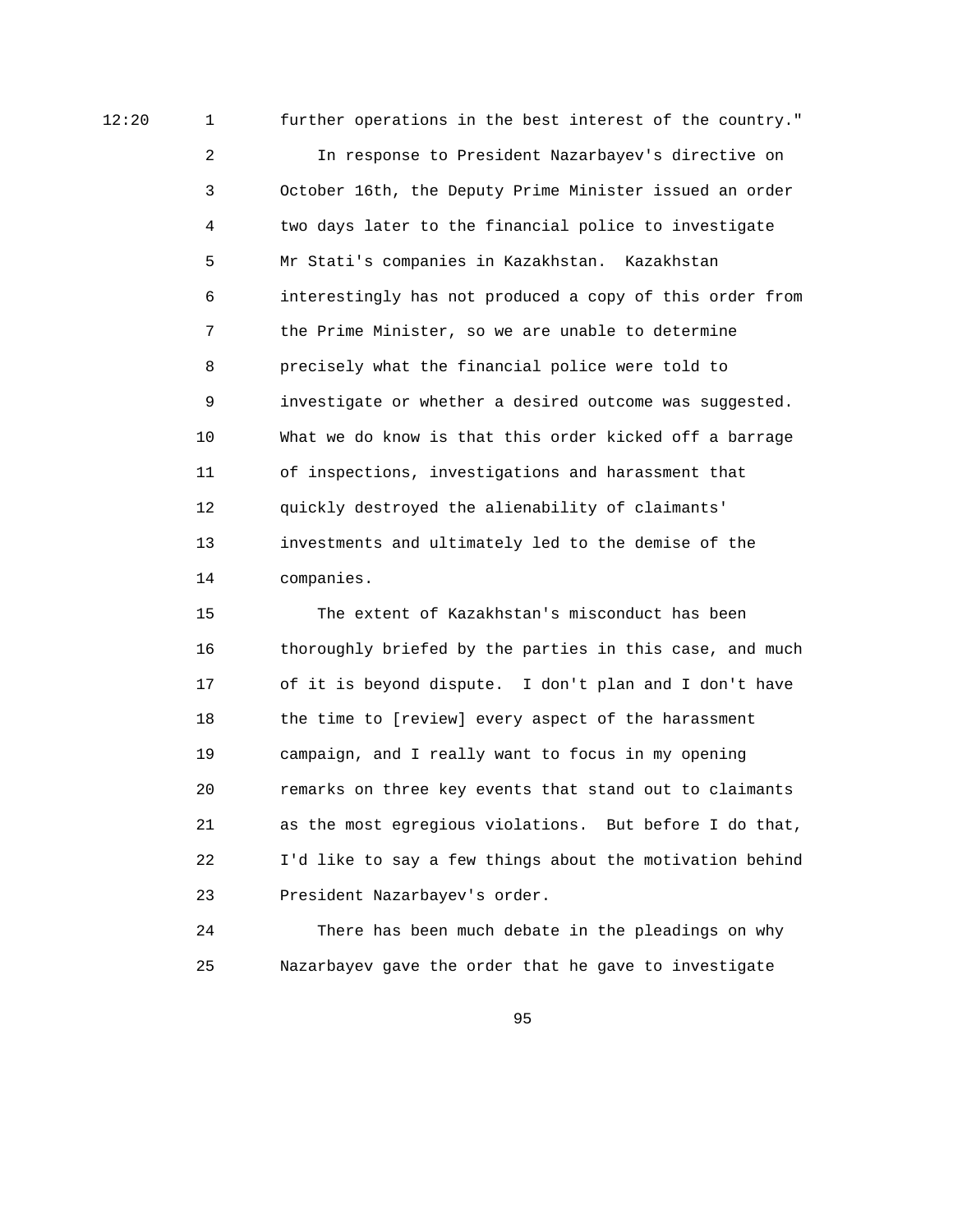12:20 1 further operations in the best interest of the country."

2 In response to President Nazarbayev's directive on
3 October 16th, the Deputy Prime Minister issued an order
4 two days later to the financial police to investigate
5 Mr Stati's companies in Kazakhstan. Kazakhstan
6 interestingly has not produced a copy of this order from
7 the Prime Minister, so we are unable to determine
8 precisely what the financial police were told to
9 investigate or whether a desired outcome was suggested.
10 What we do know is that this order kicked off a barrage
11 of inspections, investigations and harassment that
12 quickly destroyed the alienability of claimants'
13 investments and ultimately led to the demise of the
14 companies.

15 The extent of Kazakhstan's misconduct has been
16 thoroughly briefed by the parties in this case, and much
17 of it is beyond dispute. I don't plan and I don't have
18 the time to [review] every aspect of the harassment
19 campaign, and I really want to focus in my opening
20 remarks on three key events that stand out to claimants
21 as the most egregious violations. But before I do that,
22 I'd like to say a few things about the motivation behind
23 President Nazarbayev's order.

24 There has been much debate in the pleadings on why
25 Nazarbayev gave the order that he gave to investigate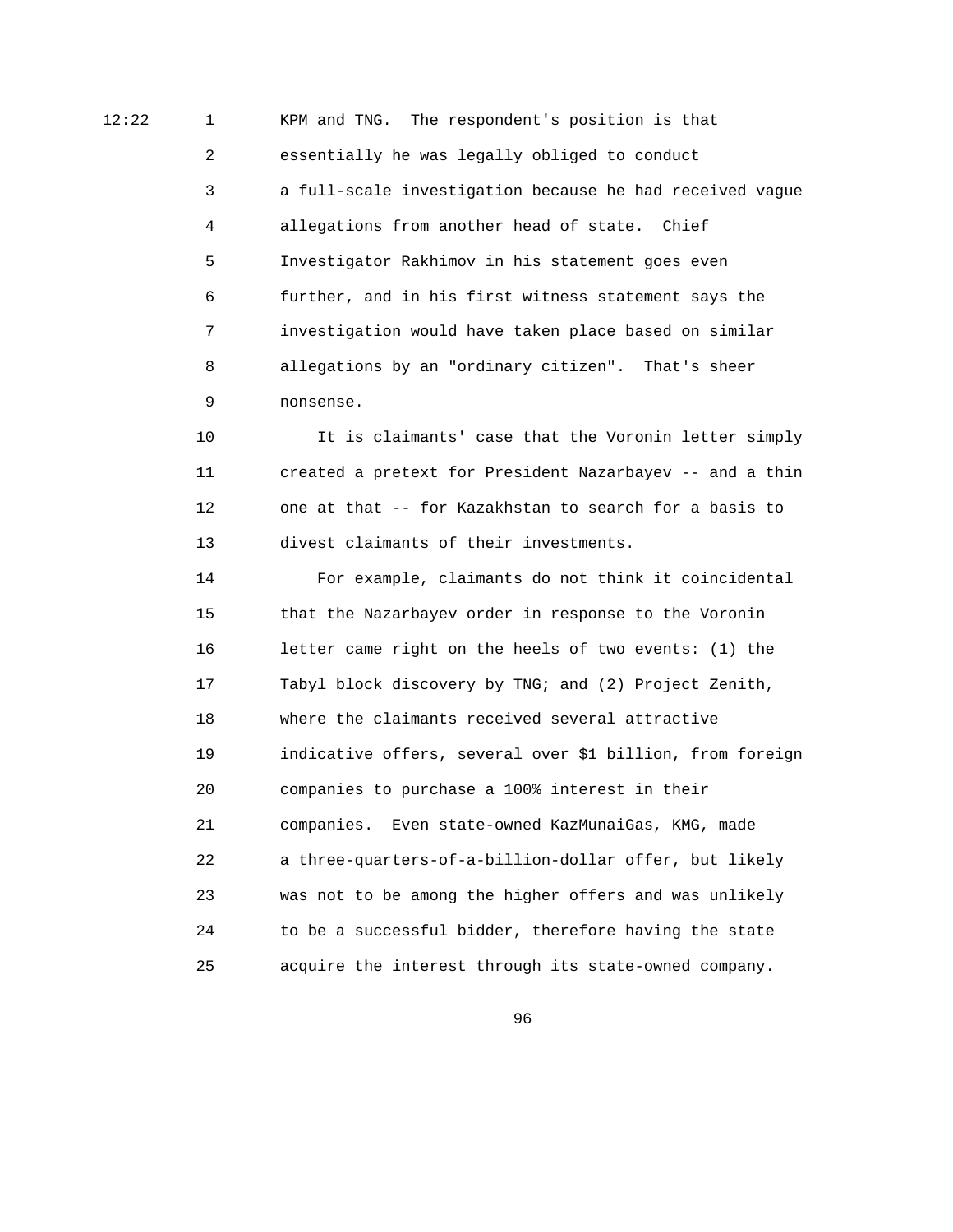KPM and TNG. The respondent's position is that essentially he was legally obliged to conduct a full-scale investigation because he had received vague allegations from another head of state. Chief Investigator Rakhimov in his statement goes even further, and in his first witness statement says the investigation would have taken place based on similar allegations by an "ordinary citizen". That's sheer nonsense.

It is claimants' case that the Voronin letter simply created a pretext for President Nazarbayev -- and a thin one at that -- for Kazakhstan to search for a basis to divest claimants of their investments.

For example, claimants do not think it coincidental that the Nazarbayev order in response to the Voronin letter came right on the heels of two events: (1) the Tabyl block discovery by TNG; and (2) Project Zenith, where the claimants received several attractive indicative offers, several over $1 billion, from foreign companies to purchase a 100% interest in their companies. Even state-owned KazMunaiGas, KMG, made a three-quarters-of-a-billion-dollar offer, but likely was not to be among the higher offers and was unlikely to be a successful bidder, therefore having the state acquire the interest through its state-owned company.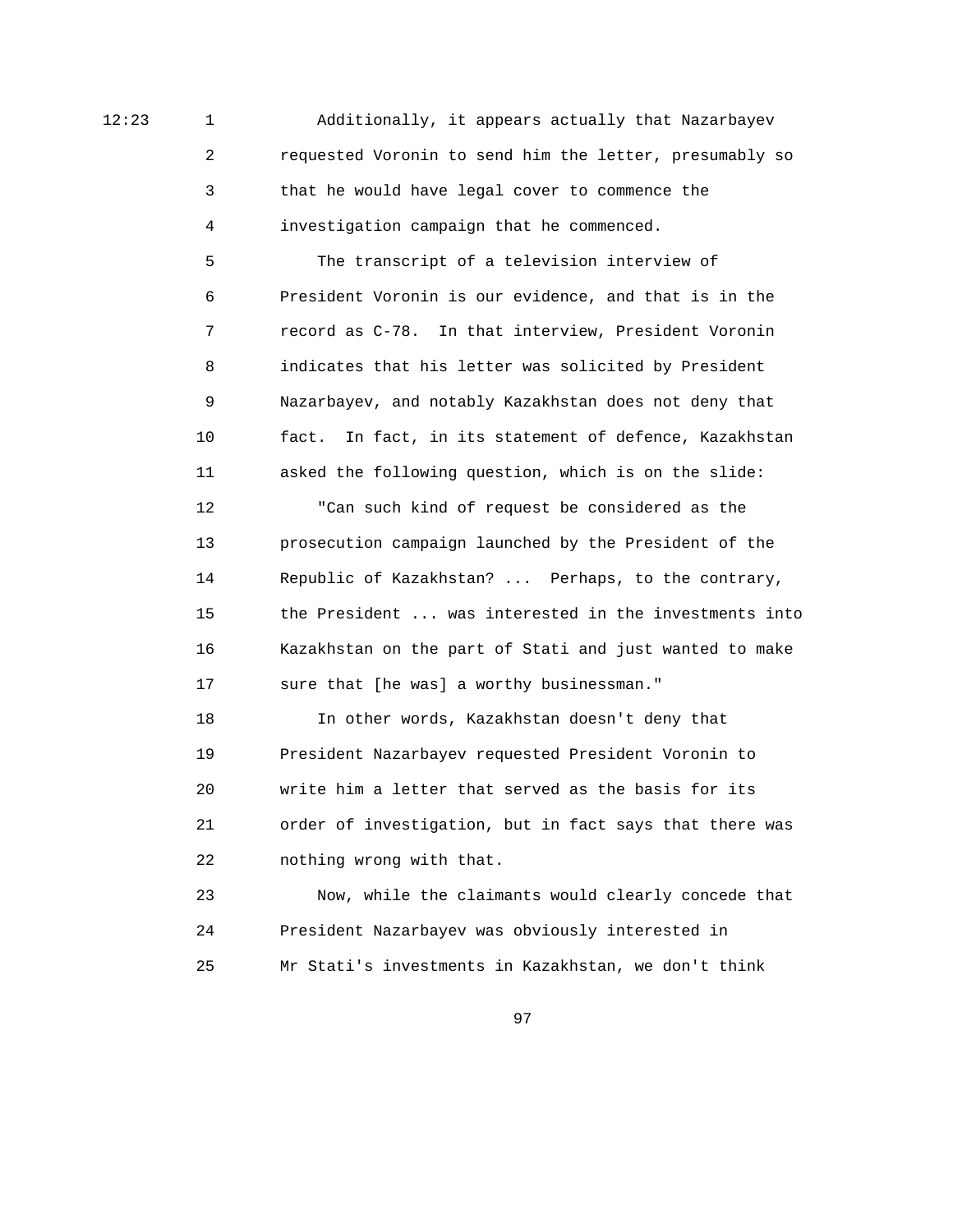Additionally, it appears actually that Nazarbayev requested Voronin to send him the letter, presumably so that he would have legal cover to commence the investigation campaign that he commenced.

The transcript of a television interview of President Voronin is our evidence, and that is in the record as C-78. In that interview, President Voronin indicates that his letter was solicited by President Nazarbayev, and notably Kazakhstan does not deny that fact. In fact, in its statement of defence, Kazakhstan asked the following question, which is on the slide:

"Can such kind of request be considered as the prosecution campaign launched by the President of the Republic of Kazakhstan? ... Perhaps, to the contrary, the President ... was interested in the investments into Kazakhstan on the part of Stati and just wanted to make sure that [he was] a worthy businessman."

In other words, Kazakhstan doesn't deny that President Nazarbayev requested President Voronin to write him a letter that served as the basis for its order of investigation, but in fact says that there was nothing wrong with that.

Now, while the claimants would clearly concede that President Nazarbayev was obviously interested in Mr Stati's investments in Kazakhstan, we don't think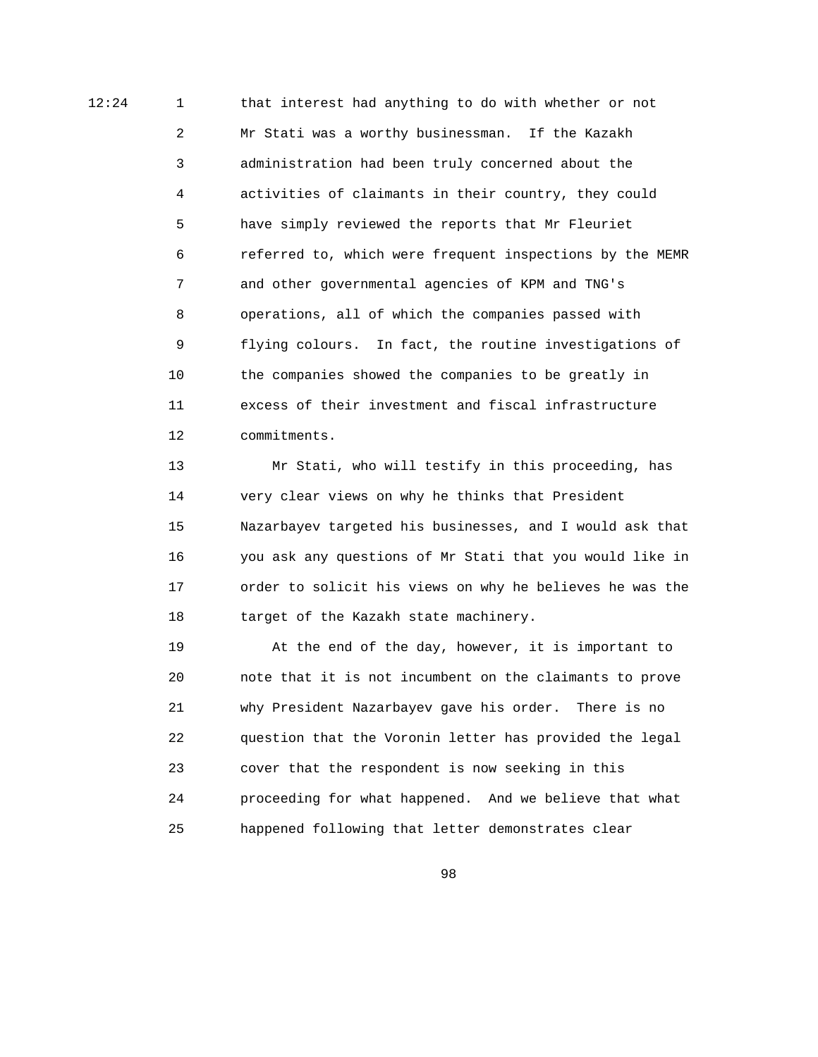that interest had anything to do with whether or not Mr Stati was a worthy businessman. If the Kazakh administration had been truly concerned about the activities of claimants in their country, they could have simply reviewed the reports that Mr Fleuriet referred to, which were frequent inspections by the MEMR and other governmental agencies of KPM and TNG's operations, all of which the companies passed with flying colours. In fact, the routine investigations of the companies showed the companies to be greatly in excess of their investment and fiscal infrastructure commitments.

Mr Stati, who will testify in this proceeding, has very clear views on why he thinks that President Nazarbayev targeted his businesses, and I would ask that you ask any questions of Mr Stati that you would like in order to solicit his views on why he believes he was the target of the Kazakh state machinery.

At the end of the day, however, it is important to note that it is not incumbent on the claimants to prove why President Nazarbayev gave his order. There is no question that the Voronin letter has provided the legal cover that the respondent is now seeking in this proceeding for what happened. And we believe that what happened following that letter demonstrates clear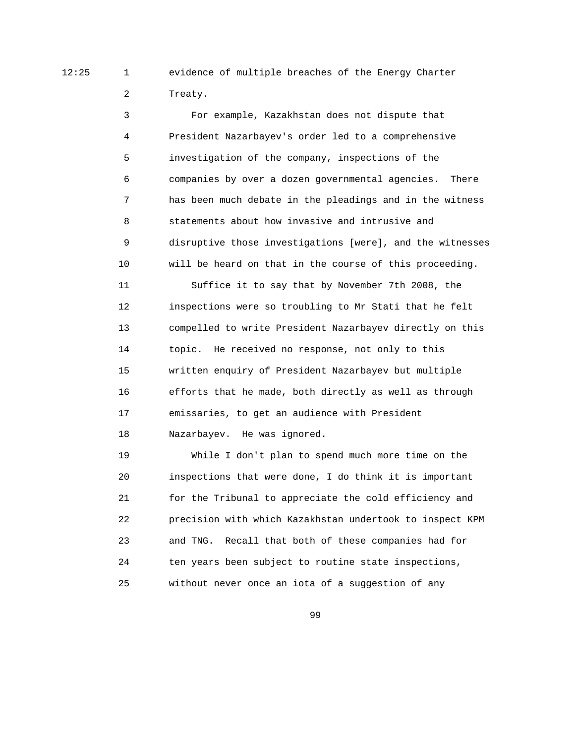evidence of multiple breaches of the Energy Charter Treaty.

For example, Kazakhstan does not dispute that President Nazarbayev's order led to a comprehensive investigation of the company, inspections of the companies by over a dozen governmental agencies. There has been much debate in the pleadings and in the witness statements about how invasive and intrusive and disruptive those investigations [were], and the witnesses will be heard on that in the course of this proceeding.

Suffice it to say that by November 7th 2008, the inspections were so troubling to Mr Stati that he felt compelled to write President Nazarbayev directly on this topic. He received no response, not only to this written enquiry of President Nazarbayev but multiple efforts that he made, both directly as well as through emissaries, to get an audience with President Nazarbayev. He was ignored.

While I don't plan to spend much more time on the inspections that were done, I do think it is important for the Tribunal to appreciate the cold efficiency and precision with which Kazakhstan undertook to inspect KPM and TNG. Recall that both of these companies had for ten years been subject to routine state inspections, without never once an iota of a suggestion of any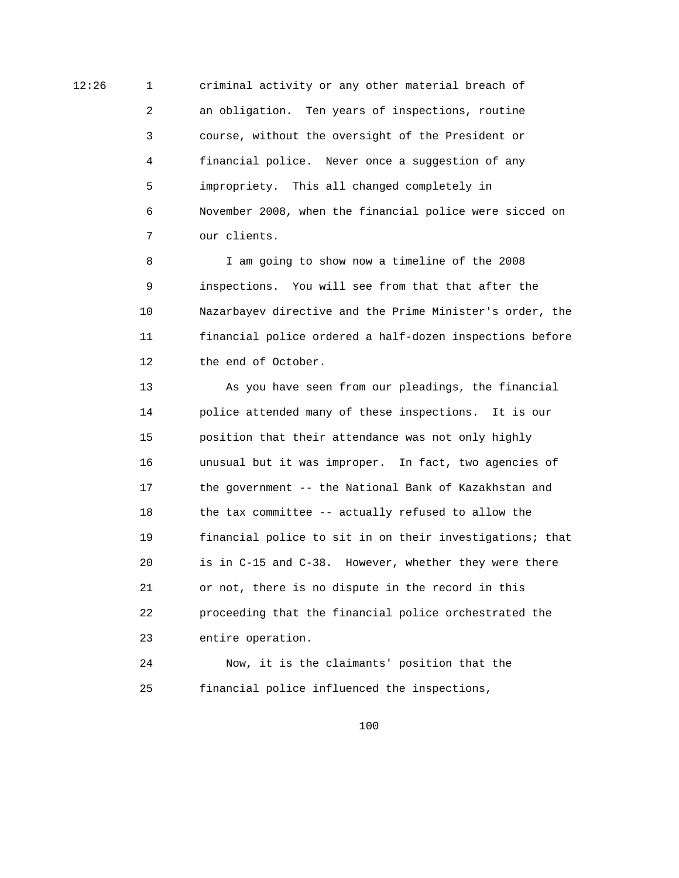criminal activity or any other material breach of an obligation. Ten years of inspections, routine course, without the oversight of the President or financial police. Never once a suggestion of any impropriety. This all changed completely in November 2008, when the financial police were sicced on our clients.

I am going to show now a timeline of the 2008 inspections. You will see from that that after the Nazarbayev directive and the Prime Minister's order, the financial police ordered a half-dozen inspections before the end of October.

As you have seen from our pleadings, the financial police attended many of these inspections. It is our position that their attendance was not only highly unusual but it was improper. In fact, two agencies of the government -- the National Bank of Kazakhstan and the tax committee -- actually refused to allow the financial police to sit in on their investigations; that is in C-15 and C-38. However, whether they were there or not, there is no dispute in the record in this proceeding that the financial police orchestrated the entire operation.

Now, it is the claimants' position that the financial police influenced the inspections,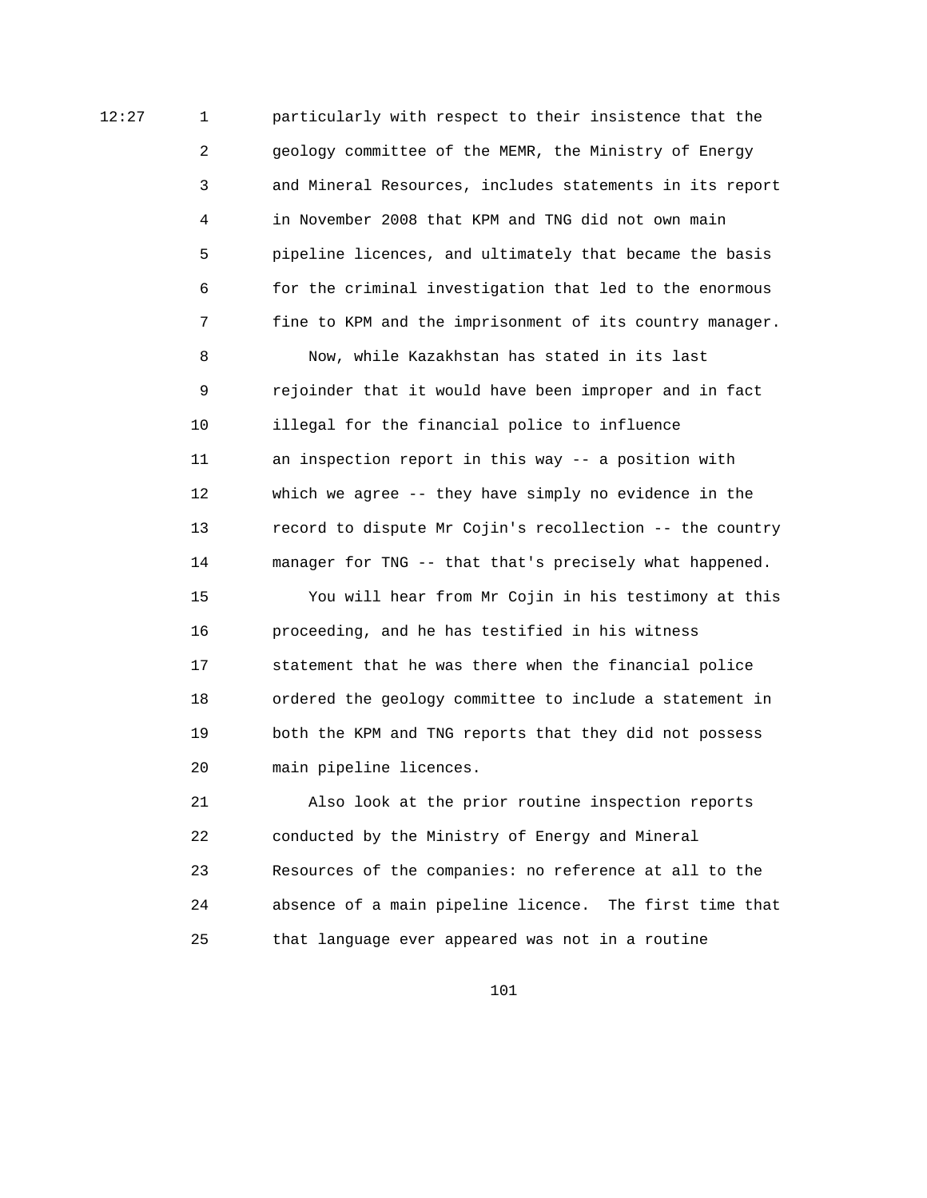particularly with respect to their insistence that the geology committee of the MEMR, the Ministry of Energy and Mineral Resources, includes statements in its report in November 2008 that KPM and TNG did not own main pipeline licences, and ultimately that became the basis for the criminal investigation that led to the enormous fine to KPM and the imprisonment of its country manager.

Now, while Kazakhstan has stated in its last rejoinder that it would have been improper and in fact illegal for the financial police to influence an inspection report in this way -- a position with which we agree -- they have simply no evidence in the record to dispute Mr Cojin's recollection -- the country manager for TNG -- that that's precisely what happened.

You will hear from Mr Cojin in his testimony at this proceeding, and he has testified in his witness statement that he was there when the financial police ordered the geology committee to include a statement in both the KPM and TNG reports that they did not possess main pipeline licences.

Also look at the prior routine inspection reports conducted by the Ministry of Energy and Mineral Resources of the companies: no reference at all to the absence of a main pipeline licence. The first time that that language ever appeared was not in a routine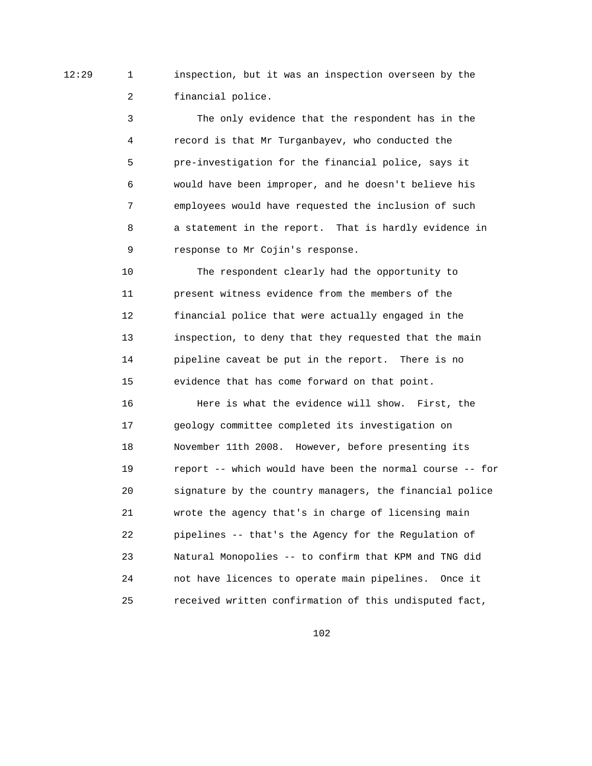inspection, but it was an inspection overseen by the financial police.

The only evidence that the respondent has in the record is that Mr Turganbayev, who conducted the pre-investigation for the financial police, says it would have been improper, and he doesn't believe his employees would have requested the inclusion of such a statement in the report. That is hardly evidence in response to Mr Cojin's response.

The respondent clearly had the opportunity to present witness evidence from the members of the financial police that were actually engaged in the inspection, to deny that they requested that the main pipeline caveat be put in the report. There is no evidence that has come forward on that point.

Here is what the evidence will show. First, the geology committee completed its investigation on November 11th 2008. However, before presenting its report -- which would have been the normal course -- for signature by the country managers, the financial police wrote the agency that's in charge of licensing main pipelines -- that's the Agency for the Regulation of Natural Monopolies -- to confirm that KPM and TNG did not have licences to operate main pipelines. Once it received written confirmation of this undisputed fact,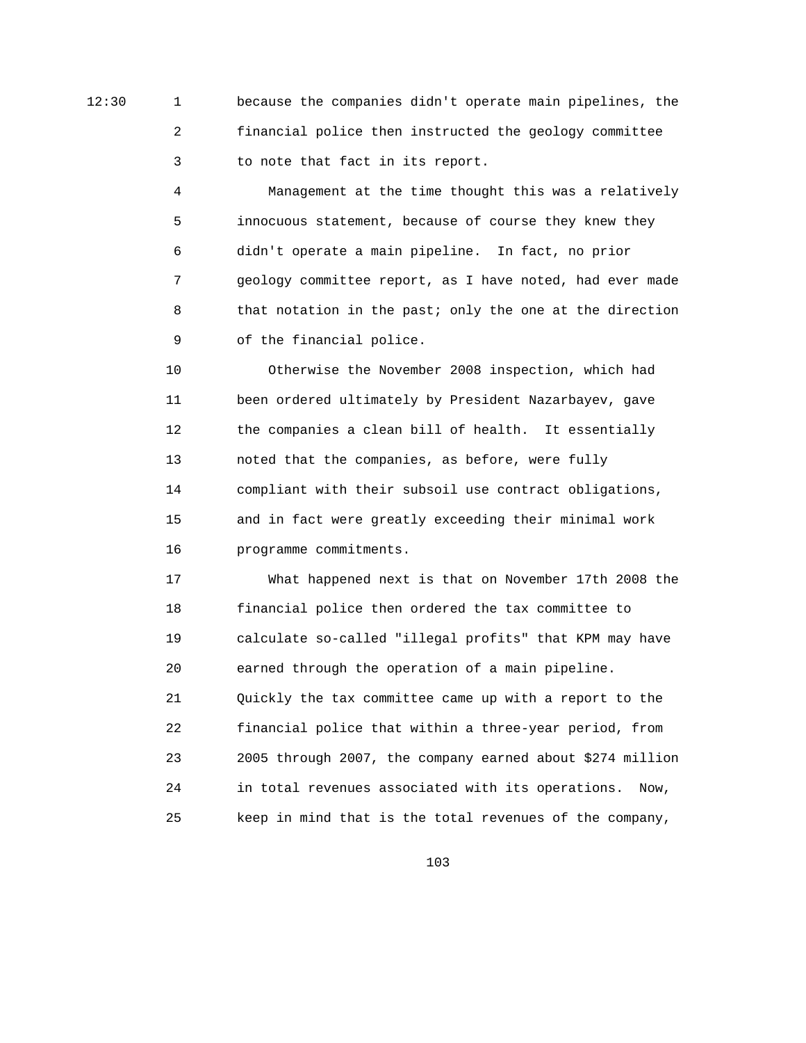because the companies didn't operate main pipelines, the financial police then instructed the geology committee to note that fact in its report.

Management at the time thought this was a relatively innocuous statement, because of course they knew they didn't operate a main pipeline. In fact, no prior geology committee report, as I have noted, had ever made that notation in the past; only the one at the direction of the financial police.

Otherwise the November 2008 inspection, which had been ordered ultimately by President Nazarbayev, gave the companies a clean bill of health. It essentially noted that the companies, as before, were fully compliant with their subsoil use contract obligations, and in fact were greatly exceeding their minimal work programme commitments.

What happened next is that on November 17th 2008 the financial police then ordered the tax committee to calculate so-called "illegal profits" that KPM may have earned through the operation of a main pipeline. Quickly the tax committee came up with a report to the financial police that within a three-year period, from 2005 through 2007, the company earned about $274 million in total revenues associated with its operations. Now, keep in mind that is the total revenues of the company,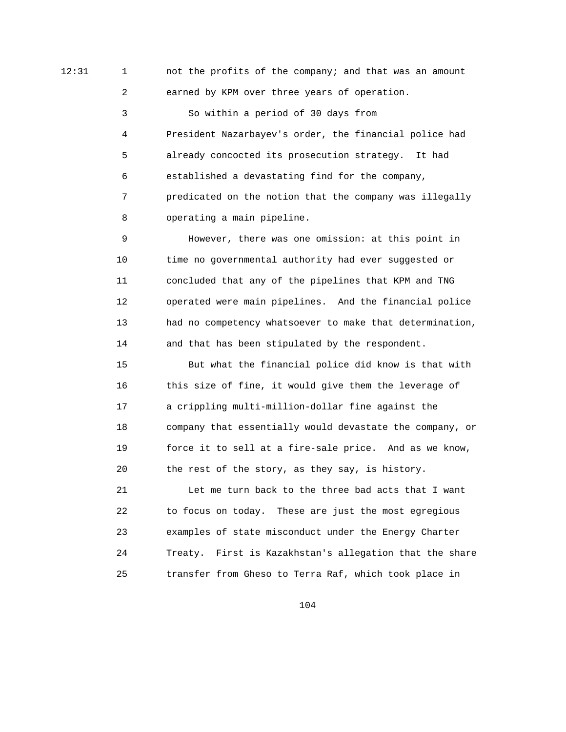not the profits of the company; and that was an amount earned by KPM over three years of operation.

So within a period of 30 days from President Nazarbayev's order, the financial police had already concocted its prosecution strategy. It had established a devastating find for the company, predicated on the notion that the company was illegally operating a main pipeline.

However, there was one omission: at this point in time no governmental authority had ever suggested or concluded that any of the pipelines that KPM and TNG operated were main pipelines. And the financial police had no competency whatsoever to make that determination, and that has been stipulated by the respondent.

But what the financial police did know is that with this size of fine, it would give them the leverage of a crippling multi-million-dollar fine against the company that essentially would devastate the company, or force it to sell at a fire-sale price. And as we know, the rest of the story, as they say, is history.

Let me turn back to the three bad acts that I want to focus on today. These are just the most egregious examples of state misconduct under the Energy Charter Treaty. First is Kazakhstan's allegation that the share transfer from Gheso to Terra Raf, which took place in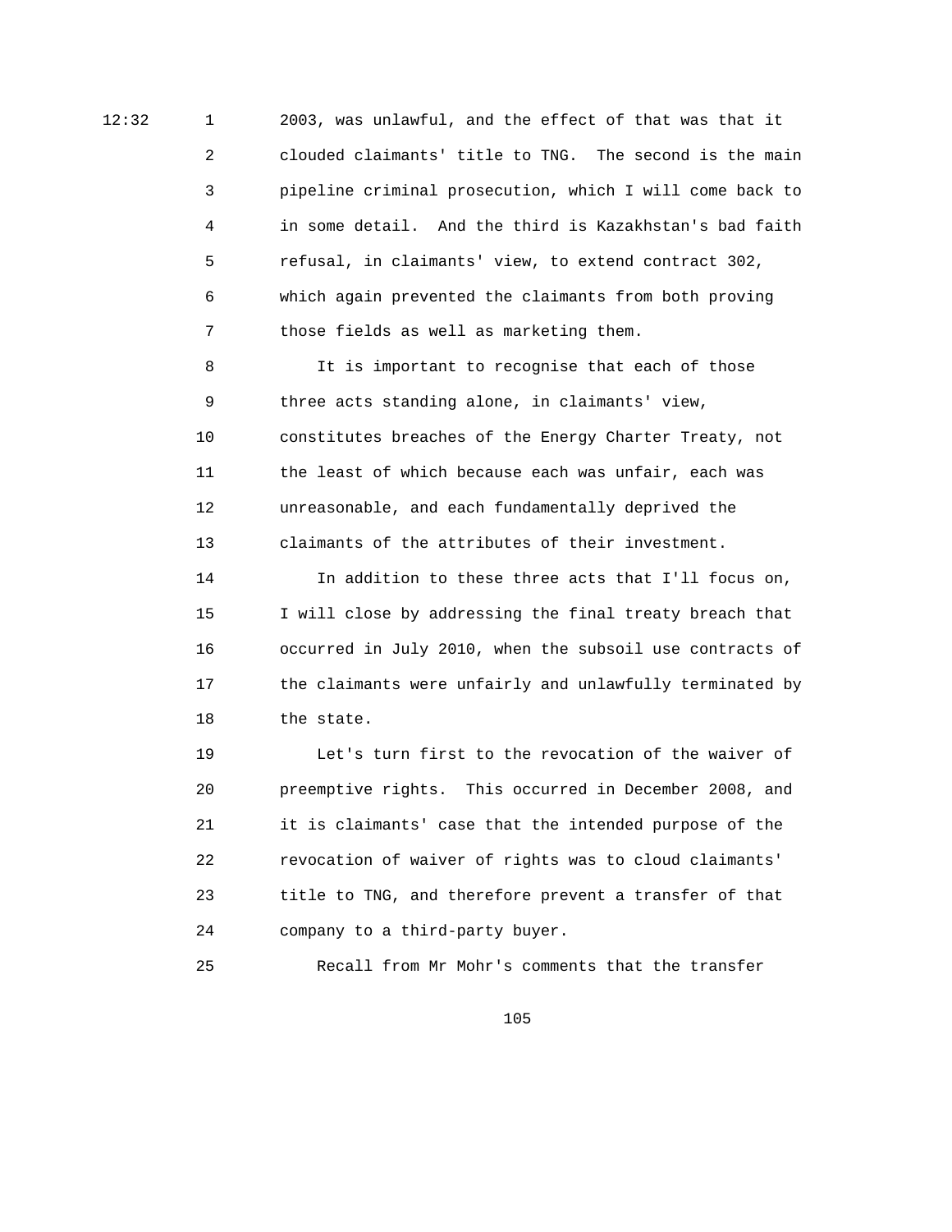2003, was unlawful, and the effect of that was that it clouded claimants' title to TNG. The second is the main pipeline criminal prosecution, which I will come back to in some detail. And the third is Kazakhstan's bad faith refusal, in claimants' view, to extend contract 302, which again prevented the claimants from both proving those fields as well as marketing them.

It is important to recognise that each of those three acts standing alone, in claimants' view, constitutes breaches of the Energy Charter Treaty, not the least of which because each was unfair, each was unreasonable, and each fundamentally deprived the claimants of the attributes of their investment.

In addition to these three acts that I'll focus on, I will close by addressing the final treaty breach that occurred in July 2010, when the subsoil use contracts of the claimants were unfairly and unlawfully terminated by the state.

Let's turn first to the revocation of the waiver of preemptive rights. This occurred in December 2008, and it is claimants' case that the intended purpose of the revocation of waiver of rights was to cloud claimants' title to TNG, and therefore prevent a transfer of that company to a third-party buyer.

Recall from Mr Mohr's comments that the transfer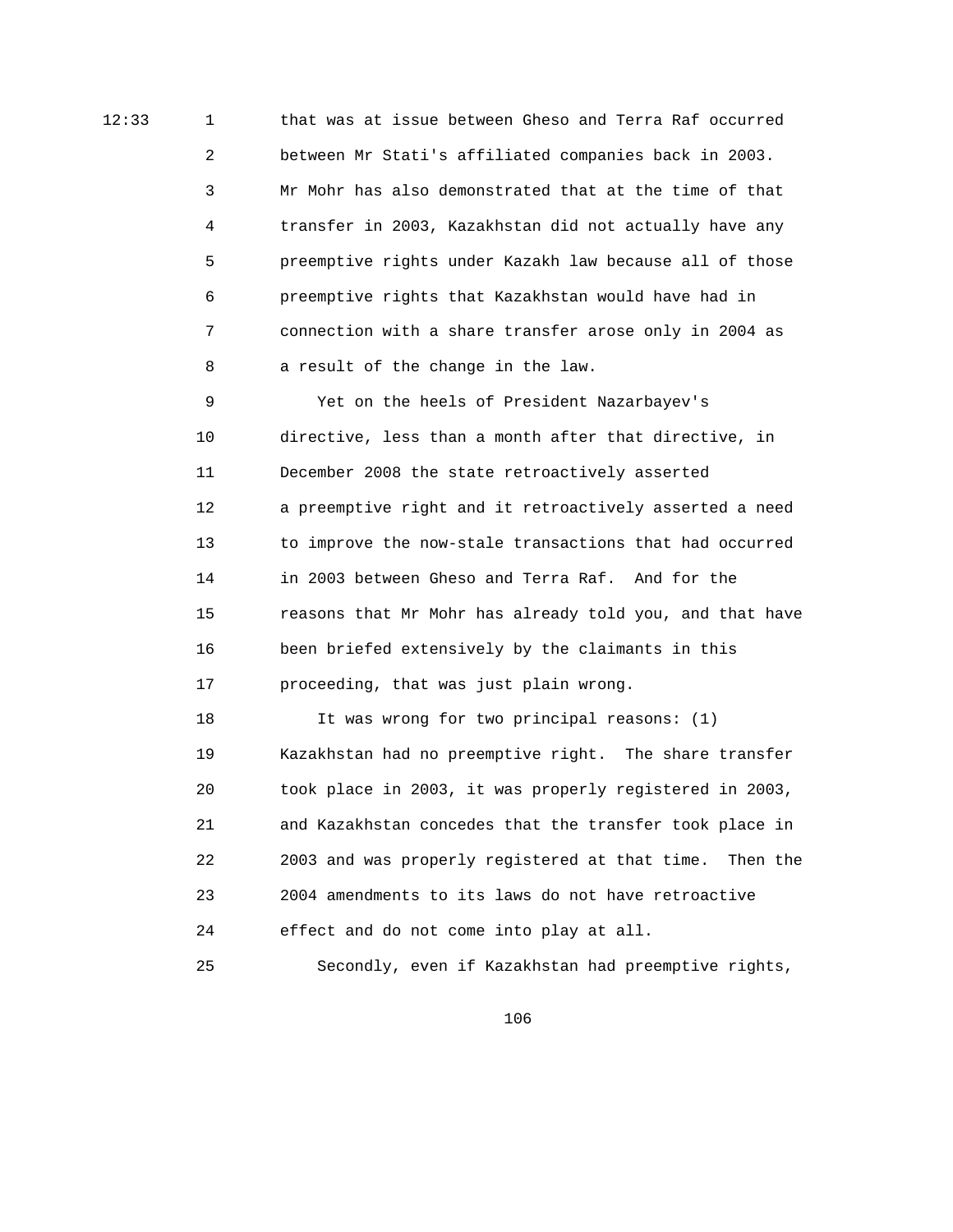that was at issue between Gheso and Terra Raf occurred between Mr Stati's affiliated companies back in 2003. Mr Mohr has also demonstrated that at the time of that transfer in 2003, Kazakhstan did not actually have any preemptive rights under Kazakh law because all of those preemptive rights that Kazakhstan would have had in connection with a share transfer arose only in 2004 as a result of the change in the law.

Yet on the heels of President Nazarbayev's directive, less than a month after that directive, in December 2008 the state retroactively asserted a preemptive right and it retroactively asserted a need to improve the now-stale transactions that had occurred in 2003 between Gheso and Terra Raf. And for the reasons that Mr Mohr has already told you, and that have been briefed extensively by the claimants in this proceeding, that was just plain wrong.

It was wrong for two principal reasons: (1) Kazakhstan had no preemptive right. The share transfer took place in 2003, it was properly registered in 2003, and Kazakhstan concedes that the transfer took place in 2003 and was properly registered at that time. Then the 2004 amendments to its laws do not have retroactive effect and do not come into play at all.

Secondly, even if Kazakhstan had preemptive rights,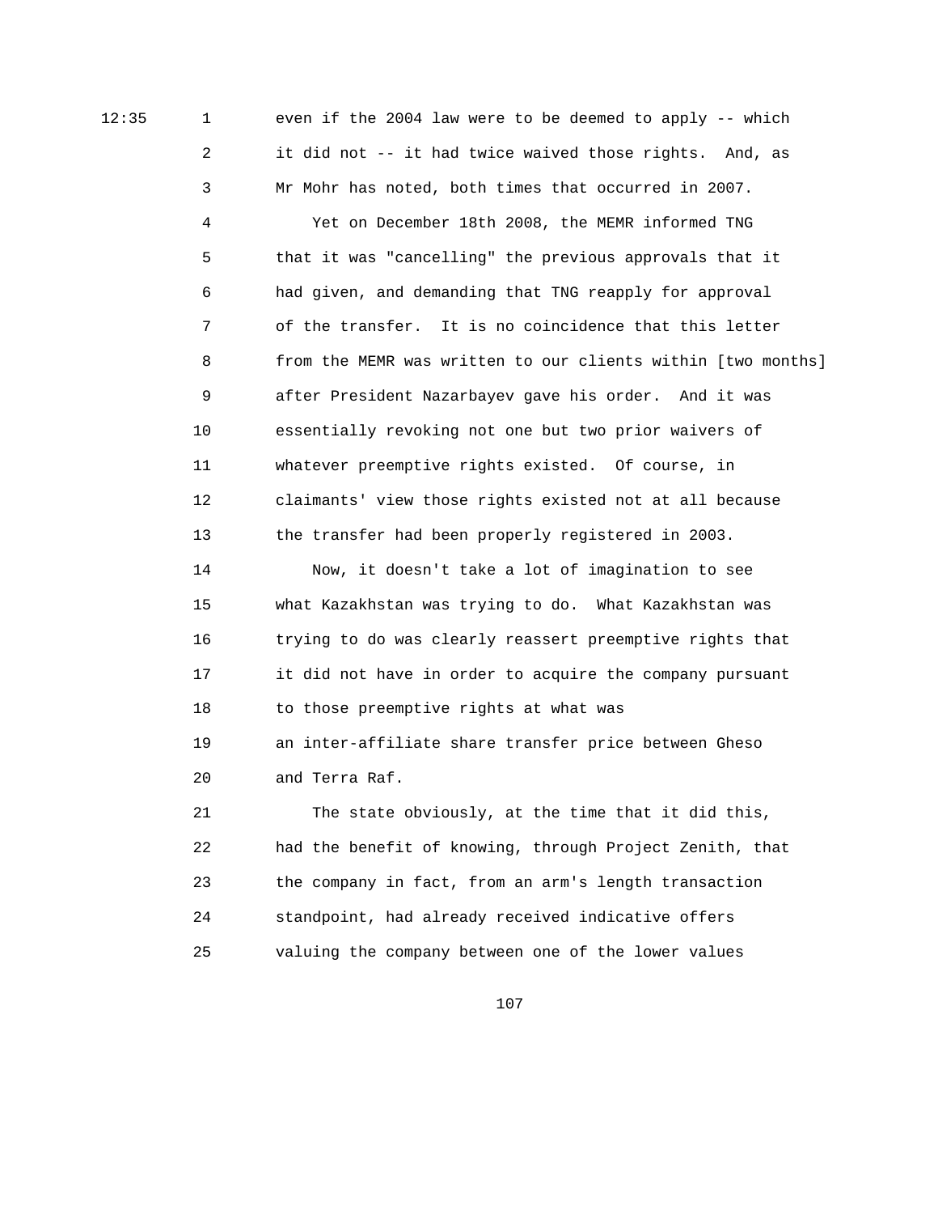even if the 2004 law were to be deemed to apply -- which it did not -- it had twice waived those rights. And, as Mr Mohr has noted, both times that occurred in 2007.

Yet on December 18th 2008, the MEMR informed TNG that it was "cancelling" the previous approvals that it had given, and demanding that TNG reapply for approval of the transfer. It is no coincidence that this letter from the MEMR was written to our clients within [two months] after President Nazarbayev gave his order. And it was essentially revoking not one but two prior waivers of whatever preemptive rights existed. Of course, in claimants' view those rights existed not at all because the transfer had been properly registered in 2003.

Now, it doesn't take a lot of imagination to see what Kazakhstan was trying to do. What Kazakhstan was trying to do was clearly reassert preemptive rights that it did not have in order to acquire the company pursuant to those preemptive rights at what was an inter-affiliate share transfer price between Gheso and Terra Raf.

The state obviously, at the time that it did this, had the benefit of knowing, through Project Zenith, that the company in fact, from an arm's length transaction standpoint, had already received indicative offers valuing the company between one of the lower values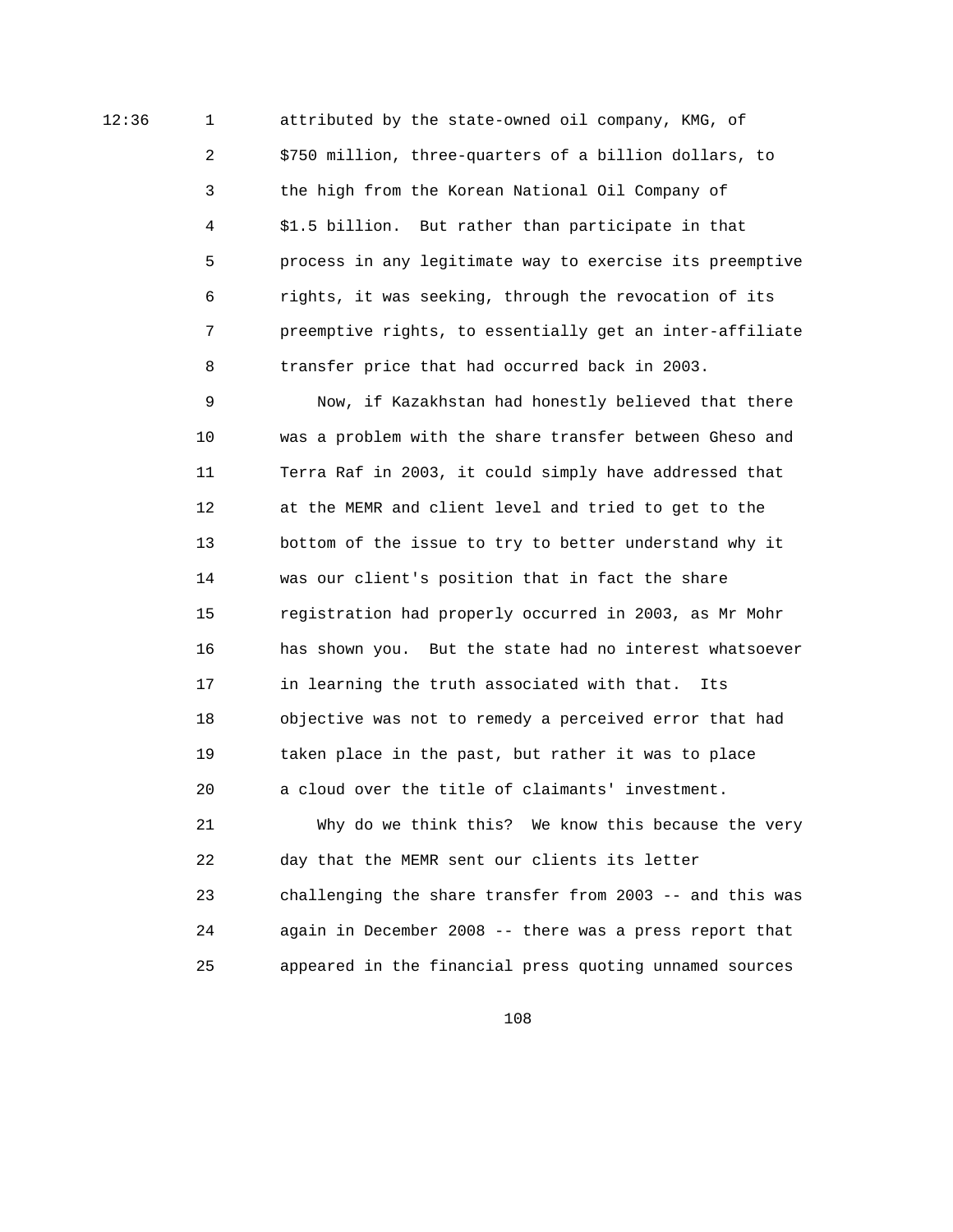attributed by the state-owned oil company, KMG, of $750 million, three-quarters of a billion dollars, to the high from the Korean National Oil Company of $1.5 billion. But rather than participate in that process in any legitimate way to exercise its preemptive rights, it was seeking, through the revocation of its preemptive rights, to essentially get an inter-affiliate transfer price that had occurred back in 2003.

Now, if Kazakhstan had honestly believed that there was a problem with the share transfer between Gheso and Terra Raf in 2003, it could simply have addressed that at the MEMR and client level and tried to get to the bottom of the issue to try to better understand why it was our client's position that in fact the share registration had properly occurred in 2003, as Mr Mohr has shown you. But the state had no interest whatsoever in learning the truth associated with that. Its objective was not to remedy a perceived error that had taken place in the past, but rather it was to place a cloud over the title of claimants' investment.

Why do we think this? We know this because the very day that the MEMR sent our clients its letter challenging the share transfer from 2003 -- and this was again in December 2008 -- there was a press report that appeared in the financial press quoting unnamed sources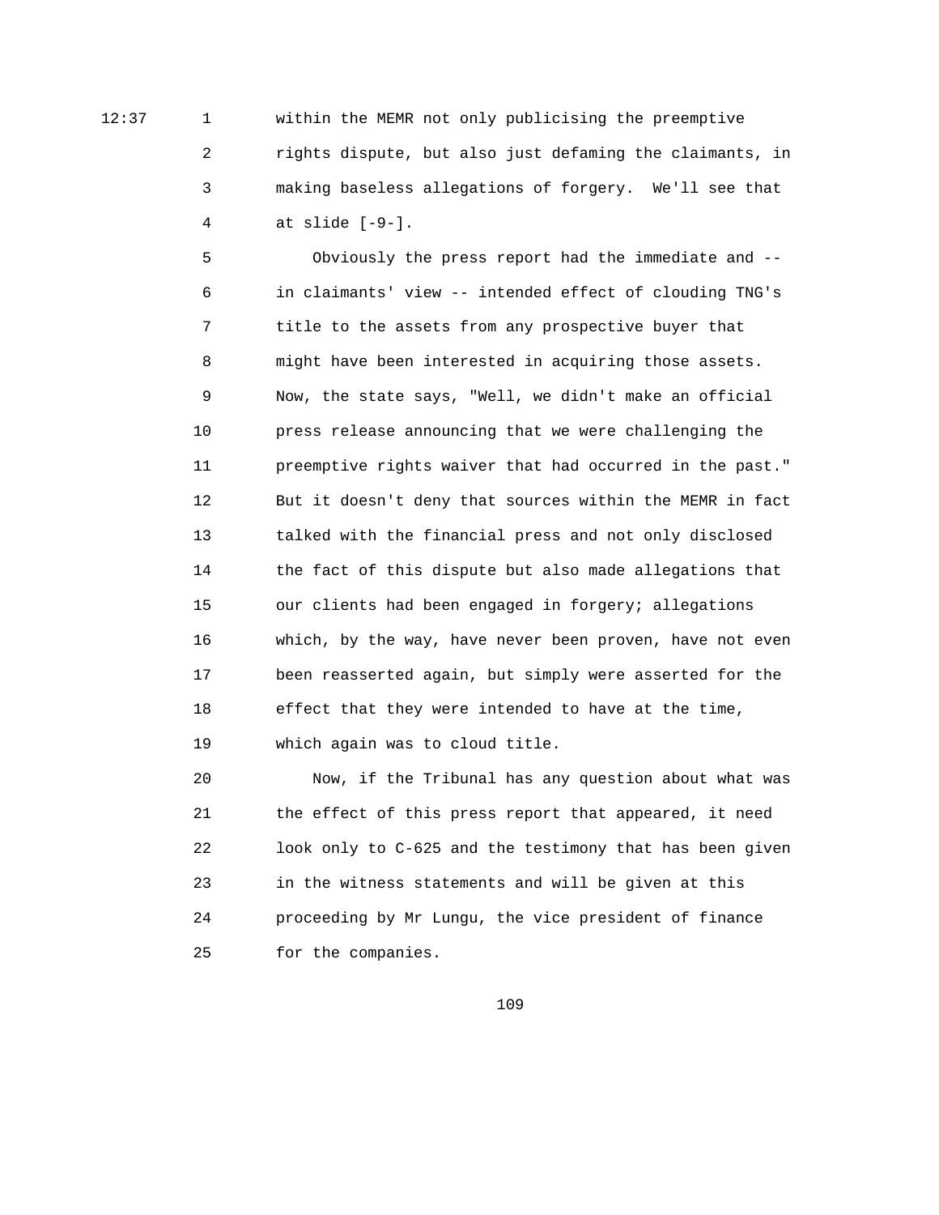within the MEMR not only publicising the preemptive rights dispute, but also just defaming the claimants, in making baseless allegations of forgery. We'll see that at slide [-9-].

Obviously the press report had the immediate and -- in claimants' view -- intended effect of clouding TNG's title to the assets from any prospective buyer that might have been interested in acquiring those assets. Now, the state says, "Well, we didn't make an official press release announcing that we were challenging the preemptive rights waiver that had occurred in the past." But it doesn't deny that sources within the MEMR in fact talked with the financial press and not only disclosed the fact of this dispute but also made allegations that our clients had been engaged in forgery; allegations which, by the way, have never been proven, have not even been reasserted again, but simply were asserted for the effect that they were intended to have at the time, which again was to cloud title.

Now, if the Tribunal has any question about what was the effect of this press report that appeared, it need look only to C-625 and the testimony that has been given in the witness statements and will be given at this proceeding by Mr Lungu, the vice president of finance for the companies.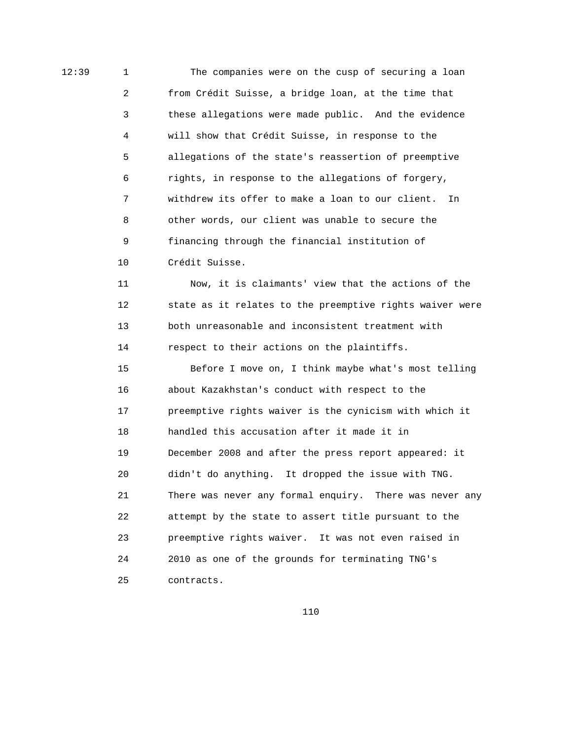The companies were on the cusp of securing a loan from Crédit Suisse, a bridge loan, at the time that these allegations were made public. And the evidence will show that Crédit Suisse, in response to the allegations of the state's reassertion of preemptive rights, in response to the allegations of forgery, withdrew its offer to make a loan to our client. In other words, our client was unable to secure the financing through the financial institution of Crédit Suisse.

Now, it is claimants' view that the actions of the state as it relates to the preemptive rights waiver were both unreasonable and inconsistent treatment with respect to their actions on the plaintiffs.

Before I move on, I think maybe what's most telling about Kazakhstan's conduct with respect to the preemptive rights waiver is the cynicism with which it handled this accusation after it made it in December 2008 and after the press report appeared: it didn't do anything. It dropped the issue with TNG. There was never any formal enquiry. There was never any attempt by the state to assert title pursuant to the preemptive rights waiver. It was not even raised in 2010 as one of the grounds for terminating TNG's contracts.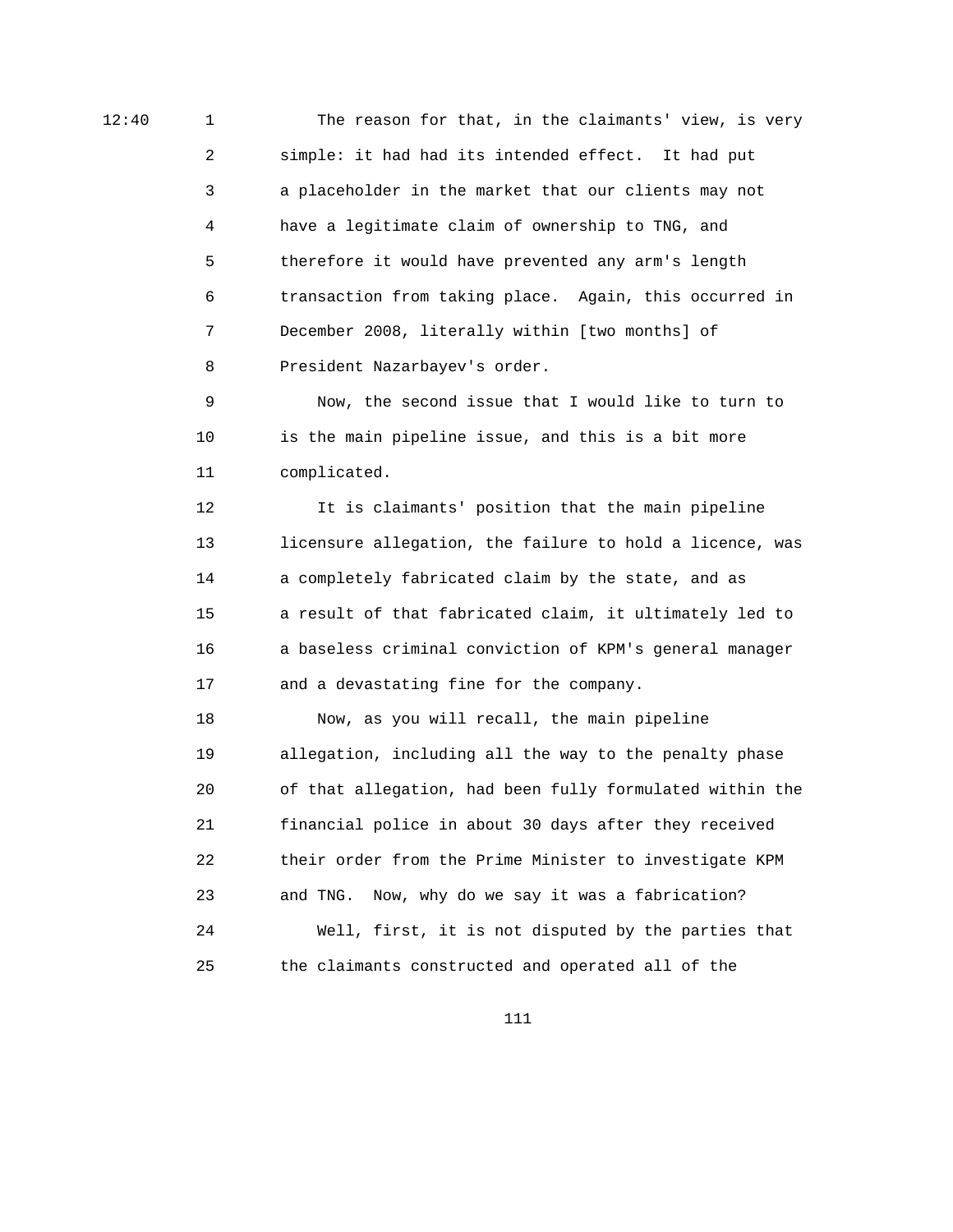The reason for that, in the claimants' view, is very simple: it had had its intended effect. It had put a placeholder in the market that our clients may not have a legitimate claim of ownership to TNG, and therefore it would have prevented any arm's length transaction from taking place. Again, this occurred in December 2008, literally within [two months] of President Nazarbayev's order.

Now, the second issue that I would like to turn to is the main pipeline issue, and this is a bit more complicated.

It is claimants' position that the main pipeline licensure allegation, the failure to hold a licence, was a completely fabricated claim by the state, and as a result of that fabricated claim, it ultimately led to a baseless criminal conviction of KPM's general manager and a devastating fine for the company.

Now, as you will recall, the main pipeline allegation, including all the way to the penalty phase of that allegation, had been fully formulated within the financial police in about 30 days after they received their order from the Prime Minister to investigate KPM and TNG. Now, why do we say it was a fabrication?

Well, first, it is not disputed by the parties that the claimants constructed and operated all of the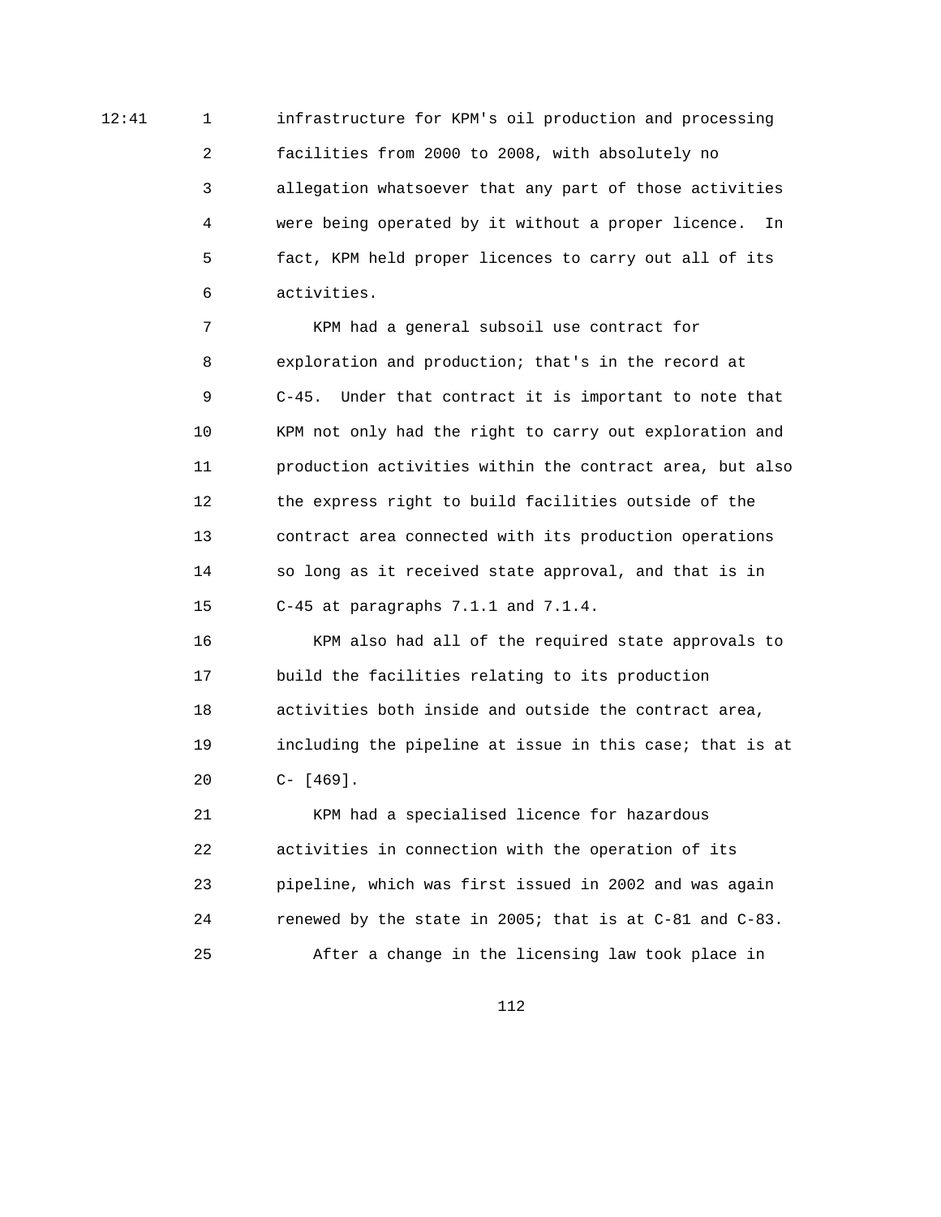infrastructure for KPM's oil production and processing facilities from 2000 to 2008, with absolutely no allegation whatsoever that any part of those activities were being operated by it without a proper licence. In fact, KPM held proper licences to carry out all of its activities.

KPM had a general subsoil use contract for exploration and production; that's in the record at C-45. Under that contract it is important to note that KPM not only had the right to carry out exploration and production activities within the contract area, but also the express right to build facilities outside of the contract area connected with its production operations so long as it received state approval, and that is in C-45 at paragraphs 7.1.1 and 7.1.4.

KPM also had all of the required state approvals to build the facilities relating to its production activities both inside and outside the contract area, including the pipeline at issue in this case; that is at C- [469].

KPM had a specialised licence for hazardous activities in connection with the operation of its pipeline, which was first issued in 2002 and was again renewed by the state in 2005; that is at C-81 and C-83.

After a change in the licensing law took place in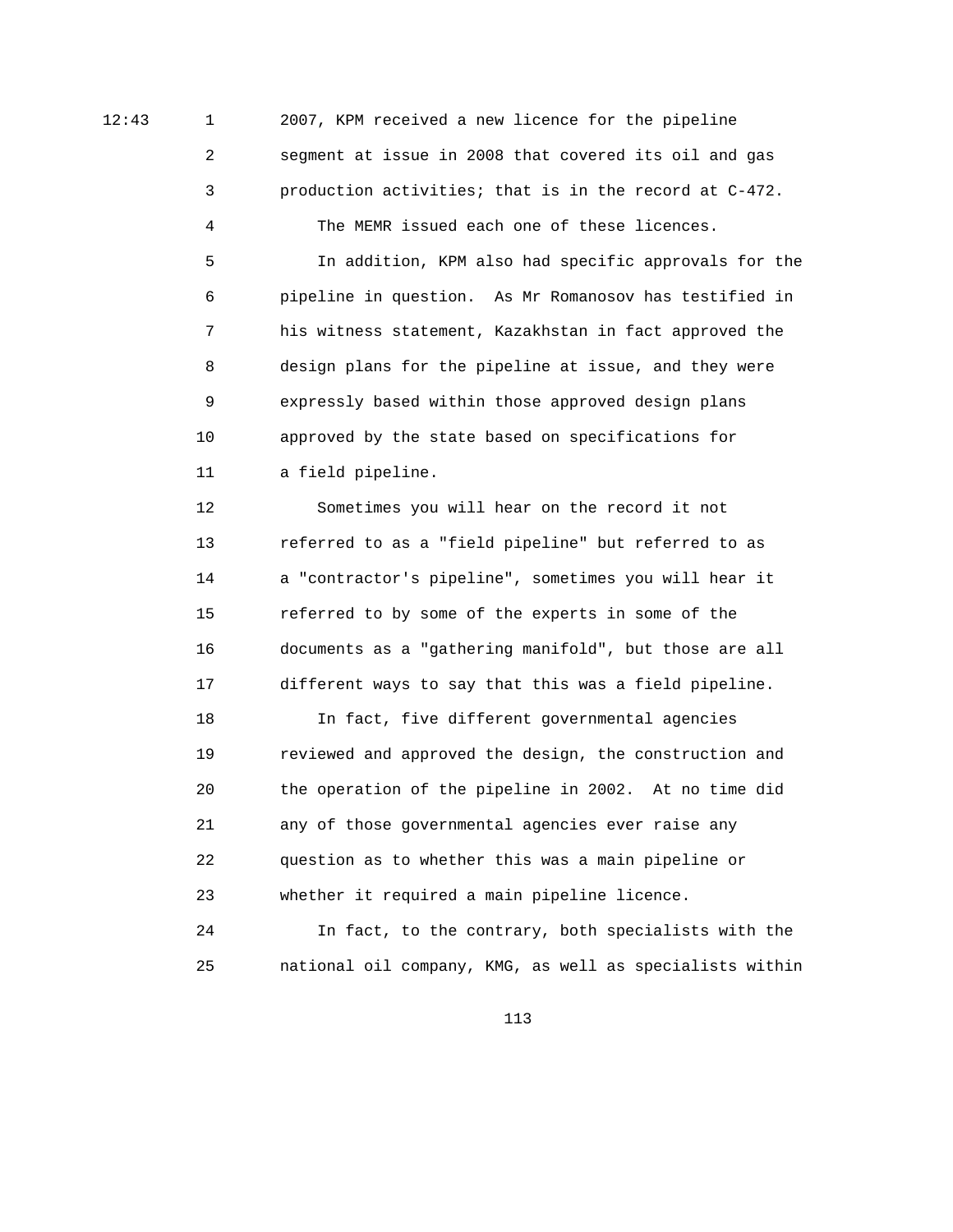2007, KPM received a new licence for the pipeline segment at issue in 2008 that covered its oil and gas production activities; that is in the record at C-472.

The MEMR issued each one of these licences.

In addition, KPM also had specific approvals for the pipeline in question. As Mr Romanosov has testified in his witness statement, Kazakhstan in fact approved the design plans for the pipeline at issue, and they were expressly based within those approved design plans approved by the state based on specifications for a field pipeline.

Sometimes you will hear on the record it not referred to as a "field pipeline" but referred to as a "contractor's pipeline", sometimes you will hear it referred to by some of the experts in some of the documents as a "gathering manifold", but those are all different ways to say that this was a field pipeline.

In fact, five different governmental agencies reviewed and approved the design, the construction and the operation of the pipeline in 2002. At no time did any of those governmental agencies ever raise any question as to whether this was a main pipeline or whether it required a main pipeline licence.

In fact, to the contrary, both specialists with the national oil company, KMG, as well as specialists within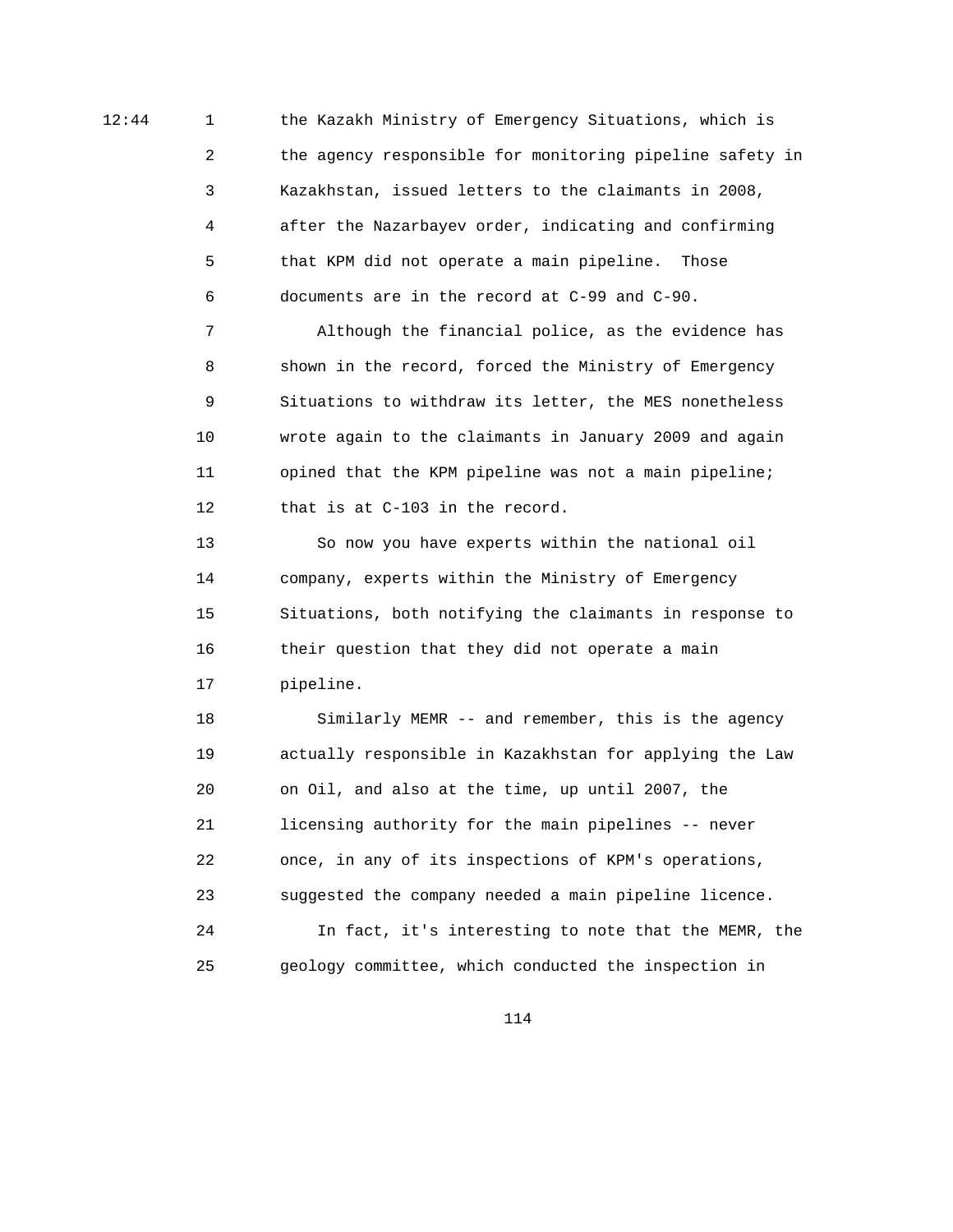12:44 1 the Kazakh Ministry of Emergency Situations, which is
2 the agency responsible for monitoring pipeline safety in
3 Kazakhstan, issued letters to the claimants in 2008,
4 after the Nazarbayev order, indicating and confirming
5 that KPM did not operate a main pipeline. Those
6 documents are in the record at C-99 and C-90.

7 Although the financial police, as the evidence has
8 shown in the record, forced the Ministry of Emergency
9 Situations to withdraw its letter, the MES nonetheless
10 wrote again to the claimants in January 2009 and again
11 opined that the KPM pipeline was not a main pipeline;
12 that is at C-103 in the record.

13 So now you have experts within the national oil
14 company, experts within the Ministry of Emergency
15 Situations, both notifying the claimants in response to
16 their question that they did not operate a main
17 pipeline.

18 Similarly MEMR -- and remember, this is the agency
19 actually responsible in Kazakhstan for applying the Law
20 on Oil, and also at the time, up until 2007, the
21 licensing authority for the main pipelines -- never
22 once, in any of its inspections of KPM's operations,
23 suggested the company needed a main pipeline licence.

24 In fact, it's interesting to note that the MEMR, the
25 geology committee, which conducted the inspection in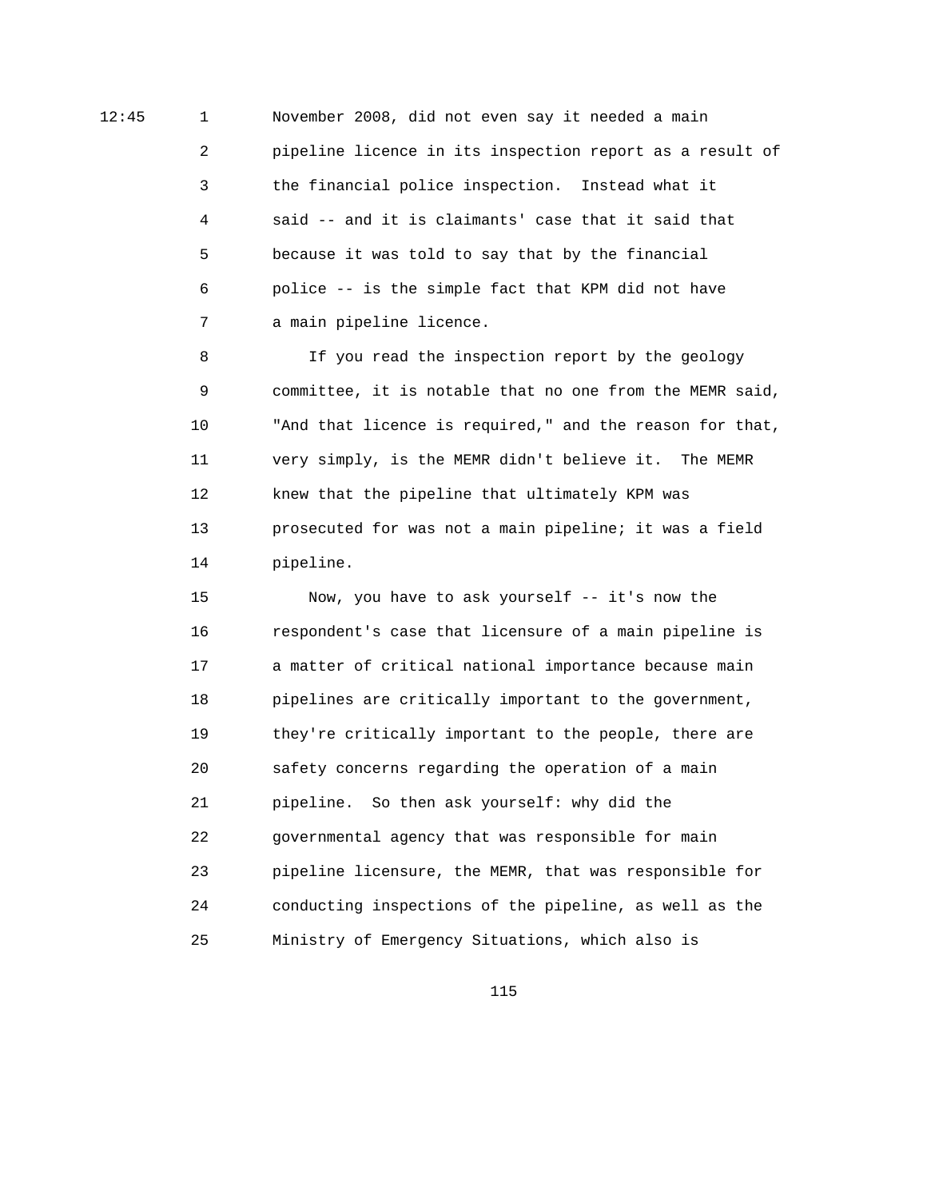November 2008, did not even say it needed a main pipeline licence in its inspection report as a result of the financial police inspection. Instead what it said -- and it is claimants' case that it said that because it was told to say that by the financial police -- is the simple fact that KPM did not have a main pipeline licence.

If you read the inspection report by the geology committee, it is notable that no one from the MEMR said, "And that licence is required," and the reason for that, very simply, is the MEMR didn't believe it. The MEMR knew that the pipeline that ultimately KPM was prosecuted for was not a main pipeline; it was a field pipeline.

Now, you have to ask yourself -- it's now the respondent's case that licensure of a main pipeline is a matter of critical national importance because main pipelines are critically important to the government, they're critically important to the people, there are safety concerns regarding the operation of a main pipeline. So then ask yourself: why did the governmental agency that was responsible for main pipeline licensure, the MEMR, that was responsible for conducting inspections of the pipeline, as well as the Ministry of Emergency Situations, which also is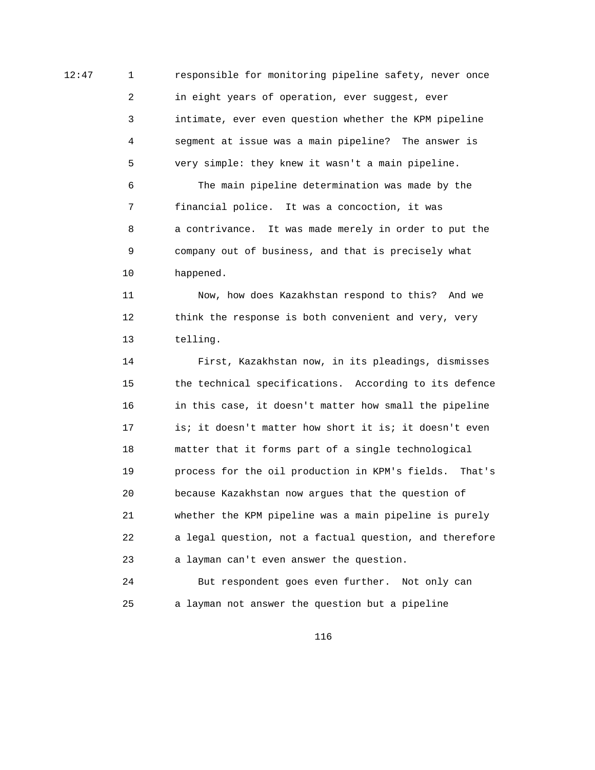responsible for monitoring pipeline safety, never once in eight years of operation, ever suggest, ever intimate, ever even question whether the KPM pipeline segment at issue was a main pipeline? The answer is very simple: they knew it wasn't a main pipeline.

The main pipeline determination was made by the financial police. It was a concoction, it was a contrivance. It was made merely in order to put the company out of business, and that is precisely what happened.

Now, how does Kazakhstan respond to this? And we think the response is both convenient and very, very telling.

First, Kazakhstan now, in its pleadings, dismisses the technical specifications. According to its defence in this case, it doesn't matter how small the pipeline is; it doesn't matter how short it is; it doesn't even matter that it forms part of a single technological process for the oil production in KPM's fields. That's because Kazakhstan now argues that the question of whether the KPM pipeline was a main pipeline is purely a legal question, not a factual question, and therefore a layman can't even answer the question.

But respondent goes even further. Not only can a layman not answer the question but a pipeline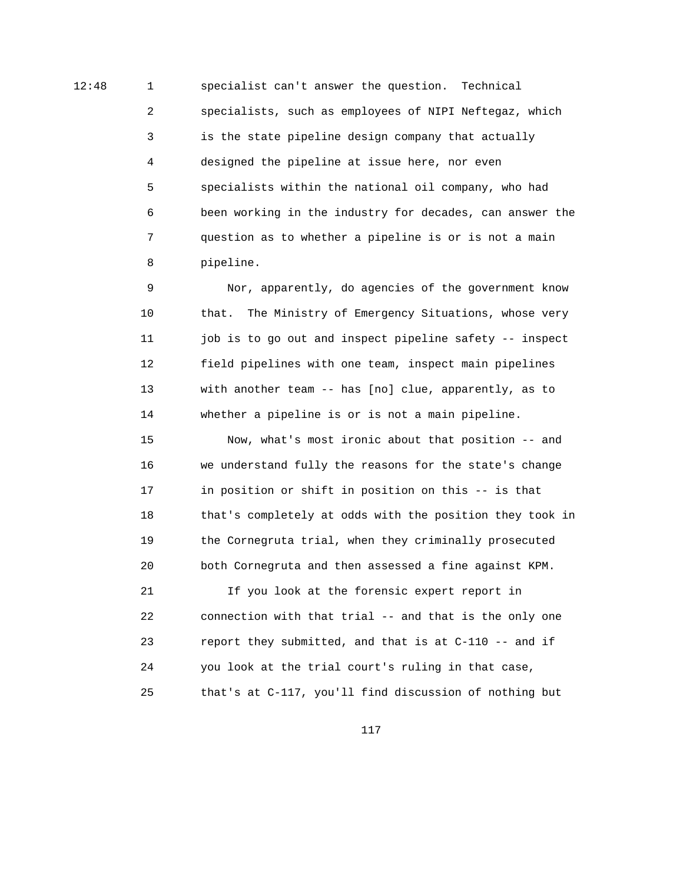specialist can't answer the question. Technical specialists, such as employees of NIPI Neftegaz, which is the state pipeline design company that actually designed the pipeline at issue here, nor even specialists within the national oil company, who had been working in the industry for decades, can answer the question as to whether a pipeline is or is not a main pipeline.

Nor, apparently, do agencies of the government know that. The Ministry of Emergency Situations, whose very job is to go out and inspect pipeline safety -- inspect field pipelines with one team, inspect main pipelines with another team -- has [no] clue, apparently, as to whether a pipeline is or is not a main pipeline.

Now, what's most ironic about that position -- and we understand fully the reasons for the state's change in position or shift in position on this -- is that that's completely at odds with the position they took in the Cornegruta trial, when they criminally prosecuted both Cornegruta and then assessed a fine against KPM.

If you look at the forensic expert report in connection with that trial -- and that is the only one report they submitted, and that is at C-110 -- and if you look at the trial court's ruling in that case, that's at C-117, you'll find discussion of nothing but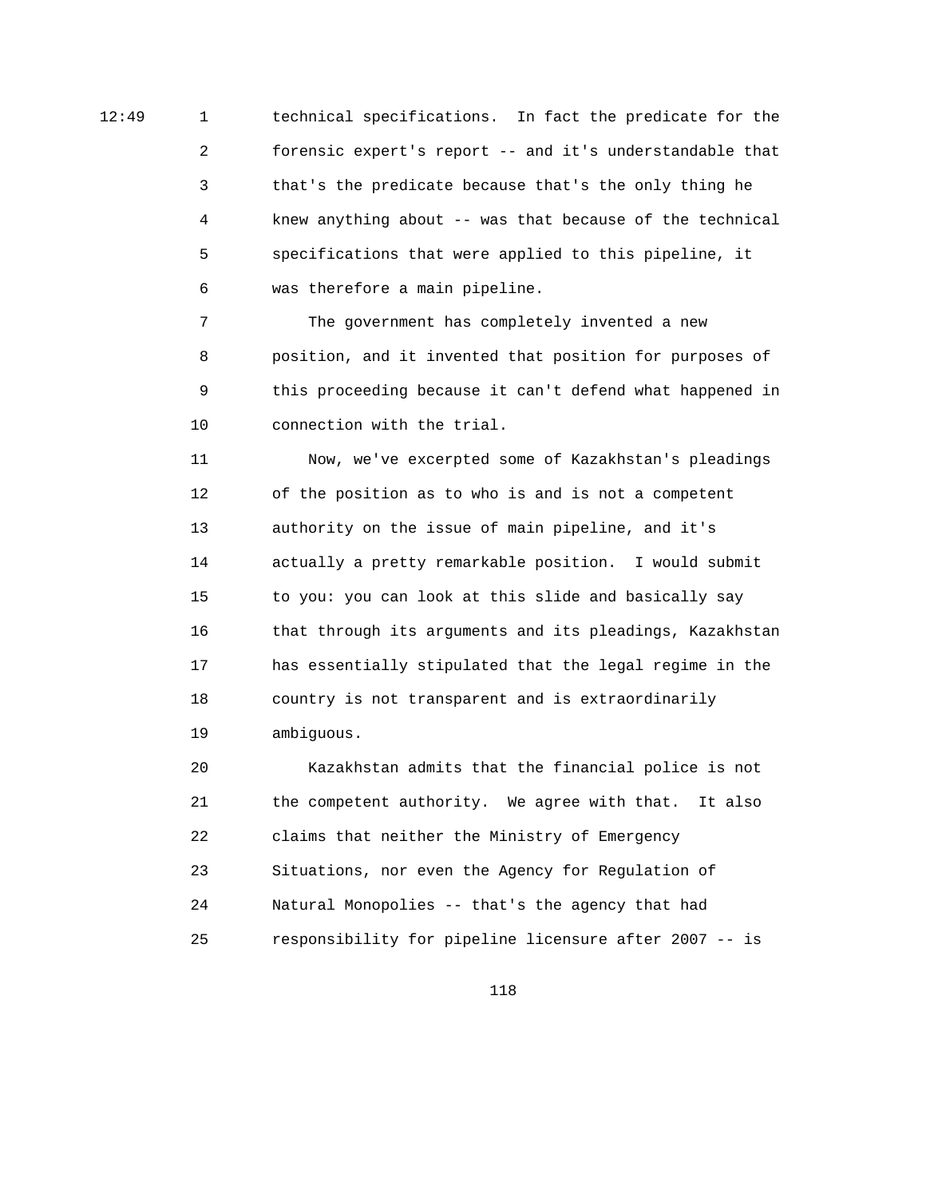technical specifications. In fact the predicate for the forensic expert's report -- and it's understandable that that's the predicate because that's the only thing he knew anything about -- was that because of the technical specifications that were applied to this pipeline, it was therefore a main pipeline.

The government has completely invented a new position, and it invented that position for purposes of this proceeding because it can't defend what happened in connection with the trial.

Now, we've excerpted some of Kazakhstan's pleadings of the position as to who is and is not a competent authority on the issue of main pipeline, and it's actually a pretty remarkable position. I would submit to you: you can look at this slide and basically say that through its arguments and its pleadings, Kazakhstan has essentially stipulated that the legal regime in the country is not transparent and is extraordinarily ambiguous.

Kazakhstan admits that the financial police is not the competent authority. We agree with that. It also claims that neither the Ministry of Emergency Situations, nor even the Agency for Regulation of Natural Monopolies -- that's the agency that had responsibility for pipeline licensure after 2007 -- is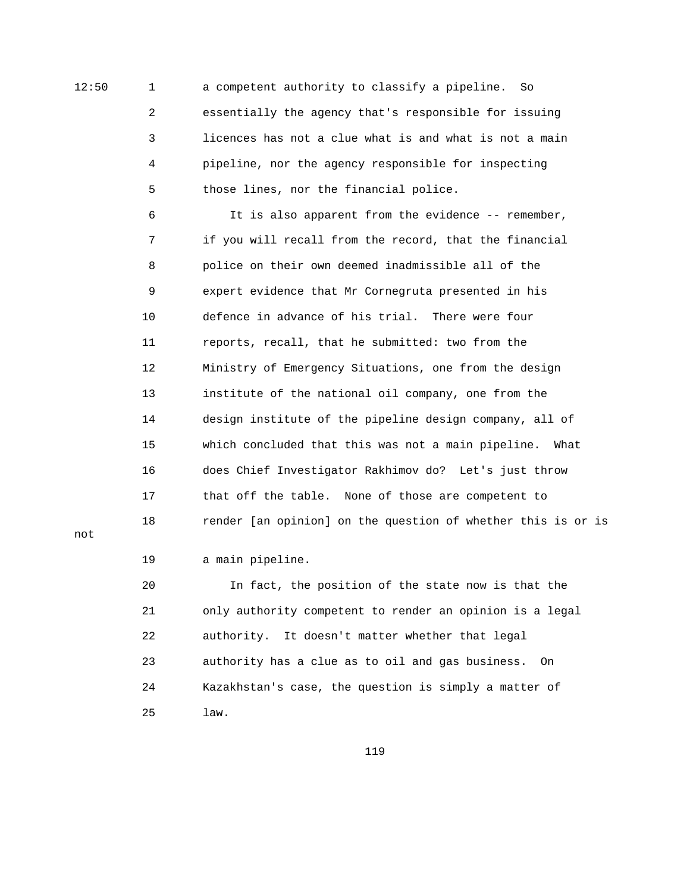a competent authority to classify a pipeline. So essentially the agency that's responsible for issuing licences has not a clue what is and what is not a main pipeline, nor the agency responsible for inspecting those lines, nor the financial police.

It is also apparent from the evidence -- remember, if you will recall from the record, that the financial police on their own deemed inadmissible all of the expert evidence that Mr Cornegruta presented in his defence in advance of his trial. There were four reports, recall, that he submitted: two from the Ministry of Emergency Situations, one from the design institute of the national oil company, one from the design institute of the pipeline design company, all of which concluded that this was not a main pipeline. What does Chief Investigator Rakhimov do? Let's just throw that off the table. None of those are competent to render [an opinion] on the question of whether this is or is not a main pipeline.

In fact, the position of the state now is that the only authority competent to render an opinion is a legal authority. It doesn't matter whether that legal authority has a clue as to oil and gas business. On Kazakhstan's case, the question is simply a matter of law.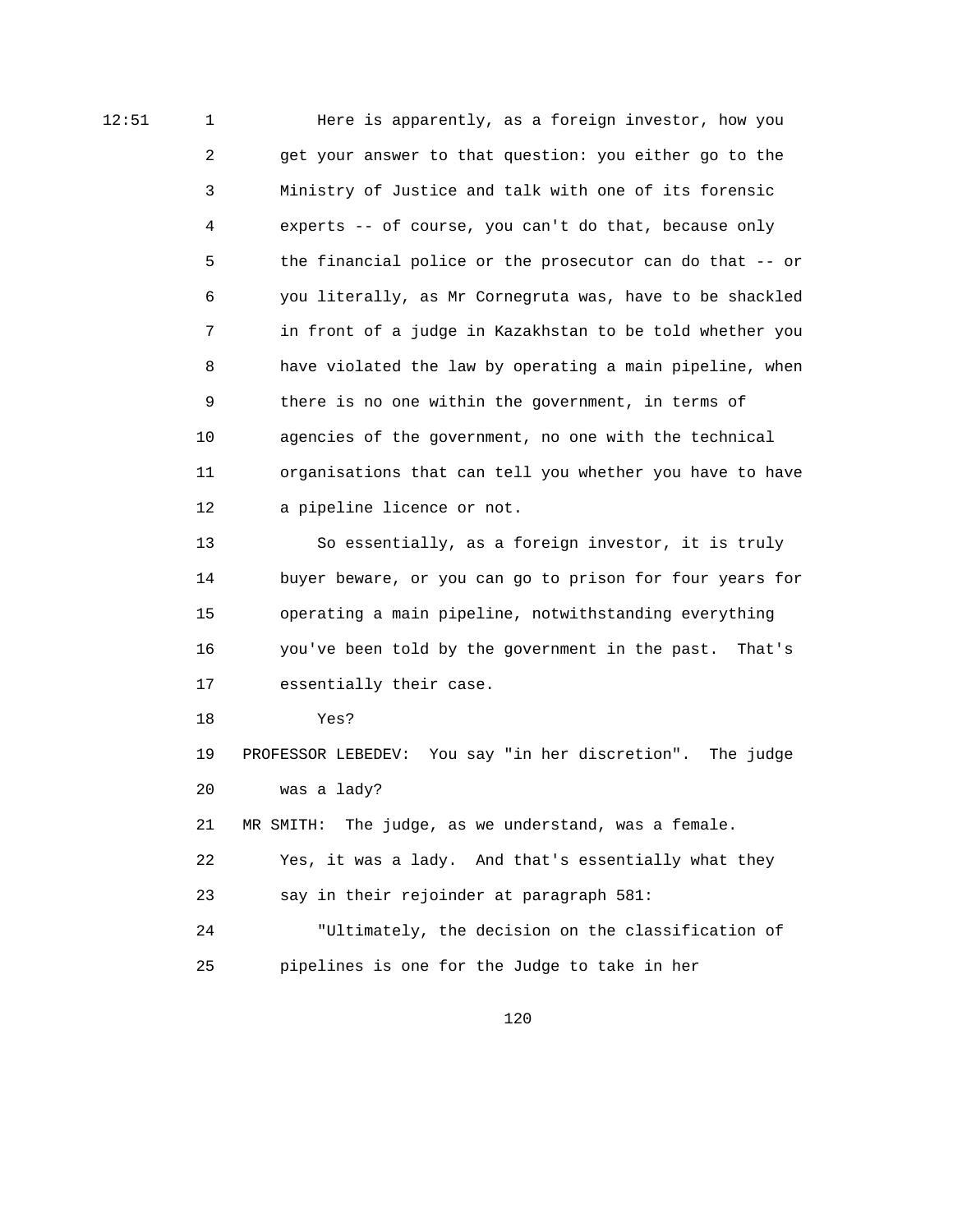Here is apparently, as a foreign investor, how you get your answer to that question: you either go to the Ministry of Justice and talk with one of its forensic experts -- of course, you can't do that, because only the financial police or the prosecutor can do that -- or you literally, as Mr Cornegruta was, have to be shackled in front of a judge in Kazakhstan to be told whether you have violated the law by operating a main pipeline, when there is no one within the government, in terms of agencies of the government, no one with the technical organisations that can tell you whether you have to have a pipeline licence or not.

So essentially, as a foreign investor, it is truly buyer beware, or you can go to prison for four years for operating a main pipeline, notwithstanding everything you've been told by the government in the past. That's essentially their case.

Yes?

PROFESSOR LEBEDEV: You say "in her discretion". The judge was a lady?

MR SMITH: The judge, as we understand, was a female. Yes, it was a lady. And that's essentially what they say in their rejoinder at paragraph 581:

"Ultimately, the decision on the classification of pipelines is one for the Judge to take in her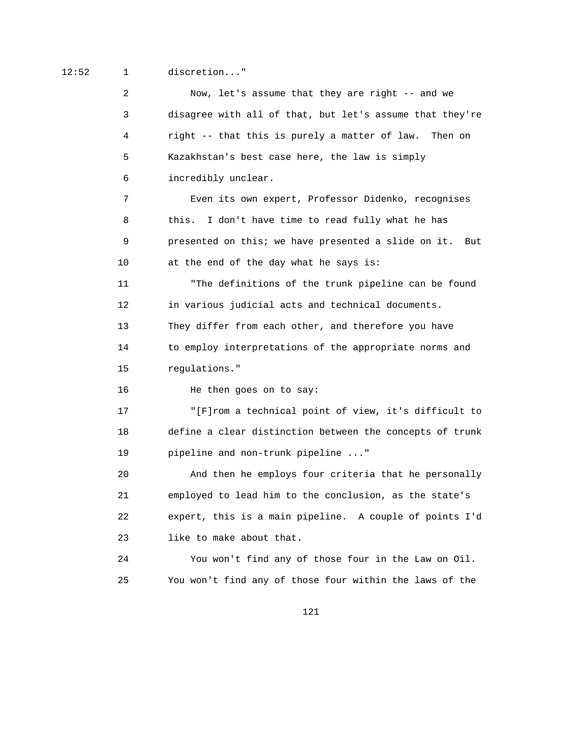discretion..."

Now, let's assume that they are right -- and we disagree with all of that, but let's assume that they're right -- that this is purely a matter of law. Then on Kazakhstan's best case here, the law is simply incredibly unclear.

Even its own expert, Professor Didenko, recognises this. I don't have time to read fully what he has presented on this; we have presented a slide on it. But at the end of the day what he says is:

"The definitions of the trunk pipeline can be found in various judicial acts and technical documents. They differ from each other, and therefore you have to employ interpretations of the appropriate norms and regulations."

He then goes on to say:

"[F]rom a technical point of view, it's difficult to define a clear distinction between the concepts of trunk pipeline and non-trunk pipeline ..."

And then he employs four criteria that he personally employed to lead him to the conclusion, as the state's expert, this is a main pipeline. A couple of points I'd like to make about that.

You won't find any of those four in the Law on Oil. You won't find any of those four within the laws of the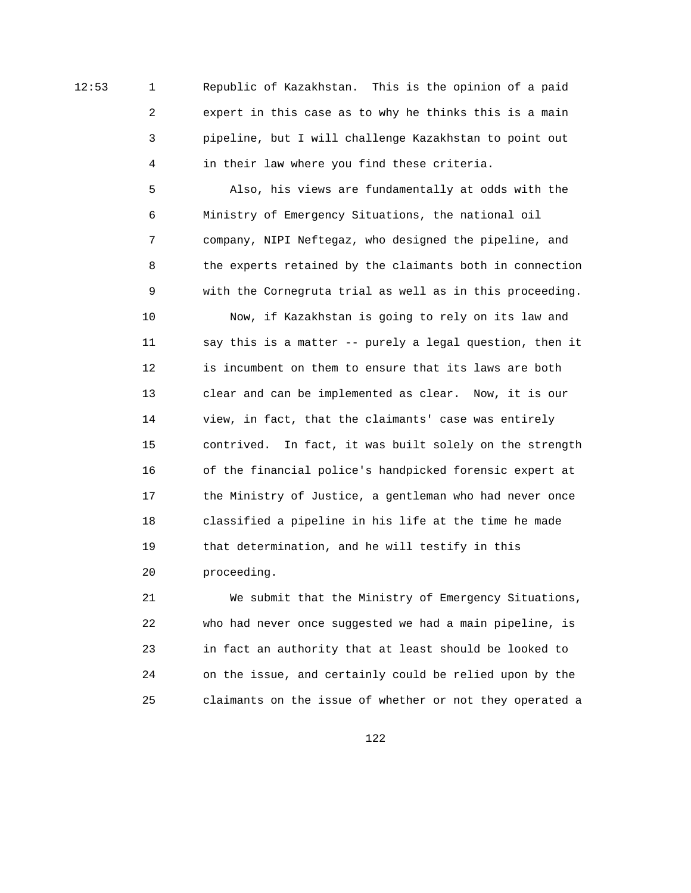Republic of Kazakhstan. This is the opinion of a paid expert in this case as to why he thinks this is a main pipeline, but I will challenge Kazakhstan to point out in their law where you find these criteria.

Also, his views are fundamentally at odds with the Ministry of Emergency Situations, the national oil company, NIPI Neftegaz, who designed the pipeline, and the experts retained by the claimants both in connection with the Cornegruta trial as well as in this proceeding.

Now, if Kazakhstan is going to rely on its law and say this is a matter -- purely a legal question, then it is incumbent on them to ensure that its laws are both clear and can be implemented as clear. Now, it is our view, in fact, that the claimants' case was entirely contrived. In fact, it was built solely on the strength of the financial police's handpicked forensic expert at the Ministry of Justice, a gentleman who had never once classified a pipeline in his life at the time he made that determination, and he will testify in this proceeding.

We submit that the Ministry of Emergency Situations, who had never once suggested we had a main pipeline, is in fact an authority that at least should be looked to on the issue, and certainly could be relied upon by the claimants on the issue of whether or not they operated a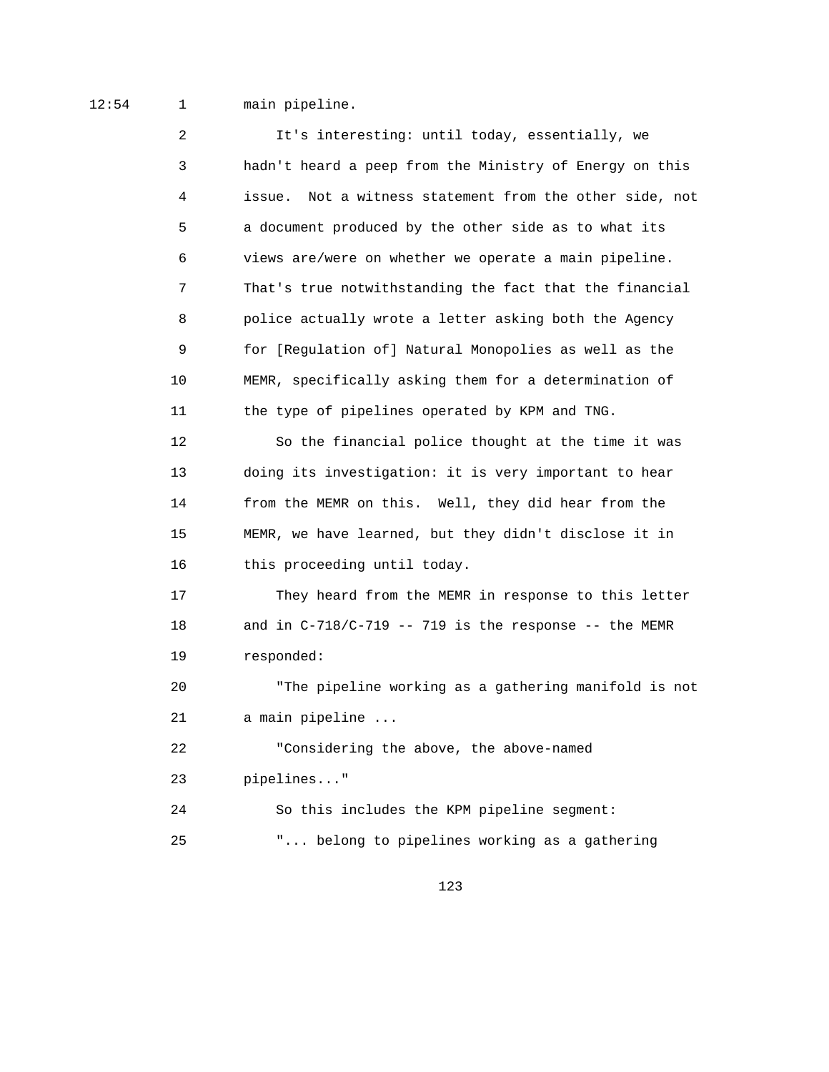main pipeline.

It's interesting: until today, essentially, we hadn't heard a peep from the Ministry of Energy on this issue. Not a witness statement from the other side, not a document produced by the other side as to what its views are/were on whether we operate a main pipeline. That's true notwithstanding the fact that the financial police actually wrote a letter asking both the Agency for [Regulation of] Natural Monopolies as well as the MEMR, specifically asking them for a determination of the type of pipelines operated by KPM and TNG.

So the financial police thought at the time it was doing its investigation: it is very important to hear from the MEMR on this. Well, they did hear from the MEMR, we have learned, but they didn't disclose it in this proceeding until today.

They heard from the MEMR in response to this letter and in C-718/C-719 -- 719 is the response -- the MEMR responded:

"The pipeline working as a gathering manifold is not a main pipeline ...

"Considering the above, the above-named pipelines..."

So this includes the KPM pipeline segment:

"... belong to pipelines working as a gathering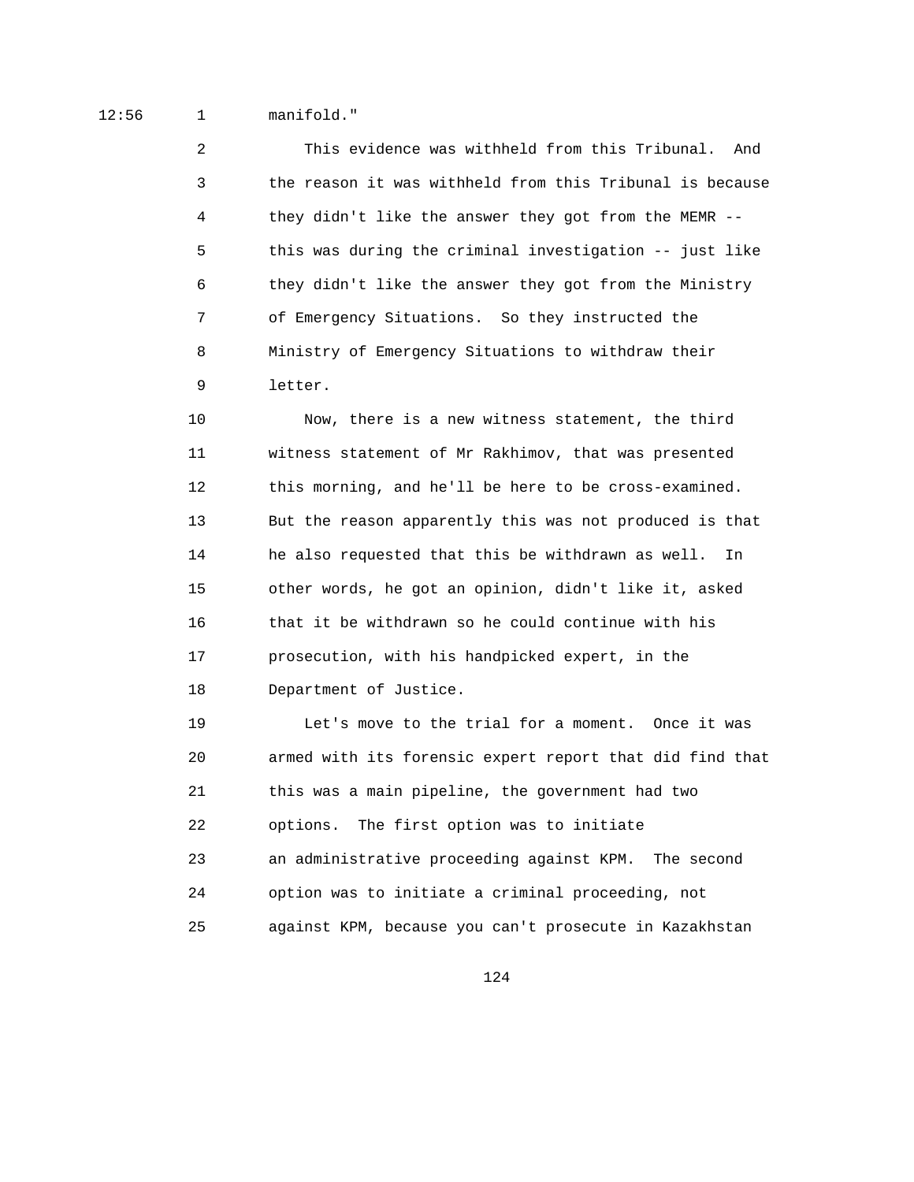manifold."

This evidence was withheld from this Tribunal. And the reason it was withheld from this Tribunal is because they didn't like the answer they got from the MEMR -- this was during the criminal investigation -- just like they didn't like the answer they got from the Ministry of Emergency Situations. So they instructed the Ministry of Emergency Situations to withdraw their letter.

Now, there is a new witness statement, the third witness statement of Mr Rakhimov, that was presented this morning, and he'll be here to be cross-examined. But the reason apparently this was not produced is that he also requested that this be withdrawn as well. In other words, he got an opinion, didn't like it, asked that it be withdrawn so he could continue with his prosecution, with his handpicked expert, in the Department of Justice.

Let's move to the trial for a moment. Once it was armed with its forensic expert report that did find that this was a main pipeline, the government had two options. The first option was to initiate an administrative proceeding against KPM. The second option was to initiate a criminal proceeding, not against KPM, because you can't prosecute in Kazakhstan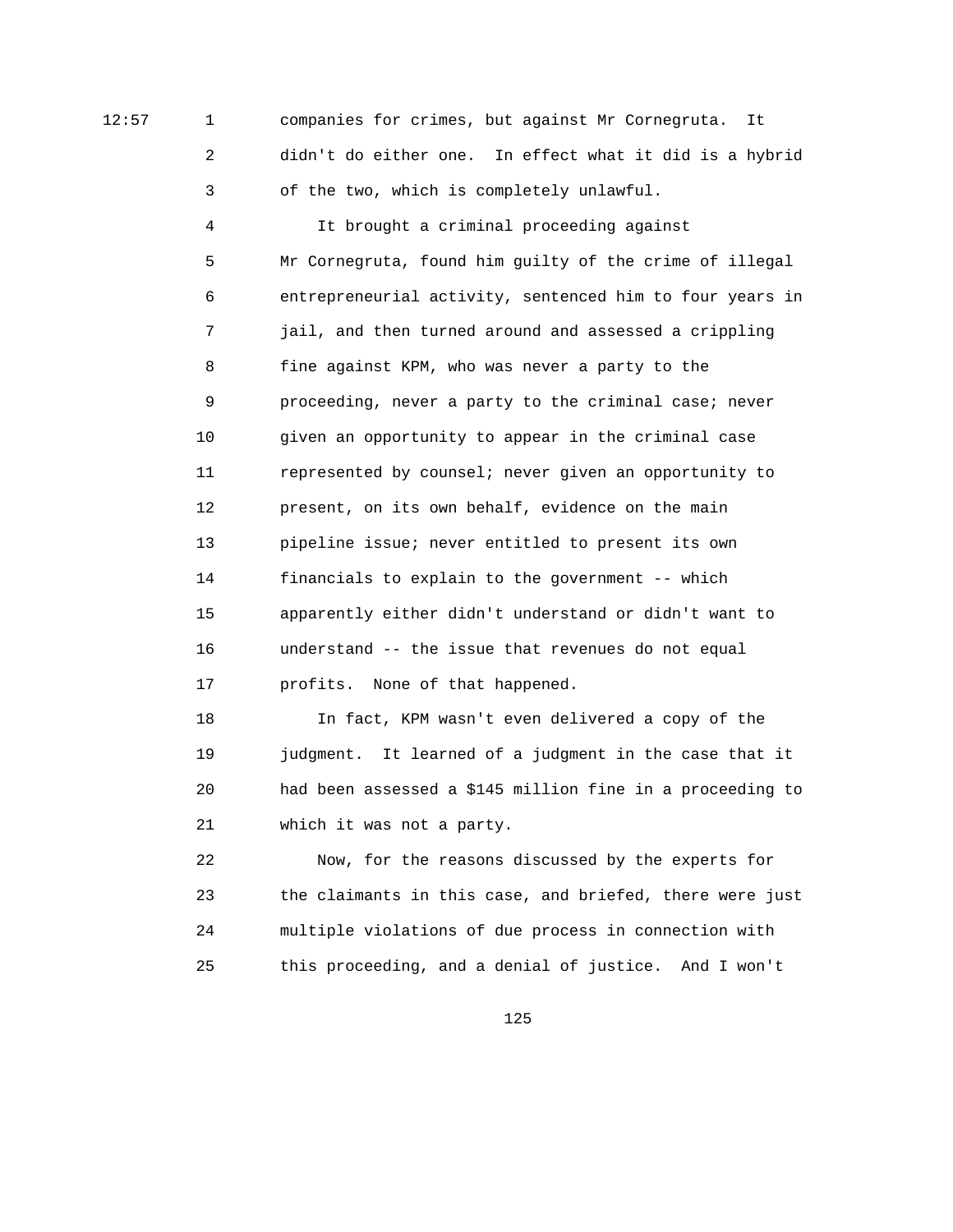companies for crimes, but against Mr Cornegruta. It didn't do either one. In effect what it did is a hybrid of the two, which is completely unlawful.

It brought a criminal proceeding against Mr Cornegruta, found him guilty of the crime of illegal entrepreneurial activity, sentenced him to four years in jail, and then turned around and assessed a crippling fine against KPM, who was never a party to the proceeding, never a party to the criminal case; never given an opportunity to appear in the criminal case represented by counsel; never given an opportunity to present, on its own behalf, evidence on the main pipeline issue; never entitled to present its own financials to explain to the government -- which apparently either didn't understand or didn't want to understand -- the issue that revenues do not equal profits. None of that happened.

In fact, KPM wasn't even delivered a copy of the judgment. It learned of a judgment in the case that it had been assessed a $145 million fine in a proceeding to which it was not a party.

Now, for the reasons discussed by the experts for the claimants in this case, and briefed, there were just multiple violations of due process in connection with this proceeding, and a denial of justice. And I won't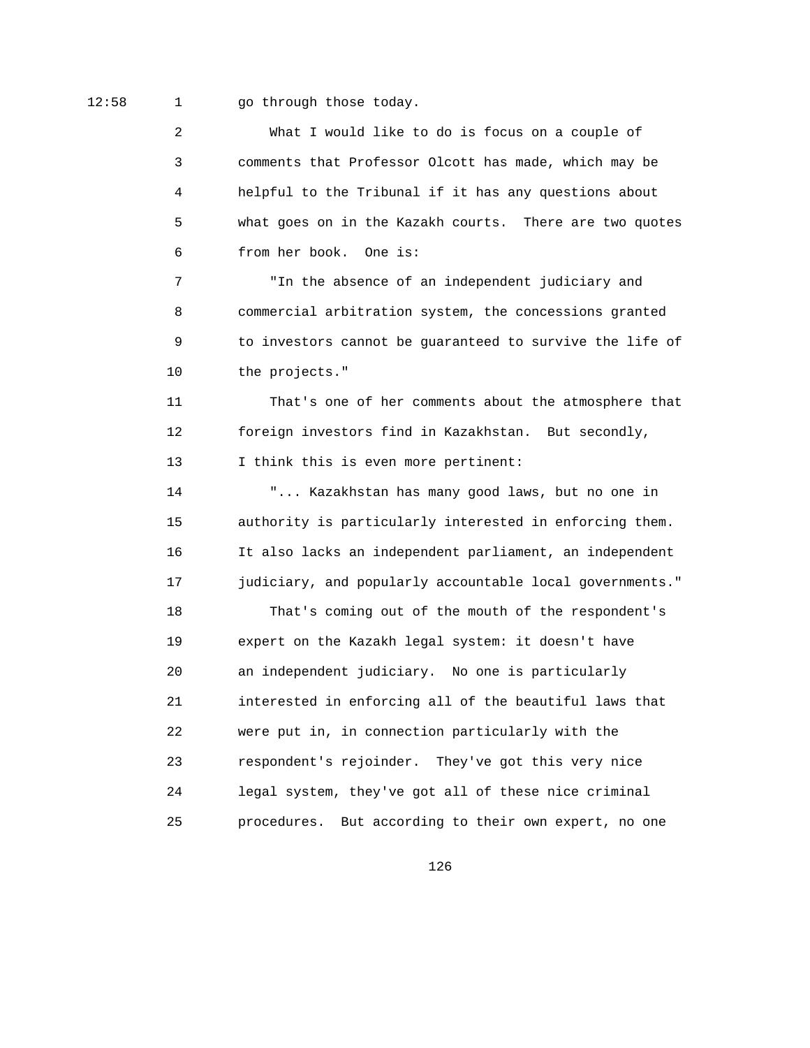go through those today.

What I would like to do is focus on a couple of comments that Professor Olcott has made, which may be helpful to the Tribunal if it has any questions about what goes on in the Kazakh courts. There are two quotes from her book. One is:

"In the absence of an independent judiciary and commercial arbitration system, the concessions granted to investors cannot be guaranteed to survive the life of the projects."

That's one of her comments about the atmosphere that foreign investors find in Kazakhstan. But secondly, I think this is even more pertinent:

"... Kazakhstan has many good laws, but no one in authority is particularly interested in enforcing them. It also lacks an independent parliament, an independent judiciary, and popularly accountable local governments."

That's coming out of the mouth of the respondent's expert on the Kazakh legal system: it doesn't have an independent judiciary. No one is particularly interested in enforcing all of the beautiful laws that were put in, in connection particularly with the respondent's rejoinder. They've got this very nice legal system, they've got all of these nice criminal procedures. But according to their own expert, no one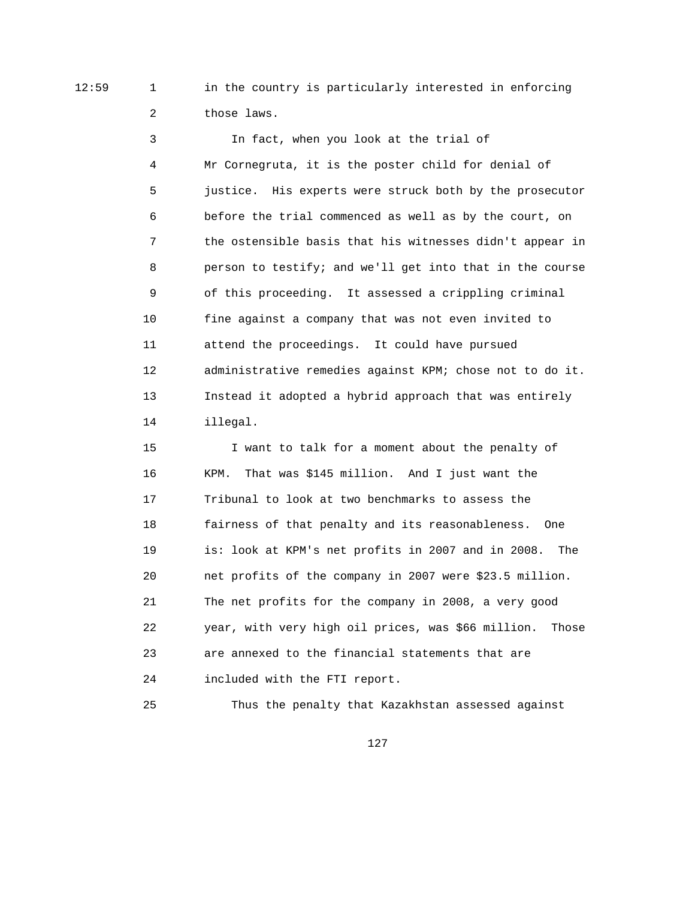in the country is particularly interested in enforcing those laws.

In fact, when you look at the trial of Mr Cornegruta, it is the poster child for denial of justice. His experts were struck both by the prosecutor before the trial commenced as well as by the court, on the ostensible basis that his witnesses didn't appear in person to testify; and we'll get into that in the course of this proceeding. It assessed a crippling criminal fine against a company that was not even invited to attend the proceedings. It could have pursued administrative remedies against KPM; chose not to do it. Instead it adopted a hybrid approach that was entirely illegal.

I want to talk for a moment about the penalty of KPM. That was $145 million. And I just want the Tribunal to look at two benchmarks to assess the fairness of that penalty and its reasonableness. One is: look at KPM's net profits in 2007 and in 2008. The net profits of the company in 2007 were $23.5 million. The net profits for the company in 2008, a very good year, with very high oil prices, was $66 million. Those are annexed to the financial statements that are included with the FTI report.

Thus the penalty that Kazakhstan assessed against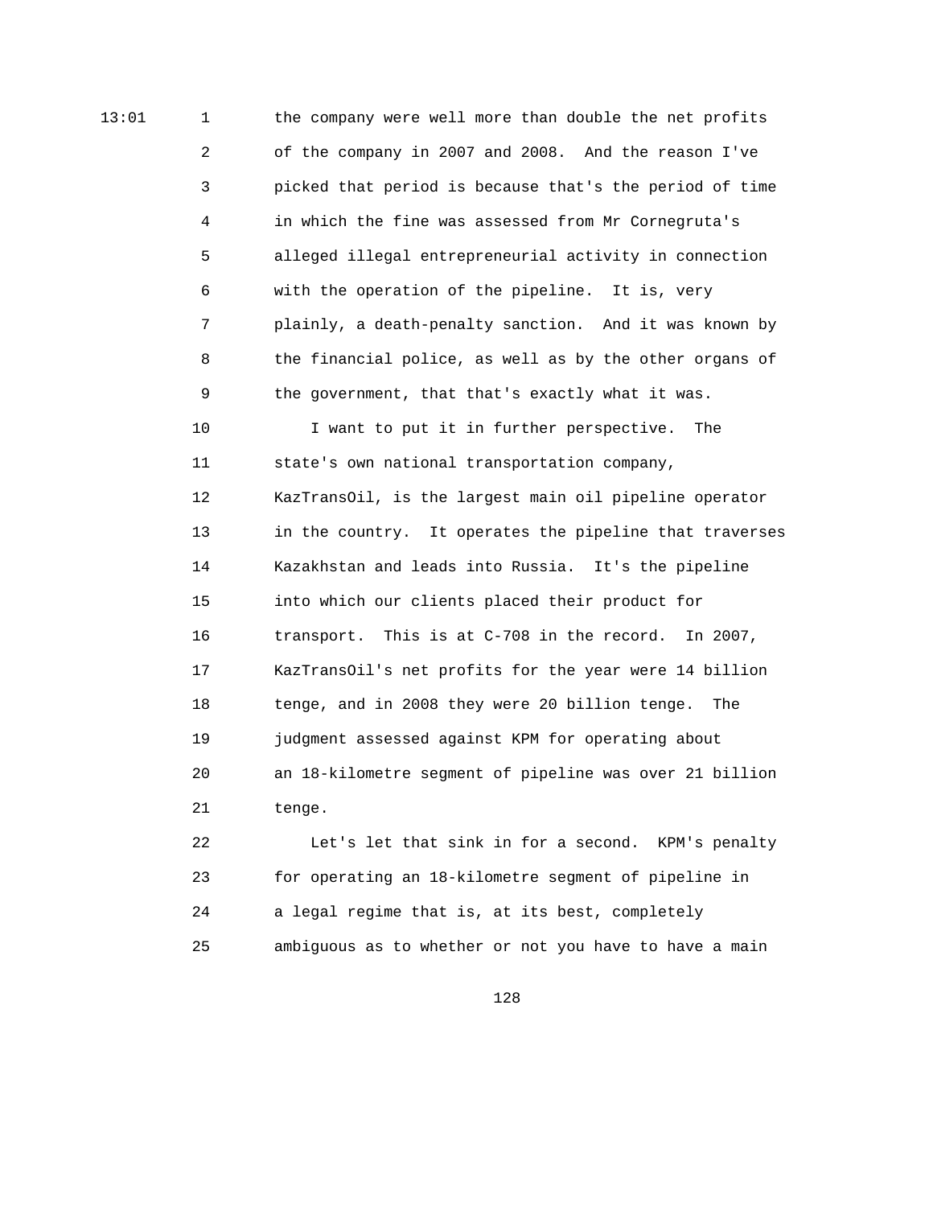the company were well more than double the net profits of the company in 2007 and 2008. And the reason I've picked that period is because that's the period of time in which the fine was assessed from Mr Cornegruta's alleged illegal entrepreneurial activity in connection with the operation of the pipeline. It is, very plainly, a death-penalty sanction. And it was known by the financial police, as well as by the other organs of the government, that that's exactly what it was.

I want to put it in further perspective. The state's own national transportation company, KazTransOil, is the largest main oil pipeline operator in the country. It operates the pipeline that traverses Kazakhstan and leads into Russia. It's the pipeline into which our clients placed their product for transport. This is at C-708 in the record. In 2007, KazTransOil's net profits for the year were 14 billion tenge, and in 2008 they were 20 billion tenge. The judgment assessed against KPM for operating about an 18-kilometre segment of pipeline was over 21 billion tenge.

Let's let that sink in for a second. KPM's penalty for operating an 18-kilometre segment of pipeline in a legal regime that is, at its best, completely ambiguous as to whether or not you have to have a main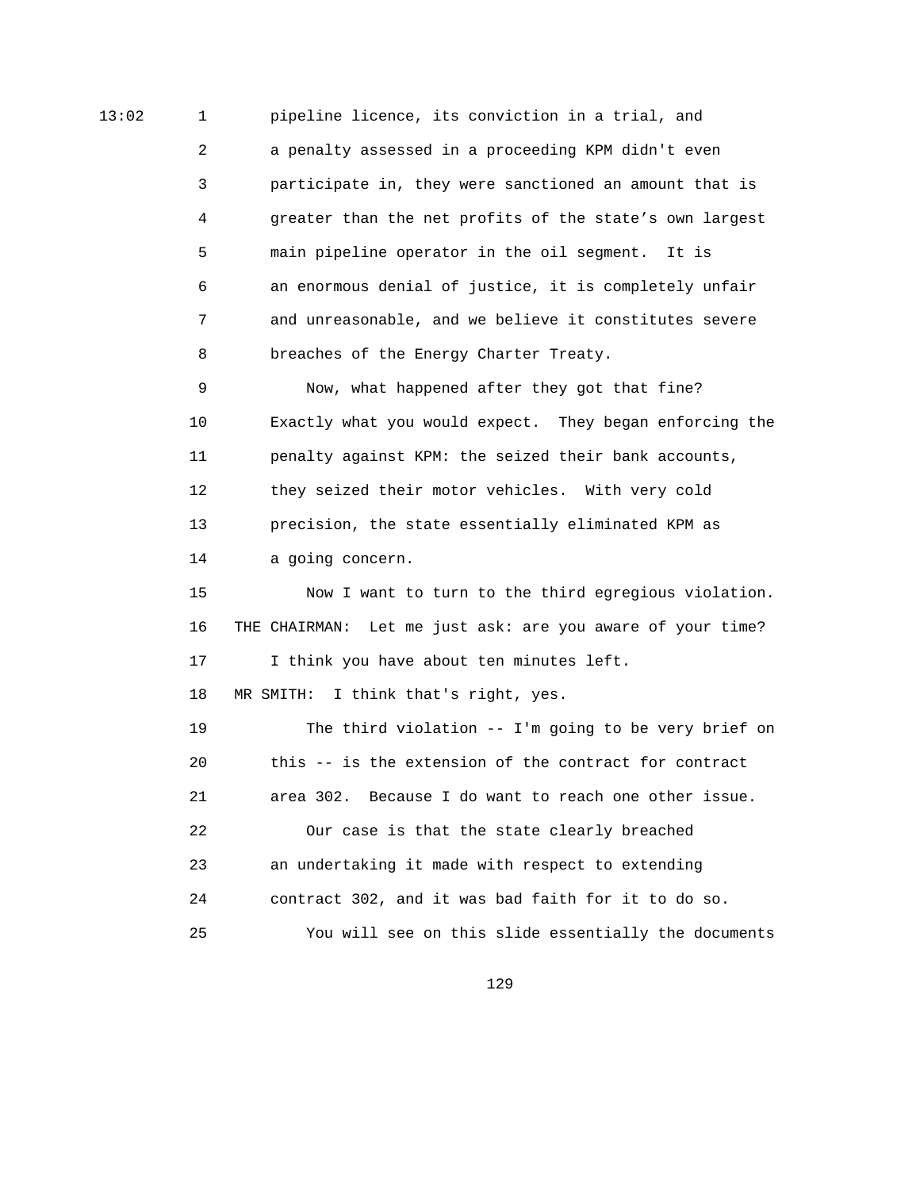13:02 1 pipeline licence, its conviction in a trial, and
2 a penalty assessed in a proceeding KPM didn't even
3 participate in, they were sanctioned an amount that is
4 greater than the net profits of the state’s own largest
5 main pipeline operator in the oil segment. It is
6 an enormous denial of justice, it is completely unfair
7 and unreasonable, and we believe it constitutes severe
8 breaches of the Energy Charter Treaty.
9 Now, what happened after they got that fine?
10 Exactly what you would expect. They began enforcing the
11 penalty against KPM: the seized their bank accounts,
12 they seized their motor vehicles. With very cold
13 precision, the state essentially eliminated KPM as
14 a going concern.
15 Now I want to turn to the third egregious violation.
16 THE CHAIRMAN: Let me just ask: are you aware of your time?
17 I think you have about ten minutes left.
18 MR SMITH: I think that's right, yes.
19 The third violation -- I'm going to be very brief on
20 this -- is the extension of the contract for contract
21 area 302. Because I do want to reach one other issue.
22 Our case is that the state clearly breached
23 an undertaking it made with respect to extending
24 contract 302, and it was bad faith for it to do so.
25 You will see on this slide essentially the documents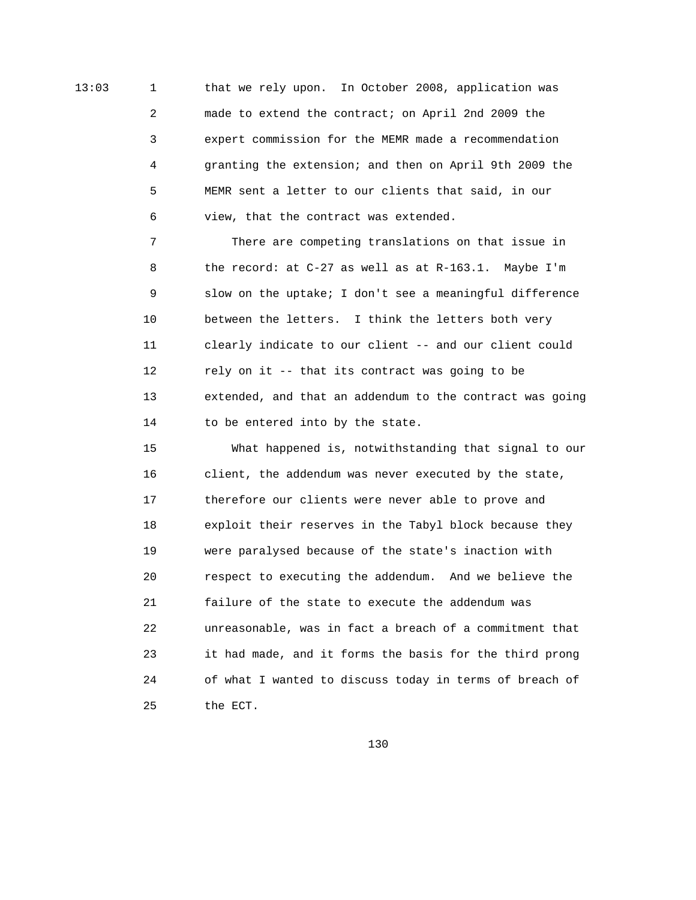that we rely upon. In October 2008, application was made to extend the contract; on April 2nd 2009 the expert commission for the MEMR made a recommendation granting the extension; and then on April 9th 2009 the MEMR sent a letter to our clients that said, in our view, that the contract was extended.

There are competing translations on that issue in the record: at C-27 as well as at R-163.1. Maybe I'm slow on the uptake; I don't see a meaningful difference between the letters. I think the letters both very clearly indicate to our client -- and our client could rely on it -- that its contract was going to be extended, and that an addendum to the contract was going to be entered into by the state.

What happened is, notwithstanding that signal to our client, the addendum was never executed by the state, therefore our clients were never able to prove and exploit their reserves in the Tabyl block because they were paralysed because of the state's inaction with respect to executing the addendum. And we believe the failure of the state to execute the addendum was unreasonable, was in fact a breach of a commitment that it had made, and it forms the basis for the third prong of what I wanted to discuss today in terms of breach of the ECT.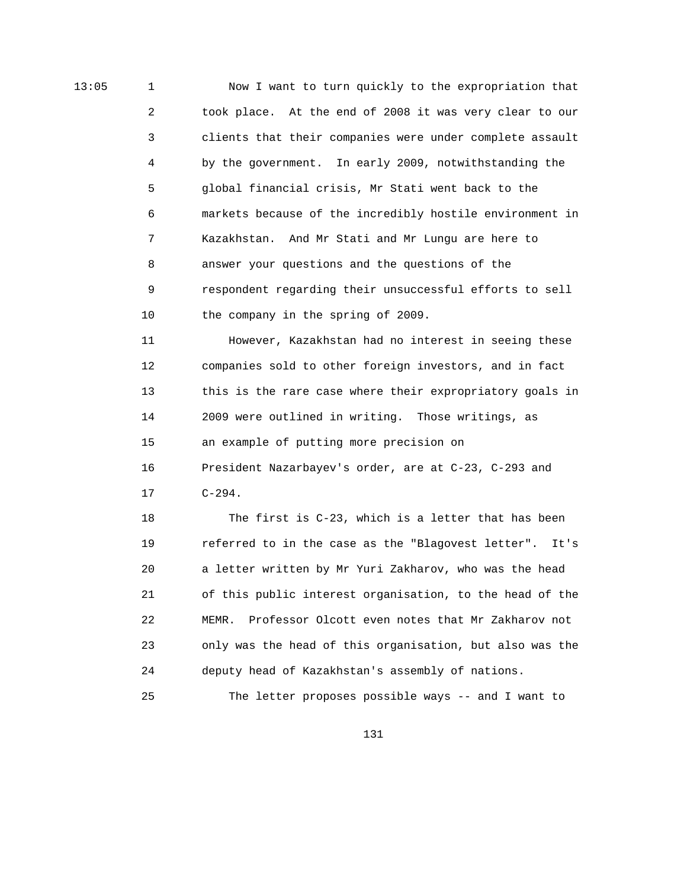13:05

Now I want to turn quickly to the expropriation that took place. At the end of 2008 it was very clear to our clients that their companies were under complete assault by the government. In early 2009, notwithstanding the global financial crisis, Mr Stati went back to the markets because of the incredibly hostile environment in Kazakhstan. And Mr Stati and Mr Lungu are here to answer your questions and the questions of the respondent regarding their unsuccessful efforts to sell the company in the spring of 2009.

However, Kazakhstan had no interest in seeing these companies sold to other foreign investors, and in fact this is the rare case where their expropriatory goals in 2009 were outlined in writing. Those writings, as an example of putting more precision on President Nazarbayev's order, are at C-23, C-293 and C-294.

The first is C-23, which is a letter that has been referred to in the case as the "Blagovest letter". It's a letter written by Mr Yuri Zakharov, who was the head of this public interest organisation, to the head of the MEMR. Professor Olcott even notes that Mr Zakharov not only was the head of this organisation, but also was the deputy head of Kazakhstan's assembly of nations.

The letter proposes possible ways -- and I want to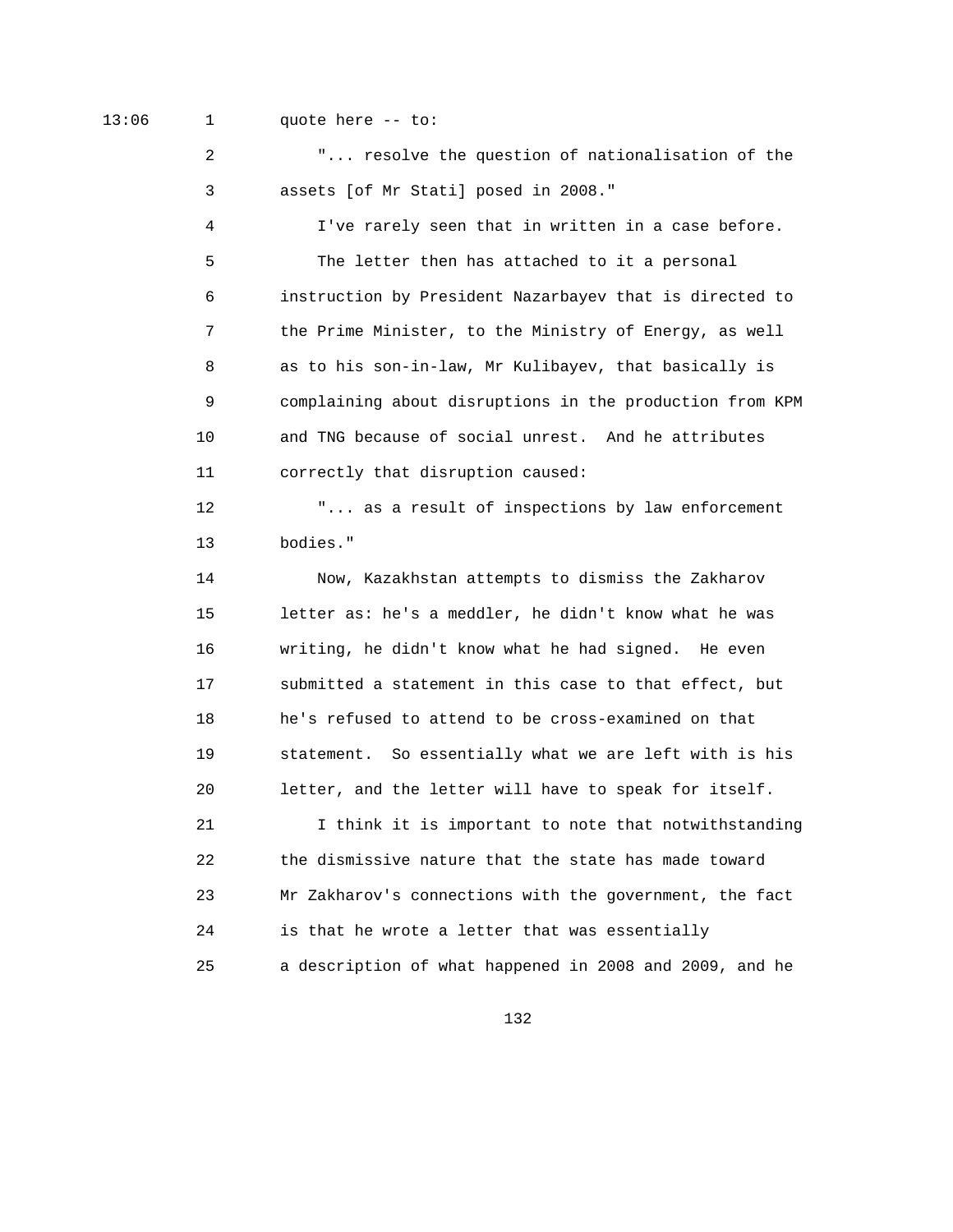quote here -- to:

"... resolve the question of nationalisation of the assets [of Mr Stati] posed in 2008."

I've rarely seen that in written in a case before.

The letter then has attached to it a personal instruction by President Nazarbayev that is directed to the Prime Minister, to the Ministry of Energy, as well as to his son-in-law, Mr Kulibayev, that basically is complaining about disruptions in the production from KPM and TNG because of social unrest. And he attributes correctly that disruption caused:

"... as a result of inspections by law enforcement bodies."

Now, Kazakhstan attempts to dismiss the Zakharov letter as: he's a meddler, he didn't know what he was writing, he didn't know what he had signed. He even submitted a statement in this case to that effect, but he's refused to attend to be cross-examined on that statement. So essentially what we are left with is his letter, and the letter will have to speak for itself.

I think it is important to note that notwithstanding the dismissive nature that the state has made toward Mr Zakharov's connections with the government, the fact is that he wrote a letter that was essentially a description of what happened in 2008 and 2009, and he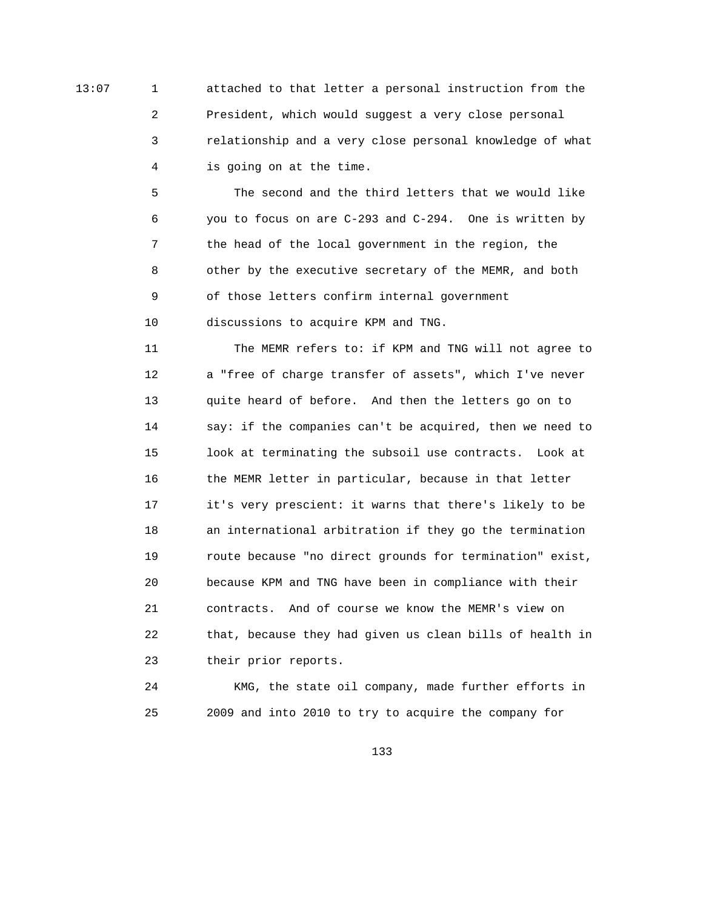attached to that letter a personal instruction from the President, which would suggest a very close personal relationship and a very close personal knowledge of what is going on at the time.

The second and the third letters that we would like you to focus on are C-293 and C-294. One is written by the head of the local government in the region, the other by the executive secretary of the MEMR, and both of those letters confirm internal government discussions to acquire KPM and TNG.

The MEMR refers to: if KPM and TNG will not agree to a "free of charge transfer of assets", which I've never quite heard of before. And then the letters go on to say: if the companies can't be acquired, then we need to look at terminating the subsoil use contracts. Look at the MEMR letter in particular, because in that letter it's very prescient: it warns that there's likely to be an international arbitration if they go the termination route because "no direct grounds for termination" exist, because KPM and TNG have been in compliance with their contracts. And of course we know the MEMR's view on that, because they had given us clean bills of health in their prior reports.

KMG, the state oil company, made further efforts in 2009 and into 2010 to try to acquire the company for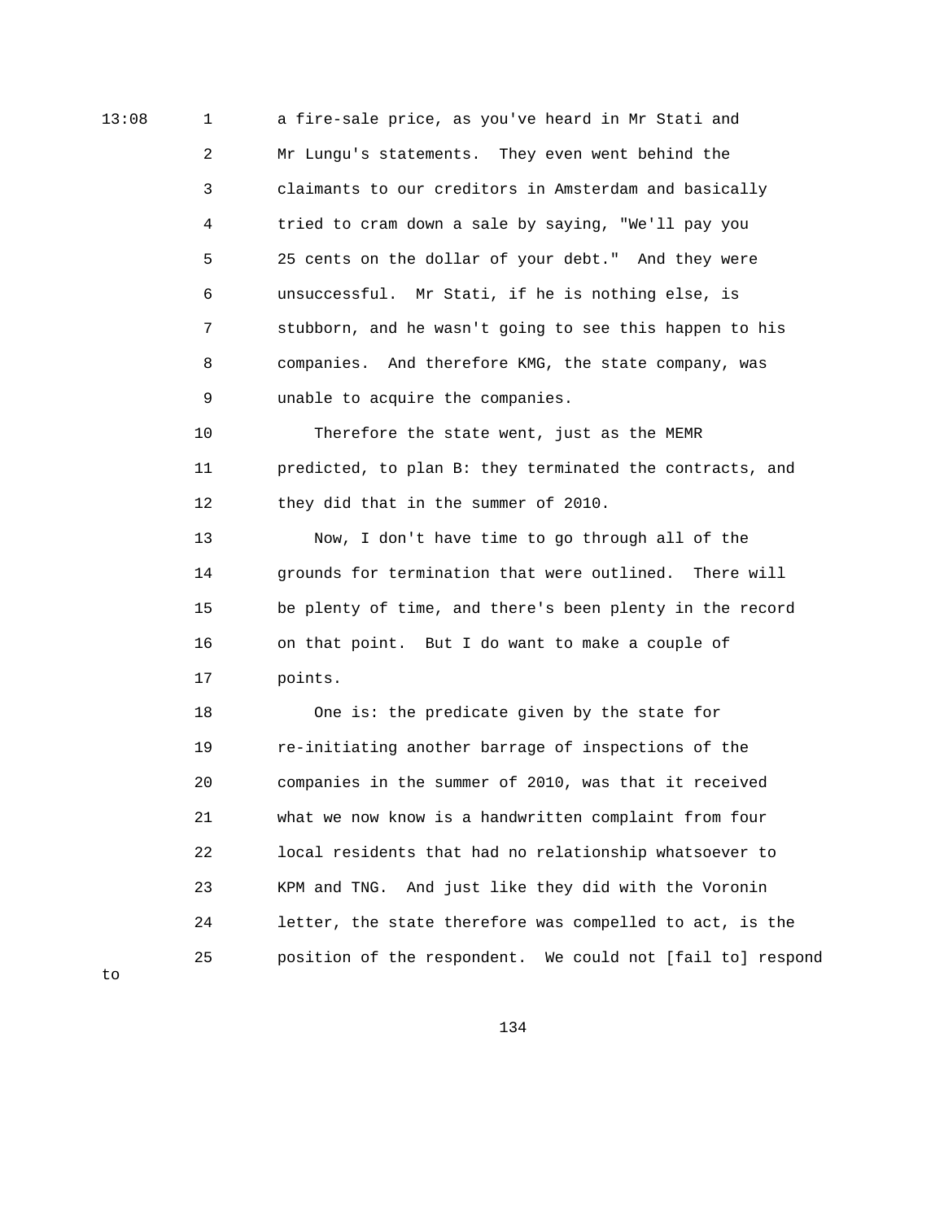13:08 1 a fire-sale price, as you've heard in Mr Stati and
2 Mr Lungu's statements. They even went behind the
3 claimants to our creditors in Amsterdam and basically
4 tried to cram down a sale by saying, "We'll pay you
5 25 cents on the dollar of your debt." And they were
6 unsuccessful. Mr Stati, if he is nothing else, is
7 stubborn, and he wasn't going to see this happen to his
8 companies. And therefore KMG, the state company, was
9 unable to acquire the companies.

10 Therefore the state went, just as the MEMR
11 predicted, to plan B: they terminated the contracts, and
12 they did that in the summer of 2010.

13 Now, I don't have time to go through all of the
14 grounds for termination that were outlined. There will
15 be plenty of time, and there's been plenty in the record
16 on that point. But I do want to make a couple of
17 points.

18 One is: the predicate given by the state for
19 re-initiating another barrage of inspections of the
20 companies in the summer of 2010, was that it received
21 what we now know is a handwritten complaint from four
22 local residents that had no relationship whatsoever to
23 KPM and TNG. And just like they did with the Voronin
24 letter, the state therefore was compelled to act, is the
25 position of the respondent. We could not [fail to] respond
to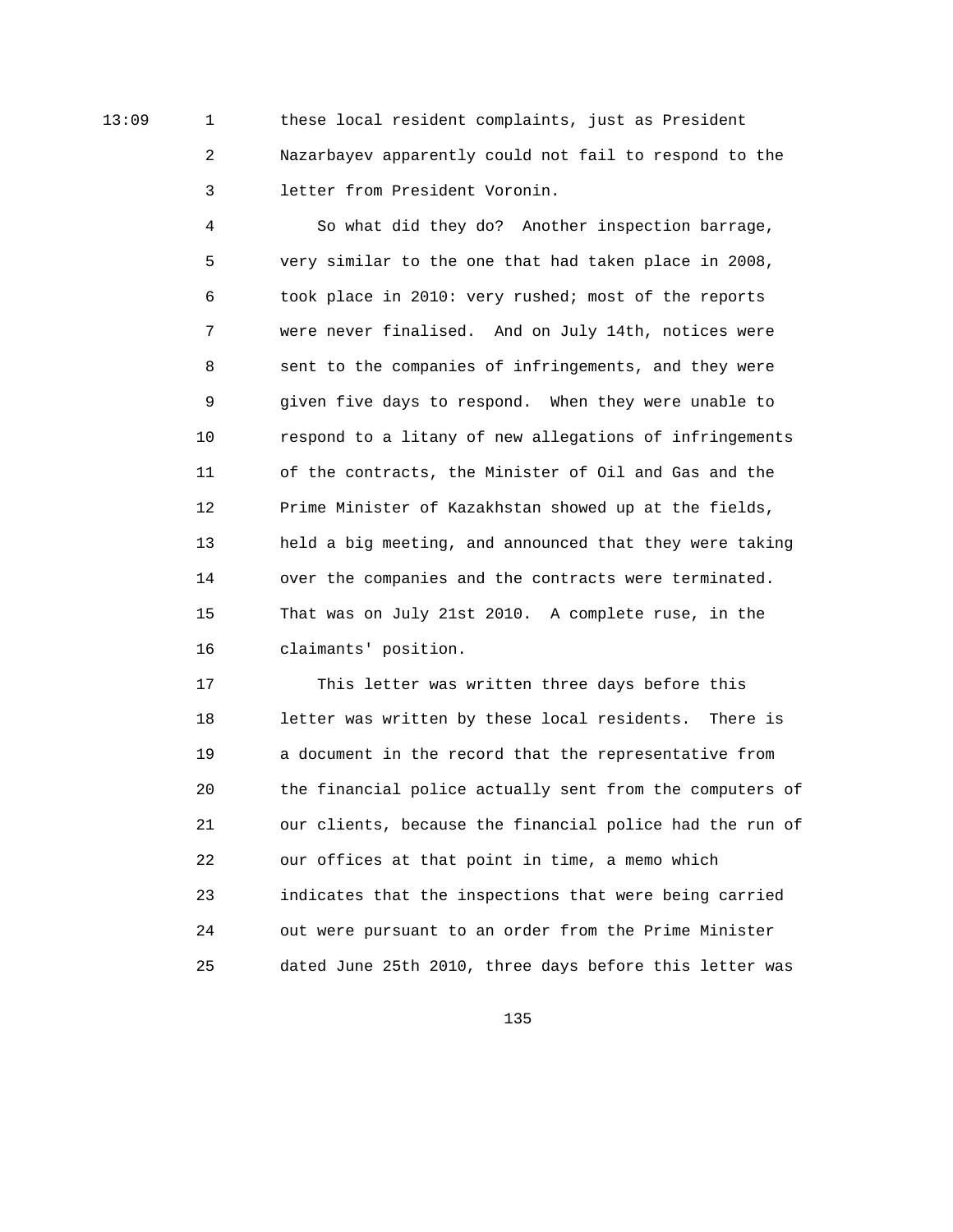these local resident complaints, just as President Nazarbayev apparently could not fail to respond to the letter from President Voronin.

So what did they do? Another inspection barrage, very similar to the one that had taken place in 2008, took place in 2010: very rushed; most of the reports were never finalised. And on July 14th, notices were sent to the companies of infringements, and they were given five days to respond. When they were unable to respond to a litany of new allegations of infringements of the contracts, the Minister of Oil and Gas and the Prime Minister of Kazakhstan showed up at the fields, held a big meeting, and announced that they were taking over the companies and the contracts were terminated. That was on July 21st 2010. A complete ruse, in the claimants' position.

This letter was written three days before this letter was written by these local residents. There is a document in the record that the representative from the financial police actually sent from the computers of our clients, because the financial police had the run of our offices at that point in time, a memo which indicates that the inspections that were being carried out were pursuant to an order from the Prime Minister dated June 25th 2010, three days before this letter was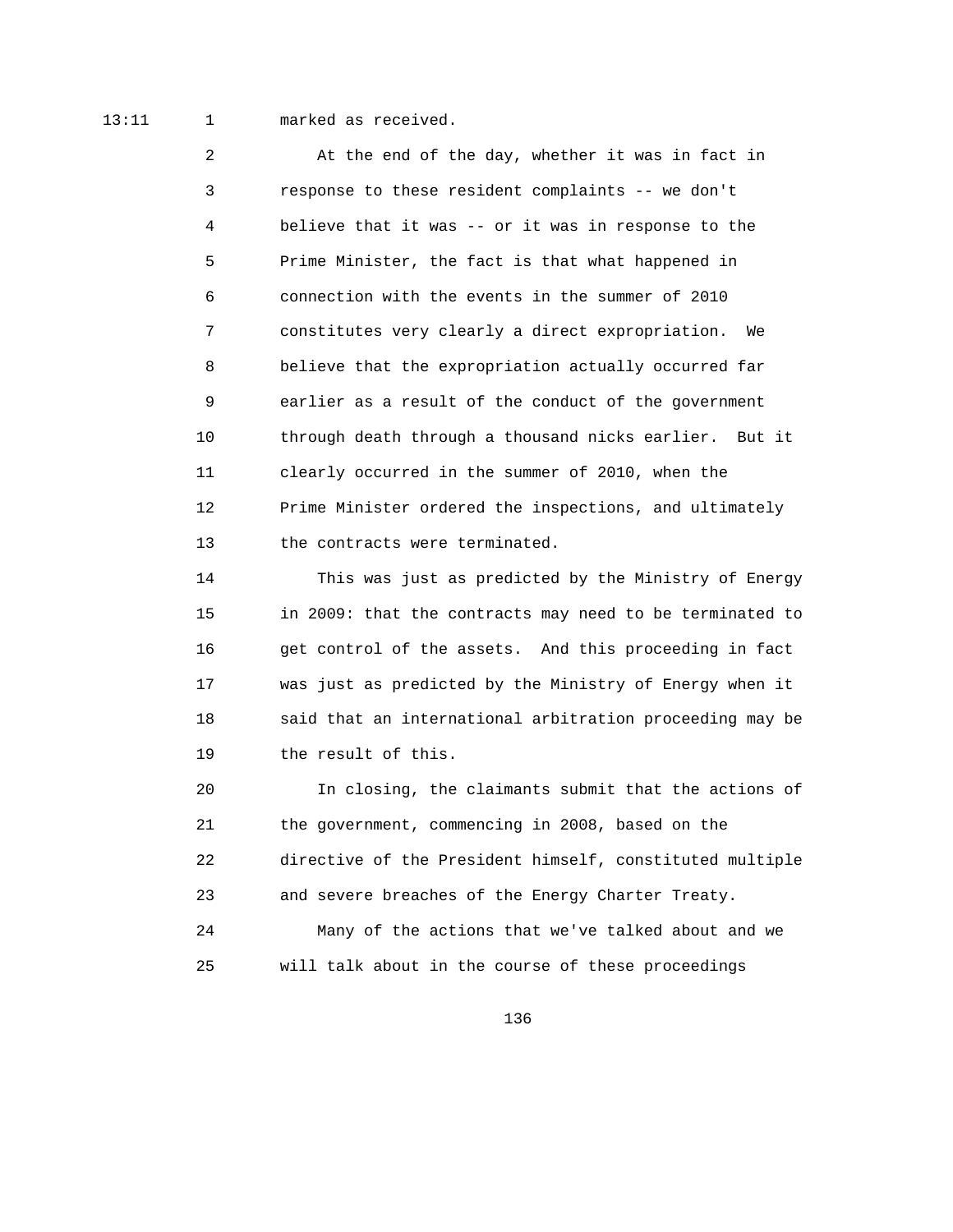marked as received.

At the end of the day, whether it was in fact in response to these resident complaints -- we don't believe that it was -- or it was in response to the Prime Minister, the fact is that what happened in connection with the events in the summer of 2010 constitutes very clearly a direct expropriation. We believe that the expropriation actually occurred far earlier as a result of the conduct of the government through death through a thousand nicks earlier. But it clearly occurred in the summer of 2010, when the Prime Minister ordered the inspections, and ultimately the contracts were terminated.

This was just as predicted by the Ministry of Energy in 2009: that the contracts may need to be terminated to get control of the assets. And this proceeding in fact was just as predicted by the Ministry of Energy when it said that an international arbitration proceeding may be the result of this.

In closing, the claimants submit that the actions of the government, commencing in 2008, based on the directive of the President himself, constituted multiple and severe breaches of the Energy Charter Treaty.

Many of the actions that we've talked about and we will talk about in the course of these proceedings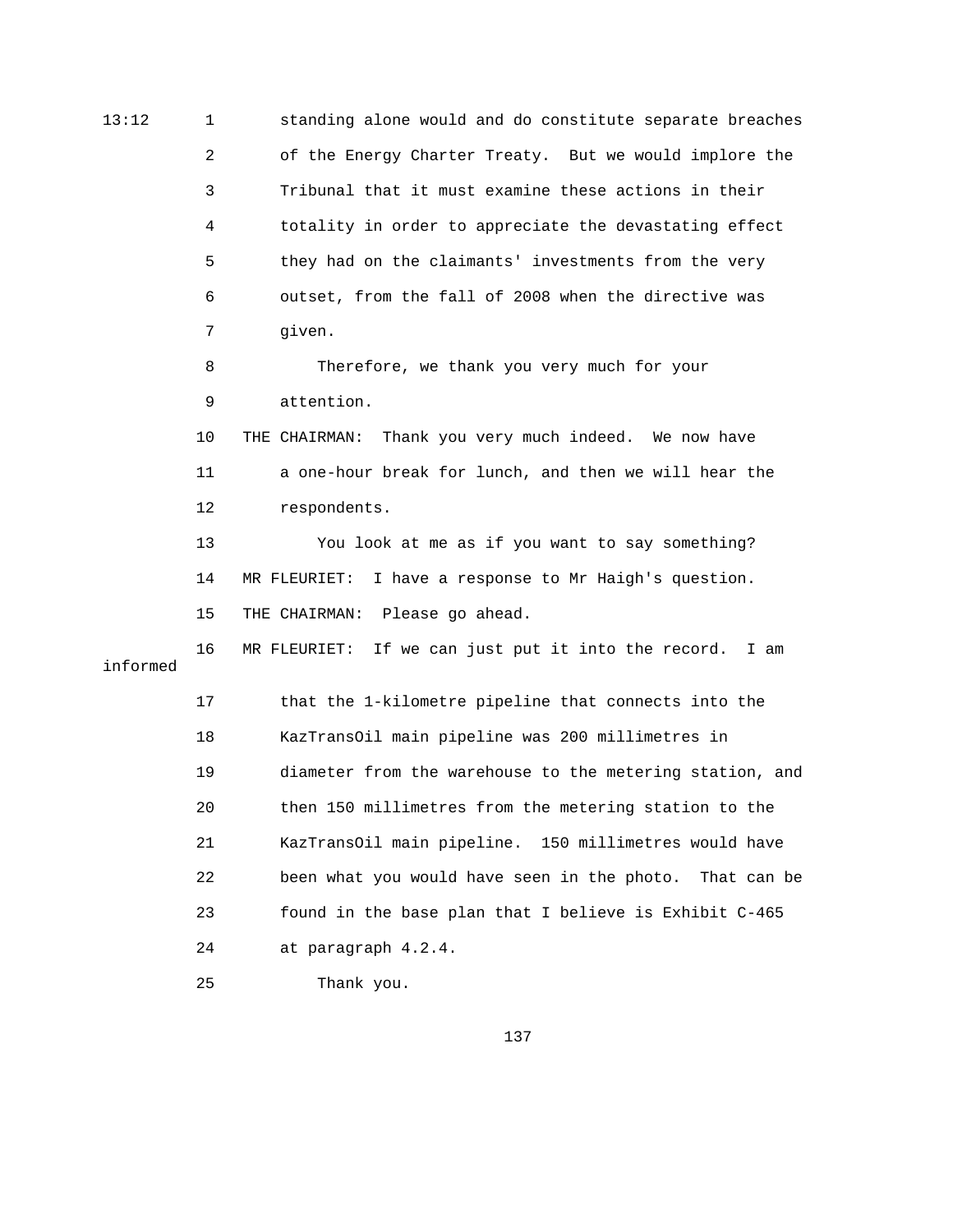13:12 1 standing alone would and do constitute separate breaches
2 of the Energy Charter Treaty. But we would implore the
3 Tribunal that it must examine these actions in their
4 totality in order to appreciate the devastating effect
5 they had on the claimants' investments from the very
6 outset, from the fall of 2008 when the directive was
7 given.
8 Therefore, we thank you very much for your
9 attention.
10 THE CHAIRMAN: Thank you very much indeed. We now have
11 a one-hour break for lunch, and then we will hear the
12 respondents.
13 You look at me as if you want to say something?
14 MR FLEURIET: I have a response to Mr Haigh's question.
15 THE CHAIRMAN: Please go ahead.
16 MR FLEURIET: If we can just put it into the record. I am
informed
17 that the 1-kilometre pipeline that connects into the
18 KazTransOil main pipeline was 200 millimetres in
19 diameter from the warehouse to the metering station, and
20 then 150 millimetres from the metering station to the
21 KazTransOil main pipeline. 150 millimetres would have
22 been what you would have seen in the photo. That can be
23 found in the base plan that I believe is Exhibit C-465
24 at paragraph 4.2.4.
25 Thank you.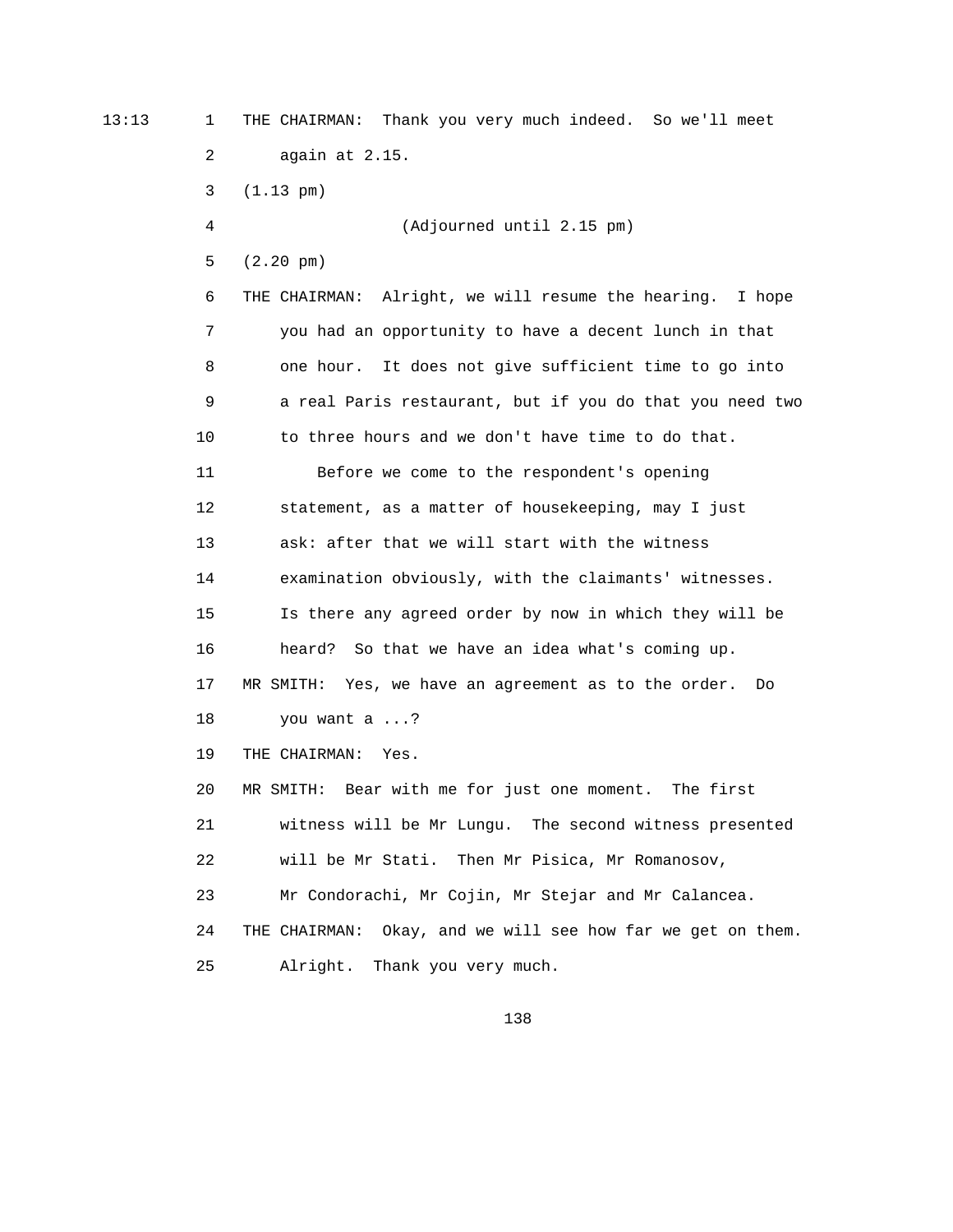13:13 1 THE CHAIRMAN: Thank you very much indeed. So we'll meet
2 again at 2.15.
3 (1.13 pm)
4 (Adjourned until 2.15 pm)
5 (2.20 pm)
6 THE CHAIRMAN: Alright, we will resume the hearing. I hope
7 you had an opportunity to have a decent lunch in that
8 one hour. It does not give sufficient time to go into
9 a real Paris restaurant, but if you do that you need two
10 to three hours and we don't have time to do that.
11 Before we come to the respondent's opening
12 statement, as a matter of housekeeping, may I just
13 ask: after that we will start with the witness
14 examination obviously, with the claimants' witnesses.
15 Is there any agreed order by now in which they will be
16 heard? So that we have an idea what's coming up.
17 MR SMITH: Yes, we have an agreement as to the order. Do
18 you want a ...?
19 THE CHAIRMAN: Yes.
20 MR SMITH: Bear with me for just one moment. The first
21 witness will be Mr Lungu. The second witness presented
22 will be Mr Stati. Then Mr Pisica, Mr Romanosov,
23 Mr Condorachi, Mr Cojin, Mr Stejar and Mr Calancea.
24 THE CHAIRMAN: Okay, and we will see how far we get on them.
25 Alright. Thank you very much.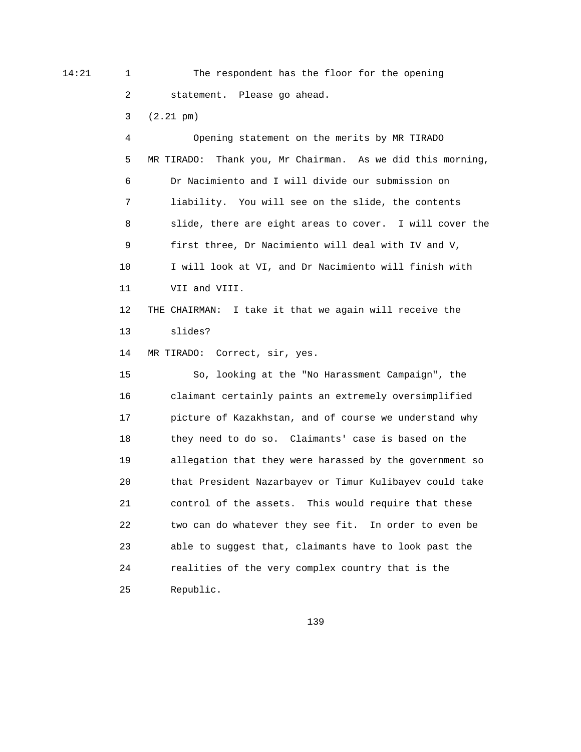The respondent has the floor for the opening statement. Please go ahead.

(2.21 pm)

Opening statement on the merits by MR TIRADO

MR TIRADO: Thank you, Mr Chairman. As we did this morning, Dr Nacimiento and I will divide our submission on liability. You will see on the slide, the contents slide, there are eight areas to cover. I will cover the first three, Dr Nacimiento will deal with IV and V, I will look at VI, and Dr Nacimiento will finish with VII and VIII.

THE CHAIRMAN: I take it that we again will receive the slides?

MR TIRADO: Correct, sir, yes.

So, looking at the "No Harassment Campaign", the claimant certainly paints an extremely oversimplified picture of Kazakhstan, and of course we understand why they need to do so. Claimants' case is based on the allegation that they were harassed by the government so that President Nazarbayev or Timur Kulibayev could take control of the assets. This would require that these two can do whatever they see fit. In order to even be able to suggest that, claimants have to look past the realities of the very complex country that is the Republic.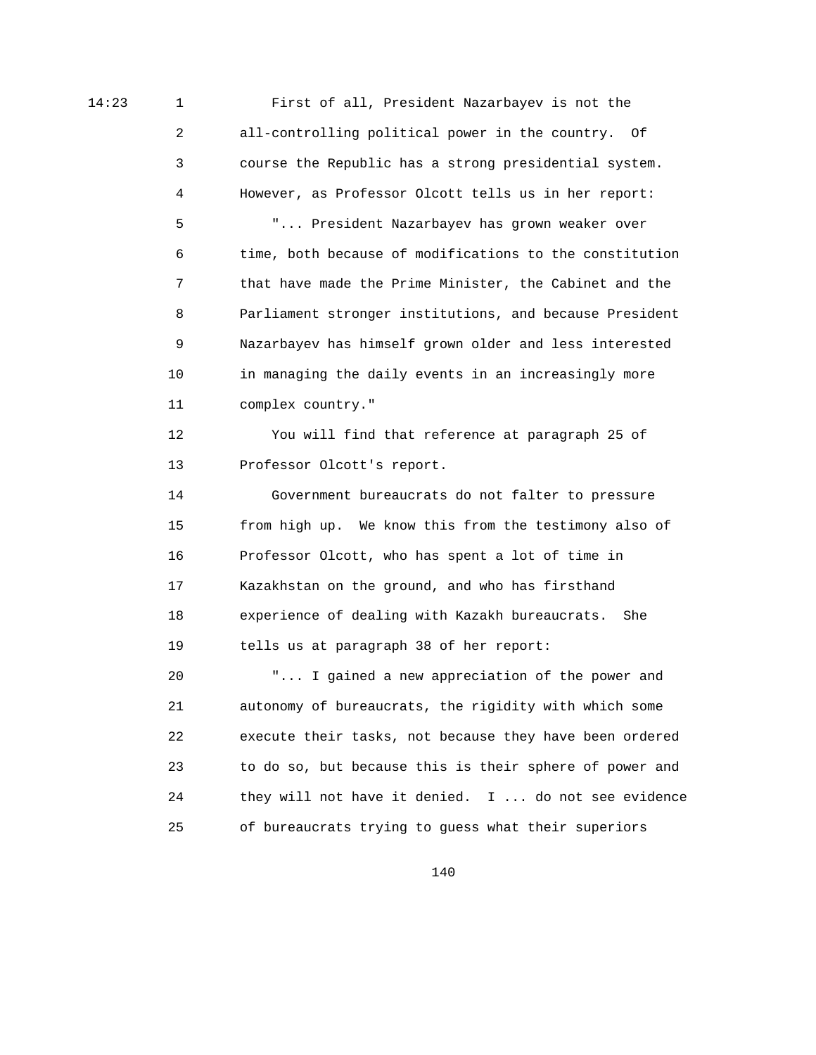First of all, President Nazarbayev is not the all-controlling political power in the country. Of course the Republic has a strong presidential system. However, as Professor Olcott tells us in her report:

"... President Nazarbayev has grown weaker over time, both because of modifications to the constitution that have made the Prime Minister, the Cabinet and the Parliament stronger institutions, and because President Nazarbayev has himself grown older and less interested in managing the daily events in an increasingly more complex country."

You will find that reference at paragraph 25 of Professor Olcott's report.

Government bureaucrats do not falter to pressure from high up. We know this from the testimony also of Professor Olcott, who has spent a lot of time in Kazakhstan on the ground, and who has firsthand experience of dealing with Kazakh bureaucrats. She tells us at paragraph 38 of her report:

"... I gained a new appreciation of the power and autonomy of bureaucrats, the rigidity with which some execute their tasks, not because they have been ordered to do so, but because this is their sphere of power and they will not have it denied. I ... do not see evidence of bureaucrats trying to guess what their superiors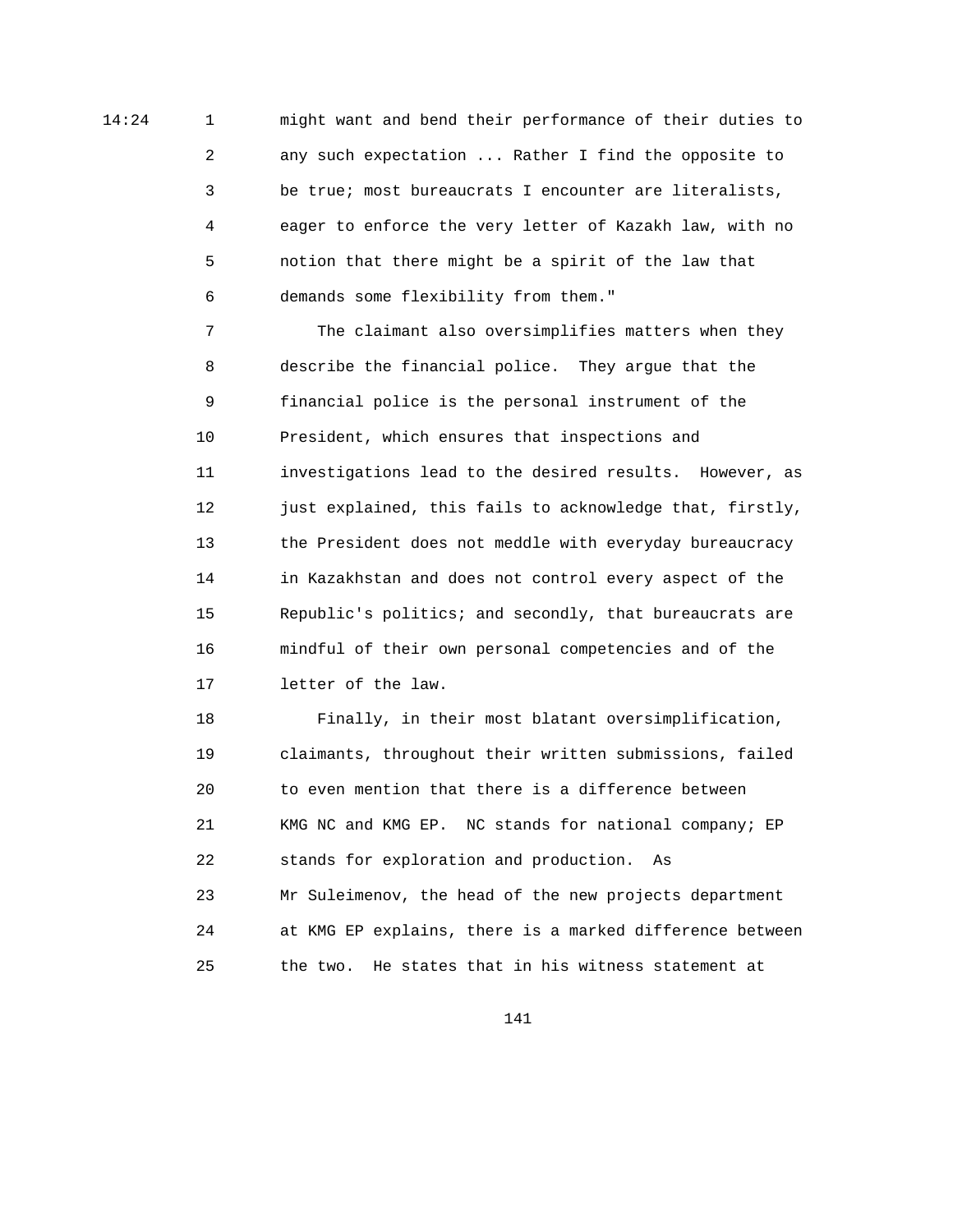might want and bend their performance of their duties to any such expectation ... Rather I find the opposite to be true; most bureaucrats I encounter are literalists, eager to enforce the very letter of Kazakh law, with no notion that there might be a spirit of the law that demands some flexibility from them."

The claimant also oversimplifies matters when they describe the financial police. They argue that the financial police is the personal instrument of the President, which ensures that inspections and investigations lead to the desired results. However, as just explained, this fails to acknowledge that, firstly, the President does not meddle with everyday bureaucracy in Kazakhstan and does not control every aspect of the Republic's politics; and secondly, that bureaucrats are mindful of their own personal competencies and of the letter of the law.

Finally, in their most blatant oversimplification, claimants, throughout their written submissions, failed to even mention that there is a difference between KMG NC and KMG EP. NC stands for national company; EP stands for exploration and production. As Mr Suleimenov, the head of the new projects department at KMG EP explains, there is a marked difference between the two. He states that in his witness statement at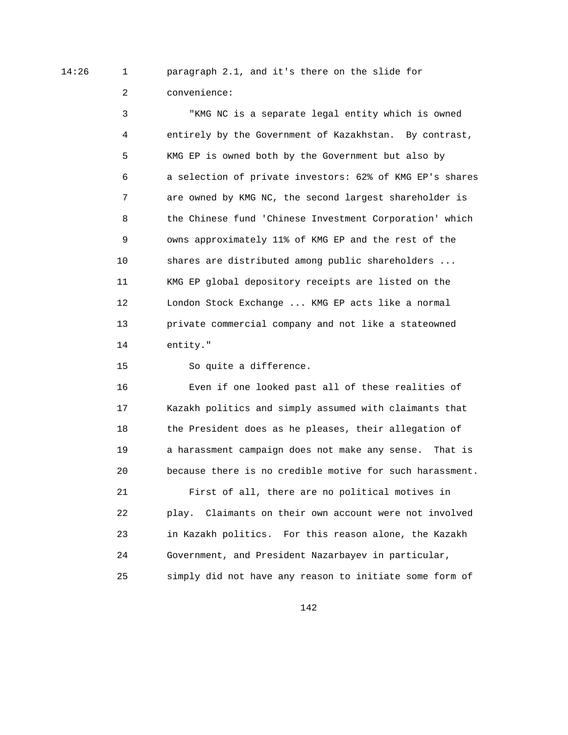paragraph 2.1, and it's there on the slide for convenience:

"KMG NC is a separate legal entity which is owned entirely by the Government of Kazakhstan. By contrast, KMG EP is owned both by the Government but also by a selection of private investors: 62% of KMG EP's shares are owned by KMG NC, the second largest shareholder is the Chinese fund 'Chinese Investment Corporation' which owns approximately 11% of KMG EP and the rest of the shares are distributed among public shareholders ... KMG EP global depository receipts are listed on the London Stock Exchange ... KMG EP acts like a normal private commercial company and not like a stateowned entity."

So quite a difference.

Even if one looked past all of these realities of Kazakh politics and simply assumed with claimants that the President does as he pleases, their allegation of a harassment campaign does not make any sense. That is because there is no credible motive for such harassment.

First of all, there are no political motives in play. Claimants on their own account were not involved in Kazakh politics. For this reason alone, the Kazakh Government, and President Nazarbayev in particular, simply did not have any reason to initiate some form of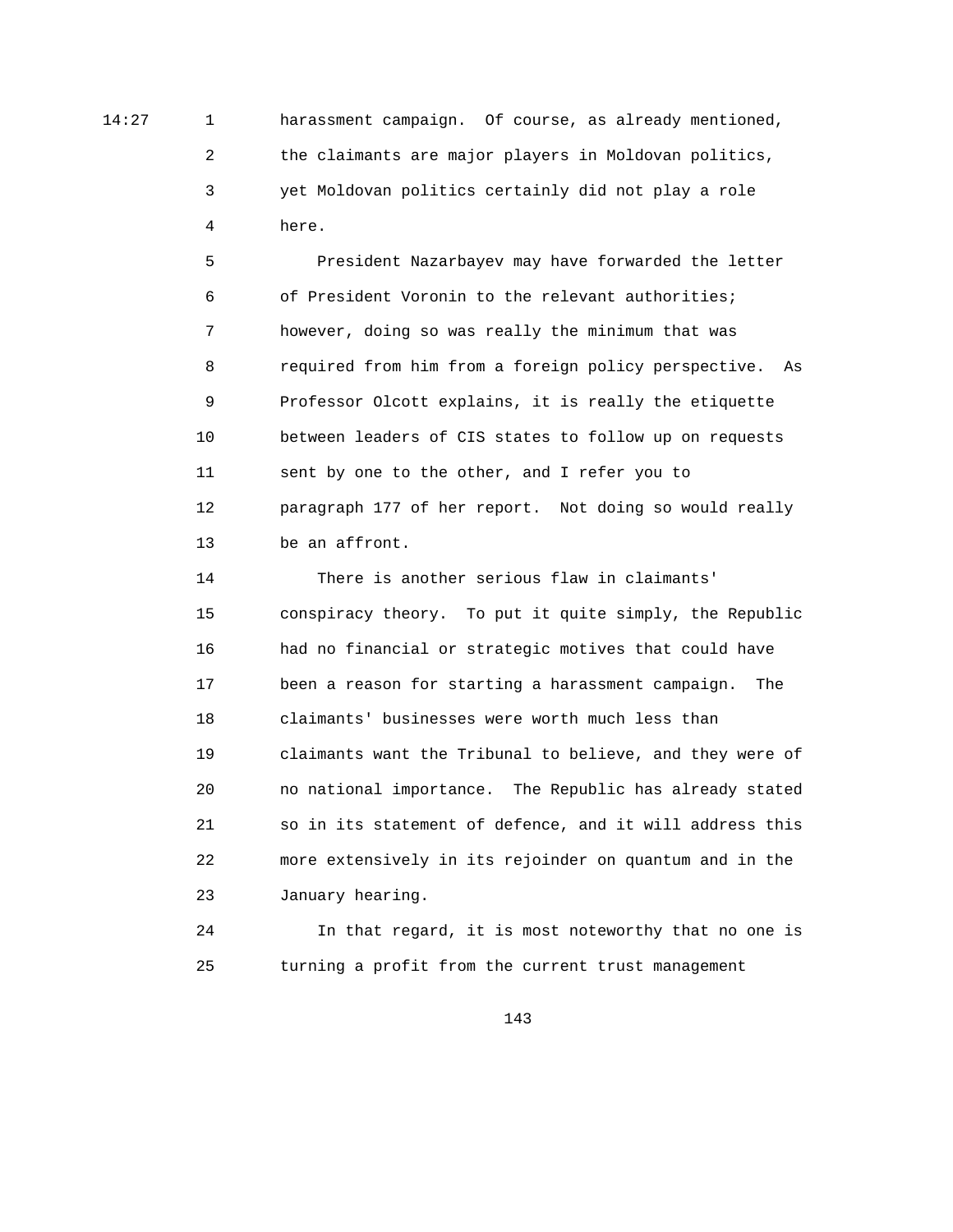harassment campaign. Of course, as already mentioned, the claimants are major players in Moldovan politics, yet Moldovan politics certainly did not play a role here.

President Nazarbayev may have forwarded the letter of President Voronin to the relevant authorities; however, doing so was really the minimum that was required from him from a foreign policy perspective. As Professor Olcott explains, it is really the etiquette between leaders of CIS states to follow up on requests sent by one to the other, and I refer you to paragraph 177 of her report. Not doing so would really be an affront.

There is another serious flaw in claimants' conspiracy theory. To put it quite simply, the Republic had no financial or strategic motives that could have been a reason for starting a harassment campaign. The claimants' businesses were worth much less than claimants want the Tribunal to believe, and they were of no national importance. The Republic has already stated so in its statement of defence, and it will address this more extensively in its rejoinder on quantum and in the January hearing.

In that regard, it is most noteworthy that no one is turning a profit from the current trust management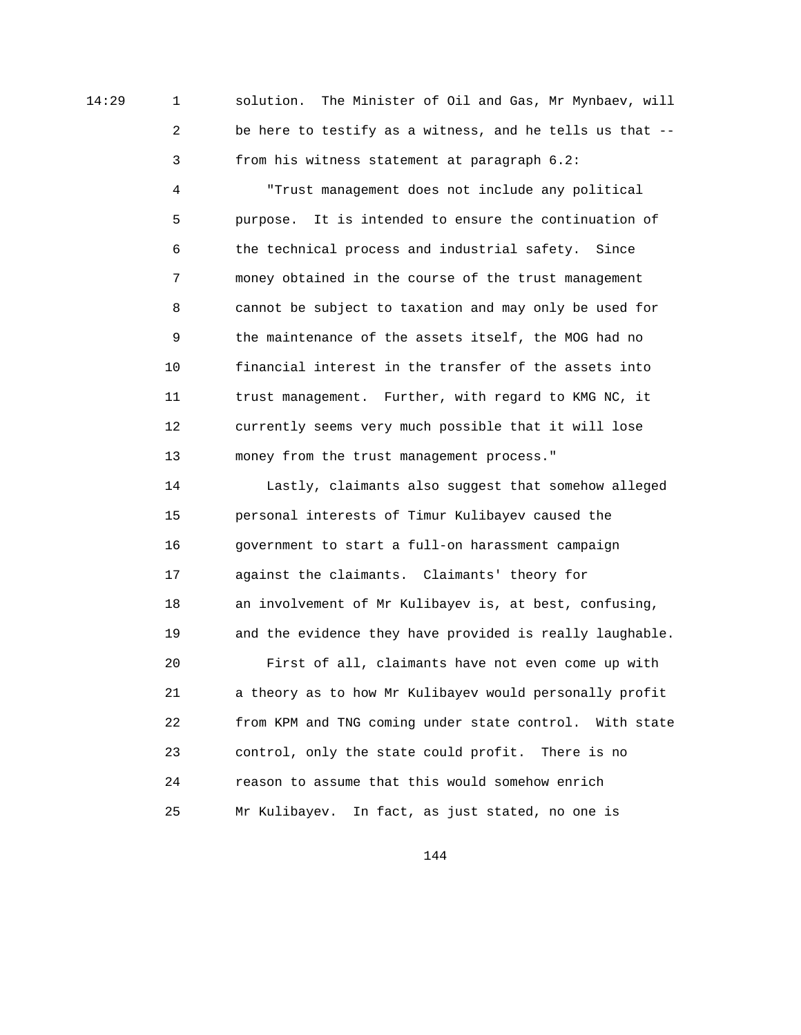solution. The Minister of Oil and Gas, Mr Mynbaev, will be here to testify as a witness, and he tells us that -- from his witness statement at paragraph 6.2:

"Trust management does not include any political purpose. It is intended to ensure the continuation of the technical process and industrial safety. Since money obtained in the course of the trust management cannot be subject to taxation and may only be used for the maintenance of the assets itself, the MOG had no financial interest in the transfer of the assets into trust management. Further, with regard to KMG NC, it currently seems very much possible that it will lose money from the trust management process."

Lastly, claimants also suggest that somehow alleged personal interests of Timur Kulibayev caused the government to start a full-on harassment campaign against the claimants. Claimants' theory for an involvement of Mr Kulibayev is, at best, confusing, and the evidence they have provided is really laughable.

First of all, claimants have not even come up with a theory as to how Mr Kulibayev would personally profit from KPM and TNG coming under state control. With state control, only the state could profit. There is no reason to assume that this would somehow enrich Mr Kulibayev. In fact, as just stated, no one is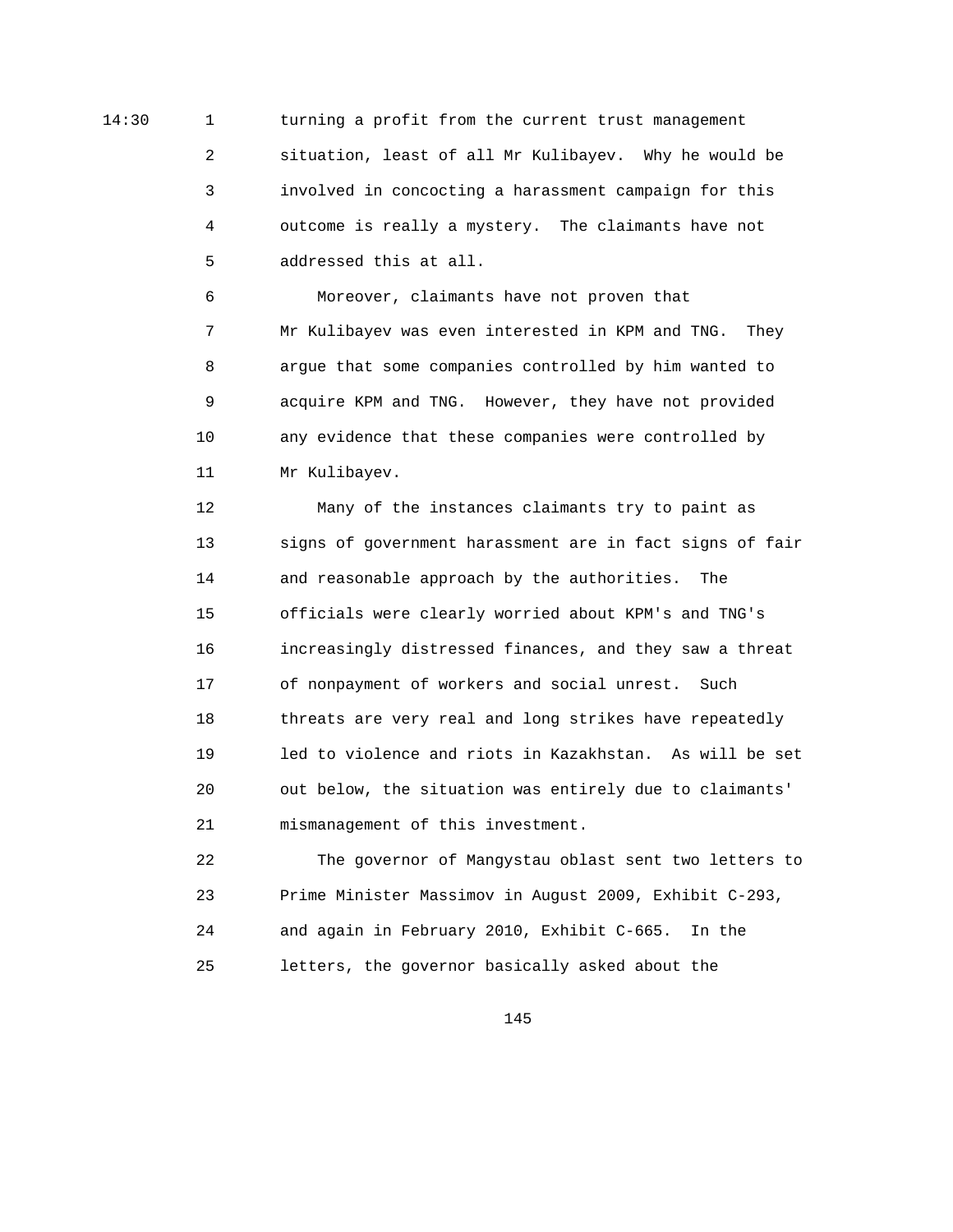turning a profit from the current trust management situation, least of all Mr Kulibayev. Why he would be involved in concocting a harassment campaign for this outcome is really a mystery. The claimants have not addressed this at all.

Moreover, claimants have not proven that Mr Kulibayev was even interested in KPM and TNG. They argue that some companies controlled by him wanted to acquire KPM and TNG. However, they have not provided any evidence that these companies were controlled by Mr Kulibayev.

Many of the instances claimants try to paint as signs of government harassment are in fact signs of fair and reasonable approach by the authorities. The officials were clearly worried about KPM's and TNG's increasingly distressed finances, and they saw a threat of nonpayment of workers and social unrest. Such threats are very real and long strikes have repeatedly led to violence and riots in Kazakhstan. As will be set out below, the situation was entirely due to claimants' mismanagement of this investment.

The governor of Mangystau oblast sent two letters to Prime Minister Massimov in August 2009, Exhibit C-293, and again in February 2010, Exhibit C-665. In the letters, the governor basically asked about the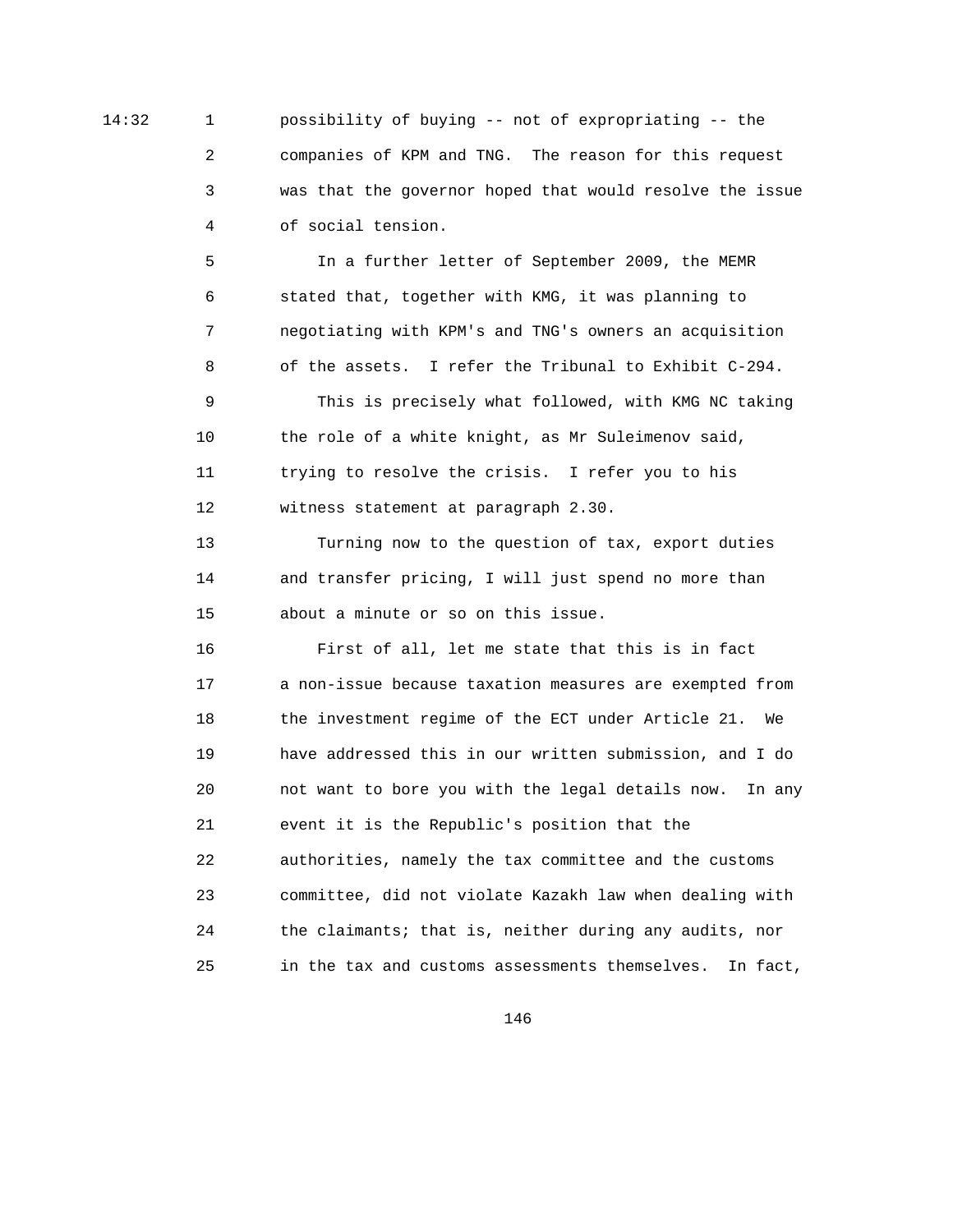possibility of buying -- not of expropriating -- the companies of KPM and TNG. The reason for this request was that the governor hoped that would resolve the issue of social tension.

In a further letter of September 2009, the MEMR stated that, together with KMG, it was planning to negotiating with KPM's and TNG's owners an acquisition of the assets. I refer the Tribunal to Exhibit C-294.

This is precisely what followed, with KMG NC taking the role of a white knight, as Mr Suleimenov said, trying to resolve the crisis. I refer you to his witness statement at paragraph 2.30.

Turning now to the question of tax, export duties and transfer pricing, I will just spend no more than about a minute or so on this issue.

First of all, let me state that this is in fact a non-issue because taxation measures are exempted from the investment regime of the ECT under Article 21. We have addressed this in our written submission, and I do not want to bore you with the legal details now. In any event it is the Republic's position that the authorities, namely the tax committee and the customs committee, did not violate Kazakh law when dealing with the claimants; that is, neither during any audits, nor in the tax and customs assessments themselves. In fact,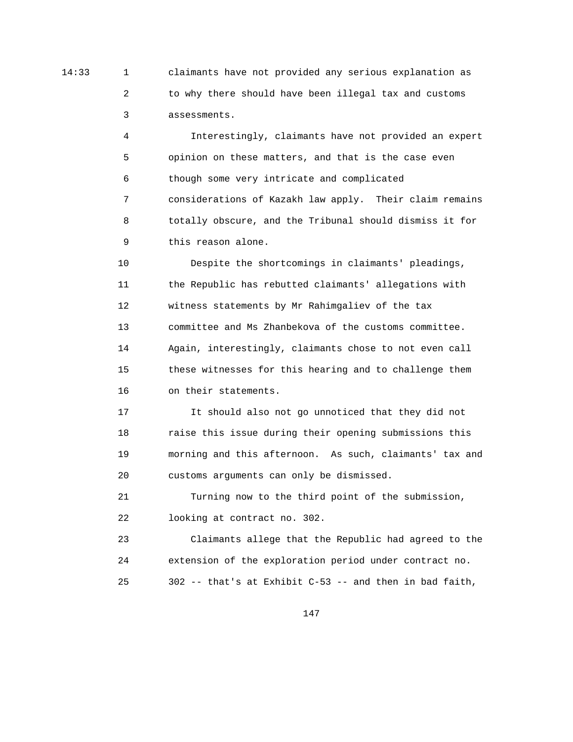claimants have not provided any serious explanation as to why there should have been illegal tax and customs assessments.

Interestingly, claimants have not provided an expert opinion on these matters, and that is the case even though some very intricate and complicated considerations of Kazakh law apply. Their claim remains totally obscure, and the Tribunal should dismiss it for this reason alone.

Despite the shortcomings in claimants' pleadings, the Republic has rebutted claimants' allegations with witness statements by Mr Rahimgaliev of the tax committee and Ms Zhanbekova of the customs committee. Again, interestingly, claimants chose to not even call these witnesses for this hearing and to challenge them on their statements.

It should also not go unnoticed that they did not raise this issue during their opening submissions this morning and this afternoon. As such, claimants' tax and customs arguments can only be dismissed.

Turning now to the third point of the submission, looking at contract no. 302.

Claimants allege that the Republic had agreed to the extension of the exploration period under contract no. 302 -- that's at Exhibit C-53 -- and then in bad faith,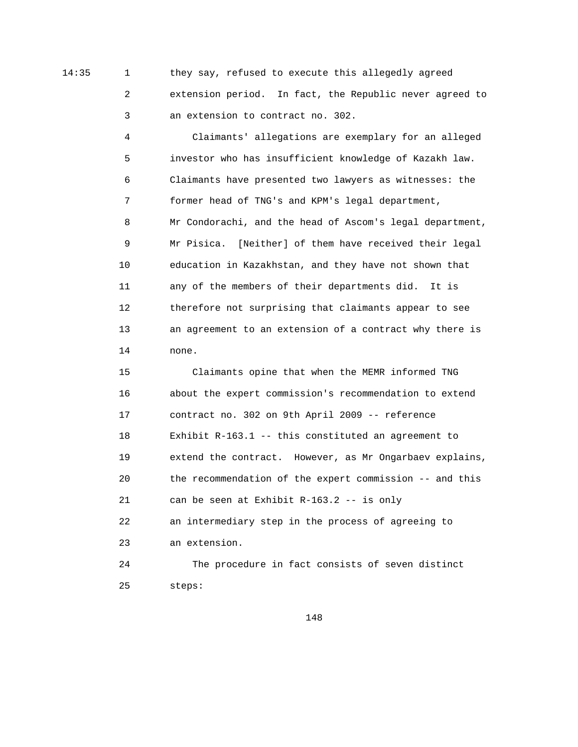they say, refused to execute this allegedly agreed extension period. In fact, the Republic never agreed to an extension to contract no. 302.

Claimants' allegations are exemplary for an alleged investor who has insufficient knowledge of Kazakh law. Claimants have presented two lawyers as witnesses: the former head of TNG's and KPM's legal department, Mr Condorachi, and the head of Ascom's legal department, Mr Pisica. [Neither] of them have received their legal education in Kazakhstan, and they have not shown that any of the members of their departments did. It is therefore not surprising that claimants appear to see an agreement to an extension of a contract why there is none.

Claimants opine that when the MEMR informed TNG about the expert commission's recommendation to extend contract no. 302 on 9th April 2009 -- reference Exhibit R-163.1 -- this constituted an agreement to extend the contract. However, as Mr Ongarbaev explains, the recommendation of the expert commission -- and this can be seen at Exhibit R-163.2 -- is only an intermediary step in the process of agreeing to an extension.

The procedure in fact consists of seven distinct steps: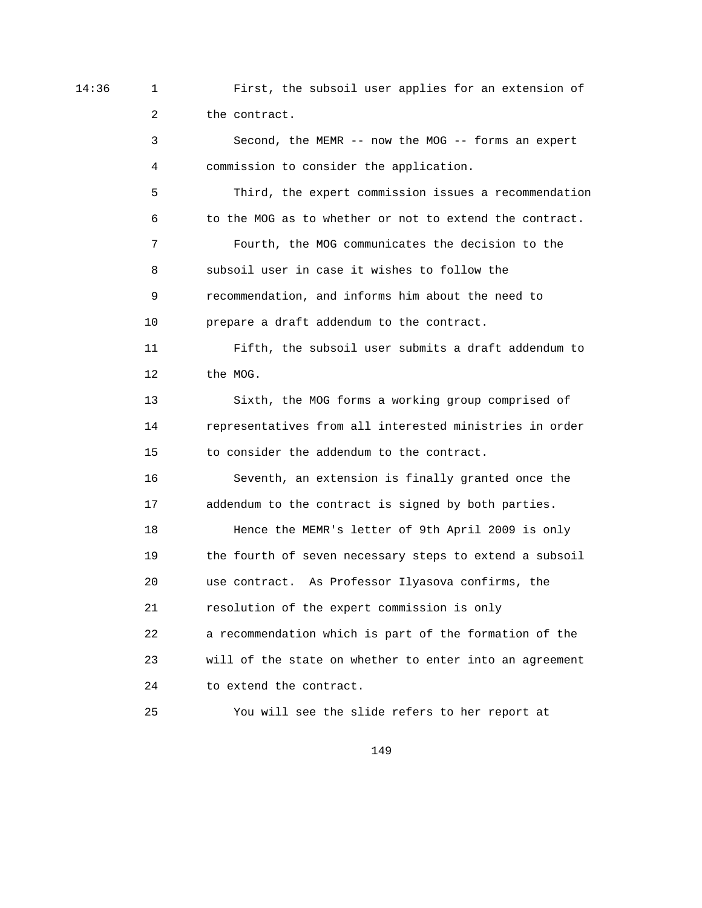First, the subsoil user applies for an extension of the contract.

Second, the MEMR -- now the MOG -- forms an expert commission to consider the application.

Third, the expert commission issues a recommendation to the MOG as to whether or not to extend the contract.

Fourth, the MOG communicates the decision to the subsoil user in case it wishes to follow the recommendation, and informs him about the need to prepare a draft addendum to the contract.

Fifth, the subsoil user submits a draft addendum to the MOG.

Sixth, the MOG forms a working group comprised of representatives from all interested ministries in order to consider the addendum to the contract.

Seventh, an extension is finally granted once the addendum to the contract is signed by both parties.

Hence the MEMR's letter of 9th April 2009 is only the fourth of seven necessary steps to extend a subsoil use contract. As Professor Ilyasova confirms, the resolution of the expert commission is only a recommendation which is part of the formation of the will of the state on whether to enter into an agreement to extend the contract.

You will see the slide refers to her report at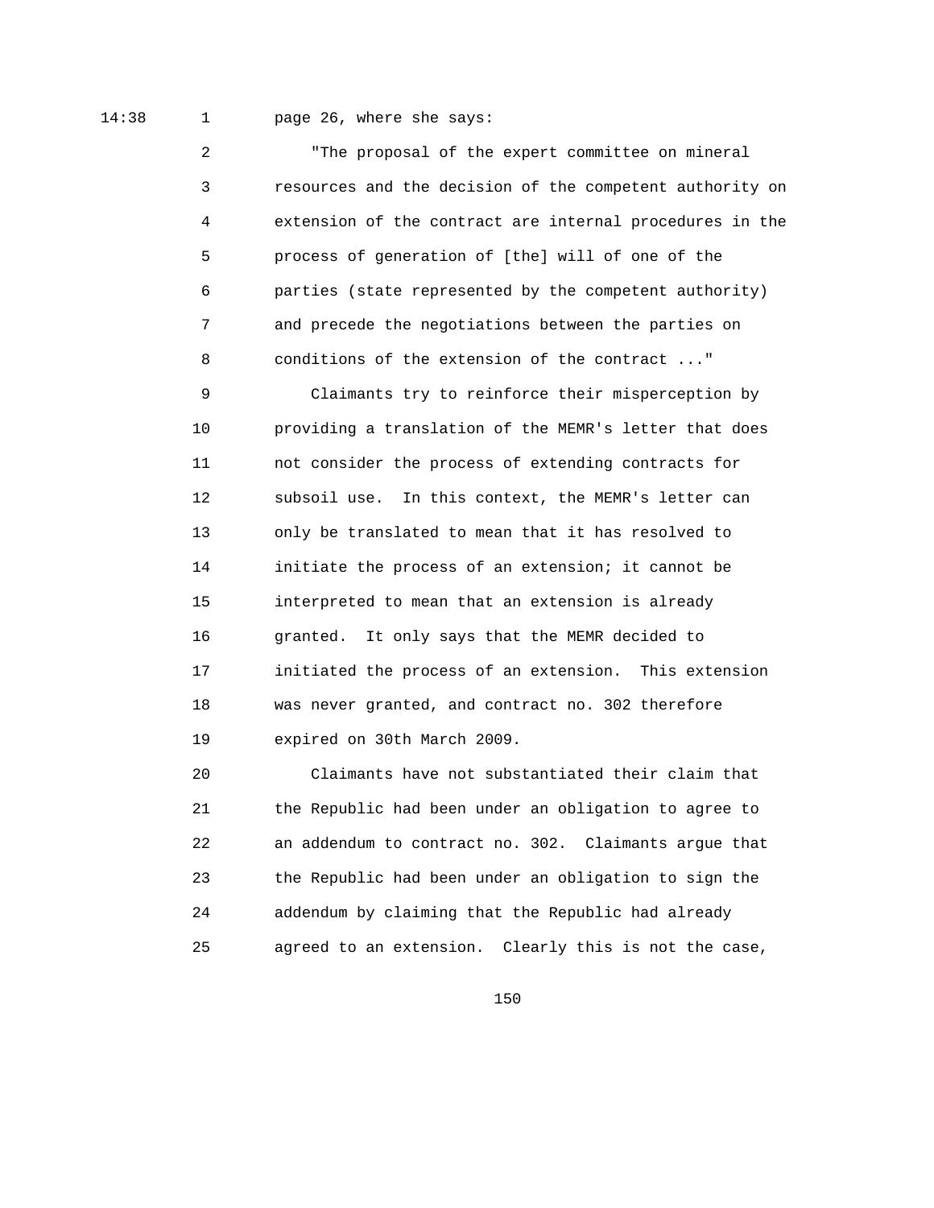page 26, where she says:

"The proposal of the expert committee on mineral resources and the decision of the competent authority on extension of the contract are internal procedures in the process of generation of [the] will of one of the parties (state represented by the competent authority) and precede the negotiations between the parties on conditions of the extension of the contract ..."

Claimants try to reinforce their misperception by providing a translation of the MEMR's letter that does not consider the process of extending contracts for subsoil use. In this context, the MEMR's letter can only be translated to mean that it has resolved to initiate the process of an extension; it cannot be interpreted to mean that an extension is already granted. It only says that the MEMR decided to initiated the process of an extension. This extension was never granted, and contract no. 302 therefore expired on 30th March 2009.

Claimants have not substantiated their claim that the Republic had been under an obligation to agree to an addendum to contract no. 302. Claimants argue that the Republic had been under an obligation to sign the addendum by claiming that the Republic had already agreed to an extension. Clearly this is not the case,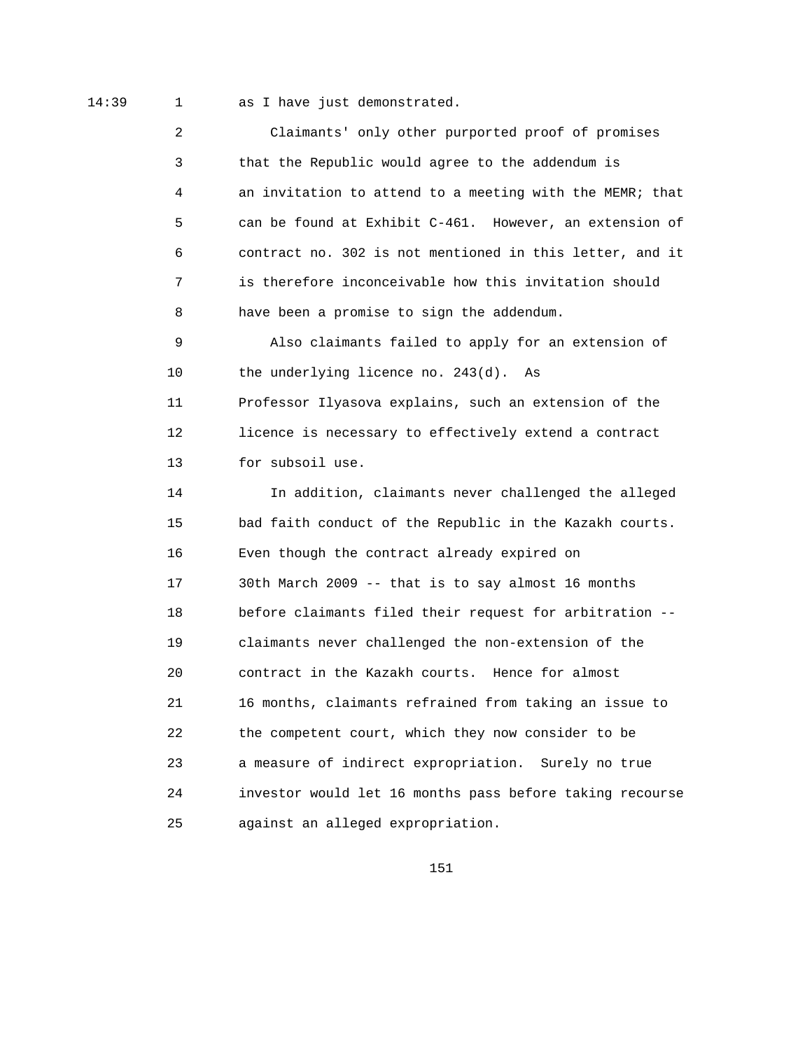as I have just demonstrated.

Claimants' only other purported proof of promises that the Republic would agree to the addendum is an invitation to attend to a meeting with the MEMR; that can be found at Exhibit C-461. However, an extension of contract no. 302 is not mentioned in this letter, and it is therefore inconceivable how this invitation should have been a promise to sign the addendum.

Also claimants failed to apply for an extension of the underlying licence no. 243(d). As Professor Ilyasova explains, such an extension of the licence is necessary to effectively extend a contract for subsoil use.

In addition, claimants never challenged the alleged bad faith conduct of the Republic in the Kazakh courts. Even though the contract already expired on 30th March 2009 -- that is to say almost 16 months before claimants filed their request for arbitration -- claimants never challenged the non-extension of the contract in the Kazakh courts. Hence for almost 16 months, claimants refrained from taking an issue to the competent court, which they now consider to be a measure of indirect expropriation. Surely no true investor would let 16 months pass before taking recourse against an alleged expropriation.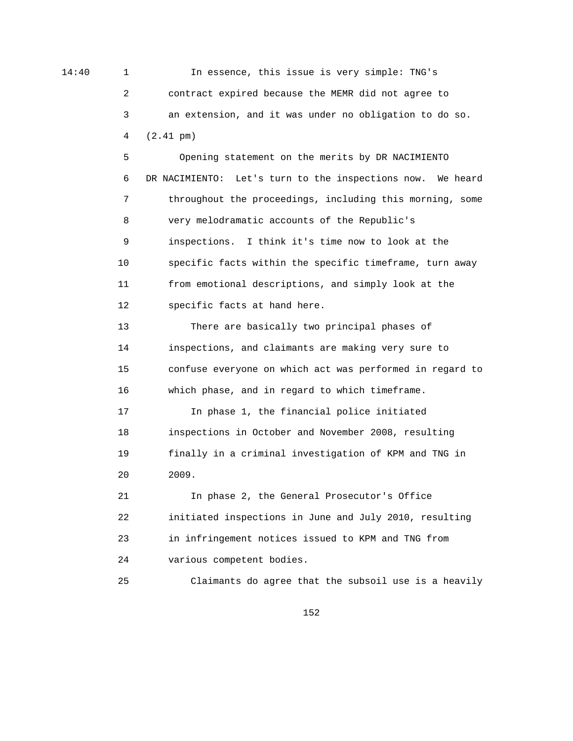In essence, this issue is very simple: TNG's contract expired because the MEMR did not agree to an extension, and it was under no obligation to do so.

(2.41 pm)

Opening statement on the merits by DR NACIMIENTO

DR NACIMIENTO: Let's turn to the inspections now. We heard throughout the proceedings, including this morning, some very melodramatic accounts of the Republic's inspections. I think it's time now to look at the specific facts within the specific timeframe, turn away from emotional descriptions, and simply look at the specific facts at hand here.

There are basically two principal phases of inspections, and claimants are making very sure to confuse everyone on which act was performed in regard to which phase, and in regard to which timeframe.

In phase 1, the financial police initiated inspections in October and November 2008, resulting finally in a criminal investigation of KPM and TNG in 2009.

In phase 2, the General Prosecutor's Office initiated inspections in June and July 2010, resulting in infringement notices issued to KPM and TNG from various competent bodies.

Claimants do agree that the subsoil use is a heavily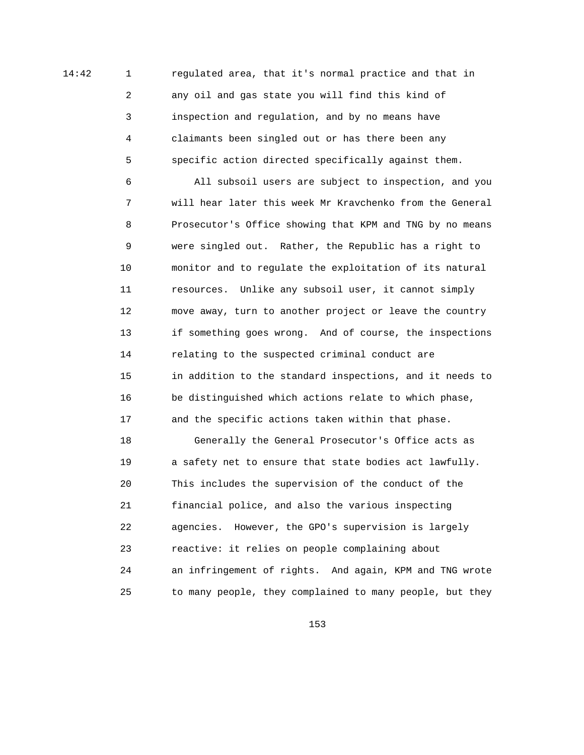regulated area, that it's normal practice and that in any oil and gas state you will find this kind of inspection and regulation, and by no means have claimants been singled out or has there been any specific action directed specifically against them.

All subsoil users are subject to inspection, and you will hear later this week Mr Kravchenko from the General Prosecutor's Office showing that KPM and TNG by no means were singled out. Rather, the Republic has a right to monitor and to regulate the exploitation of its natural resources. Unlike any subsoil user, it cannot simply move away, turn to another project or leave the country if something goes wrong. And of course, the inspections relating to the suspected criminal conduct are in addition to the standard inspections, and it needs to be distinguished which actions relate to which phase, and the specific actions taken within that phase.

Generally the General Prosecutor's Office acts as a safety net to ensure that state bodies act lawfully. This includes the supervision of the conduct of the financial police, and also the various inspecting agencies. However, the GPO's supervision is largely reactive: it relies on people complaining about an infringement of rights. And again, KPM and TNG wrote to many people, they complained to many people, but they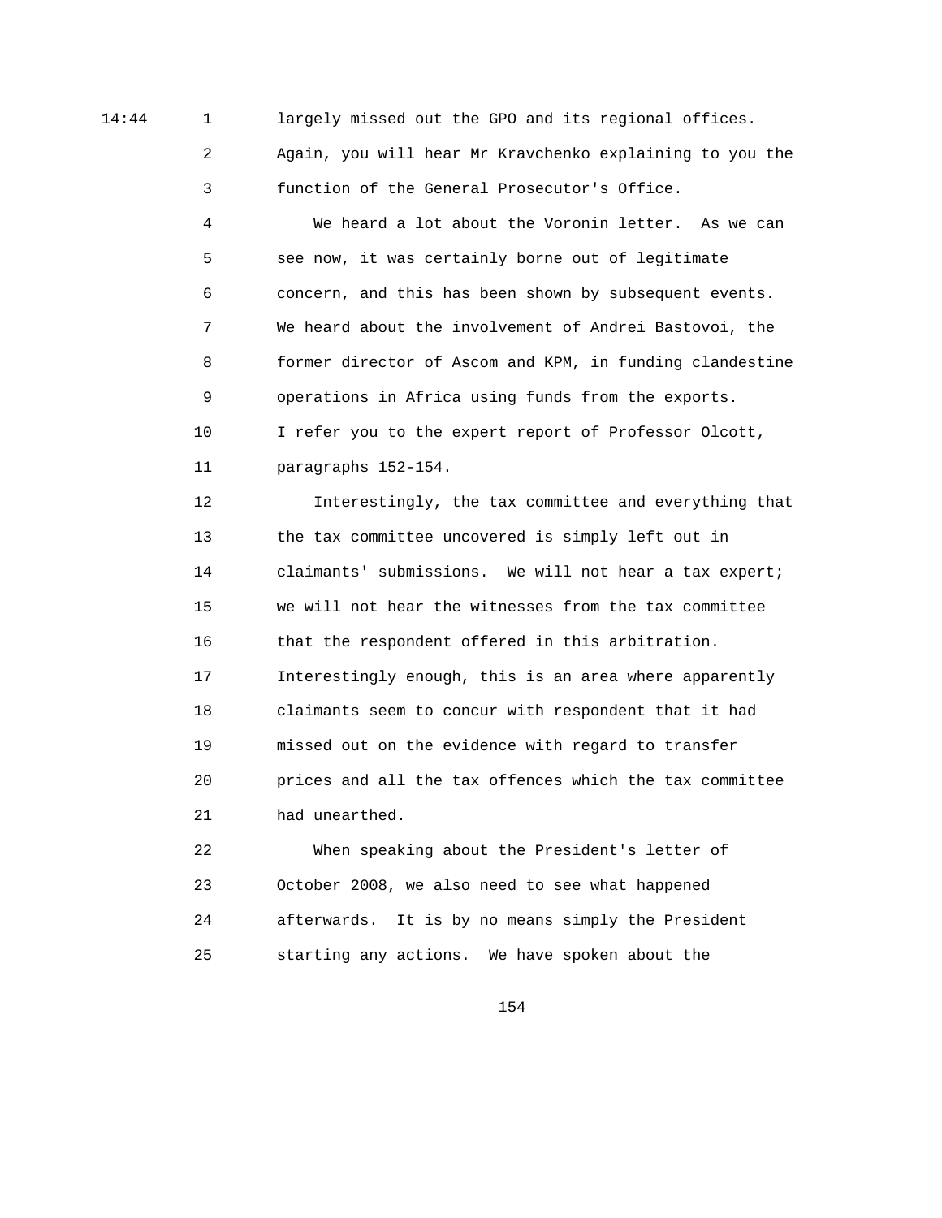largely missed out the GPO and its regional offices. Again, you will hear Mr Kravchenko explaining to you the function of the General Prosecutor's Office.

We heard a lot about the Voronin letter. As we can see now, it was certainly borne out of legitimate concern, and this has been shown by subsequent events. We heard about the involvement of Andrei Bastovoi, the former director of Ascom and KPM, in funding clandestine operations in Africa using funds from the exports. I refer you to the expert report of Professor Olcott, paragraphs 152-154.

Interestingly, the tax committee and everything that the tax committee uncovered is simply left out in claimants' submissions. We will not hear a tax expert; we will not hear the witnesses from the tax committee that the respondent offered in this arbitration. Interestingly enough, this is an area where apparently claimants seem to concur with respondent that it had missed out on the evidence with regard to transfer prices and all the tax offences which the tax committee had unearthed.

When speaking about the President's letter of October 2008, we also need to see what happened afterwards. It is by no means simply the President starting any actions. We have spoken about the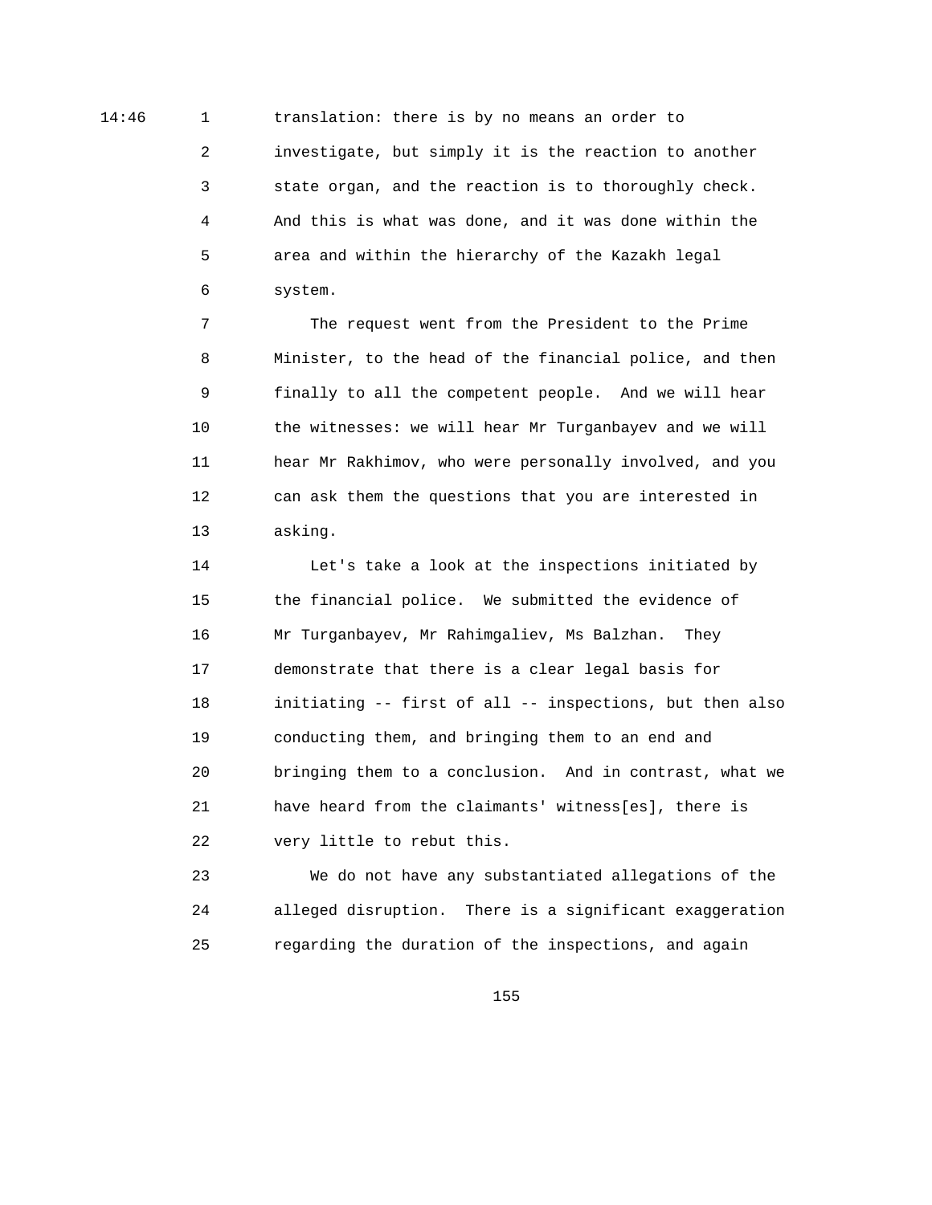translation: there is by no means an order to investigate, but simply it is the reaction to another state organ, and the reaction is to thoroughly check. And this is what was done, and it was done within the area and within the hierarchy of the Kazakh legal system.

The request went from the President to the Prime Minister, to the head of the financial police, and then finally to all the competent people. And we will hear the witnesses: we will hear Mr Turganbayev and we will hear Mr Rakhimov, who were personally involved, and you can ask them the questions that you are interested in asking.

Let's take a look at the inspections initiated by the financial police. We submitted the evidence of Mr Turganbayev, Mr Rahimgaliev, Ms Balzhan. They demonstrate that there is a clear legal basis for initiating -- first of all -- inspections, but then also conducting them, and bringing them to an end and bringing them to a conclusion. And in contrast, what we have heard from the claimants' witness[es], there is very little to rebut this.

We do not have any substantiated allegations of the alleged disruption. There is a significant exaggeration regarding the duration of the inspections, and again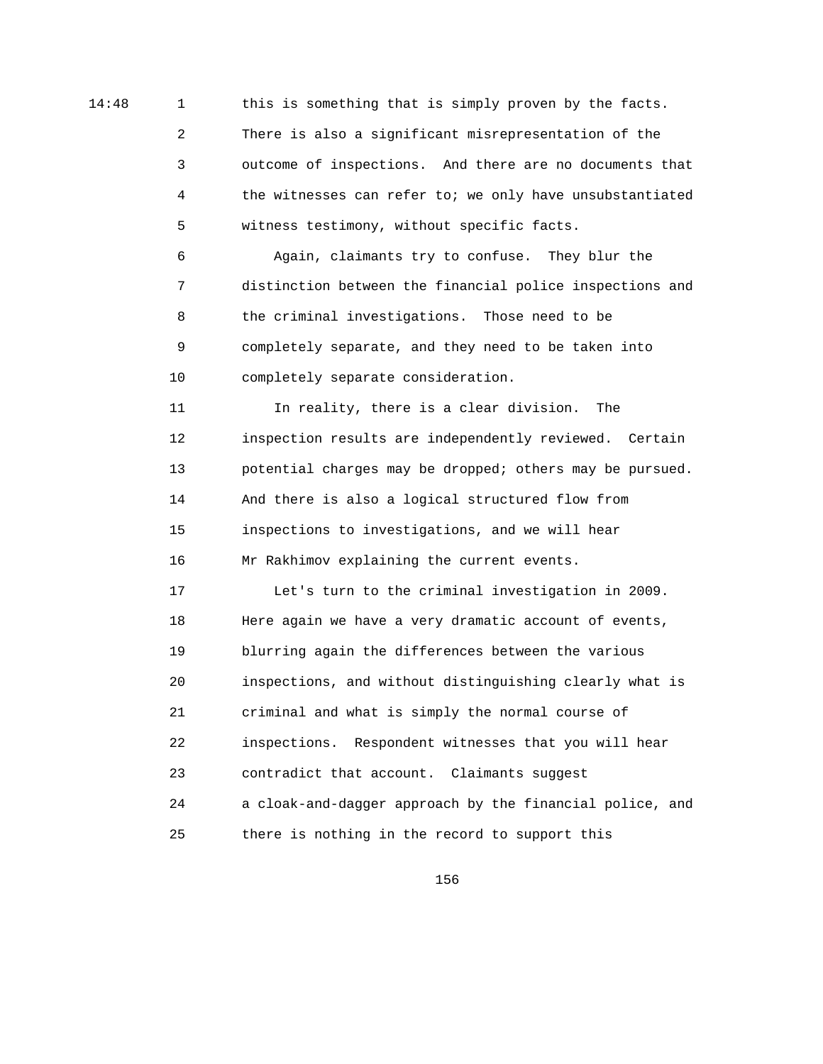this is something that is simply proven by the facts. There is also a significant misrepresentation of the outcome of inspections. And there are no documents that the witnesses can refer to; we only have unsubstantiated witness testimony, without specific facts.

Again, claimants try to confuse. They blur the distinction between the financial police inspections and the criminal investigations. Those need to be completely separate, and they need to be taken into completely separate consideration.

In reality, there is a clear division. The inspection results are independently reviewed. Certain potential charges may be dropped; others may be pursued. And there is also a logical structured flow from inspections to investigations, and we will hear Mr Rakhimov explaining the current events.

Let's turn to the criminal investigation in 2009. Here again we have a very dramatic account of events, blurring again the differences between the various inspections, and without distinguishing clearly what is criminal and what is simply the normal course of inspections. Respondent witnesses that you will hear contradict that account. Claimants suggest a cloak-and-dagger approach by the financial police, and there is nothing in the record to support this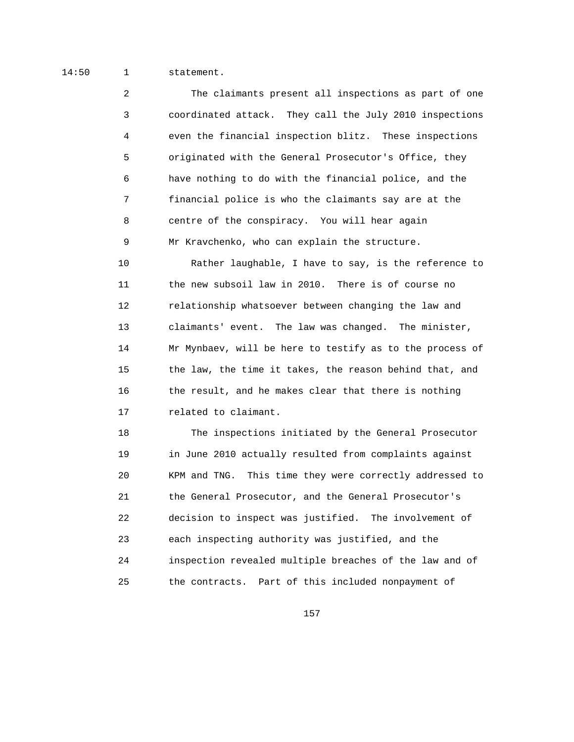statement.

The claimants present all inspections as part of one coordinated attack. They call the July 2010 inspections even the financial inspection blitz. These inspections originated with the General Prosecutor's Office, they have nothing to do with the financial police, and the financial police is who the claimants say are at the centre of the conspiracy. You will hear again Mr Kravchenko, who can explain the structure.

Rather laughable, I have to say, is the reference to the new subsoil law in 2010. There is of course no relationship whatsoever between changing the law and claimants' event. The law was changed. The minister, Mr Mynbaev, will be here to testify as to the process of the law, the time it takes, the reason behind that, and the result, and he makes clear that there is nothing related to claimant.

The inspections initiated by the General Prosecutor in June 2010 actually resulted from complaints against KPM and TNG. This time they were correctly addressed to the General Prosecutor, and the General Prosecutor's decision to inspect was justified. The involvement of each inspecting authority was justified, and the inspection revealed multiple breaches of the law and of the contracts. Part of this included nonpayment of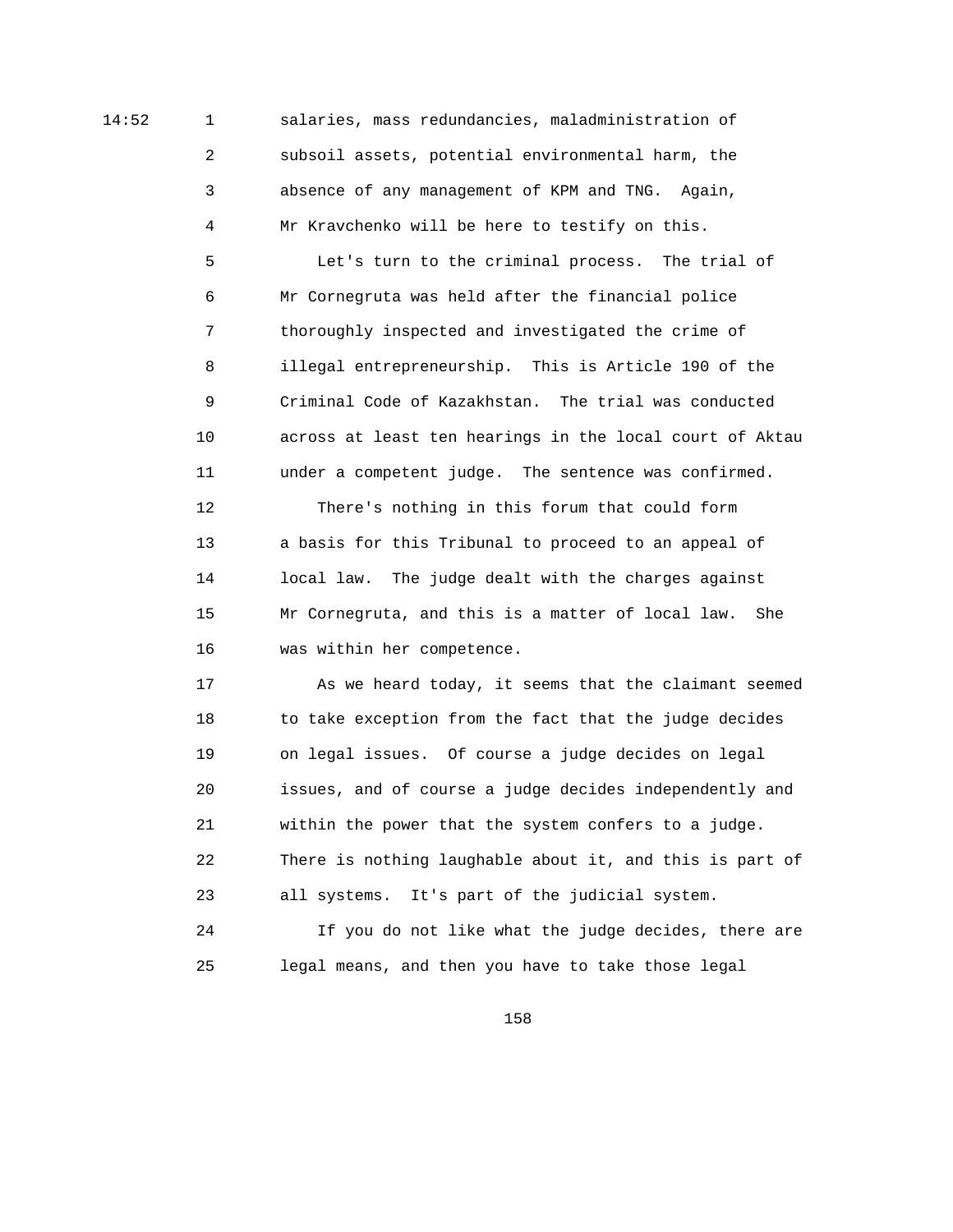salaries, mass redundancies, maladministration of subsoil assets, potential environmental harm, the absence of any management of KPM and TNG. Again, Mr Kravchenko will be here to testify on this.

Let's turn to the criminal process. The trial of Mr Cornegruta was held after the financial police thoroughly inspected and investigated the crime of illegal entrepreneurship. This is Article 190 of the Criminal Code of Kazakhstan. The trial was conducted across at least ten hearings in the local court of Aktau under a competent judge. The sentence was confirmed.

There's nothing in this forum that could form a basis for this Tribunal to proceed to an appeal of local law. The judge dealt with the charges against Mr Cornegruta, and this is a matter of local law. She was within her competence.

As we heard today, it seems that the claimant seemed to take exception from the fact that the judge decides on legal issues. Of course a judge decides on legal issues, and of course a judge decides independently and within the power that the system confers to a judge. There is nothing laughable about it, and this is part of all systems. It's part of the judicial system.

If you do not like what the judge decides, there are legal means, and then you have to take those legal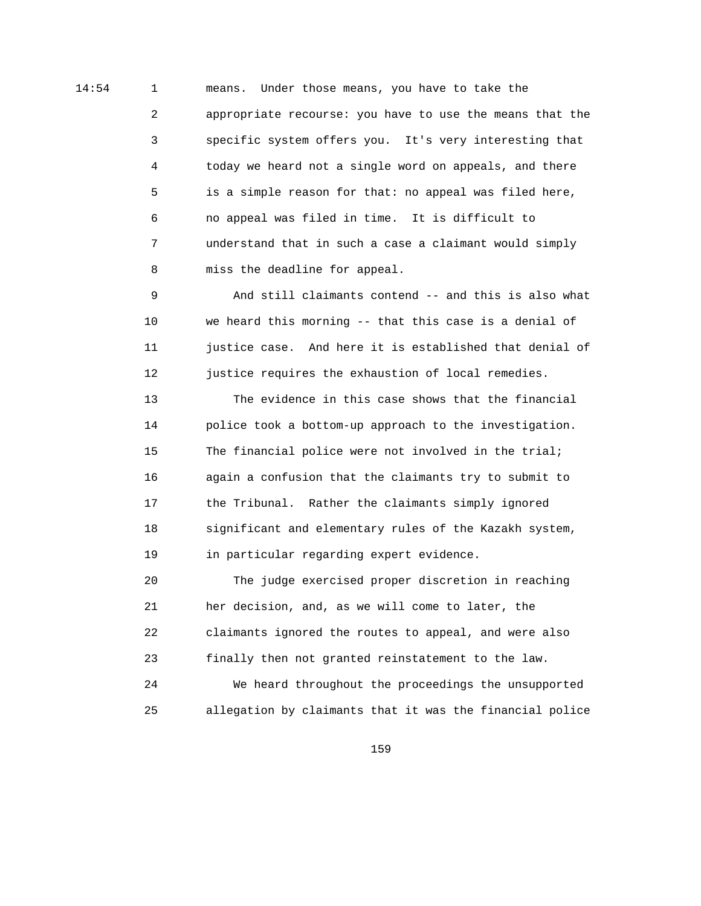means. Under those means, you have to take the appropriate recourse: you have to use the means that the specific system offers you. It's very interesting that today we heard not a single word on appeals, and there is a simple reason for that: no appeal was filed here, no appeal was filed in time. It is difficult to understand that in such a case a claimant would simply miss the deadline for appeal.

And still claimants contend -- and this is also what we heard this morning -- that this case is a denial of justice case. And here it is established that denial of justice requires the exhaustion of local remedies.

The evidence in this case shows that the financial police took a bottom-up approach to the investigation. The financial police were not involved in the trial; again a confusion that the claimants try to submit to the Tribunal. Rather the claimants simply ignored significant and elementary rules of the Kazakh system, in particular regarding expert evidence.

The judge exercised proper discretion in reaching her decision, and, as we will come to later, the claimants ignored the routes to appeal, and were also finally then not granted reinstatement to the law.

We heard throughout the proceedings the unsupported allegation by claimants that it was the financial police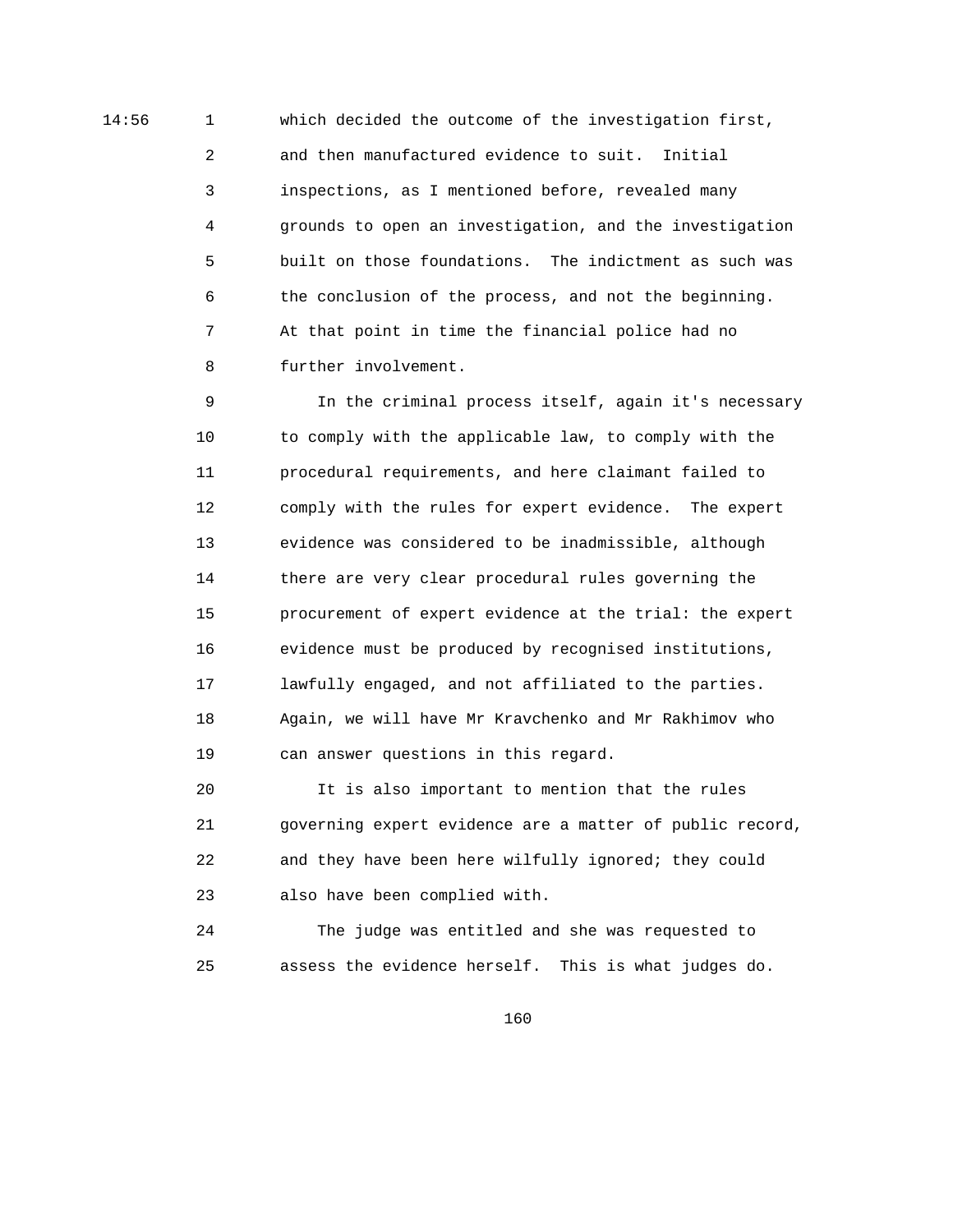which decided the outcome of the investigation first, and then manufactured evidence to suit. Initial inspections, as I mentioned before, revealed many grounds to open an investigation, and the investigation built on those foundations. The indictment as such was the conclusion of the process, and not the beginning. At that point in time the financial police had no further involvement.

In the criminal process itself, again it's necessary to comply with the applicable law, to comply with the procedural requirements, and here claimant failed to comply with the rules for expert evidence. The expert evidence was considered to be inadmissible, although there are very clear procedural rules governing the procurement of expert evidence at the trial: the expert evidence must be produced by recognised institutions, lawfully engaged, and not affiliated to the parties. Again, we will have Mr Kravchenko and Mr Rakhimov who can answer questions in this regard.

It is also important to mention that the rules governing expert evidence are a matter of public record, and they have been here wilfully ignored; they could also have been complied with.

The judge was entitled and she was requested to assess the evidence herself. This is what judges do.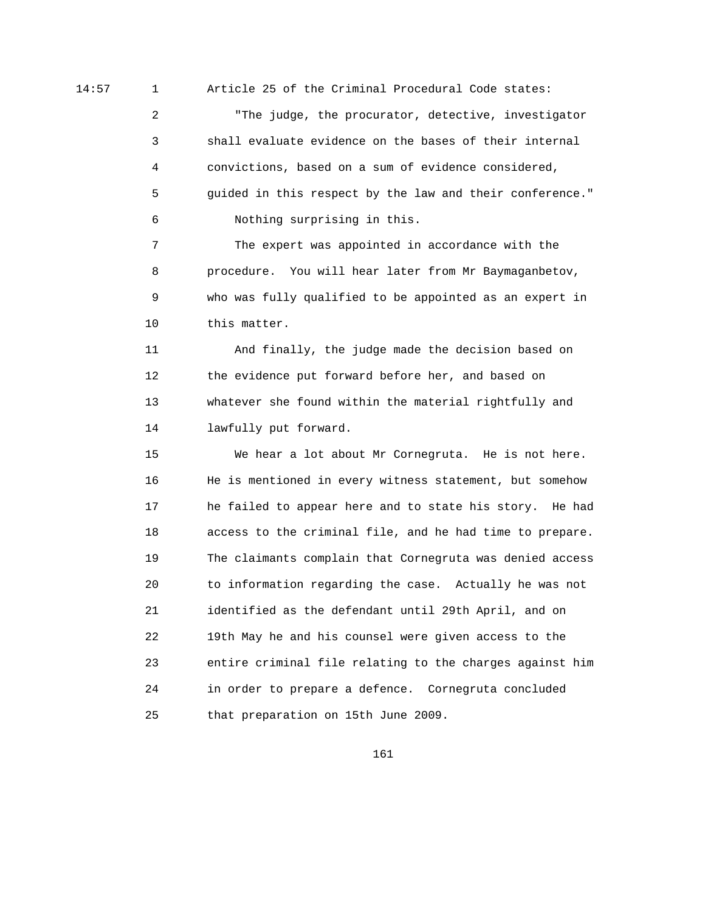Article 25 of the Criminal Procedural Code states:

"The judge, the procurator, detective, investigator shall evaluate evidence on the bases of their internal convictions, based on a sum of evidence considered, guided in this respect by the law and their conference."

Nothing surprising in this.

The expert was appointed in accordance with the procedure. You will hear later from Mr Baymaganbetov, who was fully qualified to be appointed as an expert in this matter.

And finally, the judge made the decision based on the evidence put forward before her, and based on whatever she found within the material rightfully and lawfully put forward.

We hear a lot about Mr Cornegruta. He is not here. He is mentioned in every witness statement, but somehow he failed to appear here and to state his story. He had access to the criminal file, and he had time to prepare. The claimants complain that Cornegruta was denied access to information regarding the case. Actually he was not identified as the defendant until 29th April, and on 19th May he and his counsel were given access to the entire criminal file relating to the charges against him in order to prepare a defence. Cornegruta concluded that preparation on 15th June 2009.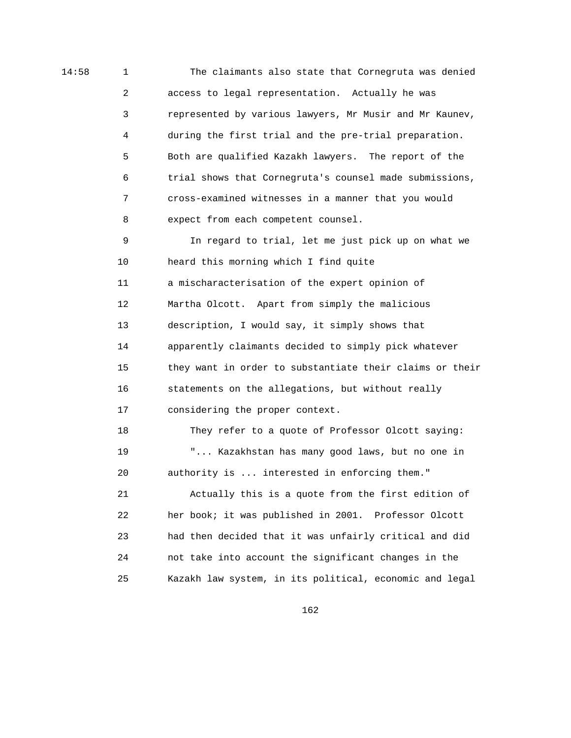The claimants also state that Cornegruta was denied access to legal representation. Actually he was represented by various lawyers, Mr Musir and Mr Kaunev, during the first trial and the pre-trial preparation. Both are qualified Kazakh lawyers. The report of the trial shows that Cornegruta's counsel made submissions, cross-examined witnesses in a manner that you would expect from each competent counsel.

In regard to trial, let me just pick up on what we heard this morning which I find quite a mischaracterisation of the expert opinion of Martha Olcott. Apart from simply the malicious description, I would say, it simply shows that apparently claimants decided to simply pick whatever they want in order to substantiate their claims or their statements on the allegations, but without really considering the proper context.

They refer to a quote of Professor Olcott saying:

"... Kazakhstan has many good laws, but no one in authority is ... interested in enforcing them."

Actually this is a quote from the first edition of her book; it was published in 2001. Professor Olcott had then decided that it was unfairly critical and did not take into account the significant changes in the Kazakh law system, in its political, economic and legal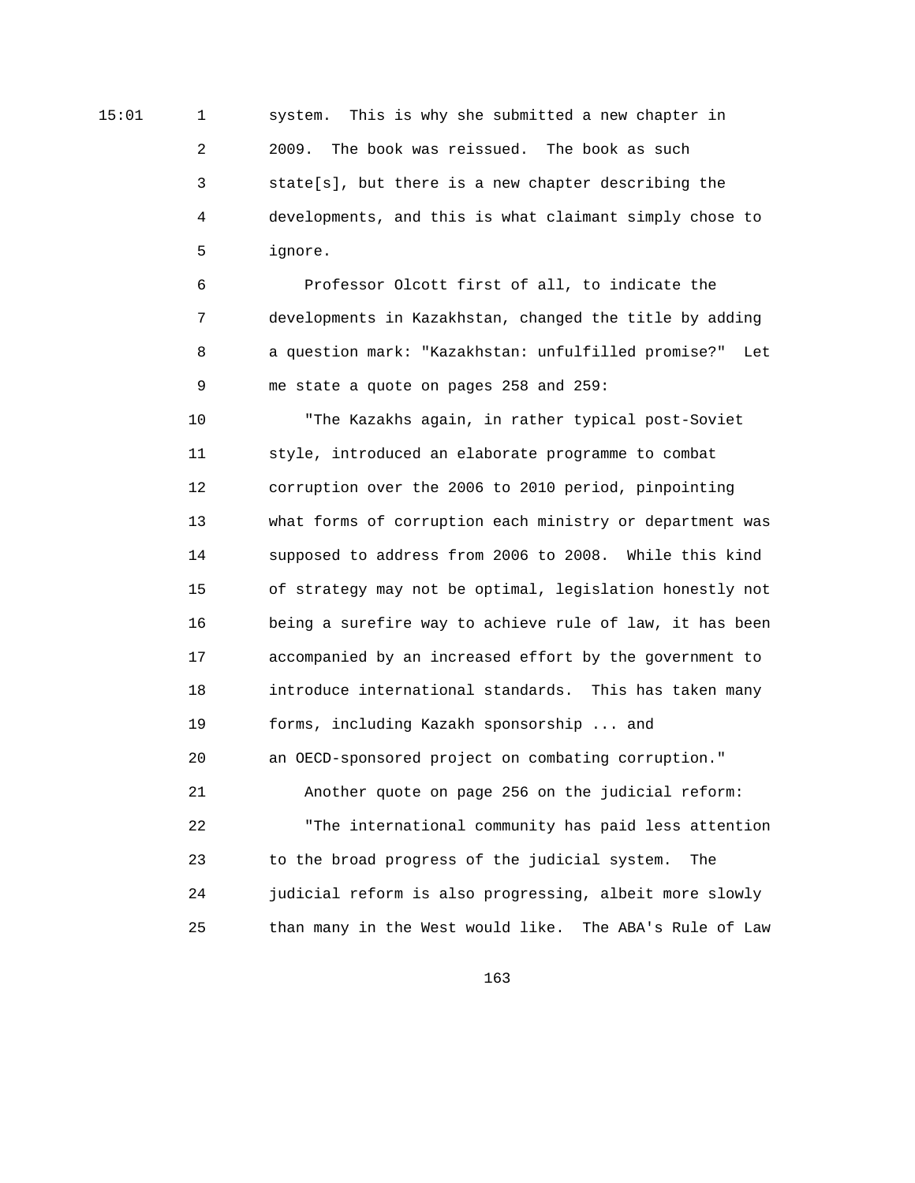15:01 1 system. This is why she submitted a new chapter in
2 2009. The book was reissued. The book as such
3 state[s], but there is a new chapter describing the
4 developments, and this is what claimant simply chose to
5 ignore.

6 Professor Olcott first of all, to indicate the
7 developments in Kazakhstan, changed the title by adding
8 a question mark: "Kazakhstan: unfulfilled promise?" Let
9 me state a quote on pages 258 and 259:

10 "The Kazakhs again, in rather typical post-Soviet
11 style, introduced an elaborate programme to combat
12 corruption over the 2006 to 2010 period, pinpointing
13 what forms of corruption each ministry or department was
14 supposed to address from 2006 to 2008. While this kind
15 of strategy may not be optimal, legislation honestly not
16 being a surefire way to achieve rule of law, it has been
17 accompanied by an increased effort by the government to
18 introduce international standards. This has taken many
19 forms, including Kazakh sponsorship ... and
20 an OECD-sponsored project on combating corruption."

21 Another quote on page 256 on the judicial reform:

22 "The international community has paid less attention
23 to the broad progress of the judicial system. The
24 judicial reform is also progressing, albeit more slowly
25 than many in the West would like. The ABA's Rule of Law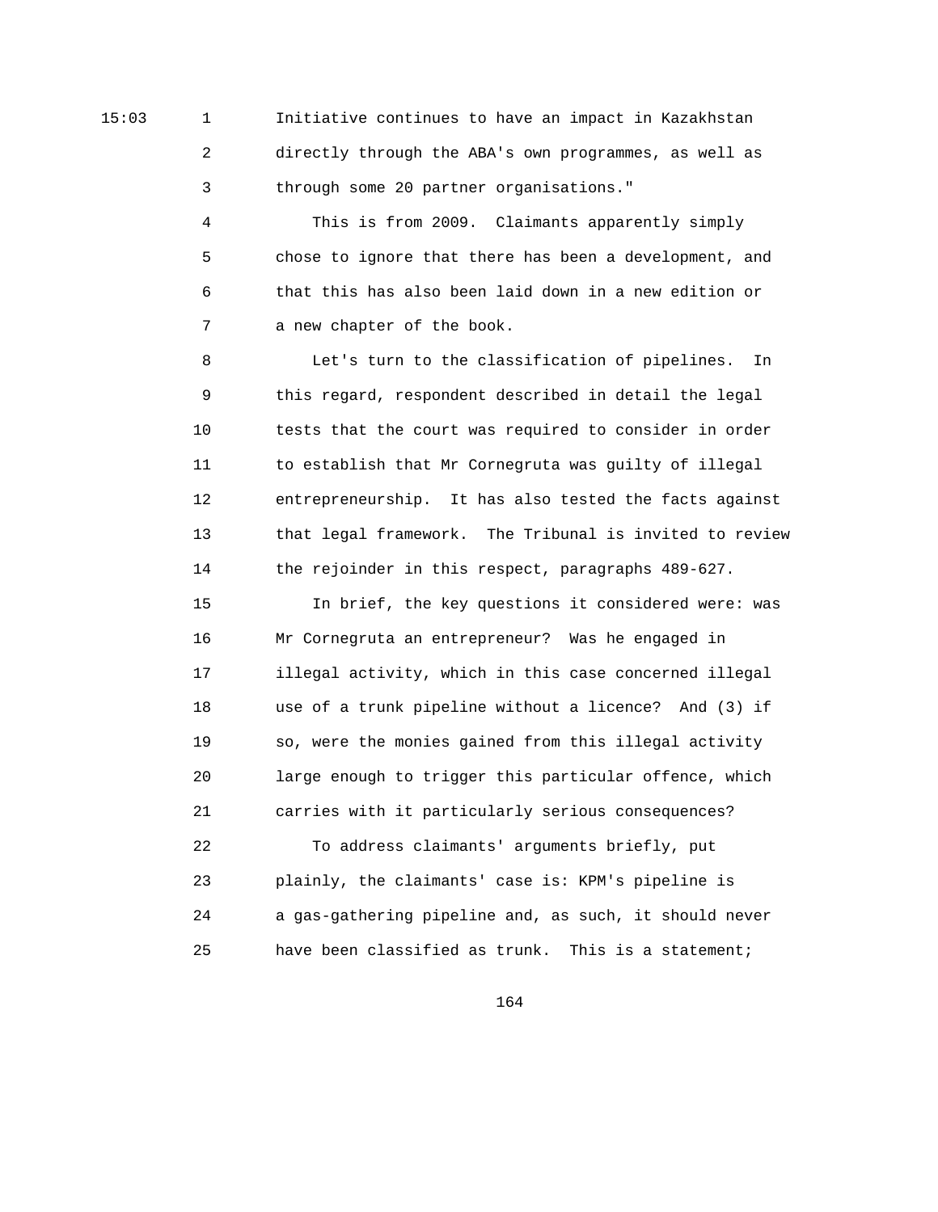Initiative continues to have an impact in Kazakhstan directly through the ABA's own programmes, as well as through some 20 partner organisations."

This is from 2009. Claimants apparently simply chose to ignore that there has been a development, and that this has also been laid down in a new edition or a new chapter of the book.

Let's turn to the classification of pipelines. In this regard, respondent described in detail the legal tests that the court was required to consider in order to establish that Mr Cornegruta was guilty of illegal entrepreneurship. It has also tested the facts against that legal framework. The Tribunal is invited to review the rejoinder in this respect, paragraphs 489-627.

In brief, the key questions it considered were: was Mr Cornegruta an entrepreneur? Was he engaged in illegal activity, which in this case concerned illegal use of a trunk pipeline without a licence? And (3) if so, were the monies gained from this illegal activity large enough to trigger this particular offence, which carries with it particularly serious consequences?

To address claimants' arguments briefly, put plainly, the claimants' case is: KPM's pipeline is a gas-gathering pipeline and, as such, it should never have been classified as trunk. This is a statement;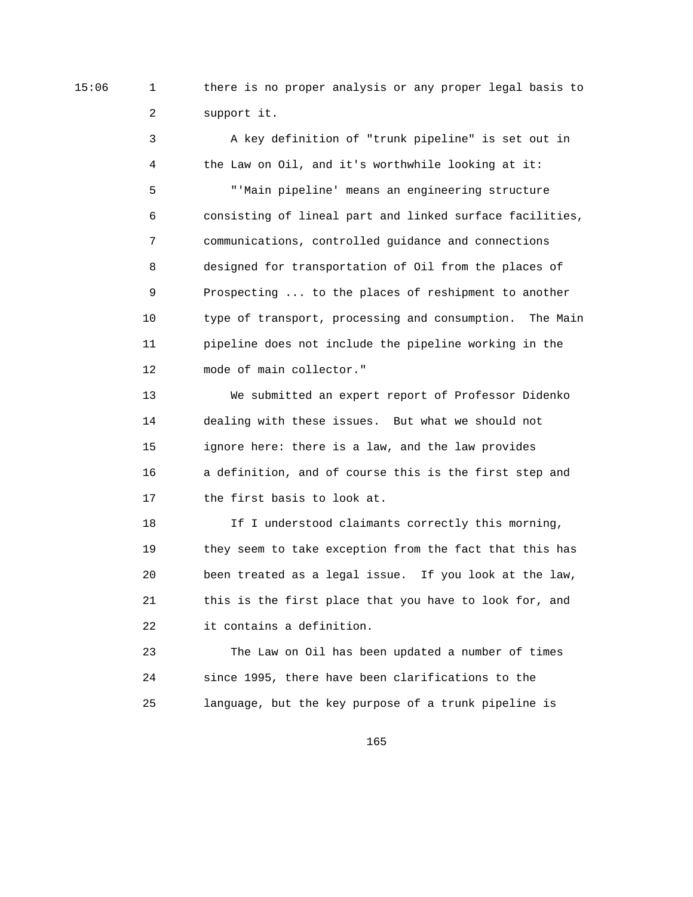there is no proper analysis or any proper legal basis to support it.

A key definition of "trunk pipeline" is set out in the Law on Oil, and it's worthwhile looking at it:

"'Main pipeline' means an engineering structure consisting of lineal part and linked surface facilities, communications, controlled guidance and connections designed for transportation of Oil from the places of Prospecting ... to the places of reshipment to another type of transport, processing and consumption. The Main pipeline does not include the pipeline working in the mode of main collector."

We submitted an expert report of Professor Didenko dealing with these issues. But what we should not ignore here: there is a law, and the law provides a definition, and of course this is the first step and the first basis to look at.

If I understood claimants correctly this morning, they seem to take exception from the fact that this has been treated as a legal issue. If you look at the law, this is the first place that you have to look for, and it contains a definition.

The Law on Oil has been updated a number of times since 1995, there have been clarifications to the language, but the key purpose of a trunk pipeline is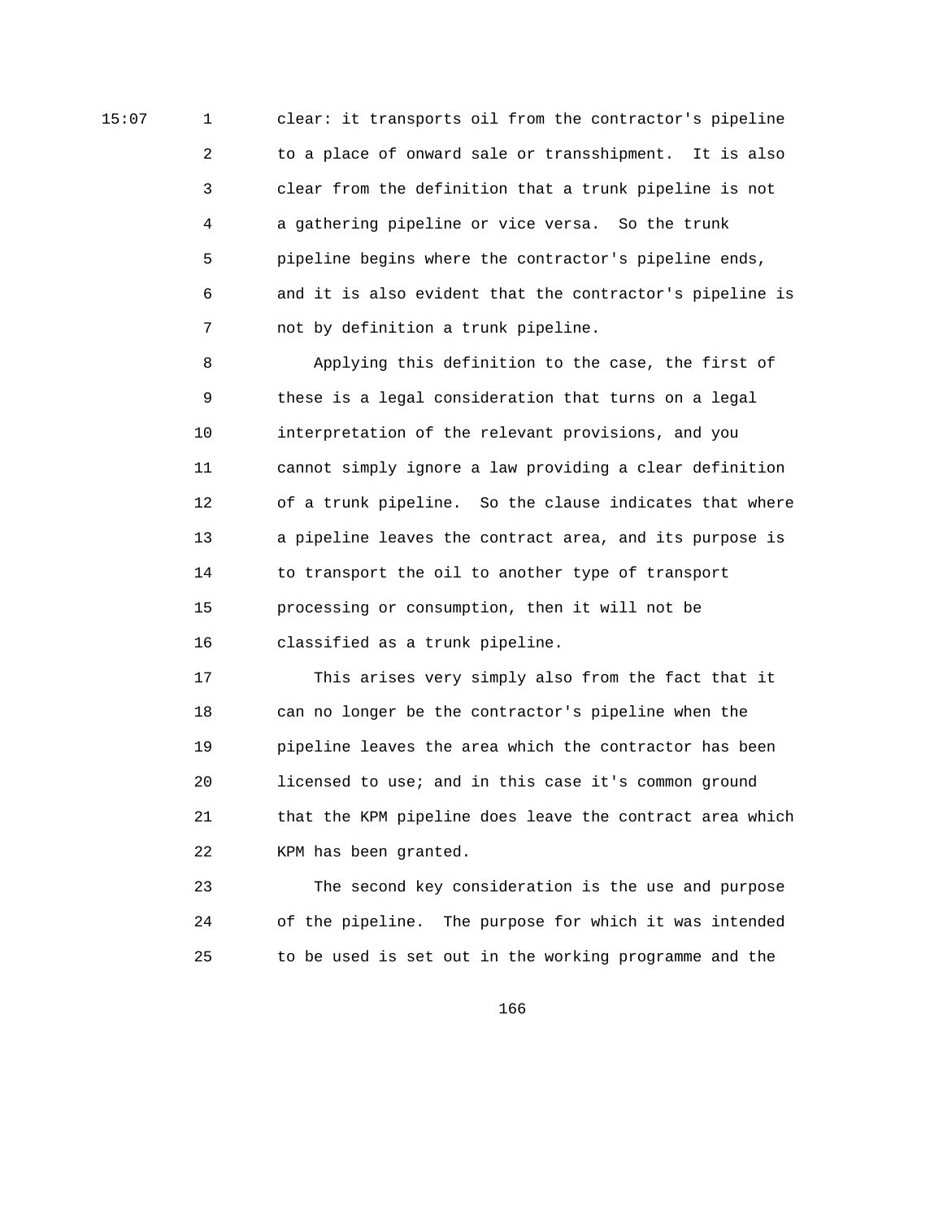clear: it transports oil from the contractor's pipeline to a place of onward sale or transshipment. It is also clear from the definition that a trunk pipeline is not a gathering pipeline or vice versa. So the trunk pipeline begins where the contractor's pipeline ends, and it is also evident that the contractor's pipeline is not by definition a trunk pipeline.

Applying this definition to the case, the first of these is a legal consideration that turns on a legal interpretation of the relevant provisions, and you cannot simply ignore a law providing a clear definition of a trunk pipeline. So the clause indicates that where a pipeline leaves the contract area, and its purpose is to transport the oil to another type of transport processing or consumption, then it will not be classified as a trunk pipeline.

This arises very simply also from the fact that it can no longer be the contractor's pipeline when the pipeline leaves the area which the contractor has been licensed to use; and in this case it's common ground that the KPM pipeline does leave the contract area which KPM has been granted.

The second key consideration is the use and purpose of the pipeline. The purpose for which it was intended to be used is set out in the working programme and the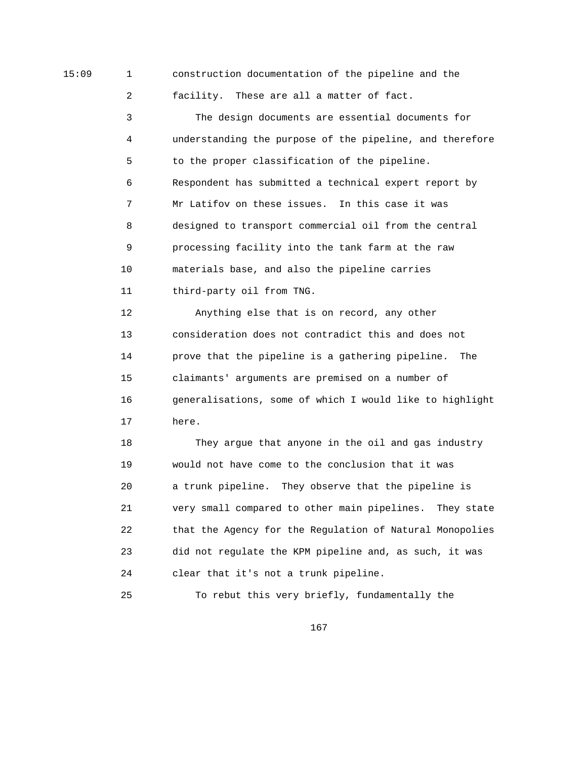construction documentation of the pipeline and the facility. These are all a matter of fact.

The design documents are essential documents for understanding the purpose of the pipeline, and therefore to the proper classification of the pipeline. Respondent has submitted a technical expert report by Mr Latifov on these issues. In this case it was designed to transport commercial oil from the central processing facility into the tank farm at the raw materials base, and also the pipeline carries third-party oil from TNG.

Anything else that is on record, any other consideration does not contradict this and does not prove that the pipeline is a gathering pipeline. The claimants' arguments are premised on a number of generalisations, some of which I would like to highlight here.

They argue that anyone in the oil and gas industry would not have come to the conclusion that it was a trunk pipeline. They observe that the pipeline is very small compared to other main pipelines. They state that the Agency for the Regulation of Natural Monopolies did not regulate the KPM pipeline and, as such, it was clear that it's not a trunk pipeline.

To rebut this very briefly, fundamentally the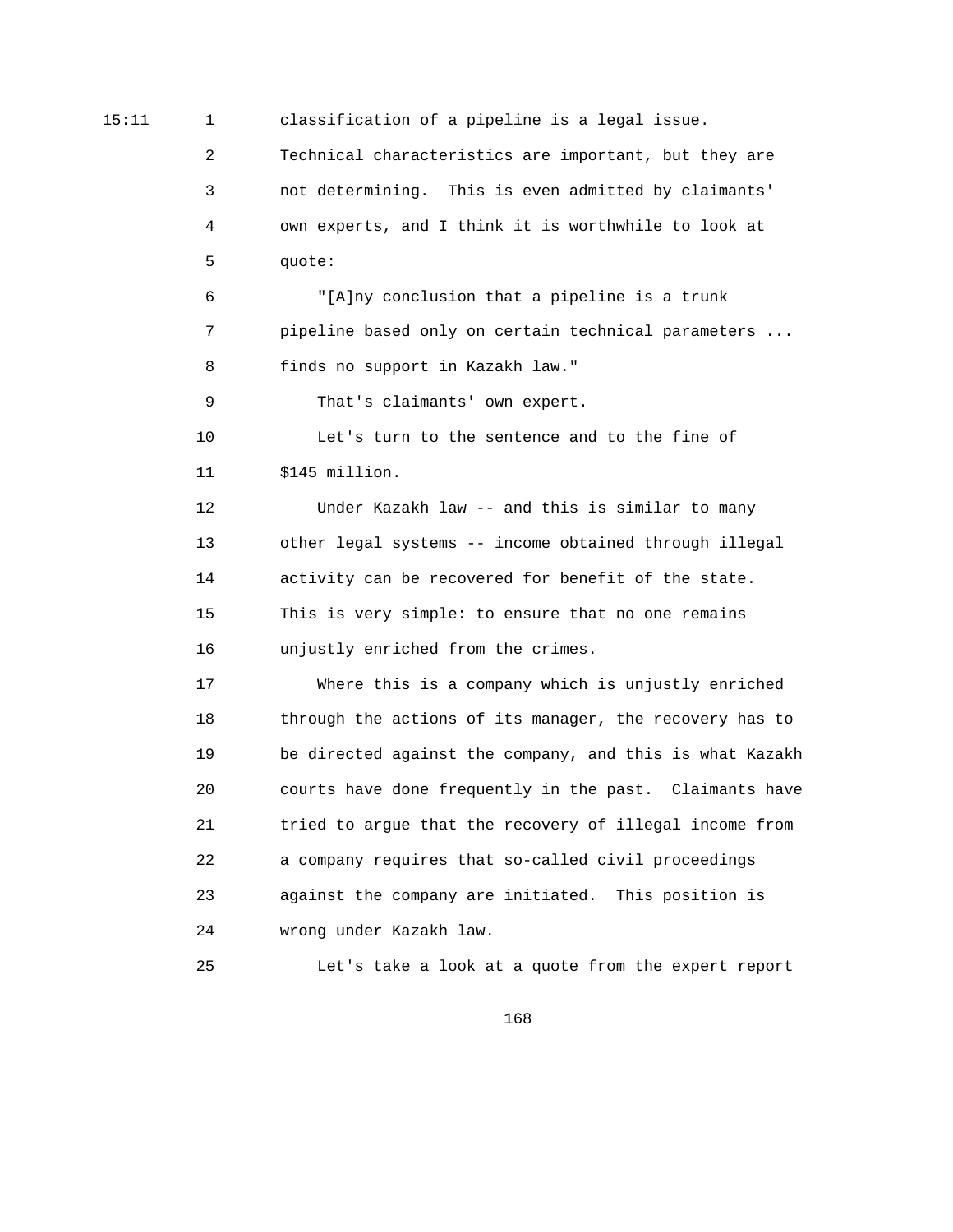classification of a pipeline is a legal issue. Technical characteristics are important, but they are not determining. This is even admitted by claimants' own experts, and I think it is worthwhile to look at quote:

"[A]ny conclusion that a pipeline is a trunk pipeline based only on certain technical parameters ... finds no support in Kazakh law."

That's claimants' own expert.

Let's turn to the sentence and to the fine of $145 million.

Under Kazakh law -- and this is similar to many other legal systems -- income obtained through illegal activity can be recovered for benefit of the state. This is very simple: to ensure that no one remains unjustly enriched from the crimes.

Where this is a company which is unjustly enriched through the actions of its manager, the recovery has to be directed against the company, and this is what Kazakh courts have done frequently in the past. Claimants have tried to argue that the recovery of illegal income from a company requires that so-called civil proceedings against the company are initiated. This position is wrong under Kazakh law.

Let's take a look at a quote from the expert report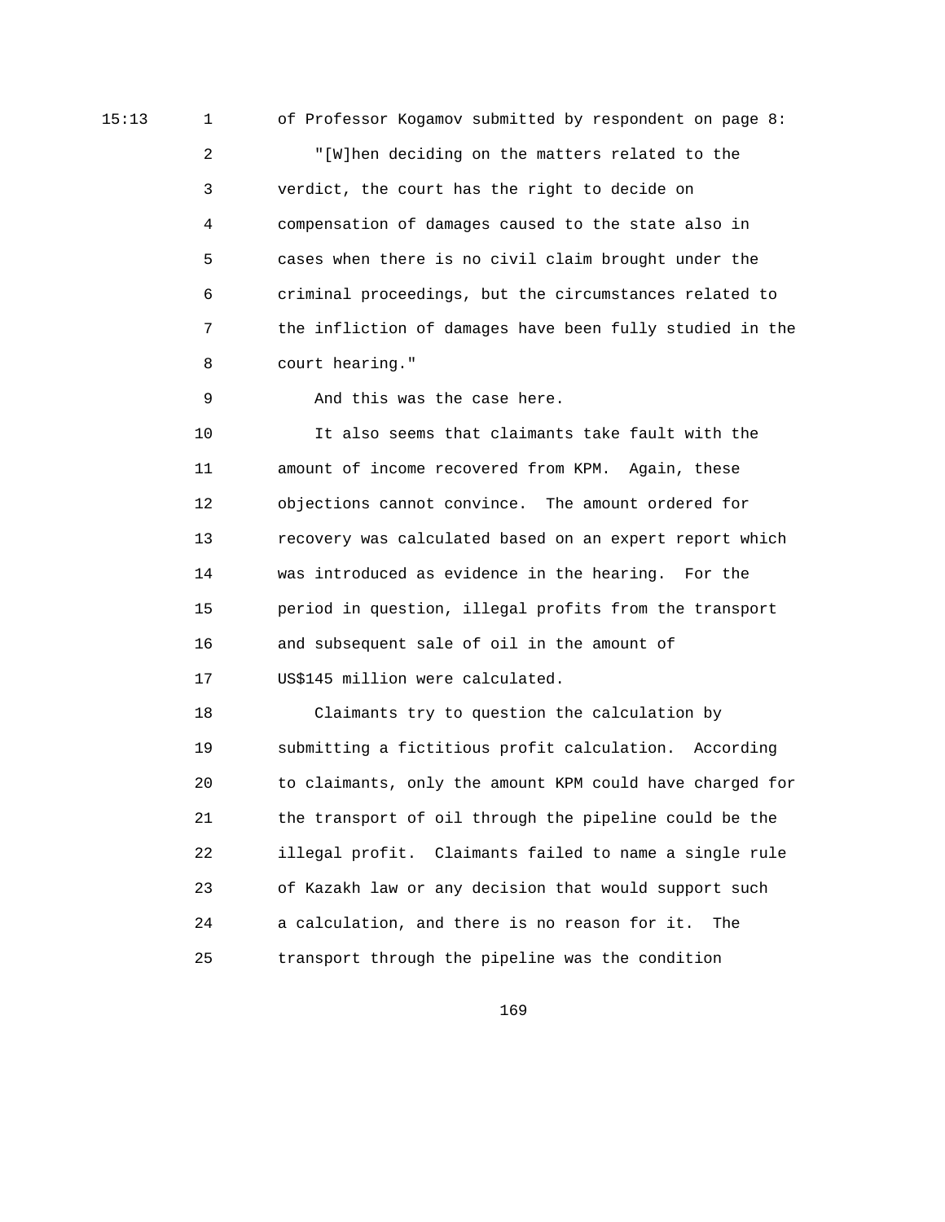of Professor Kogamov submitted by respondent on page 8:

"[W]hen deciding on the matters related to the verdict, the court has the right to decide on compensation of damages caused to the state also in cases when there is no civil claim brought under the criminal proceedings, but the circumstances related to the infliction of damages have been fully studied in the court hearing."

And this was the case here.

It also seems that claimants take fault with the amount of income recovered from KPM. Again, these objections cannot convince. The amount ordered for recovery was calculated based on an expert report which was introduced as evidence in the hearing. For the period in question, illegal profits from the transport and subsequent sale of oil in the amount of US$145 million were calculated.

Claimants try to question the calculation by submitting a fictitious profit calculation. According to claimants, only the amount KPM could have charged for the transport of oil through the pipeline could be the illegal profit. Claimants failed to name a single rule of Kazakh law or any decision that would support such a calculation, and there is no reason for it. The transport through the pipeline was the condition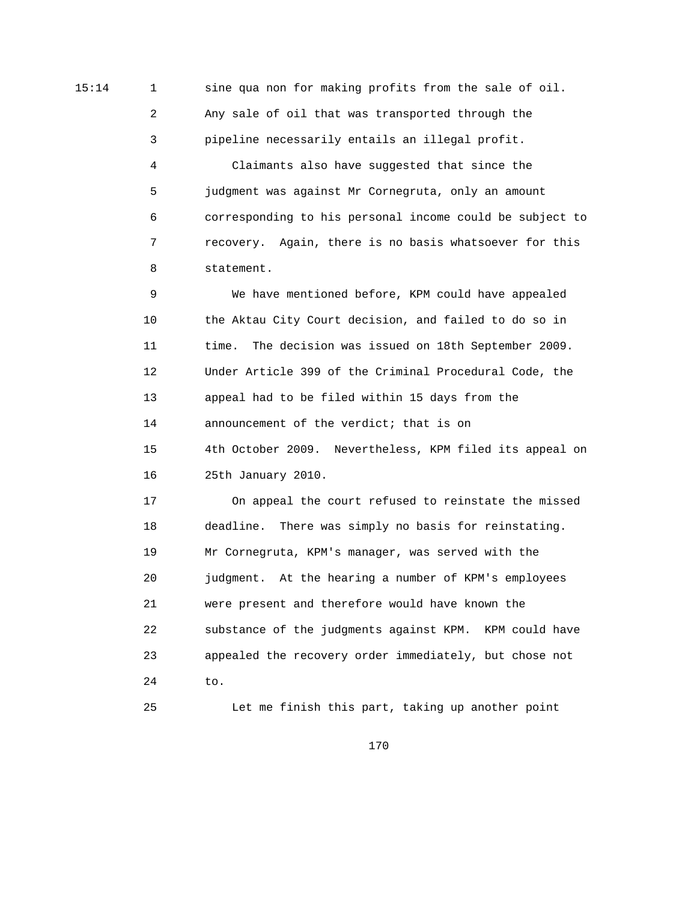sine qua non for making profits from the sale of oil. Any sale of oil that was transported through the pipeline necessarily entails an illegal profit.

Claimants also have suggested that since the judgment was against Mr Cornegruta, only an amount corresponding to his personal income could be subject to recovery. Again, there is no basis whatsoever for this statement.

We have mentioned before, KPM could have appealed the Aktau City Court decision, and failed to do so in time. The decision was issued on 18th September 2009. Under Article 399 of the Criminal Procedural Code, the appeal had to be filed within 15 days from the announcement of the verdict; that is on 4th October 2009. Nevertheless, KPM filed its appeal on 25th January 2010.

On appeal the court refused to reinstate the missed deadline. There was simply no basis for reinstating. Mr Cornegruta, KPM's manager, was served with the judgment. At the hearing a number of KPM's employees were present and therefore would have known the substance of the judgments against KPM. KPM could have appealed the recovery order immediately, but chose not to.

Let me finish this part, taking up another point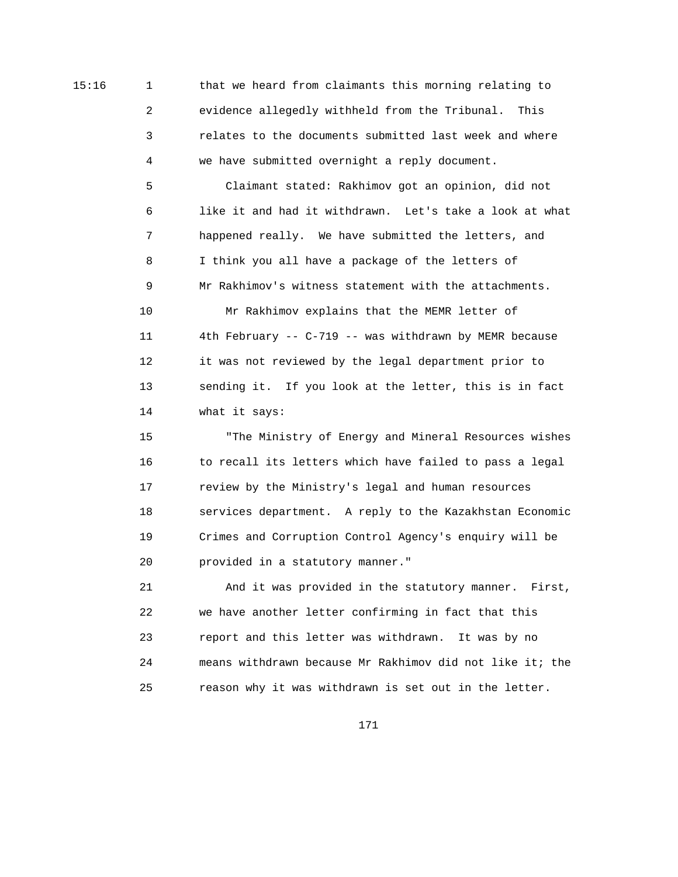that we heard from claimants this morning relating to evidence allegedly withheld from the Tribunal. This relates to the documents submitted last week and where we have submitted overnight a reply document.

Claimant stated: Rakhimov got an opinion, did not like it and had it withdrawn. Let's take a look at what happened really. We have submitted the letters, and I think you all have a package of the letters of Mr Rakhimov's witness statement with the attachments.

Mr Rakhimov explains that the MEMR letter of 4th February -- C-719 -- was withdrawn by MEMR because it was not reviewed by the legal department prior to sending it. If you look at the letter, this is in fact what it says:

"The Ministry of Energy and Mineral Resources wishes to recall its letters which have failed to pass a legal review by the Ministry's legal and human resources services department. A reply to the Kazakhstan Economic Crimes and Corruption Control Agency's enquiry will be provided in a statutory manner."

And it was provided in the statutory manner. First, we have another letter confirming in fact that this report and this letter was withdrawn. It was by no means withdrawn because Mr Rakhimov did not like it; the reason why it was withdrawn is set out in the letter.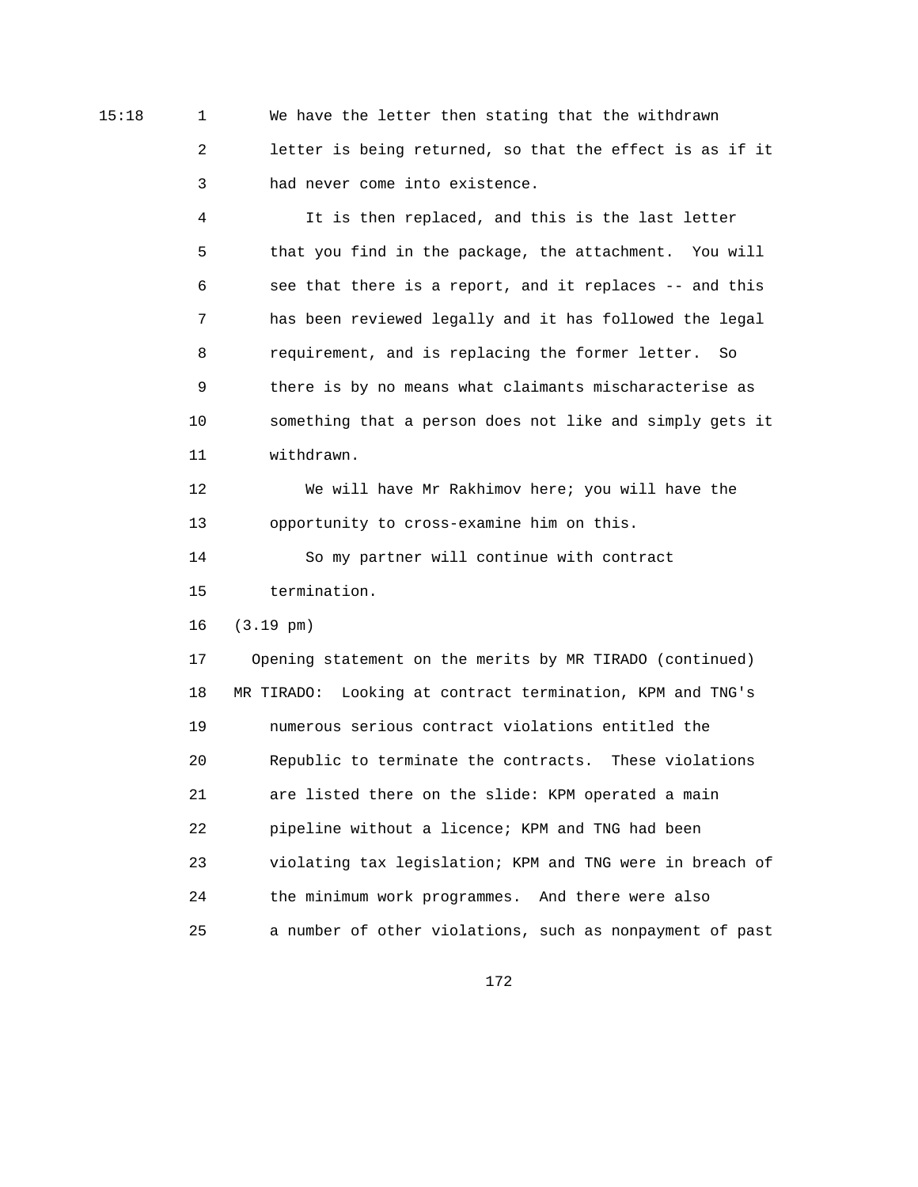We have the letter then stating that the withdrawn letter is being returned, so that the effect is as if it had never come into existence.

It is then replaced, and this is the last letter that you find in the package, the attachment. You will see that there is a report, and it replaces -- and this has been reviewed legally and it has followed the legal requirement, and is replacing the former letter. So there is by no means what claimants mischaracterise as something that a person does not like and simply gets it withdrawn.

We will have Mr Rakhimov here; you will have the opportunity to cross-examine him on this.

So my partner will continue with contract termination.

(3.19 pm)

Opening statement on the merits by MR TIRADO (continued)

MR TIRADO: Looking at contract termination, KPM and TNG's numerous serious contract violations entitled the Republic to terminate the contracts. These violations are listed there on the slide: KPM operated a main pipeline without a licence; KPM and TNG had been violating tax legislation; KPM and TNG were in breach of the minimum work programmes. And there were also a number of other violations, such as nonpayment of past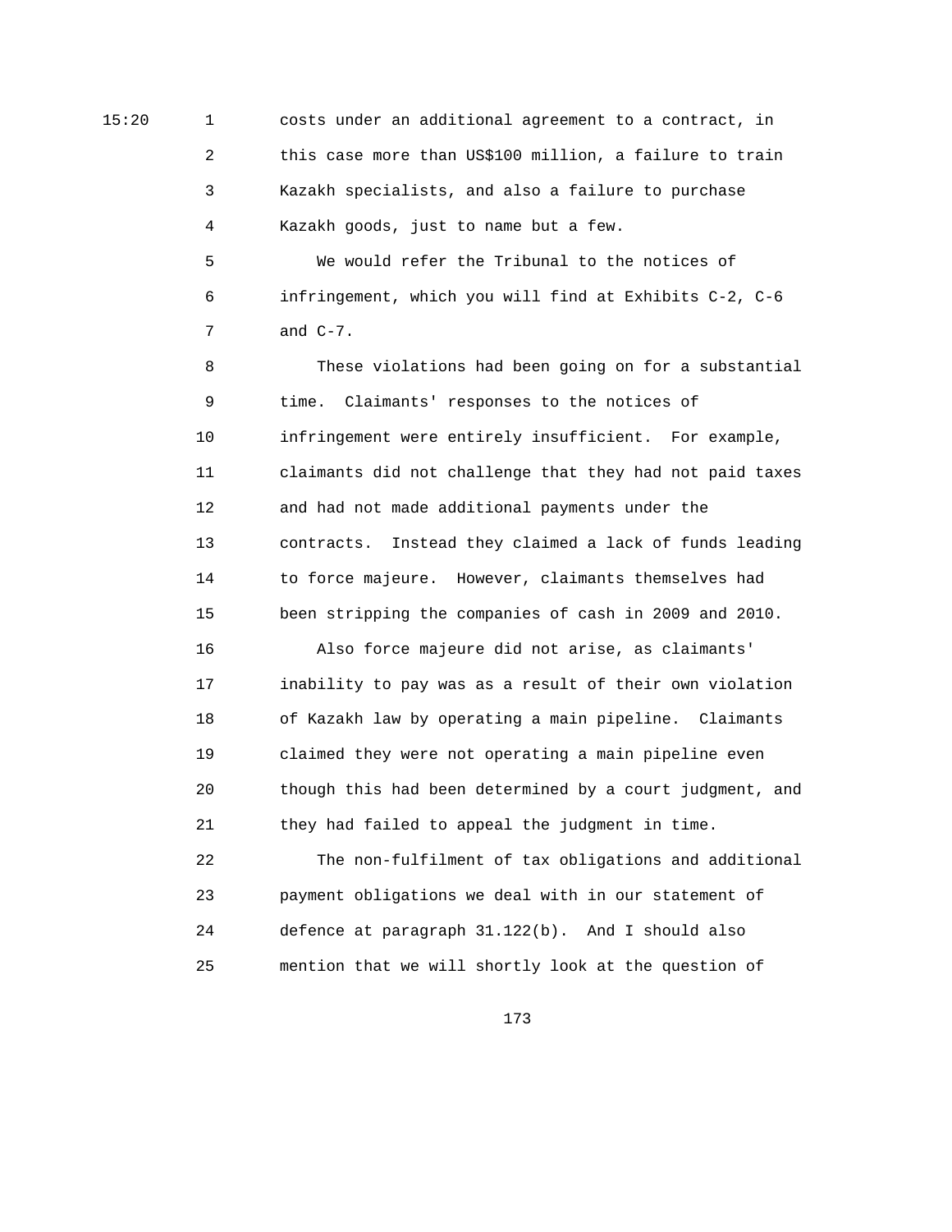costs under an additional agreement to a contract, in this case more than US$100 million, a failure to train Kazakh specialists, and also a failure to purchase Kazakh goods, just to name but a few.

We would refer the Tribunal to the notices of infringement, which you will find at Exhibits C-2, C-6 and C-7.

These violations had been going on for a substantial time. Claimants' responses to the notices of infringement were entirely insufficient. For example, claimants did not challenge that they had not paid taxes and had not made additional payments under the contracts. Instead they claimed a lack of funds leading to force majeure. However, claimants themselves had been stripping the companies of cash in 2009 and 2010.

Also force majeure did not arise, as claimants' inability to pay was as a result of their own violation of Kazakh law by operating a main pipeline. Claimants claimed they were not operating a main pipeline even though this had been determined by a court judgment, and they had failed to appeal the judgment in time.

The non-fulfilment of tax obligations and additional payment obligations we deal with in our statement of defence at paragraph 31.122(b). And I should also mention that we will shortly look at the question of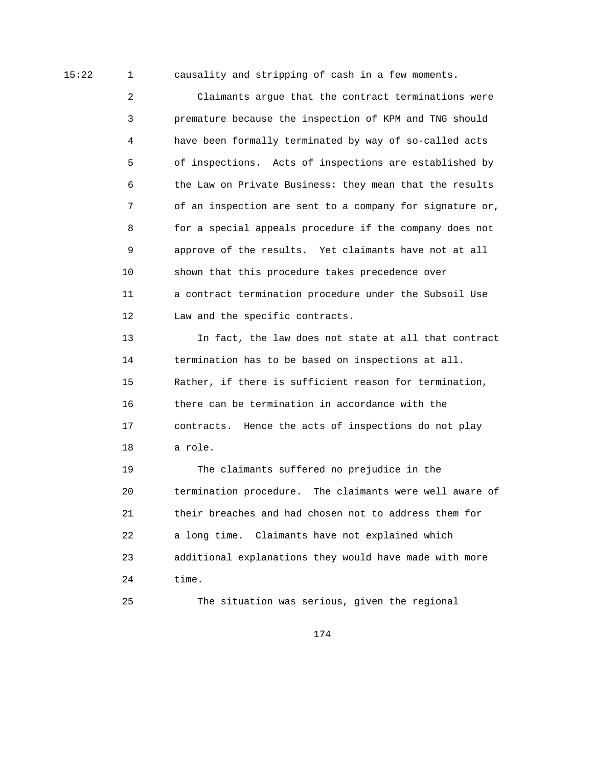causality and stripping of cash in a few moments.

Claimants argue that the contract terminations were premature because the inspection of KPM and TNG should have been formally terminated by way of so-called acts of inspections. Acts of inspections are established by the Law on Private Business: they mean that the results of an inspection are sent to a company for signature or, for a special appeals procedure if the company does not approve of the results. Yet claimants have not at all shown that this procedure takes precedence over a contract termination procedure under the Subsoil Use Law and the specific contracts.

In fact, the law does not state at all that contract termination has to be based on inspections at all. Rather, if there is sufficient reason for termination, there can be termination in accordance with the contracts. Hence the acts of inspections do not play a role.

The claimants suffered no prejudice in the termination procedure. The claimants were well aware of their breaches and had chosen not to address them for a long time. Claimants have not explained which additional explanations they would have made with more time.

The situation was serious, given the regional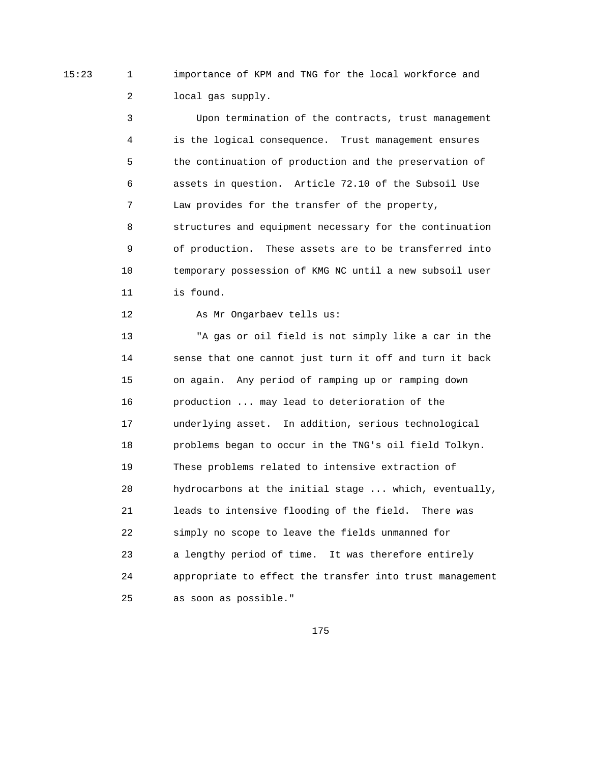importance of KPM and TNG for the local workforce and local gas supply.

Upon termination of the contracts, trust management is the logical consequence. Trust management ensures the continuation of production and the preservation of assets in question. Article 72.10 of the Subsoil Use Law provides for the transfer of the property, structures and equipment necessary for the continuation of production. These assets are to be transferred into temporary possession of KMG NC until a new subsoil user is found.

As Mr Ongarbaev tells us:

"A gas or oil field is not simply like a car in the sense that one cannot just turn it off and turn it back on again. Any period of ramping up or ramping down production ... may lead to deterioration of the underlying asset. In addition, serious technological problems began to occur in the TNG's oil field Tolkyn. These problems related to intensive extraction of hydrocarbons at the initial stage ... which, eventually, leads to intensive flooding of the field. There was simply no scope to leave the fields unmanned for a lengthy period of time. It was therefore entirely appropriate to effect the transfer into trust management as soon as possible."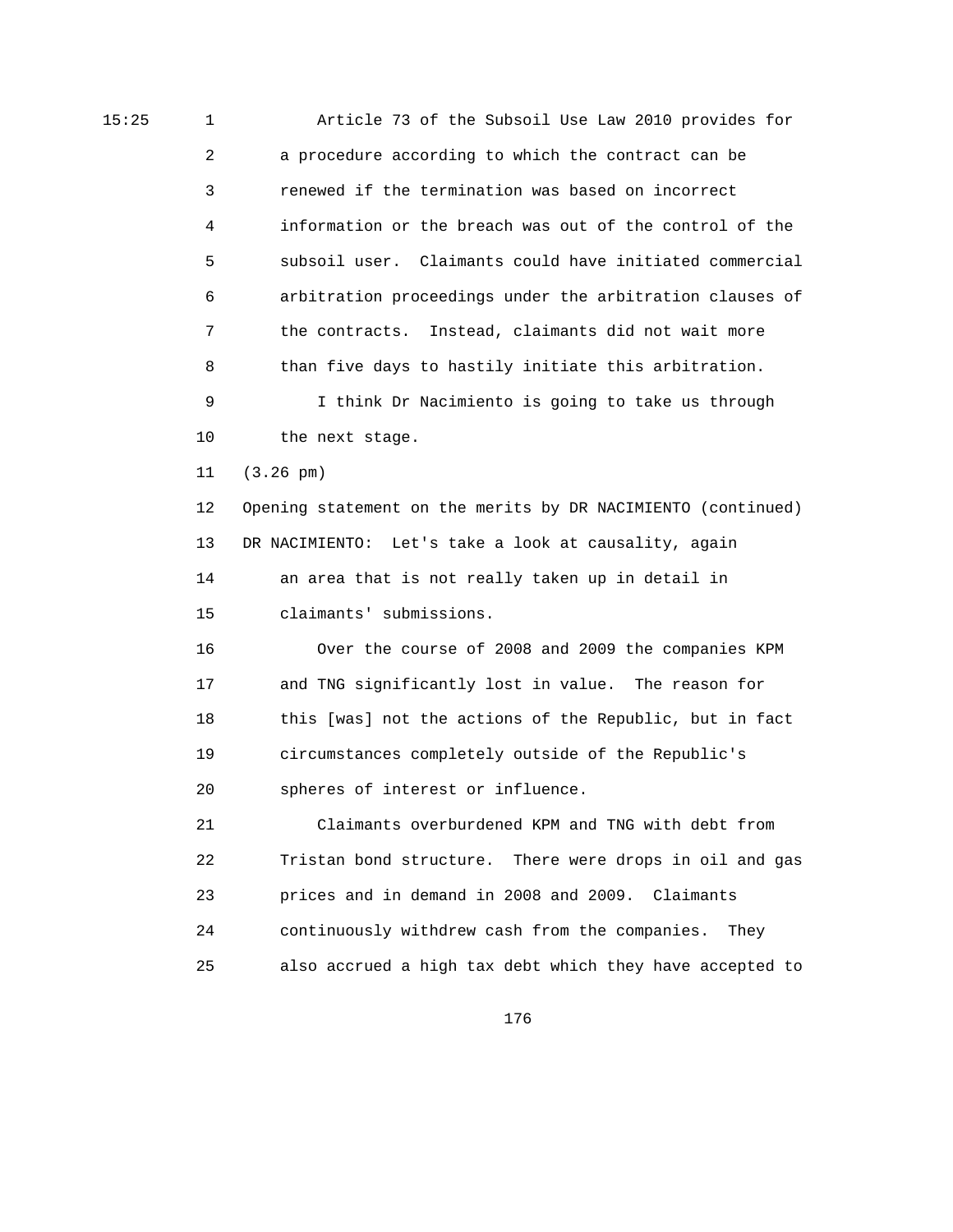Article 73 of the Subsoil Use Law 2010 provides for a procedure according to which the contract can be renewed if the termination was based on incorrect information or the breach was out of the control of the subsoil user. Claimants could have initiated commercial arbitration proceedings under the arbitration clauses of the contracts. Instead, claimants did not wait more than five days to hastily initiate this arbitration.

I think Dr Nacimiento is going to take us through the next stage.

(3.26 pm)

Opening statement on the merits by DR NACIMIENTO (continued)

DR NACIMIENTO: Let's take a look at causality, again an area that is not really taken up in detail in claimants' submissions.

Over the course of 2008 and 2009 the companies KPM and TNG significantly lost in value. The reason for this [was] not the actions of the Republic, but in fact circumstances completely outside of the Republic's spheres of interest or influence.

Claimants overburdened KPM and TNG with debt from Tristan bond structure. There were drops in oil and gas prices and in demand in 2008 and 2009. Claimants continuously withdrew cash from the companies. They also accrued a high tax debt which they have accepted to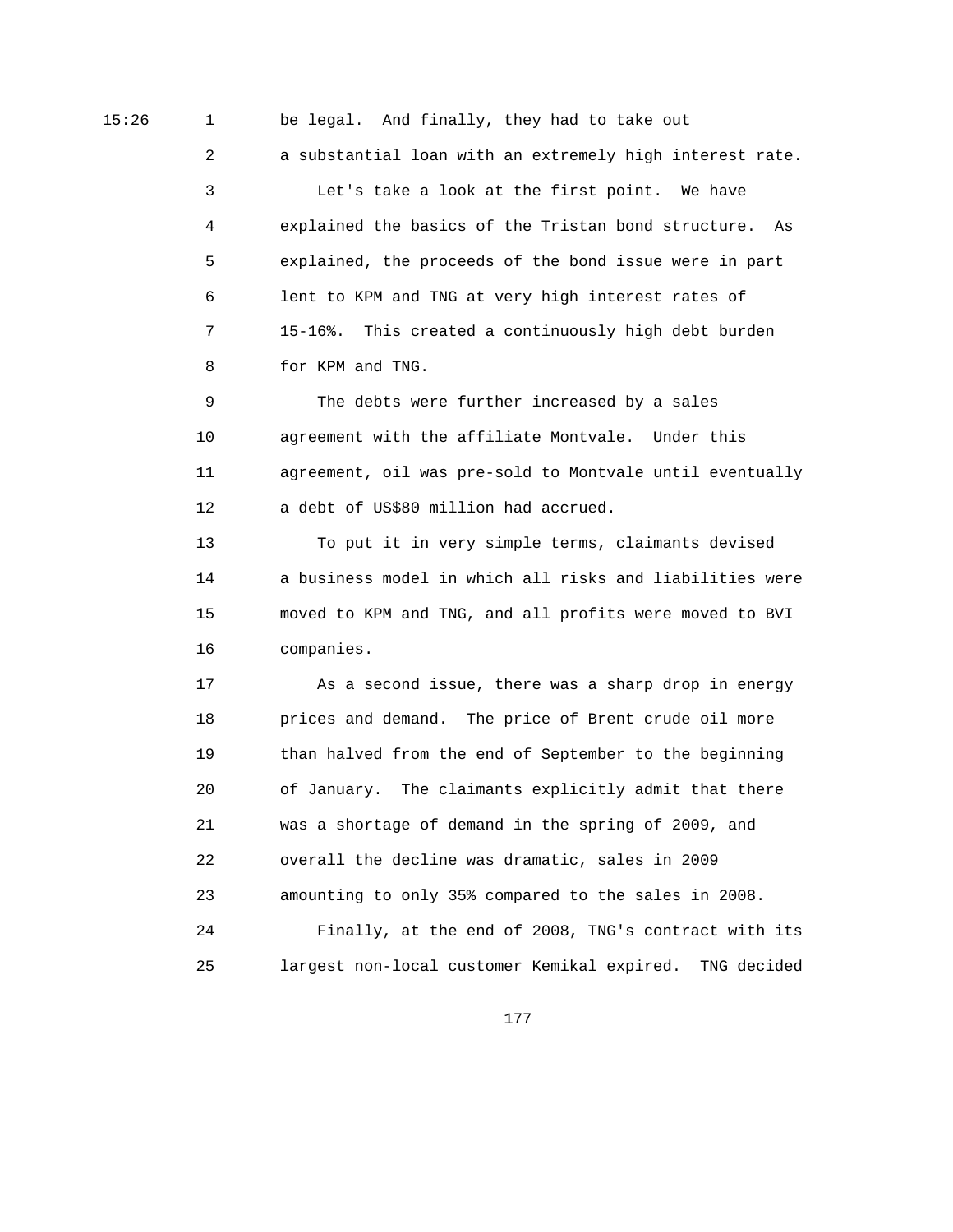be legal. And finally, they had to take out a substantial loan with an extremely high interest rate.

Let's take a look at the first point. We have explained the basics of the Tristan bond structure. As explained, the proceeds of the bond issue were in part lent to KPM and TNG at very high interest rates of 15-16%. This created a continuously high debt burden for KPM and TNG.

The debts were further increased by a sales agreement with the affiliate Montvale. Under this agreement, oil was pre-sold to Montvale until eventually a debt of US$80 million had accrued.

To put it in very simple terms, claimants devised a business model in which all risks and liabilities were moved to KPM and TNG, and all profits were moved to BVI companies.

As a second issue, there was a sharp drop in energy prices and demand. The price of Brent crude oil more than halved from the end of September to the beginning of January. The claimants explicitly admit that there was a shortage of demand in the spring of 2009, and overall the decline was dramatic, sales in 2009 amounting to only 35% compared to the sales in 2008.

Finally, at the end of 2008, TNG's contract with its largest non-local customer Kemikal expired. TNG decided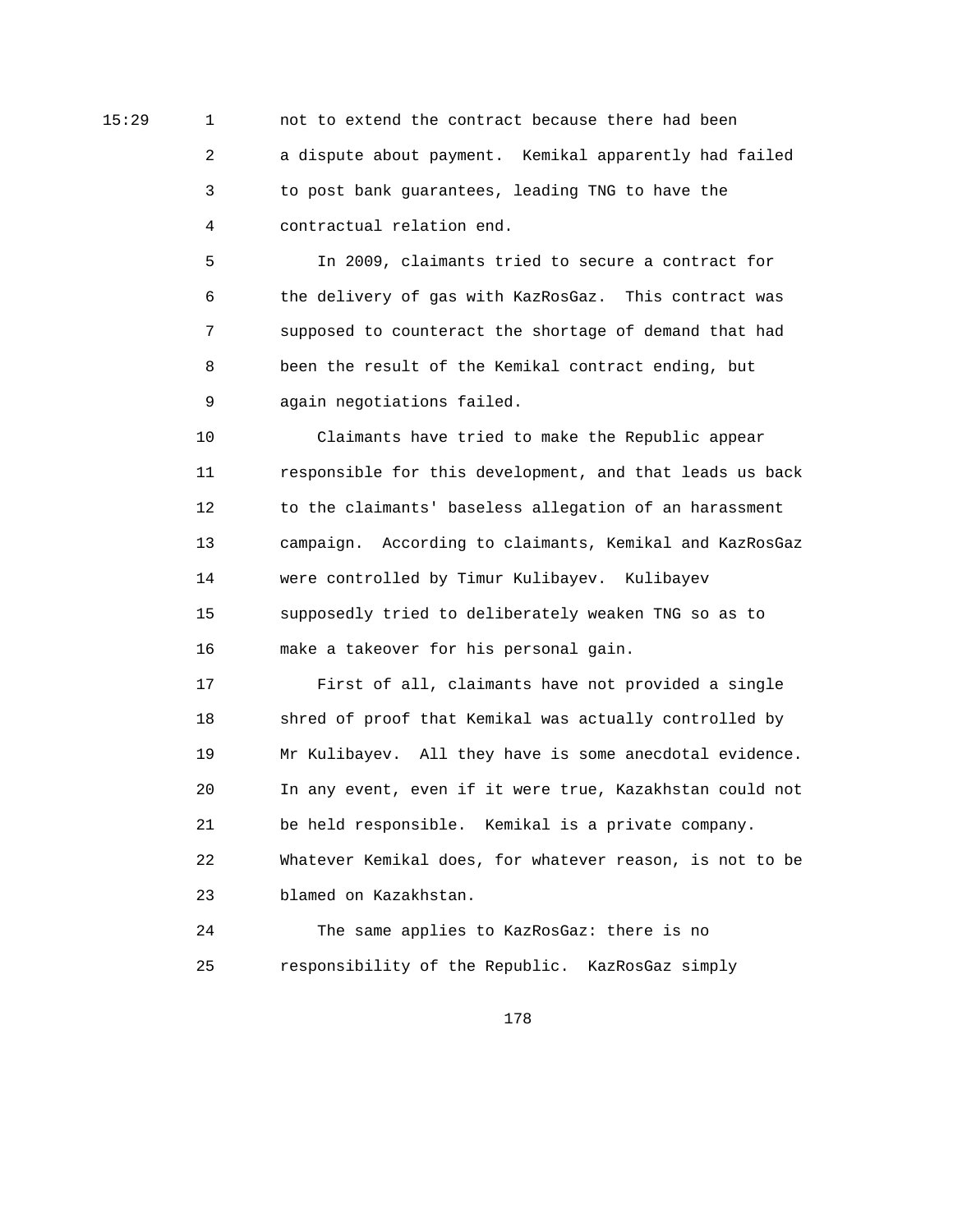not to extend the contract because there had been a dispute about payment. Kemikal apparently had failed to post bank guarantees, leading TNG to have the contractual relation end.

In 2009, claimants tried to secure a contract for the delivery of gas with KazRosGaz. This contract was supposed to counteract the shortage of demand that had been the result of the Kemikal contract ending, but again negotiations failed.

Claimants have tried to make the Republic appear responsible for this development, and that leads us back to the claimants' baseless allegation of an harassment campaign. According to claimants, Kemikal and KazRosGaz were controlled by Timur Kulibayev. Kulibayev supposedly tried to deliberately weaken TNG so as to make a takeover for his personal gain.

First of all, claimants have not provided a single shred of proof that Kemikal was actually controlled by Mr Kulibayev. All they have is some anecdotal evidence. In any event, even if it were true, Kazakhstan could not be held responsible. Kemikal is a private company. Whatever Kemikal does, for whatever reason, is not to be blamed on Kazakhstan.

The same applies to KazRosGaz: there is no responsibility of the Republic. KazRosGaz simply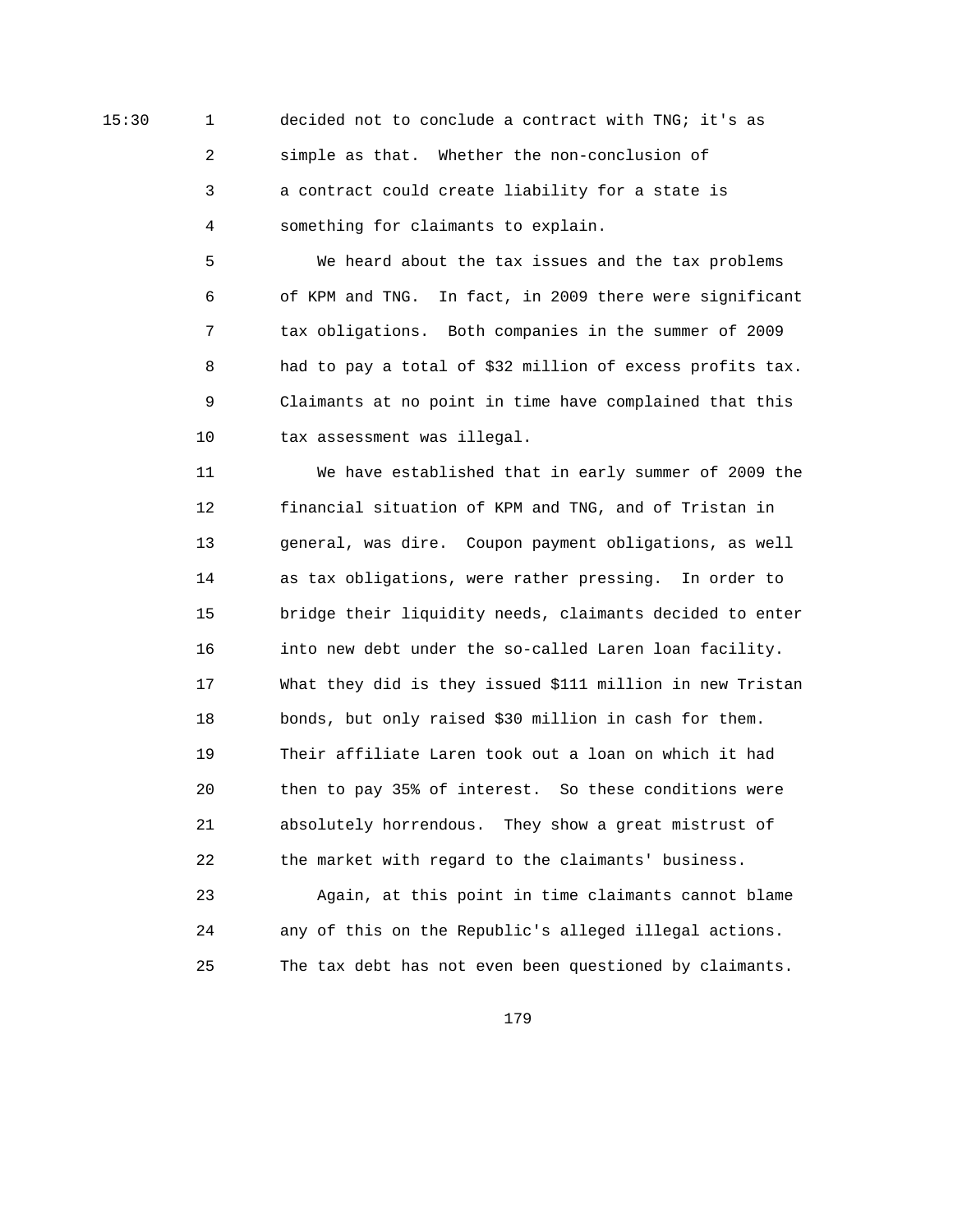decided not to conclude a contract with TNG; it's as simple as that. Whether the non-conclusion of a contract could create liability for a state is something for claimants to explain.

We heard about the tax issues and the tax problems of KPM and TNG. In fact, in 2009 there were significant tax obligations. Both companies in the summer of 2009 had to pay a total of $32 million of excess profits tax. Claimants at no point in time have complained that this tax assessment was illegal.

We have established that in early summer of 2009 the financial situation of KPM and TNG, and of Tristan in general, was dire. Coupon payment obligations, as well as tax obligations, were rather pressing. In order to bridge their liquidity needs, claimants decided to enter into new debt under the so-called Laren loan facility. What they did is they issued $111 million in new Tristan bonds, but only raised $30 million in cash for them. Their affiliate Laren took out a loan on which it had then to pay 35% of interest. So these conditions were absolutely horrendous. They show a great mistrust of the market with regard to the claimants' business.

Again, at this point in time claimants cannot blame any of this on the Republic's alleged illegal actions. The tax debt has not even been questioned by claimants.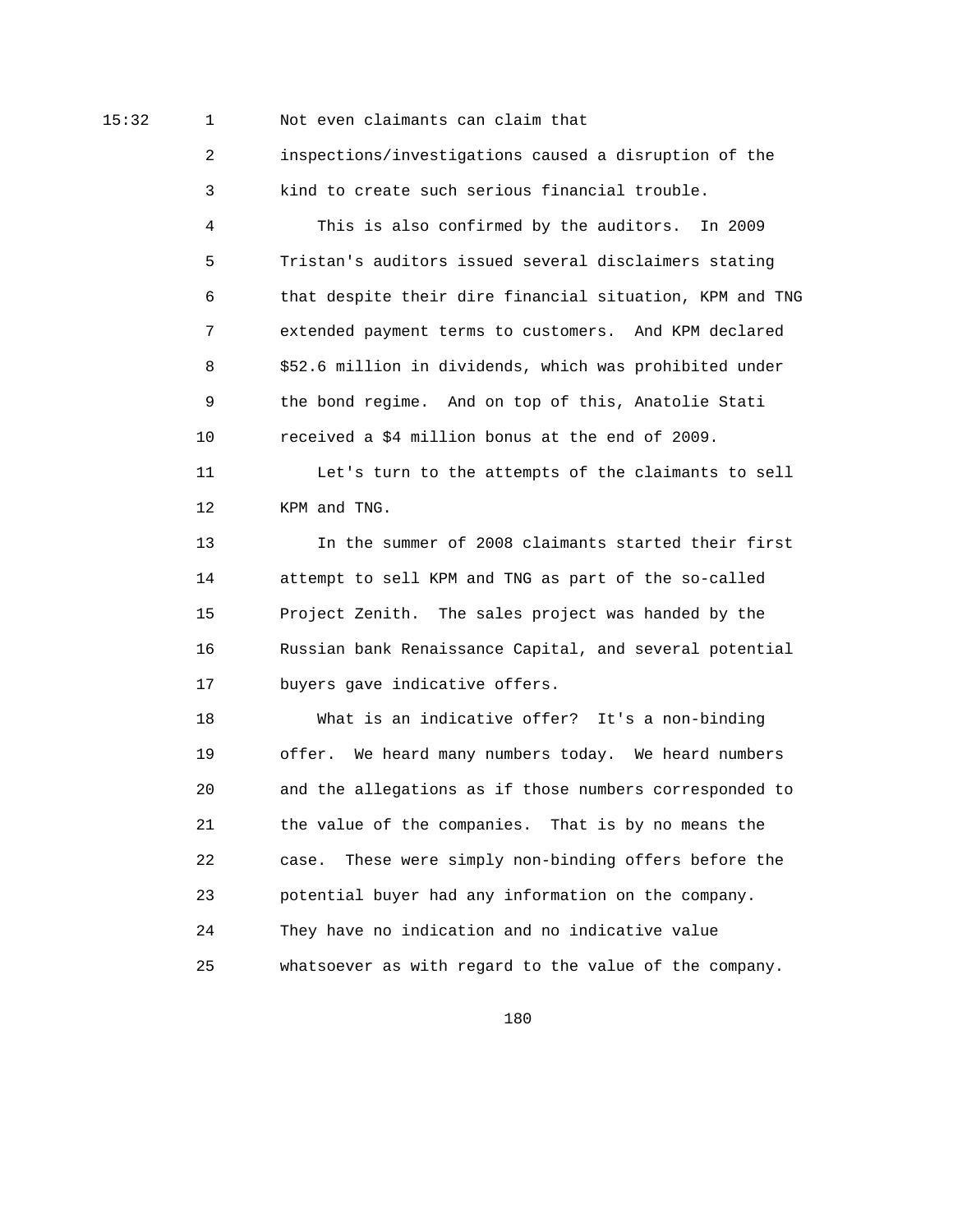Not even claimants can claim that inspections/investigations caused a disruption of the kind to create such serious financial trouble.

This is also confirmed by the auditors. In 2009 Tristan's auditors issued several disclaimers stating that despite their dire financial situation, KPM and TNG extended payment terms to customers. And KPM declared $52.6 million in dividends, which was prohibited under the bond regime. And on top of this, Anatolie Stati received a $4 million bonus at the end of 2009.

Let's turn to the attempts of the claimants to sell KPM and TNG.

In the summer of 2008 claimants started their first attempt to sell KPM and TNG as part of the so-called Project Zenith. The sales project was handed by the Russian bank Renaissance Capital, and several potential buyers gave indicative offers.

What is an indicative offer? It's a non-binding offer. We heard many numbers today. We heard numbers and the allegations as if those numbers corresponded to the value of the companies. That is by no means the case. These were simply non-binding offers before the potential buyer had any information on the company. They have no indication and no indicative value whatsoever as with regard to the value of the company.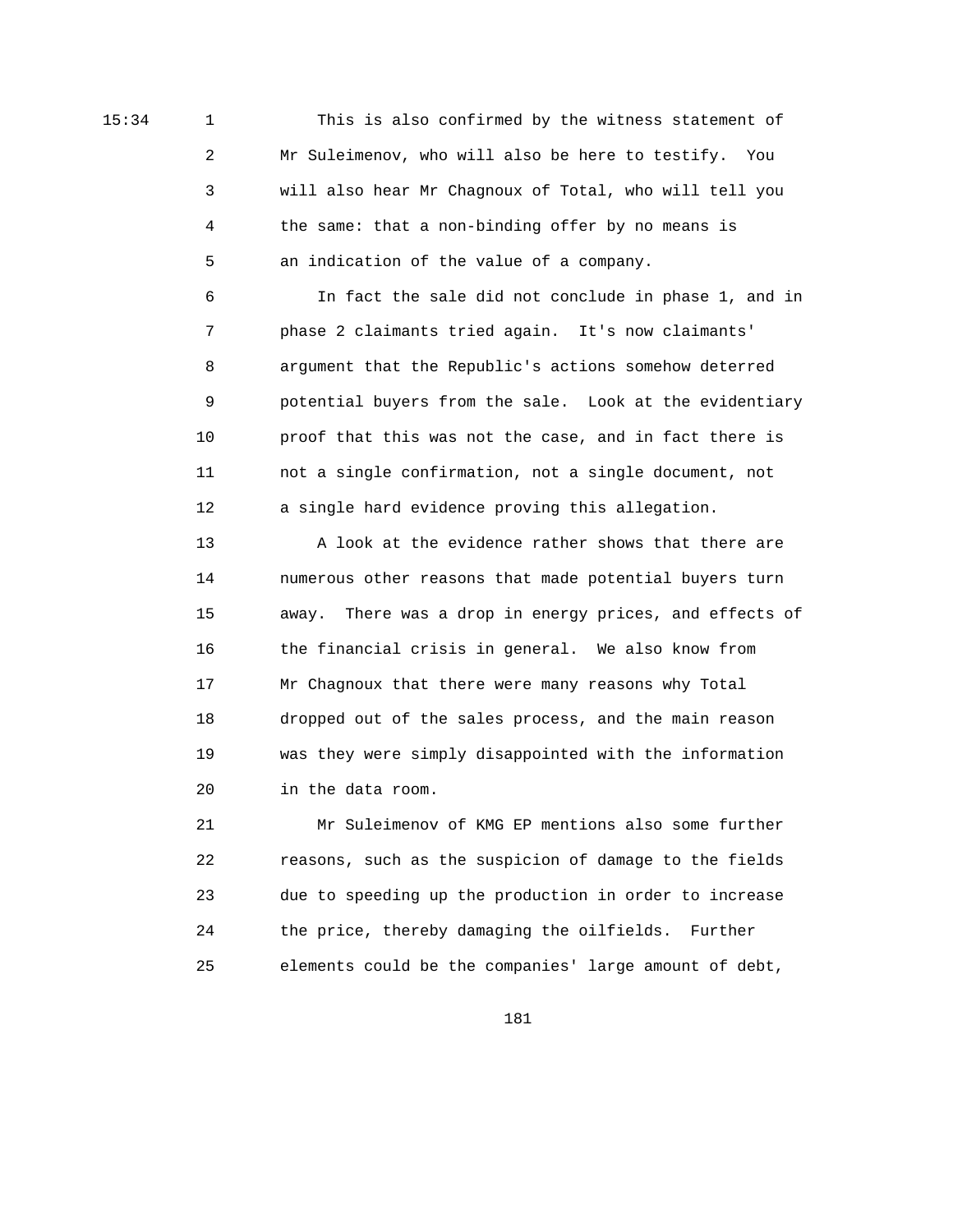This is also confirmed by the witness statement of Mr Suleimenov, who will also be here to testify. You will also hear Mr Chagnoux of Total, who will tell you the same: that a non-binding offer by no means is an indication of the value of a company.

In fact the sale did not conclude in phase 1, and in phase 2 claimants tried again. It's now claimants' argument that the Republic's actions somehow deterred potential buyers from the sale. Look at the evidentiary proof that this was not the case, and in fact there is not a single confirmation, not a single document, not a single hard evidence proving this allegation.

A look at the evidence rather shows that there are numerous other reasons that made potential buyers turn away. There was a drop in energy prices, and effects of the financial crisis in general. We also know from Mr Chagnoux that there were many reasons why Total dropped out of the sales process, and the main reason was they were simply disappointed with the information in the data room.

Mr Suleimenov of KMG EP mentions also some further reasons, such as the suspicion of damage to the fields due to speeding up the production in order to increase the price, thereby damaging the oilfields. Further elements could be the companies' large amount of debt,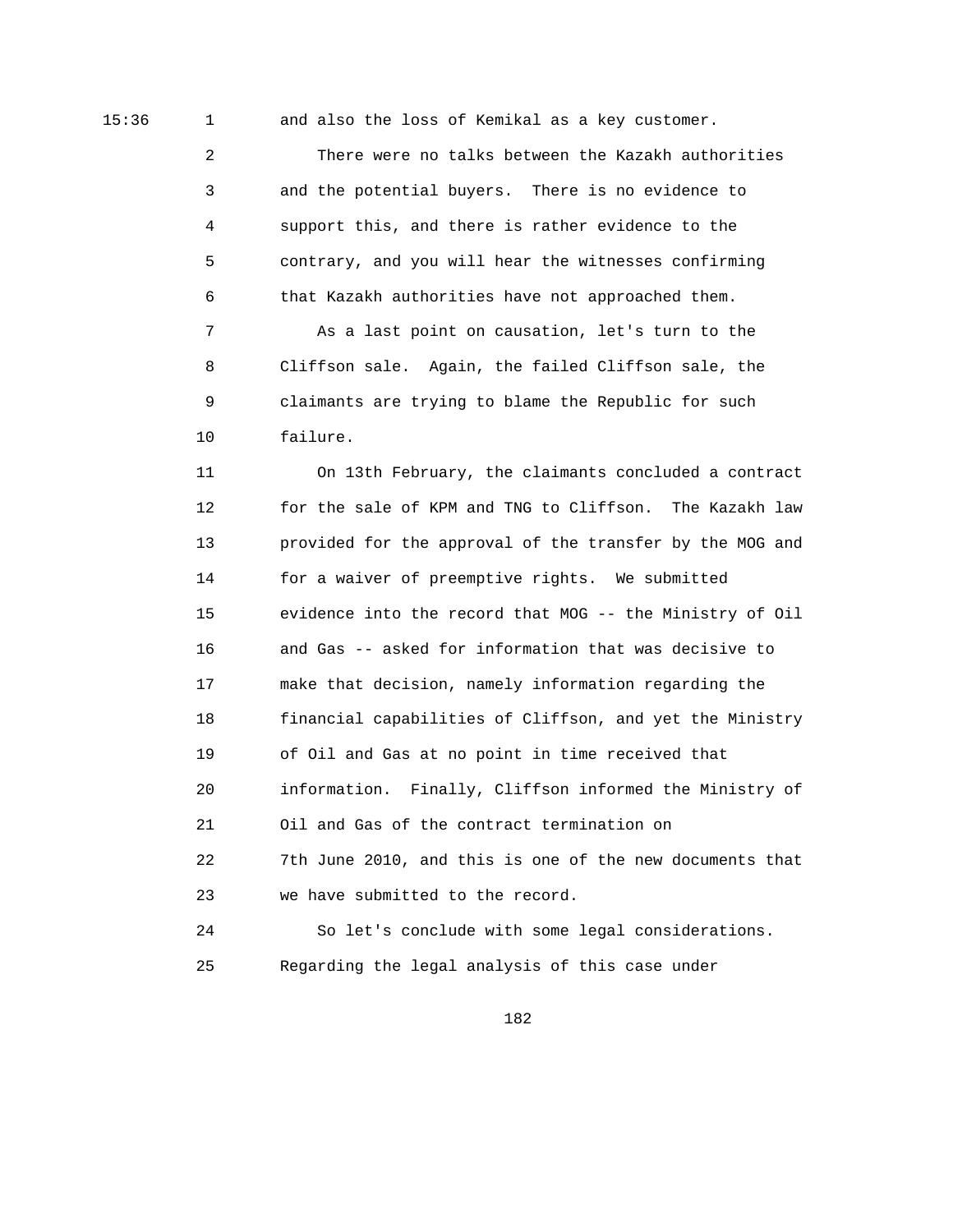and also the loss of Kemikal as a key customer.

There were no talks between the Kazakh authorities and the potential buyers. There is no evidence to support this, and there is rather evidence to the contrary, and you will hear the witnesses confirming that Kazakh authorities have not approached them.

As a last point on causation, let's turn to the Cliffson sale. Again, the failed Cliffson sale, the claimants are trying to blame the Republic for such failure.

On 13th February, the claimants concluded a contract for the sale of KPM and TNG to Cliffson. The Kazakh law provided for the approval of the transfer by the MOG and for a waiver of preemptive rights. We submitted evidence into the record that MOG -- the Ministry of Oil and Gas -- asked for information that was decisive to make that decision, namely information regarding the financial capabilities of Cliffson, and yet the Ministry of Oil and Gas at no point in time received that information. Finally, Cliffson informed the Ministry of Oil and Gas of the contract termination on 7th June 2010, and this is one of the new documents that we have submitted to the record.

So let's conclude with some legal considerations. Regarding the legal analysis of this case under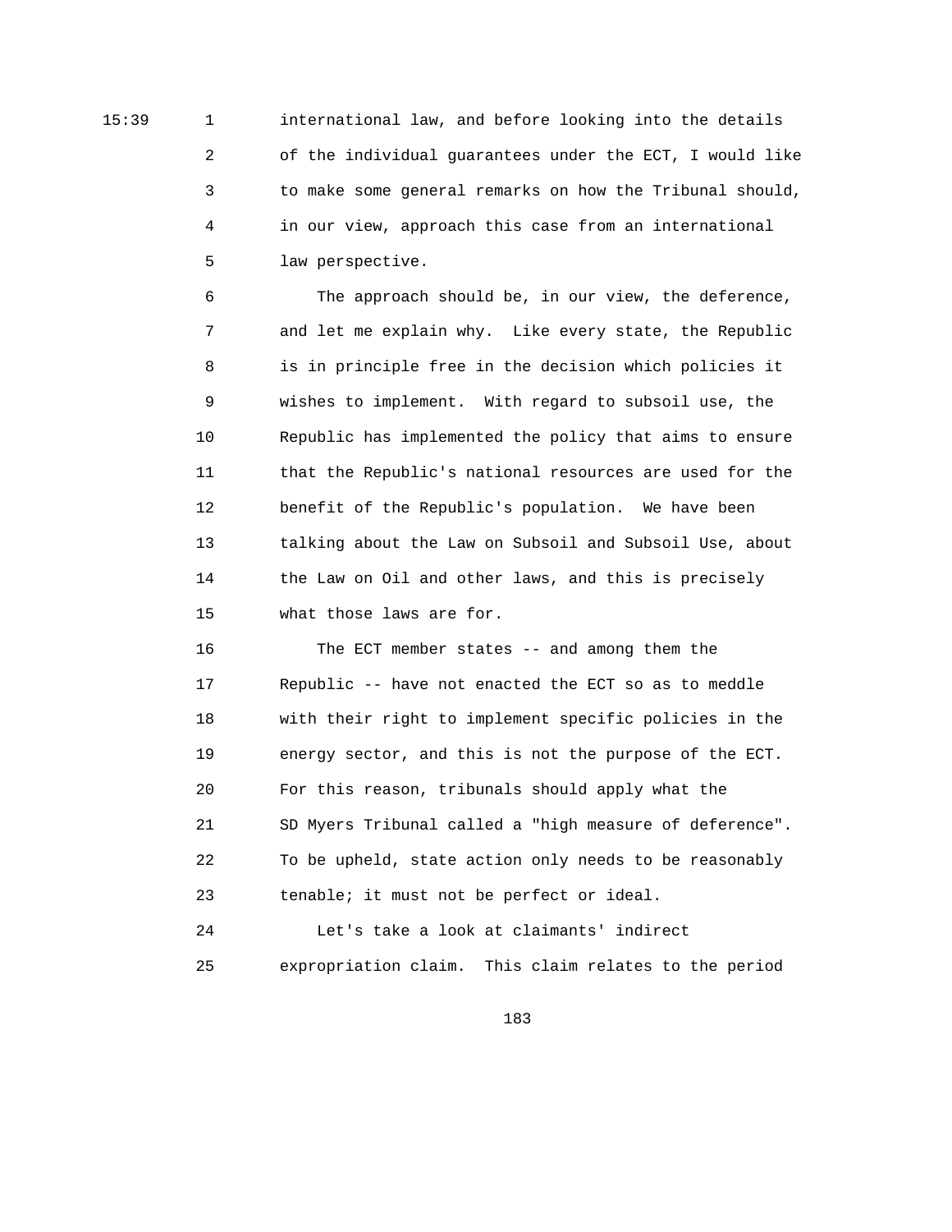international law, and before looking into the details of the individual guarantees under the ECT, I would like to make some general remarks on how the Tribunal should, in our view, approach this case from an international law perspective.

The approach should be, in our view, the deference, and let me explain why. Like every state, the Republic is in principle free in the decision which policies it wishes to implement. With regard to subsoil use, the Republic has implemented the policy that aims to ensure that the Republic's national resources are used for the benefit of the Republic's population. We have been talking about the Law on Subsoil and Subsoil Use, about the Law on Oil and other laws, and this is precisely what those laws are for.

The ECT member states -- and among them the Republic -- have not enacted the ECT so as to meddle with their right to implement specific policies in the energy sector, and this is not the purpose of the ECT. For this reason, tribunals should apply what the SD Myers Tribunal called a "high measure of deference". To be upheld, state action only needs to be reasonably tenable; it must not be perfect or ideal.

Let's take a look at claimants' indirect expropriation claim. This claim relates to the period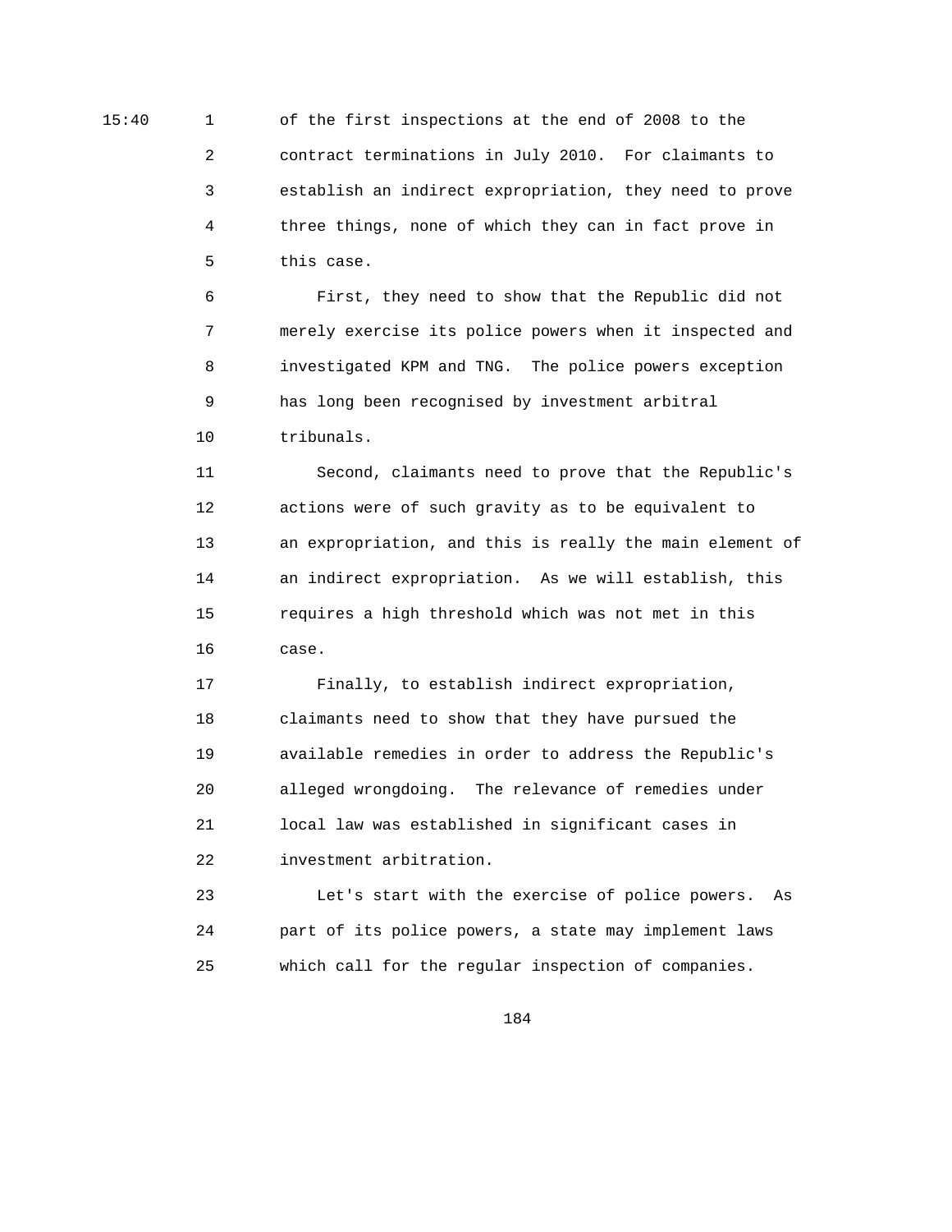of the first inspections at the end of 2008 to the contract terminations in July 2010. For claimants to establish an indirect expropriation, they need to prove three things, none of which they can in fact prove in this case.

First, they need to show that the Republic did not merely exercise its police powers when it inspected and investigated KPM and TNG. The police powers exception has long been recognised by investment arbitral tribunals.

Second, claimants need to prove that the Republic's actions were of such gravity as to be equivalent to an expropriation, and this is really the main element of an indirect expropriation. As we will establish, this requires a high threshold which was not met in this case.

Finally, to establish indirect expropriation, claimants need to show that they have pursued the available remedies in order to address the Republic's alleged wrongdoing. The relevance of remedies under local law was established in significant cases in investment arbitration.

Let's start with the exercise of police powers. As part of its police powers, a state may implement laws which call for the regular inspection of companies.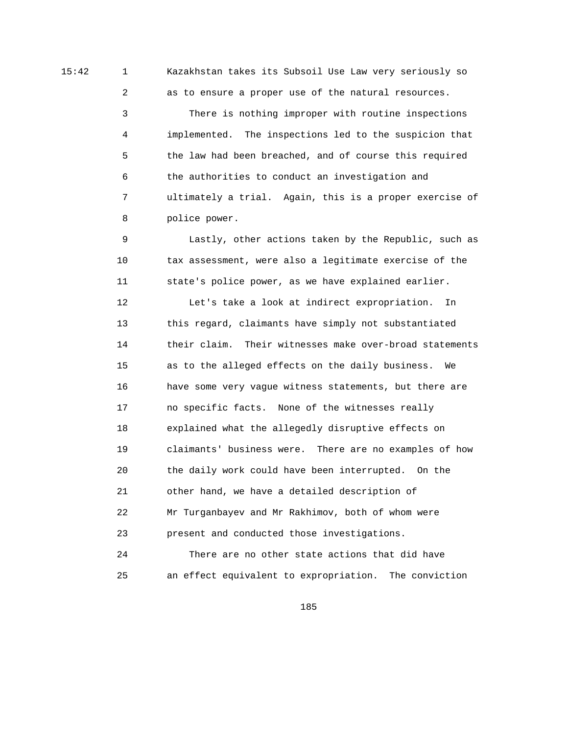Kazakhstan takes its Subsoil Use Law very seriously so as to ensure a proper use of the natural resources.

There is nothing improper with routine inspections implemented. The inspections led to the suspicion that the law had been breached, and of course this required the authorities to conduct an investigation and ultimately a trial. Again, this is a proper exercise of police power.

Lastly, other actions taken by the Republic, such as tax assessment, were also a legitimate exercise of the state's police power, as we have explained earlier.

Let's take a look at indirect expropriation. In this regard, claimants have simply not substantiated their claim. Their witnesses make over-broad statements as to the alleged effects on the daily business. We have some very vague witness statements, but there are no specific facts. None of the witnesses really explained what the allegedly disruptive effects on claimants' business were. There are no examples of how the daily work could have been interrupted. On the other hand, we have a detailed description of Mr Turganbayev and Mr Rakhimov, both of whom were present and conducted those investigations.

There are no other state actions that did have an effect equivalent to expropriation. The conviction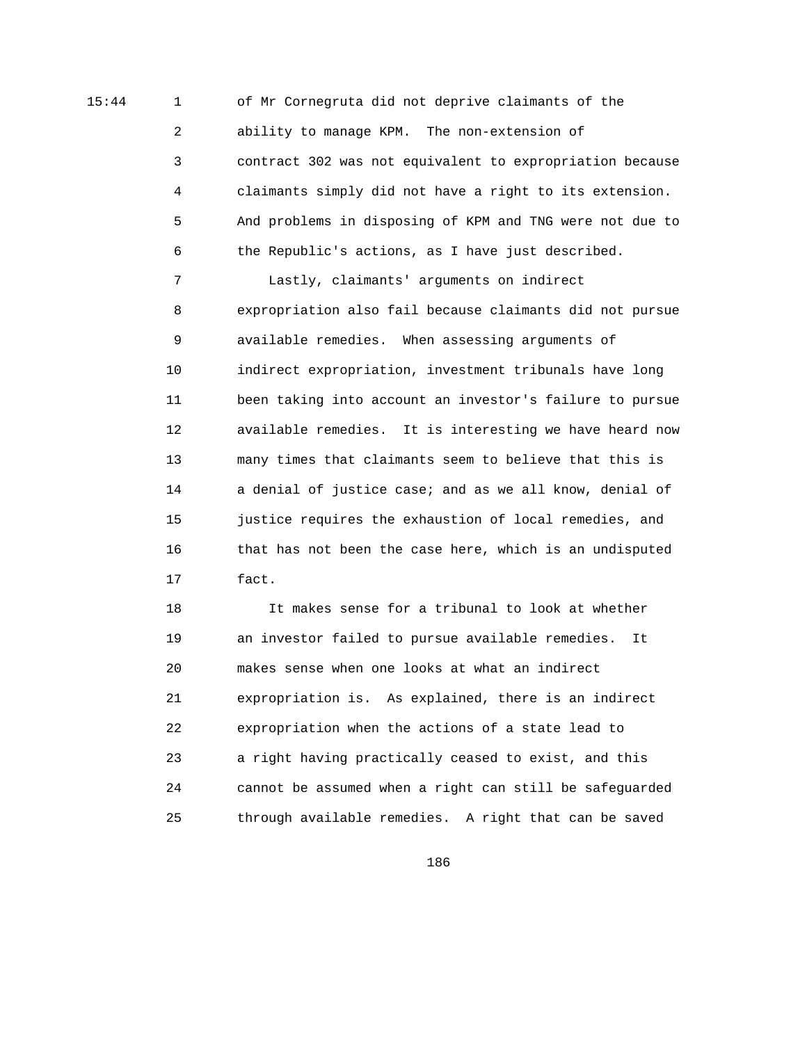of Mr Cornegruta did not deprive claimants of the ability to manage KPM. The non-extension of contract 302 was not equivalent to expropriation because claimants simply did not have a right to its extension. And problems in disposing of KPM and TNG were not due to the Republic's actions, as I have just described.

Lastly, claimants' arguments on indirect expropriation also fail because claimants did not pursue available remedies. When assessing arguments of indirect expropriation, investment tribunals have long been taking into account an investor's failure to pursue available remedies. It is interesting we have heard now many times that claimants seem to believe that this is a denial of justice case; and as we all know, denial of justice requires the exhaustion of local remedies, and that has not been the case here, which is an undisputed fact.

It makes sense for a tribunal to look at whether an investor failed to pursue available remedies. It makes sense when one looks at what an indirect expropriation is. As explained, there is an indirect expropriation when the actions of a state lead to a right having practically ceased to exist, and this cannot be assumed when a right can still be safeguarded through available remedies. A right that can be saved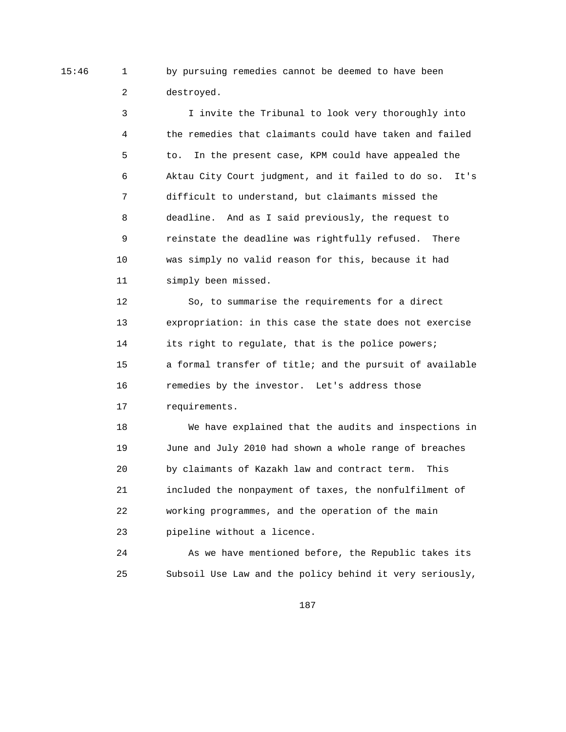by pursuing remedies cannot be deemed to have been destroyed.

I invite the Tribunal to look very thoroughly into the remedies that claimants could have taken and failed to. In the present case, KPM could have appealed the Aktau City Court judgment, and it failed to do so. It's difficult to understand, but claimants missed the deadline. And as I said previously, the request to reinstate the deadline was rightfully refused. There was simply no valid reason for this, because it had simply been missed.

So, to summarise the requirements for a direct expropriation: in this case the state does not exercise its right to regulate, that is the police powers; a formal transfer of title; and the pursuit of available remedies by the investor. Let's address those requirements.

We have explained that the audits and inspections in June and July 2010 had shown a whole range of breaches by claimants of Kazakh law and contract term. This included the nonpayment of taxes, the nonfulfilment of working programmes, and the operation of the main pipeline without a licence.

As we have mentioned before, the Republic takes its Subsoil Use Law and the policy behind it very seriously,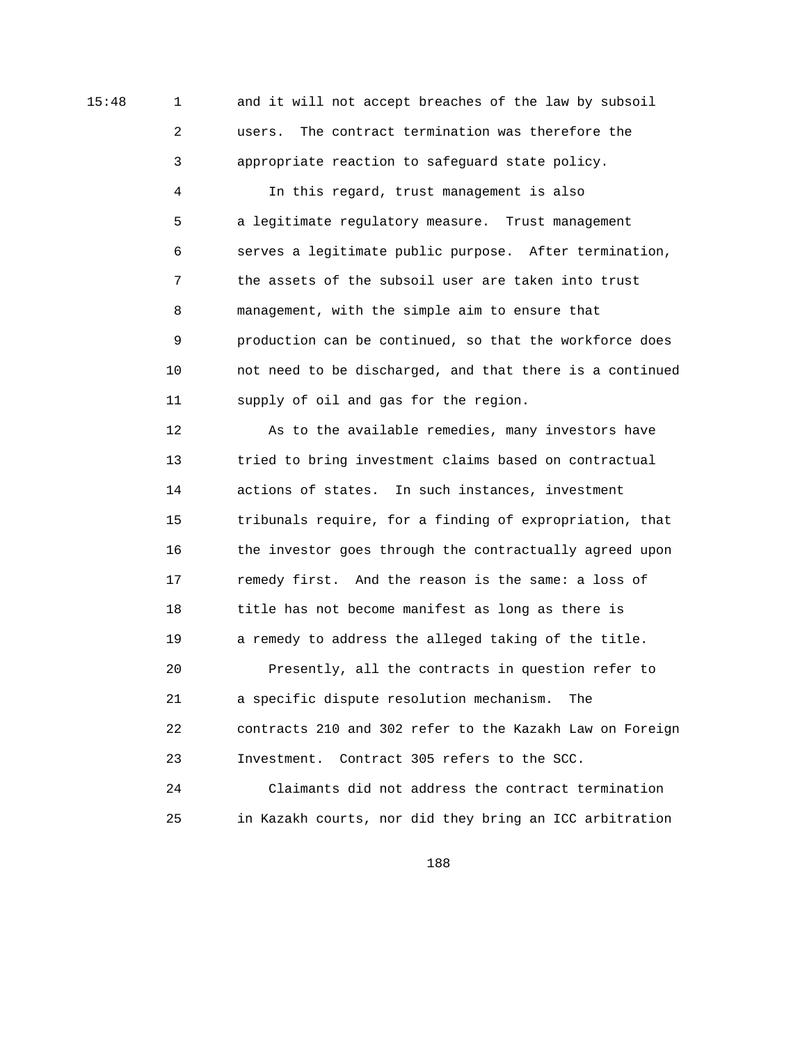and it will not accept breaches of the law by subsoil users. The contract termination was therefore the appropriate reaction to safeguard state policy.

In this regard, trust management is also a legitimate regulatory measure. Trust management serves a legitimate public purpose. After termination, the assets of the subsoil user are taken into trust management, with the simple aim to ensure that production can be continued, so that the workforce does not need to be discharged, and that there is a continued supply of oil and gas for the region.

As to the available remedies, many investors have tried to bring investment claims based on contractual actions of states. In such instances, investment tribunals require, for a finding of expropriation, that the investor goes through the contractually agreed upon remedy first. And the reason is the same: a loss of title has not become manifest as long as there is a remedy to address the alleged taking of the title.

Presently, all the contracts in question refer to a specific dispute resolution mechanism. The contracts 210 and 302 refer to the Kazakh Law on Foreign Investment. Contract 305 refers to the SCC.

Claimants did not address the contract termination in Kazakh courts, nor did they bring an ICC arbitration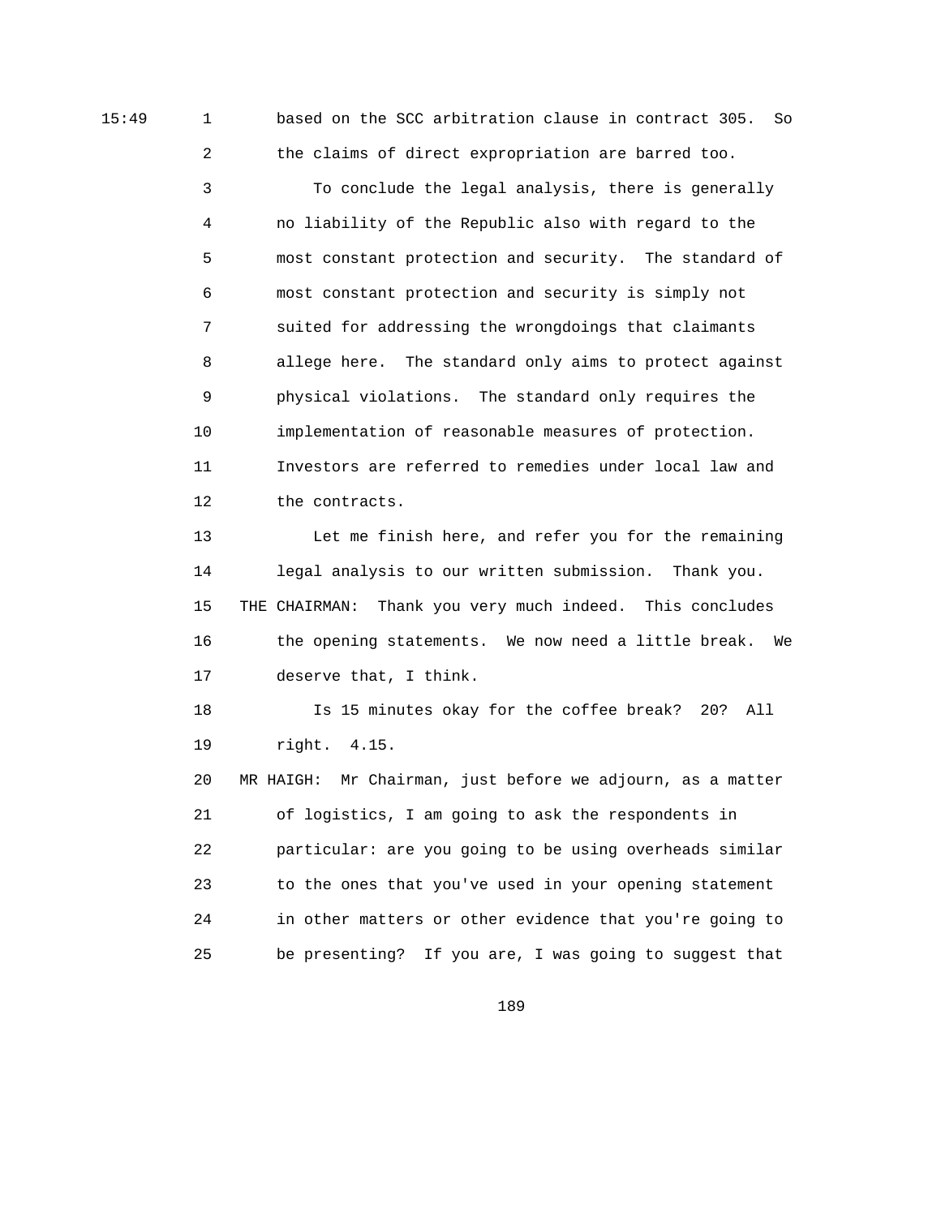15:49 1 based on the SCC arbitration clause in contract 305. So
2 the claims of direct expropriation are barred too.
3 To conclude the legal analysis, there is generally
4 no liability of the Republic also with regard to the
5 most constant protection and security. The standard of
6 most constant protection and security is simply not
7 suited for addressing the wrongdoings that claimants
8 allege here. The standard only aims to protect against
9 physical violations. The standard only requires the
10 implementation of reasonable measures of protection.
11 Investors are referred to remedies under local law and
12 the contracts.
13 Let me finish here, and refer you for the remaining
14 legal analysis to our written submission. Thank you.
15 THE CHAIRMAN: Thank you very much indeed. This concludes
16 the opening statements. We now need a little break. We
17 deserve that, I think.
18 Is 15 minutes okay for the coffee break? 20? All
19 right. 4.15.
20 MR HAIGH: Mr Chairman, just before we adjourn, as a matter
21 of logistics, I am going to ask the respondents in
22 particular: are you going to be using overheads similar
23 to the ones that you've used in your opening statement
24 in other matters or other evidence that you're going to
25 be presenting? If you are, I was going to suggest that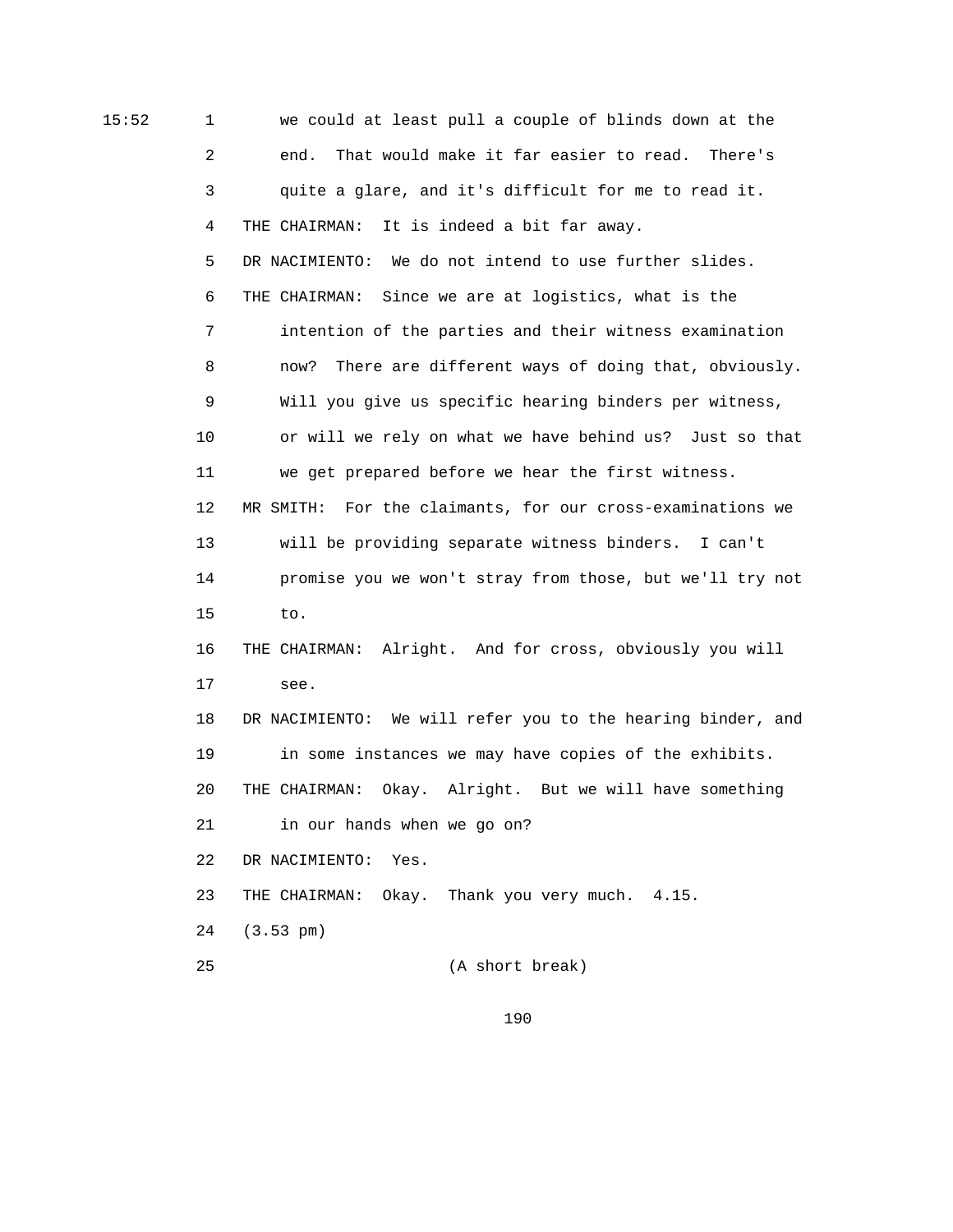15:52 1 we could at least pull a couple of blinds down at the
2 end. That would make it far easier to read. There's
3 quite a glare, and it's difficult for me to read it.
4 THE CHAIRMAN: It is indeed a bit far away.
5 DR NACIMIENTO: We do not intend to use further slides.
6 THE CHAIRMAN: Since we are at logistics, what is the
7 intention of the parties and their witness examination
8 now? There are different ways of doing that, obviously.
9 Will you give us specific hearing binders per witness,
10 or will we rely on what we have behind us? Just so that
11 we get prepared before we hear the first witness.
12 MR SMITH: For the claimants, for our cross-examinations we
13 will be providing separate witness binders. I can't
14 promise you we won't stray from those, but we'll try not
15 to.
16 THE CHAIRMAN: Alright. And for cross, obviously you will
17 see.
18 DR NACIMIENTO: We will refer you to the hearing binder, and
19 in some instances we may have copies of the exhibits.
20 THE CHAIRMAN: Okay. Alright. But we will have something
21 in our hands when we go on?
22 DR NACIMIENTO: Yes.
23 THE CHAIRMAN: Okay. Thank you very much. 4.15.
24 (3.53 pm)
25 (A short break)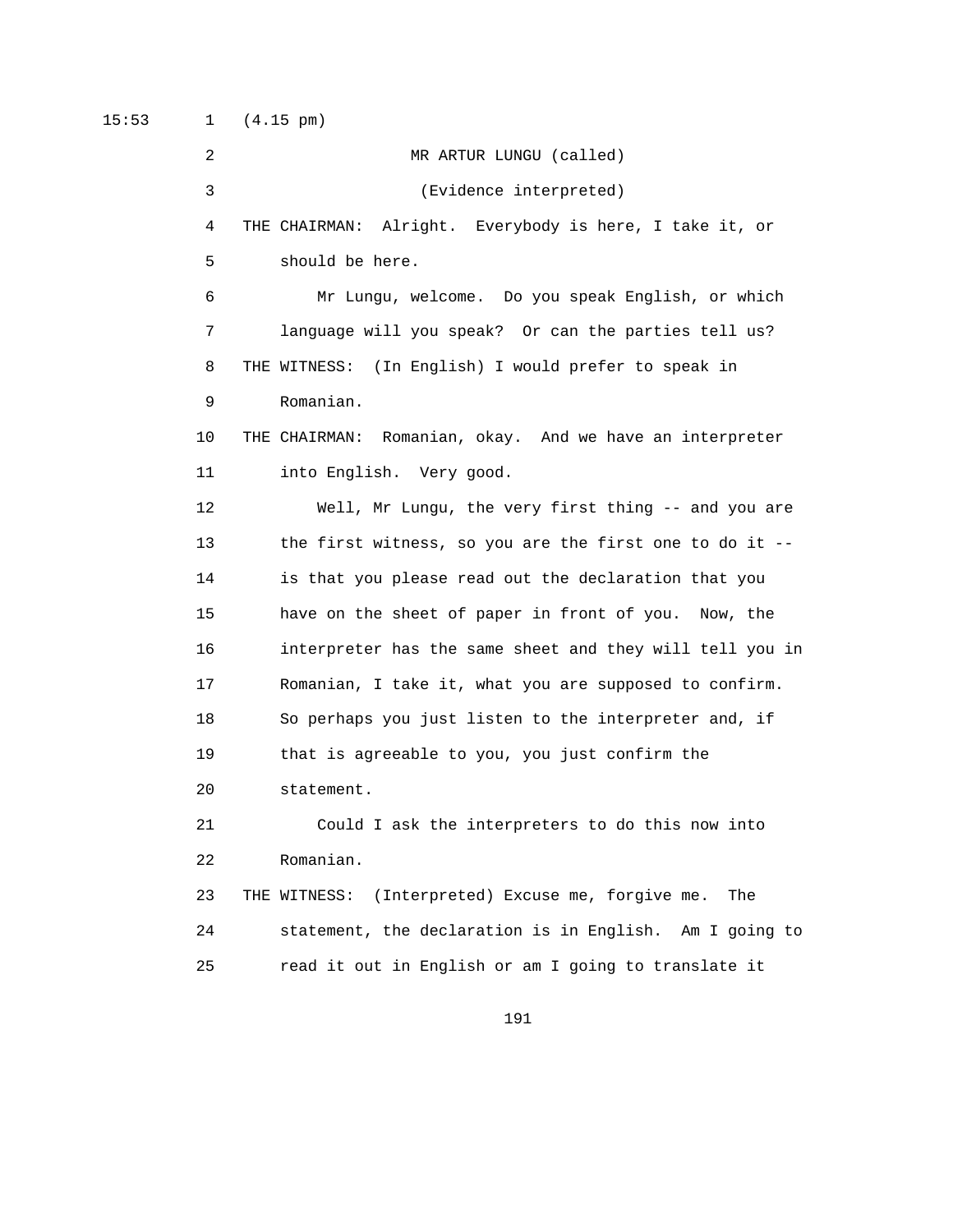(4.15 pm)

MR ARTUR LUNGU (called)

(Evidence interpreted)

THE CHAIRMAN: Alright. Everybody is here, I take it, or should be here.

Mr Lungu, welcome. Do you speak English, or which language will you speak? Or can the parties tell us?

THE WITNESS: (In English) I would prefer to speak in Romanian.

THE CHAIRMAN: Romanian, okay. And we have an interpreter into English. Very good.

Well, Mr Lungu, the very first thing -- and you are the first witness, so you are the first one to do it -- is that you please read out the declaration that you have on the sheet of paper in front of you. Now, the interpreter has the same sheet and they will tell you in Romanian, I take it, what you are supposed to confirm. So perhaps you just listen to the interpreter and, if that is agreeable to you, you just confirm the statement.

Could I ask the interpreters to do this now into Romanian.

THE WITNESS: (Interpreted) Excuse me, forgive me. The statement, the declaration is in English. Am I going to read it out in English or am I going to translate it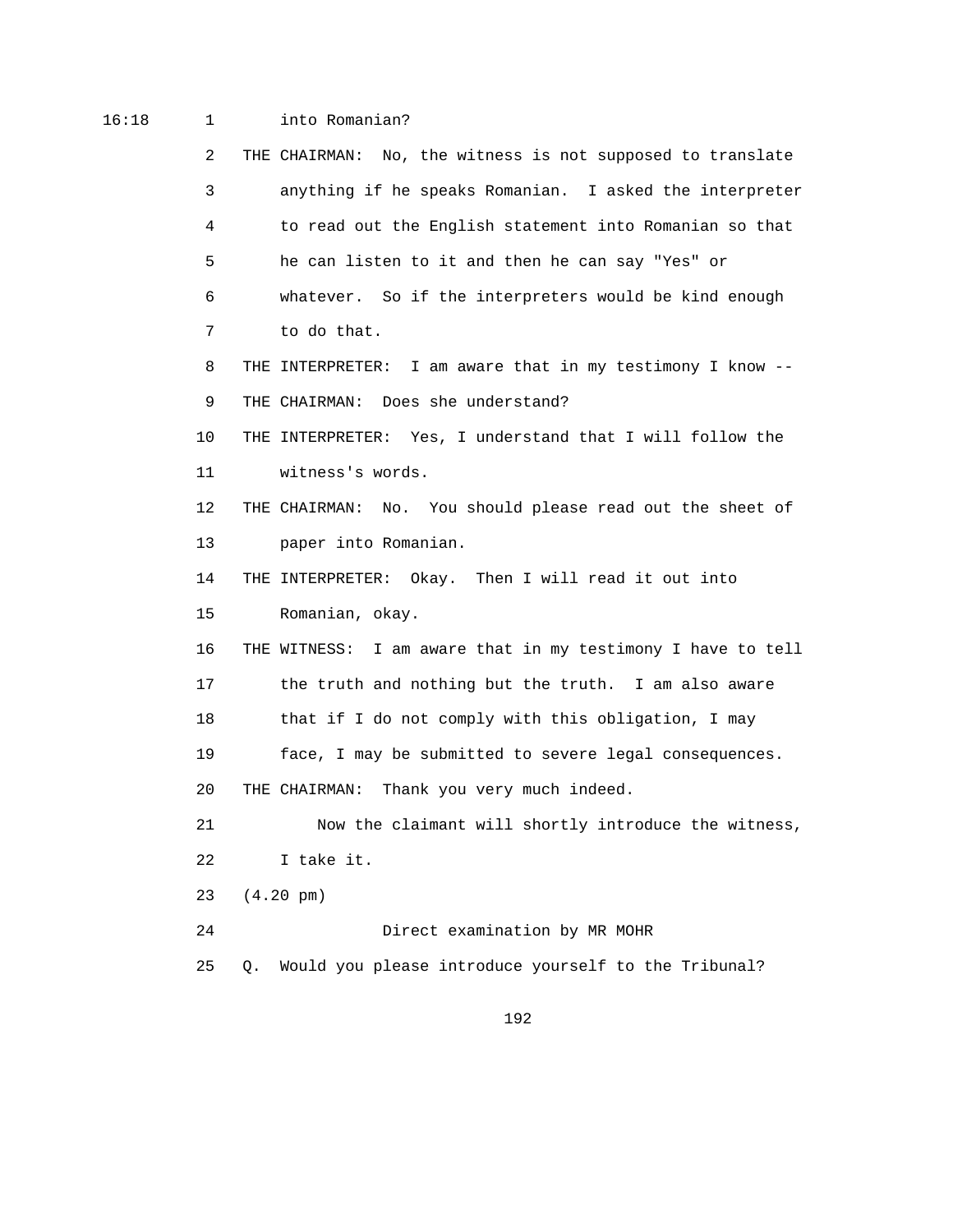16:18 1 into Romanian?

2 THE CHAIRMAN: No, the witness is not supposed to translate
3 anything if he speaks Romanian. I asked the interpreter
4 to read out the English statement into Romanian so that
5 he can listen to it and then he can say "Yes" or
6 whatever. So if the interpreters would be kind enough
7 to do that.

8 THE INTERPRETER: I am aware that in my testimony I know --

9 THE CHAIRMAN: Does she understand?

10 THE INTERPRETER: Yes, I understand that I will follow the
11 witness's words.

12 THE CHAIRMAN: No. You should please read out the sheet of
13 paper into Romanian.

14 THE INTERPRETER: Okay. Then I will read it out into
15 Romanian, okay.

16 THE WITNESS: I am aware that in my testimony I have to tell
17 the truth and nothing but the truth. I am also aware
18 that if I do not comply with this obligation, I may
19 face, I may be submitted to severe legal consequences.

20 THE CHAIRMAN: Thank you very much indeed.

21 Now the claimant will shortly introduce the witness,
22 I take it.

23 (4.20 pm)

24 Direct examination by MR MOHR

25 Q. Would you please introduce yourself to the Tribunal?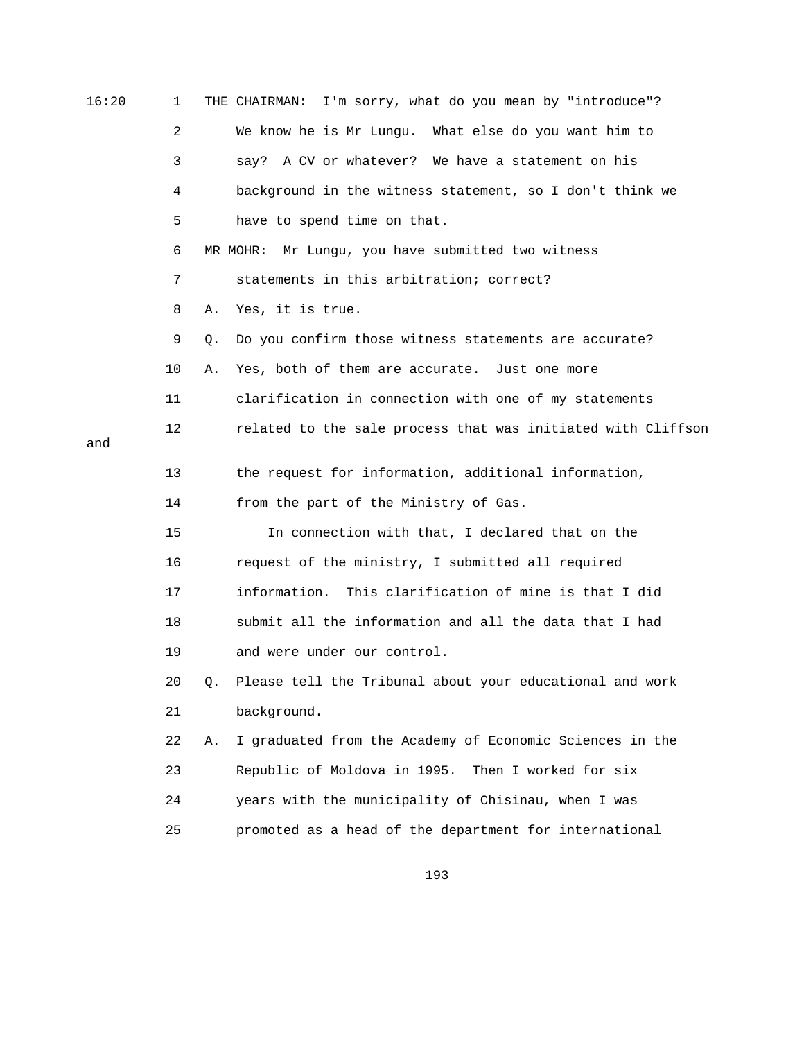THE CHAIRMAN: I'm sorry, what do you mean by "introduce"? We know he is Mr Lungu. What else do you want him to say? A CV or whatever? We have a statement on his background in the witness statement, so I don't think we have to spend time on that.

MR MOHR: Mr Lungu, you have submitted two witness statements in this arbitration; correct?

A. Yes, it is true.

Q. Do you confirm those witness statements are accurate?

A. Yes, both of them are accurate. Just one more clarification in connection with one of my statements related to the sale process that was initiated with Cliffson and the request for information, additional information, from the part of the Ministry of Gas.

In connection with that, I declared that on the request of the ministry, I submitted all required information. This clarification of mine is that I did submit all the information and all the data that I had and were under our control.

Q. Please tell the Tribunal about your educational and work background.

A. I graduated from the Academy of Economic Sciences in the Republic of Moldova in 1995. Then I worked for six years with the municipality of Chisinau, when I was promoted as a head of the department for international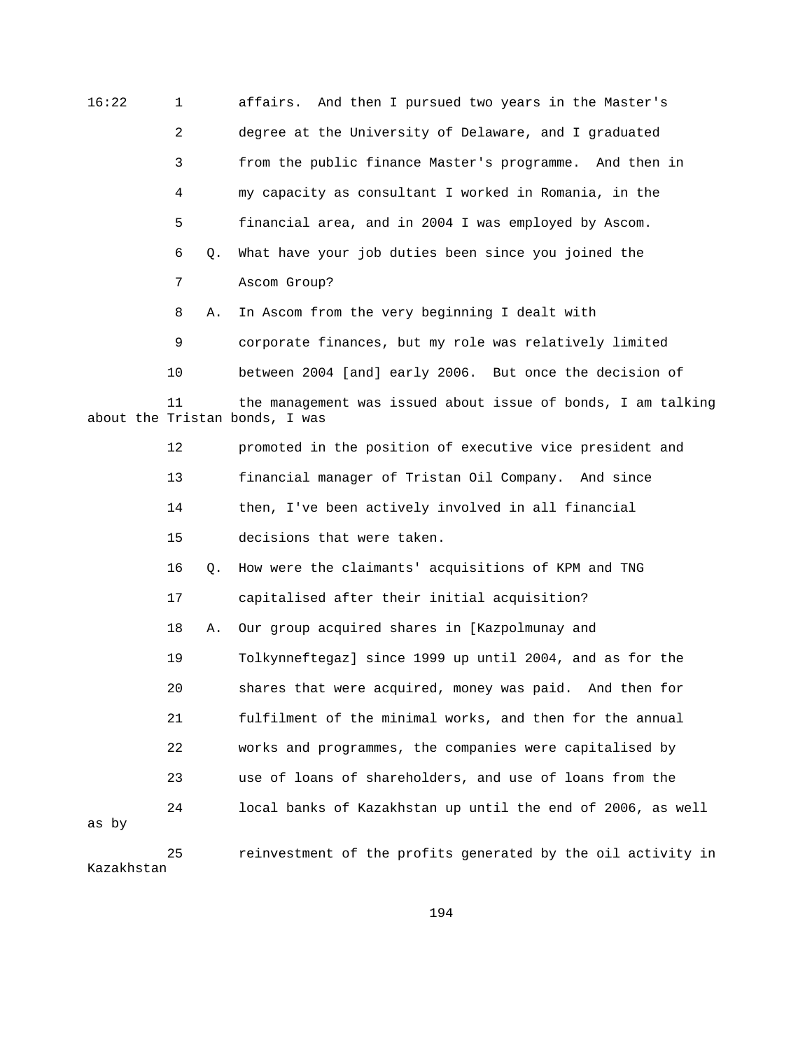16:22 1 affairs. And then I pursued two years in the Master's

2 degree at the University of Delaware, and I graduated

3 from the public finance Master's programme. And then in

4 my capacity as consultant I worked in Romania, in the

5 financial area, and in 2004 I was employed by Ascom.

6 Q. What have your job duties been since you joined the

7 Ascom Group?

8 A. In Ascom from the very beginning I dealt with

9 corporate finances, but my role was relatively limited

10 between 2004 [and] early 2006. But once the decision of

11 the management was issued about issue of bonds, I am talking about the Tristan bonds, I was

12 promoted in the position of executive vice president and

13 financial manager of Tristan Oil Company. And since

14 then, I've been actively involved in all financial

15 decisions that were taken.

16 Q. How were the claimants' acquisitions of KPM and TNG

17 capitalised after their initial acquisition?

18 A. Our group acquired shares in [Kazpolmunay and

19 Tolkynneftegaz] since 1999 up until 2004, and as for the

20 shares that were acquired, money was paid. And then for

21 fulfilment of the minimal works, and then for the annual

22 works and programmes, the companies were capitalised by

23 use of loans of shareholders, and use of loans from the

24 local banks of Kazakhstan up until the end of 2006, as well as by

25 reinvestment of the profits generated by the oil activity in Kazakhstan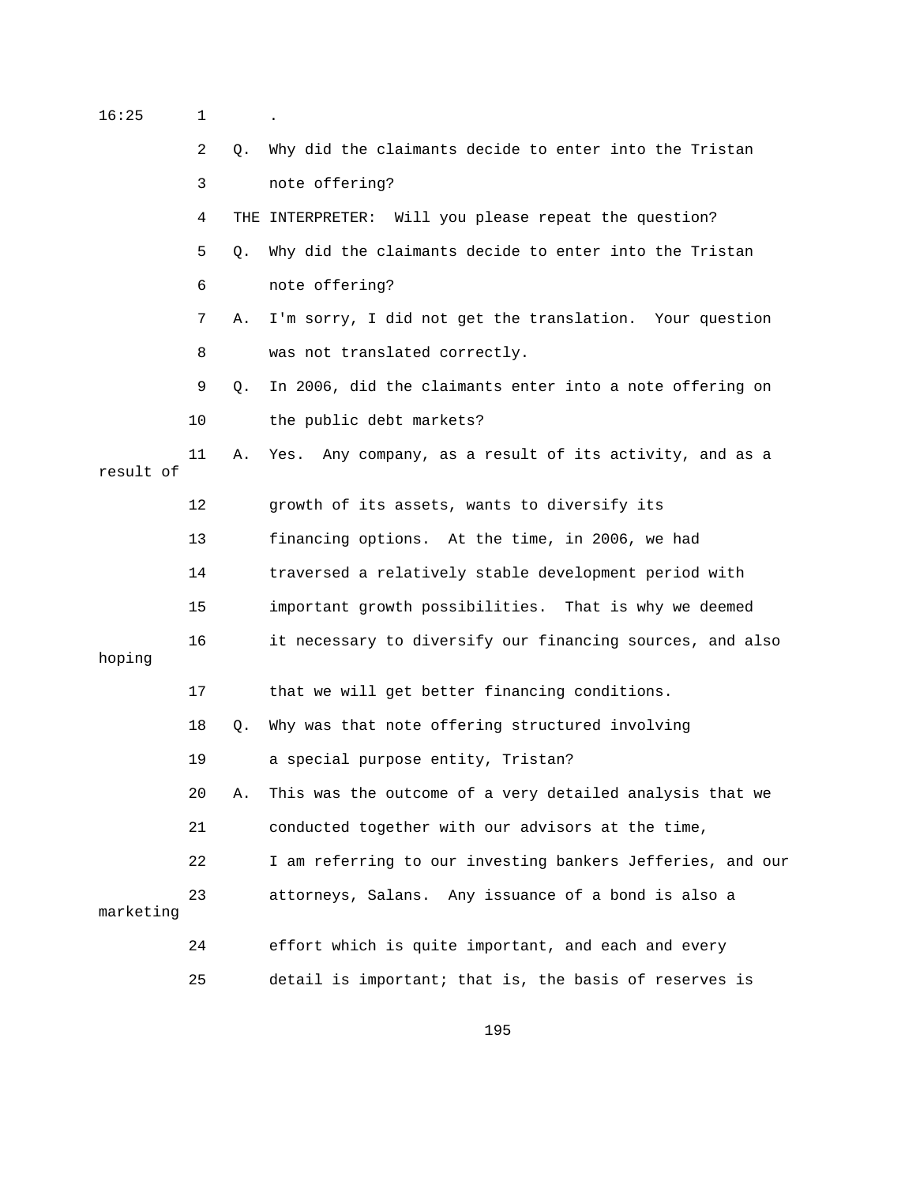16:25 1 .

2 Q. Why did the claimants decide to enter into the Tristan

3 note offering?

4 THE INTERPRETER: Will you please repeat the question?

5 Q. Why did the claimants decide to enter into the Tristan

6 note offering?

7 A. I'm sorry, I did not get the translation. Your question

8 was not translated correctly.

9 Q. In 2006, did the claimants enter into a note offering on

10 the public debt markets?

11 A. Yes. Any company, as a result of its activity, and as a result of

12 growth of its assets, wants to diversify its

13 financing options. At the time, in 2006, we had

14 traversed a relatively stable development period with

15 important growth possibilities. That is why we deemed

16 it necessary to diversify our financing sources, and also hoping

17 that we will get better financing conditions.

18 Q. Why was that note offering structured involving

19 a special purpose entity, Tristan?

20 A. This was the outcome of a very detailed analysis that we

21 conducted together with our advisors at the time,

22 I am referring to our investing bankers Jefferies, and our

23 attorneys, Salans. Any issuance of a bond is also a marketing

24 effort which is quite important, and each and every

25 detail is important; that is, the basis of reserves is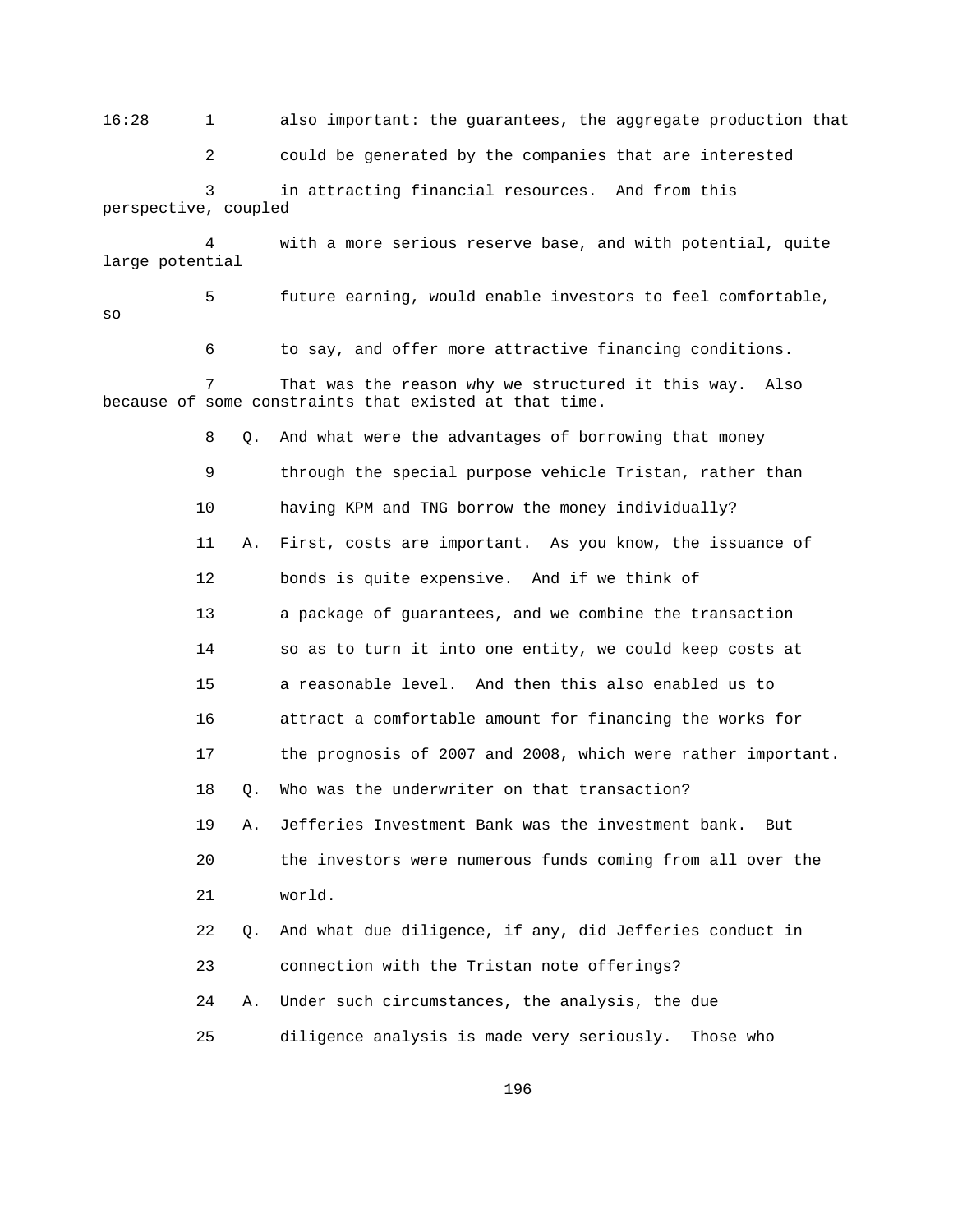16:28 1 also important: the guarantees, the aggregate production that

2 could be generated by the companies that are interested

3 in attracting financial resources. And from this perspective, coupled

4 with a more serious reserve base, and with potential, quite large potential

5 future earning, would enable investors to feel comfortable, so

6 to say, and offer more attractive financing conditions.

7 That was the reason why we structured it this way. Also because of some constraints that existed at that time.

8 Q. And what were the advantages of borrowing that money

9 through the special purpose vehicle Tristan, rather than

10 having KPM and TNG borrow the money individually?

11 A. First, costs are important. As you know, the issuance of

12 bonds is quite expensive. And if we think of

13 a package of guarantees, and we combine the transaction

14 so as to turn it into one entity, we could keep costs at

15 a reasonable level. And then this also enabled us to

16 attract a comfortable amount for financing the works for

17 the prognosis of 2007 and 2008, which were rather important.

18 Q. Who was the underwriter on that transaction?

19 A. Jefferies Investment Bank was the investment bank. But

20 the investors were numerous funds coming from all over the

21 world.

22 Q. And what due diligence, if any, did Jefferies conduct in

23 connection with the Tristan note offerings?

24 A. Under such circumstances, the analysis, the due

25 diligence analysis is made very seriously. Those who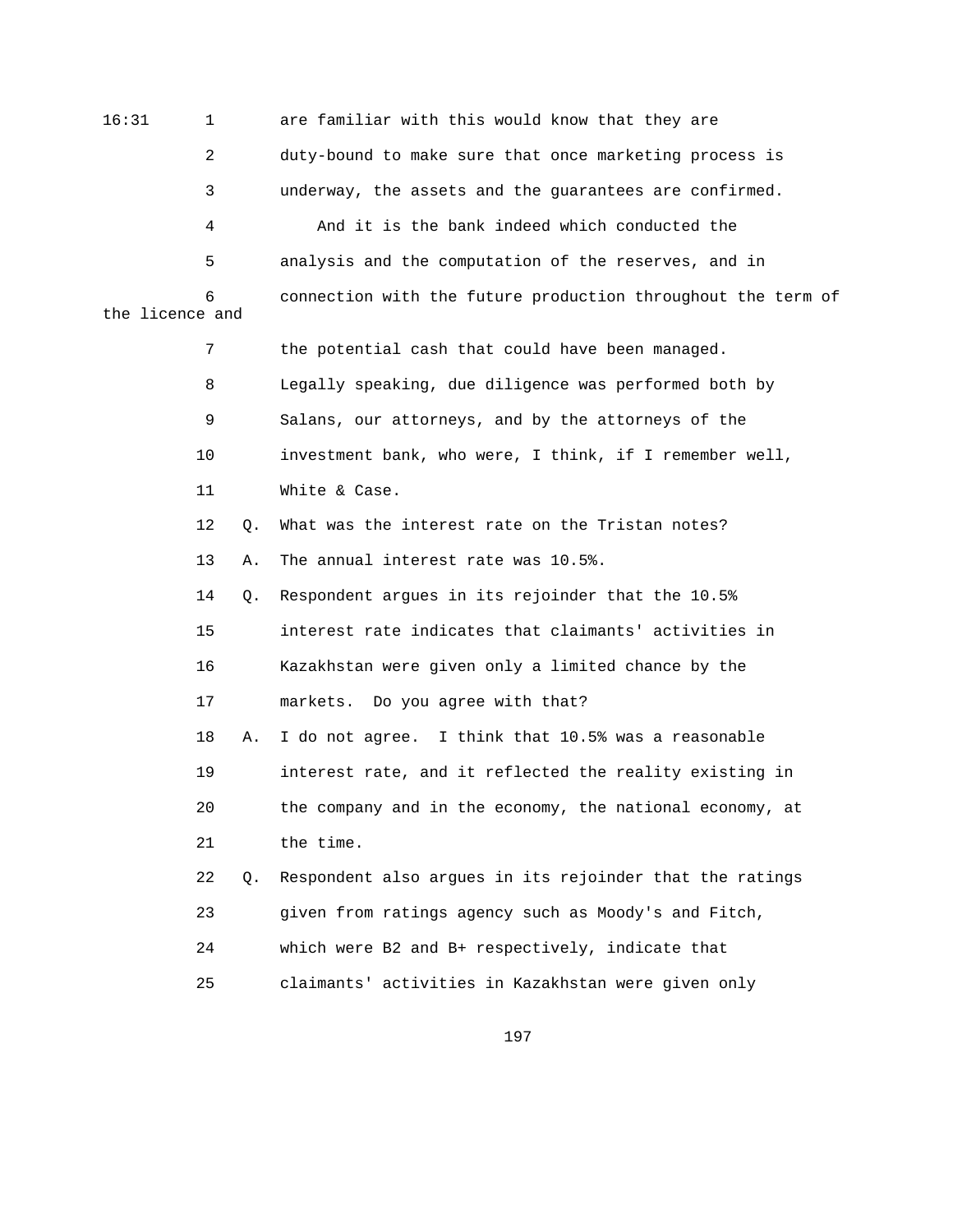are familiar with this would know that they are duty-bound to make sure that once marketing process is underway, the assets and the guarantees are confirmed.

And it is the bank indeed which conducted the analysis and the computation of the reserves, and in connection with the future production throughout the term of the licence and the potential cash that could have been managed. Legally speaking, due diligence was performed both by Salans, our attorneys, and by the attorneys of the investment bank, who were, I think, if I remember well, White & Case.

Q. What was the interest rate on the Tristan notes?

A. The annual interest rate was 10.5%.

Q. Respondent argues in its rejoinder that the 10.5% interest rate indicates that claimants' activities in Kazakhstan were given only a limited chance by the markets. Do you agree with that?

A. I do not agree. I think that 10.5% was a reasonable interest rate, and it reflected the reality existing in the company and in the economy, the national economy, at the time.

Q. Respondent also argues in its rejoinder that the ratings given from ratings agency such as Moody's and Fitch, which were B2 and B+ respectively, indicate that claimants' activities in Kazakhstan were given only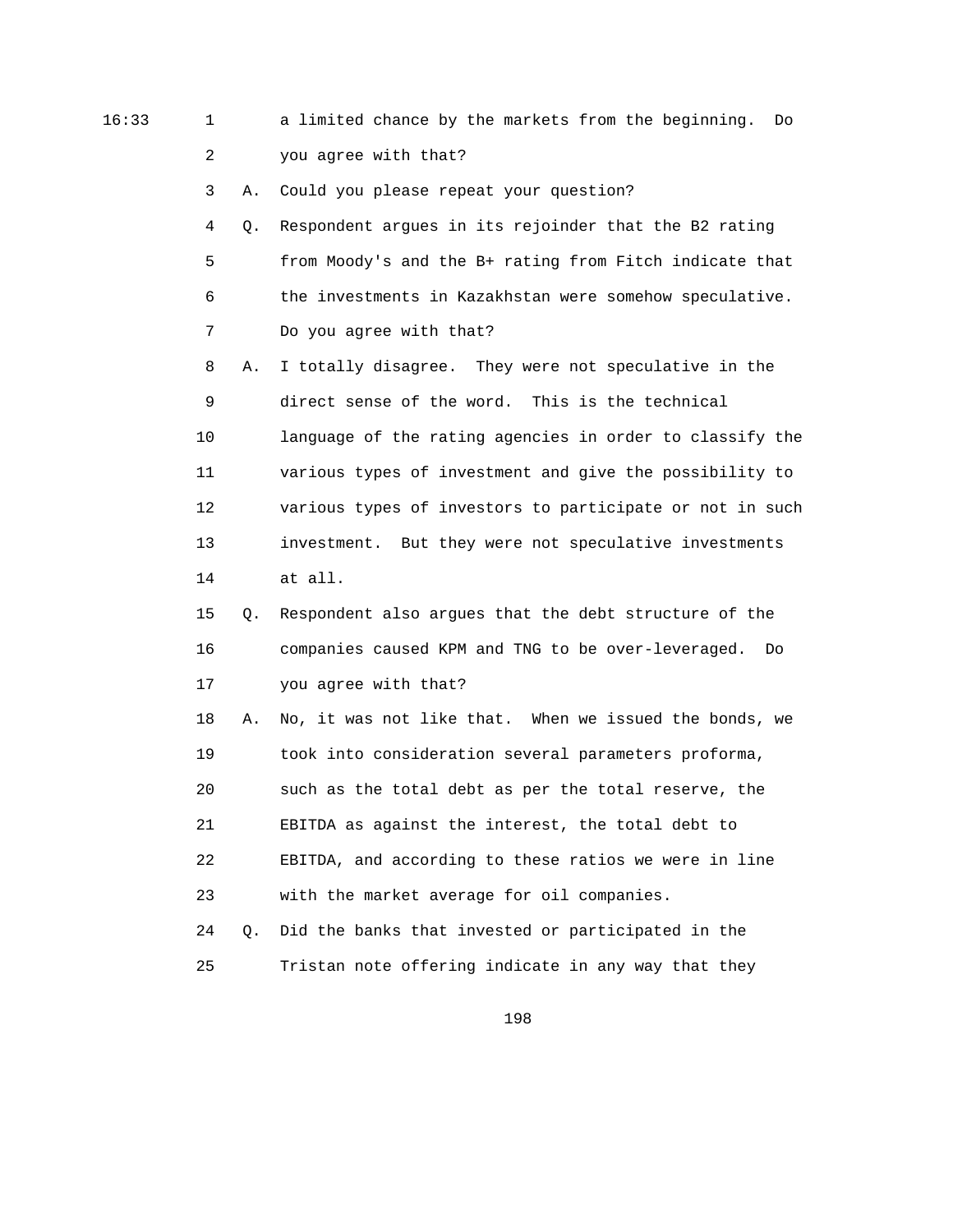16:33 1 a limited chance by the markets from the beginning. Do
2 you agree with that?
3 A. Could you please repeat your question?
4 Q. Respondent argues in its rejoinder that the B2 rating
5 from Moody's and the B+ rating from Fitch indicate that
6 the investments in Kazakhstan were somehow speculative.
7 Do you agree with that?
8 A. I totally disagree. They were not speculative in the
9 direct sense of the word. This is the technical
10 language of the rating agencies in order to classify the
11 various types of investment and give the possibility to
12 various types of investors to participate or not in such
13 investment. But they were not speculative investments
14 at all.
15 Q. Respondent also argues that the debt structure of the
16 companies caused KPM and TNG to be over-leveraged. Do
17 you agree with that?
18 A. No, it was not like that. When we issued the bonds, we
19 took into consideration several parameters proforma,
20 such as the total debt as per the total reserve, the
21 EBITDA as against the interest, the total debt to
22 EBITDA, and according to these ratios we were in line
23 with the market average for oil companies.
24 Q. Did the banks that invested or participated in the
25 Tristan note offering indicate in any way that they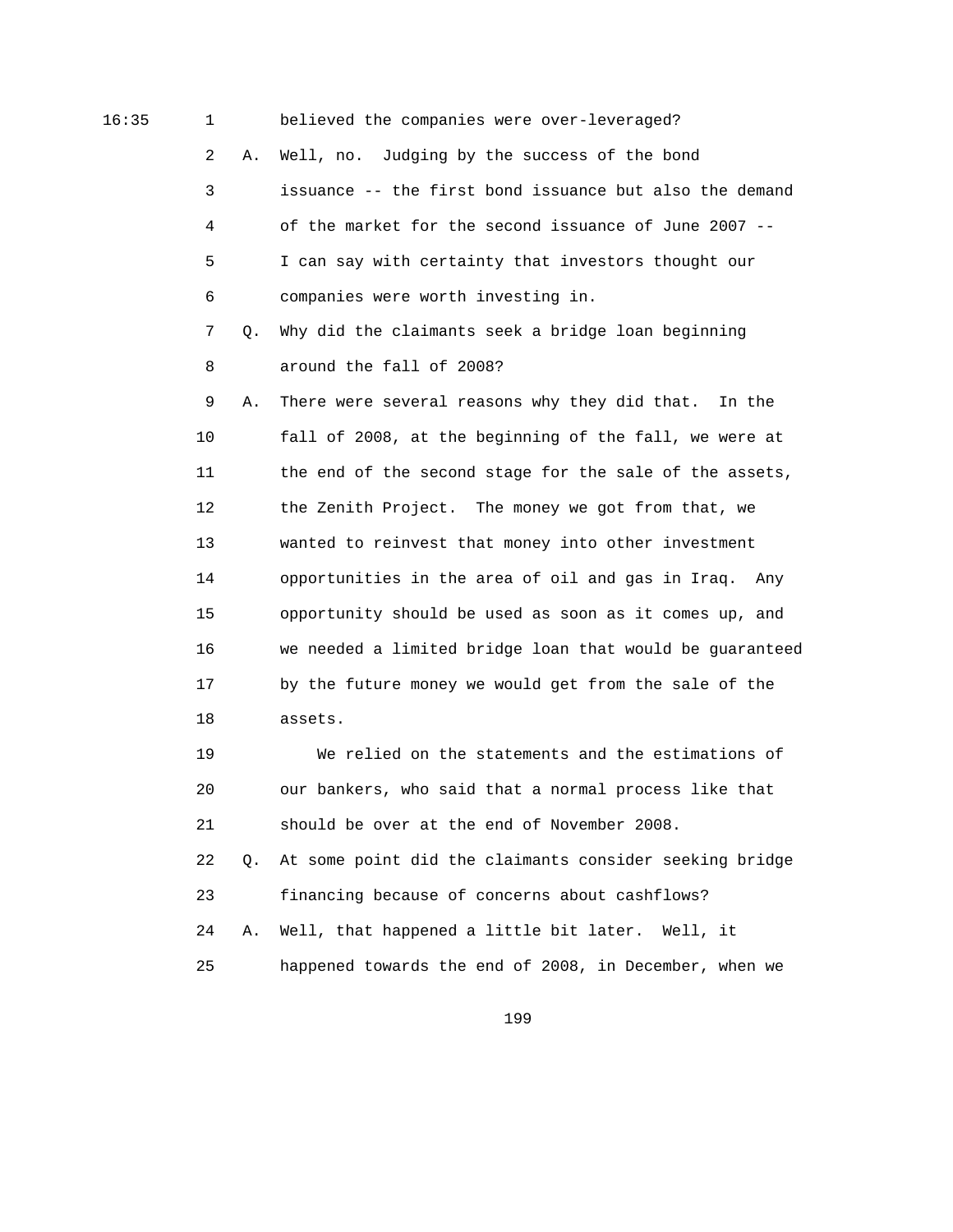16:35 1 believed the companies were over-leveraged?

2 A. Well, no. Judging by the success of the bond

3 issuance -- the first bond issuance but also the demand

4 of the market for the second issuance of June 2007 --

5 I can say with certainty that investors thought our

6 companies were worth investing in.

7 Q. Why did the claimants seek a bridge loan beginning

8 around the fall of 2008?

9 A. There were several reasons why they did that. In the

10 fall of 2008, at the beginning of the fall, we were at

11 the end of the second stage for the sale of the assets,

12 the Zenith Project. The money we got from that, we

13 wanted to reinvest that money into other investment

14 opportunities in the area of oil and gas in Iraq. Any

15 opportunity should be used as soon as it comes up, and

16 we needed a limited bridge loan that would be guaranteed

17 by the future money we would get from the sale of the

18 assets.

19 We relied on the statements and the estimations of

20 our bankers, who said that a normal process like that

21 should be over at the end of November 2008.

22 Q. At some point did the claimants consider seeking bridge

23 financing because of concerns about cashflows?

24 A. Well, that happened a little bit later. Well, it

25 happened towards the end of 2008, in December, when we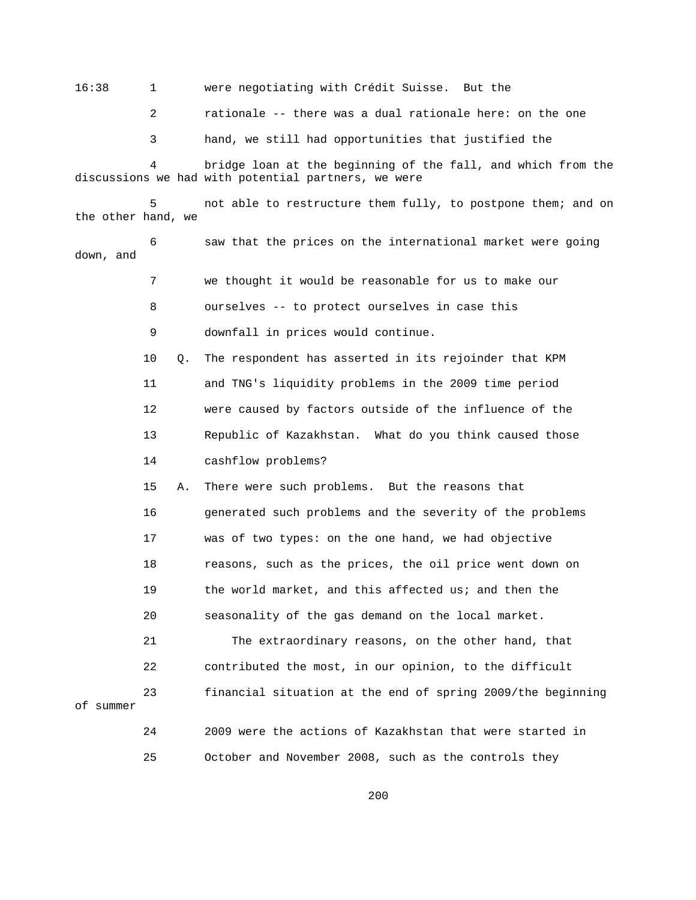16:38 1 were negotiating with Crédit Suisse. But the

2 rationale -- there was a dual rationale here: on the one

3 hand, we still had opportunities that justified the

4 bridge loan at the beginning of the fall, and which from the discussions we had with potential partners, we were

5 not able to restructure them fully, to postpone them; and on the other hand, we

6 saw that the prices on the international market were going down, and

7 we thought it would be reasonable for us to make our

8 ourselves -- to protect ourselves in case this

9 downfall in prices would continue.

10 Q. The respondent has asserted in its rejoinder that KPM

11 and TNG's liquidity problems in the 2009 time period

12 were caused by factors outside of the influence of the

13 Republic of Kazakhstan. What do you think caused those

14 cashflow problems?

15 A. There were such problems. But the reasons that

16 generated such problems and the severity of the problems

17 was of two types: on the one hand, we had objective

18 reasons, such as the prices, the oil price went down on

19 the world market, and this affected us; and then the

20 seasonality of the gas demand on the local market.

21 The extraordinary reasons, on the other hand, that

22 contributed the most, in our opinion, to the difficult

23 financial situation at the end of spring 2009/the beginning of summer

24 2009 were the actions of Kazakhstan that were started in

25 October and November 2008, such as the controls they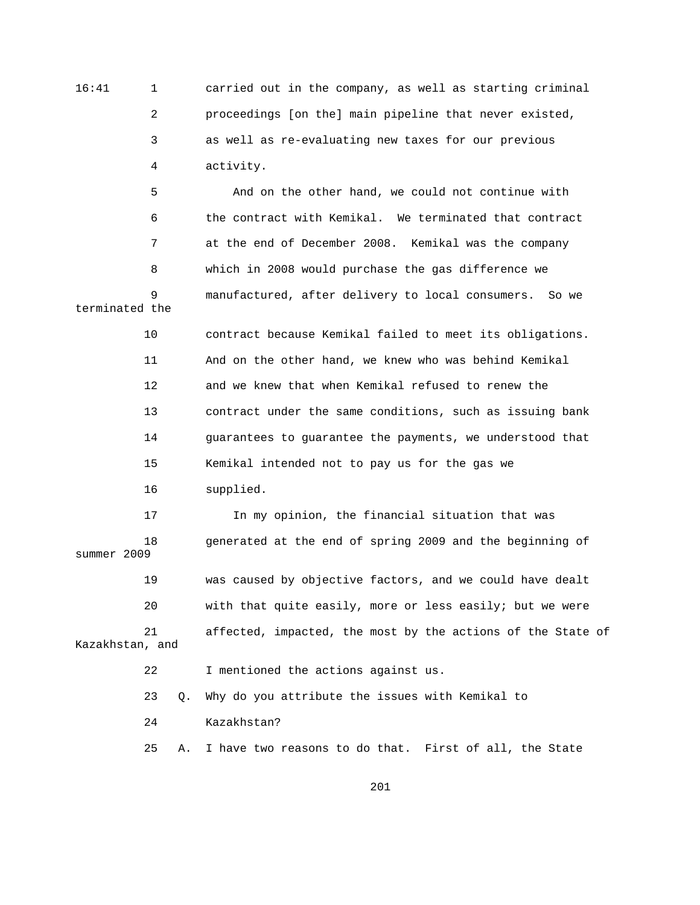16:41 1 carried out in the company, as well as starting criminal

2 proceedings [on the] main pipeline that never existed,

3 as well as re-evaluating new taxes for our previous

4 activity.

5 And on the other hand, we could not continue with

6 the contract with Kemikal. We terminated that contract

7 at the end of December 2008. Kemikal was the company

8 which in 2008 would purchase the gas difference we

9 manufactured, after delivery to local consumers. So we terminated the

10 contract because Kemikal failed to meet its obligations.

11 And on the other hand, we knew who was behind Kemikal

12 and we knew that when Kemikal refused to renew the

13 contract under the same conditions, such as issuing bank

14 guarantees to guarantee the payments, we understood that

15 Kemikal intended not to pay us for the gas we

16 supplied.

17 In my opinion, the financial situation that was

18 generated at the end of spring 2009 and the beginning of summer 2009

19 was caused by objective factors, and we could have dealt

20 with that quite easily, more or less easily; but we were

21 affected, impacted, the most by the actions of the State of Kazakhstan, and

22 I mentioned the actions against us.

23 Q. Why do you attribute the issues with Kemikal to

24 Kazakhstan?

25 A. I have two reasons to do that. First of all, the State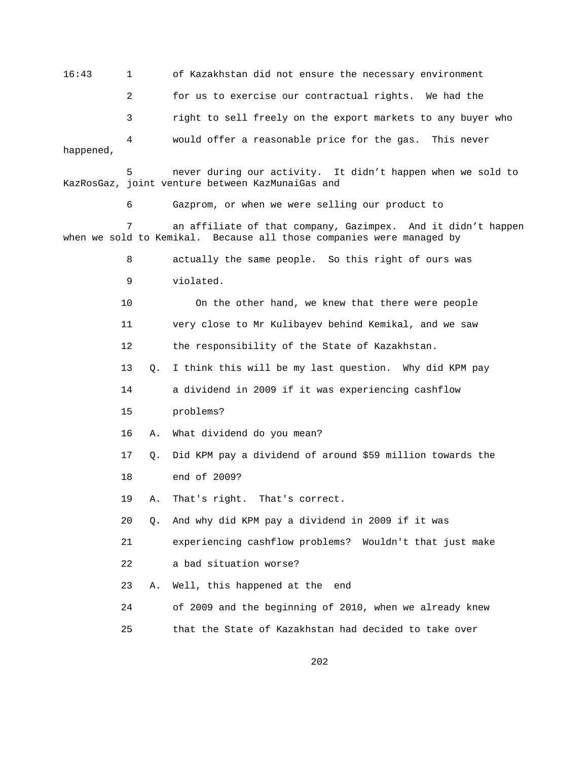16:43 1 of Kazakhstan did not ensure the necessary environment

2 for us to exercise our contractual rights. We had the

3 right to sell freely on the export markets to any buyer who

4 would offer a reasonable price for the gas. This never happened,

5 never during our activity. It didn't happen when we sold to KazRosGaz, joint venture between KazMunaiGas and

6 Gazprom, or when we were selling our product to

7 an affiliate of that company, Gazimpex. And it didn't happen when we sold to Kemikal. Because all those companies were managed by

8 actually the same people. So this right of ours was

9 violated.

10 On the other hand, we knew that there were people

11 very close to Mr Kulibayev behind Kemikal, and we saw

12 the responsibility of the State of Kazakhstan.

13 Q. I think this will be my last question. Why did KPM pay

14 a dividend in 2009 if it was experiencing cashflow

15 problems?

16 A. What dividend do you mean?

17 Q. Did KPM pay a dividend of around $59 million towards the

18 end of 2009?

19 A. That's right. That's correct.

20 Q. And why did KPM pay a dividend in 2009 if it was

21 experiencing cashflow problems? Wouldn't that just make

22 a bad situation worse?

23 A. Well, this happened at the end

24 of 2009 and the beginning of 2010, when we already knew

25 that the State of Kazakhstan had decided to take over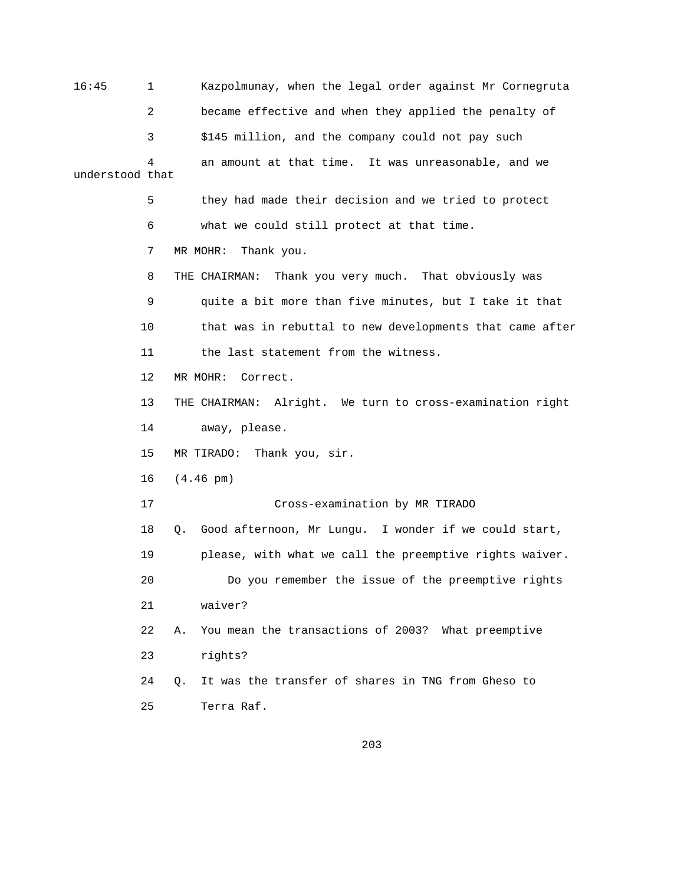16:45 1 Kazpolmunay, when the legal order against Mr Cornegruta
2 became effective and when they applied the penalty of
3 $145 million, and the company could not pay such
4 an amount at that time. It was unreasonable, and we understood that
5 they had made their decision and we tried to protect
6 what we could still protect at that time.
7 MR MOHR: Thank you.
8 THE CHAIRMAN: Thank you very much. That obviously was
9 quite a bit more than five minutes, but I take it that
10 that was in rebuttal to new developments that came after
11 the last statement from the witness.
12 MR MOHR: Correct.
13 THE CHAIRMAN: Alright. We turn to cross-examination right
14 away, please.
15 MR TIRADO: Thank you, sir.
16 (4.46 pm)
17 Cross-examination by MR TIRADO
18 Q. Good afternoon, Mr Lungu. I wonder if we could start,
19 please, with what we call the preemptive rights waiver.
20 Do you remember the issue of the preemptive rights
21 waiver?
22 A. You mean the transactions of 2003? What preemptive
23 rights?
24 Q. It was the transfer of shares in TNG from Gheso to
25 Terra Raf.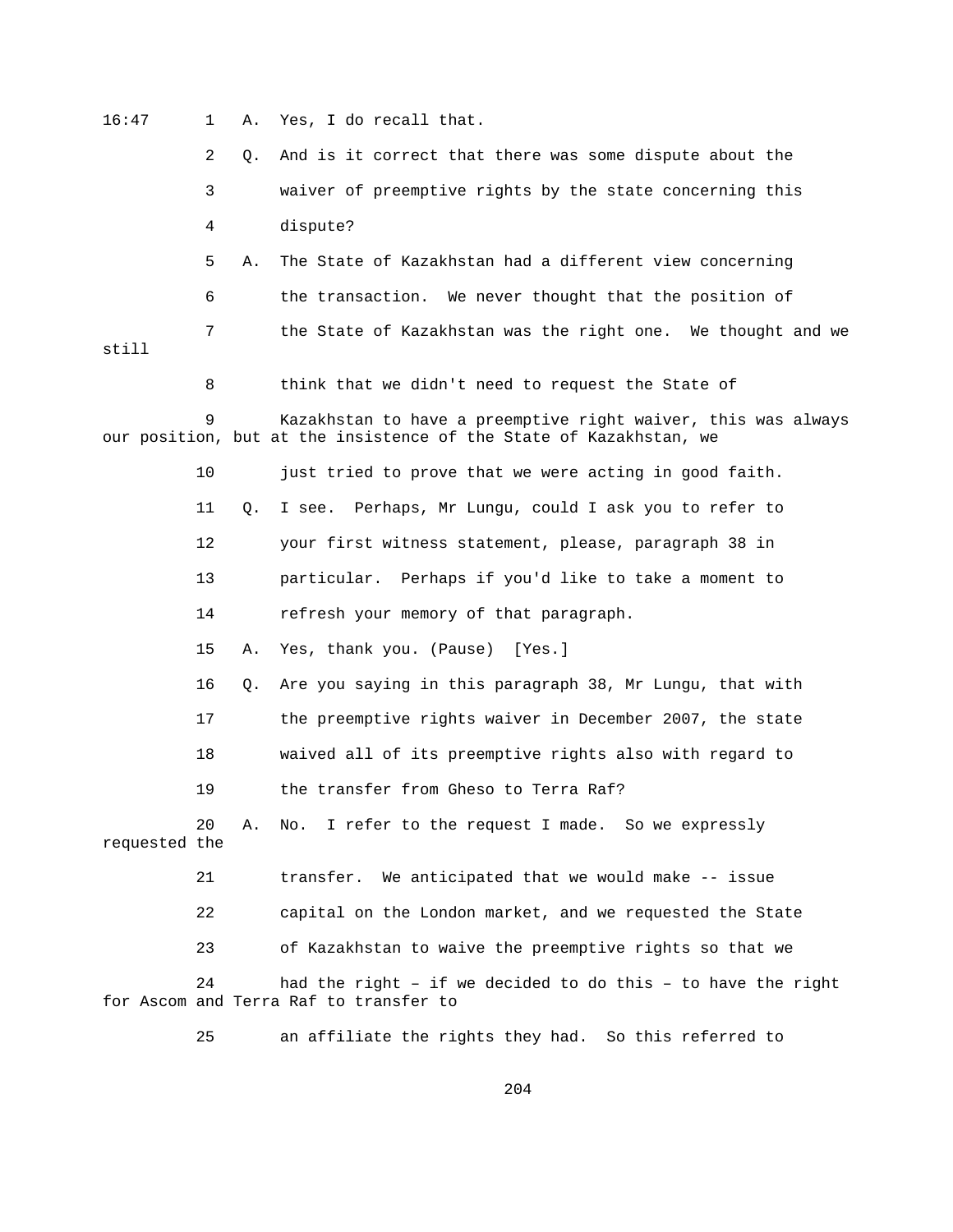16:47 1 A. Yes, I do recall that.

2 Q. And is it correct that there was some dispute about the

3 waiver of preemptive rights by the state concerning this

4 dispute?

5 A. The State of Kazakhstan had a different view concerning

6 the transaction. We never thought that the position of

7 the State of Kazakhstan was the right one. We thought and we still

8 think that we didn't need to request the State of

9 Kazakhstan to have a preemptive right waiver, this was always our position, but at the insistence of the State of Kazakhstan, we

10 just tried to prove that we were acting in good faith.

11 Q. I see. Perhaps, Mr Lungu, could I ask you to refer to

12 your first witness statement, please, paragraph 38 in

13 particular. Perhaps if you'd like to take a moment to

14 refresh your memory of that paragraph.

15 A. Yes, thank you. (Pause) [Yes.]

16 Q. Are you saying in this paragraph 38, Mr Lungu, that with

17 the preemptive rights waiver in December 2007, the state

18 waived all of its preemptive rights also with regard to

19 the transfer from Gheso to Terra Raf?

20 A. No. I refer to the request I made. So we expressly requested the

21 transfer. We anticipated that we would make -- issue

22 capital on the London market, and we requested the State

23 of Kazakhstan to waive the preemptive rights so that we

24 had the right – if we decided to do this – to have the right for Ascom and Terra Raf to transfer to

25 an affiliate the rights they had. So this referred to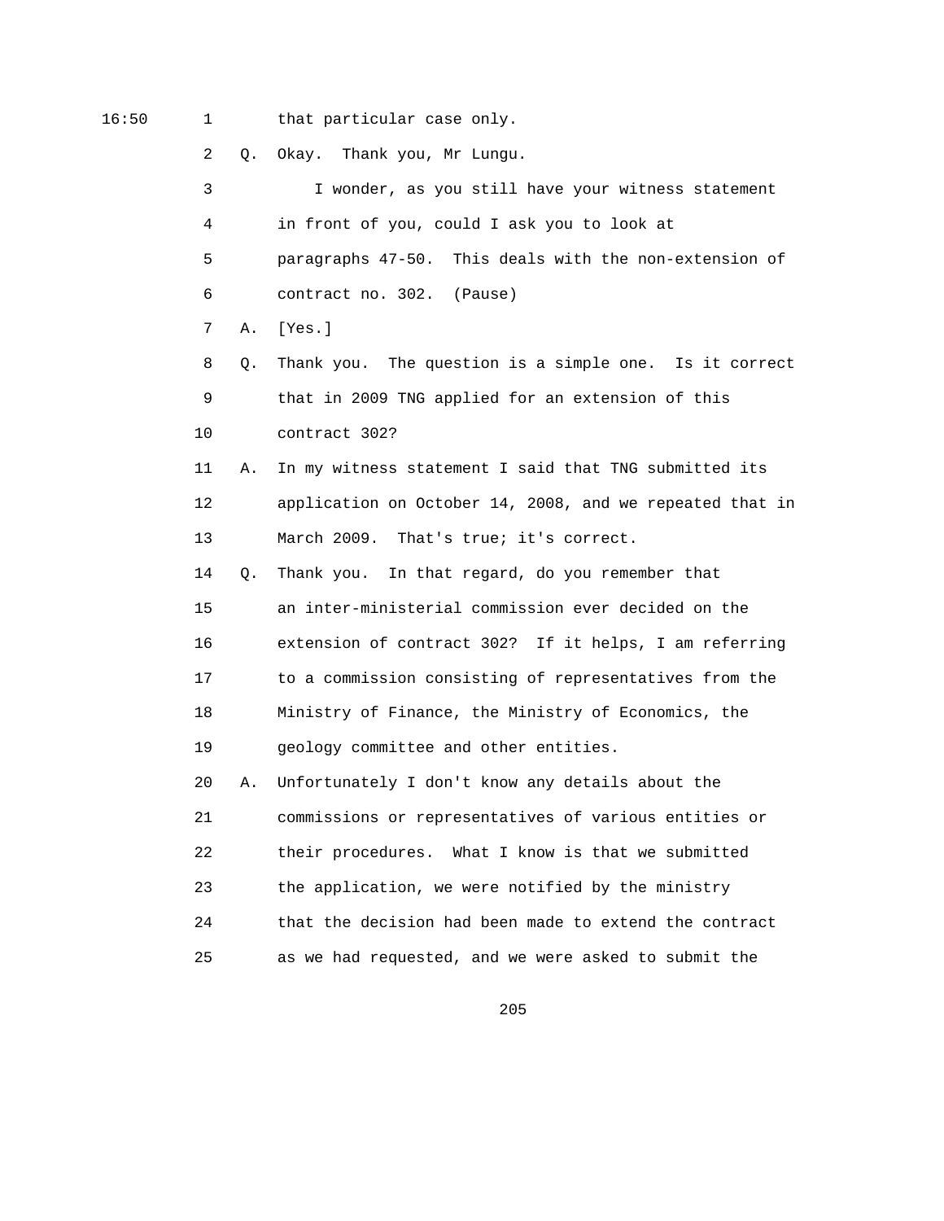that particular case only.

Q. Okay. Thank you, Mr Lungu.

I wonder, as you still have your witness statement in front of you, could I ask you to look at paragraphs 47-50. This deals with the non-extension of contract no. 302. (Pause)

A. [Yes.]

Q. Thank you. The question is a simple one. Is it correct that in 2009 TNG applied for an extension of this contract 302?

A. In my witness statement I said that TNG submitted its application on October 14, 2008, and we repeated that in March 2009. That's true; it's correct.

Q. Thank you. In that regard, do you remember that an inter-ministerial commission ever decided on the extension of contract 302? If it helps, I am referring to a commission consisting of representatives from the Ministry of Finance, the Ministry of Economics, the geology committee and other entities.

A. Unfortunately I don't know any details about the commissions or representatives of various entities or their procedures. What I know is that we submitted the application, we were notified by the ministry that the decision had been made to extend the contract as we had requested, and we were asked to submit the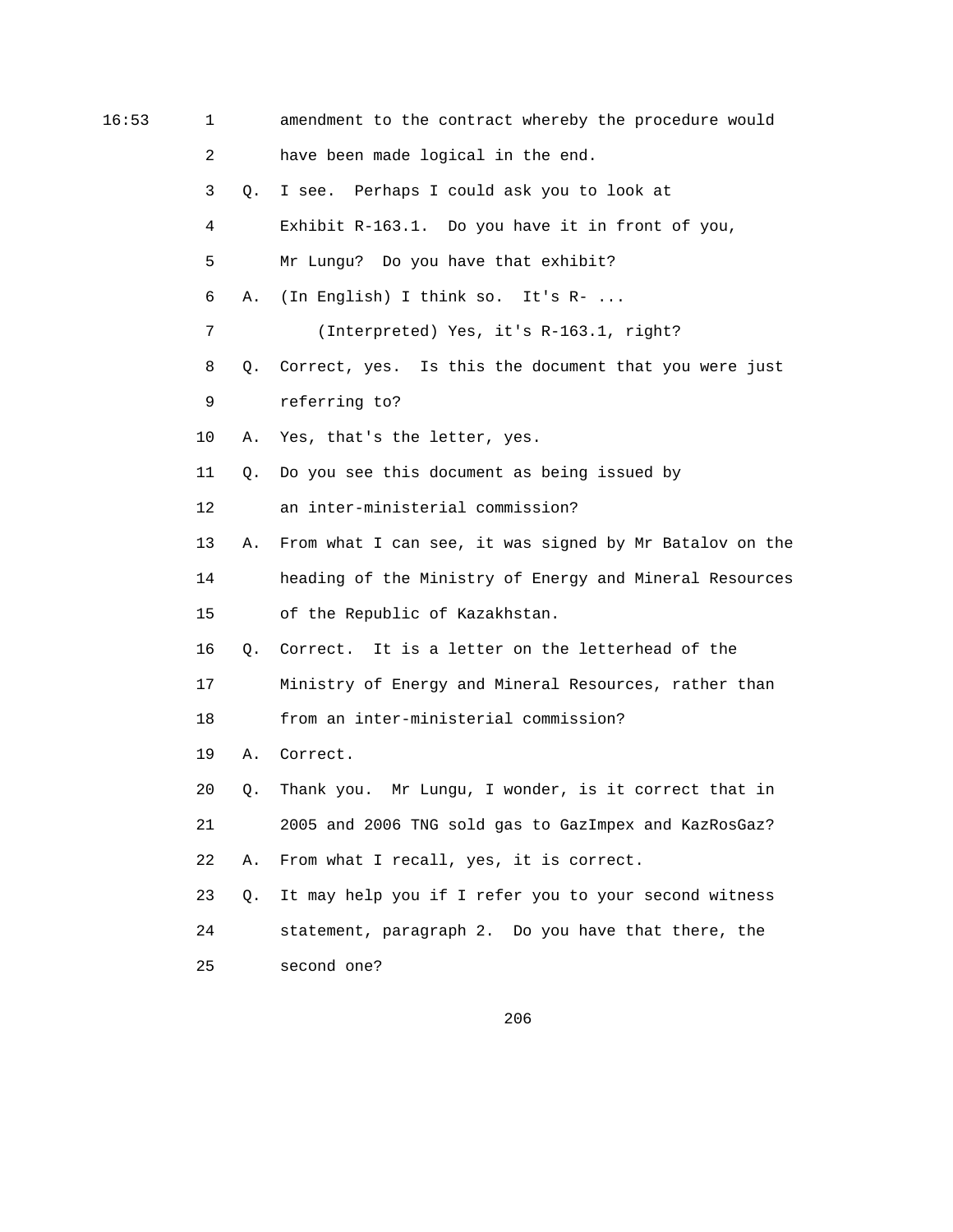16:53 1 amendment to the contract whereby the procedure would
2 have been made logical in the end.
3 Q. I see. Perhaps I could ask you to look at
4 Exhibit R-163.1. Do you have it in front of you,
5 Mr Lungu? Do you have that exhibit?
6 A. (In English) I think so. It's R- ...
7 (Interpreted) Yes, it's R-163.1, right?
8 Q. Correct, yes. Is this the document that you were just
9 referring to?
10 A. Yes, that's the letter, yes.
11 Q. Do you see this document as being issued by
12 an inter-ministerial commission?
13 A. From what I can see, it was signed by Mr Batalov on the
14 heading of the Ministry of Energy and Mineral Resources
15 of the Republic of Kazakhstan.
16 Q. Correct. It is a letter on the letterhead of the
17 Ministry of Energy and Mineral Resources, rather than
18 from an inter-ministerial commission?
19 A. Correct.
20 Q. Thank you. Mr Lungu, I wonder, is it correct that in
21 2005 and 2006 TNG sold gas to GazImpex and KazRosGaz?
22 A. From what I recall, yes, it is correct.
23 Q. It may help you if I refer you to your second witness
24 statement, paragraph 2. Do you have that there, the
25 second one?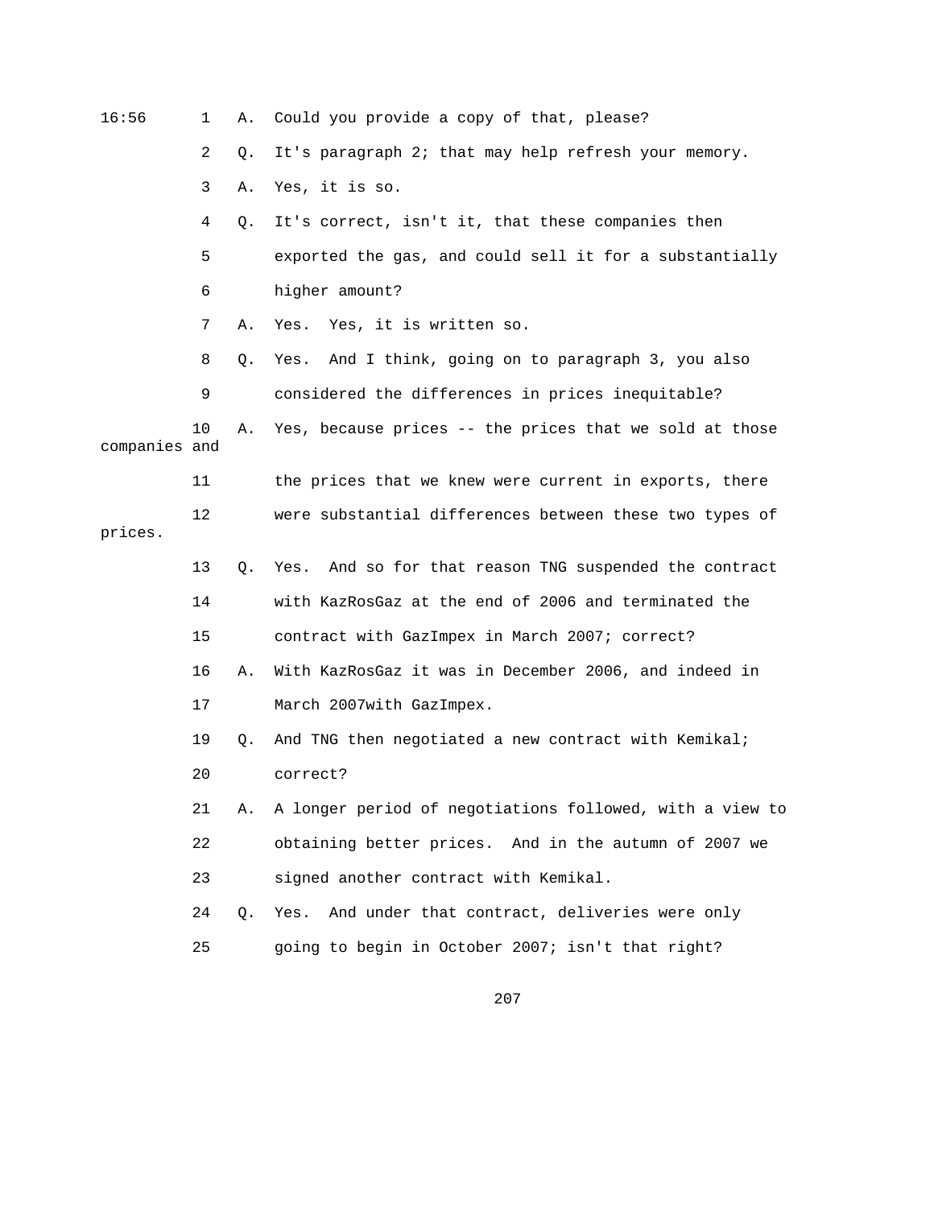16:56

1 A. Could you provide a copy of that, please?

2 Q. It's paragraph 2; that may help refresh your memory.

3 A. Yes, it is so.

4 Q. It's correct, isn't it, that these companies then

5 exported the gas, and could sell it for a substantially

6 higher amount?

7 A. Yes. Yes, it is written so.

8 Q. Yes. And I think, going on to paragraph 3, you also

9 considered the differences in prices inequitable?

10 A. Yes, because prices -- the prices that we sold at those companies and

11 the prices that we knew were current in exports, there

12 were substantial differences between these two types of prices.

13 Q. Yes. And so for that reason TNG suspended the contract

14 with KazRosGaz at the end of 2006 and terminated the

15 contract with GazImpex in March 2007; correct?

16 A. With KazRosGaz it was in December 2006, and indeed in

17 March 2007with GazImpex.

19 Q. And TNG then negotiated a new contract with Kemikal;

20 correct?

21 A. A longer period of negotiations followed, with a view to

22 obtaining better prices. And in the autumn of 2007 we

23 signed another contract with Kemikal.

24 Q. Yes. And under that contract, deliveries were only

25 going to begin in October 2007; isn't that right?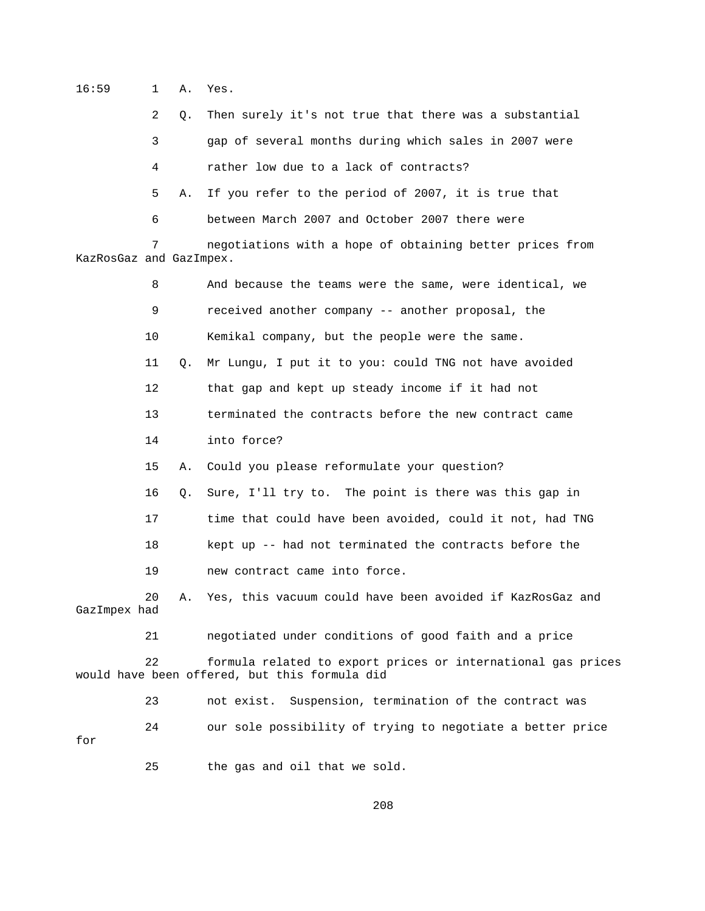16:59 1 A. Yes.

2 Q. Then surely it's not true that there was a substantial

3 gap of several months during which sales in 2007 were

4 rather low due to a lack of contracts?

5 A. If you refer to the period of 2007, it is true that

6 between March 2007 and October 2007 there were

7 negotiations with a hope of obtaining better prices from KazRosGaz and GazImpex.

8 And because the teams were the same, were identical, we

9 received another company -- another proposal, the

10 Kemikal company, but the people were the same.

11 Q. Mr Lungu, I put it to you: could TNG not have avoided

12 that gap and kept up steady income if it had not

13 terminated the contracts before the new contract came

14 into force?

15 A. Could you please reformulate your question?

16 Q. Sure, I'll try to. The point is there was this gap in

17 time that could have been avoided, could it not, had TNG

18 kept up -- had not terminated the contracts before the

19 new contract came into force.

20 A. Yes, this vacuum could have been avoided if KazRosGaz and GazImpex had

21 negotiated under conditions of good faith and a price

22 formula related to export prices or international gas prices would have been offered, but this formula did

23 not exist. Suspension, termination of the contract was

24 our sole possibility of trying to negotiate a better price for

25 the gas and oil that we sold.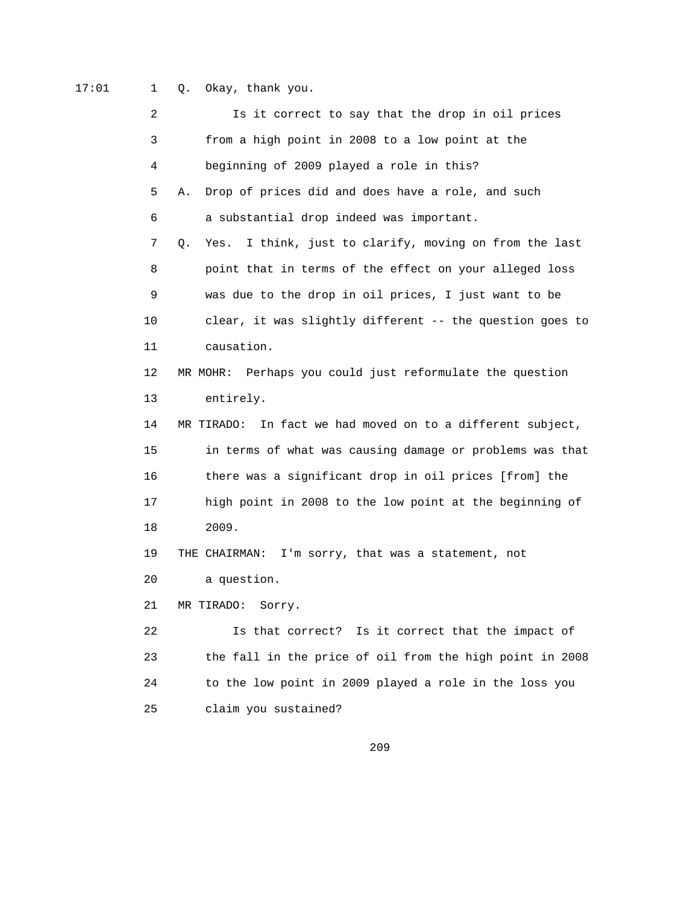17:01 1 Q. Okay, thank you.

2 Is it correct to say that the drop in oil prices
3 from a high point in 2008 to a low point at the
4 beginning of 2009 played a role in this?

5 A. Drop of prices did and does have a role, and such
6 a substantial drop indeed was important.

7 Q. Yes. I think, just to clarify, moving on from the last
8 point that in terms of the effect on your alleged loss
9 was due to the drop in oil prices, I just want to be
10 clear, it was slightly different -- the question goes to
11 causation.

12 MR MOHR: Perhaps you could just reformulate the question
13 entirely.

14 MR TIRADO: In fact we had moved on to a different subject,
15 in terms of what was causing damage or problems was that
16 there was a significant drop in oil prices [from] the
17 high point in 2008 to the low point at the beginning of
18 2009.

19 THE CHAIRMAN: I'm sorry, that was a statement, not
20 a question.

21 MR TIRADO: Sorry.

22 Is that correct? Is it correct that the impact of
23 the fall in the price of oil from the high point in 2008
24 to the low point in 2009 played a role in the loss you
25 claim you sustained?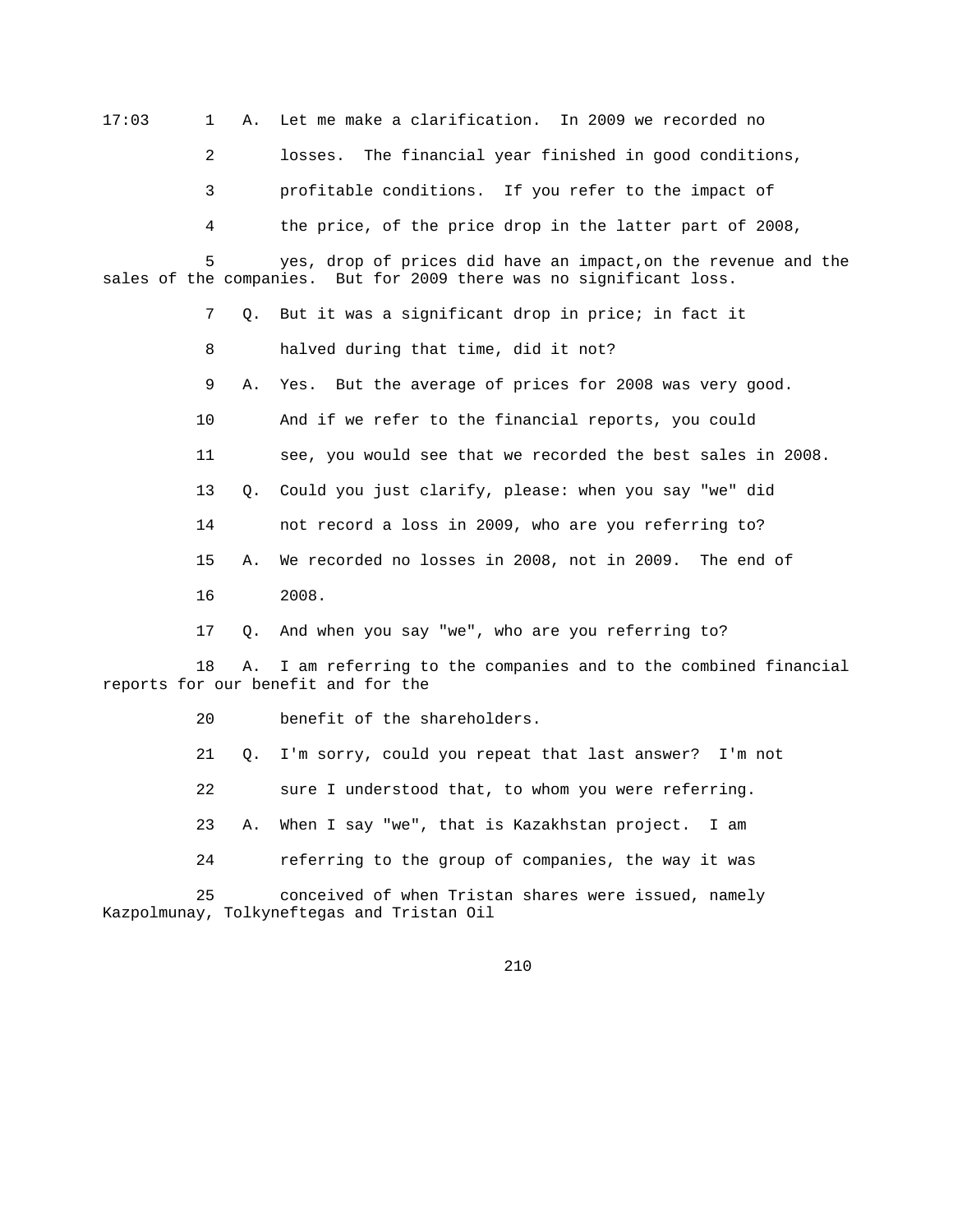17:03 1 A. Let me make a clarification. In 2009 we recorded no

2 losses. The financial year finished in good conditions,

3 profitable conditions. If you refer to the impact of

4 the price, of the price drop in the latter part of 2008,

5 yes, drop of prices did have an impact,on the revenue and the sales of the companies. But for 2009 there was no significant loss.

7 Q. But it was a significant drop in price; in fact it

8 halved during that time, did it not?

9 A. Yes. But the average of prices for 2008 was very good.

10 And if we refer to the financial reports, you could

11 see, you would see that we recorded the best sales in 2008.

13 Q. Could you just clarify, please: when you say "we" did

14 not record a loss in 2009, who are you referring to?

15 A. We recorded no losses in 2008, not in 2009. The end of

16 2008.

17 Q. And when you say "we", who are you referring to?

18 A. I am referring to the companies and to the combined financial reports for our benefit and for the

20 benefit of the shareholders.

21 Q. I'm sorry, could you repeat that last answer? I'm not

22 sure I understood that, to whom you were referring.

23 A. When I say "we", that is Kazakhstan project. I am

24 referring to the group of companies, the way it was

25 conceived of when Tristan shares were issued, namely Kazpolmunay, Tolkyneftegas and Tristan Oil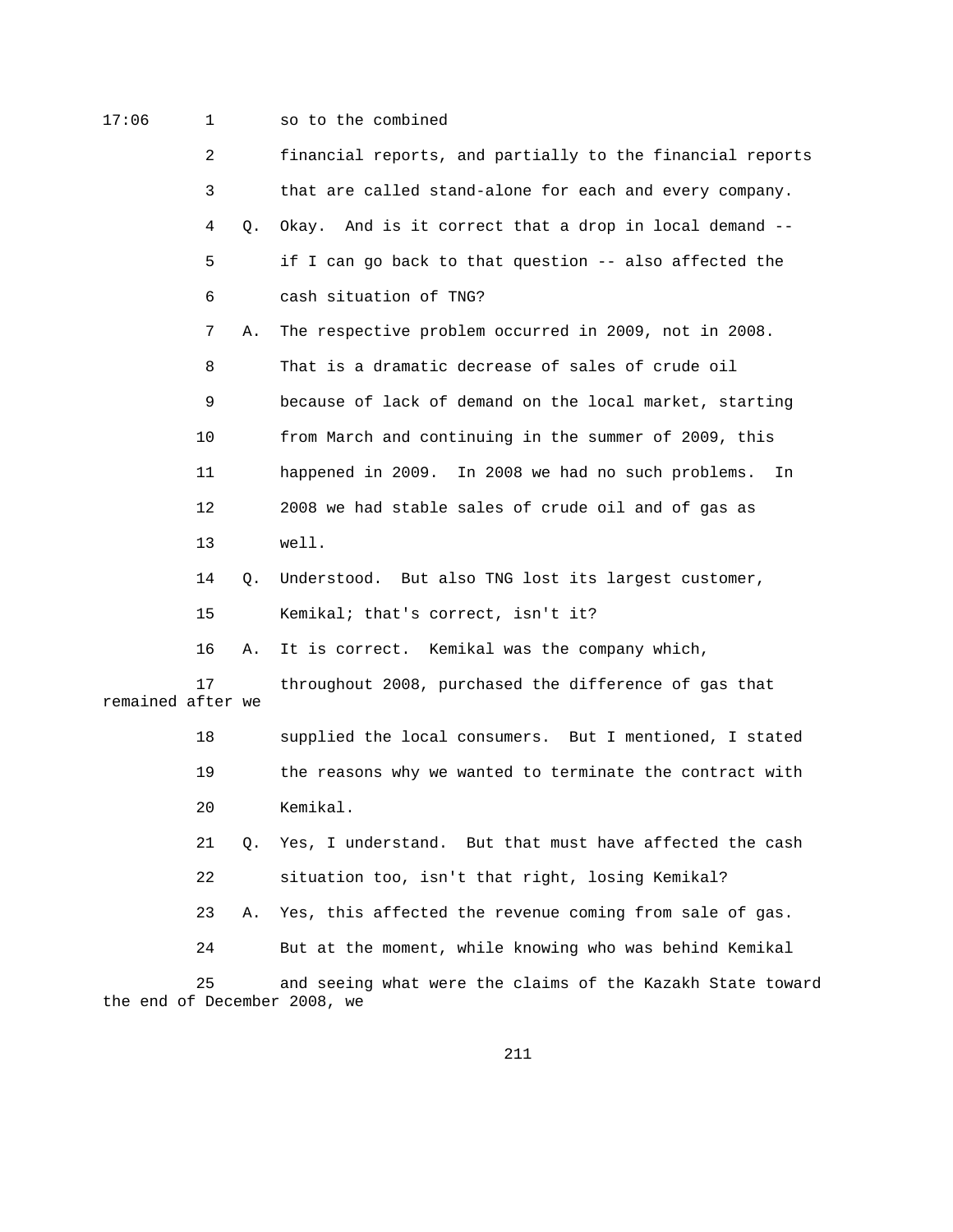17:06 1 so to the combined

2 financial reports, and partially to the financial reports

3 that are called stand-alone for each and every company.

4 Q. Okay. And is it correct that a drop in local demand --

5 if I can go back to that question -- also affected the

6 cash situation of TNG?

7 A. The respective problem occurred in 2009, not in 2008.

8 That is a dramatic decrease of sales of crude oil

9 because of lack of demand on the local market, starting

10 from March and continuing in the summer of 2009, this

11 happened in 2009. In 2008 we had no such problems. In

12 2008 we had stable sales of crude oil and of gas as

13 well.

14 Q. Understood. But also TNG lost its largest customer,

15 Kemikal; that's correct, isn't it?

16 A. It is correct. Kemikal was the company which,

17 throughout 2008, purchased the difference of gas that remained after we

18 supplied the local consumers. But I mentioned, I stated

19 the reasons why we wanted to terminate the contract with

20 Kemikal.

21 Q. Yes, I understand. But that must have affected the cash

22 situation too, isn't that right, losing Kemikal?

23 A. Yes, this affected the revenue coming from sale of gas.

24 But at the moment, while knowing who was behind Kemikal

25 and seeing what were the claims of the Kazakh State toward the end of December 2008, we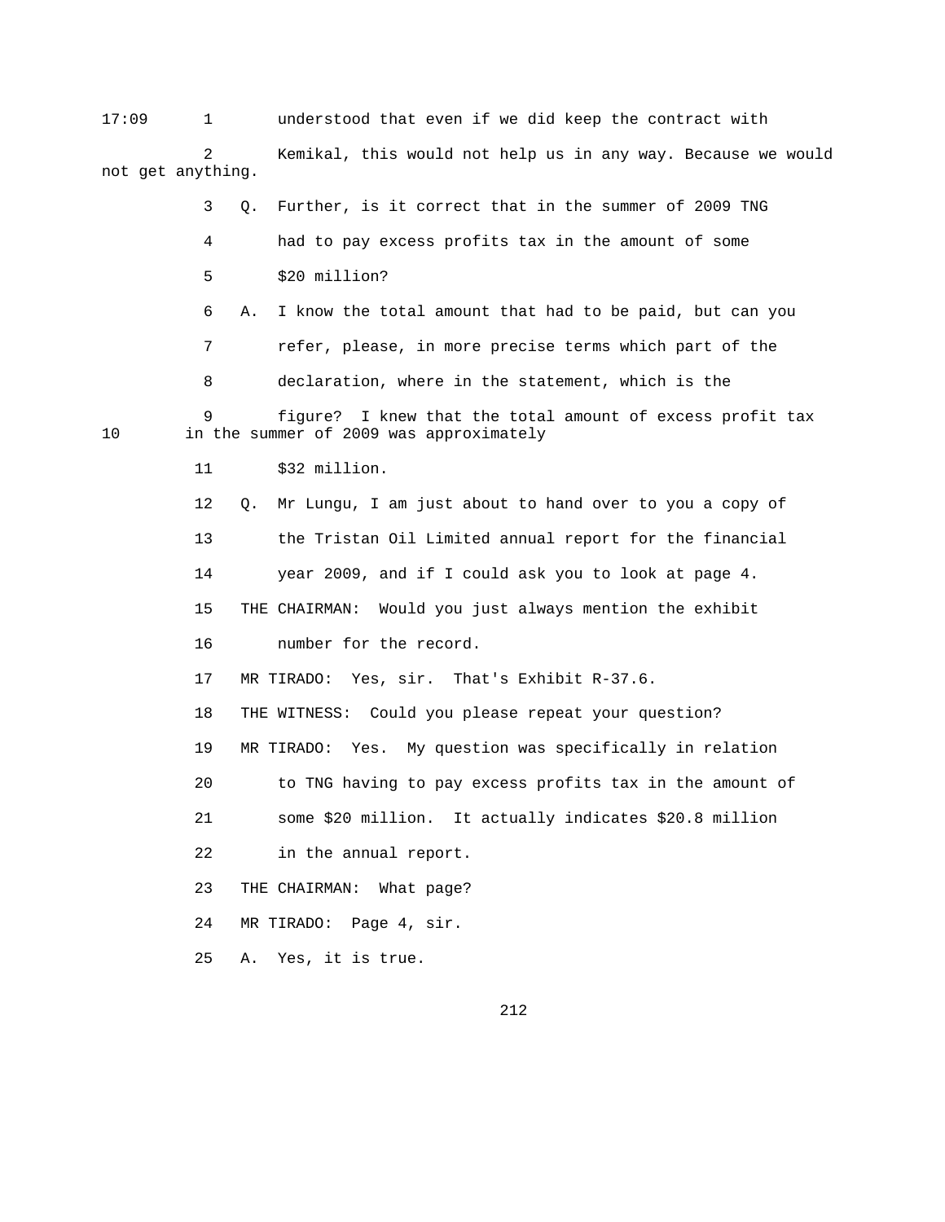17:09 1 understood that even if we did keep the contract with

2 Kemikal, this would not help us in any way. Because we would not get anything.

3 Q. Further, is it correct that in the summer of 2009 TNG

4 had to pay excess profits tax in the amount of some

5 $20 million?

6 A. I know the total amount that had to be paid, but can you

7 refer, please, in more precise terms which part of the

8 declaration, where in the statement, which is the

9 figure? I knew that the total amount of excess profit tax

10 in the summer of 2009 was approximately

11 $32 million.

12 Q. Mr Lungu, I am just about to hand over to you a copy of

13 the Tristan Oil Limited annual report for the financial

14 year 2009, and if I could ask you to look at page 4.

15 THE CHAIRMAN: Would you just always mention the exhibit

16 number for the record.

17 MR TIRADO: Yes, sir. That's Exhibit R-37.6.

18 THE WITNESS: Could you please repeat your question?

19 MR TIRADO: Yes. My question was specifically in relation

20 to TNG having to pay excess profits tax in the amount of

21 some $20 million. It actually indicates $20.8 million

22 in the annual report.

23 THE CHAIRMAN: What page?

24 MR TIRADO: Page 4, sir.

25 A. Yes, it is true.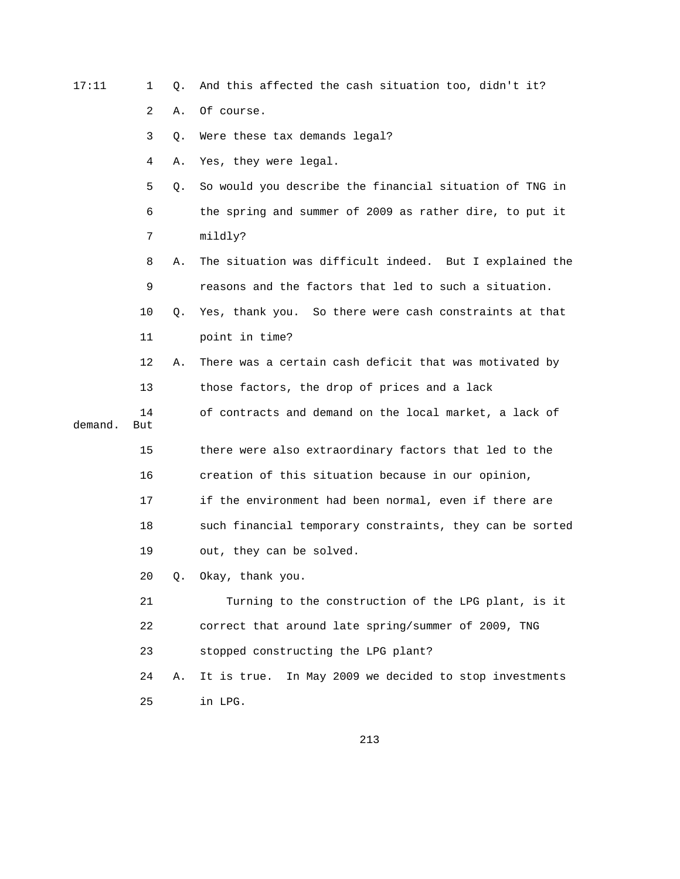17:11 1 Q. And this affected the cash situation too, didn't it?

2 A. Of course.

3 Q. Were these tax demands legal?

4 A. Yes, they were legal.

5 Q. So would you describe the financial situation of TNG in
6 the spring and summer of 2009 as rather dire, to put it
7 mildly?

8 A. The situation was difficult indeed. But I explained the
9 reasons and the factors that led to such a situation.

10 Q. Yes, thank you. So there were cash constraints at that
11 point in time?

12 A. There was a certain cash deficit that was motivated by
13 those factors, the drop of prices and a lack
14 of contracts and demand on the local market, a lack of demand. But
15 there were also extraordinary factors that led to the
16 creation of this situation because in our opinion,
17 if the environment had been normal, even if there are
18 such financial temporary constraints, they can be sorted
19 out, they can be solved.

20 Q. Okay, thank you.

21 Turning to the construction of the LPG plant, is it
22 correct that around late spring/summer of 2009, TNG
23 stopped constructing the LPG plant?

24 A. It is true. In May 2009 we decided to stop investments
25 in LPG.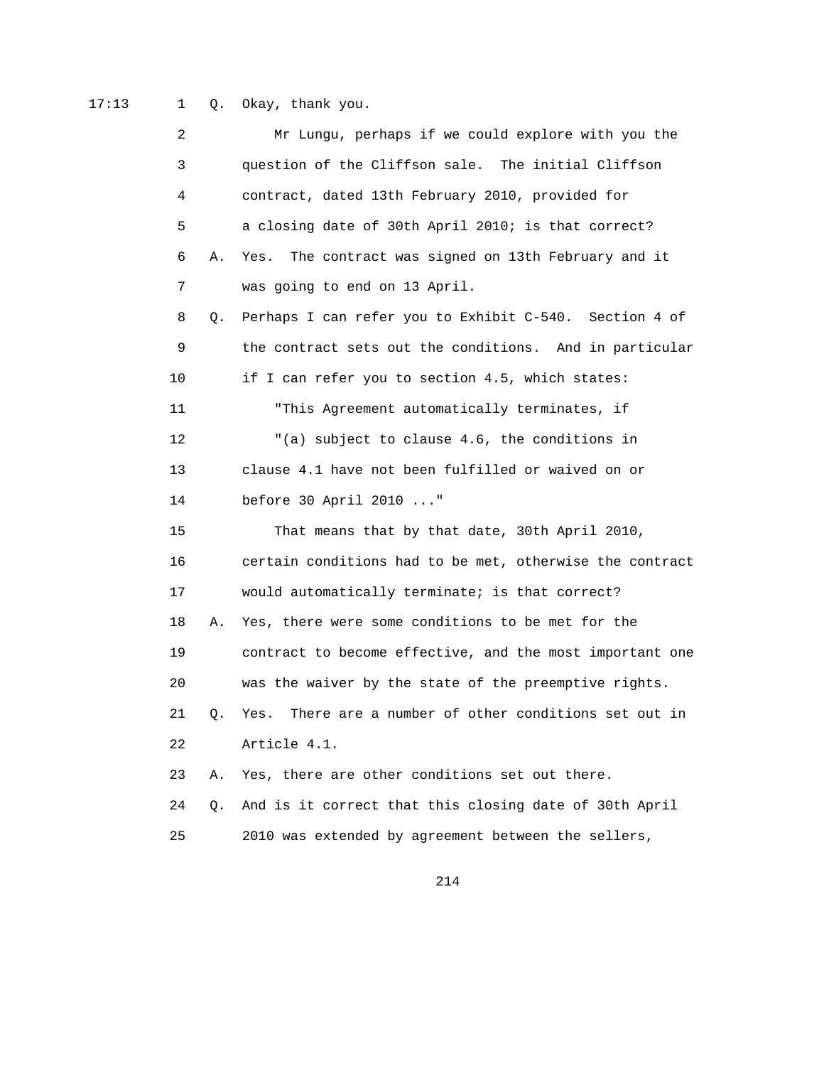17:13 1 Q. Okay, thank you.

2 Mr Lungu, perhaps if we could explore with you the

3 question of the Cliffson sale. The initial Cliffson

4 contract, dated 13th February 2010, provided for

5 a closing date of 30th April 2010; is that correct?

6 A. Yes. The contract was signed on 13th February and it

7 was going to end on 13 April.

8 Q. Perhaps I can refer you to Exhibit C-540. Section 4 of

9 the contract sets out the conditions. And in particular

10 if I can refer you to section 4.5, which states:

11 "This Agreement automatically terminates, if

12 "(a) subject to clause 4.6, the conditions in

13 clause 4.1 have not been fulfilled or waived on or

14 before 30 April 2010 ..."

15 That means that by that date, 30th April 2010,

16 certain conditions had to be met, otherwise the contract

17 would automatically terminate; is that correct?

18 A. Yes, there were some conditions to be met for the

19 contract to become effective, and the most important one

20 was the waiver by the state of the preemptive rights.

21 Q. Yes. There are a number of other conditions set out in

22 Article 4.1.

23 A. Yes, there are other conditions set out there.

24 Q. And is it correct that this closing date of 30th April

25 2010 was extended by agreement between the sellers,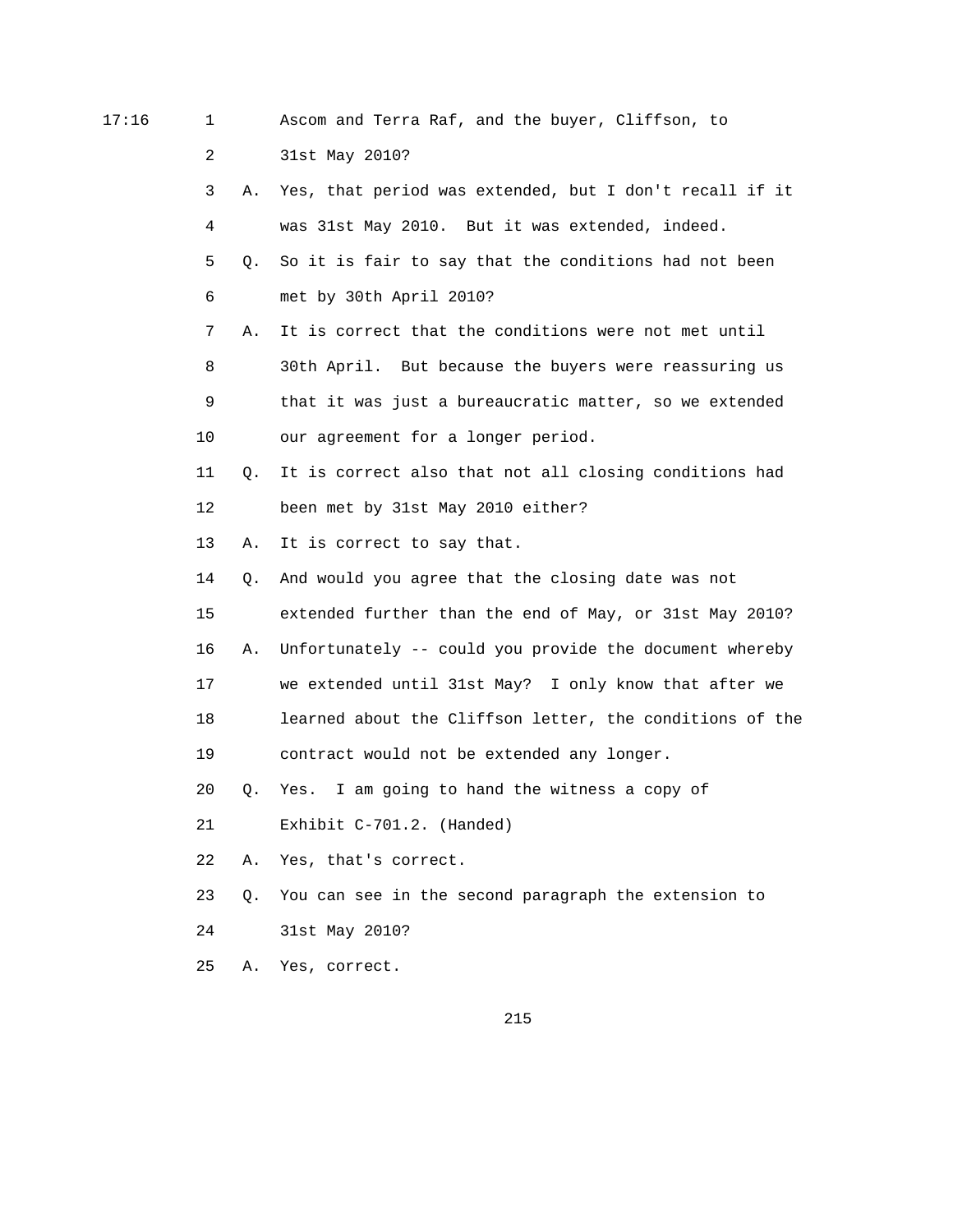17:16 1 Ascom and Terra Raf, and the buyer, Cliffson, to
2 31st May 2010?
3 A. Yes, that period was extended, but I don't recall if it
4 was 31st May 2010. But it was extended, indeed.
5 Q. So it is fair to say that the conditions had not been
6 met by 30th April 2010?
7 A. It is correct that the conditions were not met until
8 30th April. But because the buyers were reassuring us
9 that it was just a bureaucratic matter, so we extended
10 our agreement for a longer period.
11 Q. It is correct also that not all closing conditions had
12 been met by 31st May 2010 either?
13 A. It is correct to say that.
14 Q. And would you agree that the closing date was not
15 extended further than the end of May, or 31st May 2010?
16 A. Unfortunately -- could you provide the document whereby
17 we extended until 31st May? I only know that after we
18 learned about the Cliffson letter, the conditions of the
19 contract would not be extended any longer.
20 Q. Yes. I am going to hand the witness a copy of
21 Exhibit C-701.2. (Handed)
22 A. Yes, that's correct.
23 Q. You can see in the second paragraph the extension to
24 31st May 2010?
25 A. Yes, correct.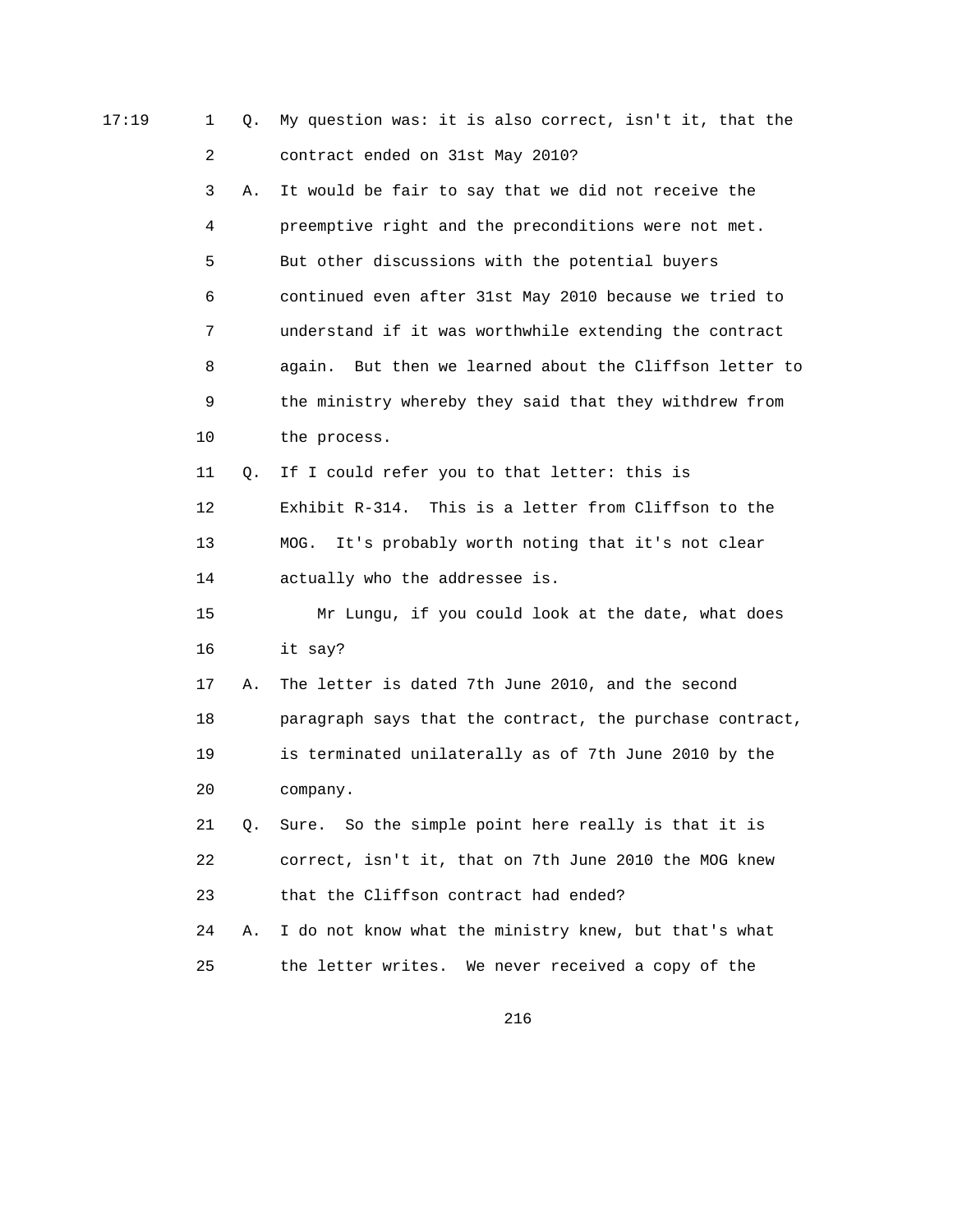17:19

1 Q. My question was: it is also correct, isn't it, that the
2 contract ended on 31st May 2010?
3 A. It would be fair to say that we did not receive the
4 preemptive right and the preconditions were not met.
5 But other discussions with the potential buyers
6 continued even after 31st May 2010 because we tried to
7 understand if it was worthwhile extending the contract
8 again. But then we learned about the Cliffson letter to
9 the ministry whereby they said that they withdrew from
10 the process.
11 Q. If I could refer you to that letter: this is
12 Exhibit R-314. This is a letter from Cliffson to the
13 MOG. It's probably worth noting that it's not clear
14 actually who the addressee is.
15 Mr Lungu, if you could look at the date, what does
16 it say?
17 A. The letter is dated 7th June 2010, and the second
18 paragraph says that the contract, the purchase contract,
19 is terminated unilaterally as of 7th June 2010 by the
20 company.
21 Q. Sure. So the simple point here really is that it is
22 correct, isn't it, that on 7th June 2010 the MOG knew
23 that the Cliffson contract had ended?
24 A. I do not know what the ministry knew, but that's what
25 the letter writes. We never received a copy of the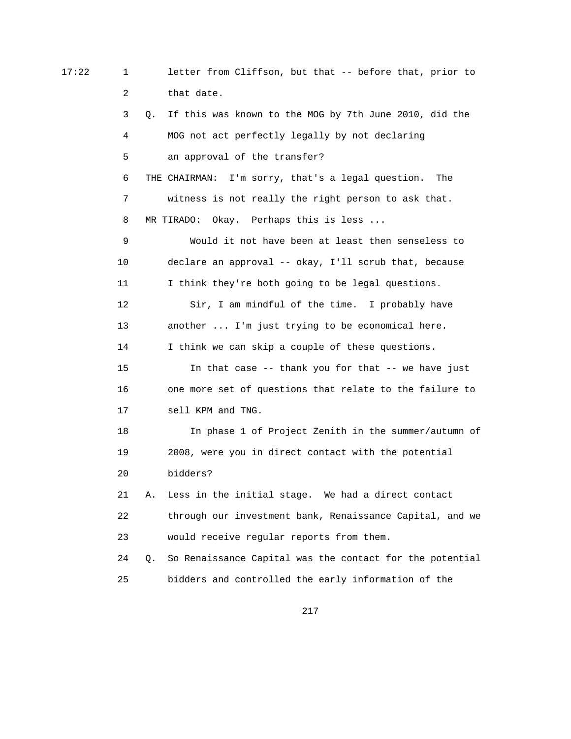17:22 1 letter from Cliffson, but that -- before that, prior to
2 that date.
3 Q. If this was known to the MOG by 7th June 2010, did the
4 MOG not act perfectly legally by not declaring
5 an approval of the transfer?
6 THE CHAIRMAN: I'm sorry, that's a legal question. The
7 witness is not really the right person to ask that.
8 MR TIRADO: Okay. Perhaps this is less ...
9 Would it not have been at least then senseless to
10 declare an approval -- okay, I'll scrub that, because
11 I think they're both going to be legal questions.
12 Sir, I am mindful of the time. I probably have
13 another ... I'm just trying to be economical here.
14 I think we can skip a couple of these questions.
15 In that case -- thank you for that -- we have just
16 one more set of questions that relate to the failure to
17 sell KPM and TNG.
18 In phase 1 of Project Zenith in the summer/autumn of
19 2008, were you in direct contact with the potential
20 bidders?
21 A. Less in the initial stage. We had a direct contact
22 through our investment bank, Renaissance Capital, and we
23 would receive regular reports from them.
24 Q. So Renaissance Capital was the contact for the potential
25 bidders and controlled the early information of the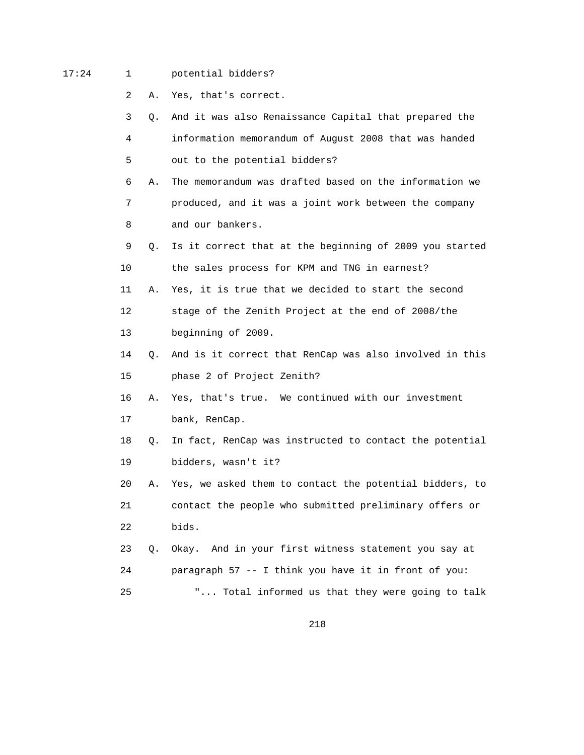17:24 1 potential bidders?

2 A. Yes, that's correct.

3 Q. And it was also Renaissance Capital that prepared the

4 information memorandum of August 2008 that was handed

5 out to the potential bidders?

6 A. The memorandum was drafted based on the information we

7 produced, and it was a joint work between the company

8 and our bankers.

9 Q. Is it correct that at the beginning of 2009 you started

10 the sales process for KPM and TNG in earnest?

11 A. Yes, it is true that we decided to start the second

12 stage of the Zenith Project at the end of 2008/the

13 beginning of 2009.

14 Q. And is it correct that RenCap was also involved in this

15 phase 2 of Project Zenith?

16 A. Yes, that's true. We continued with our investment

17 bank, RenCap.

18 Q. In fact, RenCap was instructed to contact the potential

19 bidders, wasn't it?

20 A. Yes, we asked them to contact the potential bidders, to

21 contact the people who submitted preliminary offers or

22 bids.

23 Q. Okay. And in your first witness statement you say at

24 paragraph 57 -- I think you have it in front of you:

25 "... Total informed us that they were going to talk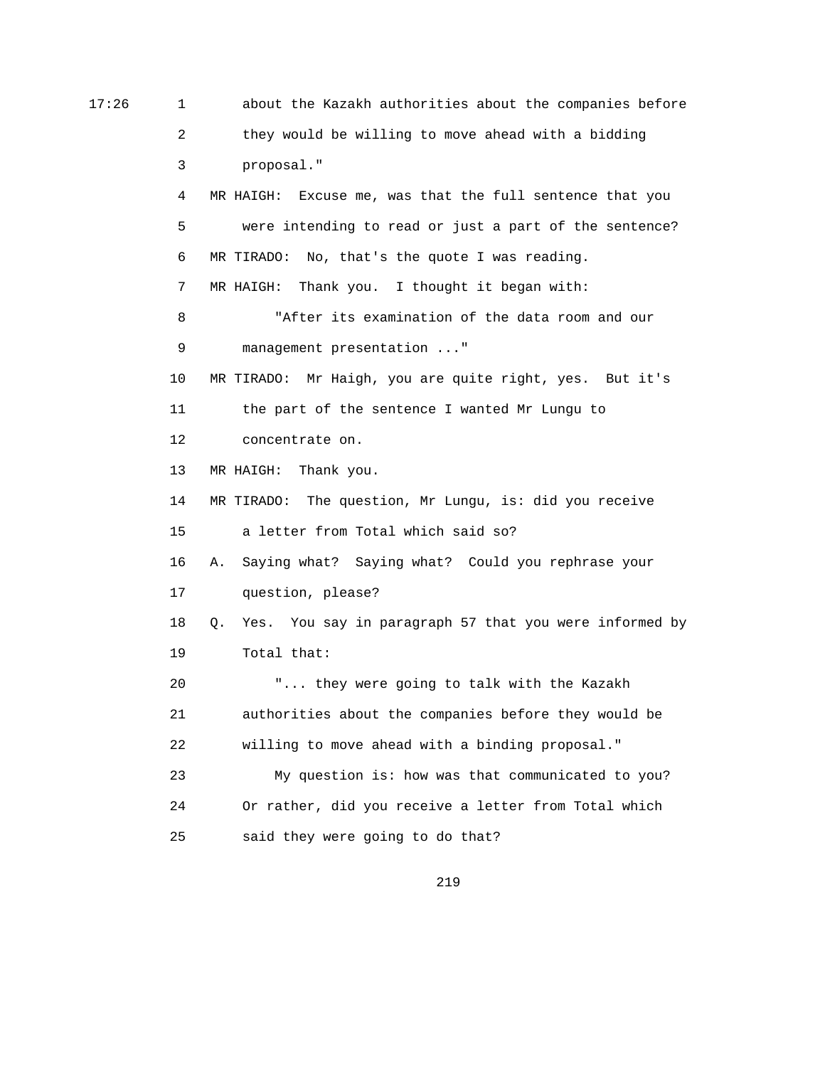17:26

1 about the Kazakh authorities about the companies before
2 they would be willing to move ahead with a bidding
3 proposal."
4 MR HAIGH: Excuse me, was that the full sentence that you
5 were intending to read or just a part of the sentence?
6 MR TIRADO: No, that's the quote I was reading.
7 MR HAIGH: Thank you. I thought it began with:
8 "After its examination of the data room and our
9 management presentation ..."
10 MR TIRADO: Mr Haigh, you are quite right, yes. But it's
11 the part of the sentence I wanted Mr Lungu to
12 concentrate on.
13 MR HAIGH: Thank you.
14 MR TIRADO: The question, Mr Lungu, is: did you receive
15 a letter from Total which said so?
16 A. Saying what? Saying what? Could you rephrase your
17 question, please?
18 Q. Yes. You say in paragraph 57 that you were informed by
19 Total that:
20 "... they were going to talk with the Kazakh
21 authorities about the companies before they would be
22 willing to move ahead with a binding proposal."
23 My question is: how was that communicated to you?
24 Or rather, did you receive a letter from Total which
25 said they were going to do that?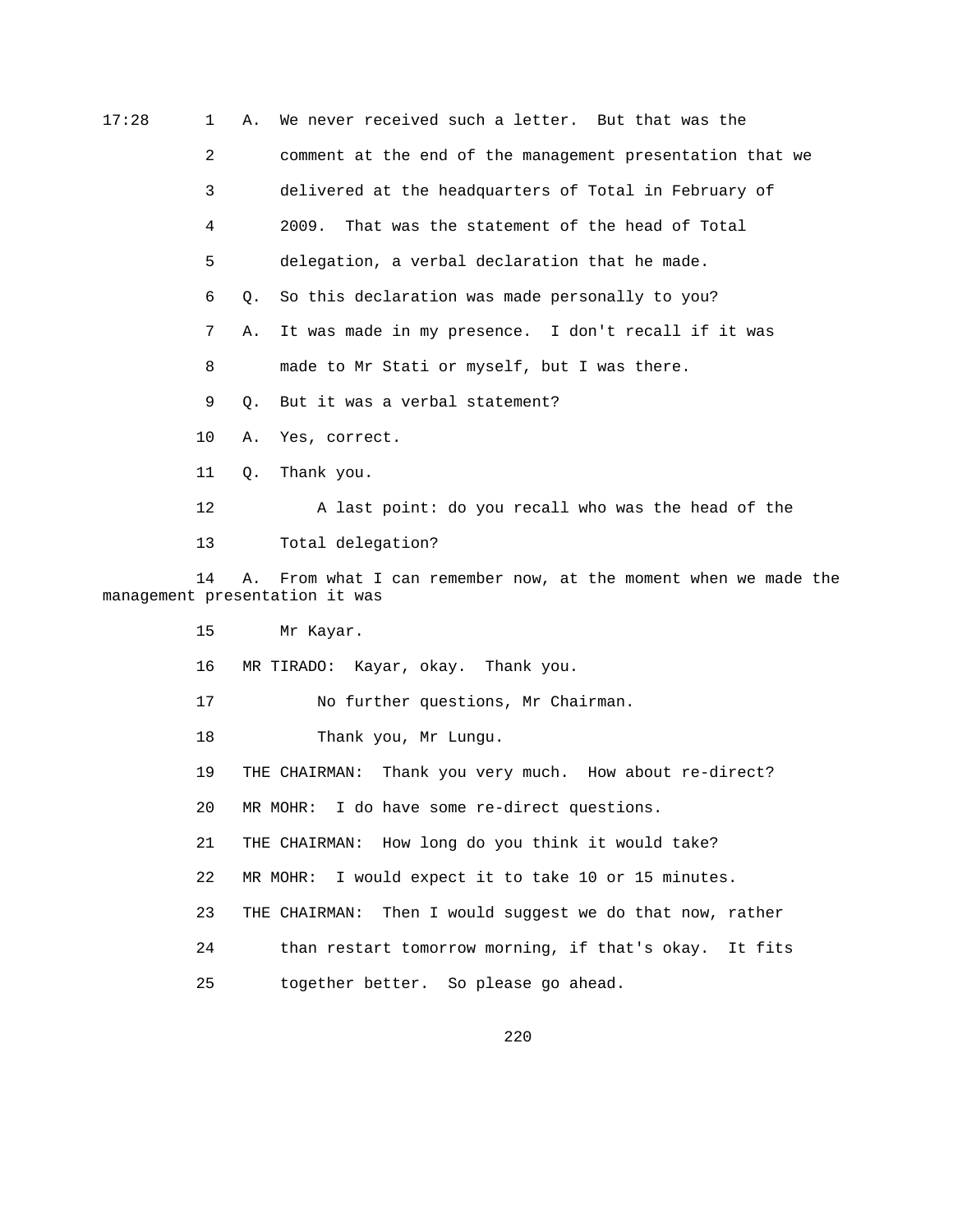17:28 1 A. We never received such a letter. But that was the
2 comment at the end of the management presentation that we
3 delivered at the headquarters of Total in February of
4 2009. That was the statement of the head of Total
5 delegation, a verbal declaration that he made.
6 Q. So this declaration was made personally to you?
7 A. It was made in my presence. I don't recall if it was
8 made to Mr Stati or myself, but I was there.
9 Q. But it was a verbal statement?
10 A. Yes, correct.
11 Q. Thank you.
12 A last point: do you recall who was the head of the
13 Total delegation?
14 A. From what I can remember now, at the moment when we made the management presentation it was
15 Mr Kayar.
16 MR TIRADO: Kayar, okay. Thank you.
17 No further questions, Mr Chairman.
18 Thank you, Mr Lungu.
19 THE CHAIRMAN: Thank you very much. How about re-direct?
20 MR MOHR: I do have some re-direct questions.
21 THE CHAIRMAN: How long do you think it would take?
22 MR MOHR: I would expect it to take 10 or 15 minutes.
23 THE CHAIRMAN: Then I would suggest we do that now, rather
24 than restart tomorrow morning, if that's okay. It fits
25 together better. So please go ahead.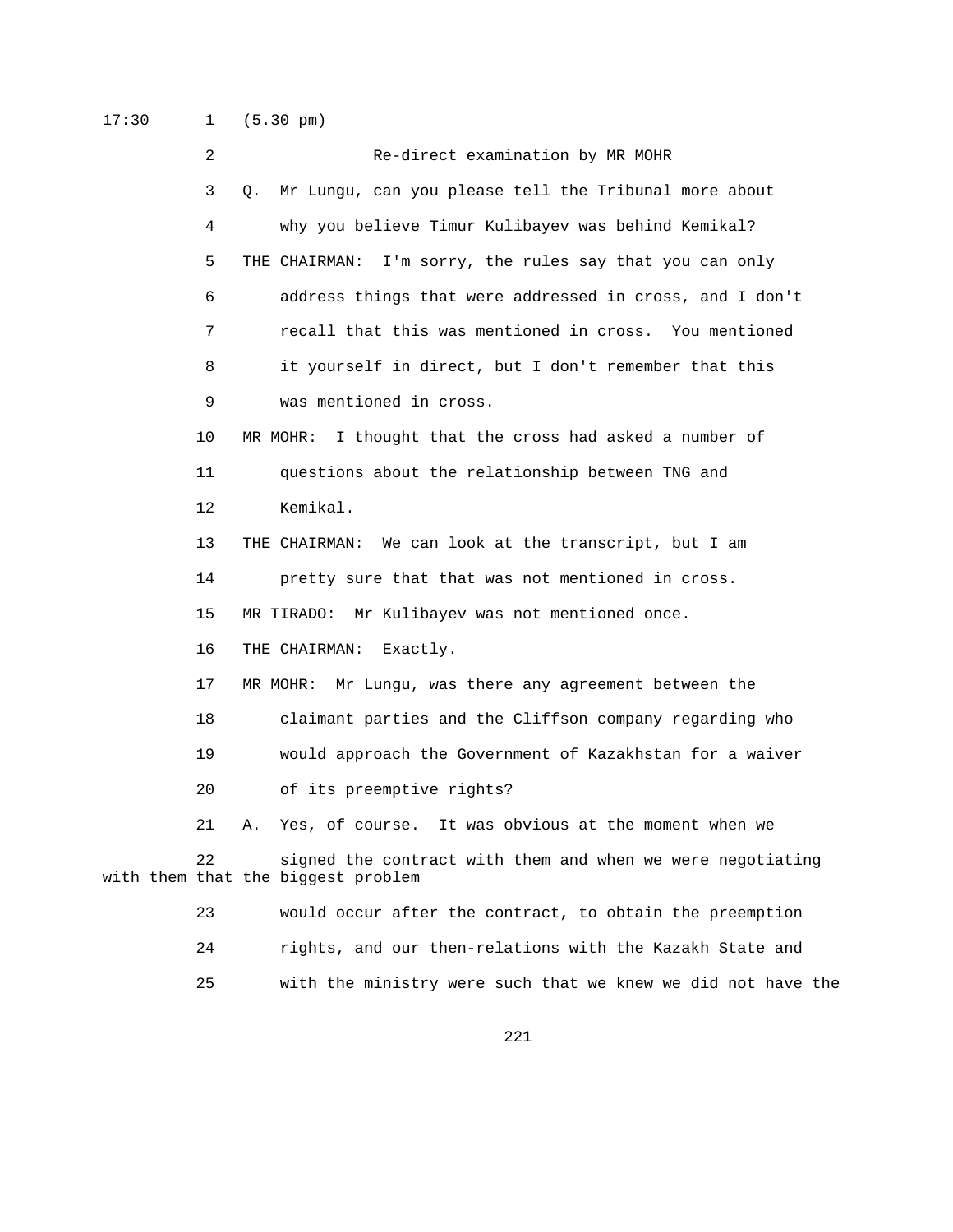17:30 1 (5.30 pm)

2 Re-direct examination by MR MOHR

3 Q. Mr Lungu, can you please tell the Tribunal more about

4 why you believe Timur Kulibayev was behind Kemikal?

5 THE CHAIRMAN: I'm sorry, the rules say that you can only

6 address things that were addressed in cross, and I don't

7 recall that this was mentioned in cross. You mentioned

8 it yourself in direct, but I don't remember that this

9 was mentioned in cross.

10 MR MOHR: I thought that the cross had asked a number of

11 questions about the relationship between TNG and

12 Kemikal.

13 THE CHAIRMAN: We can look at the transcript, but I am

14 pretty sure that that was not mentioned in cross.

15 MR TIRADO: Mr Kulibayev was not mentioned once.

16 THE CHAIRMAN: Exactly.

17 MR MOHR: Mr Lungu, was there any agreement between the

18 claimant parties and the Cliffson company regarding who

19 would approach the Government of Kazakhstan for a waiver

20 of its preemptive rights?

21 A. Yes, of course. It was obvious at the moment when we

22 signed the contract with them and when we were negotiating with them that the biggest problem

23 would occur after the contract, to obtain the preemption

24 rights, and our then-relations with the Kazakh State and

25 with the ministry were such that we knew we did not have the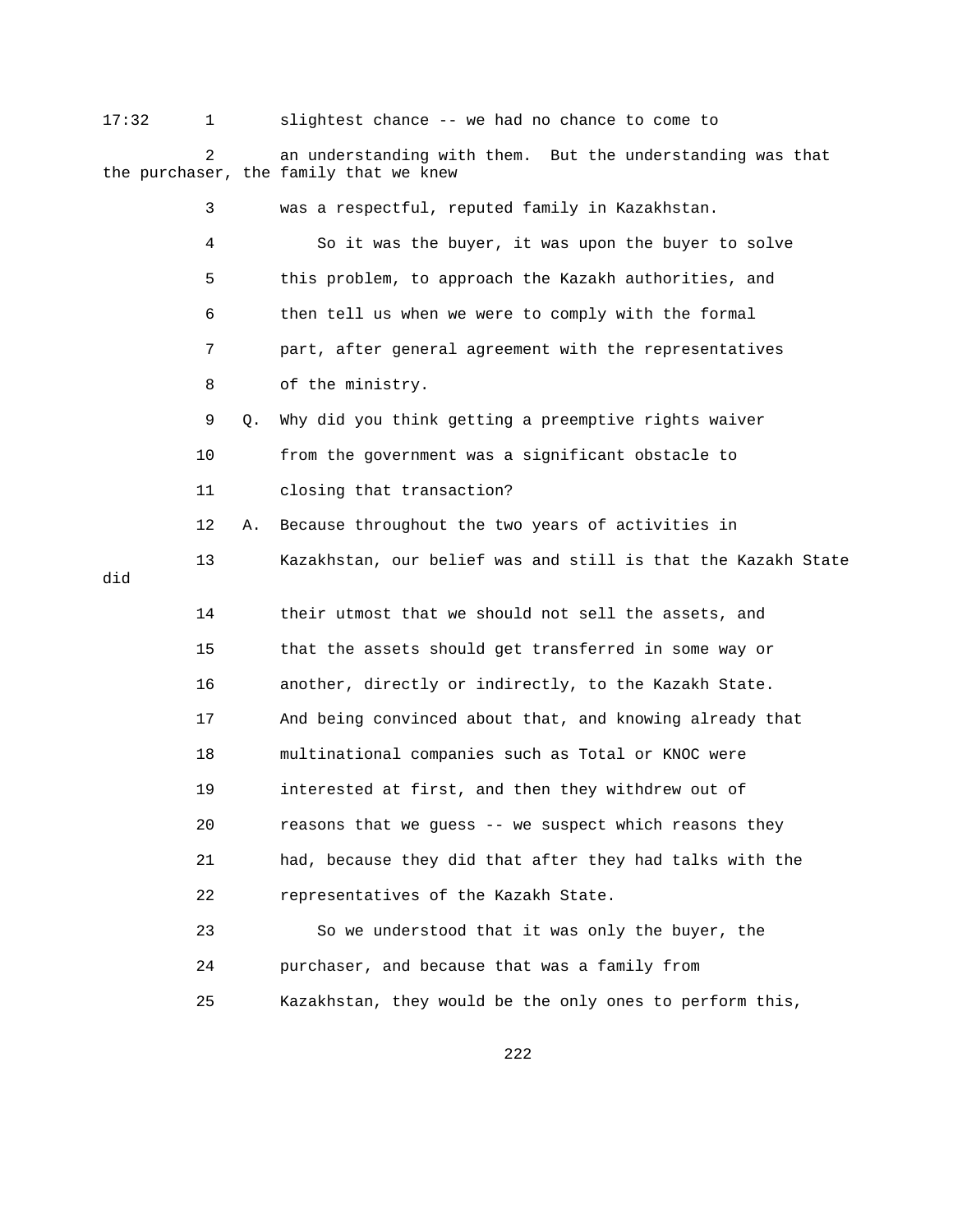17:32 1 slightest chance -- we had no chance to come to

2 an understanding with them. But the understanding was that the purchaser, the family that we knew

3 was a respectful, reputed family in Kazakhstan.

4 So it was the buyer, it was upon the buyer to solve

5 this problem, to approach the Kazakh authorities, and

6 then tell us when we were to comply with the formal

7 part, after general agreement with the representatives

8 of the ministry.

9 Q. Why did you think getting a preemptive rights waiver

10 from the government was a significant obstacle to

11 closing that transaction?

12 A. Because throughout the two years of activities in

13 Kazakhstan, our belief was and still is that the Kazakh State did

14 their utmost that we should not sell the assets, and

15 that the assets should get transferred in some way or

16 another, directly or indirectly, to the Kazakh State.

17 And being convinced about that, and knowing already that

18 multinational companies such as Total or KNOC were

19 interested at first, and then they withdrew out of

20 reasons that we guess -- we suspect which reasons they

21 had, because they did that after they had talks with the

22 representatives of the Kazakh State.

23 So we understood that it was only the buyer, the

24 purchaser, and because that was a family from

25 Kazakhstan, they would be the only ones to perform this,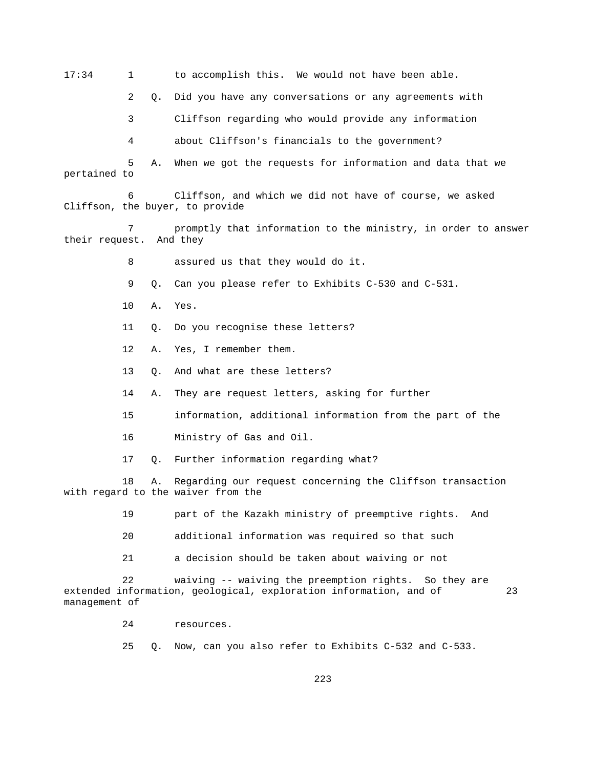17:34 1 to accomplish this. We would not have been able.

2 Q. Did you have any conversations or any agreements with

3 Cliffson regarding who would provide any information

4 about Cliffson's financials to the government?

5 A. When we got the requests for information and data that we pertained to

6 Cliffson, and which we did not have of course, we asked Cliffson, the buyer, to provide

7 promptly that information to the ministry, in order to answer their request. And they

8 assured us that they would do it.

9 Q. Can you please refer to Exhibits C-530 and C-531.

10 A. Yes.

11 Q. Do you recognise these letters?

12 A. Yes, I remember them.

13 Q. And what are these letters?

14 A. They are request letters, asking for further

15 information, additional information from the part of the

16 Ministry of Gas and Oil.

17 Q. Further information regarding what?

18 A. Regarding our request concerning the Cliffson transaction with regard to the waiver from the

19 part of the Kazakh ministry of preemptive rights. And

20 additional information was required so that such

21 a decision should be taken about waiving or not

22 waiving -- waiving the preemption rights. So they are extended information, geological, exploration information, and of 23 management of

24 resources.

25 Q. Now, can you also refer to Exhibits C-532 and C-533.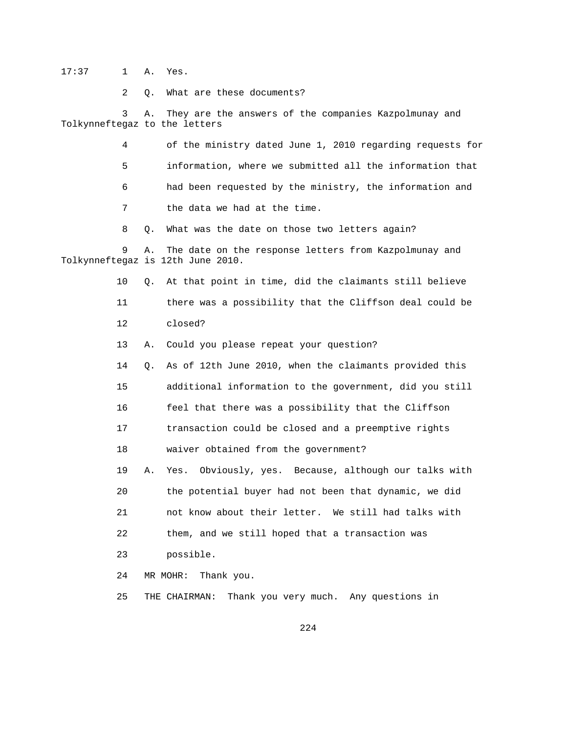17:37 1 A. Yes.

2 Q. What are these documents?

3 A. They are the answers of the companies Kazpolmunay and Tolkynneftegaz to the letters

4 of the ministry dated June 1, 2010 regarding requests for

5 information, where we submitted all the information that

6 had been requested by the ministry, the information and

7 the data we had at the time.

8 Q. What was the date on those two letters again?

9 A. The date on the response letters from Kazpolmunay and Tolkynneftegaz is 12th June 2010.

10 Q. At that point in time, did the claimants still believe

11 there was a possibility that the Cliffson deal could be

12 closed?

13 A. Could you please repeat your question?

14 Q. As of 12th June 2010, when the claimants provided this

15 additional information to the government, did you still

16 feel that there was a possibility that the Cliffson

17 transaction could be closed and a preemptive rights

18 waiver obtained from the government?

19 A. Yes. Obviously, yes. Because, although our talks with

20 the potential buyer had not been that dynamic, we did

21 not know about their letter. We still had talks with

22 them, and we still hoped that a transaction was

23 possible.

24 MR MOHR: Thank you.

25 THE CHAIRMAN: Thank you very much. Any questions in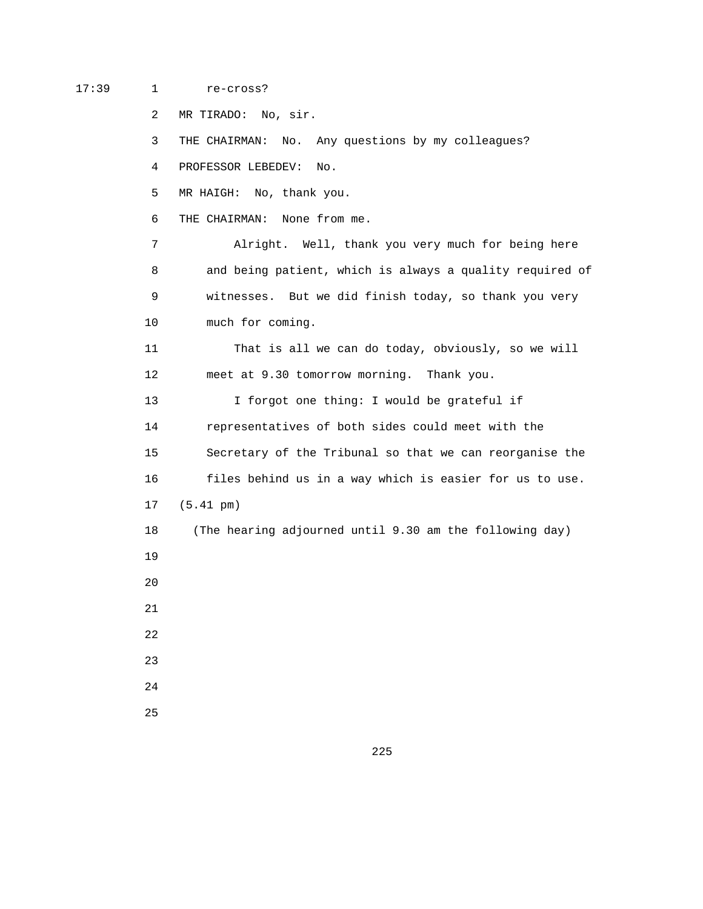re-cross?

MR TIRADO: No, sir.

THE CHAIRMAN: No. Any questions by my colleagues?

PROFESSOR LEBEDEV: No.

MR HAIGH: No, thank you.

THE CHAIRMAN: None from me.

Alright. Well, thank you very much for being here and being patient, which is always a quality required of witnesses. But we did finish today, so thank you very much for coming.

That is all we can do today, obviously, so we will meet at 9.30 tomorrow morning. Thank you.

I forgot one thing: I would be grateful if representatives of both sides could meet with the Secretary of the Tribunal so that we can reorganise the files behind us in a way which is easier for us to use.

(5.41 pm)

(The hearing adjourned until 9.30 am the following day)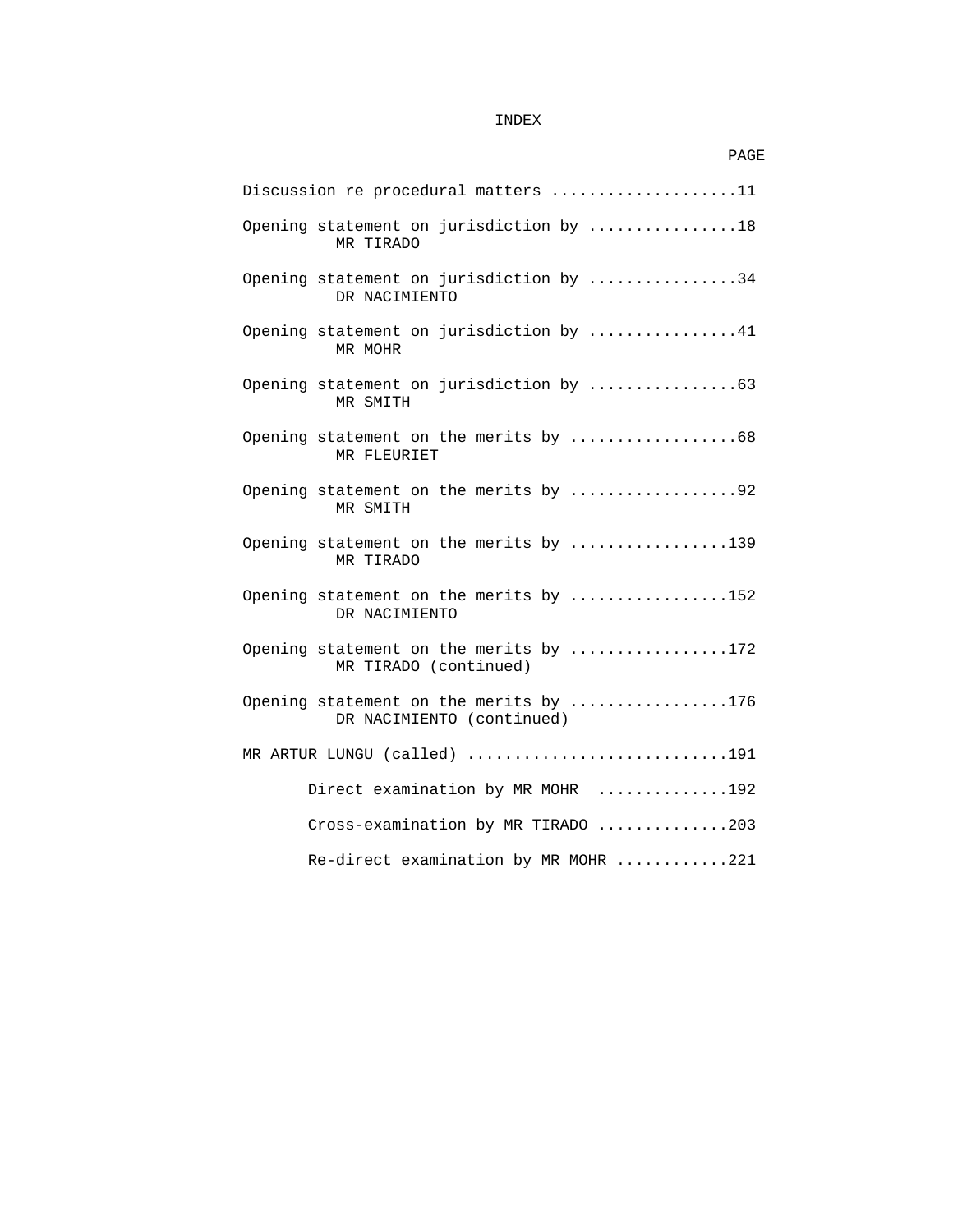# INDEX

| | PAGE |
|---|---|
| Discussion re procedural matters | 11 |
| Opening statement on jurisdiction by MR TIRADO | 18 |
| Opening statement on jurisdiction by DR NACIMIENTO | 34 |
| Opening statement on jurisdiction by MR MOHR | 41 |
| Opening statement on jurisdiction by MR SMITH | 63 |
| Opening statement on the merits by MR FLEURIET | 68 |
| Opening statement on the merits by MR SMITH | 92 |
| Opening statement on the merits by MR TIRADO | 139 |
| Opening statement on the merits by DR NACIMIENTO | 152 |
| Opening statement on the merits by MR TIRADO (continued) | 172 |
| Opening statement on the merits by DR NACIMIENTO (continued) | 176 |
| MR ARTUR LUNGU (called) | 191 |
| Direct examination by MR MOHR | 192 |
| Cross-examination by MR TIRADO | 203 |
| Re-direct examination by MR MOHR | 221 |